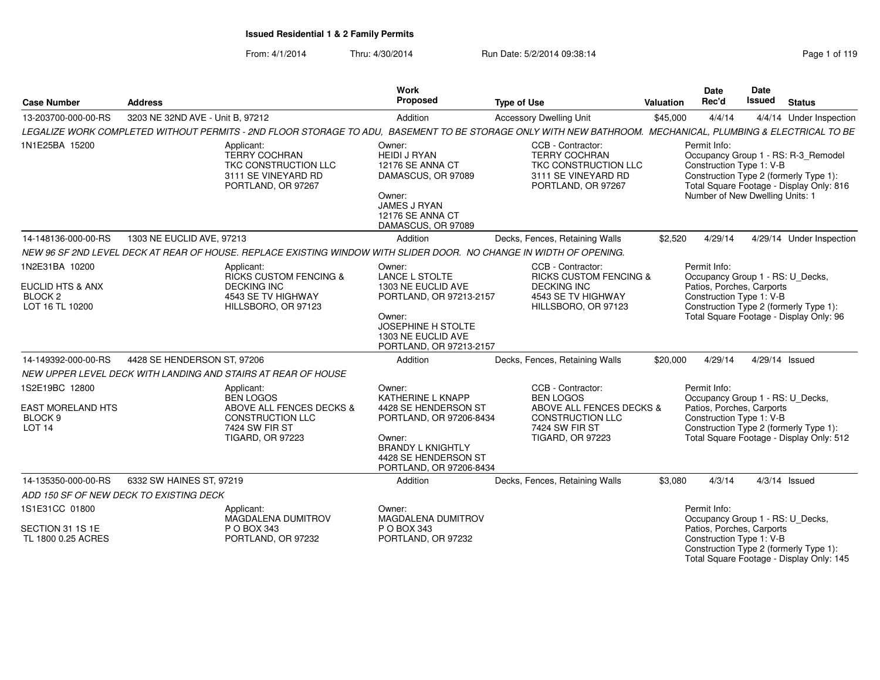**Issued Residential 1 & 2 Family Permits**

From: 4/1/2014 Thru: 4/30/2014 Run Date: 5/2/2014 09:38:14

| Case Number | Address | Work Proposed | Type of Use | Valuation | Date Rec'd | Date Issued | Status |
|---|---|---|---|---|---|---|---|
| 13-203700-000-00-RS | 3203 NE 32ND AVE - Unit B, 97212 | Addition | Accessory Dwelling Unit | $45,000 | 4/4/14 | 4/4/14 | Under Inspection |

*LEGALIZE WORK COMPLETED WITHOUT PERMITS - 2ND FLOOR STORAGE TO ADU, BASEMENT TO BE STORAGE ONLY WITH NEW BATHROOM. MECHANICAL, PLUMBING & ELECTRICAL TO BE*

1N1E25BA 15200

Applicant: TERRY COCHRAN, TKC CONSTRUCTION LLC, 3111 SE VINEYARD RD, PORTLAND, OR 97267

Owner: HEIDI J RYAN, 12176 SE ANNA CT, DAMASCUS, OR 97089

Owner: JAMES J RYAN, 12176 SE ANNA CT, DAMASCUS, OR 97089

CCB - Contractor: TERRY COCHRAN, TKC CONSTRUCTION LLC, 3111 SE VINEYARD RD, PORTLAND, OR 97267

Permit Info:
Occupancy Group 1 - RS: R-3_Remodel
Construction Type 1: V-B
Construction Type 2 (formerly Type 1):
Total Square Footage - Display Only: 816
Number of New Dwelling Units: 1

| Case Number | Address | Work Proposed | Type of Use | Valuation | Date Rec'd | Date Issued | Status |
|---|---|---|---|---|---|---|---|
| 14-148136-000-00-RS | 1303 NE EUCLID AVE, 97213 | Addition | Decks, Fences, Retaining Walls | $2,520 | 4/29/14 | 4/29/14 | Under Inspection |

*NEW 96 SF 2ND LEVEL DECK AT REAR OF HOUSE. REPLACE EXISTING WINDOW WITH SLIDER DOOR. NO CHANGE IN WIDTH OF OPENING.*

1N2E31BA 10200
EUCLID HTS & ANX
BLOCK 2
LOT 16 TL 10200

Applicant: RICKS CUSTOM FENCING & DECKING INC, 4543 SE TV HIGHWAY, HILLSBORO, OR 97123

Owner: LANCE L STOLTE, 1303 NE EUCLID AVE, PORTLAND, OR 97213-2157

Owner: JOSEPHINE H STOLTE, 1303 NE EUCLID AVE, PORTLAND, OR 97213-2157

CCB - Contractor: RICKS CUSTOM FENCING & DECKING INC, 4543 SE TV HIGHWAY, HILLSBORO, OR 97123

Permit Info:
Occupancy Group 1 - RS: U_Decks, Patios, Porches, Carports
Construction Type 1: V-B
Construction Type 2 (formerly Type 1):
Total Square Footage - Display Only: 96

| Case Number | Address | Work Proposed | Type of Use | Valuation | Date Rec'd | Date Issued | Status |
|---|---|---|---|---|---|---|---|
| 14-149392-000-00-RS | 4428 SE HENDERSON ST, 97206 | Addition | Decks, Fences, Retaining Walls | $20,000 | 4/29/14 | 4/29/14 | Issued |

*NEW UPPER LEVEL DECK WITH LANDING AND STAIRS AT REAR OF HOUSE*

1S2E19BC 12800
EAST MORELAND HTS
BLOCK 9
LOT 14

Applicant: BEN LOGOS, ABOVE ALL FENCES DECKS & CONSTRUCTION LLC, 7424 SW FIR ST, TIGARD, OR 97223

Owner: KATHERINE L KNAPP, 4428 SE HENDERSON ST, PORTLAND, OR 97206-8434

Owner: BRANDY L KNIGHTLY, 4428 SE HENDERSON ST, PORTLAND, OR 97206-8434

CCB - Contractor: BEN LOGOS, ABOVE ALL FENCES DECKS & CONSTRUCTION LLC, 7424 SW FIR ST, TIGARD, OR 97223

Permit Info:
Occupancy Group 1 - RS: U_Decks, Patios, Porches, Carports
Construction Type 1: V-B
Construction Type 2 (formerly Type 1):
Total Square Footage - Display Only: 512

| Case Number | Address | Work Proposed | Type of Use | Valuation | Date Rec'd | Date Issued | Status |
|---|---|---|---|---|---|---|---|
| 14-135350-000-00-RS | 6332 SW HAINES ST, 97219 | Addition | Decks, Fences, Retaining Walls | $3,080 | 4/3/14 | 4/3/14 | Issued |

*ADD 150 SF OF NEW DECK TO EXISTING DECK*

1S1E31CC 01800
SECTION 31 1S 1E
TL 1800 0.25 ACRES

Applicant: MAGDALENA DUMITROV, P O BOX 343, PORTLAND, OR 97232

Owner: MAGDALENA DUMITROV, P O BOX 343, PORTLAND, OR 97232

Permit Info:
Occupancy Group 1 - RS: U_Decks, Patios, Porches, Carports
Construction Type 1: V-B
Construction Type 2 (formerly Type 1):
Total Square Footage - Display Only: 145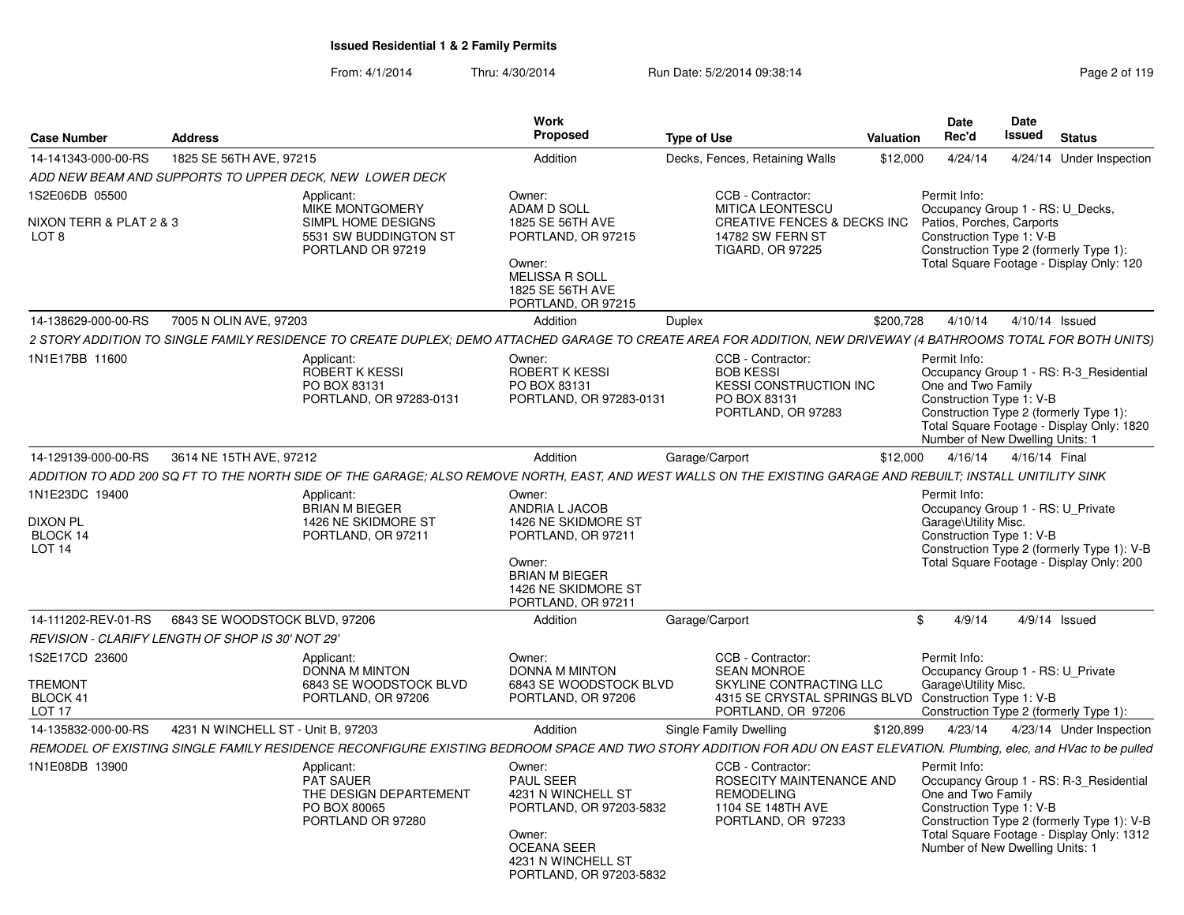# Issued Residential 1 & 2 Family Permits

From: 4/1/2014 Thru: 4/30/2014 Run Date: 5/2/2014 09:38:14

| Case Number | Address | Work Proposed | Type of Use | Valuation | Date Rec'd | Date Issued | Status |
|---|---|---|---|---|---|---|---|
| 14-141343-000-00-RS | 1825 SE 56TH AVE, 97215 | Addition | Decks, Fences, Retaining Walls | $12,000 | 4/24/14 | 4/24/14 | Under Inspection |
| 14-138629-000-00-RS | 7005 N OLIN AVE, 97203 | Addition | Duplex | $200,728 | 4/10/14 | 4/10/14 | Issued |
| 14-129139-000-00-RS | 3614 NE 15TH AVE, 97212 | Addition | Garage/Carport | $12,000 | 4/16/14 | 4/16/14 | Final |
| 14-111202-REV-01-RS | 6843 SE WOODSTOCK BLVD, 97206 | Addition | Garage/Carport | $ | 4/9/14 | 4/9/14 | Issued |
| 14-135832-000-00-RS | 4231 N WINCHELL ST - Unit B, 97203 | Addition | Single Family Dwelling | $120,899 | 4/23/14 | 4/23/14 | Under Inspection |

## 14-141343-000-00-RS — 1825 SE 56TH AVE, 97215

*ADD NEW BEAM AND SUPPORTS TO UPPER DECK, NEW LOWER DECK*

1S2E06DB 05500
NIXON TERR & PLAT 2 & 3
LOT 8

Applicant:
MIKE MONTGOMERY
SIMPL HOME DESIGNS
5531 SW BUDDINGTON ST
PORTLAND OR 97219

Owner:
ADAM D SOLL
1825 SE 56TH AVE
PORTLAND, OR 97215

Owner:
MELISSA R SOLL
1825 SE 56TH AVE
PORTLAND, OR 97215

CCB - Contractor:
MITICA LEONTESCU
CREATIVE FENCES & DECKS INC
14782 SW FERN ST
TIGARD, OR 97225

Permit Info:
Occupancy Group 1 - RS: U_Decks, Patios, Porches, Carports
Construction Type 1: V-B
Construction Type 2 (formerly Type 1):
Total Square Footage - Display Only: 120

## 14-138629-000-00-RS — 7005 N OLIN AVE, 97203

*2 STORY ADDITION TO SINGLE FAMILY RESIDENCE TO CREATE DUPLEX; DEMO ATTACHED GARAGE TO CREATE AREA FOR ADDITION, NEW DRIVEWAY (4 BATHROOMS TOTAL FOR BOTH UNITS)*

1N1E17BB 11600

Applicant:
ROBERT K KESSI
PO BOX 83131
PORTLAND, OR 97283-0131

Owner:
ROBERT K KESSI
PO BOX 83131
PORTLAND, OR 97283-0131

CCB - Contractor:
BOB KESSI
KESSI CONSTRUCTION INC
PO BOX 83131
PORTLAND, OR 97283

Permit Info:
Occupancy Group 1 - RS: R-3_Residential One and Two Family
Construction Type 1: V-B
Construction Type 2 (formerly Type 1):
Total Square Footage - Display Only: 1820
Number of New Dwelling Units: 1

## 14-129139-000-00-RS — 3614 NE 15TH AVE, 97212

*ADDITION TO ADD 200 SQ FT TO THE NORTH SIDE OF THE GARAGE; ALSO REMOVE NORTH, EAST, AND WEST WALLS ON THE EXISTING GARAGE AND REBUILT; INSTALL UNITILITY SINK*

1N1E23DC 19400
DIXON PL
BLOCK 14
LOT 14

Applicant:
BRIAN M BIEGER
1426 NE SKIDMORE ST
PORTLAND, OR 97211

Owner:
ANDRIA L JACOB
1426 NE SKIDMORE ST
PORTLAND, OR 97211

Owner:
BRIAN M BIEGER
1426 NE SKIDMORE ST
PORTLAND, OR 97211

Permit Info:
Occupancy Group 1 - RS: U_Private Garage\Utility Misc.
Construction Type 1: V-B
Construction Type 2 (formerly Type 1): V-B
Total Square Footage - Display Only: 200

## 14-111202-REV-01-RS — 6843 SE WOODSTOCK BLVD, 97206

*REVISION - CLARIFY LENGTH OF SHOP IS 30' NOT 29'*

1S2E17CD 23600
TREMONT
BLOCK 41
LOT 17

Applicant:
DONNA M MINTON
6843 SE WOODSTOCK BLVD
PORTLAND, OR 97206

Owner:
DONNA M MINTON
6843 SE WOODSTOCK BLVD
PORTLAND, OR 97206

CCB - Contractor:
SEAN MONROE
SKYLINE CONTRACTING LLC
4315 SE CRYSTAL SPRINGS BLVD
PORTLAND, OR 97206

Permit Info:
Occupancy Group 1 - RS: U_Private Garage\Utility Misc.
Construction Type 1: V-B
Construction Type 2 (formerly Type 1):

## 14-135832-000-00-RS — 4231 N WINCHELL ST - Unit B, 97203

*REMODEL OF EXISTING SINGLE FAMILY RESIDENCE RECONFIGURE EXISTING BEDROOM SPACE AND TWO STORY ADDITION FOR ADU ON EAST ELEVATION. Plumbing, elec, and HVac to be pulled*

1N1E08DB 13900

Applicant:
PAT SAUER
THE DESIGN DEPARTEMENT
PO BOX 80065
PORTLAND OR 97280

Owner:
PAUL SEER
4231 N WINCHELL ST
PORTLAND, OR 97203-5832

Owner:
OCEANA SEER
4231 N WINCHELL ST
PORTLAND, OR 97203-5832

CCB - Contractor:
ROSECITY MAINTENANCE AND REMODELING
1104 SE 148TH AVE
PORTLAND, OR 97233

Permit Info:
Occupancy Group 1 - RS: R-3_Residential One and Two Family
Construction Type 1: V-B
Construction Type 2 (formerly Type 1): V-B
Total Square Footage - Display Only: 1312
Number of New Dwelling Units: 1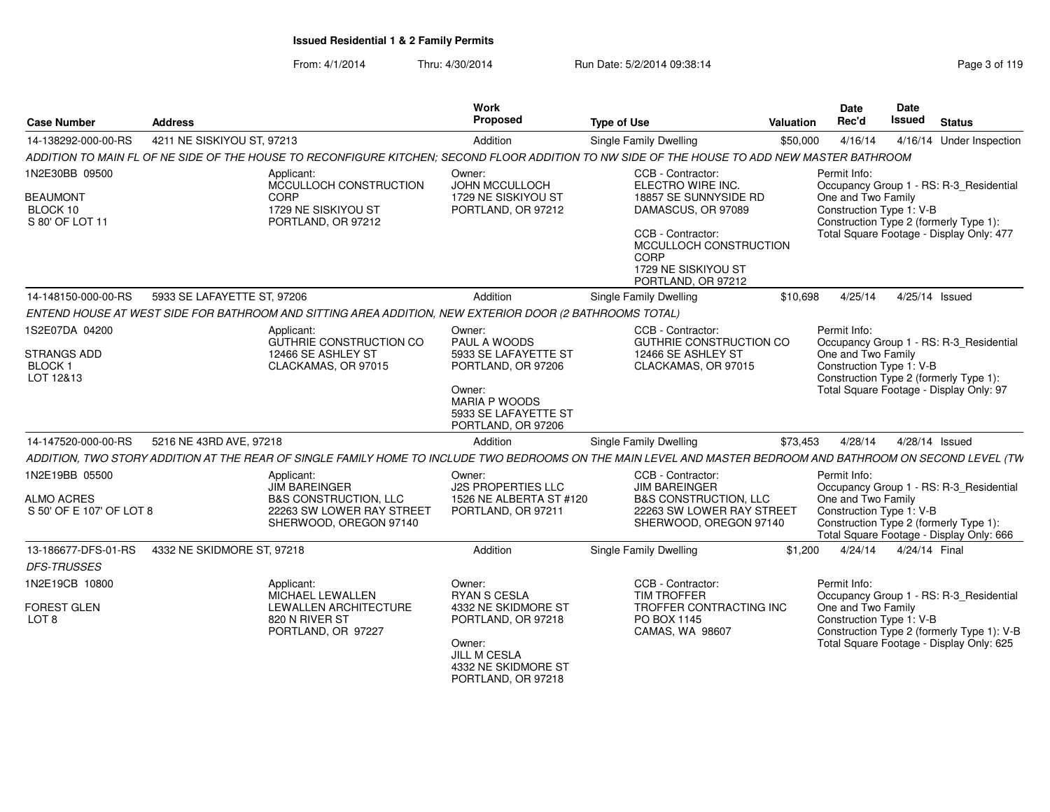**Issued Residential 1 & 2 Family Permits**

From: 4/1/2014 Thru: 4/30/2014 Run Date: 5/2/2014 09:38:14

| Case Number | Address | Work Proposed | Type of Use | Valuation | Date Rec'd | Date Issued | Status |
|---|---|---|---|---|---|---|---|
| 14-138292-000-00-RS | 4211 NE SISKIYOU ST, 97213 | Addition | Single Family Dwelling | $50,000 | 4/16/14 | 4/16/14 | Under Inspection |

*ADDITION TO MAIN FL OF NE SIDE OF THE HOUSE TO RECONFIGURE KITCHEN; SECOND FLOOR ADDITION TO NW SIDE OF THE HOUSE TO ADD NEW MASTER BATHROOM*

1N2E30BB 09500
BEAUMONT
BLOCK 10
S 80' OF LOT 11

Applicant:
MCCULLOCH CONSTRUCTION CORP
1729 NE SISKIYOU ST
PORTLAND, OR 97212

Owner:
JOHN MCCULLOCH
1729 NE SISKIYOU ST
PORTLAND, OR 97212

CCB - Contractor:
ELECTRO WIRE INC.
18857 SE SUNNYSIDE RD
DAMASCUS, OR 97089

CCB - Contractor:
MCCULLOCH CONSTRUCTION CORP
1729 NE SISKIYOU ST
PORTLAND, OR 97212

Permit Info:
Occupancy Group 1 - RS: R-3_Residential One and Two Family
Construction Type 1: V-B
Construction Type 2 (formerly Type 1):
Total Square Footage - Display Only: 477

---

| Case Number | Address | Work Proposed | Type of Use | Valuation | Date Rec'd | Date Issued | Status |
|---|---|---|---|---|---|---|---|
| 14-148150-000-00-RS | 5933 SE LAFAYETTE ST, 97206 | Addition | Single Family Dwelling | $10,698 | 4/25/14 | 4/25/14 | Issued |

*ENTEND HOUSE AT WEST SIDE FOR BATHROOM AND SITTING AREA ADDITION, NEW EXTERIOR DOOR (2 BATHROOMS TOTAL)*

1S2E07DA 04200
STRANGS ADD
BLOCK 1
LOT 12&13

Applicant:
GUTHRIE CONSTRUCTION CO
12466 SE ASHLEY ST
CLACKAMAS, OR 97015

Owner:
PAUL A WOODS
5933 SE LAFAYETTE ST
PORTLAND, OR 97206

Owner:
MARIA P WOODS
5933 SE LAFAYETTE ST
PORTLAND, OR 97206

CCB - Contractor:
GUTHRIE CONSTRUCTION CO
12466 SE ASHLEY ST
CLACKAMAS, OR 97015

Permit Info:
Occupancy Group 1 - RS: R-3_Residential One and Two Family
Construction Type 1: V-B
Construction Type 2 (formerly Type 1):
Total Square Footage - Display Only: 97

---

| Case Number | Address | Work Proposed | Type of Use | Valuation | Date Rec'd | Date Issued | Status |
|---|---|---|---|---|---|---|---|
| 14-147520-000-00-RS | 5216 NE 43RD AVE, 97218 | Addition | Single Family Dwelling | $73,453 | 4/28/14 | 4/28/14 | Issued |

*ADDITION, TWO STORY ADDITION AT THE REAR OF SINGLE FAMILY HOME TO INCLUDE TWO BEDROOMS ON THE MAIN LEVEL AND MASTER BEDROOM AND BATHROOM ON SECOND LEVEL (TW*

1N2E19BB 05500
ALMO ACRES
S 50' OF E 107' OF LOT 8

Applicant:
JIM BAREINGER
B&S CONSTRUCTION, LLC
22263 SW LOWER RAY STREET
SHERWOOD, OREGON 97140

Owner:
J2S PROPERTIES LLC
1526 NE ALBERTA ST #120
PORTLAND, OR 97211

CCB - Contractor:
JIM BAREINGER
B&S CONSTRUCTION, LLC
22263 SW LOWER RAY STREET
SHERWOOD, OREGON 97140

Permit Info:
Occupancy Group 1 - RS: R-3_Residential One and Two Family
Construction Type 1: V-B
Construction Type 2 (formerly Type 1):
Total Square Footage - Display Only: 666

---

| Case Number | Address | Work Proposed | Type of Use | Valuation | Date Rec'd | Date Issued | Status |
|---|---|---|---|---|---|---|---|
| 13-186677-DFS-01-RS | 4332 NE SKIDMORE ST, 97218 | Addition | Single Family Dwelling | $1,200 | 4/24/14 | 4/24/14 | Final |

*DFS-TRUSSES*

1N2E19CB 10800
FOREST GLEN
LOT 8

Applicant:
MICHAEL LEWALLEN
LEWALLEN ARCHITECTURE
820 N RIVER ST
PORTLAND, OR 97227

Owner:
RYAN S CESLA
4332 NE SKIDMORE ST
PORTLAND, OR 97218

Owner:
JILL M CESLA
4332 NE SKIDMORE ST
PORTLAND, OR 97218

CCB - Contractor:
TIM TROFFER
TROFFER CONTRACTING INC
PO BOX 1145
CAMAS, WA 98607

Permit Info:
Occupancy Group 1 - RS: R-3_Residential One and Two Family
Construction Type 1: V-B
Construction Type 2 (formerly Type 1): V-B
Total Square Footage - Display Only: 625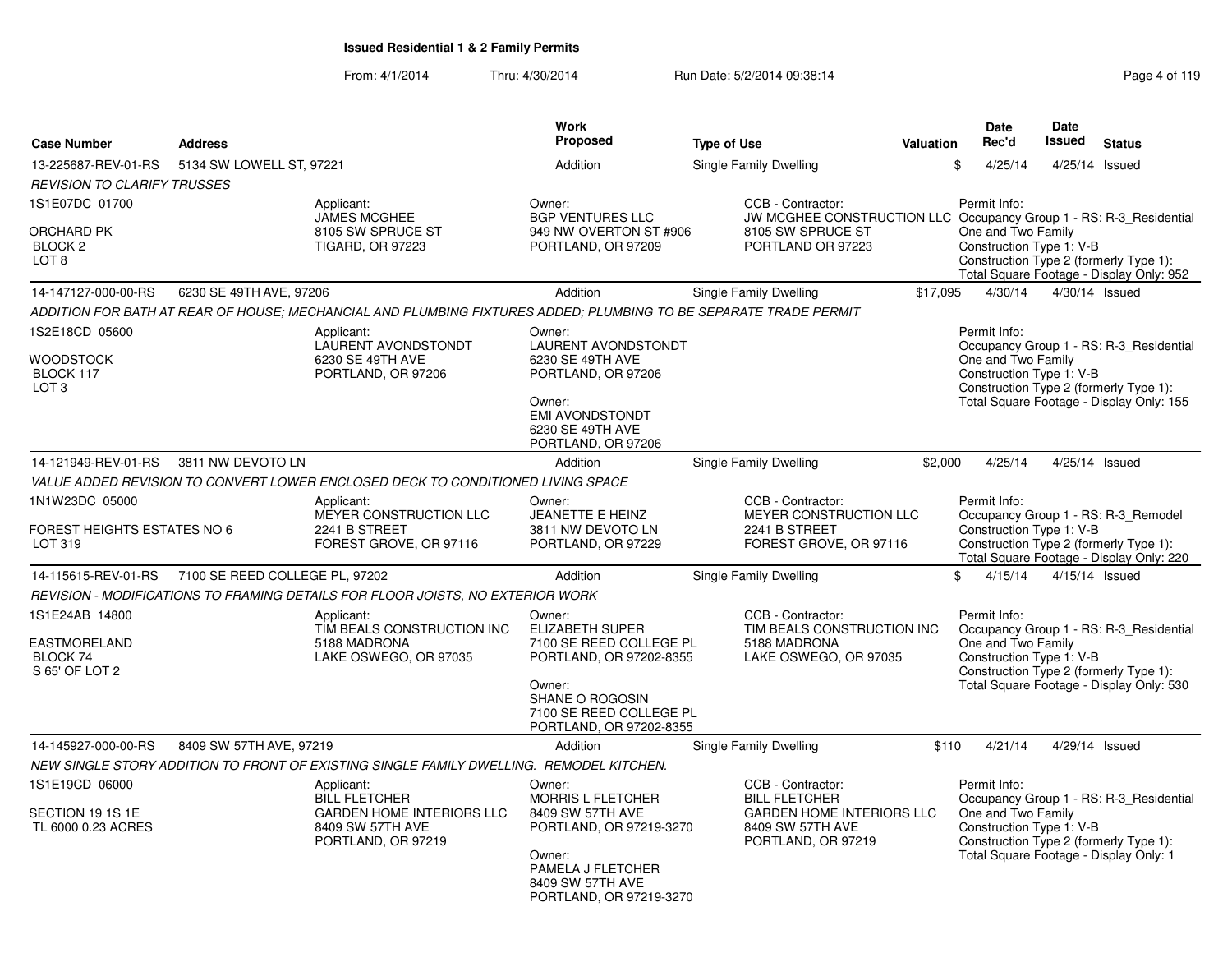# Issued Residential 1 & 2 Family Permits

From: 4/1/2014 Thru: 4/30/2014 Run Date: 5/2/2014 09:38:14

| Case Number | Address | Work Proposed | Type of Use | Valuation | Date Rec'd | Date Issued | Status |
|---|---|---|---|---|---|---|---|
| 13-225687-REV-01-RS | 5134 SW LOWELL ST, 97221 | Addition | Single Family Dwelling | $ | 4/25/14 | 4/25/14 | Issued |

*REVISION TO CLARIFY TRUSSES*

1S1E07DC 01700
ORCHARD PK
BLOCK 2
LOT 8

Applicant: JAMES MCGHEE, 8105 SW SPRUCE ST, TIGARD, OR 97223

Owner: BGP VENTURES LLC, 949 NW OVERTON ST #906, PORTLAND, OR 97209

CCB - Contractor: JW MCGHEE CONSTRUCTION LLC, 8105 SW SPRUCE ST, PORTLAND OR 97223

Permit Info: Occupancy Group 1 - RS: R-3_Residential One and Two Family; Construction Type 1: V-B; Construction Type 2 (formerly Type 1):; Total Square Footage - Display Only: 952

| Case Number | Address | Work Proposed | Type of Use | Valuation | Date Rec'd | Date Issued | Status |
|---|---|---|---|---|---|---|---|
| 14-147127-000-00-RS | 6230 SE 49TH AVE, 97206 | Addition | Single Family Dwelling | $17,095 | 4/30/14 | 4/30/14 | Issued |

*ADDITION FOR BATH AT REAR OF HOUSE; MECHANCIAL AND PLUMBING FIXTURES ADDED; PLUMBING TO BE SEPARATE TRADE PERMIT*

1S2E18CD 05600
WOODSTOCK
BLOCK 117
LOT 3

Applicant: LAURENT AVONDSTONDT, 6230 SE 49TH AVE, PORTLAND, OR 97206

Owner: LAURENT AVONDSTONDT, 6230 SE 49TH AVE, PORTLAND, OR 97206

Owner: EMI AVONDSTONDT, 6230 SE 49TH AVE, PORTLAND, OR 97206

Permit Info: Occupancy Group 1 - RS: R-3_Residential One and Two Family; Construction Type 1: V-B; Construction Type 2 (formerly Type 1):; Total Square Footage - Display Only: 155

| Case Number | Address | Work Proposed | Type of Use | Valuation | Date Rec'd | Date Issued | Status |
|---|---|---|---|---|---|---|---|
| 14-121949-REV-01-RS | 3811 NW DEVOTO LN | Addition | Single Family Dwelling | $2,000 | 4/25/14 | 4/25/14 | Issued |

*VALUE ADDED REVISION TO CONVERT LOWER ENCLOSED DECK TO CONDITIONED LIVING SPACE*

1N1W23DC 05000
FOREST HEIGHTS ESTATES NO 6
LOT 319

Applicant: MEYER CONSTRUCTION LLC, 2241 B STREET, FOREST GROVE, OR 97116

Owner: JEANETTE E HEINZ, 3811 NW DEVOTO LN, PORTLAND, OR 97229

CCB - Contractor: MEYER CONSTRUCTION LLC, 2241 B STREET, FOREST GROVE, OR 97116

Permit Info: Occupancy Group 1 - RS: R-3_Remodel; Construction Type 1: V-B; Construction Type 2 (formerly Type 1):; Total Square Footage - Display Only: 220

| Case Number | Address | Work Proposed | Type of Use | Valuation | Date Rec'd | Date Issued | Status |
|---|---|---|---|---|---|---|---|
| 14-115615-REV-01-RS | 7100 SE REED COLLEGE PL, 97202 | Addition | Single Family Dwelling | $ | 4/15/14 | 4/15/14 | Issued |

*REVISION - MODIFICATIONS TO FRAMING DETAILS FOR FLOOR JOISTS, NO EXTERIOR WORK*

1S1E24AB 14800
EASTMORELAND
BLOCK 74
S 65' OF LOT 2

Applicant: TIM BEALS CONSTRUCTION INC, 5188 MADRONA, LAKE OSWEGO, OR 97035

Owner: ELIZABETH SUPER, 7100 SE REED COLLEGE PL, PORTLAND, OR 97202-8355

Owner: SHANE O ROGOSIN, 7100 SE REED COLLEGE PL, PORTLAND, OR 97202-8355

CCB - Contractor: TIM BEALS CONSTRUCTION INC, 5188 MADRONA, LAKE OSWEGO, OR 97035

Permit Info: Occupancy Group 1 - RS: R-3_Residential One and Two Family; Construction Type 1: V-B; Construction Type 2 (formerly Type 1):; Total Square Footage - Display Only: 530

| Case Number | Address | Work Proposed | Type of Use | Valuation | Date Rec'd | Date Issued | Status |
|---|---|---|---|---|---|---|---|
| 14-145927-000-00-RS | 8409 SW 57TH AVE, 97219 | Addition | Single Family Dwelling | $110 | 4/21/14 | 4/29/14 | Issued |

*NEW SINGLE STORY ADDITION TO FRONT OF EXISTING SINGLE FAMILY DWELLING. REMODEL KITCHEN.*

1S1E19CD 06000
SECTION 19 1S 1E
TL 6000 0.23 ACRES

Applicant: BILL FLETCHER, GARDEN HOME INTERIORS LLC, 8409 SW 57TH AVE, PORTLAND, OR 97219

Owner: MORRIS L FLETCHER, 8409 SW 57TH AVE, PORTLAND, OR 97219-3270

Owner: PAMELA J FLETCHER, 8409 SW 57TH AVE, PORTLAND, OR 97219-3270

CCB - Contractor: BILL FLETCHER, GARDEN HOME INTERIORS LLC, 8409 SW 57TH AVE, PORTLAND, OR 97219

Permit Info: Occupancy Group 1 - RS: R-3_Residential One and Two Family; Construction Type 1: V-B; Construction Type 2 (formerly Type 1):; Total Square Footage - Display Only: 1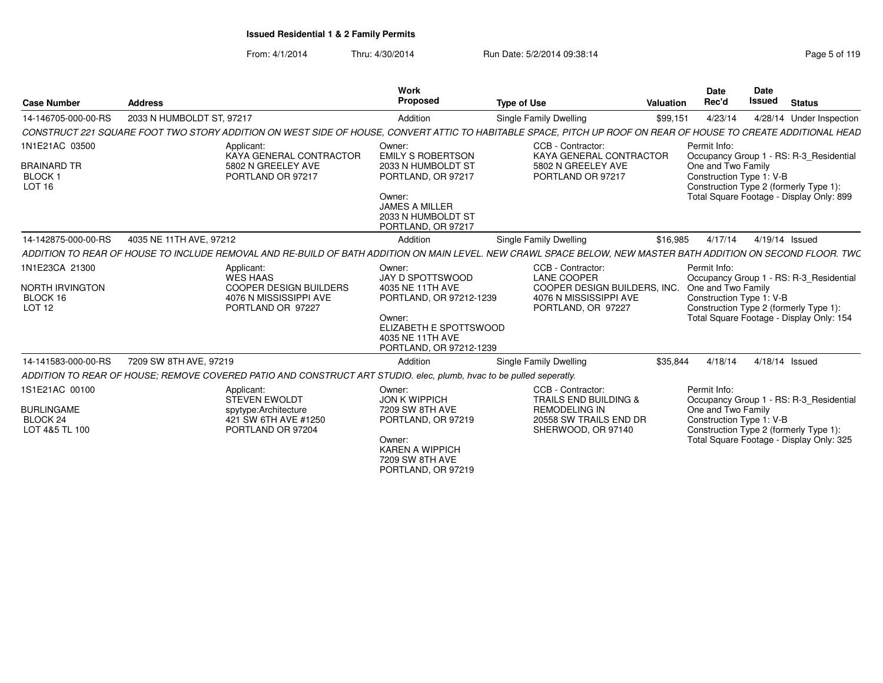**Issued Residential 1 & 2 Family Permits**

From: 4/1/2014 Thru: 4/30/2014 Run Date: 5/2/2014 09:38:14

| Case Number | Address | Work Proposed | Type of Use | Valuation | Date Rec'd | Date Issued | Status |
|---|---|---|---|---|---|---|---|
| 14-146705-000-00-RS | 2033 N HUMBOLDT ST, 97217 | Addition | Single Family Dwelling | $99,151 | 4/23/14 | 4/28/14 | Under Inspection |

*CONSTRUCT 221 SQUARE FOOT TWO STORY ADDITION ON WEST SIDE OF HOUSE, CONVERT ATTIC TO HABITABLE SPACE, PITCH UP ROOF ON REAR OF HOUSE TO CREATE ADDITIONAL HEAD*

1N1E21AC 03500
BRAINARD TR
BLOCK 1
LOT 16

Applicant:
KAYA GENERAL CONTRACTOR
5802 N GREELEY AVE
PORTLAND OR 97217

Owner:
EMILY S ROBERTSON
2033 N HUMBOLDT ST
PORTLAND, OR 97217

Owner:
JAMES A MILLER
2033 N HUMBOLDT ST
PORTLAND, OR 97217

CCB - Contractor:
KAYA GENERAL CONTRACTOR
5802 N GREELEY AVE
PORTLAND OR 97217

Permit Info:
Occupancy Group 1 - RS: R-3_Residential One and Two Family
Construction Type 1: V-B
Construction Type 2 (formerly Type 1):
Total Square Footage - Display Only: 899

| Case Number | Address | Work Proposed | Type of Use | Valuation | Date Rec'd | Date Issued | Status |
|---|---|---|---|---|---|---|---|
| 14-142875-000-00-RS | 4035 NE 11TH AVE, 97212 | Addition | Single Family Dwelling | $16,985 | 4/17/14 | 4/19/14 | Issued |

*ADDITION TO REAR OF HOUSE TO INCLUDE REMOVAL AND RE-BUILD OF BATH ADDITION ON MAIN LEVEL. NEW CRAWL SPACE BELOW, NEW MASTER BATH ADDITION ON SECOND FLOOR. TWC*

1N1E23CA 21300
NORTH IRVINGTON
BLOCK 16
LOT 12

Applicant:
WES HAAS
COOPER DESIGN BUILDERS
4076 N MISSISSIPPI AVE
PORTLAND OR 97227

Owner:
JAY D SPOTTSWOOD
4035 NE 11TH AVE
PORTLAND, OR 97212-1239

Owner:
ELIZABETH E SPOTTSWOOD
4035 NE 11TH AVE
PORTLAND, OR 97212-1239

CCB - Contractor:
LANE COOPER
COOPER DESIGN BUILDERS, INC.
4076 N MISSISSIPPI AVE
PORTLAND, OR 97227

Permit Info:
Occupancy Group 1 - RS: R-3_Residential One and Two Family
Construction Type 1: V-B
Construction Type 2 (formerly Type 1):
Total Square Footage - Display Only: 154

| Case Number | Address | Work Proposed | Type of Use | Valuation | Date Rec'd | Date Issued | Status |
|---|---|---|---|---|---|---|---|
| 14-141583-000-00-RS | 7209 SW 8TH AVE, 97219 | Addition | Single Family Dwelling | $35,844 | 4/18/14 | 4/18/14 | Issued |

*ADDITION TO REAR OF HOUSE; REMOVE COVERED PATIO AND CONSTRUCT ART STUDIO. elec, plumb, hvac to be pulled seperatly.*

1S1E21AC 00100
BURLINGAME
BLOCK 24
LOT 4&5 TL 100

Applicant:
STEVEN EWOLDT
spytype:Architecture
421 SW 6TH AVE #1250
PORTLAND OR 97204

Owner:
JON K WIPPICH
7209 SW 8TH AVE
PORTLAND, OR 97219

Owner:
KAREN A WIPPICH
7209 SW 8TH AVE
PORTLAND, OR 97219

CCB - Contractor:
TRAILS END BUILDING & REMODELING IN
20558 SW TRAILS END DR
SHERWOOD, OR 97140

Permit Info:
Occupancy Group 1 - RS: R-3_Residential One and Two Family
Construction Type 1: V-B
Construction Type 2 (formerly Type 1):
Total Square Footage - Display Only: 325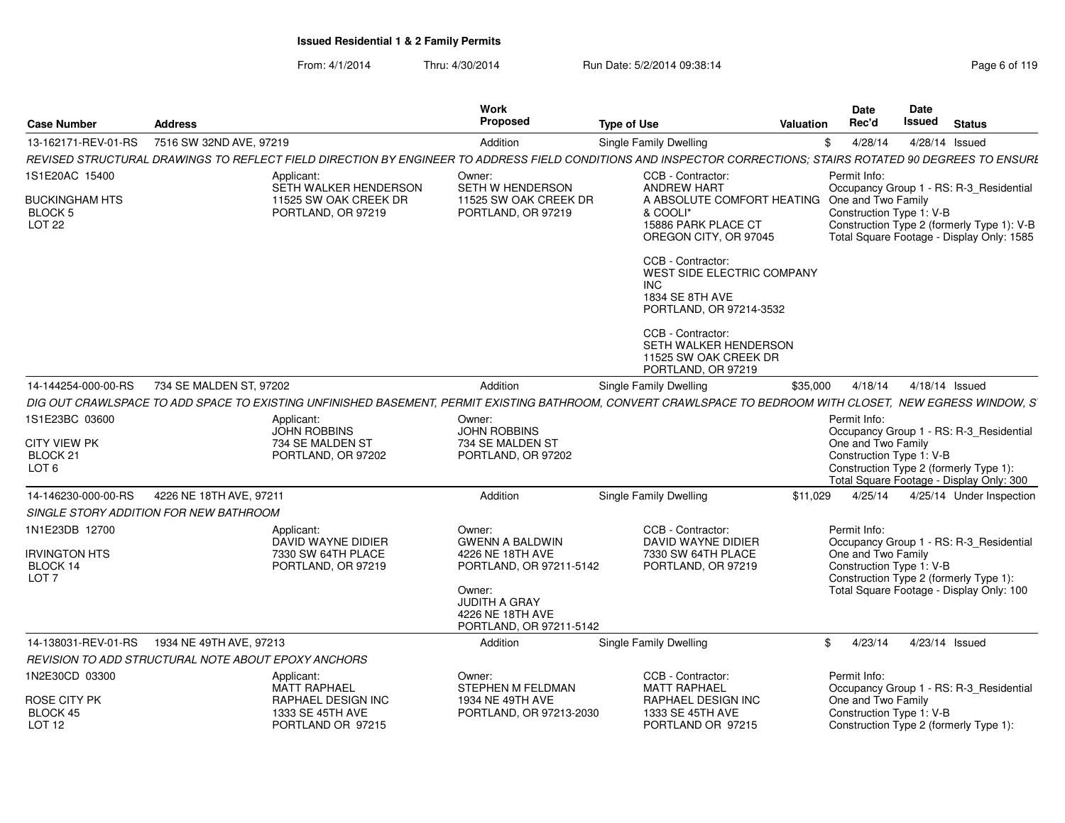**Issued Residential 1 & 2 Family Permits**

From: 4/1/2014 Thru: 4/30/2014 Run Date: 5/2/2014 09:38:14

| Case Number | Address | Work Proposed | Type of Use | Valuation | Date Rec'd | Date Issued | Status |
|---|---|---|---|---|---|---|---|
| 13-162171-REV-01-RS | 7516 SW 32ND AVE, 97219 | Addition | Single Family Dwelling | $ | 4/28/14 | 4/28/14 | Issued |

REVISED STRUCTURAL DRAWINGS TO REFLECT FIELD DIRECTION BY ENGINEER TO ADDRESS FIELD CONDITIONS AND INSPECTOR CORRECTIONS; STAIRS ROTATED 90 DEGREES TO ENSURE

1S1E20AC 15400
BUCKINGHAM HTS
BLOCK 5
LOT 22

Applicant:
SETH WALKER HENDERSON
11525 SW OAK CREEK DR
PORTLAND, OR 97219

Owner:
SETH W HENDERSON
11525 SW OAK CREEK DR
PORTLAND, OR 97219

CCB - Contractor:
ANDREW HART
A ABSOLUTE COMFORT HEATING & COOLI*
15886 PARK PLACE CT
OREGON CITY, OR 97045

CCB - Contractor:
WEST SIDE ELECTRIC COMPANY INC
1834 SE 8TH AVE
PORTLAND, OR 97214-3532

CCB - Contractor:
SETH WALKER HENDERSON
11525 SW OAK CREEK DR
PORTLAND, OR 97219

Permit Info:
Occupancy Group 1 - RS: R-3_Residential One and Two Family
Construction Type 1: V-B
Construction Type 2 (formerly Type 1): V-B
Total Square Footage - Display Only: 1585

| Case Number | Address | Work Proposed | Type of Use | Valuation | Date Rec'd | Date Issued | Status |
|---|---|---|---|---|---|---|---|
| 14-144254-000-00-RS | 734 SE MALDEN ST, 97202 | Addition | Single Family Dwelling | $35,000 | 4/18/14 | 4/18/14 | Issued |

DIG OUT CRAWLSPACE TO ADD SPACE TO EXISTING UNFINISHED BASEMENT, PERMIT EXISTING BATHROOM, CONVERT CRAWLSPACE TO BEDROOM WITH CLOSET, NEW EGRESS WINDOW, S

1S1E23BC 03600
CITY VIEW PK
BLOCK 21
LOT 6

Applicant:
JOHN ROBBINS
734 SE MALDEN ST
PORTLAND, OR 97202

Owner:
JOHN ROBBINS
734 SE MALDEN ST
PORTLAND, OR 97202

Permit Info:
Occupancy Group 1 - RS: R-3_Residential One and Two Family
Construction Type 1: V-B
Construction Type 2 (formerly Type 1):
Total Square Footage - Display Only: 300

| Case Number | Address | Work Proposed | Type of Use | Valuation | Date Rec'd | Date Issued | Status |
|---|---|---|---|---|---|---|---|
| 14-146230-000-00-RS | 4226 NE 18TH AVE, 97211 | Addition | Single Family Dwelling | $11,029 | 4/25/14 | 4/25/14 | Under Inspection |

SINGLE STORY ADDITION FOR NEW BATHROOM

1N1E23DB 12700
IRVINGTON HTS
BLOCK 14
LOT 7

Applicant:
DAVID WAYNE DIDIER
7330 SW 64TH PLACE
PORTLAND, OR 97219

Owner:
GWENN A BALDWIN
4226 NE 18TH AVE
PORTLAND, OR 97211-5142

Owner:
JUDITH A GRAY
4226 NE 18TH AVE
PORTLAND, OR 97211-5142

CCB - Contractor:
DAVID WAYNE DIDIER
7330 SW 64TH PLACE
PORTLAND, OR 97219

Permit Info:
Occupancy Group 1 - RS: R-3_Residential One and Two Family
Construction Type 1: V-B
Construction Type 2 (formerly Type 1):
Total Square Footage - Display Only: 100

| Case Number | Address | Work Proposed | Type of Use | Valuation | Date Rec'd | Date Issued | Status |
|---|---|---|---|---|---|---|---|
| 14-138031-REV-01-RS | 1934 NE 49TH AVE, 97213 | Addition | Single Family Dwelling | $ | 4/23/14 | 4/23/14 | Issued |

REVISION TO ADD STRUCTURAL NOTE ABOUT EPOXY ANCHORS

1N2E30CD 03300
ROSE CITY PK
BLOCK 45
LOT 12

Applicant:
MATT RAPHAEL
RAPHAEL DESIGN INC
1333 SE 45TH AVE
PORTLAND OR 97215

Owner:
STEPHEN M FELDMAN
1934 NE 49TH AVE
PORTLAND, OR 97213-2030

CCB - Contractor:
MATT RAPHAEL
RAPHAEL DESIGN INC
1333 SE 45TH AVE
PORTLAND OR 97215

Permit Info:
Occupancy Group 1 - RS: R-3_Residential One and Two Family
Construction Type 1: V-B
Construction Type 2 (formerly Type 1):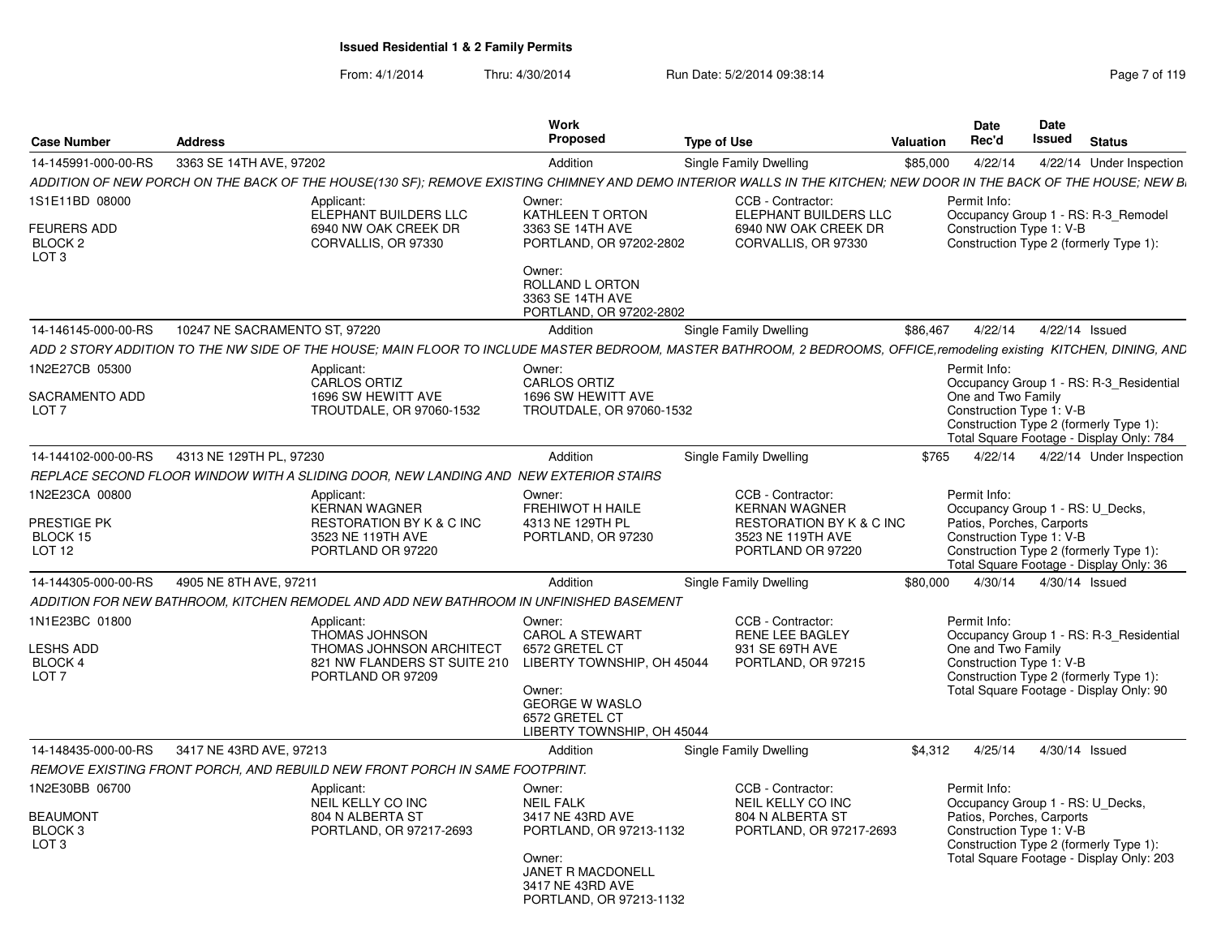**Issued Residential 1 & 2 Family Permits**

From: 4/1/2014 Thru: 4/30/2014 Run Date: 5/2/2014 09:38:14

| Case Number | Address | Work Proposed | Type of Use | Valuation | Date Rec'd | Date Issued | Status |
|---|---|---|---|---|---|---|---|
| 14-145991-000-00-RS | 3363 SE 14TH AVE, 97202 | Addition | Single Family Dwelling | $85,000 | 4/22/14 | 4/22/14 | Under Inspection |

*ADDITION OF NEW PORCH ON THE BACK OF THE HOUSE(130 SF); REMOVE EXISTING CHIMNEY AND DEMO INTERIOR WALLS IN THE KITCHEN; NEW DOOR IN THE BACK OF THE HOUSE; NEW B*

1S1E11BD 08000
FEURERS ADD
BLOCK 2
LOT 3

Applicant: ELEPHANT BUILDERS LLC, 6940 NW OAK CREEK DR, CORVALLIS, OR 97330

Owner: KATHLEEN T ORTON, 3363 SE 14TH AVE, PORTLAND, OR 97202-2802

Owner: ROLLAND L ORTON, 3363 SE 14TH AVE, PORTLAND, OR 97202-2802

CCB - Contractor: ELEPHANT BUILDERS LLC, 6940 NW OAK CREEK DR, CORVALLIS, OR 97330

Permit Info:
Occupancy Group 1 - RS: R-3_Remodel
Construction Type 1: V-B
Construction Type 2 (formerly Type 1):

| Case Number | Address | Work Proposed | Type of Use | Valuation | Date Rec'd | Date Issued | Status |
|---|---|---|---|---|---|---|---|
| 14-146145-000-00-RS | 10247 NE SACRAMENTO ST, 97220 | Addition | Single Family Dwelling | $86,467 | 4/22/14 | 4/22/14 | Issued |

*ADD 2 STORY ADDITION TO THE NW SIDE OF THE HOUSE; MAIN FLOOR TO INCLUDE MASTER BEDROOM, MASTER BATHROOM, 2 BEDROOMS, OFFICE,remodeling existing KITCHEN, DINING, AND*

1N2E27CB 05300
SACRAMENTO ADD
LOT 7

Applicant: CARLOS ORTIZ, 1696 SW HEWITT AVE, TROUTDALE, OR 97060-1532

Owner: CARLOS ORTIZ, 1696 SW HEWITT AVE, TROUTDALE, OR 97060-1532

Permit Info:
Occupancy Group 1 - RS: R-3_Residential One and Two Family
Construction Type 1: V-B
Construction Type 2 (formerly Type 1):
Total Square Footage - Display Only: 784

| Case Number | Address | Work Proposed | Type of Use | Valuation | Date Rec'd | Date Issued | Status |
|---|---|---|---|---|---|---|---|
| 14-144102-000-00-RS | 4313 NE 129TH PL, 97230 | Addition | Single Family Dwelling | $765 | 4/22/14 | 4/22/14 | Under Inspection |

*REPLACE SECOND FLOOR WINDOW WITH A SLIDING DOOR, NEW LANDING AND NEW EXTERIOR STAIRS*

1N2E23CA 00800
PRESTIGE PK
BLOCK 15
LOT 12

Applicant: KERNAN WAGNER, RESTORATION BY K & C INC, 3523 NE 119TH AVE, PORTLAND OR 97220

Owner: FREHIWOT H HAILE, 4313 NE 129TH PL, PORTLAND, OR 97230

CCB - Contractor: KERNAN WAGNER, RESTORATION BY K & C INC, 3523 NE 119TH AVE, PORTLAND OR 97220

Permit Info:
Occupancy Group 1 - RS: U_Decks, Patios, Porches, Carports
Construction Type 1: V-B
Construction Type 2 (formerly Type 1):
Total Square Footage - Display Only: 36

| Case Number | Address | Work Proposed | Type of Use | Valuation | Date Rec'd | Date Issued | Status |
|---|---|---|---|---|---|---|---|
| 14-144305-000-00-RS | 4905 NE 8TH AVE, 97211 | Addition | Single Family Dwelling | $80,000 | 4/30/14 | 4/30/14 | Issued |

*ADDITION FOR NEW BATHROOM, KITCHEN REMODEL AND ADD NEW BATHROOM IN UNFINISHED BASEMENT*

1N1E23BC 01800
LESHS ADD
BLOCK 4
LOT 7

Applicant: THOMAS JOHNSON, THOMAS JOHNSON ARCHITECT, 821 NW FLANDERS ST SUITE 210, PORTLAND OR 97209

Owner: CAROL A STEWART, 6572 GRETEL CT, LIBERTY TOWNSHIP, OH 45044

Owner: GEORGE W WASLO, 6572 GRETEL CT, LIBERTY TOWNSHIP, OH 45044

CCB - Contractor: RENE LEE BAGLEY, 931 SE 69TH AVE, PORTLAND, OR 97215

Permit Info:
Occupancy Group 1 - RS: R-3_Residential One and Two Family
Construction Type 1: V-B
Construction Type 2 (formerly Type 1):
Total Square Footage - Display Only: 90

| Case Number | Address | Work Proposed | Type of Use | Valuation | Date Rec'd | Date Issued | Status |
|---|---|---|---|---|---|---|---|
| 14-148435-000-00-RS | 3417 NE 43RD AVE, 97213 | Addition | Single Family Dwelling | $4,312 | 4/25/14 | 4/30/14 | Issued |

*REMOVE EXISTING FRONT PORCH, AND REBUILD NEW FRONT PORCH IN SAME FOOTPRINT.*

1N2E30BB 06700
BEAUMONT
BLOCK 3
LOT 3

Applicant: NEIL KELLY CO INC, 804 N ALBERTA ST, PORTLAND, OR 97217-2693

Owner: NEIL FALK, 3417 NE 43RD AVE, PORTLAND, OR 97213-1132

Owner: JANET R MACDONELL, 3417 NE 43RD AVE, PORTLAND, OR 97213-1132

CCB - Contractor: NEIL KELLY CO INC, 804 N ALBERTA ST, PORTLAND, OR 97217-2693

Permit Info:
Occupancy Group 1 - RS: U_Decks, Patios, Porches, Carports
Construction Type 1: V-B
Construction Type 2 (formerly Type 1):
Total Square Footage - Display Only: 203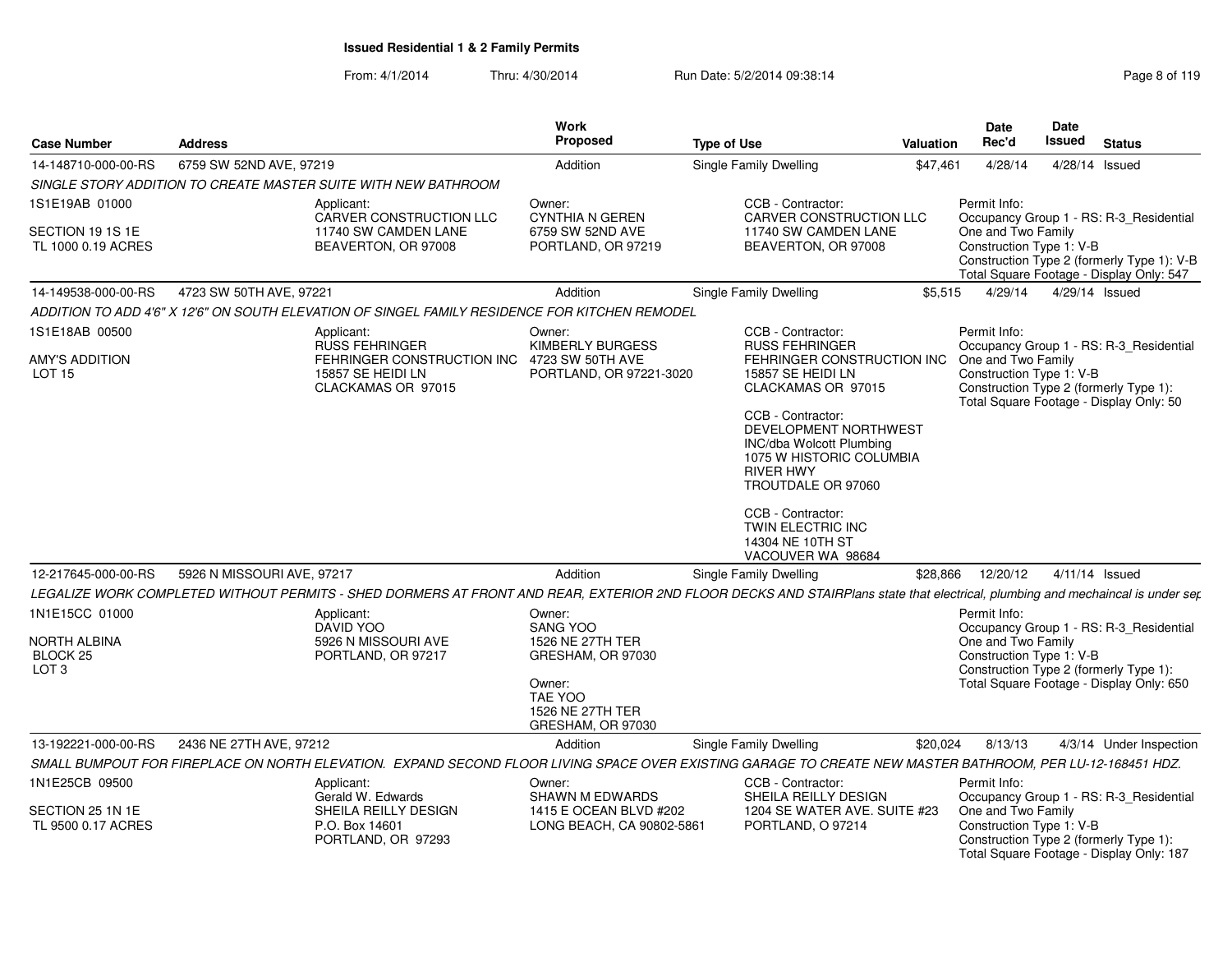## Issued Residential 1 & 2 Family Permits

From: 4/1/2014 Thru: 4/30/2014 Run Date: 5/2/2014 09:38:14

| Case Number | Address | Work Proposed | Type of Use | Valuation | Date Rec'd | Date Issued | Status |
|---|---|---|---|---|---|---|---|
| 14-148710-000-00-RS | 6759 SW 52ND AVE, 97219 | Addition | Single Family Dwelling | $47,461 | 4/28/14 | 4/28/14 | Issued |

*SINGLE STORY ADDITION TO CREATE MASTER SUITE WITH NEW BATHROOM*

1S1E19AB 01000
SECTION 19 1S 1E
TL 1000 0.19 ACRES

Applicant:
CARVER CONSTRUCTION LLC
11740 SW CAMDEN LANE
BEAVERTON, OR 97008

Owner:
CYNTHIA N GEREN
6759 SW 52ND AVE
PORTLAND, OR 97219

CCB - Contractor:
CARVER CONSTRUCTION LLC
11740 SW CAMDEN LANE
BEAVERTON, OR 97008

Permit Info:
Occupancy Group 1 - RS: R-3_Residential One and Two Family
Construction Type 1: V-B
Construction Type 2 (formerly Type 1): V-B
Total Square Footage - Display Only: 547

| Case Number | Address | Work Proposed | Type of Use | Valuation | Date Rec'd | Date Issued | Status |
|---|---|---|---|---|---|---|---|
| 14-149538-000-00-RS | 4723 SW 50TH AVE, 97221 | Addition | Single Family Dwelling | $5,515 | 4/29/14 | 4/29/14 | Issued |

*ADDITION TO ADD 4'6" X 12'6" ON SOUTH ELEVATION OF SINGEL FAMILY RESIDENCE FOR KITCHEN REMODEL*

1S1E18AB 00500
AMY'S ADDITION
LOT 15

Applicant:
RUSS FEHRINGER
FEHRINGER CONSTRUCTION INC
15857 SE HEIDI LN
CLACKAMAS OR 97015

Owner:
KIMBERLY BURGESS
4723 SW 50TH AVE
PORTLAND, OR 97221-3020

CCB - Contractor:
RUSS FEHRINGER
FEHRINGER CONSTRUCTION INC
15857 SE HEIDI LN
CLACKAMAS OR 97015

CCB - Contractor:
DEVELOPMENT NORTHWEST INC/dba Wolcott Plumbing
1075 W HISTORIC COLUMBIA RIVER HWY
TROUTDALE OR 97060

CCB - Contractor:
TWIN ELECTRIC INC
14304 NE 10TH ST
VACOUVER WA 98684

Permit Info:
Occupancy Group 1 - RS: R-3_Residential One and Two Family
Construction Type 1: V-B
Construction Type 2 (formerly Type 1):
Total Square Footage - Display Only: 50

| Case Number | Address | Work Proposed | Type of Use | Valuation | Date Rec'd | Date Issued | Status |
|---|---|---|---|---|---|---|---|
| 12-217645-000-00-RS | 5926 N MISSOURI AVE, 97217 | Addition | Single Family Dwelling | $28,866 | 12/20/12 | 4/11/14 | Issued |

*LEGALIZE WORK COMPLETED WITHOUT PERMITS - SHED DORMERS AT FRONT AND REAR, EXTERIOR 2ND FLOOR DECKS AND STAIRPlans state that electrical, plumbing and mechaincal is under sep*

1N1E15CC 01000
NORTH ALBINA
BLOCK 25
LOT 3

Applicant:
DAVID YOO
5926 N MISSOURI AVE
PORTLAND, OR 97217

Owner:
SANG YOO
1526 NE 27TH TER
GRESHAM, OR 97030

Owner:
TAE YOO
1526 NE 27TH TER
GRESHAM, OR 97030

Permit Info:
Occupancy Group 1 - RS: R-3_Residential One and Two Family
Construction Type 1: V-B
Construction Type 2 (formerly Type 1):
Total Square Footage - Display Only: 650

| Case Number | Address | Work Proposed | Type of Use | Valuation | Date Rec'd | Date Issued | Status |
|---|---|---|---|---|---|---|---|
| 13-192221-000-00-RS | 2436 NE 27TH AVE, 97212 | Addition | Single Family Dwelling | $20,024 | 8/13/13 | 4/3/14 | Under Inspection |

*SMALL BUMPOUT FOR FIREPLACE ON NORTH ELEVATION. EXPAND SECOND FLOOR LIVING SPACE OVER EXISTING GARAGE TO CREATE NEW MASTER BATHROOM, PER LU-12-168451 HDZ.*

1N1E25CB 09500
SECTION 25 1N 1E
TL 9500 0.17 ACRES

Applicant:
Gerald W. Edwards
SHEILA REILLY DESIGN
P.O. Box 14601
PORTLAND, OR 97293

Owner:
SHAWN M EDWARDS
1415 E OCEAN BLVD #202
LONG BEACH, CA 90802-5861

CCB - Contractor:
SHEILA REILLY DESIGN
1204 SE WATER AVE. SUITE #23
PORTLAND, O 97214

Permit Info:
Occupancy Group 1 - RS: R-3_Residential One and Two Family
Construction Type 1: V-B
Construction Type 2 (formerly Type 1):
Total Square Footage - Display Only: 187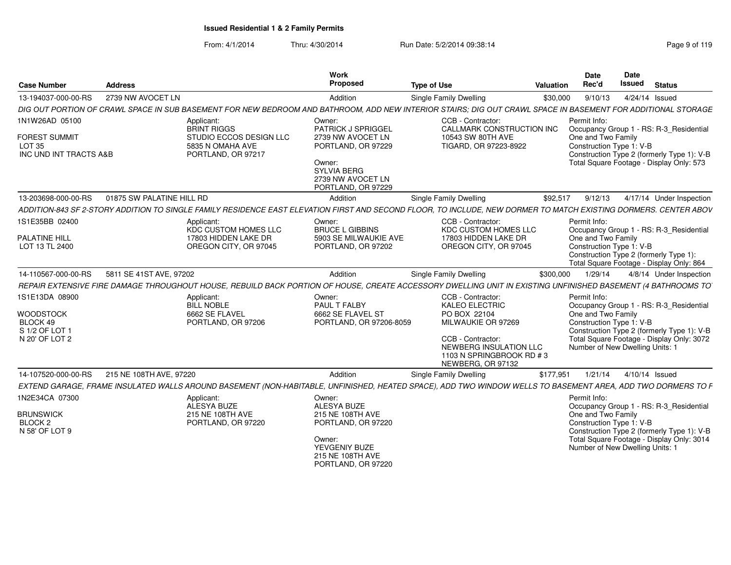**Issued Residential 1 & 2 Family Permits**

From: 4/1/2014 Thru: 4/30/2014 Run Date: 5/2/2014 09:38:14

| Case Number | Address | Work Proposed | Type of Use | Valuation | Date Rec'd | Date Issued | Status |
|---|---|---|---|---|---|---|---|
| 13-194037-000-00-RS | 2739 NW AVOCET LN | Addition | Single Family Dwelling | $30,000 | 9/10/13 | 4/24/14 | Issued |

DIG OUT PORTION OF CRAWL SPACE IN SUB BASEMENT FOR NEW BEDROOM AND BATHROOM, ADD NEW INTERIOR STAIRS; DIG OUT CRAWL SPACE IN BASEMENT FOR ADDITIONAL STORAGE

1N1W26AD 05100
FOREST SUMMIT
LOT 35
INC UND INT TRACTS A&B

Applicant:
BRINT RIGGS
STUDIO ECCOS DESIGN LLC
5835 N OMAHA AVE
PORTLAND, OR 97217

Owner:
PATRICK J SPRIGGEL
2739 NW AVOCET LN
PORTLAND, OR 97229

Owner:
SYLVIA BERG
2739 NW AVOCET LN
PORTLAND, OR 97229

CCB - Contractor:
CALLMARK CONSTRUCTION INC
10543 SW 80TH AVE
TIGARD, OR 97223-8922

Permit Info:
Occupancy Group 1 - RS: R-3_Residential One and Two Family
Construction Type 1: V-B
Construction Type 2 (formerly Type 1): V-B
Total Square Footage - Display Only: 573

| Case Number | Address | Work Proposed | Type of Use | Valuation | Date Rec'd | Date Issued | Status |
|---|---|---|---|---|---|---|---|
| 13-203698-000-00-RS | 01875 SW PALATINE HILL RD | Addition | Single Family Dwelling | $92,517 | 9/12/13 | 4/17/14 | Under Inspection |

ADDITION-843 SF 2-STORY ADDITION TO SINGLE FAMILY RESIDENCE EAST ELEVATION FIRST AND SECOND FLOOR, TO INCLUDE, NEW DORMER TO MATCH EXISTING DORMERS. CENTER ABOV

1S1E35BB 02400
PALATINE HILL
LOT 13 TL 2400

Applicant:
KDC CUSTOM HOMES LLC
17803 HIDDEN LAKE DR
OREGON CITY, OR 97045

Owner:
BRUCE L GIBBINS
5903 SE MILWAUKIE AVE
PORTLAND, OR 97202

CCB - Contractor:
KDC CUSTOM HOMES LLC
17803 HIDDEN LAKE DR
OREGON CITY, OR 97045

Permit Info:
Occupancy Group 1 - RS: R-3_Residential One and Two Family
Construction Type 1: V-B
Construction Type 2 (formerly Type 1):
Total Square Footage - Display Only: 864

| Case Number | Address | Work Proposed | Type of Use | Valuation | Date Rec'd | Date Issued | Status |
|---|---|---|---|---|---|---|---|
| 14-110567-000-00-RS | 5811 SE 41ST AVE, 97202 | Addition | Single Family Dwelling | $300,000 | 1/29/14 | 4/8/14 | Under Inspection |

REPAIR EXTENSIVE FIRE DAMAGE THROUGHOUT HOUSE, REBUILD BACK PORTION OF HOUSE, CREATE ACCESSORY DWELLING UNIT IN EXISTING UNFINISHED BASEMENT (4 BATHROOMS TO

1S1E13DA 08900
WOODSTOCK
BLOCK 49
S 1/2 OF LOT 1
N 20' OF LOT 2

Applicant:
BILL NOBLE
6662 SE FLAVEL
PORTLAND, OR 97206

Owner:
PAUL T FALBY
6662 SE FLAVEL ST
PORTLAND, OR 97206-8059

CCB - Contractor:
KALEO ELECTRIC
PO BOX 22104
MILWAUKIE OR 97269

CCB - Contractor:
NEWBERG INSULATION LLC
1103 N SPRINGBROOK RD # 3
NEWBERG, OR 97132

Permit Info:
Occupancy Group 1 - RS: R-3_Residential One and Two Family
Construction Type 1: V-B
Construction Type 2 (formerly Type 1): V-B
Total Square Footage - Display Only: 3072
Number of New Dwelling Units: 1

| Case Number | Address | Work Proposed | Type of Use | Valuation | Date Rec'd | Date Issued | Status |
|---|---|---|---|---|---|---|---|
| 14-107520-000-00-RS | 215 NE 108TH AVE, 97220 | Addition | Single Family Dwelling | $177,951 | 1/21/14 | 4/10/14 | Issued |

EXTEND GARAGE, FRAME INSULATED WALLS AROUND BASEMENT (NON-HABITABLE, UNFINISHED, HEATED SPACE), ADD TWO WINDOW WELLS TO BASEMENT AREA, ADD TWO DORMERS TO F

1N2E34CA 07300
BRUNSWICK
BLOCK 2
N 58' OF LOT 9

Applicant:
ALESYA BUZE
215 NE 108TH AVE
PORTLAND, OR 97220

Owner:
ALESYA BUZE
215 NE 108TH AVE
PORTLAND, OR 97220

Owner:
YEVGENIY BUZE
215 NE 108TH AVE
PORTLAND, OR 97220

Permit Info:
Occupancy Group 1 - RS: R-3_Residential One and Two Family
Construction Type 1: V-B
Construction Type 2 (formerly Type 1): V-B
Total Square Footage - Display Only: 3014
Number of New Dwelling Units: 1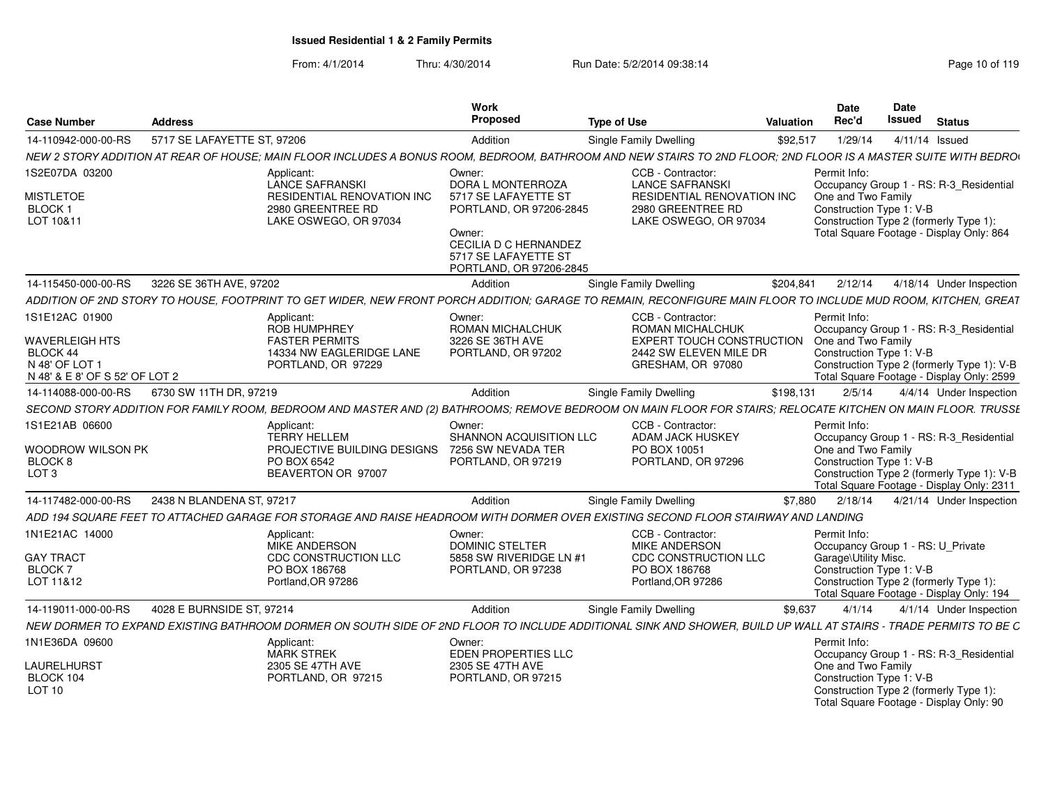# Issued Residential 1 & 2 Family Permits

From: 4/1/2014 Thru: 4/30/2014 Run Date: 5/2/2014 09:38:14

| Case Number | Address | Work Proposed | Type of Use | Valuation | Date Rec'd | Date Issued | Status |
|---|---|---|---|---|---|---|---|
| 14-110942-000-00-RS | 5717 SE LAFAYETTE ST, 97206 | Addition | Single Family Dwelling | $92,517 | 1/29/14 | 4/11/14 | Issued |

NEW 2 STORY ADDITION AT REAR OF HOUSE; MAIN FLOOR INCLUDES A BONUS ROOM, BEDROOM, BATHROOM AND NEW STAIRS TO 2ND FLOOR; 2ND FLOOR IS A MASTER SUITE WITH BEDRO

1S2E07DA 03200
MISTLETOE
BLOCK 1
LOT 10&11

Applicant: LANCE SAFRANSKI, RESIDENTIAL RENOVATION INC, 2980 GREENTREE RD, LAKE OSWEGO, OR 97034

Owner: DORA L MONTERROZA, 5717 SE LAFAYETTE ST, PORTLAND, OR 97206-2845
Owner: CECILIA D C HERNANDEZ, 5717 SE LAFAYETTE ST, PORTLAND, OR 97206-2845

CCB - Contractor: LANCE SAFRANSKI, RESIDENTIAL RENOVATION INC, 2980 GREENTREE RD, LAKE OSWEGO, OR 97034

Permit Info: Occupancy Group 1 - RS: R-3_Residential One and Two Family; Construction Type 1: V-B; Construction Type 2 (formerly Type 1):; Total Square Footage - Display Only: 864

| Case Number | Address | Work Proposed | Type of Use | Valuation | Date Rec'd | Date Issued | Status |
|---|---|---|---|---|---|---|---|
| 14-115450-000-00-RS | 3226 SE 36TH AVE, 97202 | Addition | Single Family Dwelling | $204,841 | 2/12/14 | 4/18/14 | Under Inspection |

ADDITION OF 2ND STORY TO HOUSE, FOOTPRINT TO GET WIDER, NEW FRONT PORCH ADDITION; GARAGE TO REMAIN, RECONFIGURE MAIN FLOOR TO INCLUDE MUD ROOM, KITCHEN, GREAT

1S1E12AC 01900
WAVERLEIGH HTS
BLOCK 44
N 48' OF LOT 1
N 48' & E 8' OF S 52' OF LOT 2

Applicant: ROB HUMPHREY, FASTER PERMITS, 14334 NW EAGLERIDGE LANE, PORTLAND, OR 97229

Owner: ROMAN MICHALCHUK, 3226 SE 36TH AVE, PORTLAND, OR 97202

CCB - Contractor: ROMAN MICHALCHUK, EXPERT TOUCH CONSTRUCTION, 2442 SW ELEVEN MILE DR, GRESHAM, OR 97080

Permit Info: Occupancy Group 1 - RS: R-3_Residential One and Two Family; Construction Type 1: V-B; Construction Type 2 (formerly Type 1): V-B; Total Square Footage - Display Only: 2599

| Case Number | Address | Work Proposed | Type of Use | Valuation | Date Rec'd | Date Issued | Status |
|---|---|---|---|---|---|---|---|
| 14-114088-000-00-RS | 6730 SW 11TH DR, 97219 | Addition | Single Family Dwelling | $198,131 | 2/5/14 | 4/4/14 | Under Inspection |

SECOND STORY ADDITION FOR FAMILY ROOM, BEDROOM AND MASTER AND (2) BATHROOMS; REMOVE BEDROOM ON MAIN FLOOR FOR STAIRS; RELOCATE KITCHEN ON MAIN FLOOR. TRUSSE

1S1E21AB 06600
WOODROW WILSON PK
BLOCK 8
LOT 3

Applicant: TERRY HELLEM, PROJECTIVE BUILDING DESIGNS, PO BOX 6542, BEAVERTON OR 97007

Owner: SHANNON ACQUISITION LLC, 7256 SW NEVADA TER, PORTLAND, OR 97219

CCB - Contractor: ADAM JACK HUSKEY, PO BOX 10051, PORTLAND, OR 97296

Permit Info: Occupancy Group 1 - RS: R-3_Residential One and Two Family; Construction Type 1: V-B; Construction Type 2 (formerly Type 1): V-B; Total Square Footage - Display Only: 2311

| Case Number | Address | Work Proposed | Type of Use | Valuation | Date Rec'd | Date Issued | Status |
|---|---|---|---|---|---|---|---|
| 14-117482-000-00-RS | 2438 N BLANDENA ST, 97217 | Addition | Single Family Dwelling | $7,880 | 2/18/14 | 4/21/14 | Under Inspection |

ADD 194 SQUARE FEET TO ATTACHED GARAGE FOR STORAGE AND RAISE HEADROOM WITH DORMER OVER EXISTING SECOND FLOOR STAIRWAY AND LANDING

1N1E21AC 14000
GAY TRACT
BLOCK 7
LOT 11&12

Applicant: MIKE ANDERSON, CDC CONSTRUCTION LLC, PO BOX 186768, Portland,OR 97286

Owner: DOMINIC STELTER, 5858 SW RIVERIDGE LN #1, PORTLAND, OR 97238

CCB - Contractor: MIKE ANDERSON, CDC CONSTRUCTION LLC, PO BOX 186768, Portland,OR 97286

Permit Info: Occupancy Group 1 - RS: U_Private Garage\Utility Misc.; Construction Type 1: V-B; Construction Type 2 (formerly Type 1):; Total Square Footage - Display Only: 194

| Case Number | Address | Work Proposed | Type of Use | Valuation | Date Rec'd | Date Issued | Status |
|---|---|---|---|---|---|---|---|
| 14-119011-000-00-RS | 4028 E BURNSIDE ST, 97214 | Addition | Single Family Dwelling | $9,637 | 4/1/14 | 4/1/14 | Under Inspection |

NEW DORMER TO EXPAND EXISTING BATHROOM DORMER ON SOUTH SIDE OF 2ND FLOOR TO INCLUDE ADDITIONAL SINK AND SHOWER, BUILD UP WALL AT STAIRS - TRADE PERMITS TO BE C

1N1E36DA 09600
LAURELHURST
BLOCK 104
LOT 10

Applicant: MARK STREK, 2305 SE 47TH AVE, PORTLAND, OR 97215

Owner: EDEN PROPERTIES LLC, 2305 SE 47TH AVE, PORTLAND, OR 97215

Permit Info: Occupancy Group 1 - RS: R-3_Residential One and Two Family; Construction Type 1: V-B; Construction Type 2 (formerly Type 1):; Total Square Footage - Display Only: 90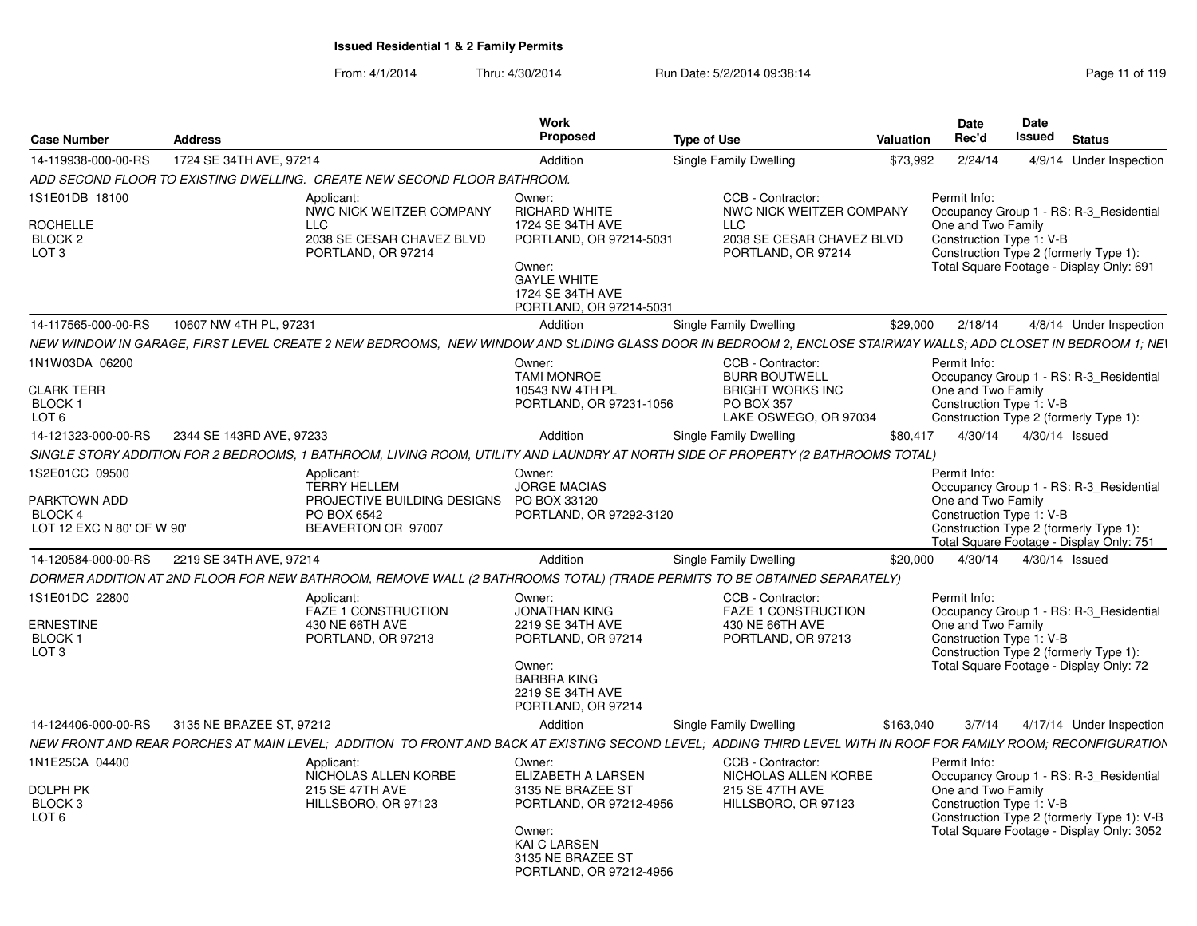# Issued Residential 1 & 2 Family Permits

From: 4/1/2014 Thru: 4/30/2014 Run Date: 5/2/2014 09:38:14

| Case Number | Address | Work Proposed | Type of Use | Valuation | Date Rec'd | Date Issued | Status |
|---|---|---|---|---|---|---|---|
| 14-119938-000-00-RS | 1724 SE 34TH AVE, 97214 | Addition | Single Family Dwelling | $73,992 | 2/24/14 | 4/9/14 | Under Inspection |

*ADD SECOND FLOOR TO EXISTING DWELLING. CREATE NEW SECOND FLOOR BATHROOM.*

1S1E01DB 18100
ROCHELLE
BLOCK 2
LOT 3

Applicant:
NWC NICK WEITZER COMPANY LLC
2038 SE CESAR CHAVEZ BLVD
PORTLAND, OR 97214

Owner:
RICHARD WHITE
1724 SE 34TH AVE
PORTLAND, OR 97214-5031

Owner:
GAYLE WHITE
1724 SE 34TH AVE
PORTLAND, OR 97214-5031

CCB - Contractor:
NWC NICK WEITZER COMPANY LLC
2038 SE CESAR CHAVEZ BLVD
PORTLAND, OR 97214

Permit Info:
Occupancy Group 1 - RS: R-3_Residential One and Two Family
Construction Type 1: V-B
Construction Type 2 (formerly Type 1):
Total Square Footage - Display Only: 691

| Case Number | Address | Work Proposed | Type of Use | Valuation | Date Rec'd | Date Issued | Status |
|---|---|---|---|---|---|---|---|
| 14-117565-000-00-RS | 10607 NW 4TH PL, 97231 | Addition | Single Family Dwelling | $29,000 | 2/18/14 | 4/8/14 | Under Inspection |

*NEW WINDOW IN GARAGE, FIRST LEVEL CREATE 2 NEW BEDROOMS, NEW WINDOW AND SLIDING GLASS DOOR IN BEDROOM 2, ENCLOSE STAIRWAY WALLS; ADD CLOSET IN BEDROOM 1; NE*

1N1W03DA 06200
CLARK TERR
BLOCK 1
LOT 6

Owner:
TAMI MONROE
10543 NW 4TH PL
PORTLAND, OR 97231-1056

CCB - Contractor:
BURR BOUTWELL
BRIGHT WORKS INC
PO BOX 357
LAKE OSWEGO, OR 97034

Permit Info:
Occupancy Group 1 - RS: R-3_Residential One and Two Family
Construction Type 1: V-B
Construction Type 2 (formerly Type 1):

| Case Number | Address | Work Proposed | Type of Use | Valuation | Date Rec'd | Date Issued | Status |
|---|---|---|---|---|---|---|---|
| 14-121323-000-00-RS | 2344 SE 143RD AVE, 97233 | Addition | Single Family Dwelling | $80,417 | 4/30/14 | 4/30/14 | Issued |

*SINGLE STORY ADDITION FOR 2 BEDROOMS, 1 BATHROOM, LIVING ROOM, UTILITY AND LAUNDRY AT NORTH SIDE OF PROPERTY (2 BATHROOMS TOTAL)*

1S2E01CC 09500
PARKTOWN ADD
BLOCK 4
LOT 12 EXC N 80' OF W 90'

Applicant:
TERRY HELLEM
PROJECTIVE BUILDING DESIGNS
PO BOX 6542
BEAVERTON OR 97007

Owner:
JORGE MACIAS
PO BOX 33120
PORTLAND, OR 97292-3120

Permit Info:
Occupancy Group 1 - RS: R-3_Residential One and Two Family
Construction Type 1: V-B
Construction Type 2 (formerly Type 1):
Total Square Footage - Display Only: 751

| Case Number | Address | Work Proposed | Type of Use | Valuation | Date Rec'd | Date Issued | Status |
|---|---|---|---|---|---|---|---|
| 14-120584-000-00-RS | 2219 SE 34TH AVE, 97214 | Addition | Single Family Dwelling | $20,000 | 4/30/14 | 4/30/14 | Issued |

*DORMER ADDITION AT 2ND FLOOR FOR NEW BATHROOM, REMOVE WALL (2 BATHROOMS TOTAL) (TRADE PERMITS TO BE OBTAINED SEPARATELY)*

1S1E01DC 22800
ERNESTINE
BLOCK 1
LOT 3

Applicant:
FAZE 1 CONSTRUCTION
430 NE 66TH AVE
PORTLAND, OR 97213

Owner:
JONATHAN KING
2219 SE 34TH AVE
PORTLAND, OR 97214

Owner:
BARBRA KING
2219 SE 34TH AVE
PORTLAND, OR 97214

CCB - Contractor:
FAZE 1 CONSTRUCTION
430 NE 66TH AVE
PORTLAND, OR 97213

Permit Info:
Occupancy Group 1 - RS: R-3_Residential One and Two Family
Construction Type 1: V-B
Construction Type 2 (formerly Type 1):
Total Square Footage - Display Only: 72

| Case Number | Address | Work Proposed | Type of Use | Valuation | Date Rec'd | Date Issued | Status |
|---|---|---|---|---|---|---|---|
| 14-124406-000-00-RS | 3135 NE BRAZEE ST, 97212 | Addition | Single Family Dwelling | $163,040 | 3/7/14 | 4/17/14 | Under Inspection |

*NEW FRONT AND REAR PORCHES AT MAIN LEVEL; ADDITION TO FRONT AND BACK AT EXISTING SECOND LEVEL; ADDING THIRD LEVEL WITH IN ROOF FOR FAMILY ROOM; RECONFIGURATION*

1N1E25CA 04400
DOLPH PK
BLOCK 3
LOT 6

Applicant:
NICHOLAS ALLEN KORBE
215 SE 47TH AVE
HILLSBORO, OR 97123

Owner:
ELIZABETH A LARSEN
3135 NE BRAZEE ST
PORTLAND, OR 97212-4956

Owner:
KAI C LARSEN
3135 NE BRAZEE ST
PORTLAND, OR 97212-4956

CCB - Contractor:
NICHOLAS ALLEN KORBE
215 SE 47TH AVE
HILLSBORO, OR 97123

Permit Info:
Occupancy Group 1 - RS: R-3_Residential One and Two Family
Construction Type 1: V-B
Construction Type 2 (formerly Type 1): V-B
Total Square Footage - Display Only: 3052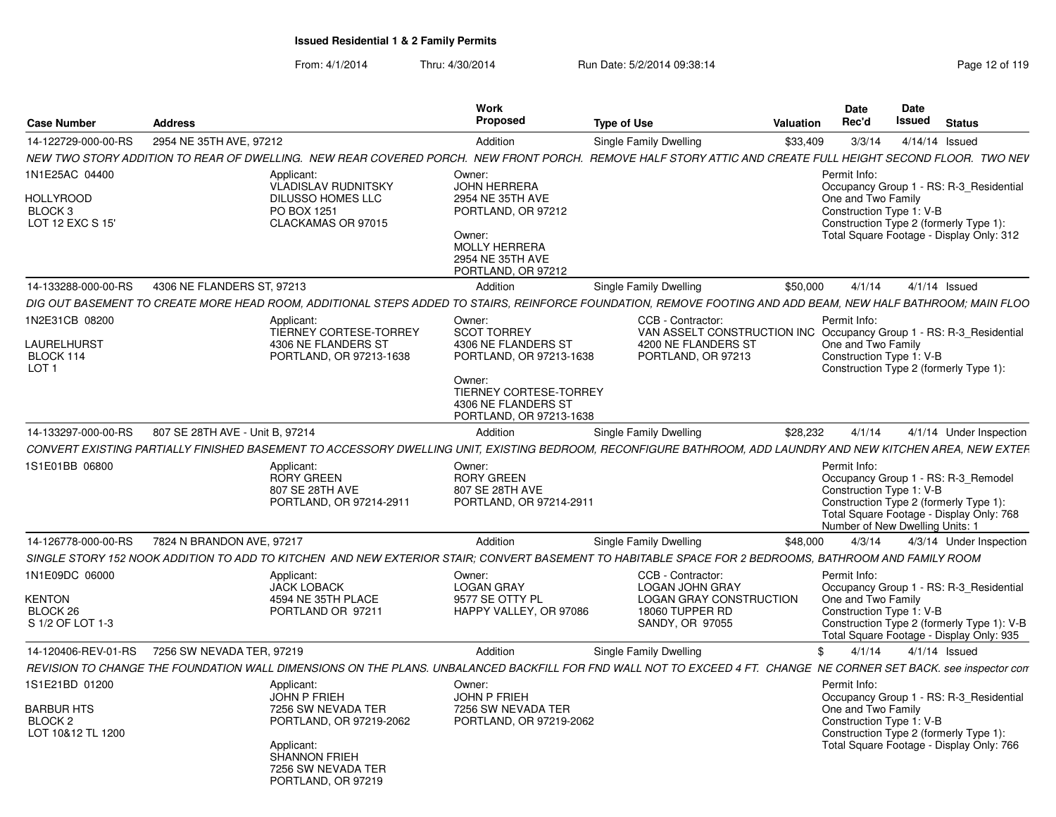## Issued Residential 1 & 2 Family Permits

From: 4/1/2014 Thru: 4/30/2014 Run Date: 5/2/2014 09:38:14

| Case Number | Address | Work Proposed | Type of Use | Valuation | Date Rec'd | Date Issued | Status |
|---|---|---|---|---|---|---|---|
| 14-122729-000-00-RS | 2954 NE 35TH AVE, 97212 | Addition | Single Family Dwelling | $33,409 | 3/3/14 | 4/14/14 | Issued |

NEW TWO STORY ADDITION TO REAR OF DWELLING. NEW REAR COVERED PORCH. NEW FRONT PORCH. REMOVE HALF STORY ATTIC AND CREATE FULL HEIGHT SECOND FLOOR. TWO NEV

1N1E25AC 04400
HOLLYROOD
BLOCK 3
LOT 12 EXC S 15'

Applicant:
VLADISLAV RUDNITSKY
DILUSSO HOMES LLC
PO BOX 1251
CLACKAMAS OR 97015

Owner:
JOHN HERRERA
2954 NE 35TH AVE
PORTLAND, OR 97212

Owner:
MOLLY HERRERA
2954 NE 35TH AVE
PORTLAND, OR 97212

Permit Info:
Occupancy Group 1 - RS: R-3_Residential One and Two Family
Construction Type 1: V-B
Construction Type 2 (formerly Type 1):
Total Square Footage - Display Only: 312

---

| Case Number | Address | Work Proposed | Type of Use | Valuation | Date Rec'd | Date Issued | Status |
|---|---|---|---|---|---|---|---|
| 14-133288-000-00-RS | 4306 NE FLANDERS ST, 97213 | Addition | Single Family Dwelling | $50,000 | 4/1/14 | 4/1/14 | Issued |

DIG OUT BASEMENT TO CREATE MORE HEAD ROOM, ADDITIONAL STEPS ADDED TO STAIRS, REINFORCE FOUNDATION, REMOVE FOOTING AND ADD BEAM, NEW HALF BATHROOM; MAIN FLOO

1N2E31CB 08200
LAURELHURST
BLOCK 114
LOT 1

Applicant:
TIERNEY CORTESE-TORREY
4306 NE FLANDERS ST
PORTLAND, OR 97213-1638

Owner:
SCOT TORREY
4306 NE FLANDERS ST
PORTLAND, OR 97213-1638

Owner:
TIERNEY CORTESE-TORREY
4306 NE FLANDERS ST
PORTLAND, OR 97213-1638

CCB - Contractor:
VAN ASSELT CONSTRUCTION INC
4200 NE FLANDERS ST
PORTLAND, OR 97213

Permit Info:
Occupancy Group 1 - RS: R-3_Residential One and Two Family
Construction Type 1: V-B
Construction Type 2 (formerly Type 1):

---

| Case Number | Address | Work Proposed | Type of Use | Valuation | Date Rec'd | Date Issued | Status |
|---|---|---|---|---|---|---|---|
| 14-133297-000-00-RS | 807 SE 28TH AVE - Unit B, 97214 | Addition | Single Family Dwelling | $28,232 | 4/1/14 | 4/1/14 | Under Inspection |

CONVERT EXISTING PARTIALLY FINISHED BASEMENT TO ACCESSORY DWELLING UNIT, EXISTING BEDROOM, RECONFIGURE BATHROOM, ADD LAUNDRY AND NEW KITCHEN AREA, NEW EXTER

1S1E01BB 06800

Applicant:
RORY GREEN
807 SE 28TH AVE
PORTLAND, OR 97214-2911

Owner:
RORY GREEN
807 SE 28TH AVE
PORTLAND, OR 97214-2911

Permit Info:
Occupancy Group 1 - RS: R-3_Remodel
Construction Type 1: V-B
Construction Type 2 (formerly Type 1):
Total Square Footage - Display Only: 768
Number of New Dwelling Units: 1

---

| Case Number | Address | Work Proposed | Type of Use | Valuation | Date Rec'd | Date Issued | Status |
|---|---|---|---|---|---|---|---|
| 14-126778-000-00-RS | 7824 N BRANDON AVE, 97217 | Addition | Single Family Dwelling | $48,000 | 4/3/14 | 4/3/14 | Under Inspection |

SINGLE STORY 152 NOOK ADDITION TO ADD TO KITCHEN AND NEW EXTERIOR STAIR; CONVERT BASEMENT TO HABITABLE SPACE FOR 2 BEDROOMS, BATHROOM AND FAMILY ROOM

1N1E09DC 06000
KENTON
BLOCK 26
S 1/2 OF LOT 1-3

Applicant:
JACK LOBACK
4594 NE 35TH PLACE
PORTLAND OR 97211

Owner:
LOGAN GRAY
9577 SE OTTY PL
HAPPY VALLEY, OR 97086

CCB - Contractor:
LOGAN JOHN GRAY
LOGAN GRAY CONSTRUCTION
18060 TUPPER RD
SANDY, OR 97055

Permit Info:
Occupancy Group 1 - RS: R-3_Residential One and Two Family
Construction Type 1: V-B
Construction Type 2 (formerly Type 1): V-B
Total Square Footage - Display Only: 935

---

| Case Number | Address | Work Proposed | Type of Use | Valuation | Date Rec'd | Date Issued | Status |
|---|---|---|---|---|---|---|---|
| 14-120406-REV-01-RS | 7256 SW NEVADA TER, 97219 | Addition | Single Family Dwelling | $ | 4/1/14 | 4/1/14 | Issued |

REVISION TO CHANGE THE FOUNDATION WALL DIMENSIONS ON THE PLANS. UNBALANCED BACKFILL FOR FND WALL NOT TO EXCEED 4 FT. CHANGE NE CORNER SET BACK. see inspector com

1S1E21BD 01200
BARBUR HTS
BLOCK 2
LOT 10&12 TL 1200

Applicant:
JOHN P FRIEH
7256 SW NEVADA TER
PORTLAND, OR 97219-2062

Applicant:
SHANNON FRIEH
7256 SW NEVADA TER
PORTLAND, OR 97219

Owner:
JOHN P FRIEH
7256 SW NEVADA TER
PORTLAND, OR 97219-2062

Permit Info:
Occupancy Group 1 - RS: R-3_Residential One and Two Family
Construction Type 1: V-B
Construction Type 2 (formerly Type 1):
Total Square Footage - Display Only: 766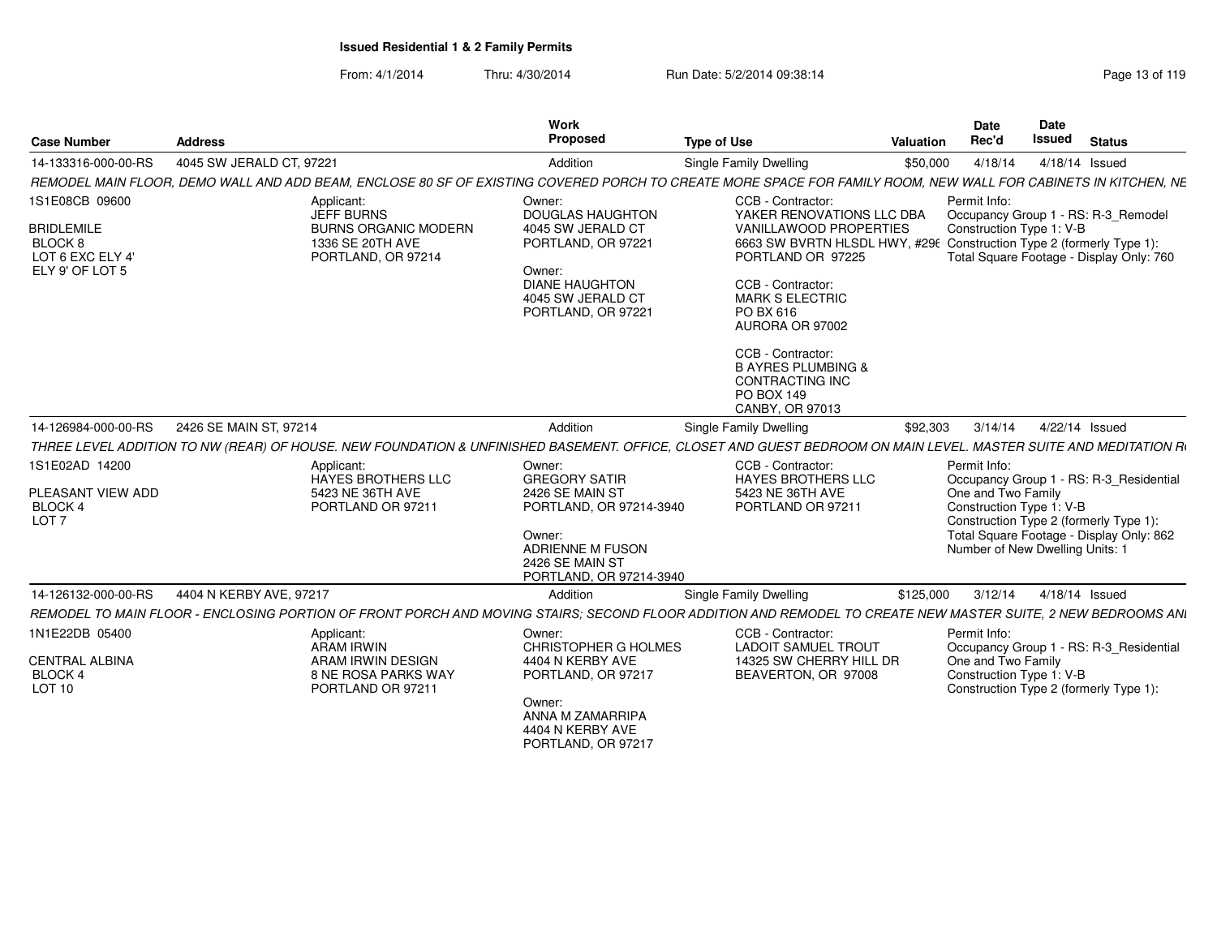**Issued Residential 1 & 2 Family Permits**

From: 4/1/2014 Thru: 4/30/2014 Run Date: 5/2/2014 09:38:14

| Case Number | Address | Work Proposed | Type of Use | Valuation | Date Rec'd | Date Issued | Status |
|---|---|---|---|---|---|---|---|
| 14-133316-000-00-RS | 4045 SW JERALD CT, 97221 | Addition | Single Family Dwelling | $50,000 | 4/18/14 | 4/18/14 | Issued |

*REMODEL MAIN FLOOR, DEMO WALL AND ADD BEAM, ENCLOSE 80 SF OF EXISTING COVERED PORCH TO CREATE MORE SPACE FOR FAMILY ROOM, NEW WALL FOR CABINETS IN KITCHEN, NE*

1S1E08CB 09600
BRIDLEMILE
BLOCK 8
LOT 6 EXC ELY 4'
ELY 9' OF LOT 5

Applicant:
JEFF BURNS
BURNS ORGANIC MODERN
1336 SE 20TH AVE
PORTLAND, OR 97214

Owner:
DOUGLAS HAUGHTON
4045 SW JERALD CT
PORTLAND, OR 97221

Owner:
DIANE HAUGHTON
4045 SW JERALD CT
PORTLAND, OR 97221

CCB - Contractor:
YAKER RENOVATIONS LLC DBA
VANILLAWOOD PROPERTIES
6663 SW BVRTN HLSDL HWY, #296
PORTLAND OR 97225

CCB - Contractor:
MARK S ELECTRIC
PO BX 616
AURORA OR 97002

CCB - Contractor:
B AYRES PLUMBING &
CONTRACTING INC
PO BOX 149
CANBY, OR 97013

Permit Info:
Occupancy Group 1 - RS: R-3_Remodel
Construction Type 1: V-B
Construction Type 2 (formerly Type 1):
Total Square Footage - Display Only: 760

| Case Number | Address | Work Proposed | Type of Use | Valuation | Date Rec'd | Date Issued | Status |
|---|---|---|---|---|---|---|---|
| 14-126984-000-00-RS | 2426 SE MAIN ST, 97214 | Addition | Single Family Dwelling | $92,303 | 3/14/14 | 4/22/14 | Issued |

*THREE LEVEL ADDITION TO NW (REAR) OF HOUSE. NEW FOUNDATION & UNFINISHED BASEMENT. OFFICE, CLOSET AND GUEST BEDROOM ON MAIN LEVEL. MASTER SUITE AND MEDITATION R*

1S1E02AD 14200
PLEASANT VIEW ADD
BLOCK 4
LOT 7

Applicant:
HAYES BROTHERS LLC
5423 NE 36TH AVE
PORTLAND OR 97211

Owner:
GREGORY SATIR
2426 SE MAIN ST
PORTLAND, OR 97214-3940

Owner:
ADRIENNE M FUSON
2426 SE MAIN ST
PORTLAND, OR 97214-3940

CCB - Contractor:
HAYES BROTHERS LLC
5423 NE 36TH AVE
PORTLAND OR 97211

Permit Info:
Occupancy Group 1 - RS: R-3_Residential One and Two Family
Construction Type 1: V-B
Construction Type 2 (formerly Type 1):
Total Square Footage - Display Only: 862
Number of New Dwelling Units: 1

| Case Number | Address | Work Proposed | Type of Use | Valuation | Date Rec'd | Date Issued | Status |
|---|---|---|---|---|---|---|---|
| 14-126132-000-00-RS | 4404 N KERBY AVE, 97217 | Addition | Single Family Dwelling | $125,000 | 3/12/14 | 4/18/14 | Issued |

*REMODEL TO MAIN FLOOR - ENCLOSING PORTION OF FRONT PORCH AND MOVING STAIRS; SECOND FLOOR ADDITION AND REMODEL TO CREATE NEW MASTER SUITE, 2 NEW BEDROOMS AN*

1N1E22DB 05400
CENTRAL ALBINA
BLOCK 4
LOT 10

Applicant:
ARAM IRWIN
ARAM IRWIN DESIGN
8 NE ROSA PARKS WAY
PORTLAND OR 97211

Owner:
CHRISTOPHER G HOLMES
4404 N KERBY AVE
PORTLAND, OR 97217

Owner:
ANNA M ZAMARRIPA
4404 N KERBY AVE
PORTLAND, OR 97217

CCB - Contractor:
LADOIT SAMUEL TROUT
14325 SW CHERRY HILL DR
BEAVERTON, OR 97008

Permit Info:
Occupancy Group 1 - RS: R-3_Residential One and Two Family
Construction Type 1: V-B
Construction Type 2 (formerly Type 1):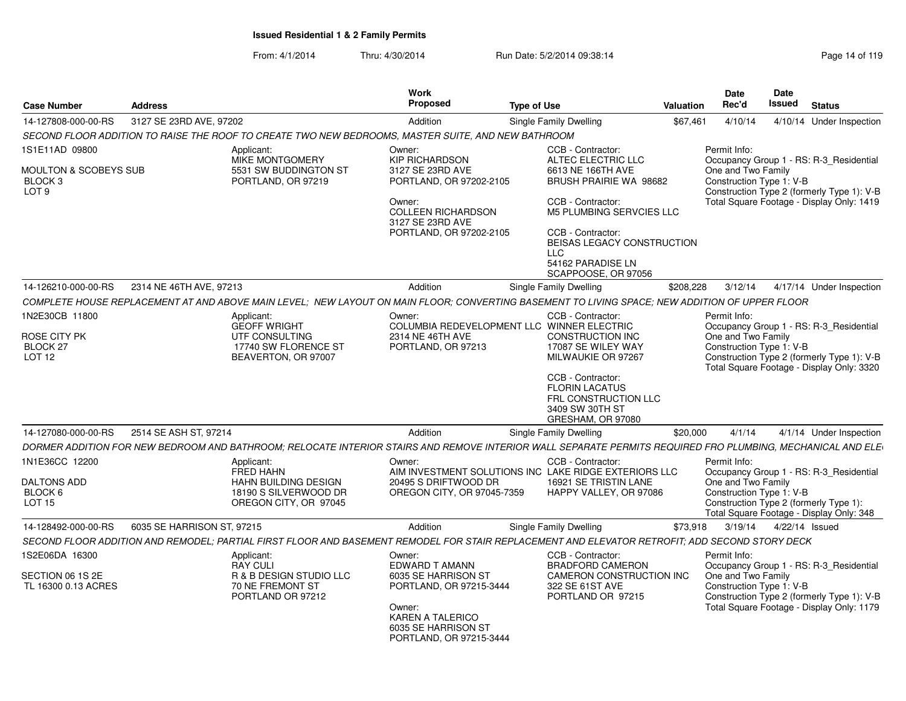# Issued Residential 1 & 2 Family Permits

From: 4/1/2014 Thru: 4/30/2014 Run Date: 5/2/2014 09:38:14

| Case Number | Address | Work Proposed | Type of Use | Valuation | Date Rec'd | Date Issued | Status |
|---|---|---|---|---|---|---|---|
| 14-127808-000-00-RS | 3127 SE 23RD AVE, 97202 | Addition | Single Family Dwelling | $67,461 | 4/10/14 | 4/10/14 | Under Inspection |

*SECOND FLOOR ADDITION TO RAISE THE ROOF TO CREATE TWO NEW BEDROOMS, MASTER SUITE, AND NEW BATHROOM*

1S1E11AD 09800
MOULTON & SCOBEYS SUB
BLOCK 3
LOT 9

Applicant:
MIKE MONTGOMERY
5531 SW BUDDINGTON ST
PORTLAND, OR 97219

Owner:
KIP RICHARDSON
3127 SE 23RD AVE
PORTLAND, OR 97202-2105

Owner:
COLLEEN RICHARDSON
3127 SE 23RD AVE
PORTLAND, OR 97202-2105

CCB - Contractor:
ALTEC ELECTRIC LLC
6613 NE 166TH AVE
BRUSH PRAIRIE WA 98682

CCB - Contractor:
M5 PLUMBING SERVCIES LLC

CCB - Contractor:
BEISAS LEGACY CONSTRUCTION LLC
54162 PARADISE LN
SCAPPOOSE, OR 97056

Permit Info:
Occupancy Group 1 - RS: R-3_Residential One and Two Family
Construction Type 1: V-B
Construction Type 2 (formerly Type 1): V-B
Total Square Footage - Display Only: 1419

| Case Number | Address | Work Proposed | Type of Use | Valuation | Date Rec'd | Date Issued | Status |
|---|---|---|---|---|---|---|---|
| 14-126210-000-00-RS | 2314 NE 46TH AVE, 97213 | Addition | Single Family Dwelling | $208,228 | 3/12/14 | 4/17/14 | Under Inspection |

*COMPLETE HOUSE REPLACEMENT AT AND ABOVE MAIN LEVEL; NEW LAYOUT ON MAIN FLOOR; CONVERTING BASEMENT TO LIVING SPACE; NEW ADDITION OF UPPER FLOOR*

1N2E30CB 11800
ROSE CITY PK
BLOCK 27
LOT 12

Applicant:
GEOFF WRIGHT
UTF CONSULTING
17740 SW FLORENCE ST
BEAVERTON, OR 97007

Owner:
COLUMBIA REDEVELOPMENT LLC
2314 NE 46TH AVE
PORTLAND, OR 97213

CCB - Contractor:
WINNER ELECTRIC CONSTRUCTION INC
17087 SE WILEY WAY
MILWAUKIE OR 97267

CCB - Contractor:
FLORIN LACATUS
FRL CONSTRUCTION LLC
3409 SW 30TH ST
GRESHAM, OR 97080

Permit Info:
Occupancy Group 1 - RS: R-3_Residential One and Two Family
Construction Type 1: V-B
Construction Type 2 (formerly Type 1): V-B
Total Square Footage - Display Only: 3320

| Case Number | Address | Work Proposed | Type of Use | Valuation | Date Rec'd | Date Issued | Status |
|---|---|---|---|---|---|---|---|
| 14-127080-000-00-RS | 2514 SE ASH ST, 97214 | Addition | Single Family Dwelling | $20,000 | 4/1/14 | 4/1/14 | Under Inspection |

*DORMER ADDITION FOR NEW BEDROOM AND BATHROOM; RELOCATE INTERIOR STAIRS AND REMOVE INTERIOR WALL SEPARATE PERMITS REQUIRED FRO PLUMBING, MECHANICAL AND ELE*

1N1E36CC 12200
DALTONS ADD
BLOCK 6
LOT 15

Applicant:
FRED HAHN
HAHN BUILDING DESIGN
18190 S SILVERWOOD DR
OREGON CITY, OR 97045

Owner:
AIM INVESTMENT SOLUTIONS INC
20495 S DRIFTWOOD DR
OREGON CITY, OR 97045-7359

CCB - Contractor:
LAKE RIDGE EXTERIORS LLC
16921 SE TRISTIN LANE
HAPPY VALLEY, OR 97086

Permit Info:
Occupancy Group 1 - RS: R-3_Residential One and Two Family
Construction Type 1: V-B
Construction Type 2 (formerly Type 1):
Total Square Footage - Display Only: 348

| Case Number | Address | Work Proposed | Type of Use | Valuation | Date Rec'd | Date Issued | Status |
|---|---|---|---|---|---|---|---|
| 14-128492-000-00-RS | 6035 SE HARRISON ST, 97215 | Addition | Single Family Dwelling | $73,918 | 3/19/14 | 4/22/14 | Issued |

*SECOND FLOOR ADDITION AND REMODEL; PARTIAL FIRST FLOOR AND BASEMENT REMODEL FOR STAIR REPLACEMENT AND ELEVATOR RETROFIT; ADD SECOND STORY DECK*

1S2E06DA 16300
SECTION 06 1S 2E
TL 16300 0.13 ACRES

Applicant:
RAY CULI
R & B DESIGN STUDIO LLC
70 NE FREMONT ST
PORTLAND OR 97212

Owner:
EDWARD T AMANN
6035 SE HARRISON ST
PORTLAND, OR 97215-3444

Owner:
KAREN A TALERICO
6035 SE HARRISON ST
PORTLAND, OR 97215-3444

CCB - Contractor:
BRADFORD CAMERON
CAMERON CONSTRUCTION INC
322 SE 61ST AVE
PORTLAND OR 97215

Permit Info:
Occupancy Group 1 - RS: R-3_Residential One and Two Family
Construction Type 1: V-B
Construction Type 2 (formerly Type 1): V-B
Total Square Footage - Display Only: 1179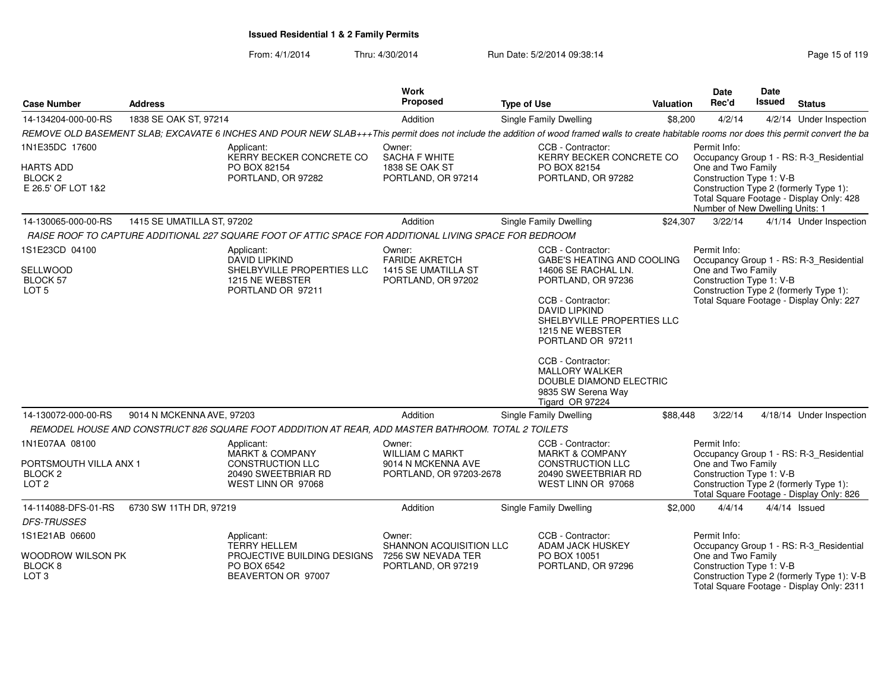**Issued Residential 1 & 2 Family Permits**

From: 4/1/2014 Thru: 4/30/2014 Run Date: 5/2/2014 09:38:14

| Case Number | Address | Work Proposed | Type of Use | Valuation | Date Rec'd | Date Issued | Status |
|---|---|---|---|---|---|---|---|
| 14-134204-000-00-RS | 1838 SE OAK ST, 97214 | Addition | Single Family Dwelling | $8,200 | 4/2/14 | 4/2/14 | Under Inspection |

*REMOVE OLD BASEMENT SLAB; EXCAVATE 6 INCHES AND POUR NEW SLAB+++This permit does not include the addition of wood framed walls to create habitable rooms nor does this permit convert the ba*

1N1E35DC 17600
HARTS ADD
BLOCK 2
E 26.5' OF LOT 1&2

Applicant:
KERRY BECKER CONCRETE CO
PO BOX 82154
PORTLAND, OR 97282

Owner:
SACHA F WHITE
1838 SE OAK ST
PORTLAND, OR 97214

CCB - Contractor:
KERRY BECKER CONCRETE CO
PO BOX 82154
PORTLAND, OR 97282

Permit Info:
Occupancy Group 1 - RS: R-3_Residential One and Two Family
Construction Type 1: V-B
Construction Type 2 (formerly Type 1):
Total Square Footage - Display Only: 428
Number of New Dwelling Units: 1

| Case Number | Address | Work Proposed | Type of Use | Valuation | Date Rec'd | Date Issued | Status |
|---|---|---|---|---|---|---|---|
| 14-130065-000-00-RS | 1415 SE UMATILLA ST, 97202 | Addition | Single Family Dwelling | $24,307 | 3/22/14 | 4/1/14 | Under Inspection |

*RAISE ROOF TO CAPTURE ADDITIONAL 227 SQUARE FOOT OF ATTIC SPACE FOR ADDITIONAL LIVING SPACE FOR BEDROOM*

1S1E23CD 04100
SELLWOOD
BLOCK 57
LOT 5

Applicant:
DAVID LIPKIND
SHELBYVILLE PROPERTIES LLC
1215 NE WEBSTER
PORTLAND OR 97211

Owner:
FARIDE AKRETCH
1415 SE UMATILLA ST
PORTLAND, OR 97202

CCB - Contractor:
GABE'S HEATING AND COOLING
14606 SE RACHAL LN.
PORTLAND, OR 97236

CCB - Contractor:
DAVID LIPKIND
SHELBYVILLE PROPERTIES LLC
1215 NE WEBSTER
PORTLAND OR 97211

CCB - Contractor:
MALLORY WALKER
DOUBLE DIAMOND ELECTRIC
9835 SW Serena Way
Tigard OR 97224

Permit Info:
Occupancy Group 1 - RS: R-3_Residential One and Two Family
Construction Type 1: V-B
Construction Type 2 (formerly Type 1):
Total Square Footage - Display Only: 227

| Case Number | Address | Work Proposed | Type of Use | Valuation | Date Rec'd | Date Issued | Status |
|---|---|---|---|---|---|---|---|
| 14-130072-000-00-RS | 9014 N MCKENNA AVE, 97203 | Addition | Single Family Dwelling | $88,448 | 3/22/14 | 4/18/14 | Under Inspection |

*REMODEL HOUSE AND CONSTRUCT 826 SQUARE FOOT ADDDITION AT REAR, ADD MASTER BATHROOM. TOTAL 2 TOILETS*

1N1E07AA 08100
PORTSMOUTH VILLA ANX 1
BLOCK 2
LOT 2

Applicant:
MARKT & COMPANY
CONSTRUCTION LLC
20490 SWEETBRIAR RD
WEST LINN OR 97068

Owner:
WILLIAM C MARKT
9014 N MCKENNA AVE
PORTLAND, OR 97203-2678

CCB - Contractor:
MARKT & COMPANY
CONSTRUCTION LLC
20490 SWEETBRIAR RD
WEST LINN OR 97068

Permit Info:
Occupancy Group 1 - RS: R-3_Residential One and Two Family
Construction Type 1: V-B
Construction Type 2 (formerly Type 1):
Total Square Footage - Display Only: 826

| Case Number | Address | Work Proposed | Type of Use | Valuation | Date Rec'd | Date Issued | Status |
|---|---|---|---|---|---|---|---|
| 14-114088-DFS-01-RS | 6730 SW 11TH DR, 97219 | Addition | Single Family Dwelling | $2,000 | 4/4/14 | 4/4/14 | Issued |

*DFS-TRUSSES*

1S1E21AB 06600
WOODROW WILSON PK
BLOCK 8
LOT 3

Applicant:
TERRY HELLEM
PROJECTIVE BUILDING DESIGNS
PO BOX 6542
BEAVERTON OR 97007

Owner:
SHANNON ACQUISITION LLC
7256 SW NEVADA TER
PORTLAND, OR 97219

CCB - Contractor:
ADAM JACK HUSKEY
PO BOX 10051
PORTLAND, OR 97296

Permit Info:
Occupancy Group 1 - RS: R-3_Residential One and Two Family
Construction Type 1: V-B
Construction Type 2 (formerly Type 1): V-B
Total Square Footage - Display Only: 2311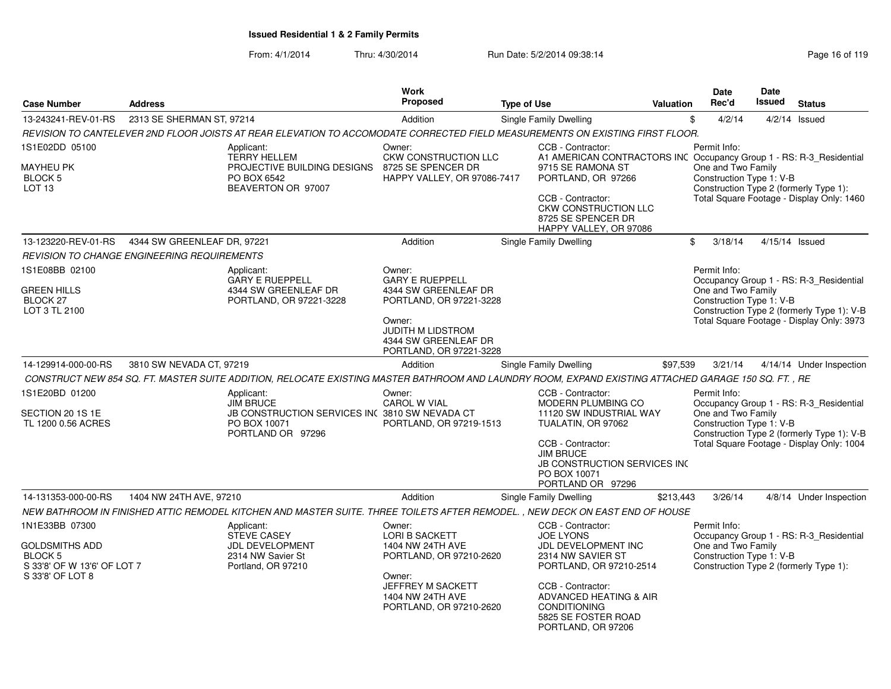**Issued Residential 1 & 2 Family Permits**

From: 4/1/2014 Thru: 4/30/2014 Run Date: 5/2/2014 09:38:14

| Case Number | Address | Work Proposed | Type of Use | Valuation | Date Rec'd | Date Issued | Status |
|---|---|---|---|---|---|---|---|
| 13-243241-REV-01-RS | 2313 SE SHERMAN ST, 97214 | Addition | Single Family Dwelling | $ | 4/2/14 | 4/2/14 | Issued |

*REVISION TO CANTELEVER 2ND FLOOR JOISTS AT REAR ELEVATION TO ACCOMODATE CORRECTED FIELD MEASUREMENTS ON EXISTING FIRST FLOOR.*

1S1E02DD 05100
MAYHEU PK
BLOCK 5
LOT 13

Applicant:
TERRY HELLEM
PROJECTIVE BUILDING DESIGNS
PO BOX 6542
BEAVERTON OR 97007

Owner:
CKW CONSTRUCTION LLC
8725 SE SPENCER DR
HAPPY VALLEY, OR 97086-7417

CCB - Contractor:
A1 AMERICAN CONTRACTORS INC
9715 SE RAMONA ST
PORTLAND, OR 97266

CCB - Contractor:
CKW CONSTRUCTION LLC
8725 SE SPENCER DR
HAPPY VALLEY, OR 97086

Permit Info:
Occupancy Group 1 - RS: R-3_Residential One and Two Family
Construction Type 1: V-B
Construction Type 2 (formerly Type 1):
Total Square Footage - Display Only: 1460

| Case Number | Address | Work Proposed | Type of Use | Valuation | Date Rec'd | Date Issued | Status |
|---|---|---|---|---|---|---|---|
| 13-123220-REV-01-RS | 4344 SW GREENLEAF DR, 97221 | Addition | Single Family Dwelling | $ | 3/18/14 | 4/15/14 | Issued |

*REVISION TO CHANGE ENGINEERING REQUIREMENTS*

1S1E08BB 02100
GREEN HILLS
BLOCK 27
LOT 3 TL 2100

Applicant:
GARY E RUEPPELL
4344 SW GREENLEAF DR
PORTLAND, OR 97221-3228

Owner:
GARY E RUEPPELL
4344 SW GREENLEAF DR
PORTLAND, OR 97221-3228

Owner:
JUDITH M LIDSTROM
4344 SW GREENLEAF DR
PORTLAND, OR 97221-3228

Permit Info:
Occupancy Group 1 - RS: R-3_Residential One and Two Family
Construction Type 1: V-B
Construction Type 2 (formerly Type 1): V-B
Total Square Footage - Display Only: 3973

| Case Number | Address | Work Proposed | Type of Use | Valuation | Date Rec'd | Date Issued | Status |
|---|---|---|---|---|---|---|---|
| 14-129914-000-00-RS | 3810 SW NEVADA CT, 97219 | Addition | Single Family Dwelling | $97,539 | 3/21/14 | 4/14/14 | Under Inspection |

*CONSTRUCT NEW 854 SQ. FT. MASTER SUITE ADDITION, RELOCATE EXISTING MASTER BATHROOM AND LAUNDRY ROOM, EXPAND EXISTING ATTACHED GARAGE 150 SQ. FT. , RE*

1S1E20BD 01200
SECTION 20 1S 1E
TL 1200 0.56 ACRES

Applicant:
JIM BRUCE
JB CONSTRUCTION SERVICES INC
PO BOX 10071
PORTLAND OR 97296

Owner:
CAROL W VIAL
3810 SW NEVADA CT
PORTLAND, OR 97219-1513

CCB - Contractor:
MODERN PLUMBING CO
11120 SW INDUSTRIAL WAY
TUALATIN, OR 97062

CCB - Contractor:
JIM BRUCE
JB CONSTRUCTION SERVICES INC
PO BOX 10071
PORTLAND OR 97296

Permit Info:
Occupancy Group 1 - RS: R-3_Residential One and Two Family
Construction Type 1: V-B
Construction Type 2 (formerly Type 1): V-B
Total Square Footage - Display Only: 1004

| Case Number | Address | Work Proposed | Type of Use | Valuation | Date Rec'd | Date Issued | Status |
|---|---|---|---|---|---|---|---|
| 14-131353-000-00-RS | 1404 NW 24TH AVE, 97210 | Addition | Single Family Dwelling | $213,443 | 3/26/14 | 4/8/14 | Under Inspection |

*NEW BATHROOM IN FINISHED ATTIC REMODEL KITCHEN AND MASTER SUITE. THREE TOILETS AFTER REMODEL. , NEW DECK ON EAST END OF HOUSE*

1N1E33BB 07300
GOLDSMITHS ADD
BLOCK 5
S 33'8' OF W 13'6' OF LOT 7
S 33'8' OF LOT 8

Applicant:
STEVE CASEY
JDL DEVELOPMENT
2314 NW Savier St
Portland, OR 97210

Owner:
LORI B SACKETT
1404 NW 24TH AVE
PORTLAND, OR 97210-2620

Owner:
JEFFREY M SACKETT
1404 NW 24TH AVE
PORTLAND, OR 97210-2620

CCB - Contractor:
JOE LYONS
JDL DEVELOPMENT INC
2314 NW SAVIER ST
PORTLAND, OR 97210-2514

CCB - Contractor:
ADVANCED HEATING & AIR CONDITIONING
5825 SE FOSTER ROAD
PORTLAND, OR 97206

Permit Info:
Occupancy Group 1 - RS: R-3_Residential One and Two Family
Construction Type 1: V-B
Construction Type 2 (formerly Type 1):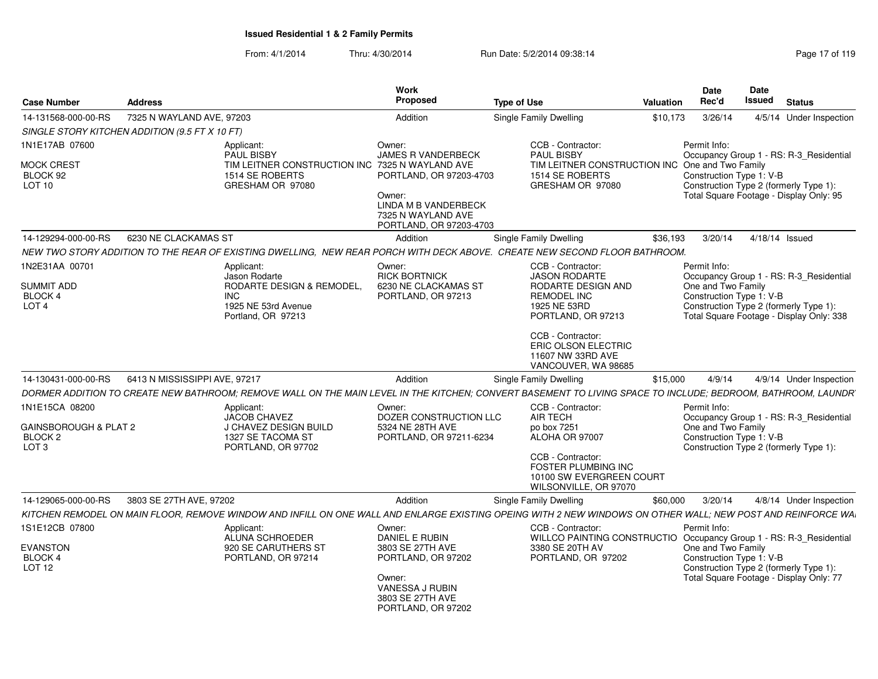# Issued Residential 1 & 2 Family Permits

From: 4/1/2014 Thru: 4/30/2014 Run Date: 5/2/2014 09:38:14

| Case Number | Address | Work Proposed | Type of Use | Valuation | Date Rec'd | Date Issued | Status |
|---|---|---|---|---|---|---|---|
| 14-131568-000-00-RS | 7325 N WAYLAND AVE, 97203 | Addition | Single Family Dwelling | $10,173 | 3/26/14 | 4/5/14 | Under Inspection |

*SINGLE STORY KITCHEN ADDITION (9.5 FT X 10 FT)*

1N1E17AB 07600
MOCK CREST
BLOCK 92
LOT 10

Applicant:
PAUL BISBY
TIM LEITNER CONSTRUCTION INC
1514 SE ROBERTS
GRESHAM OR 97080

Owner:
JAMES R VANDERBECK
7325 N WAYLAND AVE
PORTLAND, OR 97203-4703

Owner:
LINDA M B VANDERBECK
7325 N WAYLAND AVE
PORTLAND, OR 97203-4703

CCB - Contractor:
PAUL BISBY
TIM LEITNER CONSTRUCTION INC
1514 SE ROBERTS
GRESHAM OR 97080

Permit Info:
Occupancy Group 1 - RS: R-3_Residential One and Two Family
Construction Type 1: V-B
Construction Type 2 (formerly Type 1):
Total Square Footage - Display Only: 95

| Case Number | Address | Work Proposed | Type of Use | Valuation | Date Rec'd | Date Issued | Status |
|---|---|---|---|---|---|---|---|
| 14-129294-000-00-RS | 6230 NE CLACKAMAS ST | Addition | Single Family Dwelling | $36,193 | 3/20/14 | 4/18/14 | Issued |

*NEW TWO STORY ADDITION TO THE REAR OF EXISTING DWELLING, NEW REAR PORCH WITH DECK ABOVE. CREATE NEW SECOND FLOOR BATHROOM.*

1N2E31AA 00701
SUMMIT ADD
BLOCK 4
LOT 4

Applicant:
Jason Rodarte
RODARTE DESIGN & REMODEL, INC
1925 NE 53rd Avenue
Portland, OR 97213

Owner:
RICK BORTNICK
6230 NE CLACKAMAS ST
PORTLAND, OR 97213

CCB - Contractor:
JASON RODARTE
RODARTE DESIGN AND REMODEL INC
1925 NE 53RD
PORTLAND, OR 97213

CCB - Contractor:
ERIC OLSON ELECTRIC
11607 NW 33RD AVE
VANCOUVER, WA 98685

Permit Info:
Occupancy Group 1 - RS: R-3_Residential One and Two Family
Construction Type 1: V-B
Construction Type 2 (formerly Type 1):
Total Square Footage - Display Only: 338

| Case Number | Address | Work Proposed | Type of Use | Valuation | Date Rec'd | Date Issued | Status |
|---|---|---|---|---|---|---|---|
| 14-130431-000-00-RS | 6413 N MISSISSIPPI AVE, 97217 | Addition | Single Family Dwelling | $15,000 | 4/9/14 | 4/9/14 | Under Inspection |

*DORMER ADDITION TO CREATE NEW BATHROOM; REMOVE WALL ON THE MAIN LEVEL IN THE KITCHEN; CONVERT BASEMENT TO LIVING SPACE TO INCLUDE; BEDROOM, BATHROOM, LAUNDR*

1N1E15CA 08200
GAINSBOROUGH & PLAT 2
BLOCK 2
LOT 3

Applicant:
JACOB CHAVEZ
J CHAVEZ DESIGN BUILD
1327 SE TACOMA ST
PORTLAND, OR 97702

Owner:
DOZER CONSTRUCTION LLC
5324 NE 28TH AVE
PORTLAND, OR 97211-6234

CCB - Contractor:
AIR TECH
po box 7251
ALOHA OR 97007

CCB - Contractor:
FOSTER PLUMBING INC
10100 SW EVERGREEN COURT
WILSONVILLE, OR 97070

Permit Info:
Occupancy Group 1 - RS: R-3_Residential One and Two Family
Construction Type 1: V-B
Construction Type 2 (formerly Type 1):

| Case Number | Address | Work Proposed | Type of Use | Valuation | Date Rec'd | Date Issued | Status |
|---|---|---|---|---|---|---|---|
| 14-129065-000-00-RS | 3803 SE 27TH AVE, 97202 | Addition | Single Family Dwelling | $60,000 | 3/20/14 | 4/8/14 | Under Inspection |

*KITCHEN REMODEL ON MAIN FLOOR, REMOVE WINDOW AND INFILL ON ONE WALL AND ENLARGE EXISTING OPEING WITH 2 NEW WINDOWS ON OTHER WALL; NEW POST AND REINFORCE WA*

1S1E12CB 07800
EVANSTON
BLOCK 4
LOT 12

Applicant:
ALUNA SCHROEDER
920 SE CARUTHERS ST
PORTLAND, OR 97214

Owner:
DANIEL E RUBIN
3803 SE 27TH AVE
PORTLAND, OR 97202

Owner:
VANESSA J RUBIN
3803 SE 27TH AVE
PORTLAND, OR 97202

CCB - Contractor:
WILLCO PAINTING CONSTRUCTIO
3380 SE 20TH AV
PORTLAND, OR 97202

Permit Info:
Occupancy Group 1 - RS: R-3_Residential One and Two Family
Construction Type 1: V-B
Construction Type 2 (formerly Type 1):
Total Square Footage - Display Only: 77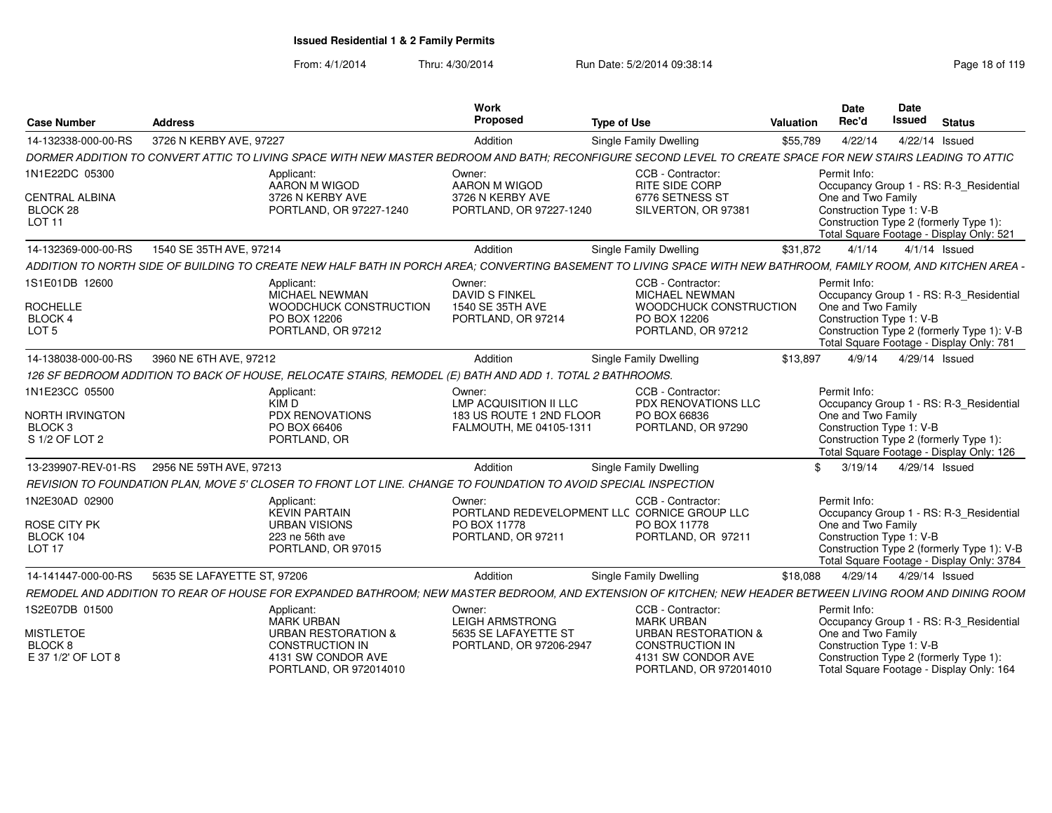**Issued Residential 1 & 2 Family Permits**

From: 4/1/2014 Thru: 4/30/2014 Run Date: 5/2/2014 09:38:14

| Case Number | Address | Work Proposed | Type of Use | Valuation | Date Rec'd | Date Issued | Status |
|---|---|---|---|---|---|---|---|
| 14-132338-000-00-RS | 3726 N KERBY AVE, 97227 | Addition | Single Family Dwelling | $55,789 | 4/22/14 | 4/22/14 | Issued |

DORMER ADDITION TO CONVERT ATTIC TO LIVING SPACE WITH NEW MASTER BEDROOM AND BATH; RECONFIGURE SECOND LEVEL TO CREATE SPACE FOR NEW STAIRS LEADING TO ATTIC

1N1E22DC 05300
CENTRAL ALBINA
BLOCK 28
LOT 11

Applicant: AARON M WIGOD, 3726 N KERBY AVE, PORTLAND, OR 97227-1240

Owner: AARON M WIGOD, 3726 N KERBY AVE, PORTLAND, OR 97227-1240

CCB - Contractor: RITE SIDE CORP, 6776 SETNESS ST, SILVERTON, OR 97381

Permit Info: Occupancy Group 1 - RS: R-3_Residential One and Two Family; Construction Type 1: V-B; Construction Type 2 (formerly Type 1):; Total Square Footage - Display Only: 521

| Case Number | Address | Work Proposed | Type of Use | Valuation | Date Rec'd | Date Issued | Status |
|---|---|---|---|---|---|---|---|
| 14-132369-000-00-RS | 1540 SE 35TH AVE, 97214 | Addition | Single Family Dwelling | $31,872 | 4/1/14 | 4/1/14 | Issued |

ADDITION TO NORTH SIDE OF BUILDING TO CREATE NEW HALF BATH IN PORCH AREA; CONVERTING BASEMENT TO LIVING SPACE WITH NEW BATHROOM, FAMILY ROOM, AND KITCHEN AREA -

1S1E01DB 12600
ROCHELLE
BLOCK 4
LOT 5

Applicant: MICHAEL NEWMAN, WOODCHUCK CONSTRUCTION, PO BOX 12206, PORTLAND, OR 97212

Owner: DAVID S FINKEL, 1540 SE 35TH AVE, PORTLAND, OR 97214

CCB - Contractor: MICHAEL NEWMAN, WOODCHUCK CONSTRUCTION, PO BOX 12206, PORTLAND, OR 97212

Permit Info: Occupancy Group 1 - RS: R-3_Residential One and Two Family; Construction Type 1: V-B; Construction Type 2 (formerly Type 1): V-B; Total Square Footage - Display Only: 781

| Case Number | Address | Work Proposed | Type of Use | Valuation | Date Rec'd | Date Issued | Status |
|---|---|---|---|---|---|---|---|
| 14-138038-000-00-RS | 3960 NE 6TH AVE, 97212 | Addition | Single Family Dwelling | $13,897 | 4/9/14 | 4/29/14 | Issued |

126 SF BEDROOM ADDITION TO BACK OF HOUSE, RELOCATE STAIRS, REMODEL (E) BATH AND ADD 1. TOTAL 2 BATHROOMS.

1N1E23CC 05500
NORTH IRVINGTON
BLOCK 3
S 1/2 OF LOT 2

Applicant: KIM D, PDX RENOVATIONS, PO BOX 66406, PORTLAND, OR

Owner: LMP ACQUISITION II LLC, 183 US ROUTE 1 2ND FLOOR, FALMOUTH, ME 04105-1311

CCB - Contractor: PDX RENOVATIONS LLC, PO BOX 66836, PORTLAND, OR 97290

Permit Info: Occupancy Group 1 - RS: R-3_Residential One and Two Family; Construction Type 1: V-B; Construction Type 2 (formerly Type 1):; Total Square Footage - Display Only: 126

| Case Number | Address | Work Proposed | Type of Use | Valuation | Date Rec'd | Date Issued | Status |
|---|---|---|---|---|---|---|---|
| 13-239907-REV-01-RS | 2956 NE 59TH AVE, 97213 | Addition | Single Family Dwelling | $ | 3/19/14 | 4/29/14 | Issued |

REVISION TO FOUNDATION PLAN, MOVE 5' CLOSER TO FRONT LOT LINE. CHANGE TO FOUNDATION TO AVOID SPECIAL INSPECTION

1N2E30AD 02900
ROSE CITY PK
BLOCK 104
LOT 17

Applicant: KEVIN PARTAIN, URBAN VISIONS, 223 ne 56th ave, PORTLAND, OR 97015

Owner: PORTLAND REDEVELOPMENT LLC, PO BOX 11778, PORTLAND, OR 97211

CCB - Contractor: CORNICE GROUP LLC, PO BOX 11778, PORTLAND, OR 97211

Permit Info: Occupancy Group 1 - RS: R-3_Residential One and Two Family; Construction Type 1: V-B; Construction Type 2 (formerly Type 1): V-B; Total Square Footage - Display Only: 3784

| Case Number | Address | Work Proposed | Type of Use | Valuation | Date Rec'd | Date Issued | Status |
|---|---|---|---|---|---|---|---|
| 14-141447-000-00-RS | 5635 SE LAFAYETTE ST, 97206 | Addition | Single Family Dwelling | $18,088 | 4/29/14 | 4/29/14 | Issued |

REMODEL AND ADDITION TO REAR OF HOUSE FOR EXPANDED BATHROOM; NEW MASTER BEDROOM, AND EXTENSION OF KITCHEN; NEW HEADER BETWEEN LIVING ROOM AND DINING ROOM

1S2E07DB 01500
MISTLETOE
BLOCK 8
E 37 1/2' OF LOT 8

Applicant: MARK URBAN, URBAN RESTORATION & CONSTRUCTION IN, 4131 SW CONDOR AVE, PORTLAND, OR 972014010

Owner: LEIGH ARMSTRONG, 5635 SE LAFAYETTE ST, PORTLAND, OR 97206-2947

CCB - Contractor: MARK URBAN, URBAN RESTORATION & CONSTRUCTION IN, 4131 SW CONDOR AVE, PORTLAND, OR 972014010

Permit Info: Occupancy Group 1 - RS: R-3_Residential One and Two Family; Construction Type 1: V-B; Construction Type 2 (formerly Type 1):; Total Square Footage - Display Only: 164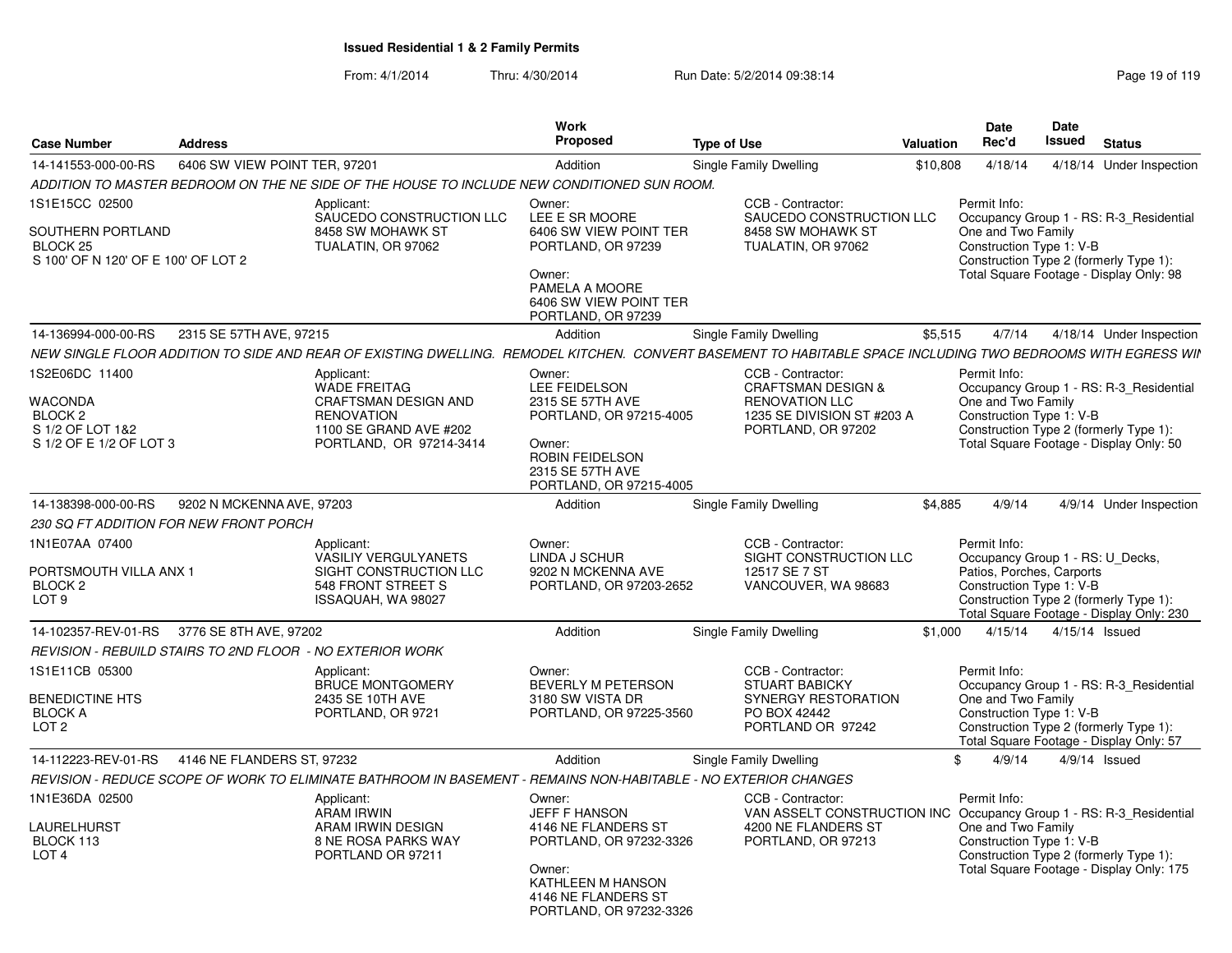## Issued Residential 1 & 2 Family Permits

From: 4/1/2014 Thru: 4/30/2014 Run Date: 5/2/2014 09:38:14

| Case Number | Address | Work Proposed | Type of Use | Valuation | Date Rec'd | Date Issued | Status |
|---|---|---|---|---|---|---|---|
| 14-141553-000-00-RS | 6406 SW VIEW POINT TER, 97201 | Addition | Single Family Dwelling | $10,808 | 4/18/14 | 4/18/14 | Under Inspection |

*ADDITION TO MASTER BEDROOM ON THE NE SIDE OF THE HOUSE TO INCLUDE NEW CONDITIONED SUN ROOM.*

1S1E15CC 02500
SOUTHERN PORTLAND
BLOCK 25
S 100' OF N 120' OF E 100' OF LOT 2

Applicant: SAUCEDO CONSTRUCTION LLC, 8458 SW MOHAWK ST, TUALATIN, OR 97062

Owner: LEE E SR MOORE, 6406 SW VIEW POINT TER, PORTLAND, OR 97239

Owner: PAMELA A MOORE, 6406 SW VIEW POINT TER, PORTLAND, OR 97239

CCB - Contractor: SAUCEDO CONSTRUCTION LLC, 8458 SW MOHAWK ST, TUALATIN, OR 97062

Permit Info: Occupancy Group 1 - RS: R-3_Residential One and Two Family; Construction Type 1: V-B; Construction Type 2 (formerly Type 1): ; Total Square Footage - Display Only: 98

---

| Case Number | Address | Work Proposed | Type of Use | Valuation | Date Rec'd | Date Issued | Status |
|---|---|---|---|---|---|---|---|
| 14-136994-000-00-RS | 2315 SE 57TH AVE, 97215 | Addition | Single Family Dwelling | $5,515 | 4/7/14 | 4/18/14 | Under Inspection |

*NEW SINGLE FLOOR ADDITION TO SIDE AND REAR OF EXISTING DWELLING. REMODEL KITCHEN. CONVERT BASEMENT TO HABITABLE SPACE INCLUDING TWO BEDROOMS WITH EGRESS WI*

1S2E06DC 11400
WACONDA
BLOCK 2
S 1/2 OF LOT 1&2
S 1/2 OF E 1/2 OF LOT 3

Applicant: WADE FREITAG, CRAFTSMAN DESIGN AND RENOVATION, 1100 SE GRAND AVE #202, PORTLAND, OR 97214-3414

Owner: LEE FEIDELSON, 2315 SE 57TH AVE, PORTLAND, OR 97215-4005

Owner: ROBIN FEIDELSON, 2315 SE 57TH AVE, PORTLAND, OR 97215-4005

CCB - Contractor: CRAFTSMAN DESIGN & RENOVATION LLC, 1235 SE DIVISION ST #203 A, PORTLAND, OR 97202

Permit Info: Occupancy Group 1 - RS: R-3_Residential One and Two Family; Construction Type 1: V-B; Construction Type 2 (formerly Type 1): ; Total Square Footage - Display Only: 50

---

| Case Number | Address | Work Proposed | Type of Use | Valuation | Date Rec'd | Date Issued | Status |
|---|---|---|---|---|---|---|---|
| 14-138398-000-00-RS | 9202 N MCKENNA AVE, 97203 | Addition | Single Family Dwelling | $4,885 | 4/9/14 | 4/9/14 | Under Inspection |

*230 SQ FT ADDITION FOR NEW FRONT PORCH*

1N1E07AA 07400
PORTSMOUTH VILLA ANX 1
BLOCK 2
LOT 9

Applicant: VASILIY VERGULYANETS, SIGHT CONSTRUCTION LLC, 548 FRONT STREET S, ISSAQUAH, WA 98027

Owner: LINDA J SCHUR, 9202 N MCKENNA AVE, PORTLAND, OR 97203-2652

CCB - Contractor: SIGHT CONSTRUCTION LLC, 12517 SE 7 ST, VANCOUVER, WA 98683

Permit Info: Occupancy Group 1 - RS: U_Decks, Patios, Porches, Carports; Construction Type 1: V-B; Construction Type 2 (formerly Type 1): ; Total Square Footage - Display Only: 230

---

| Case Number | Address | Work Proposed | Type of Use | Valuation | Date Rec'd | Date Issued | Status |
|---|---|---|---|---|---|---|---|
| 14-102357-REV-01-RS | 3776 SE 8TH AVE, 97202 | Addition | Single Family Dwelling | $1,000 | 4/15/14 | 4/15/14 | Issued |

*REVISION - REBUILD STAIRS TO 2ND FLOOR - NO EXTERIOR WORK*

1S1E11CB 05300
BENEDICTINE HTS
BLOCK A
LOT 2

Applicant: BRUCE MONTGOMERY, 2435 SE 10TH AVE, PORTLAND, OR 9721

Owner: BEVERLY M PETERSON, 3180 SW VISTA DR, PORTLAND, OR 97225-3560

CCB - Contractor: STUART BABICKY, SYNERGY RESTORATION, PO BOX 42442, PORTLAND OR 97242

Permit Info: Occupancy Group 1 - RS: R-3_Residential One and Two Family; Construction Type 1: V-B; Construction Type 2 (formerly Type 1): ; Total Square Footage - Display Only: 57

---

| Case Number | Address | Work Proposed | Type of Use | Valuation | Date Rec'd | Date Issued | Status |
|---|---|---|---|---|---|---|---|
| 14-112223-REV-01-RS | 4146 NE FLANDERS ST, 97232 | Addition | Single Family Dwelling | $ | 4/9/14 | 4/9/14 | Issued |

*REVISION - REDUCE SCOPE OF WORK TO ELIMINATE BATHROOM IN BASEMENT - REMAINS NON-HABITABLE - NO EXTERIOR CHANGES*

1N1E36DA 02500
LAURELHURST
BLOCK 113
LOT 4

Applicant: ARAM IRWIN, ARAM IRWIN DESIGN, 8 NE ROSA PARKS WAY, PORTLAND OR 97211

Owner: JEFF F HANSON, 4146 NE FLANDERS ST, PORTLAND, OR 97232-3326

Owner: KATHLEEN M HANSON, 4146 NE FLANDERS ST, PORTLAND, OR 97232-3326

CCB - Contractor: VAN ASSELT CONSTRUCTION INC, 4200 NE FLANDERS ST, PORTLAND, OR 97213

Permit Info: Occupancy Group 1 - RS: R-3_Residential One and Two Family; Construction Type 1: V-B; Construction Type 2 (formerly Type 1): ; Total Square Footage - Display Only: 175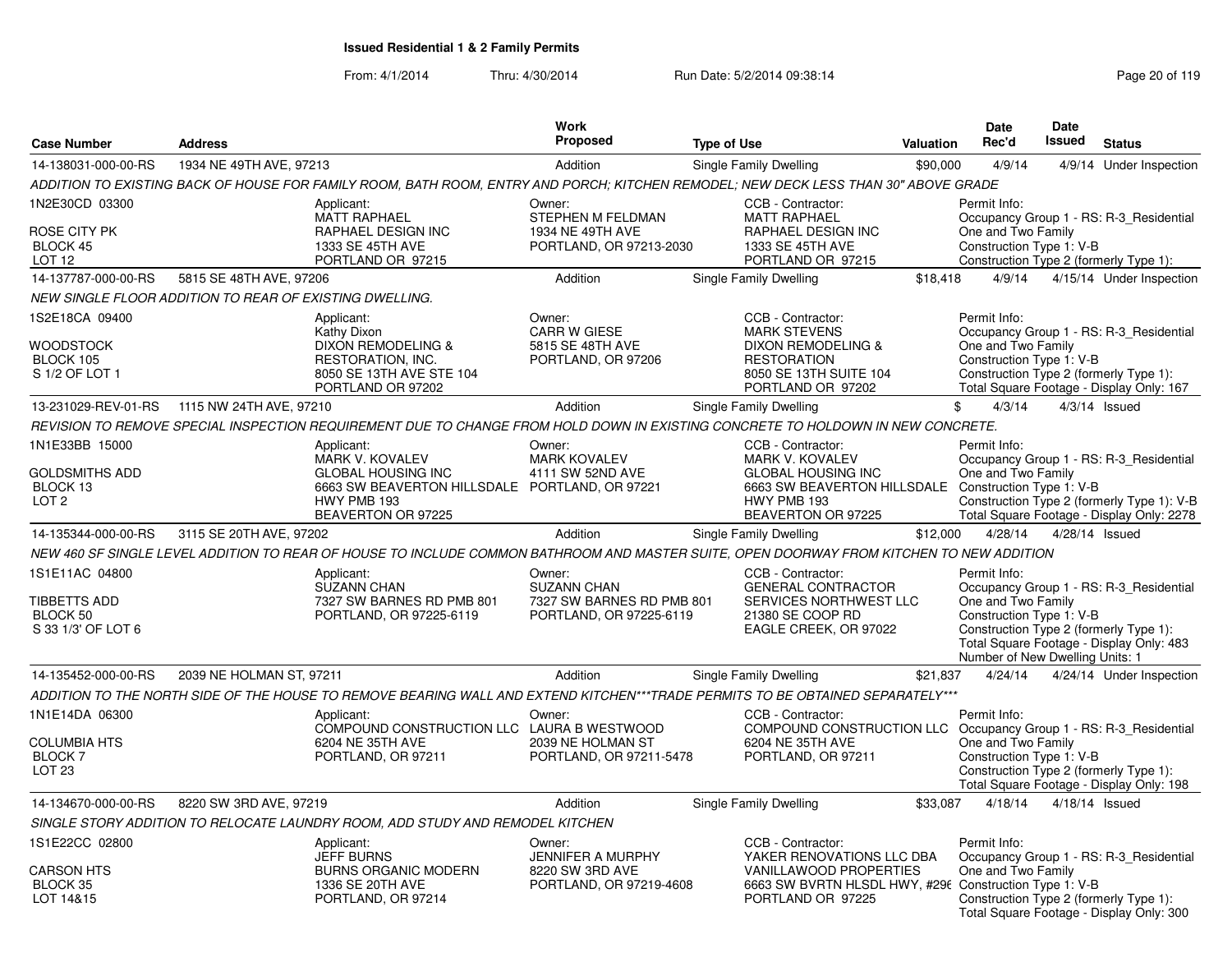# Issued Residential 1 & 2 Family Permits

From: 4/1/2014 Thru: 4/30/2014 Run Date: 5/2/2014 09:38:14

| Case Number | Address | Work Proposed | Type of Use | Valuation | Date Rec'd | Date Issued | Status |
|---|---|---|---|---|---|---|---|
| 14-138031-000-00-RS | 1934 NE 49TH AVE, 97213 | Addition | Single Family Dwelling | $90,000 | 4/9/14 | 4/9/14 | Under Inspection |

*ADDITION TO EXISTING BACK OF HOUSE FOR FAMILY ROOM, BATH ROOM, ENTRY AND PORCH; KITCHEN REMODEL; NEW DECK LESS THAN 30" ABOVE GRADE*

1N2E30CD 03300
ROSE CITY PK
BLOCK 45
LOT 12

Applicant: MATT RAPHAEL, RAPHAEL DESIGN INC, 1333 SE 45TH AVE, PORTLAND OR 97215

Owner: STEPHEN M FELDMAN, 1934 NE 49TH AVE, PORTLAND, OR 97213-2030

CCB - Contractor: MATT RAPHAEL, RAPHAEL DESIGN INC, 1333 SE 45TH AVE, PORTLAND OR 97215

Permit Info: Occupancy Group 1 - RS: R-3_Residential One and Two Family; Construction Type 1: V-B; Construction Type 2 (formerly Type 1):

| Case Number | Address | Work Proposed | Type of Use | Valuation | Date Rec'd | Date Issued | Status |
|---|---|---|---|---|---|---|---|
| 14-137787-000-00-RS | 5815 SE 48TH AVE, 97206 | Addition | Single Family Dwelling | $18,418 | 4/9/14 | 4/15/14 | Under Inspection |

*NEW SINGLE FLOOR ADDITION TO REAR OF EXISTING DWELLING.*

1S2E18CA 09400
WOODSTOCK
BLOCK 105
S 1/2 OF LOT 1

Applicant: Kathy Dixon, DIXON REMODELING & RESTORATION, INC., 8050 SE 13TH AVE STE 104, PORTLAND OR 97202

Owner: CARR W GIESE, 5815 SE 48TH AVE, PORTLAND, OR 97206

CCB - Contractor: MARK STEVENS, DIXON REMODELING & RESTORATION, 8050 SE 13TH SUITE 104, PORTLAND OR 97202

Permit Info: Occupancy Group 1 - RS: R-3_Residential One and Two Family; Construction Type 1: V-B; Construction Type 2 (formerly Type 1):; Total Square Footage - Display Only: 167

| Case Number | Address | Work Proposed | Type of Use | Valuation | Date Rec'd | Date Issued | Status |
|---|---|---|---|---|---|---|---|
| 13-231029-REV-01-RS | 1115 NW 24TH AVE, 97210 | Addition | Single Family Dwelling | $ | 4/3/14 | 4/3/14 | Issued |

*REVISION TO REMOVE SPECIAL INSPECTION REQUIREMENT DUE TO CHANGE FROM HOLD DOWN IN EXISTING CONCRETE TO HOLDOWN IN NEW CONCRETE.*

1N1E33BB 15000
GOLDSMITHS ADD
BLOCK 13
LOT 2

Applicant: MARK V. KOVALEV, GLOBAL HOUSING INC, 6663 SW BEAVERTON HILLSDALE HWY PMB 193, BEAVERTON OR 97225

Owner: MARK KOVALEV, 4111 SW 52ND AVE, PORTLAND, OR 97221

CCB - Contractor: MARK V. KOVALEV, GLOBAL HOUSING INC, 6663 SW BEAVERTON HILLSDALE HWY PMB 193, BEAVERTON OR 97225

Permit Info: Occupancy Group 1 - RS: R-3_Residential One and Two Family; Construction Type 1: V-B; Construction Type 2 (formerly Type 1): V-B; Total Square Footage - Display Only: 2278

| Case Number | Address | Work Proposed | Type of Use | Valuation | Date Rec'd | Date Issued | Status |
|---|---|---|---|---|---|---|---|
| 14-135344-000-00-RS | 3115 SE 20TH AVE, 97202 | Addition | Single Family Dwelling | $12,000 | 4/28/14 | 4/28/14 | Issued |

*NEW 460 SF SINGLE LEVEL ADDITION TO REAR OF HOUSE TO INCLUDE COMMON BATHROOM AND MASTER SUITE, OPEN DOORWAY FROM KITCHEN TO NEW ADDITION*

1S1E11AC 04800
TIBBETTS ADD
BLOCK 50
S 33 1/3' OF LOT 6

Applicant: SUZANN CHAN, 7327 SW BARNES RD PMB 801, PORTLAND, OR 97225-6119

Owner: SUZANN CHAN, 7327 SW BARNES RD PMB 801, PORTLAND, OR 97225-6119

CCB - Contractor: GENERAL CONTRACTOR SERVICES NORTHWEST LLC, 21380 SE COOP RD, EAGLE CREEK, OR 97022

Permit Info: Occupancy Group 1 - RS: R-3_Residential One and Two Family; Construction Type 1: V-B; Construction Type 2 (formerly Type 1):; Total Square Footage - Display Only: 483; Number of New Dwelling Units: 1

| Case Number | Address | Work Proposed | Type of Use | Valuation | Date Rec'd | Date Issued | Status |
|---|---|---|---|---|---|---|---|
| 14-135452-000-00-RS | 2039 NE HOLMAN ST, 97211 | Addition | Single Family Dwelling | $21,837 | 4/24/14 | 4/24/14 | Under Inspection |

*ADDITION TO THE NORTH SIDE OF THE HOUSE TO REMOVE BEARING WALL AND EXTEND KITCHEN***TRADE PERMITS TO BE OBTAINED SEPARATELY****

1N1E14DA 06300
COLUMBIA HTS
BLOCK 7
LOT 23

Applicant: COMPOUND CONSTRUCTION LLC, 6204 NE 35TH AVE, PORTLAND, OR 97211

Owner: LAURA B WESTWOOD, 2039 NE HOLMAN ST, PORTLAND, OR 97211-5478

CCB - Contractor: COMPOUND CONSTRUCTION LLC, 6204 NE 35TH AVE, PORTLAND, OR 97211

Permit Info: Occupancy Group 1 - RS: R-3_Residential One and Two Family; Construction Type 1: V-B; Construction Type 2 (formerly Type 1):; Total Square Footage - Display Only: 198

| Case Number | Address | Work Proposed | Type of Use | Valuation | Date Rec'd | Date Issued | Status |
|---|---|---|---|---|---|---|---|
| 14-134670-000-00-RS | 8220 SW 3RD AVE, 97219 | Addition | Single Family Dwelling | $33,087 | 4/18/14 | 4/18/14 | Issued |

*SINGLE STORY ADDITION TO RELOCATE LAUNDRY ROOM, ADD STUDY AND REMODEL KITCHEN*

1S1E22CC 02800
CARSON HTS
BLOCK 35
LOT 14&15

Applicant: JEFF BURNS, BURNS ORGANIC MODERN, 1336 SE 20TH AVE, PORTLAND, OR 97214

Owner: JENNIFER A MURPHY, 8220 SW 3RD AVE, PORTLAND, OR 97219-4608

CCB - Contractor: YAKER RENOVATIONS LLC DBA VANILLAWOOD PROPERTIES, 6663 SW BVRTN HLSDL HWY, #296 PORTLAND OR 97225

Permit Info: Occupancy Group 1 - RS: R-3_Residential One and Two Family; Construction Type 1: V-B; Construction Type 2 (formerly Type 1):; Total Square Footage - Display Only: 300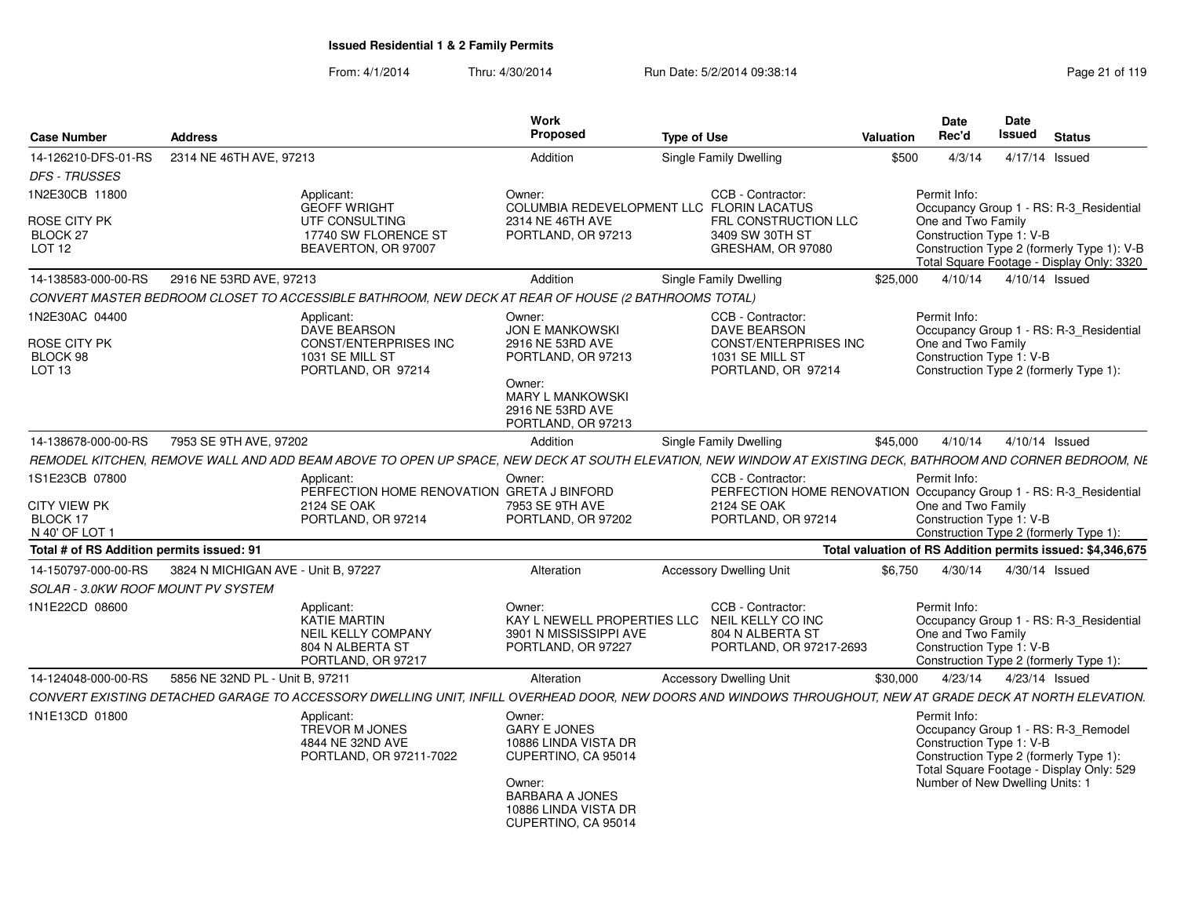# Issued Residential 1 & 2 Family Permits

From: 4/1/2014 Thru: 4/30/2014 Run Date: 5/2/2014 09:38:14

| Case Number | Address | Work Proposed | Type of Use | Valuation | Date Rec'd | Date Issued | Status |
|---|---|---|---|---|---|---|---|
| 14-126210-DFS-01-RS | 2314 NE 46TH AVE, 97213 | Addition | Single Family Dwelling | $500 | 4/3/14 | 4/17/14 | Issued |

*DFS - TRUSSES*

1N2E30CB 11800
ROSE CITY PK
BLOCK 27
LOT 12

Applicant:
GEOFF WRIGHT
UTF CONSULTING
17740 SW FLORENCE ST
BEAVERTON, OR 97007

Owner:
COLUMBIA REDEVELOPMENT LLC
2314 NE 46TH AVE
PORTLAND, OR 97213

CCB - Contractor:
FLORIN LACATUS
FRL CONSTRUCTION LLC
3409 SW 30TH ST
GRESHAM, OR 97080

Permit Info:
Occupancy Group 1 - RS: R-3_Residential One and Two Family
Construction Type 1: V-B
Construction Type 2 (formerly Type 1): V-B
Total Square Footage - Display Only: 3320

| Case Number | Address | Work Proposed | Type of Use | Valuation | Date Rec'd | Date Issued | Status |
|---|---|---|---|---|---|---|---|
| 14-138583-000-00-RS | 2916 NE 53RD AVE, 97213 | Addition | Single Family Dwelling | $25,000 | 4/10/14 | 4/10/14 | Issued |

*CONVERT MASTER BEDROOM CLOSET TO ACCESSIBLE BATHROOM, NEW DECK AT REAR OF HOUSE (2 BATHROOMS TOTAL)*

1N2E30AC 04400
ROSE CITY PK
BLOCK 98
LOT 13

Applicant:
DAVE BEARSON
CONST/ENTERPRISES INC
1031 SE MILL ST
PORTLAND, OR 97214

Owner:
JON E MANKOWSKI
2916 NE 53RD AVE
PORTLAND, OR 97213

Owner:
MARY L MANKOWSKI
2916 NE 53RD AVE
PORTLAND, OR 97213

CCB - Contractor:
DAVE BEARSON
CONST/ENTERPRISES INC
1031 SE MILL ST
PORTLAND, OR 97214

Permit Info:
Occupancy Group 1 - RS: R-3_Residential One and Two Family
Construction Type 1: V-B
Construction Type 2 (formerly Type 1):

| Case Number | Address | Work Proposed | Type of Use | Valuation | Date Rec'd | Date Issued | Status |
|---|---|---|---|---|---|---|---|
| 14-138678-000-00-RS | 7953 SE 9TH AVE, 97202 | Addition | Single Family Dwelling | $45,000 | 4/10/14 | 4/10/14 | Issued |

*REMODEL KITCHEN, REMOVE WALL AND ADD BEAM ABOVE TO OPEN UP SPACE, NEW DECK AT SOUTH ELEVATION, NEW WINDOW AT EXISTING DECK, BATHROOM AND CORNER BEDROOM, NE*

1S1E23CB 07800
CITY VIEW PK
BLOCK 17
N 40' OF LOT 1

Applicant:
PERFECTION HOME RENOVATION
2124 SE OAK
PORTLAND, OR 97214

Owner:
GRETA J BINFORD
7953 SE 9TH AVE
PORTLAND, OR 97202

CCB - Contractor:
PERFECTION HOME RENOVATION
2124 SE OAK
PORTLAND, OR 97214

Permit Info:
Occupancy Group 1 - RS: R-3_Residential One and Two Family
Construction Type 1: V-B
Construction Type 2 (formerly Type 1):

**Total # of RS Addition permits issued: 91** — **Total valuation of RS Addition permits issued: $4,346,675**

| Case Number | Address | Work Proposed | Type of Use | Valuation | Date Rec'd | Date Issued | Status |
|---|---|---|---|---|---|---|---|
| 14-150797-000-00-RS | 3824 N MICHIGAN AVE - Unit B, 97227 | Alteration | Accessory Dwelling Unit | $6,750 | 4/30/14 | 4/30/14 | Issued |

*SOLAR - 3.0KW ROOF MOUNT PV SYSTEM*

1N1E22CD 08600

Applicant:
KATIE MARTIN
NEIL KELLY COMPANY
804 N ALBERTA ST
PORTLAND, OR 97217

Owner:
KAY L NEWELL PROPERTIES LLC
3901 N MISSISSIPPI AVE
PORTLAND, OR 97227

CCB - Contractor:
NEIL KELLY CO INC
804 N ALBERTA ST
PORTLAND, OR 97217-2693

Permit Info:
Occupancy Group 1 - RS: R-3_Residential One and Two Family
Construction Type 1: V-B
Construction Type 2 (formerly Type 1):

| Case Number | Address | Work Proposed | Type of Use | Valuation | Date Rec'd | Date Issued | Status |
|---|---|---|---|---|---|---|---|
| 14-124048-000-00-RS | 5856 NE 32ND PL - Unit B, 97211 | Alteration | Accessory Dwelling Unit | $30,000 | 4/23/14 | 4/23/14 | Issued |

*CONVERT EXISTING DETACHED GARAGE TO ACCESSORY DWELLING UNIT, INFILL OVERHEAD DOOR, NEW DOORS AND WINDOWS THROUGHOUT, NEW AT GRADE DECK AT NORTH ELEVATION.*

1N1E13CD 01800

Applicant:
TREVOR M JONES
4844 NE 32ND AVE
PORTLAND, OR 97211-7022

Owner:
GARY E JONES
10886 LINDA VISTA DR
CUPERTINO, CA 95014

Owner:
BARBARA A JONES
10886 LINDA VISTA DR
CUPERTINO, CA 95014

Permit Info:
Occupancy Group 1 - RS: R-3_Remodel
Construction Type 1: V-B
Construction Type 2 (formerly Type 1):
Total Square Footage - Display Only: 529
Number of New Dwelling Units: 1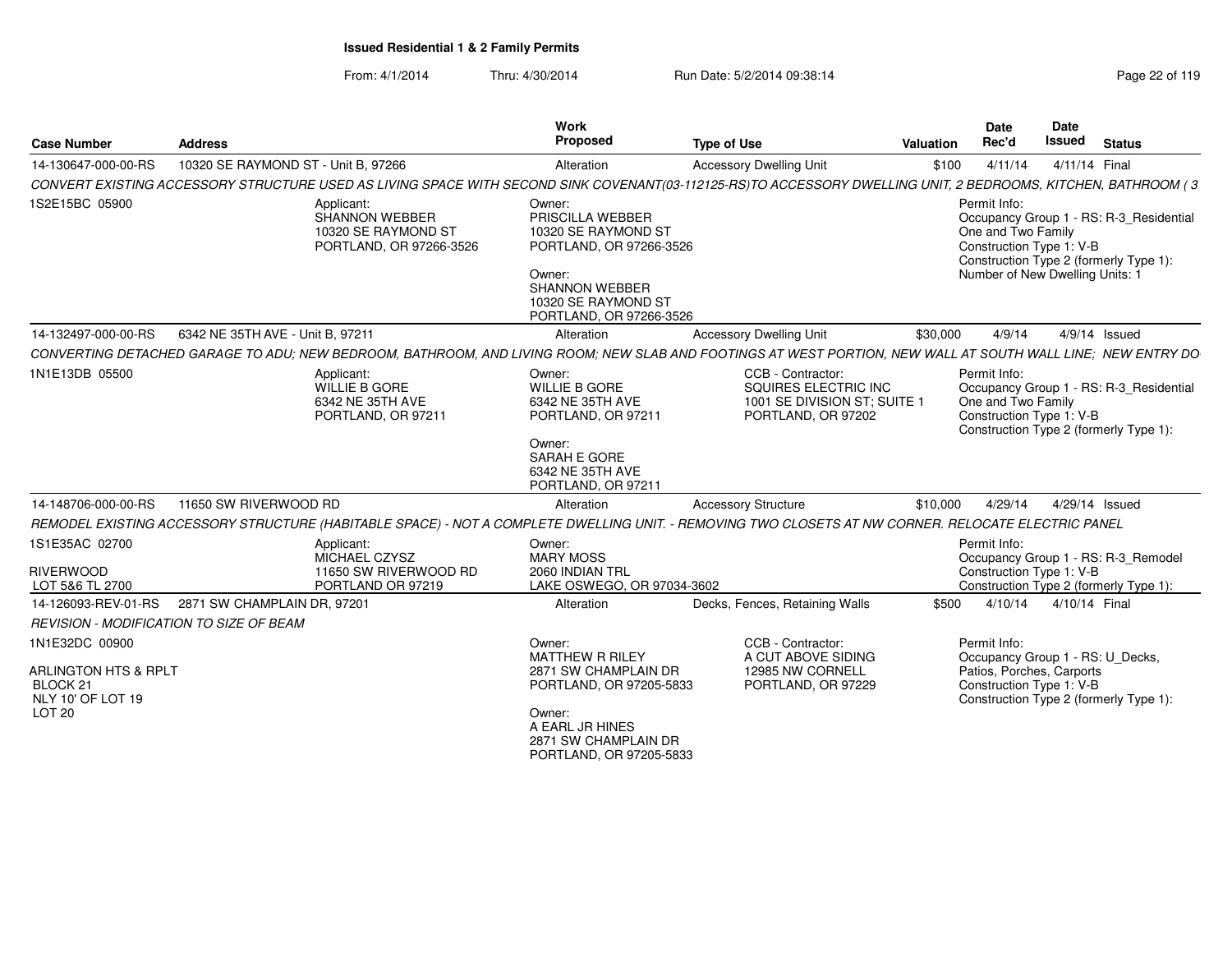**Issued Residential 1 & 2 Family Permits**

From: 4/1/2014 Thru: 4/30/2014 Run Date: 5/2/2014 09:38:14

| Case Number | Address | Work Proposed | Type of Use | Valuation | Date Rec'd | Date Issued | Status |
|---|---|---|---|---|---|---|---|
| 14-130647-000-00-RS | 10320 SE RAYMOND ST - Unit B, 97266 | Alteration | Accessory Dwelling Unit | $100 | 4/11/14 | 4/11/14 | Final |

*CONVERT EXISTING ACCESSORY STRUCTURE USED AS LIVING SPACE WITH SECOND SINK COVENANT(03-112125-RS)TO ACCESSORY DWELLING UNIT, 2 BEDROOMS, KITCHEN, BATHROOM ( 3*

1S2E15BC 05900

Applicant:
SHANNON WEBBER
10320 SE RAYMOND ST
PORTLAND, OR 97266-3526

Owner:
PRISCILLA WEBBER
10320 SE RAYMOND ST
PORTLAND, OR 97266-3526

Owner:
SHANNON WEBBER
10320 SE RAYMOND ST
PORTLAND, OR 97266-3526

Permit Info:
Occupancy Group 1 - RS: R-3_Residential One and Two Family
Construction Type 1: V-B
Construction Type 2 (formerly Type 1):
Number of New Dwelling Units: 1

| Case Number | Address | Work Proposed | Type of Use | Valuation | Date Rec'd | Date Issued | Status |
|---|---|---|---|---|---|---|---|
| 14-132497-000-00-RS | 6342 NE 35TH AVE - Unit B, 97211 | Alteration | Accessory Dwelling Unit | $30,000 | 4/9/14 | 4/9/14 | Issued |

*CONVERTING DETACHED GARAGE TO ADU; NEW BEDROOM, BATHROOM, AND LIVING ROOM; NEW SLAB AND FOOTINGS AT WEST PORTION, NEW WALL AT SOUTH WALL LINE; NEW ENTRY DO*

1N1E13DB 05500

Applicant:
WILLIE B GORE
6342 NE 35TH AVE
PORTLAND, OR 97211

Owner:
WILLIE B GORE
6342 NE 35TH AVE
PORTLAND, OR 97211

Owner:
SARAH E GORE
6342 NE 35TH AVE
PORTLAND, OR 97211

CCB - Contractor:
SQUIRES ELECTRIC INC
1001 SE DIVISION ST; SUITE 1
PORTLAND, OR 97202

Permit Info:
Occupancy Group 1 - RS: R-3_Residential One and Two Family
Construction Type 1: V-B
Construction Type 2 (formerly Type 1):

| Case Number | Address | Work Proposed | Type of Use | Valuation | Date Rec'd | Date Issued | Status |
|---|---|---|---|---|---|---|---|
| 14-148706-000-00-RS | 11650 SW RIVERWOOD RD | Alteration | Accessory Structure | $10,000 | 4/29/14 | 4/29/14 | Issued |

*REMODEL EXISTING ACCESSORY STRUCTURE (HABITABLE SPACE) - NOT A COMPLETE DWELLING UNIT. - REMOVING TWO CLOSETS AT NW CORNER. RELOCATE ELECTRIC PANEL*

1S1E35AC 02700

RIVERWOOD
LOT 5&6 TL 2700

Applicant:
MICHAEL CZYSZ
11650 SW RIVERWOOD RD
PORTLAND OR 97219

Owner:
MARY MOSS
2060 INDIAN TRL
LAKE OSWEGO, OR 97034-3602

Permit Info:
Occupancy Group 1 - RS: R-3_Remodel
Construction Type 1: V-B
Construction Type 2 (formerly Type 1):

| Case Number | Address | Work Proposed | Type of Use | Valuation | Date Rec'd | Date Issued | Status |
|---|---|---|---|---|---|---|---|
| 14-126093-REV-01-RS | 2871 SW CHAMPLAIN DR, 97201 | Alteration | Decks, Fences, Retaining Walls | $500 | 4/10/14 | 4/10/14 | Final |

*REVISION - MODIFICATION TO SIZE OF BEAM*

1N1E32DC 00900

ARLINGTON HTS & RPLT
BLOCK 21
NLY 10' OF LOT 19
LOT 20

Owner:
MATTHEW R RILEY
2871 SW CHAMPLAIN DR
PORTLAND, OR 97205-5833

Owner:
A EARL JR HINES
2871 SW CHAMPLAIN DR
PORTLAND, OR 97205-5833

CCB - Contractor:
A CUT ABOVE SIDING
12985 NW CORNELL
PORTLAND, OR 97229

Permit Info:
Occupancy Group 1 - RS: U_Decks, Patios, Porches, Carports
Construction Type 1: V-B
Construction Type 2 (formerly Type 1):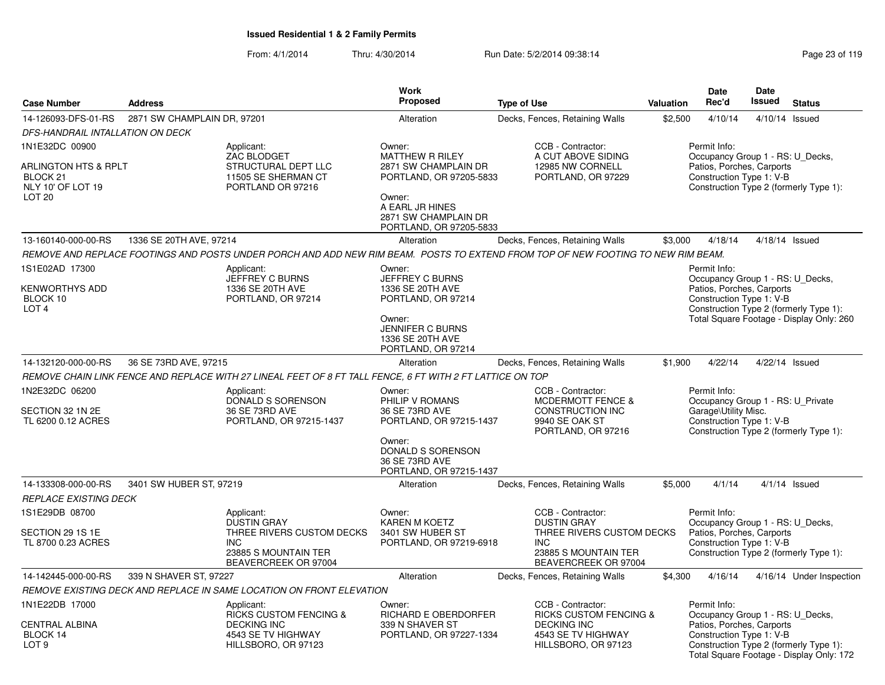**Issued Residential 1 & 2 Family Permits**

From: 4/1/2014 Thru: 4/30/2014 Run Date: 5/2/2014 09:38:14

| Case Number | Address | Work Proposed | Type of Use | Valuation | Date Rec'd | Date Issued | Status |
|---|---|---|---|---|---|---|---|
| 14-126093-DFS-01-RS | 2871 SW CHAMPLAIN DR, 97201 | Alteration | Decks, Fences, Retaining Walls | $2,500 | 4/10/14 | 4/10/14 | Issued |

*DFS-HANDRAIL INTALLATION ON DECK*

1N1E32DC 00900

ARLINGTON HTS & RPLT
BLOCK 21
NLY 10' OF LOT 19
LOT 20

Applicant:
ZAC BLODGET
STRUCTURAL DEPT LLC
11505 SE SHERMAN CT
PORTLAND OR 97216

Owner:
MATTHEW R RILEY
2871 SW CHAMPLAIN DR
PORTLAND, OR 97205-5833

Owner:
A EARL JR HINES
2871 SW CHAMPLAIN DR
PORTLAND, OR 97205-5833

CCB - Contractor:
A CUT ABOVE SIDING
12985 NW CORNELL
PORTLAND, OR 97229

Permit Info:
Occupancy Group 1 - RS: U_Decks, Patios, Porches, Carports
Construction Type 1: V-B
Construction Type 2 (formerly Type 1):

---

| Case Number | Address | Work Proposed | Type of Use | Valuation | Date Rec'd | Date Issued | Status |
|---|---|---|---|---|---|---|---|
| 13-160140-000-00-RS | 1336 SE 20TH AVE, 97214 | Alteration | Decks, Fences, Retaining Walls | $3,000 | 4/18/14 | 4/18/14 | Issued |

*REMOVE AND REPLACE FOOTINGS AND POSTS UNDER PORCH AND ADD NEW RIM BEAM. POSTS TO EXTEND FROM TOP OF NEW FOOTING TO NEW RIM BEAM.*

1S1E02AD 17300

KENWORTHYS ADD
BLOCK 10
LOT 4

Applicant:
JEFFREY C BURNS
1336 SE 20TH AVE
PORTLAND, OR 97214

Owner:
JEFFREY C BURNS
1336 SE 20TH AVE
PORTLAND, OR 97214

Owner:
JENNIFER C BURNS
1336 SE 20TH AVE
PORTLAND, OR 97214

Permit Info:
Occupancy Group 1 - RS: U_Decks, Patios, Porches, Carports
Construction Type 1: V-B
Construction Type 2 (formerly Type 1):
Total Square Footage - Display Only: 260

---

| Case Number | Address | Work Proposed | Type of Use | Valuation | Date Rec'd | Date Issued | Status |
|---|---|---|---|---|---|---|---|
| 14-132120-000-00-RS | 36 SE 73RD AVE, 97215 | Alteration | Decks, Fences, Retaining Walls | $1,900 | 4/22/14 | 4/22/14 | Issued |

*REMOVE CHAIN LINK FENCE AND REPLACE WITH 27 LINEAL FEET OF 8 FT TALL FENCE, 6 FT WITH 2 FT LATTICE ON TOP*

1N2E32DC 06200

SECTION 32 1N 2E
TL 6200 0.12 ACRES

Applicant:
DONALD S SORENSON
36 SE 73RD AVE
PORTLAND, OR 97215-1437

Owner:
PHILIP V ROMANS
36 SE 73RD AVE
PORTLAND, OR 97215-1437

Owner:
DONALD S SORENSON
36 SE 73RD AVE
PORTLAND, OR 97215-1437

CCB - Contractor:
MCDERMOTT FENCE & CONSTRUCTION INC
9940 SE OAK ST
PORTLAND, OR 97216

Permit Info:
Occupancy Group 1 - RS: U_Private Garage\Utility Misc.
Construction Type 1: V-B
Construction Type 2 (formerly Type 1):

---

| Case Number | Address | Work Proposed | Type of Use | Valuation | Date Rec'd | Date Issued | Status |
|---|---|---|---|---|---|---|---|
| 14-133308-000-00-RS | 3401 SW HUBER ST, 97219 | Alteration | Decks, Fences, Retaining Walls | $5,000 | 4/1/14 | 4/1/14 | Issued |

*REPLACE EXISTING DECK*

1S1E29DB 08700

SECTION 29 1S 1E
TL 8700 0.23 ACRES

Applicant:
DUSTIN GRAY
THREE RIVERS CUSTOM DECKS INC
23885 S MOUNTAIN TER
BEAVERCREEK OR 97004

Owner:
KAREN M KOETZ
3401 SW HUBER ST
PORTLAND, OR 97219-6918

CCB - Contractor:
DUSTIN GRAY
THREE RIVERS CUSTOM DECKS INC
23885 S MOUNTAIN TER
BEAVERCREEK OR 97004

Permit Info:
Occupancy Group 1 - RS: U_Decks, Patios, Porches, Carports
Construction Type 1: V-B
Construction Type 2 (formerly Type 1):

---

| Case Number | Address | Work Proposed | Type of Use | Valuation | Date Rec'd | Date Issued | Status |
|---|---|---|---|---|---|---|---|
| 14-142445-000-00-RS | 339 N SHAVER ST, 97227 | Alteration | Decks, Fences, Retaining Walls | $4,300 | 4/16/14 | 4/16/14 | Under Inspection |

*REMOVE EXISTING DECK AND REPLACE IN SAME LOCATION ON FRONT ELEVATION*

1N1E22DB 17000

CENTRAL ALBINA
BLOCK 14
LOT 9

Applicant:
RICKS CUSTOM FENCING & DECKING INC
4543 SE TV HIGHWAY
HILLSBORO, OR 97123

Owner:
RICHARD E OBERDORFER
339 N SHAVER ST
PORTLAND, OR 97227-1334

CCB - Contractor:
RICKS CUSTOM FENCING & DECKING INC
4543 SE TV HIGHWAY
HILLSBORO, OR 97123

Permit Info:
Occupancy Group 1 - RS: U_Decks, Patios, Porches, Carports
Construction Type 1: V-B
Construction Type 2 (formerly Type 1):
Total Square Footage - Display Only: 172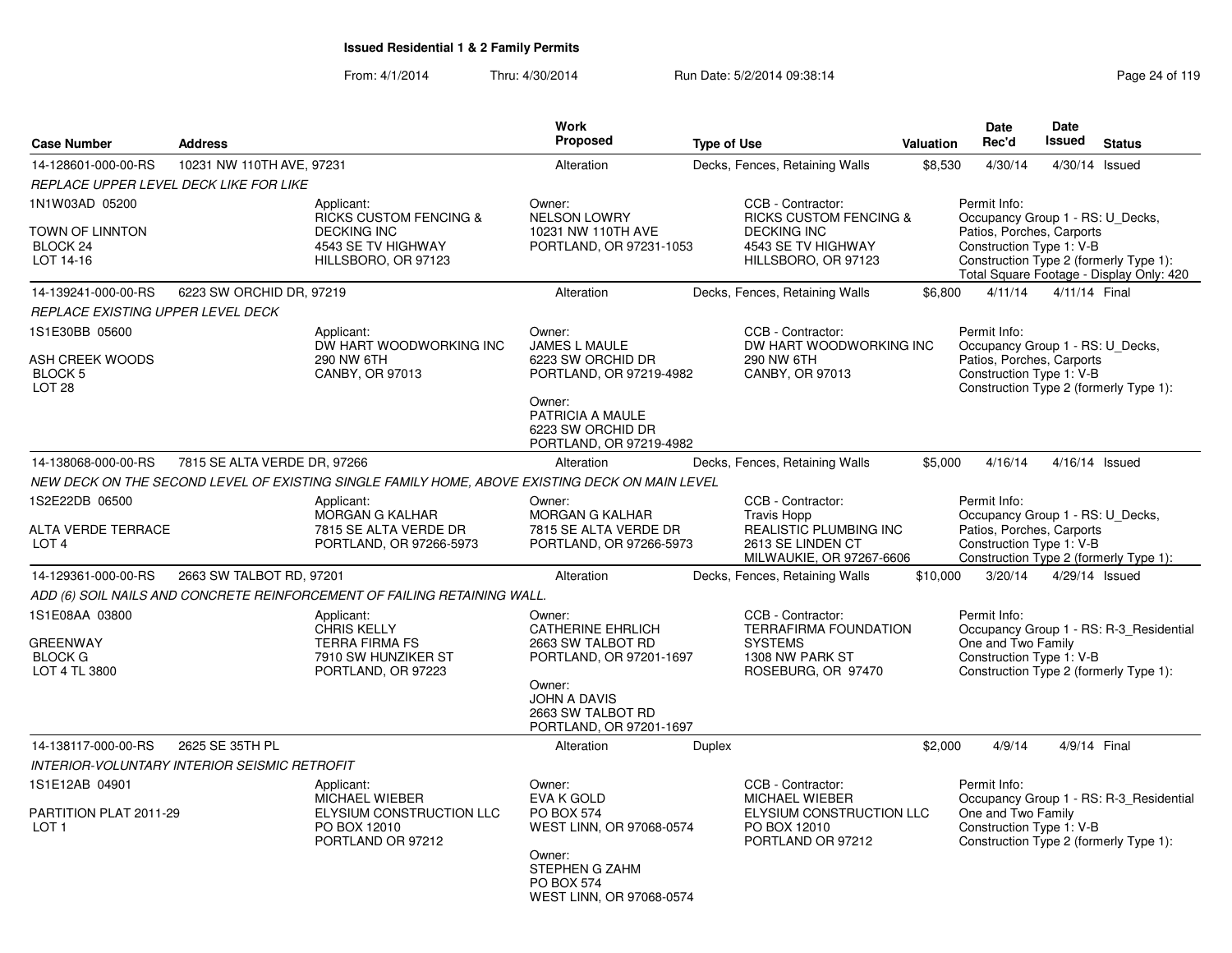# Issued Residential 1 & 2 Family Permits

From: 4/1/2014 Thru: 4/30/2014 Run Date: 5/2/2014 09:38:14

| Case Number | Address | Work Proposed | Type of Use | Valuation | Date Rec'd | Date Issued | Status |
|---|---|---|---|---|---|---|---|
| 14-128601-000-00-RS | 10231 NW 110TH AVE, 97231 | Alteration | Decks, Fences, Retaining Walls | $8,530 | 4/30/14 | 4/30/14 | Issued |

*REPLACE UPPER LEVEL DECK LIKE FOR LIKE*

1N1W03AD 05200
TOWN OF LINNTON
BLOCK 24
LOT 14-16

Applicant: RICKS CUSTOM FENCING & DECKING INC, 4543 SE TV HIGHWAY, HILLSBORO, OR 97123

Owner: NELSON LOWRY, 10231 NW 110TH AVE, PORTLAND, OR 97231-1053

CCB - Contractor: RICKS CUSTOM FENCING & DECKING INC, 4543 SE TV HIGHWAY, HILLSBORO, OR 97123

Permit Info: Occupancy Group 1 - RS: U_Decks, Patios, Porches, Carports; Construction Type 1: V-B; Construction Type 2 (formerly Type 1):; Total Square Footage - Display Only: 420

| Case Number | Address | Work Proposed | Type of Use | Valuation | Date Rec'd | Date Issued | Status |
|---|---|---|---|---|---|---|---|
| 14-139241-000-00-RS | 6223 SW ORCHID DR, 97219 | Alteration | Decks, Fences, Retaining Walls | $6,800 | 4/11/14 | 4/11/14 | Final |

*REPLACE EXISTING UPPER LEVEL DECK*

1S1E30BB 05600
ASH CREEK WOODS
BLOCK 5
LOT 28

Applicant: DW HART WOODWORKING INC, 290 NW 6TH, CANBY, OR 97013

Owner: JAMES L MAULE, 6223 SW ORCHID DR, PORTLAND, OR 97219-4982

Owner: PATRICIA A MAULE, 6223 SW ORCHID DR, PORTLAND, OR 97219-4982

CCB - Contractor: DW HART WOODWORKING INC, 290 NW 6TH, CANBY, OR 97013

Permit Info: Occupancy Group 1 - RS: U_Decks, Patios, Porches, Carports; Construction Type 1: V-B; Construction Type 2 (formerly Type 1):

| Case Number | Address | Work Proposed | Type of Use | Valuation | Date Rec'd | Date Issued | Status |
|---|---|---|---|---|---|---|---|
| 14-138068-000-00-RS | 7815 SE ALTA VERDE DR, 97266 | Alteration | Decks, Fences, Retaining Walls | $5,000 | 4/16/14 | 4/16/14 | Issued |

*NEW DECK ON THE SECOND LEVEL OF EXISTING SINGLE FAMILY HOME, ABOVE EXISTING DECK ON MAIN LEVEL*

1S2E22DB 06500
ALTA VERDE TERRACE
LOT 4

Applicant: MORGAN G KALHAR, 7815 SE ALTA VERDE DR, PORTLAND, OR 97266-5973

Owner: MORGAN G KALHAR, 7815 SE ALTA VERDE DR, PORTLAND, OR 97266-5973

CCB - Contractor: Travis Hopp, REALISTIC PLUMBING INC, 2613 SE LINDEN CT, MILWAUKIE, OR 97267-6606

Permit Info: Occupancy Group 1 - RS: U_Decks, Patios, Porches, Carports; Construction Type 1: V-B; Construction Type 2 (formerly Type 1):

| Case Number | Address | Work Proposed | Type of Use | Valuation | Date Rec'd | Date Issued | Status |
|---|---|---|---|---|---|---|---|
| 14-129361-000-00-RS | 2663 SW TALBOT RD, 97201 | Alteration | Decks, Fences, Retaining Walls | $10,000 | 3/20/14 | 4/29/14 | Issued |

*ADD (6) SOIL NAILS AND CONCRETE REINFORCEMENT OF FAILING RETAINING WALL.*

1S1E08AA 03800
GREENWAY
BLOCK G
LOT 4 TL 3800

Applicant: CHRIS KELLY, TERRA FIRMA FS, 7910 SW HUNZIKER ST, PORTLAND, OR 97223

Owner: CATHERINE EHRLICH, 2663 SW TALBOT RD, PORTLAND, OR 97201-1697

Owner: JOHN A DAVIS, 2663 SW TALBOT RD, PORTLAND, OR 97201-1697

CCB - Contractor: TERRAFIRMA FOUNDATION SYSTEMS, 1308 NW PARK ST, ROSEBURG, OR 97470

Permit Info: Occupancy Group 1 - RS: R-3_Residential One and Two Family; Construction Type 1: V-B; Construction Type 2 (formerly Type 1):

| Case Number | Address | Work Proposed | Type of Use | Valuation | Date Rec'd | Date Issued | Status |
|---|---|---|---|---|---|---|---|
| 14-138117-000-00-RS | 2625 SE 35TH PL | Alteration | Duplex | $2,000 | 4/9/14 | 4/9/14 | Final |

*INTERIOR-VOLUNTARY INTERIOR SEISMIC RETROFIT*

1S1E12AB 04901
PARTITION PLAT 2011-29
LOT 1

Applicant: MICHAEL WIEBER, ELYSIUM CONSTRUCTION LLC, PO BOX 12010, PORTLAND OR 97212

Owner: EVA K GOLD, PO BOX 574, WEST LINN, OR 97068-0574

Owner: STEPHEN G ZAHM, PO BOX 574, WEST LINN, OR 97068-0574

CCB - Contractor: MICHAEL WIEBER, ELYSIUM CONSTRUCTION LLC, PO BOX 12010, PORTLAND OR 97212

Permit Info: Occupancy Group 1 - RS: R-3_Residential One and Two Family; Construction Type 1: V-B; Construction Type 2 (formerly Type 1):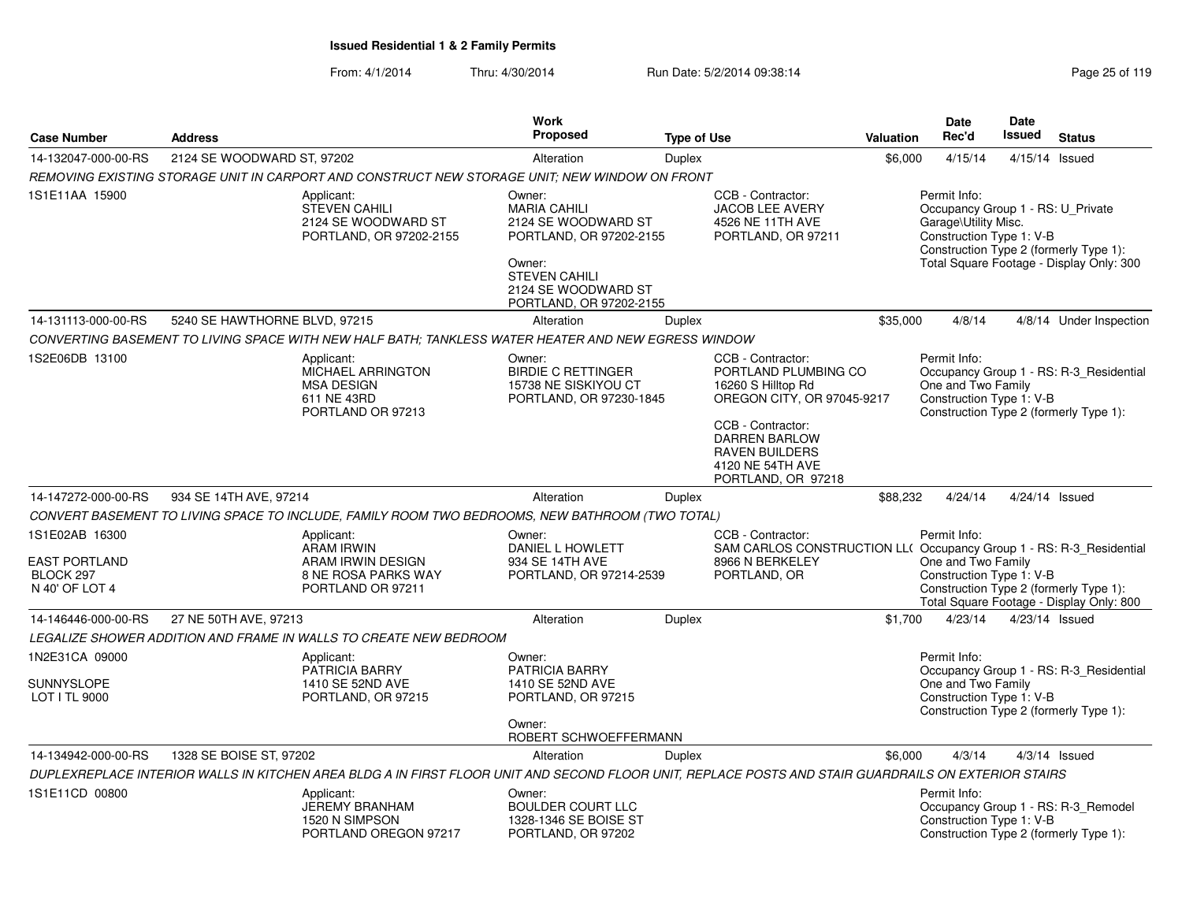**Issued Residential 1 & 2 Family Permits**

From: 4/1/2014 Thru: 4/30/2014 Run Date: 5/2/2014 09:38:14

| Case Number | Address | Work Proposed | Type of Use | Valuation | Date Rec'd | Date Issued | Status |
|---|---|---|---|---|---|---|---|
| 14-132047-000-00-RS | 2124 SE WOODWARD ST, 97202 | Alteration | Duplex | $6,000 | 4/15/14 | 4/15/14 | Issued |

REMOVING EXISTING STORAGE UNIT IN CARPORT AND CONSTRUCT NEW STORAGE UNIT; NEW WINDOW ON FRONT

1S1E11AA 15900

Applicant: STEVEN CAHILI, 2124 SE WOODWARD ST, PORTLAND, OR 97202-2155

Owner: MARIA CAHILI, 2124 SE WOODWARD ST, PORTLAND, OR 97202-2155

Owner: STEVEN CAHILI, 2124 SE WOODWARD ST, PORTLAND, OR 97202-2155

CCB - Contractor: JACOB LEE AVERY, 4526 NE 11TH AVE, PORTLAND, OR 97211

Permit Info: Occupancy Group 1 - RS: U_Private Garage\Utility Misc. Construction Type 1: V-B Construction Type 2 (formerly Type 1): Total Square Footage - Display Only: 300

| Case Number | Address | Work Proposed | Type of Use | Valuation | Date Rec'd | Date Issued | Status |
|---|---|---|---|---|---|---|---|
| 14-131113-000-00-RS | 5240 SE HAWTHORNE BLVD, 97215 | Alteration | Duplex | $35,000 | 4/8/14 | 4/8/14 | Under Inspection |

CONVERTING BASEMENT TO LIVING SPACE WITH NEW HALF BATH; TANKLESS WATER HEATER AND NEW EGRESS WINDOW

1S2E06DB 13100

Applicant: MICHAEL ARRINGTON, MSA DESIGN, 611 NE 43RD, PORTLAND OR 97213

Owner: BIRDIE C RETTINGER, 15738 NE SISKIYOU CT, PORTLAND, OR 97230-1845

CCB - Contractor: PORTLAND PLUMBING CO, 16260 S Hilltop Rd, OREGON CITY, OR 97045-9217

CCB - Contractor: DARREN BARLOW, RAVEN BUILDERS, 4120 NE 54TH AVE, PORTLAND, OR 97218

Permit Info: Occupancy Group 1 - RS: R-3_Residential One and Two Family Construction Type 1: V-B Construction Type 2 (formerly Type 1):

| Case Number | Address | Work Proposed | Type of Use | Valuation | Date Rec'd | Date Issued | Status |
|---|---|---|---|---|---|---|---|
| 14-147272-000-00-RS | 934 SE 14TH AVE, 97214 | Alteration | Duplex | $88,232 | 4/24/14 | 4/24/14 | Issued |

CONVERT BASEMENT TO LIVING SPACE TO INCLUDE, FAMILY ROOM TWO BEDROOMS, NEW BATHROOM (TWO TOTAL)

1S1E02AB 16300

EAST PORTLAND BLOCK 297 N 40' OF LOT 4

Applicant: ARAM IRWIN, ARAM IRWIN DESIGN, 8 NE ROSA PARKS WAY, PORTLAND OR 97211

Owner: DANIEL L HOWLETT, 934 SE 14TH AVE, PORTLAND, OR 97214-2539

CCB - Contractor: SAM CARLOS CONSTRUCTION LL( 8966 N BERKELEY, PORTLAND, OR

Permit Info: Occupancy Group 1 - RS: R-3_Residential One and Two Family Construction Type 1: V-B Construction Type 2 (formerly Type 1): Total Square Footage - Display Only: 800

| Case Number | Address | Work Proposed | Type of Use | Valuation | Date Rec'd | Date Issued | Status |
|---|---|---|---|---|---|---|---|
| 14-146446-000-00-RS | 27 NE 50TH AVE, 97213 | Alteration | Duplex | $1,700 | 4/23/14 | 4/23/14 | Issued |

LEGALIZE SHOWER ADDITION AND FRAME IN WALLS TO CREATE NEW BEDROOM

1N2E31CA 09000

SUNNYSLOPE LOT I TL 9000

Applicant: PATRICIA BARRY, 1410 SE 52ND AVE, PORTLAND, OR 97215

Owner: PATRICIA BARRY, 1410 SE 52ND AVE, PORTLAND, OR 97215

Owner: ROBERT SCHWOEFFERMANN

Permit Info: Occupancy Group 1 - RS: R-3_Residential One and Two Family Construction Type 1: V-B Construction Type 2 (formerly Type 1):

| Case Number | Address | Work Proposed | Type of Use | Valuation | Date Rec'd | Date Issued | Status |
|---|---|---|---|---|---|---|---|
| 14-134942-000-00-RS | 1328 SE BOISE ST, 97202 | Alteration | Duplex | $6,000 | 4/3/14 | 4/3/14 | Issued |

DUPLEXREPLACE INTERIOR WALLS IN KITCHEN AREA BLDG A IN FIRST FLOOR UNIT AND SECOND FLOOR UNIT, REPLACE POSTS AND STAIR GUARDRAILS ON EXTERIOR STAIRS

1S1E11CD 00800

Applicant: JEREMY BRANHAM, 1520 N SIMPSON, PORTLAND OREGON 97217

Owner: BOULDER COURT LLC, 1328-1346 SE BOISE ST, PORTLAND, OR 97202

Permit Info: Occupancy Group 1 - RS: R-3_Remodel Construction Type 1: V-B Construction Type 2 (formerly Type 1):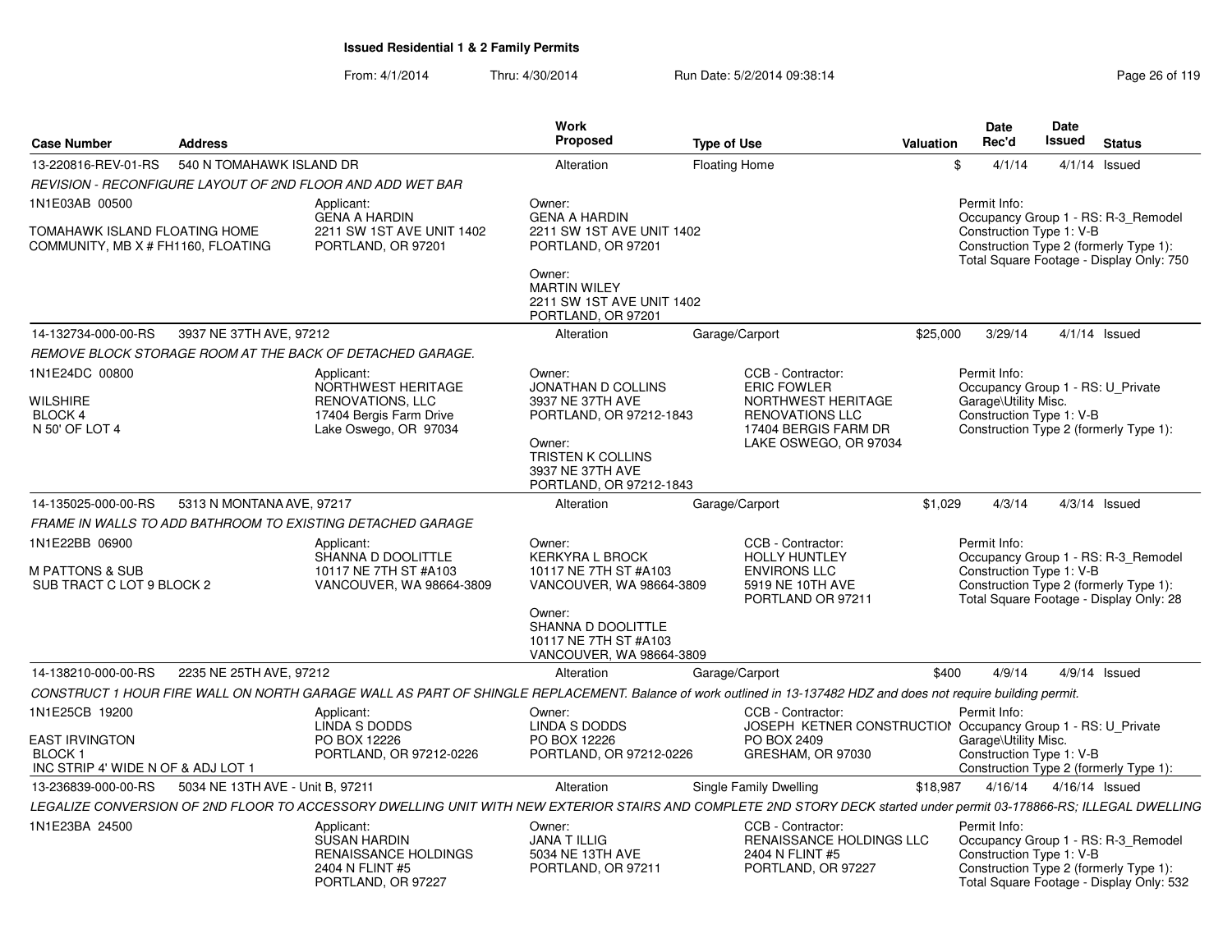**Issued Residential 1 & 2 Family Permits**

From: 4/1/2014 Thru: 4/30/2014 Run Date: 5/2/2014 09:38:14

| Case Number | Address | Work Proposed | Type of Use | Valuation | Date Rec'd | Date Issued | Status |
|---|---|---|---|---|---|---|---|
| 13-220816-REV-01-RS | 540 N TOMAHAWK ISLAND DR | Alteration | Floating Home | $ | 4/1/14 | 4/1/14 | Issued |
| 14-132734-000-00-RS | 3937 NE 37TH AVE, 97212 | Alteration | Garage/Carport | $25,000 | 3/29/14 | 4/1/14 | Issued |
| 14-135025-000-00-RS | 5313 N MONTANA AVE, 97217 | Alteration | Garage/Carport | $1,029 | 4/3/14 | 4/3/14 | Issued |
| 14-138210-000-00-RS | 2235 NE 25TH AVE, 97212 | Alteration | Garage/Carport | $400 | 4/9/14 | 4/9/14 | Issued |
| 13-236839-000-00-RS | 5034 NE 13TH AVE - Unit B, 97211 | Alteration | Single Family Dwelling | $18,987 | 4/16/14 | 4/16/14 | Issued |

**13-220816-REV-01-RS** — 540 N TOMAHAWK ISLAND DR

*REVISION - RECONFIGURE LAYOUT OF 2ND FLOOR AND ADD WET BAR*

1N1E03AB 00500
TOMAHAWK ISLAND FLOATING HOME COMMUNITY, MB X # FH1160, FLOATING

Applicant: GENA A HARDIN, 2211 SW 1ST AVE UNIT 1402, PORTLAND, OR 97201

Owner: GENA A HARDIN, 2211 SW 1ST AVE UNIT 1402, PORTLAND, OR 97201

Owner: MARTIN WILEY, 2211 SW 1ST AVE UNIT 1402, PORTLAND, OR 97201

Permit Info:
Occupancy Group 1 - RS: R-3_Remodel
Construction Type 1: V-B
Construction Type 2 (formerly Type 1):
Total Square Footage - Display Only: 750

**14-132734-000-00-RS** — 3937 NE 37TH AVE, 97212

*REMOVE BLOCK STORAGE ROOM AT THE BACK OF DETACHED GARAGE.*

1N1E24DC 00800
WILSHIRE
BLOCK 4
N 50' OF LOT 4

Applicant: NORTHWEST HERITAGE RENOVATIONS, LLC, 17404 Bergis Farm Drive, Lake Oswego, OR 97034

Owner: JONATHAN D COLLINS, 3937 NE 37TH AVE, PORTLAND, OR 97212-1843

Owner: TRISTEN K COLLINS, 3937 NE 37TH AVE, PORTLAND, OR 97212-1843

CCB - Contractor: ERIC FOWLER, NORTHWEST HERITAGE RENOVATIONS LLC, 17404 BERGIS FARM DR, LAKE OSWEGO, OR 97034

Permit Info:
Occupancy Group 1 - RS: U_Private Garage\Utility Misc.
Construction Type 1: V-B
Construction Type 2 (formerly Type 1):

**14-135025-000-00-RS** — 5313 N MONTANA AVE, 97217

*FRAME IN WALLS TO ADD BATHROOM TO EXISTING DETACHED GARAGE*

1N1E22BB 06900
M PATTONS & SUB
SUB TRACT C LOT 9 BLOCK 2

Applicant: SHANNA D DOOLITTLE, 10117 NE 7TH ST #A103, VANCOUVER, WA 98664-3809

Owner: KERKYRA L BROCK, 10117 NE 7TH ST #A103, VANCOUVER, WA 98664-3809

Owner: SHANNA D DOOLITTLE, 10117 NE 7TH ST #A103, VANCOUVER, WA 98664-3809

CCB - Contractor: HOLLY HUNTLEY, ENVIRONS LLC, 5919 NE 10TH AVE, PORTLAND OR 97211

Permit Info:
Occupancy Group 1 - RS: R-3_Remodel
Construction Type 1: V-B
Construction Type 2 (formerly Type 1):
Total Square Footage - Display Only: 28

**14-138210-000-00-RS** — 2235 NE 25TH AVE, 97212

*CONSTRUCT 1 HOUR FIRE WALL ON NORTH GARAGE WALL AS PART OF SHINGLE REPLACEMENT. Balance of work outlined in 13-137482 HDZ and does not require building permit.*

1N1E25CB 19200
EAST IRVINGTON
BLOCK 1
INC STRIP 4' WIDE N OF & ADJ LOT 1

Applicant: LINDA S DODDS, PO BOX 12226, PORTLAND, OR 97212-0226

Owner: LINDA S DODDS, PO BOX 12226, PORTLAND, OR 97212-0226

CCB - Contractor: JOSEPH KETNER CONSTRUCTION, PO BOX 2409, GRESHAM, OR 97030

Permit Info:
Occupancy Group 1 - RS: U_Private Garage\Utility Misc.
Construction Type 1: V-B
Construction Type 2 (formerly Type 1):

**13-236839-000-00-RS** — 5034 NE 13TH AVE - Unit B, 97211

*LEGALIZE CONVERSION OF 2ND FLOOR TO ACCESSORY DWELLING UNIT WITH NEW EXTERIOR STAIRS AND COMPLETE 2ND STORY DECK started under permit 03-178866-RS; ILLEGAL DWELLING*

1N1E23BA 24500

Applicant: SUSAN HARDIN, RENAISSANCE HOLDINGS, 2404 N FLINT #5, PORTLAND, OR 97227

Owner: JANA T ILLIG, 5034 NE 13TH AVE, PORTLAND, OR 97211

CCB - Contractor: RENAISSANCE HOLDINGS LLC, 2404 N FLINT #5, PORTLAND, OR 97227

Permit Info:
Occupancy Group 1 - RS: R-3_Remodel
Construction Type 1: V-B
Construction Type 2 (formerly Type 1):
Total Square Footage - Display Only: 532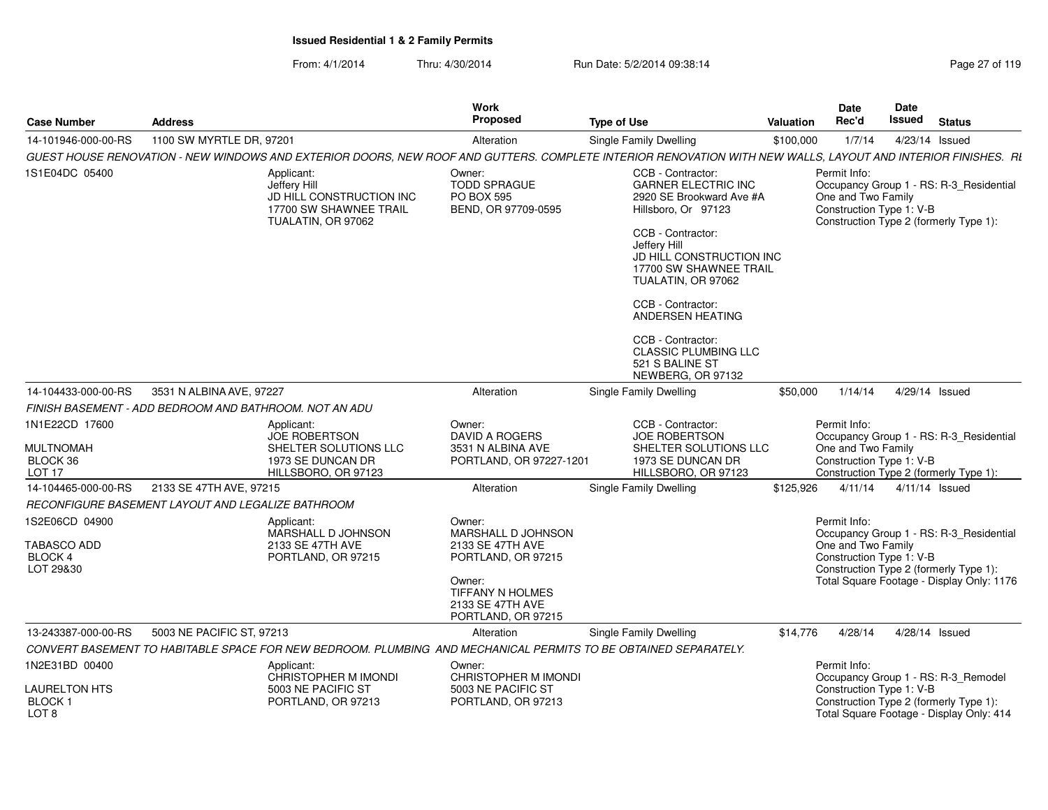**Issued Residential 1 & 2 Family Permits**

From: 4/1/2014 Thru: 4/30/2014 Run Date: 5/2/2014 09:38:14

| Case Number | Address | Work Proposed | Type of Use | Valuation | Date Rec'd | Date Issued | Status |
|---|---|---|---|---|---|---|---|
| 14-101946-000-00-RS | 1100 SW MYRTLE DR, 97201 | Alteration | Single Family Dwelling | $100,000 | 1/7/14 | 4/23/14 | Issued |

*GUEST HOUSE RENOVATION - NEW WINDOWS AND EXTERIOR DOORS, NEW ROOF AND GUTTERS. COMPLETE INTERIOR RENOVATION WITH NEW WALLS, LAYOUT AND INTERIOR FINISHES. RE*

1S1E04DC 05400

Applicant: Jeffery Hill, JD HILL CONSTRUCTION INC, 17700 SW SHAWNEE TRAIL, TUALATIN, OR 97062

Owner: TODD SPRAGUE, PO BOX 595, BEND, OR 97709-0595

CCB - Contractor: GARNER ELECTRIC INC, 2920 SE Brookward Ave #A, Hillsboro, Or 97123

CCB - Contractor: Jeffery Hill, JD HILL CONSTRUCTION INC, 17700 SW SHAWNEE TRAIL, TUALATIN, OR 97062

CCB - Contractor: ANDERSEN HEATING

CCB - Contractor: CLASSIC PLUMBING LLC, 521 S BALINE ST, NEWBERG, OR 97132

Permit Info: Occupancy Group 1 - RS: R-3_Residential One and Two Family; Construction Type 1: V-B; Construction Type 2 (formerly Type 1):

| Case Number | Address | Work Proposed | Type of Use | Valuation | Date Rec'd | Date Issued | Status |
|---|---|---|---|---|---|---|---|
| 14-104433-000-00-RS | 3531 N ALBINA AVE, 97227 | Alteration | Single Family Dwelling | $50,000 | 1/14/14 | 4/29/14 | Issued |

*FINISH BASEMENT - ADD BEDROOM AND BATHROOM. NOT AN ADU*

1N1E22CD 17600, MULTNOMAH, BLOCK 36, LOT 17

Applicant: JOE ROBERTSON, SHELTER SOLUTIONS LLC, 1973 SE DUNCAN DR, HILLSBORO, OR 97123

Owner: DAVID A ROGERS, 3531 N ALBINA AVE, PORTLAND, OR 97227-1201

CCB - Contractor: JOE ROBERTSON, SHELTER SOLUTIONS LLC, 1973 SE DUNCAN DR, HILLSBORO, OR 97123

Permit Info: Occupancy Group 1 - RS: R-3_Residential One and Two Family; Construction Type 1: V-B; Construction Type 2 (formerly Type 1):

| Case Number | Address | Work Proposed | Type of Use | Valuation | Date Rec'd | Date Issued | Status |
|---|---|---|---|---|---|---|---|
| 14-104465-000-00-RS | 2133 SE 47TH AVE, 97215 | Alteration | Single Family Dwelling | $125,926 | 4/11/14 | 4/11/14 | Issued |

*RECONFIGURE BASEMENT LAYOUT AND LEGALIZE BATHROOM*

1S2E06CD 04900, TABASCO ADD, BLOCK 4, LOT 29&30

Applicant: MARSHALL D JOHNSON, 2133 SE 47TH AVE, PORTLAND, OR 97215

Owner: MARSHALL D JOHNSON, 2133 SE 47TH AVE, PORTLAND, OR 97215

Owner: TIFFANY N HOLMES, 2133 SE 47TH AVE, PORTLAND, OR 97215

Permit Info: Occupancy Group 1 - RS: R-3_Residential One and Two Family; Construction Type 1: V-B; Construction Type 2 (formerly Type 1):; Total Square Footage - Display Only: 1176

| Case Number | Address | Work Proposed | Type of Use | Valuation | Date Rec'd | Date Issued | Status |
|---|---|---|---|---|---|---|---|
| 13-243387-000-00-RS | 5003 NE PACIFIC ST, 97213 | Alteration | Single Family Dwelling | $14,776 | 4/28/14 | 4/28/14 | Issued |

*CONVERT BASEMENT TO HABITABLE SPACE FOR NEW BEDROOM. PLUMBING AND MECHANICAL PERMITS TO BE OBTAINED SEPARATELY.*

1N2E31BD 00400, LAURELTON HTS, BLOCK 1, LOT 8

Applicant: CHRISTOPHER M IMONDI, 5003 NE PACIFIC ST, PORTLAND, OR 97213

Owner: CHRISTOPHER M IMONDI, 5003 NE PACIFIC ST, PORTLAND, OR 97213

Permit Info: Occupancy Group 1 - RS: R-3_Remodel; Construction Type 1: V-B; Construction Type 2 (formerly Type 1):; Total Square Footage - Display Only: 414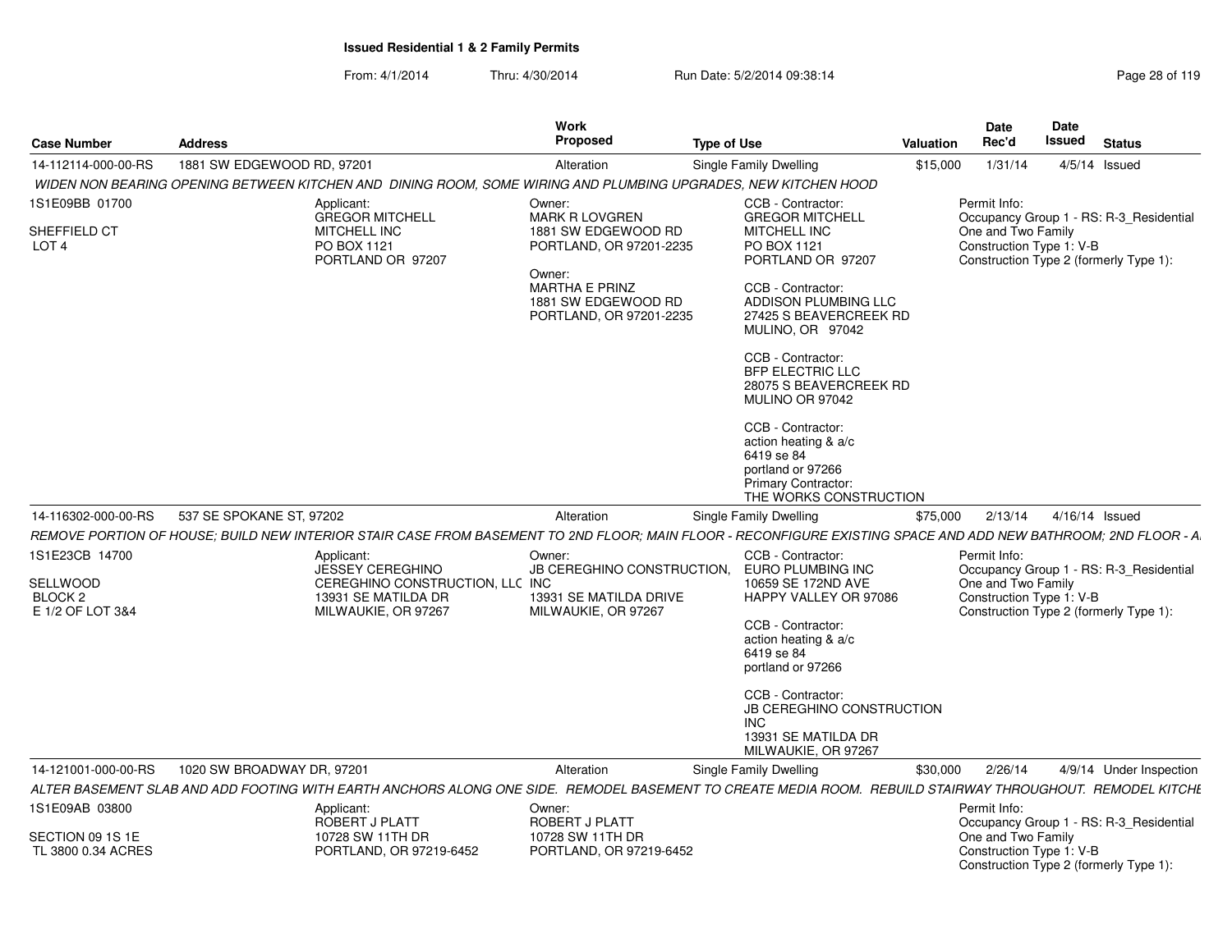**Issued Residential 1 & 2 Family Permits**

From: 4/1/2014 Thru: 4/30/2014 Run Date: 5/2/2014 09:38:14

| Case Number | Address | Work Proposed | Type of Use | Valuation | Date Rec'd | Date Issued | Status |
|---|---|---|---|---|---|---|---|
| 14-112114-000-00-RS | 1881 SW EDGEWOOD RD, 97201 | Alteration | Single Family Dwelling | $15,000 | 1/31/14 | 4/5/14 | Issued |

*WIDEN NON BEARING OPENING BETWEEN KITCHEN AND DINING ROOM, SOME WIRING AND PLUMBING UPGRADES, NEW KITCHEN HOOD*

1S1E09BB 01700
SHEFFIELD CT
LOT 4

Applicant:
GREGOR MITCHELL
MITCHELL INC
PO BOX 1121
PORTLAND OR 97207

Owner:
MARK R LOVGREN
1881 SW EDGEWOOD RD
PORTLAND, OR 97201-2235

Owner:
MARTHA E PRINZ
1881 SW EDGEWOOD RD
PORTLAND, OR 97201-2235

CCB - Contractor:
GREGOR MITCHELL
MITCHELL INC
PO BOX 1121
PORTLAND OR 97207

CCB - Contractor:
ADDISON PLUMBING LLC
27425 S BEAVERCREEK RD
MULINO, OR 97042

CCB - Contractor:
BFP ELECTRIC LLC
28075 S BEAVERCREEK RD
MULINO OR 97042

CCB - Contractor:
action heating & a/c
6419 se 84
portland or 97266
Primary Contractor:
THE WORKS CONSTRUCTION

Permit Info:
Occupancy Group 1 - RS: R-3_Residential One and Two Family
Construction Type 1: V-B
Construction Type 2 (formerly Type 1):

| Case Number | Address | Work Proposed | Type of Use | Valuation | Date Rec'd | Date Issued | Status |
|---|---|---|---|---|---|---|---|
| 14-116302-000-00-RS | 537 SE SPOKANE ST, 97202 | Alteration | Single Family Dwelling | $75,000 | 2/13/14 | 4/16/14 | Issued |

*REMOVE PORTION OF HOUSE; BUILD NEW INTERIOR STAIR CASE FROM BASEMENT TO 2ND FLOOR; MAIN FLOOR - RECONFIGURE EXISTING SPACE AND ADD NEW BATHROOM; 2ND FLOOR - A*

1S1E23CB 14700
SELLWOOD
BLOCK 2
E 1/2 OF LOT 3&4

Applicant:
JESSEY CEREGHINO
CEREGHINO CONSTRUCTION, LLC
13931 SE MATILDA DR
MILWAUKIE, OR 97267

Owner:
JB CEREGHINO CONSTRUCTION, INC
13931 SE MATILDA DRIVE
MILWAUKIE, OR 97267

CCB - Contractor:
EURO PLUMBING INC
10659 SE 172ND AVE
HAPPY VALLEY OR 97086

CCB - Contractor:
action heating & a/c
6419 se 84
portland or 97266

CCB - Contractor:
JB CEREGHINO CONSTRUCTION INC
13931 SE MATILDA DR
MILWAUKIE, OR 97267

Permit Info:
Occupancy Group 1 - RS: R-3_Residential One and Two Family
Construction Type 1: V-B
Construction Type 2 (formerly Type 1):

| Case Number | Address | Work Proposed | Type of Use | Valuation | Date Rec'd | Date Issued | Status |
|---|---|---|---|---|---|---|---|
| 14-121001-000-00-RS | 1020 SW BROADWAY DR, 97201 | Alteration | Single Family Dwelling | $30,000 | 2/26/14 | 4/9/14 | Under Inspection |

*ALTER BASEMENT SLAB AND ADD FOOTING WITH EARTH ANCHORS ALONG ONE SIDE. REMODEL BASEMENT TO CREATE MEDIA ROOM. REBUILD STAIRWAY THROUGHOUT. REMODEL KITCHE*

1S1E09AB 03800
SECTION 09 1S 1E
TL 3800 0.34 ACRES

Applicant:
ROBERT J PLATT
10728 SW 11TH DR
PORTLAND, OR 97219-6452

Owner:
ROBERT J PLATT
10728 SW 11TH DR
PORTLAND, OR 97219-6452

Permit Info:
Occupancy Group 1 - RS: R-3_Residential One and Two Family
Construction Type 1: V-B
Construction Type 2 (formerly Type 1):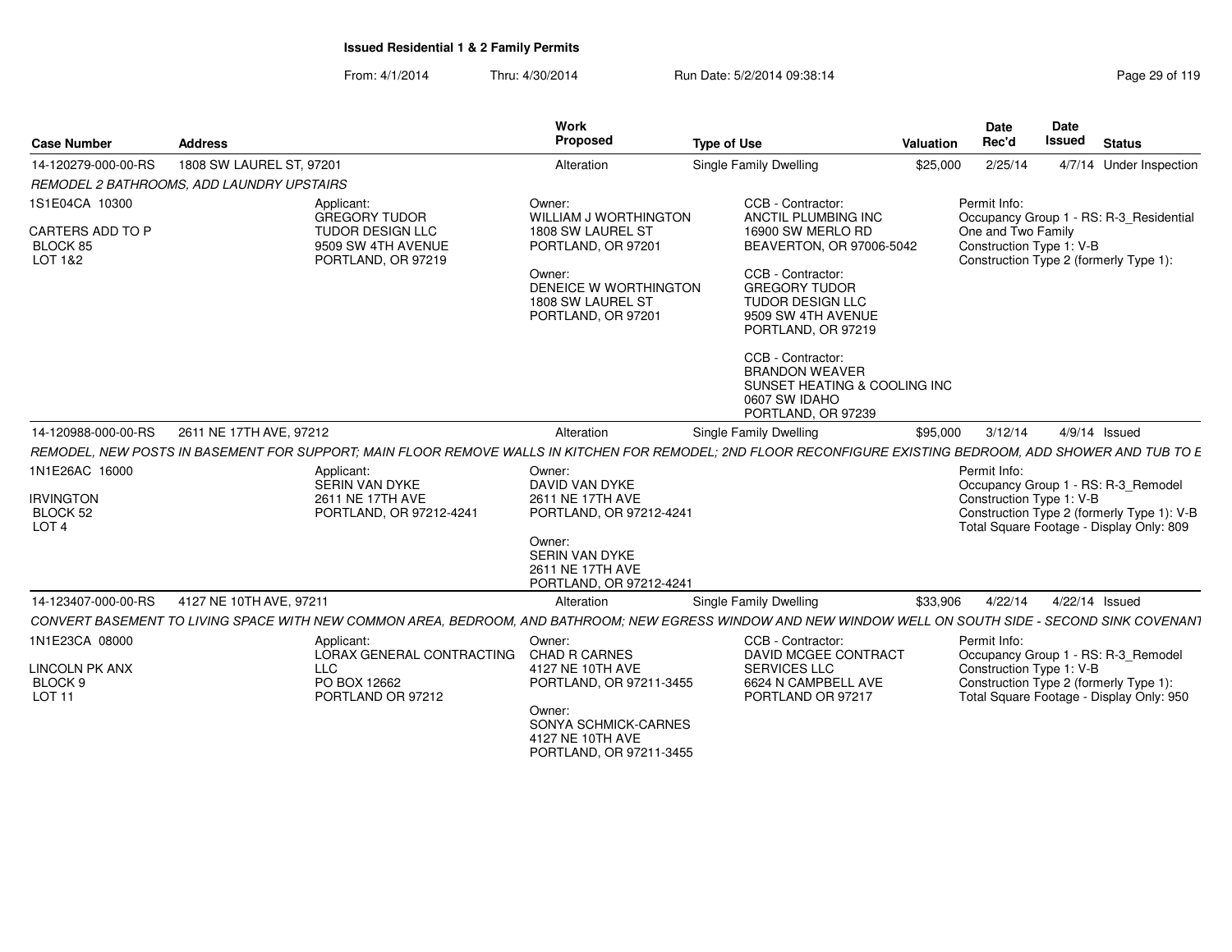# Issued Residential 1 & 2 Family Permits

From: 4/1/2014 Thru: 4/30/2014 Run Date: 5/2/2014 09:38:14

| Case Number | Address | Work Proposed | Type of Use | Valuation | Date Rec'd | Date Issued | Status |
|---|---|---|---|---|---|---|---|
| 14-120279-000-00-RS | 1808 SW LAUREL ST, 97201 | Alteration | Single Family Dwelling | $25,000 | 2/25/14 | 4/7/14 | Under Inspection |

*REMODEL 2 BATHROOMS, ADD LAUNDRY UPSTAIRS*

1S1E04CA 10300
CARTERS ADD TO P
BLOCK 85
LOT 1&2

Applicant:
GREGORY TUDOR
TUDOR DESIGN LLC
9509 SW 4TH AVENUE
PORTLAND, OR 97219

Owner:
WILLIAM J WORTHINGTON
1808 SW LAUREL ST
PORTLAND, OR 97201

Owner:
DENEICE W WORTHINGTON
1808 SW LAUREL ST
PORTLAND, OR 97201

CCB - Contractor:
ANCTIL PLUMBING INC
16900 SW MERLO RD
BEAVERTON, OR 97006-5042

CCB - Contractor:
GREGORY TUDOR
TUDOR DESIGN LLC
9509 SW 4TH AVENUE
PORTLAND, OR 97219

CCB - Contractor:
BRANDON WEAVER
SUNSET HEATING & COOLING INC
0607 SW IDAHO
PORTLAND, OR 97239

Permit Info:
Occupancy Group 1 - RS: R-3_Residential One and Two Family
Construction Type 1: V-B
Construction Type 2 (formerly Type 1):

| Case Number | Address | Work Proposed | Type of Use | Valuation | Date Rec'd | Date Issued | Status |
|---|---|---|---|---|---|---|---|
| 14-120988-000-00-RS | 2611 NE 17TH AVE, 97212 | Alteration | Single Family Dwelling | $95,000 | 3/12/14 | 4/9/14 | Issued |

*REMODEL, NEW POSTS IN BASEMENT FOR SUPPORT; MAIN FLOOR REMOVE WALLS IN KITCHEN FOR REMODEL; 2ND FLOOR RECONFIGURE EXISTING BEDROOM, ADD SHOWER AND TUB TO E*

1N1E26AC 16000
IRVINGTON
BLOCK 52
LOT 4

Applicant:
SERIN VAN DYKE
2611 NE 17TH AVE
PORTLAND, OR 97212-4241

Owner:
DAVID VAN DYKE
2611 NE 17TH AVE
PORTLAND, OR 97212-4241

Owner:
SERIN VAN DYKE
2611 NE 17TH AVE
PORTLAND, OR 97212-4241

Permit Info:
Occupancy Group 1 - RS: R-3_Remodel
Construction Type 1: V-B
Construction Type 2 (formerly Type 1): V-B
Total Square Footage - Display Only: 809

| Case Number | Address | Work Proposed | Type of Use | Valuation | Date Rec'd | Date Issued | Status |
|---|---|---|---|---|---|---|---|
| 14-123407-000-00-RS | 4127 NE 10TH AVE, 97211 | Alteration | Single Family Dwelling | $33,906 | 4/22/14 | 4/22/14 | Issued |

*CONVERT BASEMENT TO LIVING SPACE WITH NEW COMMON AREA, BEDROOM, AND BATHROOM; NEW EGRESS WINDOW AND NEW WINDOW WELL ON SOUTH SIDE - SECOND SINK COVENANT*

1N1E23CA 08000
LINCOLN PK ANX
BLOCK 9
LOT 11

Applicant:
LORAX GENERAL CONTRACTING LLC
PO BOX 12662
PORTLAND OR 97212

Owner:
CHAD R CARNES
4127 NE 10TH AVE
PORTLAND, OR 97211-3455

Owner:
SONYA SCHMICK-CARNES
4127 NE 10TH AVE
PORTLAND, OR 97211-3455

CCB - Contractor:
DAVID MCGEE CONTRACT SERVICES LLC
6624 N CAMPBELL AVE
PORTLAND OR 97217

Permit Info:
Occupancy Group 1 - RS: R-3_Remodel
Construction Type 1: V-B
Construction Type 2 (formerly Type 1):
Total Square Footage - Display Only: 950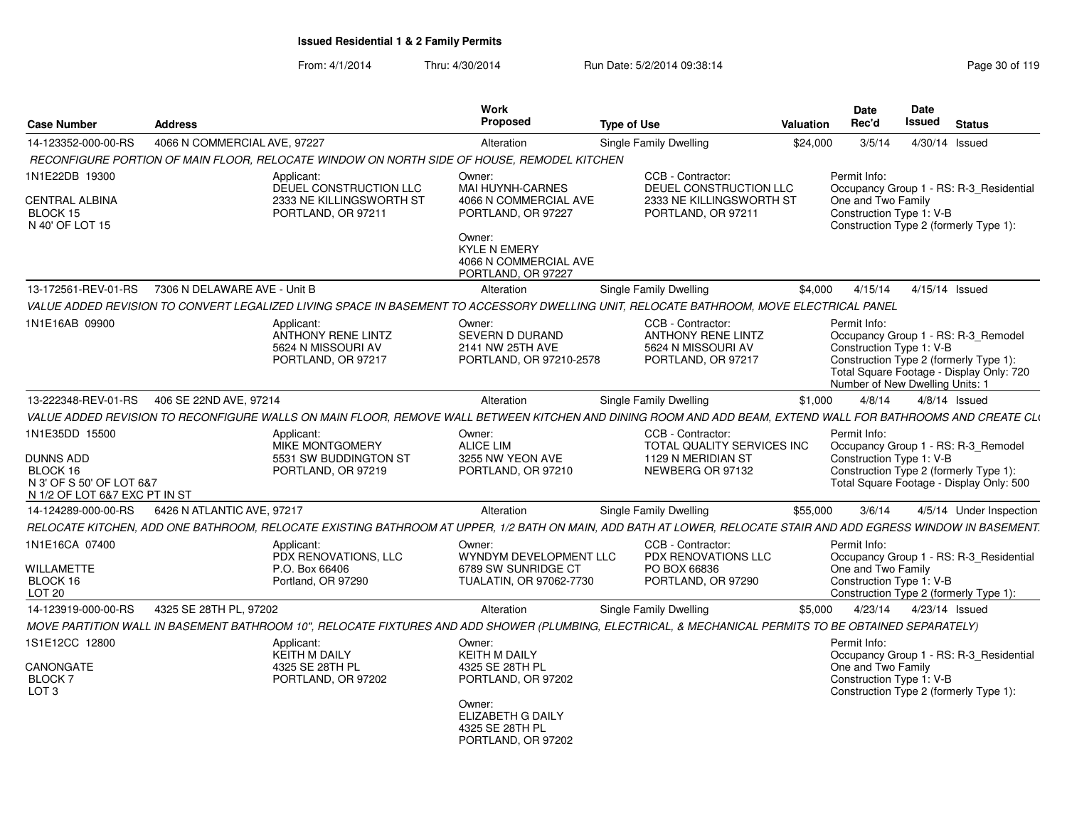**Issued Residential 1 & 2 Family Permits**

From: 4/1/2014 Thru: 4/30/2014 Run Date: 5/2/2014 09:38:14

| Case Number | Address | Work Proposed | Type of Use | Valuation | Date Rec'd | Date Issued | Status |
|---|---|---|---|---|---|---|---|
| 14-123352-000-00-RS | 4066 N COMMERCIAL AVE, 97227 | Alteration | Single Family Dwelling | $24,000 | 3/5/14 | 4/30/14 | Issued |

*RECONFIGURE PORTION OF MAIN FLOOR, RELOCATE WINDOW ON NORTH SIDE OF HOUSE, REMODEL KITCHEN*

1N1E22DB 19300
CENTRAL ALBINA
BLOCK 15
N 40' OF LOT 15

Applicant: DEUEL CONSTRUCTION LLC, 2333 NE KILLINGSWORTH ST, PORTLAND, OR 97211

Owner: MAI HUYNH-CARNES, 4066 N COMMERCIAL AVE, PORTLAND, OR 97227

Owner: KYLE N EMERY, 4066 N COMMERCIAL AVE, PORTLAND, OR 97227

CCB - Contractor: DEUEL CONSTRUCTION LLC, 2333 NE KILLINGSWORTH ST, PORTLAND, OR 97211

Permit Info: Occupancy Group 1 - RS: R-3_Residential One and Two Family; Construction Type 1: V-B; Construction Type 2 (formerly Type 1):

| Case Number | Address | Work Proposed | Type of Use | Valuation | Date Rec'd | Date Issued | Status |
|---|---|---|---|---|---|---|---|
| 13-172561-REV-01-RS | 7306 N DELAWARE AVE - Unit B | Alteration | Single Family Dwelling | $4,000 | 4/15/14 | 4/15/14 | Issued |

*VALUE ADDED REVISION TO CONVERT LEGALIZED LIVING SPACE IN BASEMENT TO ACCESSORY DWELLING UNIT, RELOCATE BATHROOM, MOVE ELECTRICAL PANEL*

1N1E16AB 09900

Applicant: ANTHONY RENE LINTZ, 5624 N MISSOURI AV, PORTLAND, OR 97217

Owner: SEVERN D DURAND, 2141 NW 25TH AVE, PORTLAND, OR 97210-2578

CCB - Contractor: ANTHONY RENE LINTZ, 5624 N MISSOURI AV, PORTLAND, OR 97217

Permit Info: Occupancy Group 1 - RS: R-3_Remodel; Construction Type 1: V-B; Construction Type 2 (formerly Type 1):; Total Square Footage - Display Only: 720; Number of New Dwelling Units: 1

| Case Number | Address | Work Proposed | Type of Use | Valuation | Date Rec'd | Date Issued | Status |
|---|---|---|---|---|---|---|---|
| 13-222348-REV-01-RS | 406 SE 22ND AVE, 97214 | Alteration | Single Family Dwelling | $1,000 | 4/8/14 | 4/8/14 | Issued |

*VALUE ADDED REVISION TO RECONFIGURE WALLS ON MAIN FLOOR, REMOVE WALL BETWEEN KITCHEN AND DINING ROOM AND ADD BEAM, EXTEND WALL FOR BATHROOMS AND CREATE CL*

1N1E35DD 15500
DUNNS ADD
BLOCK 16
N 3' OF S 50' OF LOT 6&7
N 1/2 OF LOT 6&7 EXC PT IN ST

Applicant: MIKE MONTGOMERY, 5531 SW BUDDINGTON ST, PORTLAND, OR 97219

Owner: ALICE LIM, 3255 NW YEON AVE, PORTLAND, OR 97210

CCB - Contractor: TOTAL QUALITY SERVICES INC, 1129 N MERIDIAN ST, NEWBERG OR 97132

Permit Info: Occupancy Group 1 - RS: R-3_Remodel; Construction Type 1: V-B; Construction Type 2 (formerly Type 1):; Total Square Footage - Display Only: 500

| Case Number | Address | Work Proposed | Type of Use | Valuation | Date Rec'd | Date Issued | Status |
|---|---|---|---|---|---|---|---|
| 14-124289-000-00-RS | 6426 N ATLANTIC AVE, 97217 | Alteration | Single Family Dwelling | $55,000 | 3/6/14 | 4/5/14 | Under Inspection |

*RELOCATE KITCHEN, ADD ONE BATHROOM, RELOCATE EXISTING BATHROOM AT UPPER, 1/2 BATH ON MAIN, ADD BATH AT LOWER, RELOCATE STAIR AND ADD EGRESS WINDOW IN BASEMENT.*

1N1E16CA 07400
WILLAMETTE
BLOCK 16
LOT 20

Applicant: PDX RENOVATIONS, LLC, P.O. Box 66406, Portland, OR 97290

Owner: WYNDYM DEVELOPMENT LLC, 6789 SW SUNRIDGE CT, TUALATIN, OR 97062-7730

CCB - Contractor: PDX RENOVATIONS LLC, PO BOX 66836, PORTLAND, OR 97290

Permit Info: Occupancy Group 1 - RS: R-3_Residential One and Two Family; Construction Type 1: V-B; Construction Type 2 (formerly Type 1):

| Case Number | Address | Work Proposed | Type of Use | Valuation | Date Rec'd | Date Issued | Status |
|---|---|---|---|---|---|---|---|
| 14-123919-000-00-RS | 4325 SE 28TH PL, 97202 | Alteration | Single Family Dwelling | $5,000 | 4/23/14 | 4/23/14 | Issued |

*MOVE PARTITION WALL IN BASEMENT BATHROOM 10", RELOCATE FIXTURES AND ADD SHOWER (PLUMBING, ELECTRICAL, & MECHANICAL PERMITS TO BE OBTAINED SEPARATELY)*

1S1E12CC 12800
CANONGATE
BLOCK 7
LOT 3

Applicant: KEITH M DAILY, 4325 SE 28TH PL, PORTLAND, OR 97202

Owner: KEITH M DAILY, 4325 SE 28TH PL, PORTLAND, OR 97202

Owner: ELIZABETH G DAILY, 4325 SE 28TH PL, PORTLAND, OR 97202

Permit Info: Occupancy Group 1 - RS: R-3_Residential One and Two Family; Construction Type 1: V-B; Construction Type 2 (formerly Type 1):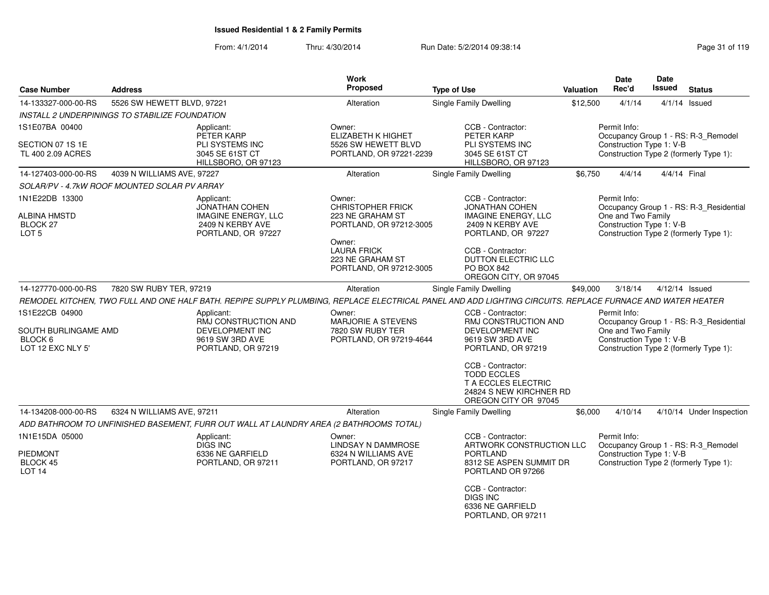# Issued Residential 1 & 2 Family Permits

From: 4/1/2014 Thru: 4/30/2014 Run Date: 5/2/2014 09:38:14

| Case Number | Address | Work Proposed | Type of Use | Valuation | Date Rec'd | Date Issued | Status |
|---|---|---|---|---|---|---|---|
| 14-133327-000-00-RS | 5526 SW HEWETT BLVD, 97221 | Alteration | Single Family Dwelling | $12,500 | 4/1/14 | 4/1/14 | Issued |

*INSTALL 2 UNDERPININGS TO STABILIZE FOUNDATION*

1S1E07BA 00400
SECTION 07 1S 1E
TL 400 2.09 ACRES

Applicant:
PETER KARP
PLI SYSTEMS INC
3045 SE 61ST CT
HILLSBORO, OR 97123

Owner:
ELIZABETH K HIGHET
5526 SW HEWETT BLVD
PORTLAND, OR 97221-2239

CCB - Contractor:
PETER KARP
PLI SYSTEMS INC
3045 SE 61ST CT
HILLSBORO, OR 97123

Permit Info:
Occupancy Group 1 - RS: R-3_Remodel
Construction Type 1: V-B
Construction Type 2 (formerly Type 1):

---

| Case Number | Address | Work Proposed | Type of Use | Valuation | Date Rec'd | Date Issued | Status |
|---|---|---|---|---|---|---|---|
| 14-127403-000-00-RS | 4039 N WILLIAMS AVE, 97227 | Alteration | Single Family Dwelling | $6,750 | 4/4/14 | 4/4/14 | Final |

*SOLAR/PV - 4.7kW ROOF MOUNTED SOLAR PV ARRAY*

1N1E22DB 13300
ALBINA HMSTD
BLOCK 27
LOT 5

Applicant:
JONATHAN COHEN
IMAGINE ENERGY, LLC
2409 N KERBY AVE
PORTLAND, OR 97227

Owner:
CHRISTOPHER FRICK
223 NE GRAHAM ST
PORTLAND, OR 97212-3005

Owner:
LAURA FRICK
223 NE GRAHAM ST
PORTLAND, OR 97212-3005

CCB - Contractor:
JONATHAN COHEN
IMAGINE ENERGY, LLC
2409 N KERBY AVE
PORTLAND, OR 97227

CCB - Contractor:
DUTTON ELECTRIC LLC
PO BOX 842
OREGON CITY, OR 97045

Permit Info:
Occupancy Group 1 - RS: R-3_Residential One and Two Family
Construction Type 1: V-B
Construction Type 2 (formerly Type 1):

---

| Case Number | Address | Work Proposed | Type of Use | Valuation | Date Rec'd | Date Issued | Status |
|---|---|---|---|---|---|---|---|
| 14-127770-000-00-RS | 7820 SW RUBY TER, 97219 | Alteration | Single Family Dwelling | $49,000 | 3/18/14 | 4/12/14 | Issued |

*REMODEL KITCHEN, TWO FULL AND ONE HALF BATH. REPIPE SUPPLY PLUMBING, REPLACE ELECTRICAL PANEL AND ADD LIGHTING CIRCUITS. REPLACE FURNACE AND WATER HEATER*

1S1E22CB 04900
SOUTH BURLINGAME AMD
BLOCK 6
LOT 12 EXC NLY 5'

Applicant:
RMJ CONSTRUCTION AND DEVELOPMENT INC
9619 SW 3RD AVE
PORTLAND, OR 97219

Owner:
MARJORIE A STEVENS
7820 SW RUBY TER
PORTLAND, OR 97219-4644

CCB - Contractor:
RMJ CONSTRUCTION AND DEVELOPMENT INC
9619 SW 3RD AVE
PORTLAND, OR 97219

CCB - Contractor:
TODD ECCLES
T A ECCLES ELECTRIC
24824 S NEW KIRCHNER RD
OREGON CITY OR 97045

Permit Info:
Occupancy Group 1 - RS: R-3_Residential One and Two Family
Construction Type 1: V-B
Construction Type 2 (formerly Type 1):

---

| Case Number | Address | Work Proposed | Type of Use | Valuation | Date Rec'd | Date Issued | Status |
|---|---|---|---|---|---|---|---|
| 14-134208-000-00-RS | 6324 N WILLIAMS AVE, 97211 | Alteration | Single Family Dwelling | $6,000 | 4/10/14 | 4/10/14 | Under Inspection |

*ADD BATHROOM TO UNFINISHED BASEMENT, FURR OUT WALL AT LAUNDRY AREA (2 BATHROOMS TOTAL)*

1N1E15DA 05000
PIEDMONT
BLOCK 45
LOT 14

Applicant:
DIGS INC
6336 NE GARFIELD
PORTLAND, OR 97211

Owner:
LINDSAY N DAMMROSE
6324 N WILLIAMS AVE
PORTLAND, OR 97217

CCB - Contractor:
ARTWORK CONSTRUCTION LLC PORTLAND
8312 SE ASPEN SUMMIT DR
PORTLAND OR 97266

CCB - Contractor:
DIGS INC
6336 NE GARFIELD
PORTLAND, OR 97211

Permit Info:
Occupancy Group 1 - RS: R-3_Remodel
Construction Type 1: V-B
Construction Type 2 (formerly Type 1):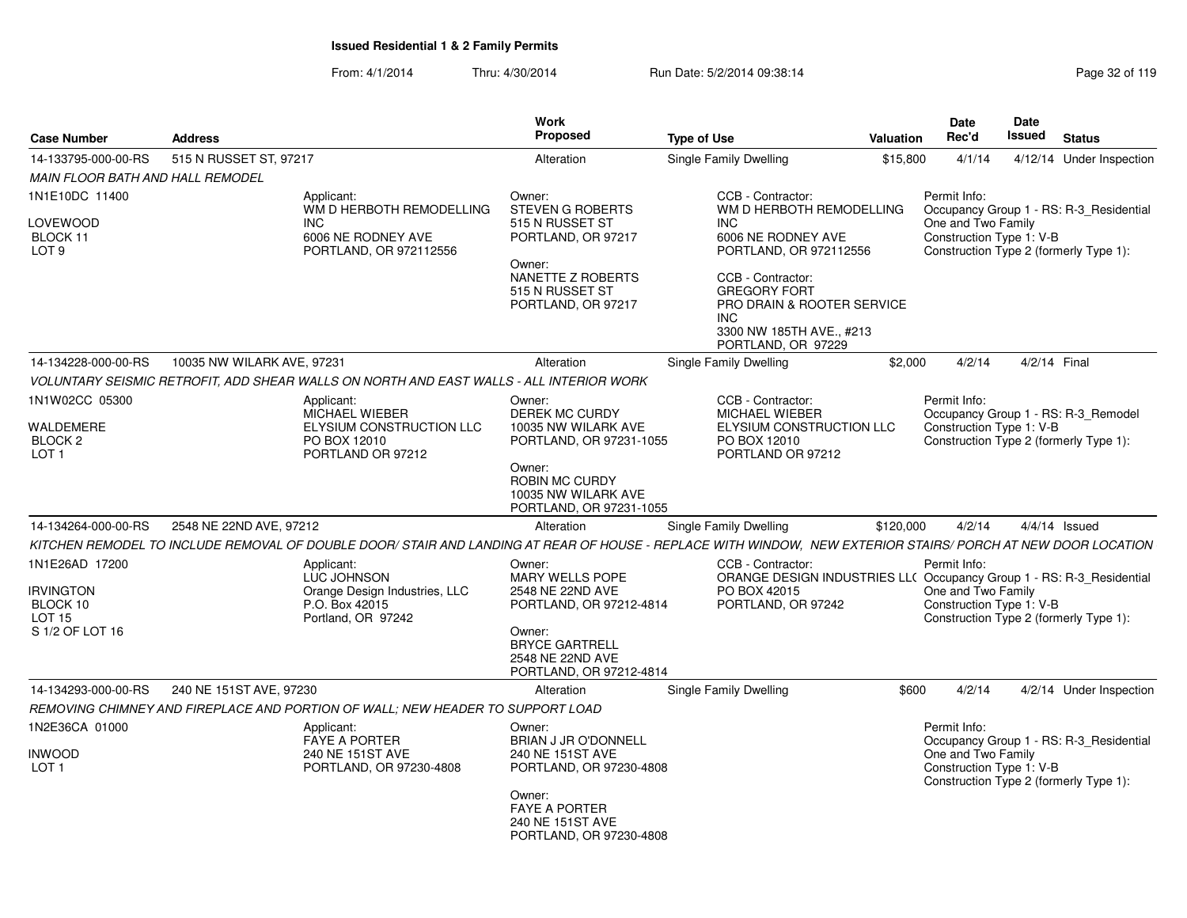**Issued Residential 1 & 2 Family Permits**

From: 4/1/2014 Thru: 4/30/2014 Run Date: 5/2/2014 09:38:14

| Case Number | Address | Work Proposed | Type of Use | Valuation | Date Rec'd | Date Issued | Status |
|---|---|---|---|---|---|---|---|
| 14-133795-000-00-RS | 515 N RUSSET ST, 97217 | Alteration | Single Family Dwelling | $15,800 | 4/1/14 | 4/12/14 | Under Inspection |

*MAIN FLOOR BATH AND HALL REMODEL*

1N1E10DC 11400
LOVEWOOD
BLOCK 11
LOT 9

Applicant:
WM D HERBOTH REMODELLING INC
6006 NE RODNEY AVE
PORTLAND, OR 972112556

Owner:
STEVEN G ROBERTS
515 N RUSSET ST
PORTLAND, OR 97217

Owner:
NANETTE Z ROBERTS
515 N RUSSET ST
PORTLAND, OR 97217

CCB - Contractor:
WM D HERBOTH REMODELLING INC
6006 NE RODNEY AVE
PORTLAND, OR 972112556

CCB - Contractor:
GREGORY FORT
PRO DRAIN & ROOTER SERVICE INC
3300 NW 185TH AVE., #213
PORTLAND, OR 97229

Permit Info:
Occupancy Group 1 - RS: R-3_Residential One and Two Family
Construction Type 1: V-B
Construction Type 2 (formerly Type 1):

| Case Number | Address | Work Proposed | Type of Use | Valuation | Date Rec'd | Date Issued | Status |
|---|---|---|---|---|---|---|---|
| 14-134228-000-00-RS | 10035 NW WILARK AVE, 97231 | Alteration | Single Family Dwelling | $2,000 | 4/2/14 | 4/2/14 | Final |

*VOLUNTARY SEISMIC RETROFIT, ADD SHEAR WALLS ON NORTH AND EAST WALLS - ALL INTERIOR WORK*

1N1W02CC 05300
WALDEMERE
BLOCK 2
LOT 1

Applicant:
MICHAEL WIEBER
ELYSIUM CONSTRUCTION LLC
PO BOX 12010
PORTLAND OR 97212

Owner:
DEREK MC CURDY
10035 NW WILARK AVE
PORTLAND, OR 97231-1055

Owner:
ROBIN MC CURDY
10035 NW WILARK AVE
PORTLAND, OR 97231-1055

CCB - Contractor:
MICHAEL WIEBER
ELYSIUM CONSTRUCTION LLC
PO BOX 12010
PORTLAND OR 97212

Permit Info:
Occupancy Group 1 - RS: R-3_Remodel
Construction Type 1: V-B
Construction Type 2 (formerly Type 1):

| Case Number | Address | Work Proposed | Type of Use | Valuation | Date Rec'd | Date Issued | Status |
|---|---|---|---|---|---|---|---|
| 14-134264-000-00-RS | 2548 NE 22ND AVE, 97212 | Alteration | Single Family Dwelling | $120,000 | 4/2/14 | 4/4/14 | Issued |

*KITCHEN REMODEL TO INCLUDE REMOVAL OF DOUBLE DOOR/ STAIR AND LANDING AT REAR OF HOUSE - REPLACE WITH WINDOW, NEW EXTERIOR STAIRS/ PORCH AT NEW DOOR LOCATION*

1N1E26AD 17200
IRVINGTON
BLOCK 10
LOT 15
S 1/2 OF LOT 16

Applicant:
LUC JOHNSON
Orange Design Industries, LLC
P.O. Box 42015
Portland, OR 97242

Owner:
MARY WELLS POPE
2548 NE 22ND AVE
PORTLAND, OR 97212-4814

Owner:
BRYCE GARTRELL
2548 NE 22ND AVE
PORTLAND, OR 97212-4814

CCB - Contractor:
ORANGE DESIGN INDUSTRIES LL(
PO BOX 42015
PORTLAND, OR 97242

Permit Info:
Occupancy Group 1 - RS: R-3_Residential One and Two Family
Construction Type 1: V-B
Construction Type 2 (formerly Type 1):

| Case Number | Address | Work Proposed | Type of Use | Valuation | Date Rec'd | Date Issued | Status |
|---|---|---|---|---|---|---|---|
| 14-134293-000-00-RS | 240 NE 151ST AVE, 97230 | Alteration | Single Family Dwelling | $600 | 4/2/14 | 4/2/14 | Under Inspection |

*REMOVING CHIMNEY AND FIREPLACE AND PORTION OF WALL; NEW HEADER TO SUPPORT LOAD*

1N2E36CA 01000
INWOOD
LOT 1

Applicant:
FAYE A PORTER
240 NE 151ST AVE
PORTLAND, OR 97230-4808

Owner:
BRIAN J JR O'DONNELL
240 NE 151ST AVE
PORTLAND, OR 97230-4808

Owner:
FAYE A PORTER
240 NE 151ST AVE
PORTLAND, OR 97230-4808

Permit Info:
Occupancy Group 1 - RS: R-3_Residential One and Two Family
Construction Type 1: V-B
Construction Type 2 (formerly Type 1):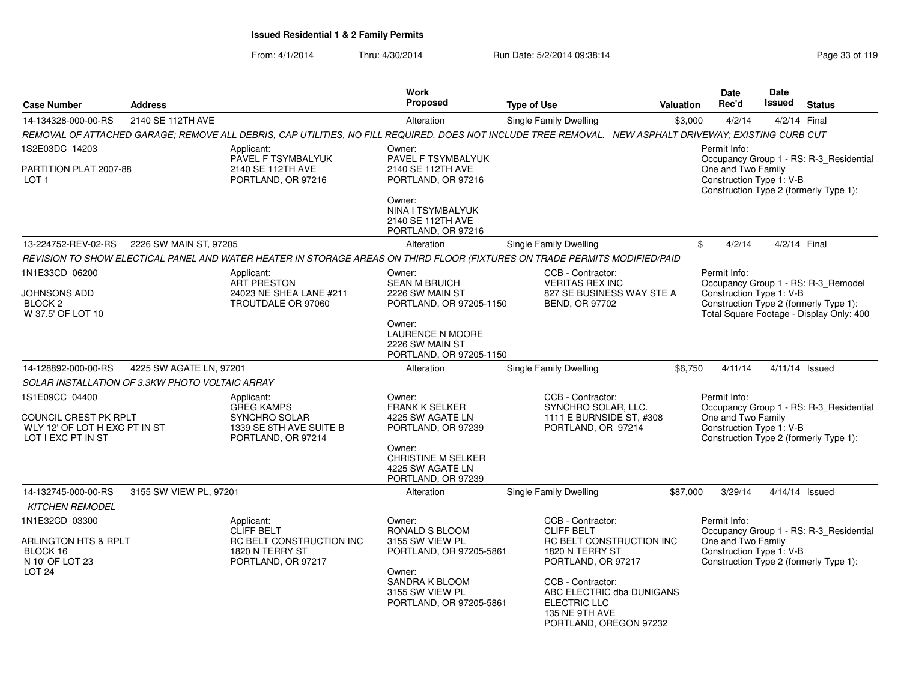# Issued Residential 1 & 2 Family Permits

From: 4/1/2014 Thru: 4/30/2014 Run Date: 5/2/2014 09:38:14

| Case Number | Address | Work Proposed | Type of Use | Valuation | Date Rec'd | Date Issued | Status |
|---|---|---|---|---|---|---|---|
| 14-134328-000-00-RS | 2140 SE 112TH AVE | Alteration | Single Family Dwelling | $3,000 | 4/2/14 | 4/2/14 | Final |

*REMOVAL OF ATTACHED GARAGE; REMOVE ALL DEBRIS, CAP UTILITIES, NO FILL REQUIRED, DOES NOT INCLUDE TREE REMOVAL. NEW ASPHALT DRIVEWAY; EXISTING CURB CUT*

1S2E03DC 14203
PARTITION PLAT 2007-88
LOT 1

Applicant: PAVEL F TSYMBALYUK, 2140 SE 112TH AVE, PORTLAND, OR 97216

Owner: PAVEL F TSYMBALYUK, 2140 SE 112TH AVE, PORTLAND, OR 97216

Owner: NINA I TSYMBALYUK, 2140 SE 112TH AVE, PORTLAND, OR 97216

Permit Info: Occupancy Group 1 - RS: R-3_Residential One and Two Family; Construction Type 1: V-B; Construction Type 2 (formerly Type 1):

---

| Case Number | Address | Work Proposed | Type of Use | Valuation | Date Rec'd | Date Issued | Status |
|---|---|---|---|---|---|---|---|
| 13-224752-REV-02-RS | 2226 SW MAIN ST, 97205 | Alteration | Single Family Dwelling | $ | 4/2/14 | 4/2/14 | Final |

*REVISION TO SHOW ELECTICAL PANEL AND WATER HEATER IN STORAGE AREAS ON THIRD FLOOR (FIXTURES ON TRADE PERMITS MODIFIED/PAID*

1N1E33DD 06200
JOHNSONS ADD
BLOCK 2
W 37.5' OF LOT 10

Applicant: ART PRESTON, 24023 NE SHEA LANE #211, TROUTDALE OR 97060

Owner: SEAN M BRUICH, 2226 SW MAIN ST, PORTLAND, OR 97205-1150

Owner: LAURENCE N MOORE, 2226 SW MAIN ST, PORTLAND, OR 97205-1150

CCB - Contractor: VERITAS REX INC, 827 SE BUSINESS WAY STE A, BEND, OR 97702

Permit Info: Occupancy Group 1 - RS: R-3_Remodel; Construction Type 1: V-B; Construction Type 2 (formerly Type 1):; Total Square Footage - Display Only: 400

---

| Case Number | Address | Work Proposed | Type of Use | Valuation | Date Rec'd | Date Issued | Status |
|---|---|---|---|---|---|---|---|
| 14-128892-000-00-RS | 4225 SW AGATE LN, 97201 | Alteration | Single Family Dwelling | $6,750 | 4/11/14 | 4/11/14 | Issued |

*SOLAR INSTALLATION OF 3.3KW PHOTO VOLTAIC ARRAY*

1S1E09CC 04400
COUNCIL CREST PK RPLT
WLY 12' OF LOT H EXC PT IN ST
LOT I EXC PT IN ST

Applicant: GREG KAMPS, SYNCHRO SOLAR, 1339 SE 8TH AVE SUITE B, PORTLAND, OR 97214

Owner: FRANK K SELKER, 4225 SW AGATE LN, PORTLAND, OR 97239

Owner: CHRISTINE M SELKER, 4225 SW AGATE LN, PORTLAND, OR 97239

CCB - Contractor: SYNCHRO SOLAR, LLC., 1111 E BURNSIDE ST, #308, PORTLAND, OR 97214

Permit Info: Occupancy Group 1 - RS: R-3_Residential One and Two Family; Construction Type 1: V-B; Construction Type 2 (formerly Type 1):

---

| Case Number | Address | Work Proposed | Type of Use | Valuation | Date Rec'd | Date Issued | Status |
|---|---|---|---|---|---|---|---|
| 14-132745-000-00-RS | 3155 SW VIEW PL, 97201 | Alteration | Single Family Dwelling | $87,000 | 3/29/14 | 4/14/14 | Issued |

*KITCHEN REMODEL*

1N1E32CD 03300
ARLINGTON HTS & RPLT
BLOCK 16
N 10' OF LOT 23
LOT 24

Applicant: CLIFF BELT, RC BELT CONSTRUCTION INC, 1820 N TERRY ST, PORTLAND, OR 97217

Owner: RONALD S BLOOM, 3155 SW VIEW PL, PORTLAND, OR 97205-5861

Owner: SANDRA K BLOOM, 3155 SW VIEW PL, PORTLAND, OR 97205-5861

CCB - Contractor: CLIFF BELT, RC BELT CONSTRUCTION INC, 1820 N TERRY ST, PORTLAND, OR 97217

CCB - Contractor: ABC ELECTRIC dba DUNIGANS ELECTRIC LLC, 135 NE 9TH AVE, PORTLAND, OREGON 97232

Permit Info: Occupancy Group 1 - RS: R-3_Residential One and Two Family; Construction Type 1: V-B; Construction Type 2 (formerly Type 1):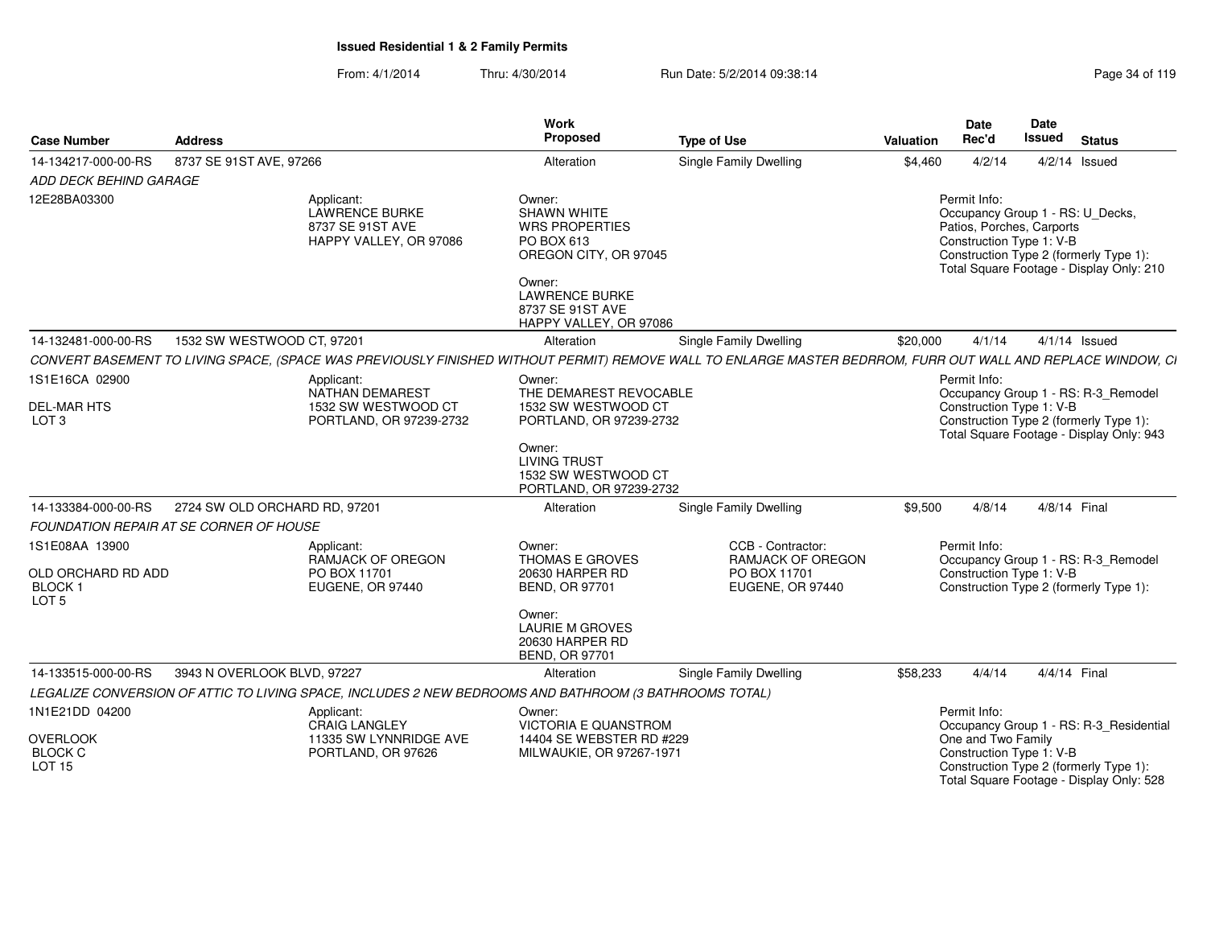**Issued Residential 1 & 2 Family Permits**

From: 4/1/2014 Thru: 4/30/2014 Run Date: 5/2/2014 09:38:14

| Case Number | Address | Work Proposed | Type of Use | Valuation | Date Rec'd | Date Issued | Status |
|---|---|---|---|---|---|---|---|
| 14-134217-000-00-RS | 8737 SE 91ST AVE, 97266 | Alteration | Single Family Dwelling | $4,460 | 4/2/14 | 4/2/14 | Issued |

*ADD DECK BEHIND GARAGE*

12E28BA03300

Applicant:
LAWRENCE BURKE
8737 SE 91ST AVE
HAPPY VALLEY, OR 97086

Owner:
SHAWN WHITE
WRS PROPERTIES
PO BOX 613
OREGON CITY, OR 97045

Owner:
LAWRENCE BURKE
8737 SE 91ST AVE
HAPPY VALLEY, OR 97086

Permit Info:
Occupancy Group 1 - RS: U_Decks, Patios, Porches, Carports
Construction Type 1: V-B
Construction Type 2 (formerly Type 1):
Total Square Footage - Display Only: 210

---

| Case Number | Address | Work Proposed | Type of Use | Valuation | Date Rec'd | Date Issued | Status |
|---|---|---|---|---|---|---|---|
| 14-132481-000-00-RS | 1532 SW WESTWOOD CT, 97201 | Alteration | Single Family Dwelling | $20,000 | 4/1/14 | 4/1/14 | Issued |

*CONVERT BASEMENT TO LIVING SPACE, (SPACE WAS PREVIOUSLY FINISHED WITHOUT PERMIT) REMOVE WALL TO ENLARGE MASTER BEDRROM, FURR OUT WALL AND REPLACE WINDOW, CI*

1S1E16CA 02900
DEL-MAR HTS
LOT 3

Applicant:
NATHAN DEMAREST
1532 SW WESTWOOD CT
PORTLAND, OR 97239-2732

Owner:
THE DEMAREST REVOCABLE
1532 SW WESTWOOD CT
PORTLAND, OR 97239-2732

Owner:
LIVING TRUST
1532 SW WESTWOOD CT
PORTLAND, OR 97239-2732

Permit Info:
Occupancy Group 1 - RS: R-3_Remodel
Construction Type 1: V-B
Construction Type 2 (formerly Type 1):
Total Square Footage - Display Only: 943

---

| Case Number | Address | Work Proposed | Type of Use | Valuation | Date Rec'd | Date Issued | Status |
|---|---|---|---|---|---|---|---|
| 14-133384-000-00-RS | 2724 SW OLD ORCHARD RD, 97201 | Alteration | Single Family Dwelling | $9,500 | 4/8/14 | 4/8/14 | Final |

*FOUNDATION REPAIR AT SE CORNER OF HOUSE*

1S1E08AA 13900
OLD ORCHARD RD ADD
BLOCK 1
LOT 5

Applicant:
RAMJACK OF OREGON
PO BOX 11701
EUGENE, OR 97440

Owner:
THOMAS E GROVES
20630 HARPER RD
BEND, OR 97701

Owner:
LAURIE M GROVES
20630 HARPER RD
BEND, OR 97701

CCB - Contractor:
RAMJACK OF OREGON
PO BOX 11701
EUGENE, OR 97440

Permit Info:
Occupancy Group 1 - RS: R-3_Remodel
Construction Type 1: V-B
Construction Type 2 (formerly Type 1):

---

| Case Number | Address | Work Proposed | Type of Use | Valuation | Date Rec'd | Date Issued | Status |
|---|---|---|---|---|---|---|---|
| 14-133515-000-00-RS | 3943 N OVERLOOK BLVD, 97227 | Alteration | Single Family Dwelling | $58,233 | 4/4/14 | 4/4/14 | Final |

*LEGALIZE CONVERSION OF ATTIC TO LIVING SPACE, INCLUDES 2 NEW BEDROOMS AND BATHROOM (3 BATHROOMS TOTAL)*

1N1E21DD 04200
OVERLOOK
BLOCK C
LOT 15

Applicant:
CRAIG LANGLEY
11335 SW LYNNRIDGE AVE
PORTLAND, OR 97626

Owner:
VICTORIA E QUANSTROM
14404 SE WEBSTER RD #229
MILWAUKIE, OR 97267-1971

Permit Info:
Occupancy Group 1 - RS: R-3_Residential One and Two Family
Construction Type 1: V-B
Construction Type 2 (formerly Type 1):
Total Square Footage - Display Only: 528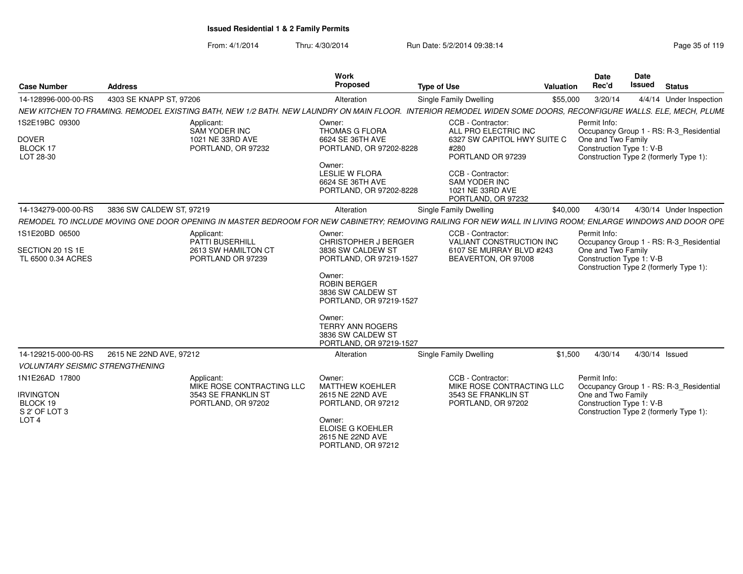## Issued Residential 1 & 2 Family Permits

From: 4/1/2014 Thru: 4/30/2014 Run Date: 5/2/2014 09:38:14

| Case Number | Address | Work Proposed | Type of Use | Valuation | Date Rec'd | Date Issued | Status |
|---|---|---|---|---|---|---|---|
| 14-128996-000-00-RS | 4303 SE KNAPP ST, 97206 | Alteration | Single Family Dwelling | $55,000 | 3/20/14 | 4/4/14 | Under Inspection |

*NEW KITCHEN TO FRAMING. REMODEL EXISTING BATH, NEW 1/2 BATH. NEW LAUNDRY ON MAIN FLOOR. INTERIOR REMODEL WIDEN SOME DOORS, RECONFIGURE WALLS. ELE, MECH, PLUMB*

1S2E19BC 09300
DOVER
BLOCK 17
LOT 28-30

Applicant:
SAM YODER INC
1021 NE 33RD AVE
PORTLAND, OR 97232

Owner:
THOMAS G FLORA
6624 SE 36TH AVE
PORTLAND, OR 97202-8228

Owner:
LESLIE W FLORA
6624 SE 36TH AVE
PORTLAND, OR 97202-8228

CCB - Contractor:
ALL PRO ELECTRIC INC
6327 SW CAPITOL HWY SUITE C #280
PORTLAND OR 97239

CCB - Contractor:
SAM YODER INC
1021 NE 33RD AVE
PORTLAND, OR 97232

Permit Info:
Occupancy Group 1 - RS: R-3_Residential One and Two Family
Construction Type 1: V-B
Construction Type 2 (formerly Type 1):

| Case Number | Address | Work Proposed | Type of Use | Valuation | Date Rec'd | Date Issued | Status |
|---|---|---|---|---|---|---|---|
| 14-134279-000-00-RS | 3836 SW CALDEW ST, 97219 | Alteration | Single Family Dwelling | $40,000 | 4/30/14 | 4/30/14 | Under Inspection |

*REMODEL TO INCLUDE MOVING ONE DOOR OPENING IN MASTER BEDROOM FOR NEW CABINETRY; REMOVING RAILING FOR NEW WALL IN LIVING ROOM; ENLARGE WINDOWS AND DOOR OPE*

1S1E20BD 06500
SECTION 20 1S 1E
TL 6500 0.34 ACRES

Applicant:
PATTI BUSERHILL
2613 SW HAMILTON CT
PORTLAND OR 97239

Owner:
CHRISTOPHER J BERGER
3836 SW CALDEW ST
PORTLAND, OR 97219-1527

Owner:
ROBIN BERGER
3836 SW CALDEW ST
PORTLAND, OR 97219-1527

Owner:
TERRY ANN ROGERS
3836 SW CALDEW ST
PORTLAND, OR 97219-1527

CCB - Contractor:
VALIANT CONSTRUCTION INC
6107 SE MURRAY BLVD #243
BEAVERTON, OR 97008

Permit Info:
Occupancy Group 1 - RS: R-3_Residential One and Two Family
Construction Type 1: V-B
Construction Type 2 (formerly Type 1):

| Case Number | Address | Work Proposed | Type of Use | Valuation | Date Rec'd | Date Issued | Status |
|---|---|---|---|---|---|---|---|
| 14-129215-000-00-RS | 2615 NE 22ND AVE, 97212 | Alteration | Single Family Dwelling | $1,500 | 4/30/14 | 4/30/14 | Issued |

*VOLUNTARY SEISMIC STRENGTHENING*

1N1E26AD 17800
IRVINGTON
BLOCK 19
S 2' OF LOT 3
LOT 4

Applicant:
MIKE ROSE CONTRACTING LLC
3543 SE FRANKLIN ST
PORTLAND, OR 97202

Owner:
MATTHEW KOEHLER
2615 NE 22ND AVE
PORTLAND, OR 97212

Owner:
ELOISE G KOEHLER
2615 NE 22ND AVE
PORTLAND, OR 97212

CCB - Contractor:
MIKE ROSE CONTRACTING LLC
3543 SE FRANKLIN ST
PORTLAND, OR 97202

Permit Info:
Occupancy Group 1 - RS: R-3_Residential One and Two Family
Construction Type 1: V-B
Construction Type 2 (formerly Type 1):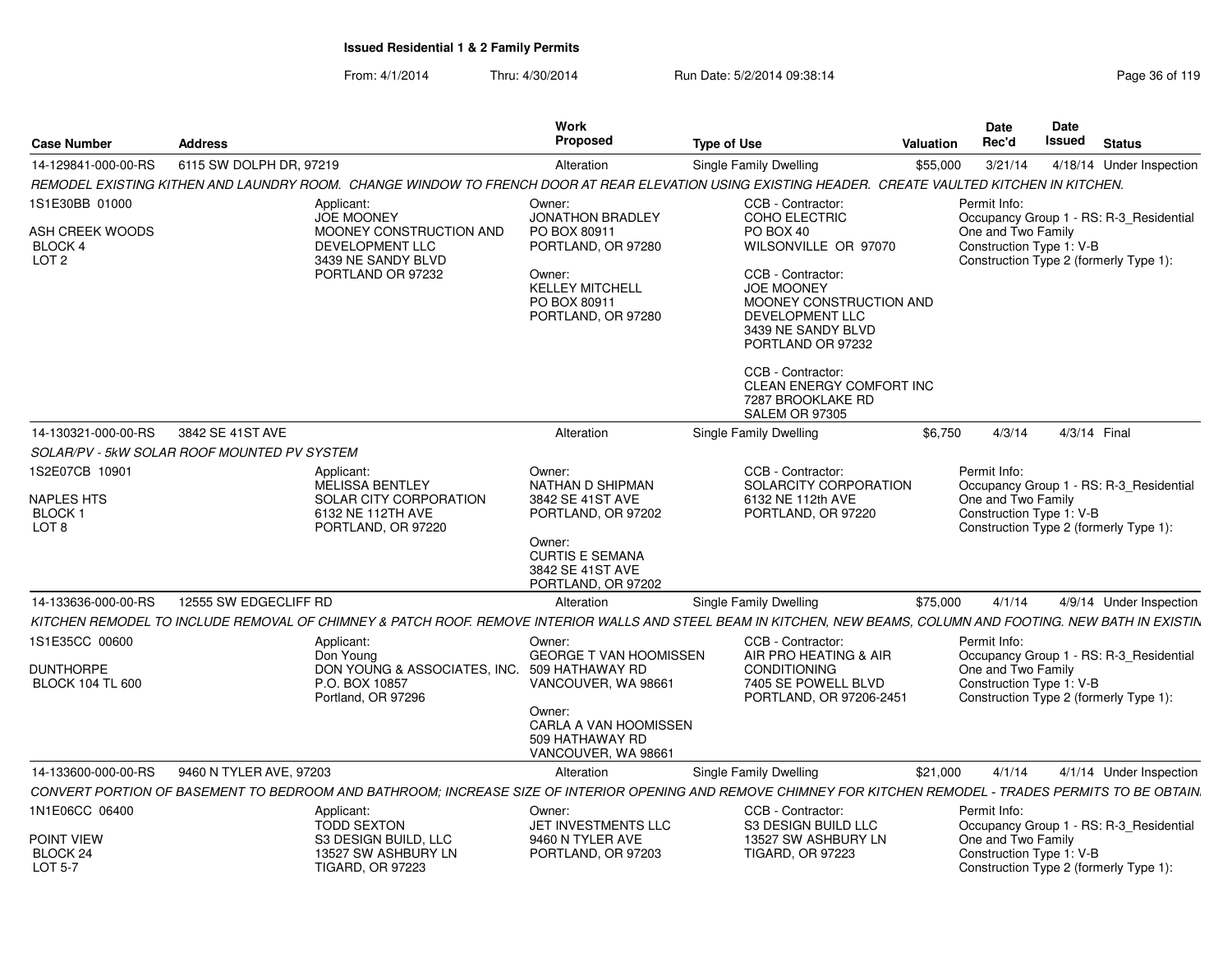# Issued Residential 1 & 2 Family Permits

From: 4/1/2014 Thru: 4/30/2014 Run Date: 5/2/2014 09:38:14

| Case Number | Address | Work Proposed | Type of Use | Valuation | Date Rec'd | Date Issued | Status |
|---|---|---|---|---|---|---|---|
| 14-129841-000-00-RS | 6115 SW DOLPH DR, 97219 | Alteration | Single Family Dwelling | $55,000 | 3/21/14 | 4/18/14 | Under Inspection |

*REMODEL EXISTING KITHEN AND LAUNDRY ROOM. CHANGE WINDOW TO FRENCH DOOR AT REAR ELEVATION USING EXISTING HEADER. CREATE VAULTED KITCHEN IN KITCHEN.*

1S1E30BB 01000
ASH CREEK WOODS
BLOCK 4
LOT 2

Applicant:
JOE MOONEY
MOONEY CONSTRUCTION AND DEVELOPMENT LLC
3439 NE SANDY BLVD
PORTLAND OR 97232

Owner:
JONATHON BRADLEY
PO BOX 80911
PORTLAND, OR 97280

Owner:
KELLEY MITCHELL
PO BOX 80911
PORTLAND, OR 97280

CCB - Contractor:
COHO ELECTRIC
PO BOX 40
WILSONVILLE OR 97070

CCB - Contractor:
JOE MOONEY
MOONEY CONSTRUCTION AND DEVELOPMENT LLC
3439 NE SANDY BLVD
PORTLAND OR 97232

CCB - Contractor:
CLEAN ENERGY COMFORT INC
7287 BROOKLAKE RD
SALEM OR 97305

Permit Info:
Occupancy Group 1 - RS: R-3_Residential One and Two Family
Construction Type 1: V-B
Construction Type 2 (formerly Type 1):

| Case Number | Address | Work Proposed | Type of Use | Valuation | Date Rec'd | Date Issued | Status |
|---|---|---|---|---|---|---|---|
| 14-130321-000-00-RS | 3842 SE 41ST AVE | Alteration | Single Family Dwelling | $6,750 | 4/3/14 | 4/3/14 | Final |

*SOLAR/PV - 5kW SOLAR ROOF MOUNTED PV SYSTEM*

1S2E07CB 10901
NAPLES HTS
BLOCK 1
LOT 8

Applicant:
MELISSA BENTLEY
SOLAR CITY CORPORATION
6132 NE 112TH AVE
PORTLAND, OR 97220

Owner:
NATHAN D SHIPMAN
3842 SE 41ST AVE
PORTLAND, OR 97202

Owner:
CURTIS E SEMANA
3842 SE 41ST AVE
PORTLAND, OR 97202

CCB - Contractor:
SOLARCITY CORPORATION
6132 NE 112th AVE
PORTLAND, OR 97220

Permit Info:
Occupancy Group 1 - RS: R-3_Residential One and Two Family
Construction Type 1: V-B
Construction Type 2 (formerly Type 1):

| Case Number | Address | Work Proposed | Type of Use | Valuation | Date Rec'd | Date Issued | Status |
|---|---|---|---|---|---|---|---|
| 14-133636-000-00-RS | 12555 SW EDGECLIFF RD | Alteration | Single Family Dwelling | $75,000 | 4/1/14 | 4/9/14 | Under Inspection |

*KITCHEN REMODEL TO INCLUDE REMOVAL OF CHIMNEY & PATCH ROOF. REMOVE INTERIOR WALLS AND STEEL BEAM IN KITCHEN, NEW BEAMS, COLUMN AND FOOTING. NEW BATH IN EXISTIN*

1S1E35CC 00600
DUNTHORPE
BLOCK 104 TL 600

Applicant:
Don Young
DON YOUNG & ASSOCIATES, INC.
P.O. BOX 10857
Portland, OR 97296

Owner:
GEORGE T VAN HOOMISSEN
509 HATHAWAY RD
VANCOUVER, WA 98661

Owner:
CARLA A VAN HOOMISSEN
509 HATHAWAY RD
VANCOUVER, WA 98661

CCB - Contractor:
AIR PRO HEATING & AIR CONDITIONING
7405 SE POWELL BLVD
PORTLAND, OR 97206-2451

Permit Info:
Occupancy Group 1 - RS: R-3_Residential One and Two Family
Construction Type 1: V-B
Construction Type 2 (formerly Type 1):

| Case Number | Address | Work Proposed | Type of Use | Valuation | Date Rec'd | Date Issued | Status |
|---|---|---|---|---|---|---|---|
| 14-133600-000-00-RS | 9460 N TYLER AVE, 97203 | Alteration | Single Family Dwelling | $21,000 | 4/1/14 | 4/1/14 | Under Inspection |

*CONVERT PORTION OF BASEMENT TO BEDROOM AND BATHROOM; INCREASE SIZE OF INTERIOR OPENING AND REMOVE CHIMNEY FOR KITCHEN REMODEL - TRADES PERMITS TO BE OBTAIN.*

1N1E06CC 06400
POINT VIEW
BLOCK 24
LOT 5-7

Applicant:
TODD SEXTON
S3 DESIGN BUILD, LLC
13527 SW ASHBURY LN
TIGARD, OR 97223

Owner:
JET INVESTMENTS LLC
9460 N TYLER AVE
PORTLAND, OR 97203

CCB - Contractor:
S3 DESIGN BUILD LLC
13527 SW ASHBURY LN
TIGARD, OR 97223

Permit Info:
Occupancy Group 1 - RS: R-3_Residential One and Two Family
Construction Type 1: V-B
Construction Type 2 (formerly Type 1):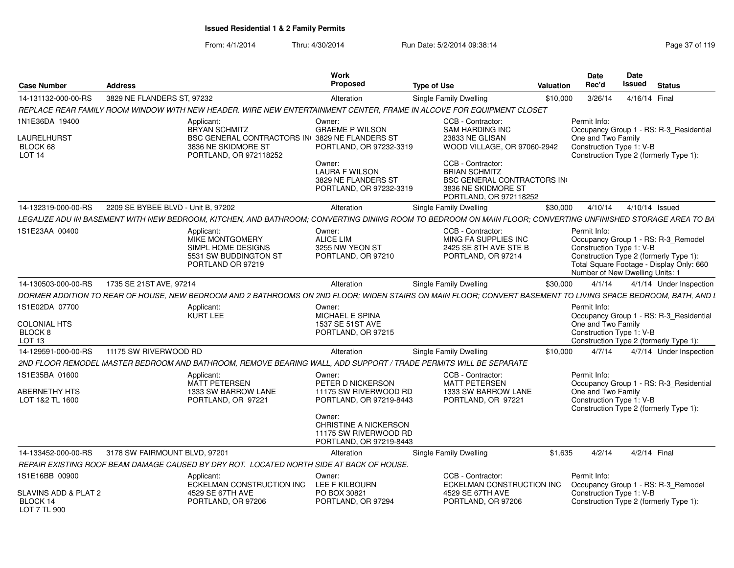**Issued Residential 1 & 2 Family Permits**

From: 4/1/2014 Thru: 4/30/2014 Run Date: 5/2/2014 09:38:14

| Case Number | Address | Work Proposed | Type of Use | Valuation | Date Rec'd | Date Issued | Status |
|---|---|---|---|---|---|---|---|
| 14-131132-000-00-RS | 3829 NE FLANDERS ST, 97232 | Alteration | Single Family Dwelling | $10,000 | 3/26/14 | 4/16/14 | Final |

*REPLACE REAR FAMILY ROOM WINDOW WITH NEW HEADER. WIRE NEW ENTERTAINMENT CENTER, FRAME IN ALCOVE FOR EQUIPMENT CLOSET*

1N1E36DA 19400
LAURELHURST
BLOCK 68
LOT 14

Applicant: BRYAN SCHMITZ, BSC GENERAL CONTRACTORS IN, 3836 NE SKIDMORE ST, PORTLAND, OR 972118252

Owner: GRAEME P WILSON, 3829 NE FLANDERS ST, PORTLAND, OR 97232-3319

Owner: LAURA F WILSON, 3829 NE FLANDERS ST, PORTLAND, OR 97232-3319

CCB - Contractor: SAM HARDING INC, 23833 NE GLISAN, WOOD VILLAGE, OR 97060-2942

CCB - Contractor: BRIAN SCHMITZ, BSC GENERAL CONTRACTORS IN, 3836 NE SKIDMORE ST, PORTLAND, OR 972118252

Permit Info: Occupancy Group 1 - RS: R-3_Residential One and Two Family; Construction Type 1: V-B; Construction Type 2 (formerly Type 1):

| Case Number | Address | Work Proposed | Type of Use | Valuation | Date Rec'd | Date Issued | Status |
|---|---|---|---|---|---|---|---|
| 14-132319-000-00-RS | 2209 SE BYBEE BLVD - Unit B, 97202 | Alteration | Single Family Dwelling | $30,000 | 4/10/14 | 4/10/14 | Issued |

*LEGALIZE ADU IN BASEMENT WITH NEW BEDROOM, KITCHEN, AND BATHROOM; CONVERTING DINING ROOM TO BEDROOM ON MAIN FLOOR; CONVERTING UNFINISHED STORAGE AREA TO BA*

1S1E23AA 00400

Applicant: MIKE MONTGOMERY, SIMPL HOME DESIGNS, 5531 SW BUDDINGTON ST, PORTLAND OR 97219

Owner: ALICE LIM, 3255 NW YEON ST, PORTLAND, OR 97210

CCB - Contractor: MING FA SUPPLIES INC, 2425 SE 8TH AVE STE B, PORTLAND, OR 97214

Permit Info: Occupancy Group 1 - RS: R-3_Remodel; Construction Type 1: V-B; Construction Type 2 (formerly Type 1):; Total Square Footage - Display Only: 660; Number of New Dwelling Units: 1

| Case Number | Address | Work Proposed | Type of Use | Valuation | Date Rec'd | Date Issued | Status |
|---|---|---|---|---|---|---|---|
| 14-130503-000-00-RS | 1735 SE 21ST AVE, 97214 | Alteration | Single Family Dwelling | $30,000 | 4/1/14 | 4/1/14 | Under Inspection |

*DORMER ADDITION TO REAR OF HOUSE, NEW BEDROOM AND 2 BATHROOMS ON 2ND FLOOR; WIDEN STAIRS ON MAIN FLOOR; CONVERT BASEMENT TO LIVING SPACE BEDROOM, BATH, AND L*

1S1E02DA 07700
COLONIAL HTS
BLOCK 8
LOT 13

Applicant: KURT LEE

Owner: MICHAEL E SPINA, 1537 SE 51ST AVE, PORTLAND, OR 97215

Permit Info: Occupancy Group 1 - RS: R-3_Residential One and Two Family; Construction Type 1: V-B; Construction Type 2 (formerly Type 1):

| Case Number | Address | Work Proposed | Type of Use | Valuation | Date Rec'd | Date Issued | Status |
|---|---|---|---|---|---|---|---|
| 14-129591-000-00-RS | 11175 SW RIVERWOOD RD | Alteration | Single Family Dwelling | $10,000 | 4/7/14 | 4/7/14 | Under Inspection |

*2ND FLOOR REMODEL MASTER BEDROOM AND BATHROOM, REMOVE BEARING WALL, ADD SUPPORT / TRADE PERMITS WILL BE SEPARATE*

1S1E35BA 01600
ABERNETHY HTS
LOT 1&2 TL 1600

Applicant: MATT PETERSEN, 1333 SW BARROW LANE, PORTLAND, OR 97221

Owner: PETER D NICKERSON, 11175 SW RIVERWOOD RD, PORTLAND, OR 97219-8443

Owner: CHRISTINE A NICKERSON, 11175 SW RIVERWOOD RD, PORTLAND, OR 97219-8443

CCB - Contractor: MATT PETERSEN, 1333 SW BARROW LANE, PORTLAND, OR 97221

Permit Info: Occupancy Group 1 - RS: R-3_Residential One and Two Family; Construction Type 1: V-B; Construction Type 2 (formerly Type 1):

| Case Number | Address | Work Proposed | Type of Use | Valuation | Date Rec'd | Date Issued | Status |
|---|---|---|---|---|---|---|---|
| 14-133452-000-00-RS | 3178 SW FAIRMOUNT BLVD, 97201 | Alteration | Single Family Dwelling | $1,635 | 4/2/14 | 4/2/14 | Final |

*REPAIR EXISTING ROOF BEAM DAMAGE CAUSED BY DRY ROT. LOCATED NORTH SIDE AT BACK OF HOUSE.*

1S1E16BB 00900
SLAVINS ADD & PLAT 2
BLOCK 14
LOT 7 TL 900

Applicant: ECKELMAN CONSTRUCTION INC, 4529 SE 67TH AVE, PORTLAND, OR 97206

Owner: LEE F KILBOURN, PO BOX 30821, PORTLAND, OR 97294

CCB - Contractor: ECKELMAN CONSTRUCTION INC, 4529 SE 67TH AVE, PORTLAND, OR 97206

Permit Info: Occupancy Group 1 - RS: R-3_Remodel; Construction Type 1: V-B; Construction Type 2 (formerly Type 1):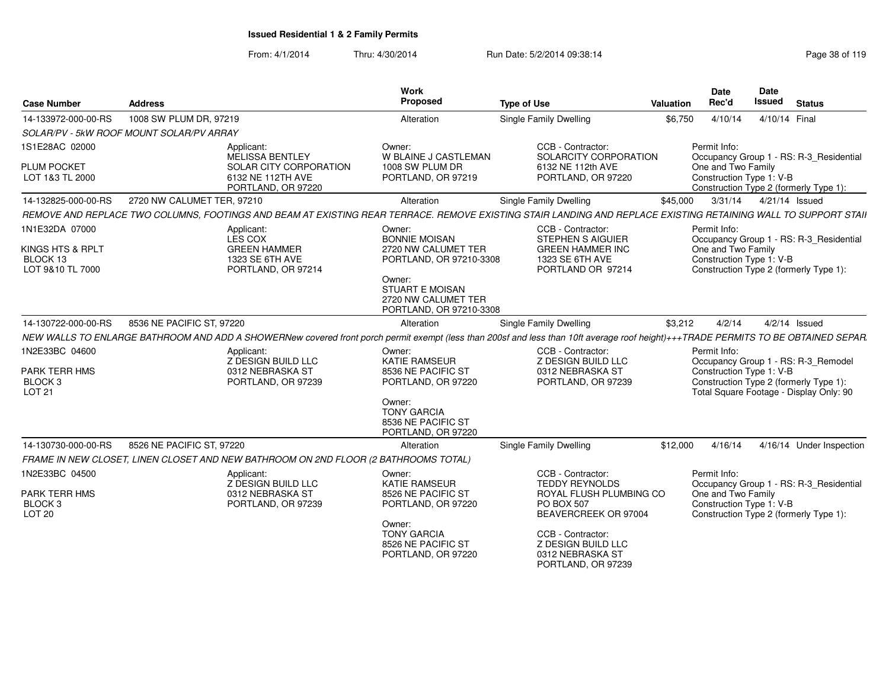## Issued Residential 1 & 2 Family Permits

From: 4/1/2014 Thru: 4/30/2014 Run Date: 5/2/2014 09:38:14

| Case Number | Address | Work Proposed | Type of Use | Valuation | Date Rec'd | Date Issued | Status |
|---|---|---|---|---|---|---|---|
| 14-133972-000-00-RS | 1008 SW PLUM DR, 97219 | Alteration | Single Family Dwelling | $6,750 | 4/10/14 | 4/10/14 | Final |

*SOLAR/PV - 5kW ROOF MOUNT SOLAR/PV ARRAY*

1S1E28AC 02000
PLUM POCKET
LOT 1&3 TL 2000

Applicant:
MELISSA BENTLEY
SOLAR CITY CORPORATION
6132 NE 112TH AVE
PORTLAND, OR 97220

Owner:
W BLAINE J CASTLEMAN
1008 SW PLUM DR
PORTLAND, OR 97219

CCB - Contractor:
SOLARCITY CORPORATION
6132 NE 112th AVE
PORTLAND, OR 97220

Permit Info:
Occupancy Group 1 - RS: R-3_Residential One and Two Family
Construction Type 1: V-B
Construction Type 2 (formerly Type 1):

| Case Number | Address | Work Proposed | Type of Use | Valuation | Date Rec'd | Date Issued | Status |
|---|---|---|---|---|---|---|---|
| 14-132825-000-00-RS | 2720 NW CALUMET TER, 97210 | Alteration | Single Family Dwelling | $45,000 | 3/31/14 | 4/21/14 | Issued |

*REMOVE AND REPLACE TWO COLUMNS, FOOTINGS AND BEAM AT EXISTING REAR TERRACE. REMOVE EXISTING STAIR LANDING AND REPLACE EXISTING RETAINING WALL TO SUPPORT STAII*

1N1E32DA 07000
KINGS HTS & RPLT
BLOCK 13
LOT 9&10 TL 7000

Applicant:
LES COX
GREEN HAMMER
1323 SE 6TH AVE
PORTLAND, OR 97214

Owner:
BONNIE MOISAN
2720 NW CALUMET TER
PORTLAND, OR 97210-3308

Owner:
STUART E MOISAN
2720 NW CALUMET TER
PORTLAND, OR 97210-3308

CCB - Contractor:
STEPHEN S AIGUIER
GREEN HAMMER INC
1323 SE 6TH AVE
PORTLAND OR 97214

Permit Info:
Occupancy Group 1 - RS: R-3_Residential One and Two Family
Construction Type 1: V-B
Construction Type 2 (formerly Type 1):

| Case Number | Address | Work Proposed | Type of Use | Valuation | Date Rec'd | Date Issued | Status |
|---|---|---|---|---|---|---|---|
| 14-130722-000-00-RS | 8536 NE PACIFIC ST, 97220 | Alteration | Single Family Dwelling | $3,212 | 4/2/14 | 4/2/14 | Issued |

*NEW WALLS TO ENLARGE BATHROOM AND ADD A SHOWERNew covered front porch permit exempt (less than 200sf and less than 10ft average roof height)+++TRADE PERMITS TO BE OBTAINED SEPAR.*

1N2E33BC 04600
PARK TERR HMS
BLOCK 3
LOT 21

Applicant:
Z DESIGN BUILD LLC
0312 NEBRASKA ST
PORTLAND, OR 97239

Owner:
KATIE RAMSEUR
8536 NE PACIFIC ST
PORTLAND, OR 97220

Owner:
TONY GARCIA
8536 NE PACIFIC ST
PORTLAND, OR 97220

CCB - Contractor:
Z DESIGN BUILD LLC
0312 NEBRASKA ST
PORTLAND, OR 97239

Permit Info:
Occupancy Group 1 - RS: R-3_Remodel
Construction Type 1: V-B
Construction Type 2 (formerly Type 1):
Total Square Footage - Display Only: 90

| Case Number | Address | Work Proposed | Type of Use | Valuation | Date Rec'd | Date Issued | Status |
|---|---|---|---|---|---|---|---|
| 14-130730-000-00-RS | 8526 NE PACIFIC ST, 97220 | Alteration | Single Family Dwelling | $12,000 | 4/16/14 | 4/16/14 | Under Inspection |

*FRAME IN NEW CLOSET, LINEN CLOSET AND NEW BATHROOM ON 2ND FLOOR (2 BATHROOMS TOTAL)*

1N2E33BC 04500
PARK TERR HMS
BLOCK 3
LOT 20

Applicant:
Z DESIGN BUILD LLC
0312 NEBRASKA ST
PORTLAND, OR 97239

Owner:
KATIE RAMSEUR
8526 NE PACIFIC ST
PORTLAND, OR 97220

Owner:
TONY GARCIA
8526 NE PACIFIC ST
PORTLAND, OR 97220

CCB - Contractor:
TEDDY REYNOLDS
ROYAL FLUSH PLUMBING CO
PO BOX 507
BEAVERCREEK OR 97004

CCB - Contractor:
Z DESIGN BUILD LLC
0312 NEBRASKA ST
PORTLAND, OR 97239

Permit Info:
Occupancy Group 1 - RS: R-3_Residential One and Two Family
Construction Type 1: V-B
Construction Type 2 (formerly Type 1):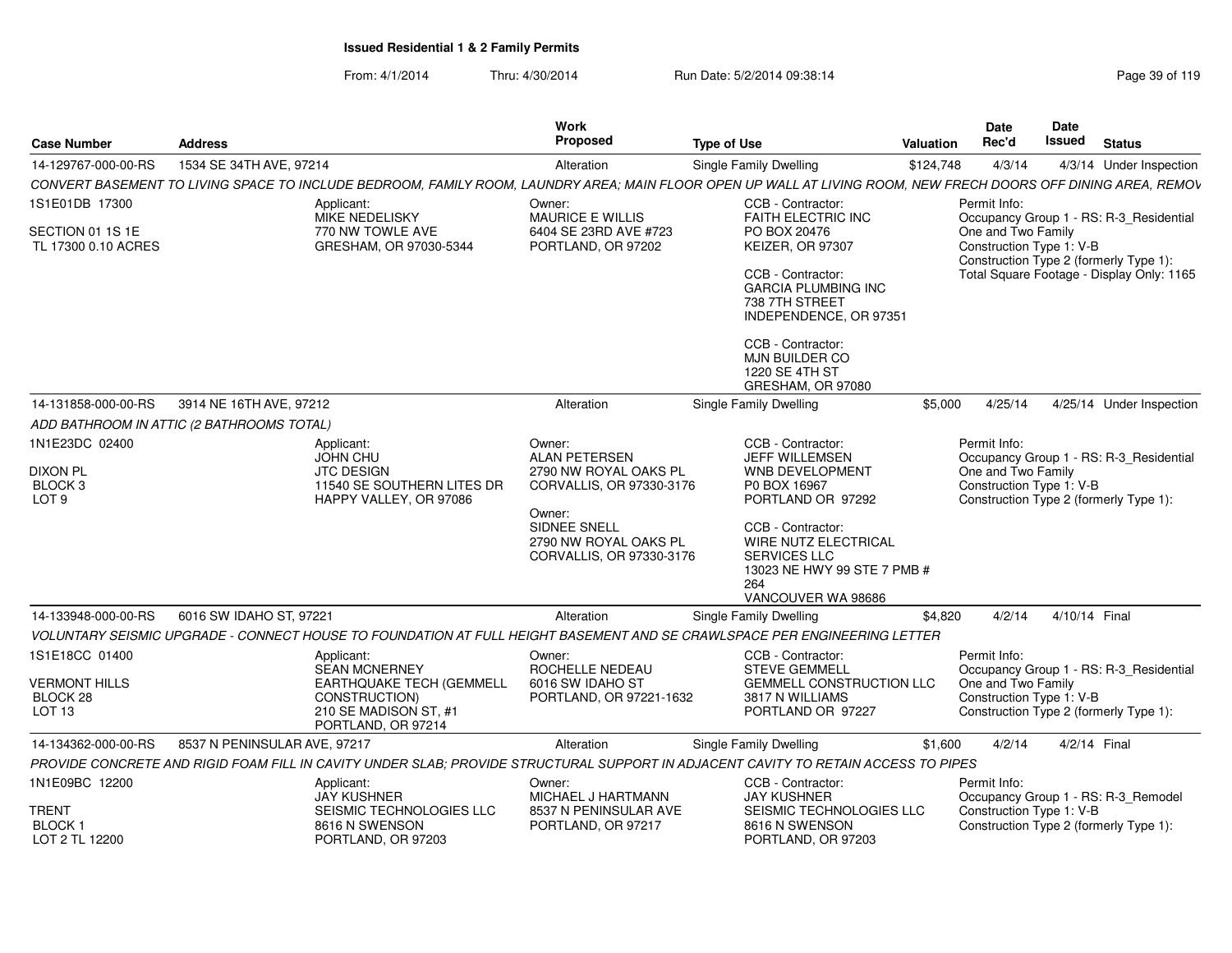**Issued Residential 1 & 2 Family Permits**

From: 4/1/2014 Thru: 4/30/2014 Run Date: 5/2/2014 09:38:14

| Case Number | Address | Work Proposed | Type of Use | Valuation | Date Rec'd | Date Issued | Status |
|---|---|---|---|---|---|---|---|
| 14-129767-000-00-RS | 1534 SE 34TH AVE, 97214 | Alteration | Single Family Dwelling | $124,748 | 4/3/14 | 4/3/14 | Under Inspection |

CONVERT BASEMENT TO LIVING SPACE TO INCLUDE BEDROOM, FAMILY ROOM, LAUNDRY AREA; MAIN FLOOR OPEN UP WALL AT LIVING ROOM, NEW FRECH DOORS OFF DINING AREA, REMOV

1S1E01DB 17300
SECTION 01 1S 1E
TL 17300 0.10 ACRES

Applicant:
MIKE NEDELISKY
770 NW TOWLE AVE
GRESHAM, OR 97030-5344

Owner:
MAURICE E WILLIS
6404 SE 23RD AVE #723
PORTLAND, OR 97202

CCB - Contractor:
FAITH ELECTRIC INC
PO BOX 20476
KEIZER, OR 97307

CCB - Contractor:
GARCIA PLUMBING INC
738 7TH STREET
INDEPENDENCE, OR 97351

CCB - Contractor:
MJN BUILDER CO
1220 SE 4TH ST
GRESHAM, OR 97080

Permit Info:
Occupancy Group 1 - RS: R-3_Residential
One and Two Family
Construction Type 1: V-B
Construction Type 2 (formerly Type 1):
Total Square Footage - Display Only: 1165

| Case Number | Address | Work Proposed | Type of Use | Valuation | Date Rec'd | Date Issued | Status |
|---|---|---|---|---|---|---|---|
| 14-131858-000-00-RS | 3914 NE 16TH AVE, 97212 | Alteration | Single Family Dwelling | $5,000 | 4/25/14 | 4/25/14 | Under Inspection |

ADD BATHROOM IN ATTIC (2 BATHROOMS TOTAL)

1N1E23DC 02400
DIXON PL
BLOCK 3
LOT 9

Applicant:
JOHN CHU
JTC DESIGN
11540 SE SOUTHERN LITES DR
HAPPY VALLEY, OR 97086

Owner:
ALAN PETERSEN
2790 NW ROYAL OAKS PL
CORVALLIS, OR 97330-3176

Owner:
SIDNEE SNELL
2790 NW ROYAL OAKS PL
CORVALLIS, OR 97330-3176

CCB - Contractor:
JEFF WILLEMSEN
WNB DEVELOPMENT
P0 BOX 16967
PORTLAND OR 97292

CCB - Contractor:
WIRE NUTZ ELECTRICAL SERVICES LLC
13023 NE HWY 99 STE 7 PMB # 264
VANCOUVER WA 98686

Permit Info:
Occupancy Group 1 - RS: R-3_Residential
One and Two Family
Construction Type 1: V-B
Construction Type 2 (formerly Type 1):

| Case Number | Address | Work Proposed | Type of Use | Valuation | Date Rec'd | Date Issued | Status |
|---|---|---|---|---|---|---|---|
| 14-133948-000-00-RS | 6016 SW IDAHO ST, 97221 | Alteration | Single Family Dwelling | $4,820 | 4/2/14 | 4/10/14 | Final |

VOLUNTARY SEISMIC UPGRADE - CONNECT HOUSE TO FOUNDATION AT FULL HEIGHT BASEMENT AND SE CRAWLSPACE PER ENGINEERING LETTER

1S1E18CC 01400
VERMONT HILLS
BLOCK 28
LOT 13

Applicant:
SEAN MCNERNEY
EARTHQUAKE TECH (GEMMELL CONSTRUCTION)
210 SE MADISON ST, #1
PORTLAND, OR 97214

Owner:
ROCHELLE NEDEAU
6016 SW IDAHO ST
PORTLAND, OR 97221-1632

CCB - Contractor:
STEVE GEMMELL
GEMMELL CONSTRUCTION LLC
3817 N WILLIAMS
PORTLAND OR 97227

Permit Info:
Occupancy Group 1 - RS: R-3_Residential
One and Two Family
Construction Type 1: V-B
Construction Type 2 (formerly Type 1):

| Case Number | Address | Work Proposed | Type of Use | Valuation | Date Rec'd | Date Issued | Status |
|---|---|---|---|---|---|---|---|
| 14-134362-000-00-RS | 8537 N PENINSULAR AVE, 97217 | Alteration | Single Family Dwelling | $1,600 | 4/2/14 | 4/2/14 | Final |

PROVIDE CONCRETE AND RIGID FOAM FILL IN CAVITY UNDER SLAB; PROVIDE STRUCTURAL SUPPORT IN ADJACENT CAVITY TO RETAIN ACCESS TO PIPES

1N1E09BC 12200
TRENT
BLOCK 1
LOT 2 TL 12200

Applicant:
JAY KUSHNER
SEISMIC TECHNOLOGIES LLC
8616 N SWENSON
PORTLAND, OR 97203

Owner:
MICHAEL J HARTMANN
8537 N PENINSULAR AVE
PORTLAND, OR 97217

CCB - Contractor:
JAY KUSHNER
SEISMIC TECHNOLOGIES LLC
8616 N SWENSON
PORTLAND, OR 97203

Permit Info:
Occupancy Group 1 - RS: R-3_Remodel
Construction Type 1: V-B
Construction Type 2 (formerly Type 1):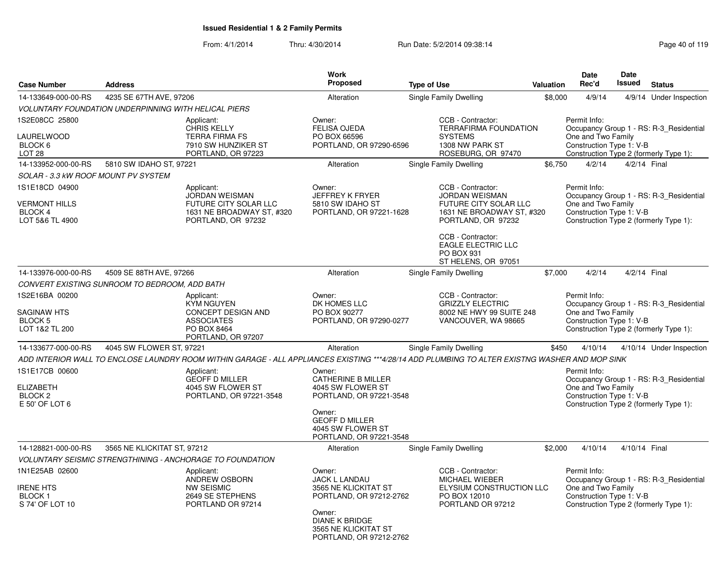# Issued Residential 1 & 2 Family Permits

From: 4/1/2014 Thru: 4/30/2014 Run Date: 5/2/2014 09:38:14

| Case Number | Address | Work Proposed | Type of Use | Valuation | Date Rec'd | Date Issued | Status |
|---|---|---|---|---|---|---|---|
| 14-133649-000-00-RS | 4235 SE 67TH AVE, 97206 | Alteration | Single Family Dwelling | $8,000 | 4/9/14 | 4/9/14 | Under Inspection |

*VOLUNTARY FOUNDATION UNDERPINNING WITH HELICAL PIERS*

1S2E08CC 25800
LAURELWOOD
BLOCK 6
LOT 28

Applicant:
CHRIS KELLY
TERRA FIRMA FS
7910 SW HUNZIKER ST
PORTLAND, OR 97223

Owner:
FELISA OJEDA
PO BOX 66596
PORTLAND, OR 97290-6596

CCB - Contractor:
TERRAFIRMA FOUNDATION SYSTEMS
1308 NW PARK ST
ROSEBURG, OR 97470

Permit Info:
Occupancy Group 1 - RS: R-3_Residential One and Two Family
Construction Type 1: V-B
Construction Type 2 (formerly Type 1):

---

| Case Number | Address | Work Proposed | Type of Use | Valuation | Date Rec'd | Date Issued | Status |
|---|---|---|---|---|---|---|---|
| 14-133952-000-00-RS | 5810 SW IDAHO ST, 97221 | Alteration | Single Family Dwelling | $6,750 | 4/2/14 | 4/2/14 | Final |

*SOLAR - 3.3 kW ROOF MOUNT PV SYSTEM*

1S1E18CD 04900
VERMONT HILLS
BLOCK 4
LOT 5&6 TL 4900

Applicant:
JORDAN WEISMAN
FUTURE CITY SOLAR LLC
1631 NE BROADWAY ST, #320
PORTLAND, OR 97232

Owner:
JEFFREY K FRYER
5810 SW IDAHO ST
PORTLAND, OR 97221-1628

CCB - Contractor:
JORDAN WEISMAN
FUTURE CITY SOLAR LLC
1631 NE BROADWAY ST, #320
PORTLAND, OR 97232

CCB - Contractor:
EAGLE ELECTRIC LLC
PO BOX 931
ST HELENS, OR 97051

Permit Info:
Occupancy Group 1 - RS: R-3_Residential One and Two Family
Construction Type 1: V-B
Construction Type 2 (formerly Type 1):

---

| Case Number | Address | Work Proposed | Type of Use | Valuation | Date Rec'd | Date Issued | Status |
|---|---|---|---|---|---|---|---|
| 14-133976-000-00-RS | 4509 SE 88TH AVE, 97266 | Alteration | Single Family Dwelling | $7,000 | 4/2/14 | 4/2/14 | Final |

*CONVERT EXISTING SUNROOM TO BEDROOM, ADD BATH*

1S2E16BA 00200
SAGINAW HTS
BLOCK 5
LOT 1&2 TL 200

Applicant:
KYM NGUYEN
CONCEPT DESIGN AND ASSOCIATES
PO BOX 8464
PORTLAND, OR 97207

Owner:
DK HOMES LLC
PO BOX 90277
PORTLAND, OR 97290-0277

CCB - Contractor:
GRIZZLY ELECTRIC
8002 NE HWY 99 SUITE 248
VANCOUVER, WA 98665

Permit Info:
Occupancy Group 1 - RS: R-3_Residential One and Two Family
Construction Type 1: V-B
Construction Type 2 (formerly Type 1):

---

| Case Number | Address | Work Proposed | Type of Use | Valuation | Date Rec'd | Date Issued | Status |
|---|---|---|---|---|---|---|---|
| 14-133677-000-00-RS | 4045 SW FLOWER ST, 97221 | Alteration | Single Family Dwelling | $450 | 4/10/14 | 4/10/14 | Under Inspection |

*ADD INTERIOR WALL TO ENCLOSE LAUNDRY ROOM WITHIN GARAGE - ALL APPLIANCES EXISTING ***4/28/14 ADD PLUMBING TO ALTER EXISTNG WASHER AND MOP SINK*

1S1E17CB 00600
ELIZABETH
BLOCK 2
E 50' OF LOT 6

Applicant:
GEOFF D MILLER
4045 SW FLOWER ST
PORTLAND, OR 97221-3548

Owner:
CATHERINE B MILLER
4045 SW FLOWER ST
PORTLAND, OR 97221-3548

Owner:
GEOFF D MILLER
4045 SW FLOWER ST
PORTLAND, OR 97221-3548

Permit Info:
Occupancy Group 1 - RS: R-3_Residential One and Two Family
Construction Type 1: V-B
Construction Type 2 (formerly Type 1):

---

| Case Number | Address | Work Proposed | Type of Use | Valuation | Date Rec'd | Date Issued | Status |
|---|---|---|---|---|---|---|---|
| 14-128821-000-00-RS | 3565 NE KLICKITAT ST, 97212 | Alteration | Single Family Dwelling | $2,000 | 4/10/14 | 4/10/14 | Final |

*VOLUNTARY SEISMIC STRENGTHINING - ANCHORAGE TO FOUNDATION*

1N1E25AB 02600
IRENE HTS
BLOCK 1
S 74' OF LOT 10

Applicant:
ANDREW OSBORN
NW SEISMIC
2649 SE STEPHENS
PORTLAND OR 97214

Owner:
JACK L LANDAU
3565 NE KLICKITAT ST
PORTLAND, OR 97212-2762

Owner:
DIANE K BRIDGE
3565 NE KLICKITAT ST
PORTLAND, OR 97212-2762

CCB - Contractor:
MICHAEL WIEBER
ELYSIUM CONSTRUCTION LLC
PO BOX 12010
PORTLAND OR 97212

Permit Info:
Occupancy Group 1 - RS: R-3_Residential One and Two Family
Construction Type 1: V-B
Construction Type 2 (formerly Type 1):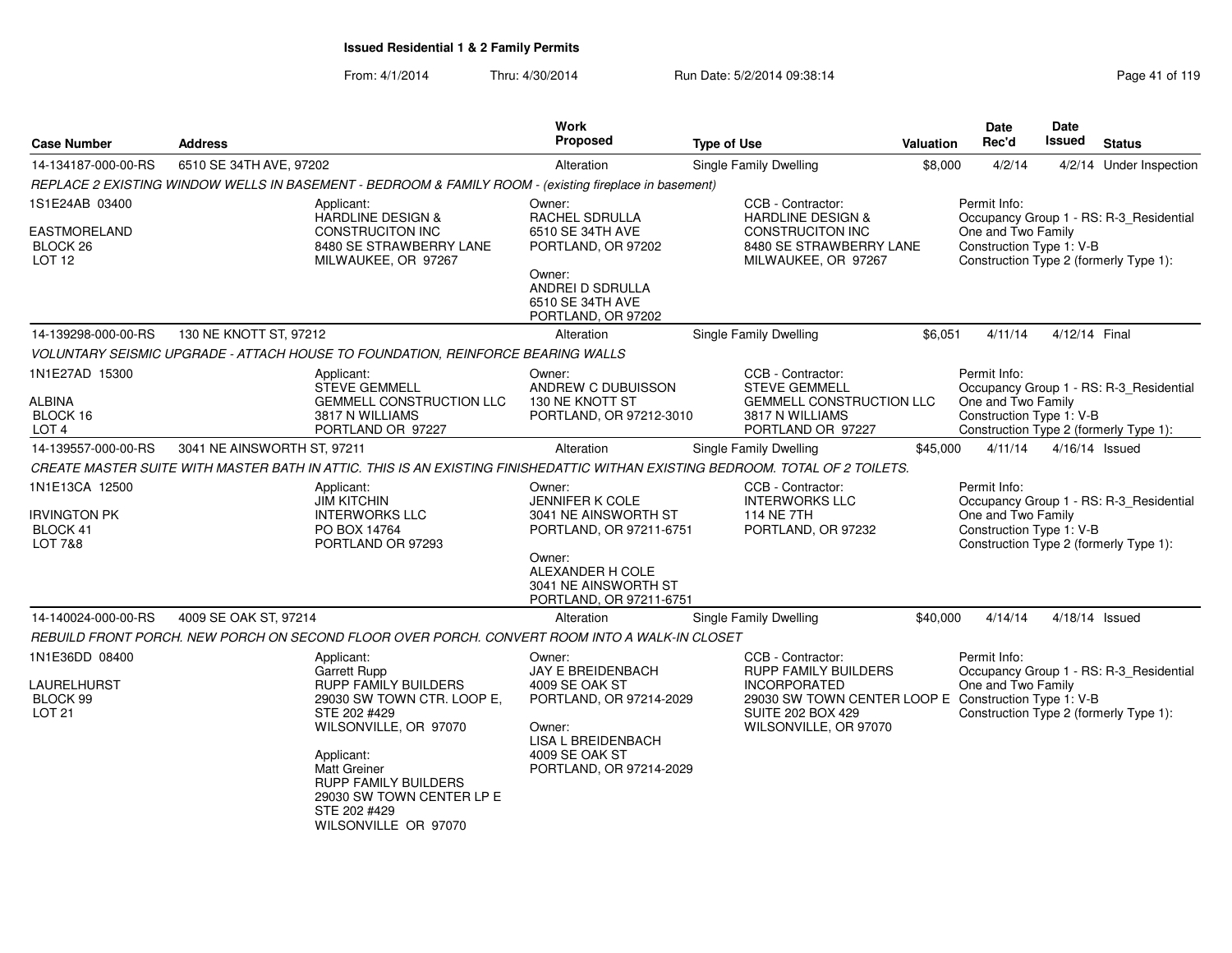# Issued Residential 1 & 2 Family Permits

From: 4/1/2014 Thru: 4/30/2014 Run Date: 5/2/2014 09:38:14

| Case Number | Address | Work Proposed | Type of Use | Valuation | Date Rec'd | Date Issued | Status |
|---|---|---|---|---|---|---|---|
| 14-134187-000-00-RS | 6510 SE 34TH AVE, 97202 | Alteration | Single Family Dwelling | $8,000 | 4/2/14 | 4/2/14 | Under Inspection |

REPLACE 2 EXISTING WINDOW WELLS IN BASEMENT - BEDROOM & FAMILY ROOM - (existing fireplace in basement)

1S1E24AB 03400
EASTMORELAND
BLOCK 26
LOT 12

Applicant:
HARDLINE DESIGN &
CONSTRUCITON INC
8480 SE STRAWBERRY LANE
MILWAUKEE, OR 97267

Owner:
RACHEL SDRULLA
6510 SE 34TH AVE
PORTLAND, OR 97202

Owner:
ANDREI D SDRULLA
6510 SE 34TH AVE
PORTLAND, OR 97202

CCB - Contractor:
HARDLINE DESIGN &
CONSTRUCITON INC
8480 SE STRAWBERRY LANE
MILWAUKEE, OR 97267

Permit Info:
Occupancy Group 1 - RS: R-3_Residential
One and Two Family
Construction Type 1: V-B
Construction Type 2 (formerly Type 1):

| Case Number | Address | Work Proposed | Type of Use | Valuation | Date Rec'd | Date Issued | Status |
|---|---|---|---|---|---|---|---|
| 14-139298-000-00-RS | 130 NE KNOTT ST, 97212 | Alteration | Single Family Dwelling | $6,051 | 4/11/14 | 4/12/14 | Final |

VOLUNTARY SEISMIC UPGRADE - ATTACH HOUSE TO FOUNDATION, REINFORCE BEARING WALLS

1N1E27AD 15300
ALBINA
BLOCK 16
LOT 4

Applicant:
STEVE GEMMELL
GEMMELL CONSTRUCTION LLC
3817 N WILLIAMS
PORTLAND OR 97227

Owner:
ANDREW C DUBUISSON
130 NE KNOTT ST
PORTLAND, OR 97212-3010

CCB - Contractor:
STEVE GEMMELL
GEMMELL CONSTRUCTION LLC
3817 N WILLIAMS
PORTLAND OR 97227

Permit Info:
Occupancy Group 1 - RS: R-3_Residential
One and Two Family
Construction Type 1: V-B
Construction Type 2 (formerly Type 1):

| Case Number | Address | Work Proposed | Type of Use | Valuation | Date Rec'd | Date Issued | Status |
|---|---|---|---|---|---|---|---|
| 14-139557-000-00-RS | 3041 NE AINSWORTH ST, 97211 | Alteration | Single Family Dwelling | $45,000 | 4/11/14 | 4/16/14 | Issued |

CREATE MASTER SUITE WITH MASTER BATH IN ATTIC. THIS IS AN EXISTING FINISHEDATTIC WITHAN EXISTING BEDROOM. TOTAL OF 2 TOILETS.

1N1E13CA 12500
IRVINGTON PK
BLOCK 41
LOT 7&8

Applicant:
JIM KITCHIN
INTERWORKS LLC
PO BOX 14764
PORTLAND OR 97293

Owner:
JENNIFER K COLE
3041 NE AINSWORTH ST
PORTLAND, OR 97211-6751

Owner:
ALEXANDER H COLE
3041 NE AINSWORTH ST
PORTLAND, OR 97211-6751

CCB - Contractor:
INTERWORKS LLC
114 NE 7TH
PORTLAND, OR 97232

Permit Info:
Occupancy Group 1 - RS: R-3_Residential
One and Two Family
Construction Type 1: V-B
Construction Type 2 (formerly Type 1):

| Case Number | Address | Work Proposed | Type of Use | Valuation | Date Rec'd | Date Issued | Status |
|---|---|---|---|---|---|---|---|
| 14-140024-000-00-RS | 4009 SE OAK ST, 97214 | Alteration | Single Family Dwelling | $40,000 | 4/14/14 | 4/18/14 | Issued |

REBUILD FRONT PORCH. NEW PORCH ON SECOND FLOOR OVER PORCH. CONVERT ROOM INTO A WALK-IN CLOSET

1N1E36DD 08400
LAURELHURST
BLOCK 99
LOT 21

Applicant:
Garrett Rupp
RUPP FAMILY BUILDERS
29030 SW TOWN CTR. LOOP E,
STE 202 #429
WILSONVILLE, OR 97070

Applicant:
Matt Greiner
RUPP FAMILY BUILDERS
29030 SW TOWN CENTER LP E
STE 202 #429
WILSONVILLE OR 97070

Owner:
JAY E BREIDENBACH
4009 SE OAK ST
PORTLAND, OR 97214-2029

Owner:
LISA L BREIDENBACH
4009 SE OAK ST
PORTLAND, OR 97214-2029

CCB - Contractor:
RUPP FAMILY BUILDERS
INCORPORATED
29030 SW TOWN CENTER LOOP E
SUITE 202 BOX 429
WILSONVILLE, OR 97070

Permit Info:
Occupancy Group 1 - RS: R-3_Residential
One and Two Family
Construction Type 1: V-B
Construction Type 2 (formerly Type 1):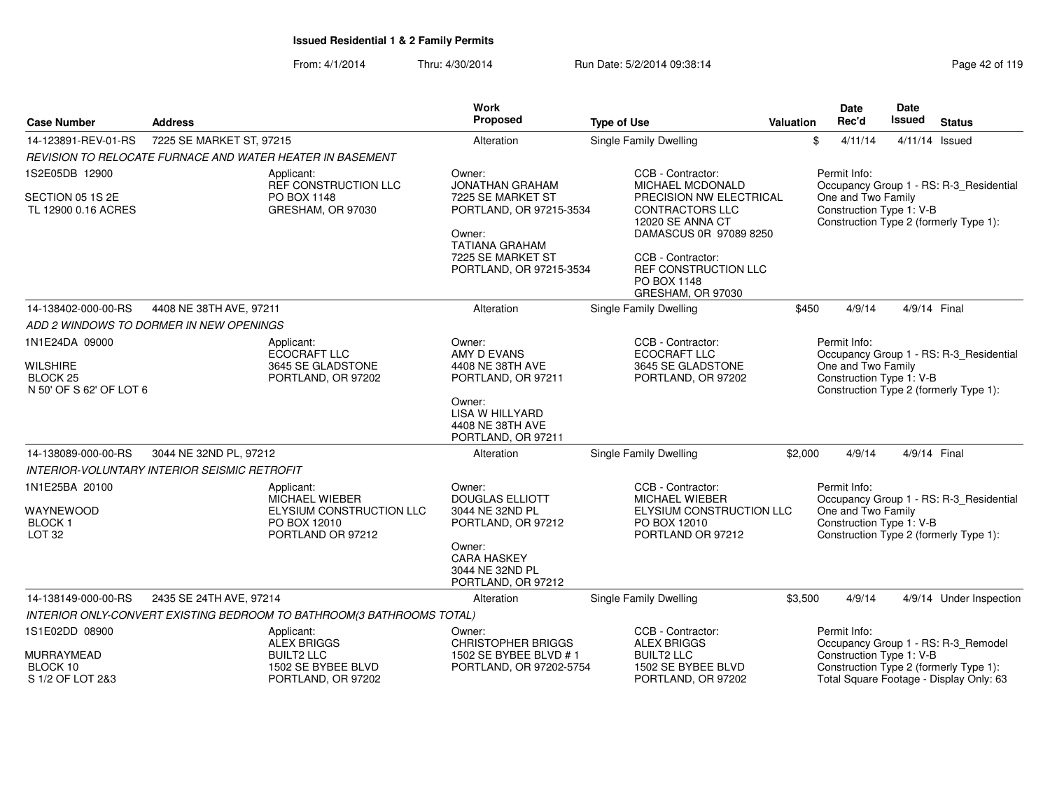# Issued Residential 1 & 2 Family Permits

From: 4/1/2014 Thru: 4/30/2014 Run Date: 5/2/2014 09:38:14

| Case Number | Address | Work Proposed | Type of Use | Valuation | Date Rec'd | Date Issued | Status |
|---|---|---|---|---|---|---|---|
| 14-123891-REV-01-RS | 7225 SE MARKET ST, 97215 | Alteration | Single Family Dwelling | $ | 4/11/14 | 4/11/14 | Issued |

*REVISION TO RELOCATE FURNACE AND WATER HEATER IN BASEMENT*

1S2E05DB 12900
SECTION 05 1S 2E
TL 12900 0.16 ACRES

Applicant:
REF CONSTRUCTION LLC
PO BOX 1148
GRESHAM, OR 97030

Owner:
JONATHAN GRAHAM
7225 SE MARKET ST
PORTLAND, OR 97215-3534

Owner:
TATIANA GRAHAM
7225 SE MARKET ST
PORTLAND, OR 97215-3534

CCB - Contractor:
MICHAEL MCDONALD
PRECISION NW ELECTRICAL CONTRACTORS LLC
12020 SE ANNA CT
DAMASCUS 0R 97089 8250

CCB - Contractor:
REF CONSTRUCTION LLC
PO BOX 1148
GRESHAM, OR 97030

Permit Info:
Occupancy Group 1 - RS: R-3_Residential One and Two Family
Construction Type 1: V-B
Construction Type 2 (formerly Type 1):

| Case Number | Address | Work Proposed | Type of Use | Valuation | Date Rec'd | Date Issued | Status |
|---|---|---|---|---|---|---|---|
| 14-138402-000-00-RS | 4408 NE 38TH AVE, 97211 | Alteration | Single Family Dwelling | $450 | 4/9/14 | 4/9/14 | Final |

*ADD 2 WINDOWS TO DORMER IN NEW OPENINGS*

1N1E24DA 09000
WILSHIRE
BLOCK 25
N 50' OF S 62' OF LOT 6

Applicant:
ECOCRAFT LLC
3645 SE GLADSTONE
PORTLAND, OR 97202

Owner:
AMY D EVANS
4408 NE 38TH AVE
PORTLAND, OR 97211

Owner:
LISA W HILLYARD
4408 NE 38TH AVE
PORTLAND, OR 97211

CCB - Contractor:
ECOCRAFT LLC
3645 SE GLADSTONE
PORTLAND, OR 97202

Permit Info:
Occupancy Group 1 - RS: R-3_Residential One and Two Family
Construction Type 1: V-B
Construction Type 2 (formerly Type 1):

| Case Number | Address | Work Proposed | Type of Use | Valuation | Date Rec'd | Date Issued | Status |
|---|---|---|---|---|---|---|---|
| 14-138089-000-00-RS | 3044 NE 32ND PL, 97212 | Alteration | Single Family Dwelling | $2,000 | 4/9/14 | 4/9/14 | Final |

*INTERIOR-VOLUNTARY INTERIOR SEISMIC RETROFIT*

1N1E25BA 20100
WAYNEWOOD
BLOCK 1
LOT 32

Applicant:
MICHAEL WIEBER
ELYSIUM CONSTRUCTION LLC
PO BOX 12010
PORTLAND OR 97212

Owner:
DOUGLAS ELLIOTT
3044 NE 32ND PL
PORTLAND, OR 97212

Owner:
CARA HASKEY
3044 NE 32ND PL
PORTLAND, OR 97212

CCB - Contractor:
MICHAEL WIEBER
ELYSIUM CONSTRUCTION LLC
PO BOX 12010
PORTLAND OR 97212

Permit Info:
Occupancy Group 1 - RS: R-3_Residential One and Two Family
Construction Type 1: V-B
Construction Type 2 (formerly Type 1):

| Case Number | Address | Work Proposed | Type of Use | Valuation | Date Rec'd | Date Issued | Status |
|---|---|---|---|---|---|---|---|
| 14-138149-000-00-RS | 2435 SE 24TH AVE, 97214 | Alteration | Single Family Dwelling | $3,500 | 4/9/14 | 4/9/14 | Under Inspection |

*INTERIOR ONLY-CONVERT EXISTING BEDROOM TO BATHROOM(3 BATHROOMS TOTAL)*

1S1E02DD 08900
MURRAYMEAD
BLOCK 10
S 1/2 OF LOT 2&3

Applicant:
ALEX BRIGGS
BUILT2 LLC
1502 SE BYBEE BLVD
PORTLAND, OR 97202

Owner:
CHRISTOPHER BRIGGS
1502 SE BYBEE BLVD # 1
PORTLAND, OR 97202-5754

CCB - Contractor:
ALEX BRIGGS
BUILT2 LLC
1502 SE BYBEE BLVD
PORTLAND, OR 97202

Permit Info:
Occupancy Group 1 - RS: R-3_Remodel
Construction Type 1: V-B
Construction Type 2 (formerly Type 1):
Total Square Footage - Display Only: 63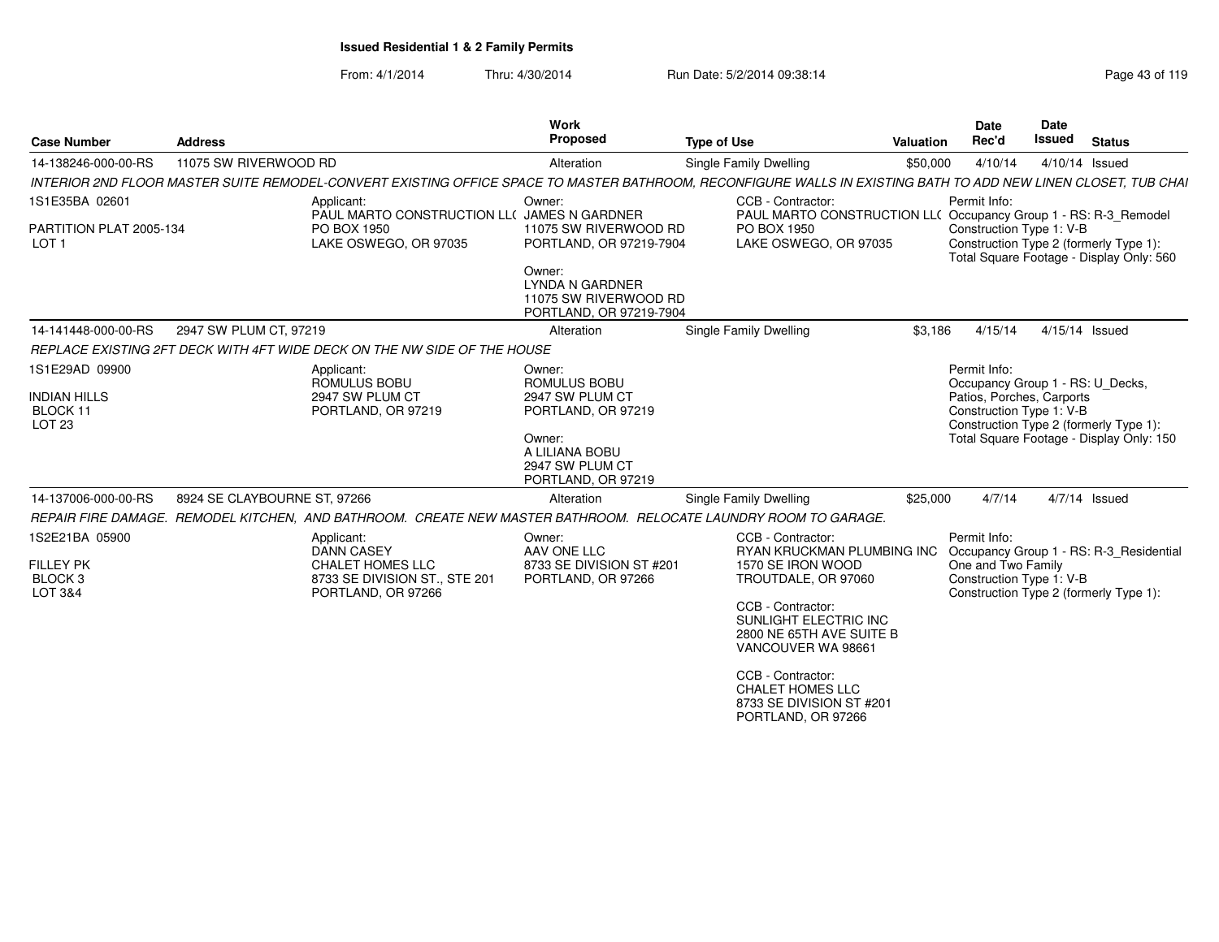**Issued Residential 1 & 2 Family Permits**

From: 4/1/2014 Thru: 4/30/2014 Run Date: 5/2/2014 09:38:14

| Case Number | Address | Work Proposed | Type of Use | Valuation | Date Rec'd | Date Issued | Status |
|---|---|---|---|---|---|---|---|
| 14-138246-000-00-RS | 11075 SW RIVERWOOD RD | Alteration | Single Family Dwelling | $50,000 | 4/10/14 | 4/10/14 | Issued |

*INTERIOR 2ND FLOOR MASTER SUITE REMODEL-CONVERT EXISTING OFFICE SPACE TO MASTER BATHROOM, RECONFIGURE WALLS IN EXISTING BATH TO ADD NEW LINEN CLOSET, TUB CHAI*

1S1E35BA 02601
PARTITION PLAT 2005-134
LOT 1

Applicant:
PAUL MARTO CONSTRUCTION LL(
PO BOX 1950
LAKE OSWEGO, OR 97035

Owner:
JAMES N GARDNER
11075 SW RIVERWOOD RD
PORTLAND, OR 97219-7904

Owner:
LYNDA N GARDNER
11075 SW RIVERWOOD RD
PORTLAND, OR 97219-7904

CCB - Contractor:
PAUL MARTO CONSTRUCTION LL(
PO BOX 1950
LAKE OSWEGO, OR 97035

Permit Info:
Occupancy Group 1 - RS: R-3_Remodel
Construction Type 1: V-B
Construction Type 2 (formerly Type 1):
Total Square Footage - Display Only: 560

| Case Number | Address | Work Proposed | Type of Use | Valuation | Date Rec'd | Date Issued | Status |
|---|---|---|---|---|---|---|---|
| 14-141448-000-00-RS | 2947 SW PLUM CT, 97219 | Alteration | Single Family Dwelling | $3,186 | 4/15/14 | 4/15/14 | Issued |

*REPLACE EXISTING 2FT DECK WITH 4FT WIDE DECK ON THE NW SIDE OF THE HOUSE*

1S1E29AD 09900
INDIAN HILLS
BLOCK 11
LOT 23

Applicant:
ROMULUS BOBU
2947 SW PLUM CT
PORTLAND, OR 97219

Owner:
ROMULUS BOBU
2947 SW PLUM CT
PORTLAND, OR 97219

Owner:
A LILIANA BOBU
2947 SW PLUM CT
PORTLAND, OR 97219

Permit Info:
Occupancy Group 1 - RS: U_Decks, Patios, Porches, Carports
Construction Type 1: V-B
Construction Type 2 (formerly Type 1):
Total Square Footage - Display Only: 150

| Case Number | Address | Work Proposed | Type of Use | Valuation | Date Rec'd | Date Issued | Status |
|---|---|---|---|---|---|---|---|
| 14-137006-000-00-RS | 8924 SE CLAYBOURNE ST, 97266 | Alteration | Single Family Dwelling | $25,000 | 4/7/14 | 4/7/14 | Issued |

*REPAIR FIRE DAMAGE. REMODEL KITCHEN, AND BATHROOM. CREATE NEW MASTER BATHROOM. RELOCATE LAUNDRY ROOM TO GARAGE.*

1S2E21BA 05900
FILLEY PK
BLOCK 3
LOT 3&4

Applicant:
DANN CASEY
CHALET HOMES LLC
8733 SE DIVISION ST., STE 201
PORTLAND, OR 97266

Owner:
AAV ONE LLC
8733 SE DIVISION ST #201
PORTLAND, OR 97266

CCB - Contractor:
RYAN KRUCKMAN PLUMBING INC
1570 SE IRON WOOD
TROUTDALE, OR 97060

CCB - Contractor:
SUNLIGHT ELECTRIC INC
2800 NE 65TH AVE SUITE B
VANCOUVER WA 98661

CCB - Contractor:
CHALET HOMES LLC
8733 SE DIVISION ST #201
PORTLAND, OR 97266

Permit Info:
Occupancy Group 1 - RS: R-3_Residential One and Two Family
Construction Type 1: V-B
Construction Type 2 (formerly Type 1):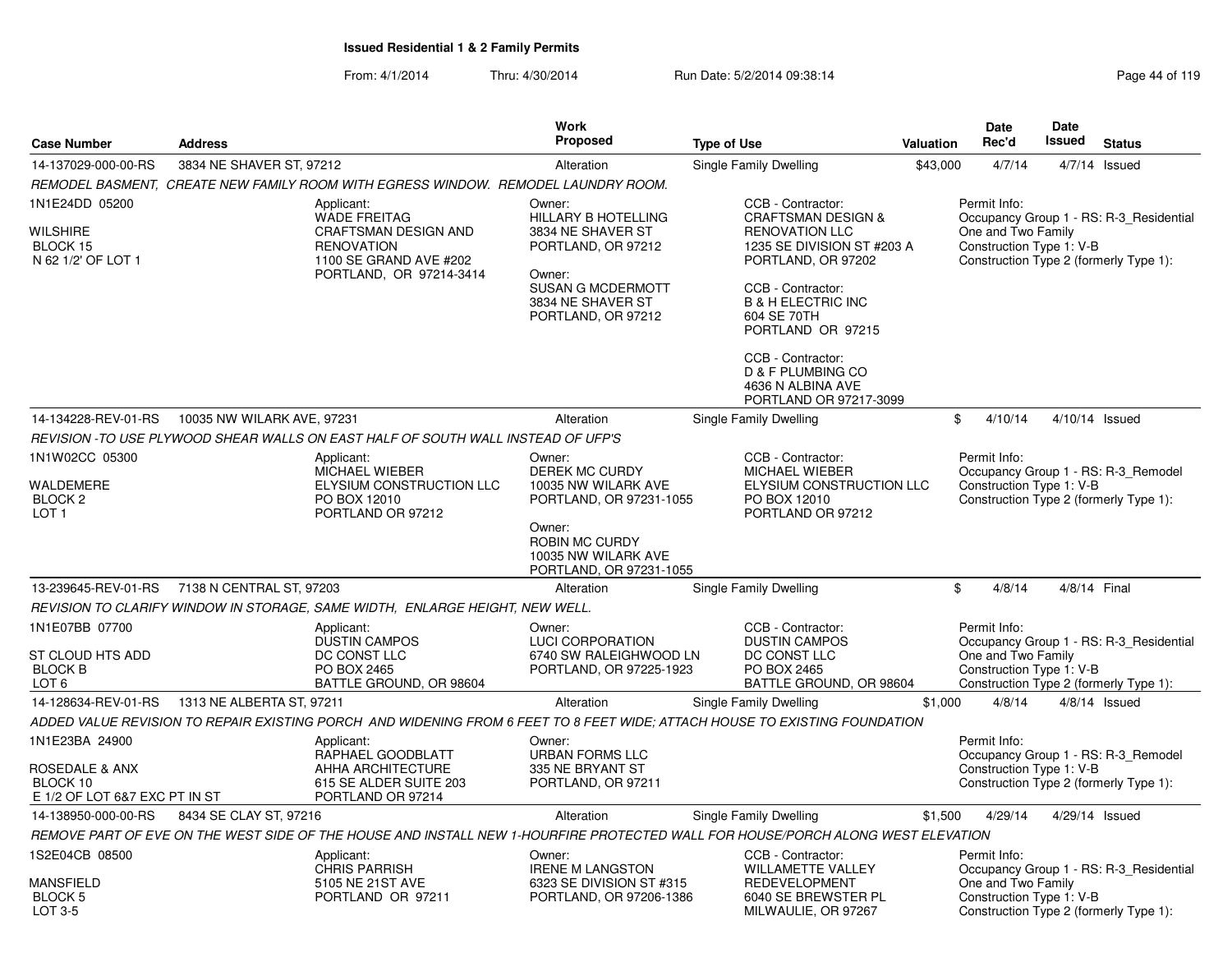## Issued Residential 1 & 2 Family Permits

From: 4/1/2014 Thru: 4/30/2014 Run Date: 5/2/2014 09:38:14

| Case Number | Address | Work Proposed | Type of Use | Valuation | Date Rec'd | Date Issued | Status |
|---|---|---|---|---|---|---|---|
| 14-137029-000-00-RS | 3834 NE SHAVER ST, 97212 | Alteration | Single Family Dwelling | $43,000 | 4/7/14 | 4/7/14 | Issued |

*REMODEL BASMENT, CREATE NEW FAMILY ROOM WITH EGRESS WINDOW. REMODEL LAUNDRY ROOM.*

1N1E24DD 05200
WILSHIRE
BLOCK 15
N 62 1/2' OF LOT 1

Applicant:
WADE FREITAG
CRAFTSMAN DESIGN AND RENOVATION
1100 SE GRAND AVE #202
PORTLAND, OR 97214-3414

Owner:
HILLARY B HOTELLING
3834 NE SHAVER ST
PORTLAND, OR 97212

Owner:
SUSAN G MCDERMOTT
3834 NE SHAVER ST
PORTLAND, OR 97212

CCB - Contractor:
CRAFTSMAN DESIGN & RENOVATION LLC
1235 SE DIVISION ST #203 A
PORTLAND, OR 97202

CCB - Contractor:
B & H ELECTRIC INC
604 SE 70TH
PORTLAND OR 97215

CCB - Contractor:
D & F PLUMBING CO
4636 N ALBINA AVE
PORTLAND OR 97217-3099

Permit Info:
Occupancy Group 1 - RS: R-3_Residential One and Two Family
Construction Type 1: V-B
Construction Type 2 (formerly Type 1):

| Case Number | Address | Work Proposed | Type of Use | Valuation | Date Rec'd | Date Issued | Status |
|---|---|---|---|---|---|---|---|
| 14-134228-REV-01-RS | 10035 NW WILARK AVE, 97231 | Alteration | Single Family Dwelling | $ | 4/10/14 | 4/10/14 | Issued |

*REVISION -TO USE PLYWOOD SHEAR WALLS ON EAST HALF OF SOUTH WALL INSTEAD OF UFP'S*

1N1W02CC 05300
WALDEMERE
BLOCK 2
LOT 1

Applicant:
MICHAEL WIEBER
ELYSIUM CONSTRUCTION LLC
PO BOX 12010
PORTLAND OR 97212

Owner:
DEREK MC CURDY
10035 NW WILARK AVE
PORTLAND, OR 97231-1055

Owner:
ROBIN MC CURDY
10035 NW WILARK AVE
PORTLAND, OR 97231-1055

CCB - Contractor:
MICHAEL WIEBER
ELYSIUM CONSTRUCTION LLC
PO BOX 12010
PORTLAND OR 97212

Permit Info:
Occupancy Group 1 - RS: R-3_Remodel
Construction Type 1: V-B
Construction Type 2 (formerly Type 1):

| Case Number | Address | Work Proposed | Type of Use | Valuation | Date Rec'd | Date Issued | Status |
|---|---|---|---|---|---|---|---|
| 13-239645-REV-01-RS | 7138 N CENTRAL ST, 97203 | Alteration | Single Family Dwelling | $ | 4/8/14 | 4/8/14 | Final |

*REVISION TO CLARIFY WINDOW IN STORAGE, SAME WIDTH, ENLARGE HEIGHT, NEW WELL.*

1N1E07BB 07700
ST CLOUD HTS ADD
BLOCK B
LOT 6

Applicant:
DUSTIN CAMPOS
DC CONST LLC
PO BOX 2465
BATTLE GROUND, OR 98604

Owner:
LUCI CORPORATION
6740 SW RALEIGHWOOD LN
PORTLAND, OR 97225-1923

CCB - Contractor:
DUSTIN CAMPOS
DC CONST LLC
PO BOX 2465
BATTLE GROUND, OR 98604

Permit Info:
Occupancy Group 1 - RS: R-3_Residential One and Two Family
Construction Type 1: V-B
Construction Type 2 (formerly Type 1):

| Case Number | Address | Work Proposed | Type of Use | Valuation | Date Rec'd | Date Issued | Status |
|---|---|---|---|---|---|---|---|
| 14-128634-REV-01-RS | 1313 NE ALBERTA ST, 97211 | Alteration | Single Family Dwelling | $1,000 | 4/8/14 | 4/8/14 | Issued |

*ADDED VALUE REVISION TO REPAIR EXISTING PORCH AND WIDENING FROM 6 FEET TO 8 FEET WIDE; ATTACH HOUSE TO EXISTING FOUNDATION*

1N1E23BA 24900
ROSEDALE & ANX
BLOCK 10
E 1/2 OF LOT 6&7 EXC PT IN ST

Applicant:
RAPHAEL GOODBLATT
AHHA ARCHITECTURE
615 SE ALDER SUITE 203
PORTLAND OR 97214

Owner:
URBAN FORMS LLC
335 NE BRYANT ST
PORTLAND, OR 97211

Permit Info:
Occupancy Group 1 - RS: R-3_Remodel
Construction Type 1: V-B
Construction Type 2 (formerly Type 1):

| Case Number | Address | Work Proposed | Type of Use | Valuation | Date Rec'd | Date Issued | Status |
|---|---|---|---|---|---|---|---|
| 14-138950-000-00-RS | 8434 SE CLAY ST, 97216 | Alteration | Single Family Dwelling | $1,500 | 4/29/14 | 4/29/14 | Issued |

*REMOVE PART OF EVE ON THE WEST SIDE OF THE HOUSE AND INSTALL NEW 1-HOURFIRE PROTECTED WALL FOR HOUSE/PORCH ALONG WEST ELEVATION*

1S2E04CB 08500
MANSFIELD
BLOCK 5
LOT 3-5

Applicant:
CHRIS PARRISH
5105 NE 21ST AVE
PORTLAND OR 97211

Owner:
IRENE M LANGSTON
6323 SE DIVISION ST #315
PORTLAND, OR 97206-1386

CCB - Contractor:
WILLAMETTE VALLEY REDEVELOPMENT
6040 SE BREWSTER PL
MILWAULIE, OR 97267

Permit Info:
Occupancy Group 1 - RS: R-3_Residential One and Two Family
Construction Type 1: V-B
Construction Type 2 (formerly Type 1):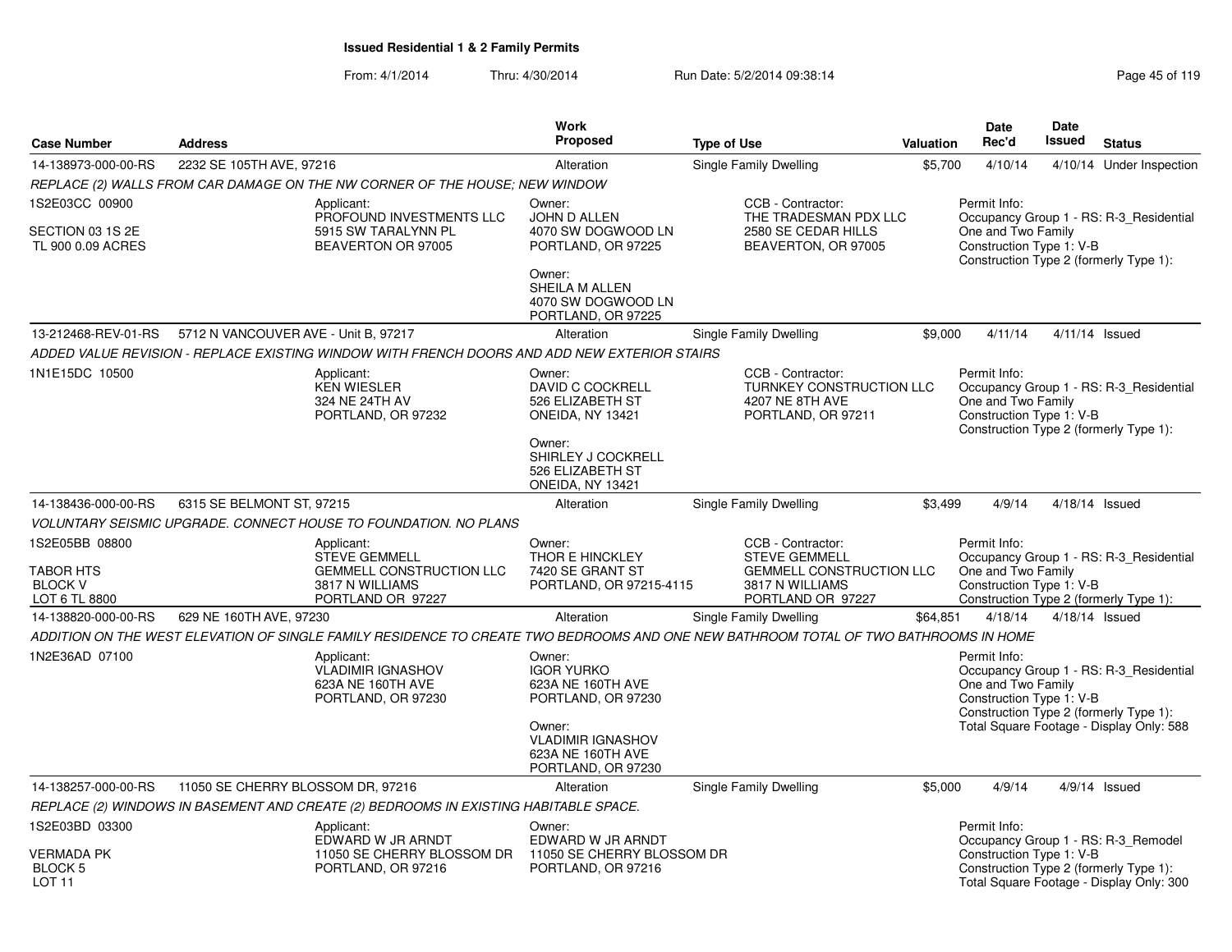**Issued Residential 1 & 2 Family Permits**

From: 4/1/2014 Thru: 4/30/2014 Run Date: 5/2/2014 09:38:14

| Case Number | Address | Work Proposed | Type of Use | Valuation | Date Rec'd | Date Issued | Status |
|---|---|---|---|---|---|---|---|
| 14-138973-000-00-RS | 2232 SE 105TH AVE, 97216 | Alteration | Single Family Dwelling | $5,700 | 4/10/14 | 4/10/14 | Under Inspection |
| 13-212468-REV-01-RS | 5712 N VANCOUVER AVE - Unit B, 97217 | Alteration | Single Family Dwelling | $9,000 | 4/11/14 | 4/11/14 | Issued |
| 14-138436-000-00-RS | 6315 SE BELMONT ST, 97215 | Alteration | Single Family Dwelling | $3,499 | 4/9/14 | 4/18/14 | Issued |
| 14-138820-000-00-RS | 629 NE 160TH AVE, 97230 | Alteration | Single Family Dwelling | $64,851 | 4/18/14 | 4/18/14 | Issued |
| 14-138257-000-00-RS | 11050 SE CHERRY BLOSSOM DR, 97216 | Alteration | Single Family Dwelling | $5,000 | 4/9/14 | 4/9/14 | Issued |

**14-138973-000-00-RS** — 2232 SE 105TH AVE, 97216

*REPLACE (2) WALLS FROM CAR DAMAGE ON THE NW CORNER OF THE HOUSE; NEW WINDOW*

1S2E03CC 00900
SECTION 03 1S 2E
TL 900 0.09 ACRES

Applicant: PROFOUND INVESTMENTS LLC, 5915 SW TARALYNN PL, BEAVERTON OR 97005

Owner: JOHN D ALLEN, 4070 SW DOGWOOD LN, PORTLAND, OR 97225

Owner: SHEILA M ALLEN, 4070 SW DOGWOOD LN, PORTLAND, OR 97225

CCB - Contractor: THE TRADESMAN PDX LLC, 2580 SE CEDAR HILLS, BEAVERTON, OR 97005

Permit Info: Occupancy Group 1 - RS: R-3_Residential One and Two Family; Construction Type 1: V-B; Construction Type 2 (formerly Type 1):

**13-212468-REV-01-RS** — 5712 N VANCOUVER AVE - Unit B, 97217

*ADDED VALUE REVISION - REPLACE EXISTING WINDOW WITH FRENCH DOORS AND ADD NEW EXTERIOR STAIRS*

1N1E15DC 10500

Applicant: KEN WIESLER, 324 NE 24TH AV, PORTLAND, OR 97232

Owner: DAVID C COCKRELL, 526 ELIZABETH ST, ONEIDA, NY 13421

Owner: SHIRLEY J COCKRELL, 526 ELIZABETH ST, ONEIDA, NY 13421

CCB - Contractor: TURNKEY CONSTRUCTION LLC, 4207 NE 8TH AVE, PORTLAND, OR 97211

Permit Info: Occupancy Group 1 - RS: R-3_Residential One and Two Family; Construction Type 1: V-B; Construction Type 2 (formerly Type 1):

**14-138436-000-00-RS** — 6315 SE BELMONT ST, 97215

*VOLUNTARY SEISMIC UPGRADE. CONNECT HOUSE TO FOUNDATION. NO PLANS*

1S2E05BB 08800
TABOR HTS
BLOCK V
LOT 6 TL 8800

Applicant: STEVE GEMMELL, GEMMELL CONSTRUCTION LLC, 3817 N WILLIAMS, PORTLAND OR 97227

Owner: THOR E HINCKLEY, 7420 SE GRANT ST, PORTLAND, OR 97215-4115

CCB - Contractor: STEVE GEMMELL, GEMMELL CONSTRUCTION LLC, 3817 N WILLIAMS, PORTLAND OR 97227

Permit Info: Occupancy Group 1 - RS: R-3_Residential One and Two Family; Construction Type 1: V-B; Construction Type 2 (formerly Type 1):

**14-138820-000-00-RS** — 629 NE 160TH AVE, 97230

*ADDITION ON THE WEST ELEVATION OF SINGLE FAMILY RESIDENCE TO CREATE TWO BEDROOMS AND ONE NEW BATHROOM TOTAL OF TWO BATHROOMS IN HOME*

1N2E36AD 07100

Applicant: VLADIMIR IGNASHOV, 623A NE 160TH AVE, PORTLAND, OR 97230

Owner: IGOR YURKO, 623A NE 160TH AVE, PORTLAND, OR 97230

Owner: VLADIMIR IGNASHOV, 623A NE 160TH AVE, PORTLAND, OR 97230

Permit Info: Occupancy Group 1 - RS: R-3_Residential One and Two Family; Construction Type 1: V-B; Construction Type 2 (formerly Type 1):; Total Square Footage - Display Only: 588

**14-138257-000-00-RS** — 11050 SE CHERRY BLOSSOM DR, 97216

*REPLACE (2) WINDOWS IN BASEMENT AND CREATE (2) BEDROOMS IN EXISTING HABITABLE SPACE.*

1S2E03BD 03300
VERMADA PK
BLOCK 5
LOT 11

Applicant: EDWARD W JR ARNDT, 11050 SE CHERRY BLOSSOM DR, PORTLAND, OR 97216

Owner: EDWARD W JR ARNDT, 11050 SE CHERRY BLOSSOM DR, PORTLAND, OR 97216

Permit Info: Occupancy Group 1 - RS: R-3_Remodel; Construction Type 1: V-B; Construction Type 2 (formerly Type 1):; Total Square Footage - Display Only: 300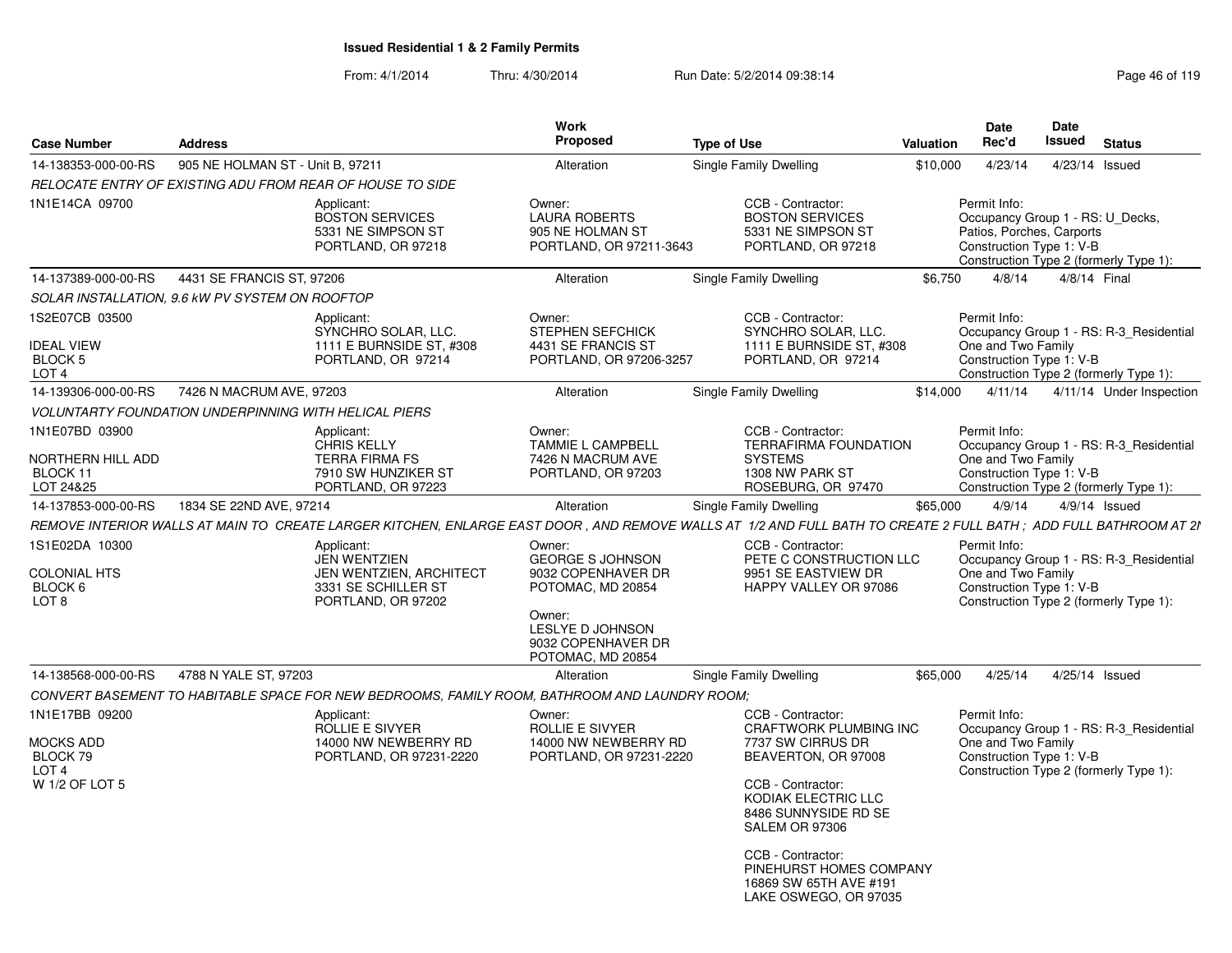# Issued Residential 1 & 2 Family Permits

From: 4/1/2014 Thru: 4/30/2014 Run Date: 5/2/2014 09:38:14

| Case Number | Address | Work Proposed | Type of Use | Valuation | Date Rec'd | Date Issued | Status |
|---|---|---|---|---|---|---|---|
| 14-138353-000-00-RS | 905 NE HOLMAN ST - Unit B, 97211 | Alteration | Single Family Dwelling | $10,000 | 4/23/14 | 4/23/14 | Issued |

*RELOCATE ENTRY OF EXISTING ADU FROM REAR OF HOUSE TO SIDE*

1N1E14CA 09700

Applicant: BOSTON SERVICES, 5331 NE SIMPSON ST, PORTLAND, OR 97218

Owner: LAURA ROBERTS, 905 NE HOLMAN ST, PORTLAND, OR 97211-3643

CCB - Contractor: BOSTON SERVICES, 5331 NE SIMPSON ST, PORTLAND, OR 97218

Permit Info: Occupancy Group 1 - RS: U_Decks, Patios, Porches, Carports; Construction Type 1: V-B; Construction Type 2 (formerly Type 1):

---

| Case Number | Address | Work Proposed | Type of Use | Valuation | Date Rec'd | Date Issued | Status |
|---|---|---|---|---|---|---|---|
| 14-137389-000-00-RS | 4431 SE FRANCIS ST, 97206 | Alteration | Single Family Dwelling | $6,750 | 4/8/14 | 4/8/14 | Final |

*SOLAR INSTALLATION, 9.6 kW PV SYSTEM ON ROOFTOP*

1S2E07CB 03500
IDEAL VIEW
BLOCK 5
LOT 4

Applicant: SYNCHRO SOLAR, LLC., 1111 E BURNSIDE ST, #308, PORTLAND, OR 97214

Owner: STEPHEN SEFCHICK, 4431 SE FRANCIS ST, PORTLAND, OR 97206-3257

CCB - Contractor: SYNCHRO SOLAR, LLC., 1111 E BURNSIDE ST, #308, PORTLAND, OR 97214

Permit Info: Occupancy Group 1 - RS: R-3_Residential One and Two Family; Construction Type 1: V-B; Construction Type 2 (formerly Type 1):

---

| Case Number | Address | Work Proposed | Type of Use | Valuation | Date Rec'd | Date Issued | Status |
|---|---|---|---|---|---|---|---|
| 14-139306-000-00-RS | 7426 N MACRUM AVE, 97203 | Alteration | Single Family Dwelling | $14,000 | 4/11/14 | 4/11/14 | Under Inspection |

*VOLUNTARTY FOUNDATION UNDERPINNING WITH HELICAL PIERS*

1N1E07BD 03900
NORTHERN HILL ADD
BLOCK 11
LOT 24&25

Applicant: CHRIS KELLY, TERRA FIRMA FS, 7910 SW HUNZIKER ST, PORTLAND, OR 97223

Owner: TAMMIE L CAMPBELL, 7426 N MACRUM AVE, PORTLAND, OR 97203

CCB - Contractor: TERRAFIRMA FOUNDATION SYSTEMS, 1308 NW PARK ST, ROSEBURG, OR 97470

Permit Info: Occupancy Group 1 - RS: R-3_Residential One and Two Family; Construction Type 1: V-B; Construction Type 2 (formerly Type 1):

---

| Case Number | Address | Work Proposed | Type of Use | Valuation | Date Rec'd | Date Issued | Status |
|---|---|---|---|---|---|---|---|
| 14-137853-000-00-RS | 1834 SE 22ND AVE, 97214 | Alteration | Single Family Dwelling | $65,000 | 4/9/14 | 4/9/14 | Issued |

*REMOVE INTERIOR WALLS AT MAIN TO CREATE LARGER KITCHEN, ENLARGE EAST DOOR , AND REMOVE WALLS AT 1/2 AND FULL BATH TO CREATE 2 FULL BATH ; ADD FULL BATHROOM AT 2N*

1S1E02DA 10300
COLONIAL HTS
BLOCK 6
LOT 8

Applicant: JEN WENTZIEN, JEN WENTZIEN, ARCHITECT, 3331 SE SCHILLER ST, PORTLAND, OR 97202

Owner: GEORGE S JOHNSON, 9032 COPENHAVER DR, POTOMAC, MD 20854

Owner: LESLYE D JOHNSON, 9032 COPENHAVER DR, POTOMAC, MD 20854

CCB - Contractor: PETE C CONSTRUCTION LLC, 9951 SE EASTVIEW DR, HAPPY VALLEY OR 97086

Permit Info: Occupancy Group 1 - RS: R-3_Residential One and Two Family; Construction Type 1: V-B; Construction Type 2 (formerly Type 1):

---

| Case Number | Address | Work Proposed | Type of Use | Valuation | Date Rec'd | Date Issued | Status |
|---|---|---|---|---|---|---|---|
| 14-138568-000-00-RS | 4788 N YALE ST, 97203 | Alteration | Single Family Dwelling | $65,000 | 4/25/14 | 4/25/14 | Issued |

*CONVERT BASEMENT TO HABITABLE SPACE FOR NEW BEDROOMS, FAMILY ROOM, BATHROOM AND LAUNDRY ROOM;*

1N1E17BB 09200
MOCKS ADD
BLOCK 79
LOT 4
W 1/2 OF LOT 5

Applicant: ROLLIE E SIVYER, 14000 NW NEWBERRY RD, PORTLAND, OR 97231-2220

Owner: ROLLIE E SIVYER, 14000 NW NEWBERRY RD, PORTLAND, OR 97231-2220

CCB - Contractor: CRAFTWORK PLUMBING INC, 7737 SW CIRRUS DR, BEAVERTON, OR 97008

CCB - Contractor: KODIAK ELECTRIC LLC, 8486 SUNNYSIDE RD SE, SALEM OR 97306

CCB - Contractor: PINEHURST HOMES COMPANY, 16869 SW 65TH AVE #191, LAKE OSWEGO, OR 97035

Permit Info: Occupancy Group 1 - RS: R-3_Residential One and Two Family; Construction Type 1: V-B; Construction Type 2 (formerly Type 1):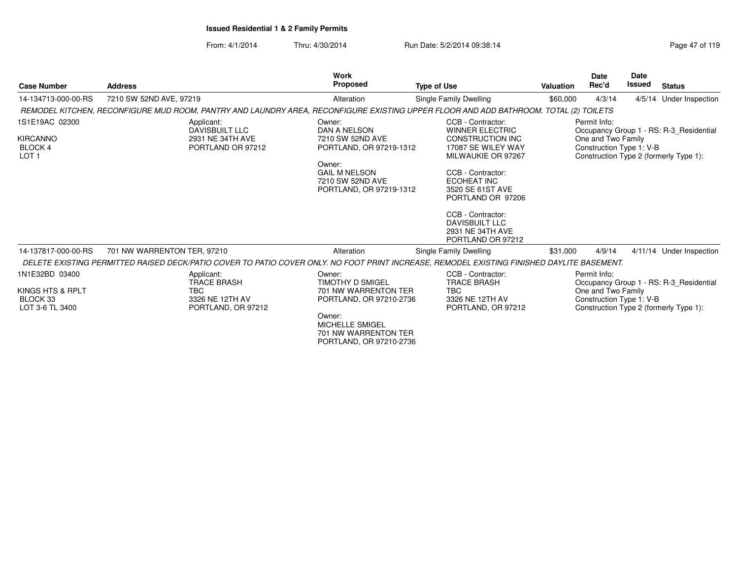**Issued Residential 1 & 2 Family Permits**

From: 4/1/2014 Thru: 4/30/2014 Run Date: 5/2/2014 09:38:14

| Case Number | Address | Work Proposed | Type of Use | Valuation | Date Rec'd | Date Issued | Status |
|---|---|---|---|---|---|---|---|
| 14-134713-000-00-RS | 7210 SW 52ND AVE, 97219 | Alteration | Single Family Dwelling | $60,000 | 4/3/14 | 4/5/14 | Under Inspection |

*REMODEL KITCHEN, RECONFIGURE MUD ROOM, PANTRY AND LAUNDRY AREA, RECONFIGURE EXISTING UPPER FLOOR AND ADD BATHROOM. TOTAL (2) TOILETS*

1S1E19AC 02300
KIRCANNO
BLOCK 4
LOT 1

Applicant:
DAVISBUILT LLC
2931 NE 34TH AVE
PORTLAND OR 97212

Owner:
DAN A NELSON
7210 SW 52ND AVE
PORTLAND, OR 97219-1312

Owner:
GAIL M NELSON
7210 SW 52ND AVE
PORTLAND, OR 97219-1312

CCB - Contractor:
WINNER ELECTRIC CONSTRUCTION INC
17087 SE WILEY WAY
MILWAUKIE OR 97267

CCB - Contractor:
ECOHEAT INC
3520 SE 61ST AVE
PORTLAND OR 97206

CCB - Contractor:
DAVISBUILT LLC
2931 NE 34TH AVE
PORTLAND OR 97212

Permit Info:
Occupancy Group 1 - RS: R-3_Residential One and Two Family
Construction Type 1: V-B
Construction Type 2 (formerly Type 1):

| Case Number | Address | Work Proposed | Type of Use | Valuation | Date Rec'd | Date Issued | Status |
|---|---|---|---|---|---|---|---|
| 14-137817-000-00-RS | 701 NW WARRENTON TER, 97210 | Alteration | Single Family Dwelling | $31,000 | 4/9/14 | 4/11/14 | Under Inspection |

*DELETE EXISTING PERMITTED RAISED DECK/PATIO COVER TO PATIO COVER ONLY. NO FOOT PRINT INCREASE, REMODEL EXISTING FINISHED DAYLITE BASEMENT.*

1N1E32BD 03400
KINGS HTS & RPLT
BLOCK 33
LOT 3-6 TL 3400

Applicant:
TRACE BRASH
TBC
3326 NE 12TH AV
PORTLAND, OR 97212

Owner:
TIMOTHY D SMIGEL
701 NW WARRENTON TER
PORTLAND, OR 97210-2736

Owner:
MICHELLE SMIGEL
701 NW WARRENTON TER
PORTLAND, OR 97210-2736

CCB - Contractor:
TRACE BRASH
TBC
3326 NE 12TH AV
PORTLAND, OR 97212

Permit Info:
Occupancy Group 1 - RS: R-3_Residential One and Two Family
Construction Type 1: V-B
Construction Type 2 (formerly Type 1):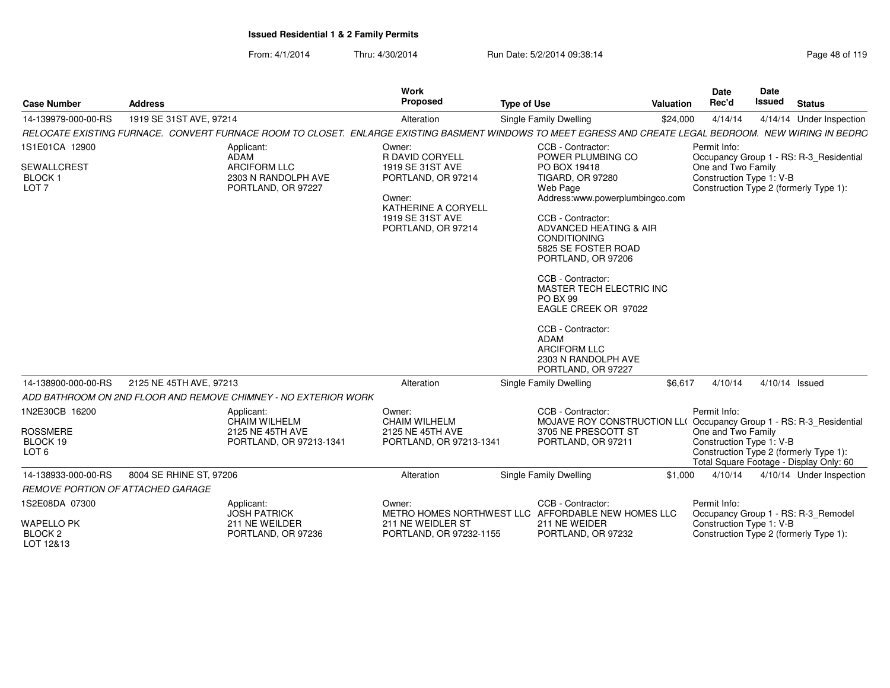**Issued Residential 1 & 2 Family Permits**

From: 4/1/2014 Thru: 4/30/2014 Run Date: 5/2/2014 09:38:14

| Case Number | Address | Work Proposed | Type of Use | Valuation | Date Rec'd | Date Issued | Status |
|---|---|---|---|---|---|---|---|
| 14-139979-000-00-RS | 1919 SE 31ST AVE, 97214 | Alteration | Single Family Dwelling | $24,000 | 4/14/14 | 4/14/14 | Under Inspection |

*RELOCATE EXISTING FURNACE. CONVERT FURNACE ROOM TO CLOSET. ENLARGE EXISTING BASMENT WINDOWS TO MEET EGRESS AND CREATE LEGAL BEDROOM. NEW WIRING IN BEDRO*

1S1E01CA 12900
SEWALLCREST
BLOCK 1
LOT 7

Applicant:
ADAM
ARCIFORM LLC
2303 N RANDOLPH AVE
PORTLAND, OR 97227

Owner:
R DAVID CORYELL
1919 SE 31ST AVE
PORTLAND, OR 97214

Owner:
KATHERINE A CORYELL
1919 SE 31ST AVE
PORTLAND, OR 97214

CCB - Contractor:
POWER PLUMBING CO
PO BOX 19418
TIGARD, OR 97280
Web Page
Address:www.powerplumbingco.com

CCB - Contractor:
ADVANCED HEATING & AIR CONDITIONING
5825 SE FOSTER ROAD
PORTLAND, OR 97206

CCB - Contractor:
MASTER TECH ELECTRIC INC
PO BX 99
EAGLE CREEK OR 97022

CCB - Contractor:
ADAM
ARCIFORM LLC
2303 N RANDOLPH AVE
PORTLAND, OR 97227

Permit Info:
Occupancy Group 1 - RS: R-3_Residential One and Two Family
Construction Type 1: V-B
Construction Type 2 (formerly Type 1):

| Case Number | Address | Work Proposed | Type of Use | Valuation | Date Rec'd | Date Issued | Status |
|---|---|---|---|---|---|---|---|
| 14-138900-000-00-RS | 2125 NE 45TH AVE, 97213 | Alteration | Single Family Dwelling | $6,617 | 4/10/14 | 4/10/14 | Issued |

*ADD BATHROOM ON 2ND FLOOR AND REMOVE CHIMNEY - NO EXTERIOR WORK*

1N2E30CB 16200
ROSSMERE
BLOCK 19
LOT 6

Applicant:
CHAIM WILHELM
2125 NE 45TH AVE
PORTLAND, OR 97213-1341

Owner:
CHAIM WILHELM
2125 NE 45TH AVE
PORTLAND, OR 97213-1341

CCB - Contractor:
MOJAVE ROY CONSTRUCTION LL(
3705 NE PRESCOTT ST
PORTLAND, OR 97211

Permit Info:
Occupancy Group 1 - RS: R-3_Residential One and Two Family
Construction Type 1: V-B
Construction Type 2 (formerly Type 1):
Total Square Footage - Display Only: 60

| Case Number | Address | Work Proposed | Type of Use | Valuation | Date Rec'd | Date Issued | Status |
|---|---|---|---|---|---|---|---|
| 14-138933-000-00-RS | 8004 SE RHINE ST, 97206 | Alteration | Single Family Dwelling | $1,000 | 4/10/14 | 4/10/14 | Under Inspection |

*REMOVE PORTION OF ATTACHED GARAGE*

1S2E08DA 07300
WAPELLO PK
BLOCK 2
LOT 12&13

Applicant:
JOSH PATRICK
211 NE WEILDER
PORTLAND, OR 97236

Owner:
METRO HOMES NORTHWEST LLC
211 NE WEIDLER ST
PORTLAND, OR 97232-1155

CCB - Contractor:
AFFORDABLE NEW HOMES LLC
211 NE WEIDER
PORTLAND, OR 97232

Permit Info:
Occupancy Group 1 - RS: R-3_Remodel
Construction Type 1: V-B
Construction Type 2 (formerly Type 1):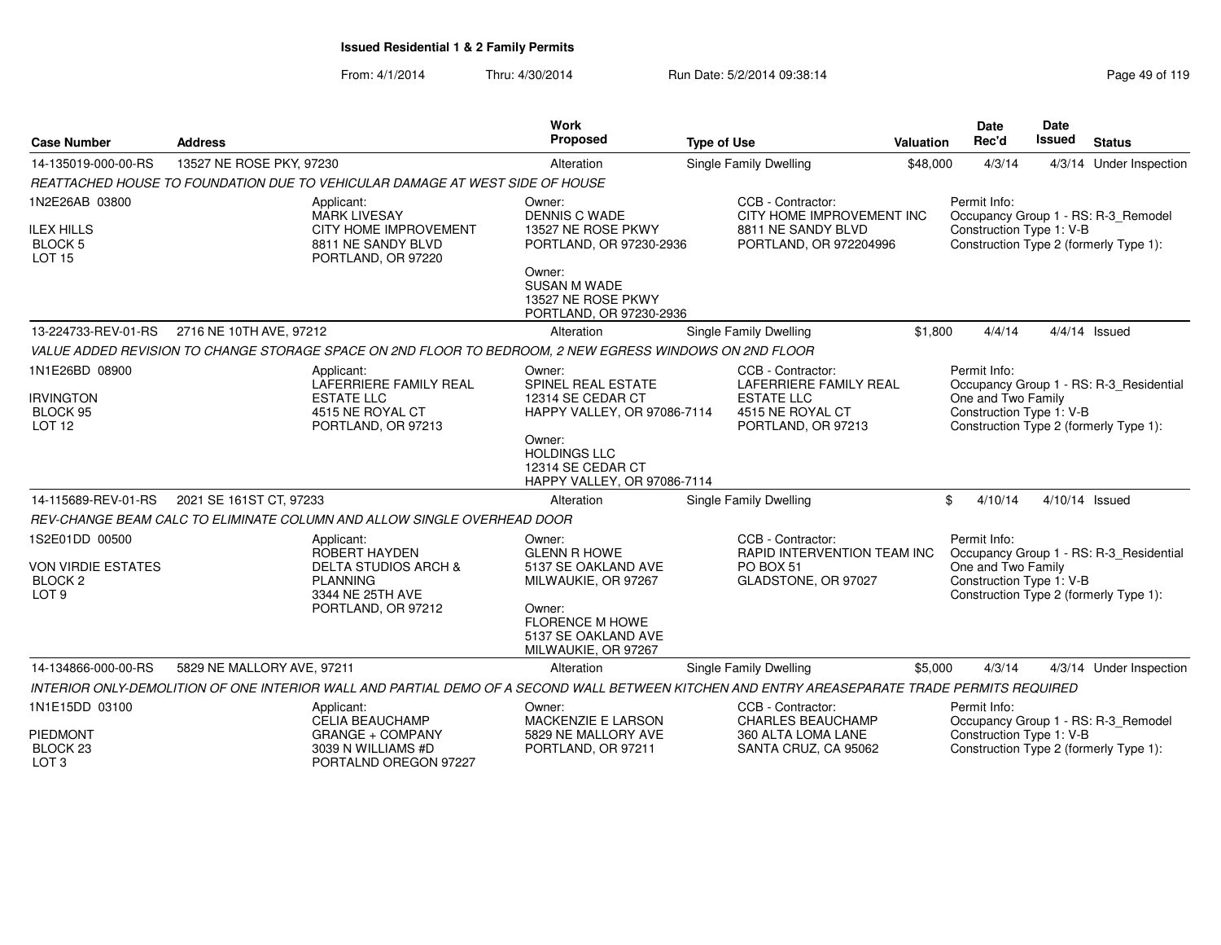**Issued Residential 1 & 2 Family Permits**

From: 4/1/2014 Thru: 4/30/2014 Run Date: 5/2/2014 09:38:14

| Case Number | Address | Work Proposed | Type of Use | Valuation | Date Rec'd | Date Issued | Status |
|---|---|---|---|---|---|---|---|
| 14-135019-000-00-RS | 13527 NE ROSE PKY, 97230 | Alteration | Single Family Dwelling | $48,000 | 4/3/14 | 4/3/14 | Under Inspection |

*REATTACHED HOUSE TO FOUNDATION DUE TO VEHICULAR DAMAGE AT WEST SIDE OF HOUSE*

1N2E26AB 03800
ILEX HILLS
BLOCK 5
LOT 15

Applicant:
MARK LIVESAY
CITY HOME IMPROVEMENT
8811 NE SANDY BLVD
PORTLAND, OR 97220

Owner:
DENNIS C WADE
13527 NE ROSE PKWY
PORTLAND, OR 97230-2936

Owner:
SUSAN M WADE
13527 NE ROSE PKWY
PORTLAND, OR 97230-2936

CCB - Contractor:
CITY HOME IMPROVEMENT INC
8811 NE SANDY BLVD
PORTLAND, OR 972204996

Permit Info:
Occupancy Group 1 - RS: R-3_Remodel
Construction Type 1: V-B
Construction Type 2 (formerly Type 1):

| Case Number | Address | Work Proposed | Type of Use | Valuation | Date Rec'd | Date Issued | Status |
|---|---|---|---|---|---|---|---|
| 13-224733-REV-01-RS | 2716 NE 10TH AVE, 97212 | Alteration | Single Family Dwelling | $1,800 | 4/4/14 | 4/4/14 | Issued |

*VALUE ADDED REVISION TO CHANGE STORAGE SPACE ON 2ND FLOOR TO BEDROOM, 2 NEW EGRESS WINDOWS ON 2ND FLOOR*

1N1E26BD 08900
IRVINGTON
BLOCK 95
LOT 12

Applicant:
LAFERRIERE FAMILY REAL ESTATE LLC
4515 NE ROYAL CT
PORTLAND, OR 97213

Owner:
SPINEL REAL ESTATE
12314 SE CEDAR CT
HAPPY VALLEY, OR 97086-7114

Owner:
HOLDINGS LLC
12314 SE CEDAR CT
HAPPY VALLEY, OR 97086-7114

CCB - Contractor:
LAFERRIERE FAMILY REAL ESTATE LLC
4515 NE ROYAL CT
PORTLAND, OR 97213

Permit Info:
Occupancy Group 1 - RS: R-3_Residential One and Two Family
Construction Type 1: V-B
Construction Type 2 (formerly Type 1):

| Case Number | Address | Work Proposed | Type of Use | Valuation | Date Rec'd | Date Issued | Status |
|---|---|---|---|---|---|---|---|
| 14-115689-REV-01-RS | 2021 SE 161ST CT, 97233 | Alteration | Single Family Dwelling | $ | 4/10/14 | 4/10/14 | Issued |

*REV-CHANGE BEAM CALC TO ELIMINATE COLUMN AND ALLOW SINGLE OVERHEAD DOOR*

1S2E01DD 00500
VON VIRDIE ESTATES
BLOCK 2
LOT 9

Applicant:
ROBERT HAYDEN
DELTA STUDIOS ARCH & PLANNING
3344 NE 25TH AVE
PORTLAND, OR 97212

Owner:
GLENN R HOWE
5137 SE OAKLAND AVE
MILWAUKIE, OR 97267

Owner:
FLORENCE M HOWE
5137 SE OAKLAND AVE
MILWAUKIE, OR 97267

CCB - Contractor:
RAPID INTERVENTION TEAM INC
PO BOX 51
GLADSTONE, OR 97027

Permit Info:
Occupancy Group 1 - RS: R-3_Residential One and Two Family
Construction Type 1: V-B
Construction Type 2 (formerly Type 1):

| Case Number | Address | Work Proposed | Type of Use | Valuation | Date Rec'd | Date Issued | Status |
|---|---|---|---|---|---|---|---|
| 14-134866-000-00-RS | 5829 NE MALLORY AVE, 97211 | Alteration | Single Family Dwelling | $5,000 | 4/3/14 | 4/3/14 | Under Inspection |

*INTERIOR ONLY-DEMOLITION OF ONE INTERIOR WALL AND PARTIAL DEMO OF A SECOND WALL BETWEEN KITCHEN AND ENTRY AREASEPARATE TRADE PERMITS REQUIRED*

1N1E15DD 03100
PIEDMONT
BLOCK 23
LOT 3

Applicant:
CELIA BEAUCHAMP
GRANGE + COMPANY
3039 N WILLIAMS #D
PORTALND OREGON 97227

Owner:
MACKENZIE E LARSON
5829 NE MALLORY AVE
PORTLAND, OR 97211

CCB - Contractor:
CHARLES BEAUCHAMP
360 ALTA LOMA LANE
SANTA CRUZ, CA 95062

Permit Info:
Occupancy Group 1 - RS: R-3_Remodel
Construction Type 1: V-B
Construction Type 2 (formerly Type 1):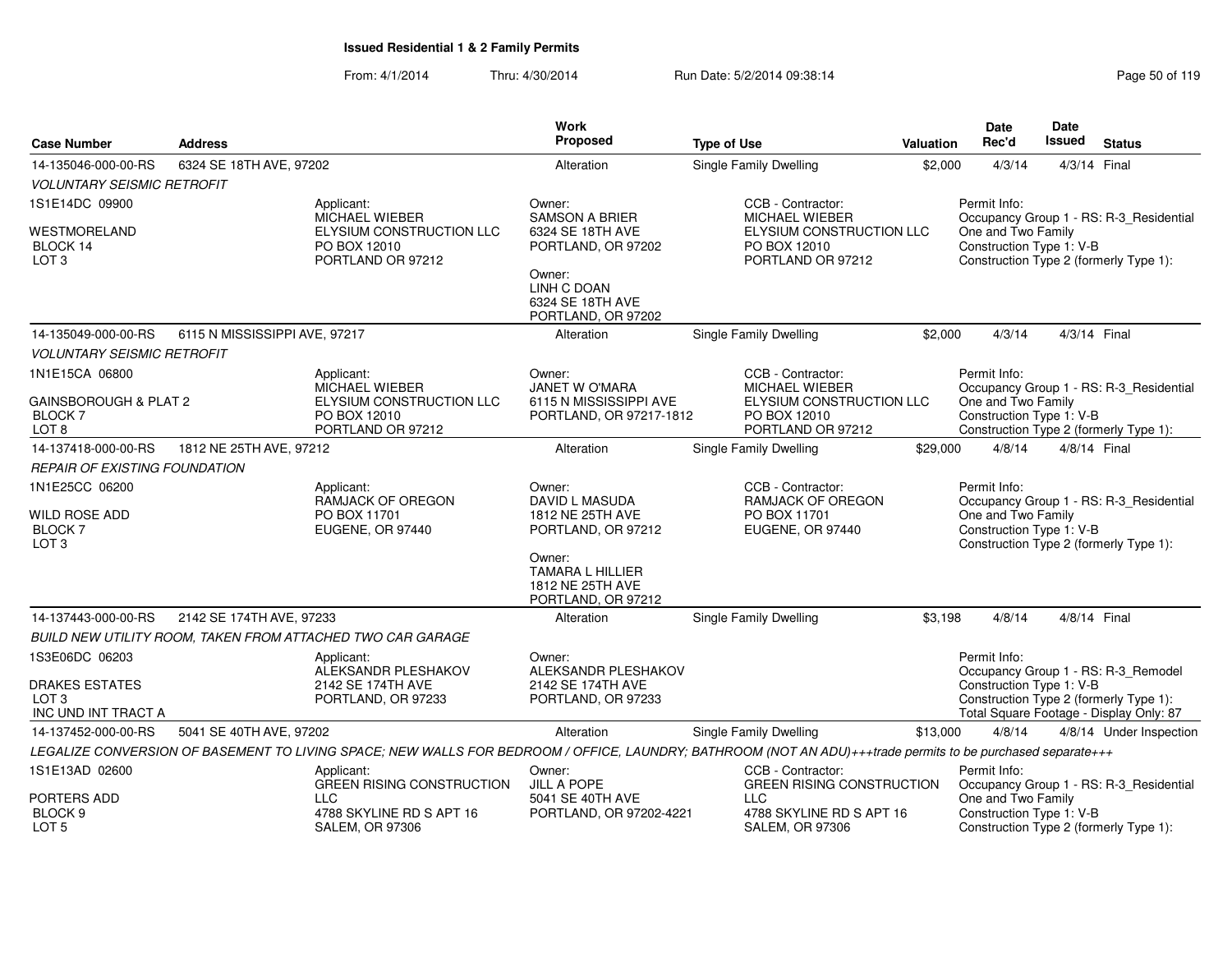# Issued Residential 1 & 2 Family Permits

From: 4/1/2014 Thru: 4/30/2014 Run Date: 5/2/2014 09:38:14

| Case Number | Address | Work Proposed | Type of Use | Valuation | Date Rec'd | Date Issued | Status |
|---|---|---|---|---|---|---|---|
| 14-135046-000-00-RS | 6324 SE 18TH AVE, 97202 | Alteration | Single Family Dwelling | $2,000 | 4/3/14 | 4/3/14 | Final |

*VOLUNTARY SEISMIC RETROFIT*

1S1E14DC 09900
WESTMORELAND
BLOCK 14
LOT 3

Applicant:
MICHAEL WIEBER
ELYSIUM CONSTRUCTION LLC
PO BOX 12010
PORTLAND OR 97212

Owner:
SAMSON A BRIER
6324 SE 18TH AVE
PORTLAND, OR 97202

Owner:
LINH C DOAN
6324 SE 18TH AVE
PORTLAND, OR 97202

CCB - Contractor:
MICHAEL WIEBER
ELYSIUM CONSTRUCTION LLC
PO BOX 12010
PORTLAND OR 97212

Permit Info:
Occupancy Group 1 - RS: R-3_Residential One and Two Family
Construction Type 1: V-B
Construction Type 2 (formerly Type 1):

| Case Number | Address | Work Proposed | Type of Use | Valuation | Date Rec'd | Date Issued | Status |
|---|---|---|---|---|---|---|---|
| 14-135049-000-00-RS | 6115 N MISSISSIPPI AVE, 97217 | Alteration | Single Family Dwelling | $2,000 | 4/3/14 | 4/3/14 | Final |

*VOLUNTARY SEISMIC RETROFIT*

1N1E15CA 06800
GAINSBOROUGH & PLAT 2
BLOCK 7
LOT 8

Applicant:
MICHAEL WIEBER
ELYSIUM CONSTRUCTION LLC
PO BOX 12010
PORTLAND OR 97212

Owner:
JANET W O'MARA
6115 N MISSISSIPPI AVE
PORTLAND, OR 97217-1812

CCB - Contractor:
MICHAEL WIEBER
ELYSIUM CONSTRUCTION LLC
PO BOX 12010
PORTLAND OR 97212

Permit Info:
Occupancy Group 1 - RS: R-3_Residential One and Two Family
Construction Type 1: V-B
Construction Type 2 (formerly Type 1):

| Case Number | Address | Work Proposed | Type of Use | Valuation | Date Rec'd | Date Issued | Status |
|---|---|---|---|---|---|---|---|
| 14-137418-000-00-RS | 1812 NE 25TH AVE, 97212 | Alteration | Single Family Dwelling | $29,000 | 4/8/14 | 4/8/14 | Final |

*REPAIR OF EXISTING FOUNDATION*

1N1E25CC 06200
WILD ROSE ADD
BLOCK 7
LOT 3

Applicant:
RAMJACK OF OREGON
PO BOX 11701
EUGENE, OR 97440

Owner:
DAVID L MASUDA
1812 NE 25TH AVE
PORTLAND, OR 97212

Owner:
TAMARA L HILLIER
1812 NE 25TH AVE
PORTLAND, OR 97212

CCB - Contractor:
RAMJACK OF OREGON
PO BOX 11701
EUGENE, OR 97440

Permit Info:
Occupancy Group 1 - RS: R-3_Residential One and Two Family
Construction Type 1: V-B
Construction Type 2 (formerly Type 1):

| Case Number | Address | Work Proposed | Type of Use | Valuation | Date Rec'd | Date Issued | Status |
|---|---|---|---|---|---|---|---|
| 14-137443-000-00-RS | 2142 SE 174TH AVE, 97233 | Alteration | Single Family Dwelling | $3,198 | 4/8/14 | 4/8/14 | Final |

*BUILD NEW UTILITY ROOM, TAKEN FROM ATTACHED TWO CAR GARAGE*

1S3E06DC 06203
DRAKES ESTATES
LOT 3
INC UND INT TRACT A

Applicant:
ALEKSANDR PLESHAKOV
2142 SE 174TH AVE
PORTLAND, OR 97233

Owner:
ALEKSANDR PLESHAKOV
2142 SE 174TH AVE
PORTLAND, OR 97233

Permit Info:
Occupancy Group 1 - RS: R-3_Remodel
Construction Type 1: V-B
Construction Type 2 (formerly Type 1):
Total Square Footage - Display Only: 87

| Case Number | Address | Work Proposed | Type of Use | Valuation | Date Rec'd | Date Issued | Status |
|---|---|---|---|---|---|---|---|
| 14-137452-000-00-RS | 5041 SE 40TH AVE, 97202 | Alteration | Single Family Dwelling | $13,000 | 4/8/14 | 4/8/14 | Under Inspection |

*LEGALIZE CONVERSION OF BASEMENT TO LIVING SPACE; NEW WALLS FOR BEDROOM / OFFICE, LAUNDRY; BATHROOM (NOT AN ADU)+++trade permits to be purchased separate+++*

1S1E13AD 02600
PORTERS ADD
BLOCK 9
LOT 5

Applicant:
GREEN RISING CONSTRUCTION LLC
4788 SKYLINE RD S APT 16
SALEM, OR 97306

Owner:
JILL A POPE
5041 SE 40TH AVE
PORTLAND, OR 97202-4221

CCB - Contractor:
GREEN RISING CONSTRUCTION LLC
4788 SKYLINE RD S APT 16
SALEM, OR 97306

Permit Info:
Occupancy Group 1 - RS: R-3_Residential One and Two Family
Construction Type 1: V-B
Construction Type 2 (formerly Type 1):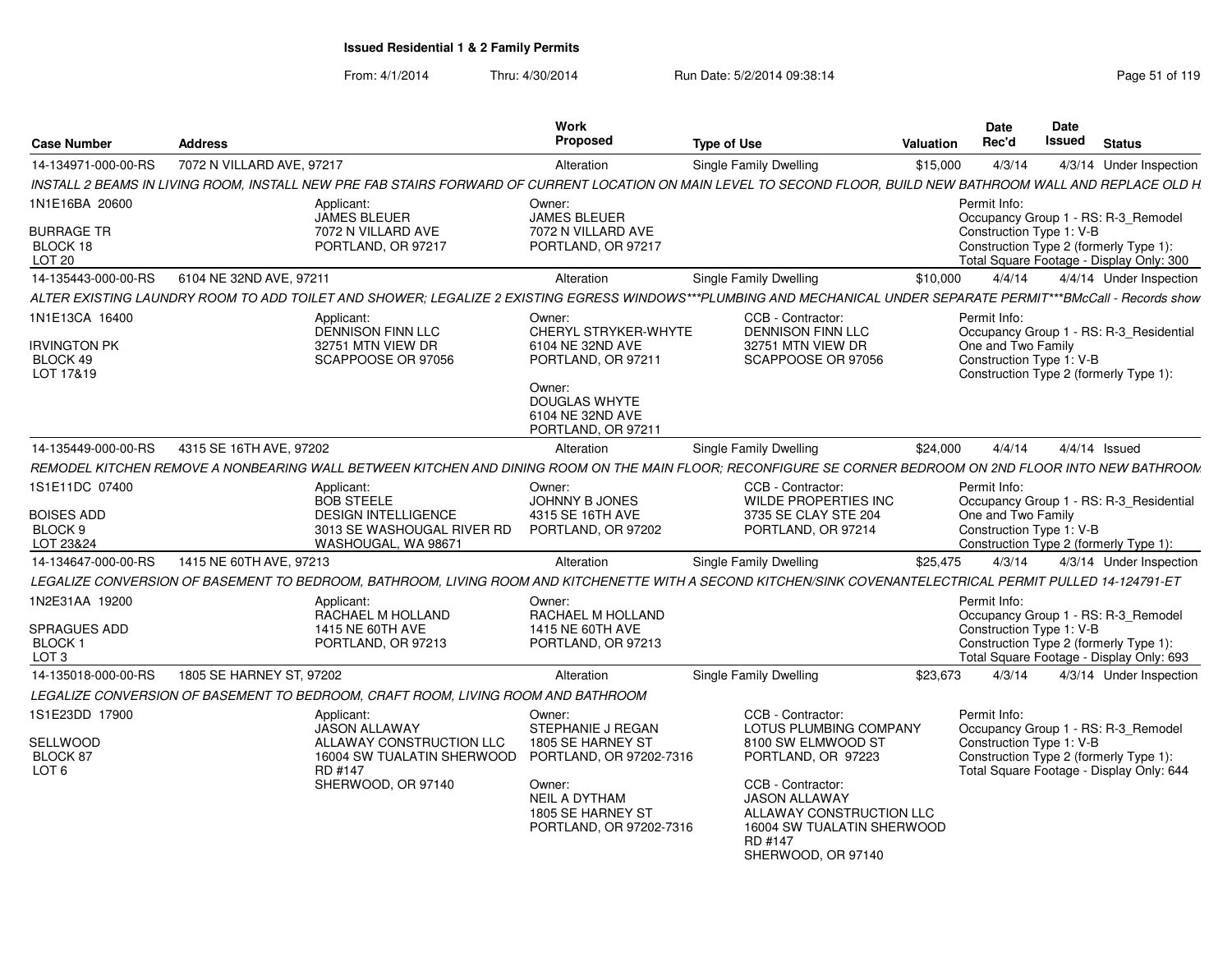**Issued Residential 1 & 2 Family Permits**

From: 4/1/2014 Thru: 4/30/2014 Run Date: 5/2/2014 09:38:14

| Case Number | Address | Work Proposed | Type of Use | Valuation | Date Rec'd | Date Issued | Status |
|---|---|---|---|---|---|---|---|
| 14-134971-000-00-RS | 7072 N VILLARD AVE, 97217 | Alteration | Single Family Dwelling | $15,000 | 4/3/14 | 4/3/14 | Under Inspection |

INSTALL 2 BEAMS IN LIVING ROOM, INSTALL NEW PRE FAB STAIRS FORWARD OF CURRENT LOCATION ON MAIN LEVEL TO SECOND FLOOR, BUILD NEW BATHROOM WALL AND REPLACE OLD H

1N1E16BA 20600
BURRAGE TR
BLOCK 18
LOT 20

Applicant:
JAMES BLEUER
7072 N VILLARD AVE
PORTLAND, OR 97217

Owner:
JAMES BLEUER
7072 N VILLARD AVE
PORTLAND, OR 97217

Permit Info:
Occupancy Group 1 - RS: R-3_Remodel
Construction Type 1: V-B
Construction Type 2 (formerly Type 1):
Total Square Footage - Display Only: 300

| Case Number | Address | Work Proposed | Type of Use | Valuation | Date Rec'd | Date Issued | Status |
|---|---|---|---|---|---|---|---|
| 14-135443-000-00-RS | 6104 NE 32ND AVE, 97211 | Alteration | Single Family Dwelling | $10,000 | 4/4/14 | 4/4/14 | Under Inspection |

ALTER EXISTING LAUNDRY ROOM TO ADD TOILET AND SHOWER; LEGALIZE 2 EXISTING EGRESS WINDOWS***PLUMBING AND MECHANICAL UNDER SEPARATE PERMIT***BMcCall - Records show

1N1E13CA 16400
IRVINGTON PK
BLOCK 49
LOT 17&19

Applicant:
DENNISON FINN LLC
32751 MTN VIEW DR
SCAPPOOSE OR 97056

Owner:
CHERYL STRYKER-WHYTE
6104 NE 32ND AVE
PORTLAND, OR 97211

Owner:
DOUGLAS WHYTE
6104 NE 32ND AVE
PORTLAND, OR 97211

CCB - Contractor:
DENNISON FINN LLC
32751 MTN VIEW DR
SCAPPOOSE OR 97056

Permit Info:
Occupancy Group 1 - RS: R-3_Residential One and Two Family
Construction Type 1: V-B
Construction Type 2 (formerly Type 1):

| Case Number | Address | Work Proposed | Type of Use | Valuation | Date Rec'd | Date Issued | Status |
|---|---|---|---|---|---|---|---|
| 14-135449-000-00-RS | 4315 SE 16TH AVE, 97202 | Alteration | Single Family Dwelling | $24,000 | 4/4/14 | 4/4/14 | Issued |

REMODEL KITCHEN REMOVE A NONBEARING WALL BETWEEN KITCHEN AND DINING ROOM ON THE MAIN FLOOR; RECONFIGURE SE CORNER BEDROOM ON 2ND FLOOR INTO NEW BATHROOM

1S1E11DC 07400
BOISES ADD
BLOCK 9
LOT 23&24

Applicant:
BOB STEELE
DESIGN INTELLIGENCE
3013 SE WASHOUGAL RIVER RD
WASHOUGAL, WA 98671

Owner:
JOHNNY B JONES
4315 SE 16TH AVE
PORTLAND, OR 97202

CCB - Contractor:
WILDE PROPERTIES INC
3735 SE CLAY STE 204
PORTLAND, OR 97214

Permit Info:
Occupancy Group 1 - RS: R-3_Residential One and Two Family
Construction Type 1: V-B
Construction Type 2 (formerly Type 1):

| Case Number | Address | Work Proposed | Type of Use | Valuation | Date Rec'd | Date Issued | Status |
|---|---|---|---|---|---|---|---|
| 14-134647-000-00-RS | 1415 NE 60TH AVE, 97213 | Alteration | Single Family Dwelling | $25,475 | 4/3/14 | 4/3/14 | Under Inspection |

LEGALIZE CONVERSION OF BASEMENT TO BEDROOM, BATHROOM, LIVING ROOM AND KITCHENETTE WITH A SECOND KITCHEN/SINK COVENANTELECTRICAL PERMIT PULLED 14-124791-ET

1N2E31AA 19200
SPRAGUES ADD
BLOCK 1
LOT 3

Applicant:
RACHAEL M HOLLAND
1415 NE 60TH AVE
PORTLAND, OR 97213

Owner:
RACHAEL M HOLLAND
1415 NE 60TH AVE
PORTLAND, OR 97213

Permit Info:
Occupancy Group 1 - RS: R-3_Remodel
Construction Type 1: V-B
Construction Type 2 (formerly Type 1):
Total Square Footage - Display Only: 693

| Case Number | Address | Work Proposed | Type of Use | Valuation | Date Rec'd | Date Issued | Status |
|---|---|---|---|---|---|---|---|
| 14-135018-000-00-RS | 1805 SE HARNEY ST, 97202 | Alteration | Single Family Dwelling | $23,673 | 4/3/14 | 4/3/14 | Under Inspection |

LEGALIZE CONVERSION OF BASEMENT TO BEDROOM, CRAFT ROOM, LIVING ROOM AND BATHROOM

1S1E23DD 17900
SELLWOOD
BLOCK 87
LOT 6

Applicant:
JASON ALLAWAY
ALLAWAY CONSTRUCTION LLC
16004 SW TUALATIN SHERWOOD RD #147
SHERWOOD, OR 97140

Owner:
STEPHANIE J REGAN
1805 SE HARNEY ST
PORTLAND, OR 97202-7316

Owner:
NEIL A DYTHAM
1805 SE HARNEY ST
PORTLAND, OR 97202-7316

CCB - Contractor:
LOTUS PLUMBING COMPANY
8100 SW ELMWOOD ST
PORTLAND, OR 97223

CCB - Contractor:
JASON ALLAWAY
ALLAWAY CONSTRUCTION LLC
16004 SW TUALATIN SHERWOOD RD #147
SHERWOOD, OR 97140

Permit Info:
Occupancy Group 1 - RS: R-3_Remodel
Construction Type 1: V-B
Construction Type 2 (formerly Type 1):
Total Square Footage - Display Only: 644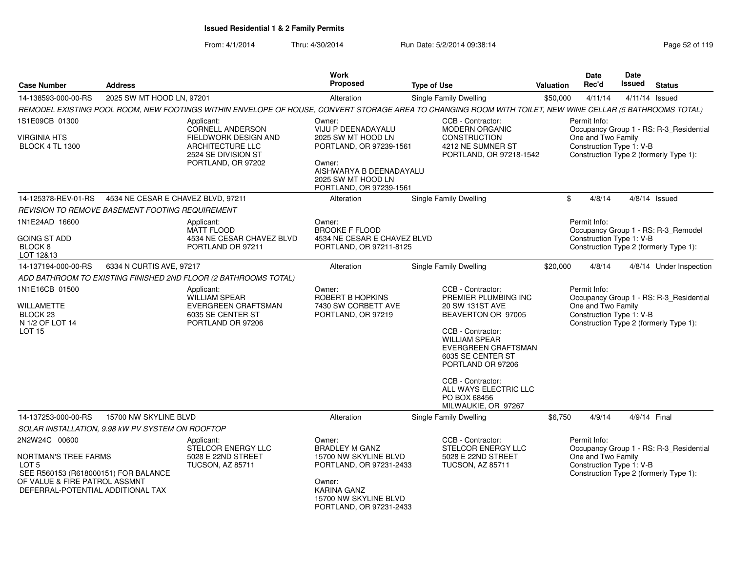# Issued Residential 1 & 2 Family Permits

From: 4/1/2014 Thru: 4/30/2014 Run Date: 5/2/2014 09:38:14

| Case Number | Address | Work Proposed | Type of Use | Valuation | Date Rec'd | Date Issued | Status |
|---|---|---|---|---|---|---|---|
| 14-138593-000-00-RS | 2025 SW MT HOOD LN, 97201 | Alteration | Single Family Dwelling | $50,000 | 4/11/14 | 4/11/14 | Issued |

REMODEL EXISTING POOL ROOM, NEW FOOTINGS WITHIN ENVELOPE OF HOUSE, CONVERT STORAGE AREA TO CHANGING ROOM WITH TOILET, NEW WINE CELLAR (5 BATHROOMS TOTAL)

1S1E09CB 01300
VIRGINIA HTS
BLOCK 4 TL 1300

Applicant:
CORNELL ANDERSON
FIELDWORK DESIGN AND ARCHITECTURE LLC
2524 SE DIVISION ST
PORTLAND, OR 97202

Owner:
VIJU P DEENADAYALU
2025 SW MT HOOD LN
PORTLAND, OR 97239-1561

Owner:
AISHWARYA B DEENADAYALU
2025 SW MT HOOD LN
PORTLAND, OR 97239-1561

CCB - Contractor:
MODERN ORGANIC CONSTRUCTION
4212 NE SUMNER ST
PORTLAND, OR 97218-1542

Permit Info:
Occupancy Group 1 - RS: R-3_Residential One and Two Family
Construction Type 1: V-B
Construction Type 2 (formerly Type 1):

---

| Case Number | Address | Work Proposed | Type of Use | Valuation | Date Rec'd | Date Issued | Status |
|---|---|---|---|---|---|---|---|
| 14-125378-REV-01-RS | 4534 NE CESAR E CHAVEZ BLVD, 97211 | Alteration | Single Family Dwelling | $ | 4/8/14 | 4/8/14 | Issued |

REVISION TO REMOVE BASEMENT FOOTING REQUIREMENT

1N1E24AD 16600
GOING ST ADD
BLOCK 8
LOT 12&13

Applicant:
MATT FLOOD
4534 NE CESAR CHAVEZ BLVD
PORTLAND OR 97211

Owner:
BROOKE F FLOOD
4534 NE CESAR E CHAVEZ BLVD
PORTLAND, OR 97211-8125

Permit Info:
Occupancy Group 1 - RS: R-3_Remodel
Construction Type 1: V-B
Construction Type 2 (formerly Type 1):

---

| Case Number | Address | Work Proposed | Type of Use | Valuation | Date Rec'd | Date Issued | Status |
|---|---|---|---|---|---|---|---|
| 14-137194-000-00-RS | 6334 N CURTIS AVE, 97217 | Alteration | Single Family Dwelling | $20,000 | 4/8/14 | 4/8/14 | Under Inspection |

ADD BATHROOM TO EXISTING FINISHED 2ND FLOOR (2 BATHROOMS TOTAL)

1N1E16CB 01500
WILLAMETTE
BLOCK 23
N 1/2 OF LOT 14
LOT 15

Applicant:
WILLIAM SPEAR
EVERGREEN CRAFTSMAN
6035 SE CENTER ST
PORTLAND OR 97206

Owner:
ROBERT B HOPKINS
7430 SW CORBETT AVE
PORTLAND, OR 97219

CCB - Contractor:
PREMIER PLUMBING INC
20 SW 131ST AVE
BEAVERTON OR 97005

CCB - Contractor:
WILLIAM SPEAR
EVERGREEN CRAFTSMAN
6035 SE CENTER ST
PORTLAND OR 97206

CCB - Contractor:
ALL WAYS ELECTRIC LLC
PO BOX 68456
MILWAUKIE, OR 97267

Permit Info:
Occupancy Group 1 - RS: R-3_Residential One and Two Family
Construction Type 1: V-B
Construction Type 2 (formerly Type 1):

---

| Case Number | Address | Work Proposed | Type of Use | Valuation | Date Rec'd | Date Issued | Status |
|---|---|---|---|---|---|---|---|
| 14-137253-000-00-RS | 15700 NW SKYLINE BLVD | Alteration | Single Family Dwelling | $6,750 | 4/9/14 | 4/9/14 | Final |

SOLAR INSTALLATION, 9.98 kW PV SYSTEM ON ROOFTOP

2N2W24C 00600
NORTMAN'S TREE FARMS
LOT 5
SEE R560153 (R618000151) FOR BALANCE OF VALUE & FIRE PATROL ASSMNT
DEFERRAL-POTENTIAL ADDITIONAL TAX

Applicant:
STELCOR ENERGY LLC
5028 E 22ND STREET
TUCSON, AZ 85711

Owner:
BRADLEY M GANZ
15700 NW SKYLINE BLVD
PORTLAND, OR 97231-2433

Owner:
KARINA GANZ
15700 NW SKYLINE BLVD
PORTLAND, OR 97231-2433

CCB - Contractor:
STELCOR ENERGY LLC
5028 E 22ND STREET
TUCSON, AZ 85711

Permit Info:
Occupancy Group 1 - RS: R-3_Residential One and Two Family
Construction Type 1: V-B
Construction Type 2 (formerly Type 1):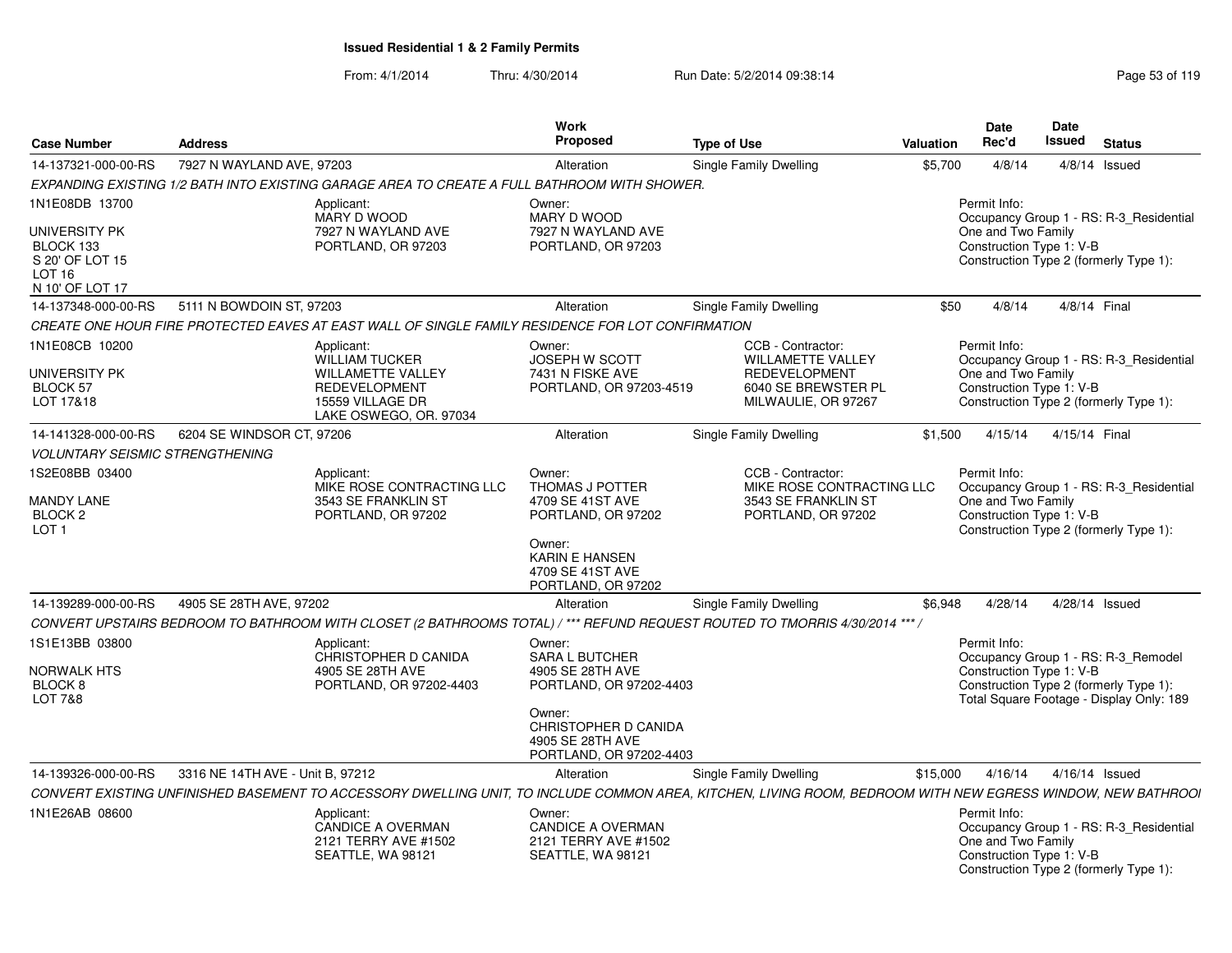## Issued Residential 1 & 2 Family Permits

From: 4/1/2014 Thru: 4/30/2014 Run Date: 5/2/2014 09:38:14

| Case Number | Address | Work Proposed | Type of Use | Valuation | Date Rec'd | Date Issued | Status |
|---|---|---|---|---|---|---|---|
| 14-137321-000-00-RS | 7927 N WAYLAND AVE, 97203 | Alteration | Single Family Dwelling | $5,700 | 4/8/14 | 4/8/14 | Issued |

*EXPANDING EXISTING 1/2 BATH INTO EXISTING GARAGE AREA TO CREATE A FULL BATHROOM WITH SHOWER.*

1N1E08DB 13700
UNIVERSITY PK
BLOCK 133
S 20' OF LOT 15
LOT 16
N 10' OF LOT 17

Applicant:
MARY D WOOD
7927 N WAYLAND AVE
PORTLAND, OR 97203

Owner:
MARY D WOOD
7927 N WAYLAND AVE
PORTLAND, OR 97203

Permit Info:
Occupancy Group 1 - RS: R-3_Residential One and Two Family
Construction Type 1: V-B
Construction Type 2 (formerly Type 1):

| Case Number | Address | Work Proposed | Type of Use | Valuation | Date Rec'd | Date Issued | Status |
|---|---|---|---|---|---|---|---|
| 14-137348-000-00-RS | 5111 N BOWDOIN ST, 97203 | Alteration | Single Family Dwelling | $50 | 4/8/14 | 4/8/14 | Final |

*CREATE ONE HOUR FIRE PROTECTED EAVES AT EAST WALL OF SINGLE FAMILY RESIDENCE FOR LOT CONFIRMATION*

1N1E08CB 10200
UNIVERSITY PK
BLOCK 57
LOT 17&18

Applicant:
WILLIAM TUCKER
WILLAMETTE VALLEY REDEVELOPMENT
15559 VILLAGE DR
LAKE OSWEGO, OR. 97034

Owner:
JOSEPH W SCOTT
7431 N FISKE AVE
PORTLAND, OR 97203-4519

CCB - Contractor:
WILLAMETTE VALLEY REDEVELOPMENT
6040 SE BREWSTER PL
MILWAULIE, OR 97267

Permit Info:
Occupancy Group 1 - RS: R-3_Residential One and Two Family
Construction Type 1: V-B
Construction Type 2 (formerly Type 1):

| Case Number | Address | Work Proposed | Type of Use | Valuation | Date Rec'd | Date Issued | Status |
|---|---|---|---|---|---|---|---|
| 14-141328-000-00-RS | 6204 SE WINDSOR CT, 97206 | Alteration | Single Family Dwelling | $1,500 | 4/15/14 | 4/15/14 | Final |

*VOLUNTARY SEISMIC STRENGTHENING*

1S2E08BB 03400
MANDY LANE
BLOCK 2
LOT 1

Applicant:
MIKE ROSE CONTRACTING LLC
3543 SE FRANKLIN ST
PORTLAND, OR 97202

Owner:
THOMAS J POTTER
4709 SE 41ST AVE
PORTLAND, OR 97202

Owner:
KARIN E HANSEN
4709 SE 41ST AVE
PORTLAND, OR 97202

CCB - Contractor:
MIKE ROSE CONTRACTING LLC
3543 SE FRANKLIN ST
PORTLAND, OR 97202

Permit Info:
Occupancy Group 1 - RS: R-3_Residential One and Two Family
Construction Type 1: V-B
Construction Type 2 (formerly Type 1):

| Case Number | Address | Work Proposed | Type of Use | Valuation | Date Rec'd | Date Issued | Status |
|---|---|---|---|---|---|---|---|
| 14-139289-000-00-RS | 4905 SE 28TH AVE, 97202 | Alteration | Single Family Dwelling | $6,948 | 4/28/14 | 4/28/14 | Issued |

*CONVERT UPSTAIRS BEDROOM TO BATHROOM WITH CLOSET (2 BATHROOMS TOTAL) / *** REFUND REQUEST ROUTED TO TMORRIS 4/30/2014 *** /*

1S1E13BB 03800
NORWALK HTS
BLOCK 8
LOT 7&8

Applicant:
CHRISTOPHER D CANIDA
4905 SE 28TH AVE
PORTLAND, OR 97202-4403

Owner:
SARA L BUTCHER
4905 SE 28TH AVE
PORTLAND, OR 97202-4403

Owner:
CHRISTOPHER D CANIDA
4905 SE 28TH AVE
PORTLAND, OR 97202-4403

Permit Info:
Occupancy Group 1 - RS: R-3_Remodel
Construction Type 1: V-B
Construction Type 2 (formerly Type 1):
Total Square Footage - Display Only: 189

| Case Number | Address | Work Proposed | Type of Use | Valuation | Date Rec'd | Date Issued | Status |
|---|---|---|---|---|---|---|---|
| 14-139326-000-00-RS | 3316 NE 14TH AVE - Unit B, 97212 | Alteration | Single Family Dwelling | $15,000 | 4/16/14 | 4/16/14 | Issued |

*CONVERT EXISTING UNFINISHED BASEMENT TO ACCESSORY DWELLING UNIT, TO INCLUDE COMMON AREA, KITCHEN, LIVING ROOM, BEDROOM WITH NEW EGRESS WINDOW, NEW BATHROOI*

1N1E26AB 08600

Applicant:
CANDICE A OVERMAN
2121 TERRY AVE #1502
SEATTLE, WA 98121

Owner:
CANDICE A OVERMAN
2121 TERRY AVE #1502
SEATTLE, WA 98121

Permit Info:
Occupancy Group 1 - RS: R-3_Residential One and Two Family
Construction Type 1: V-B
Construction Type 2 (formerly Type 1):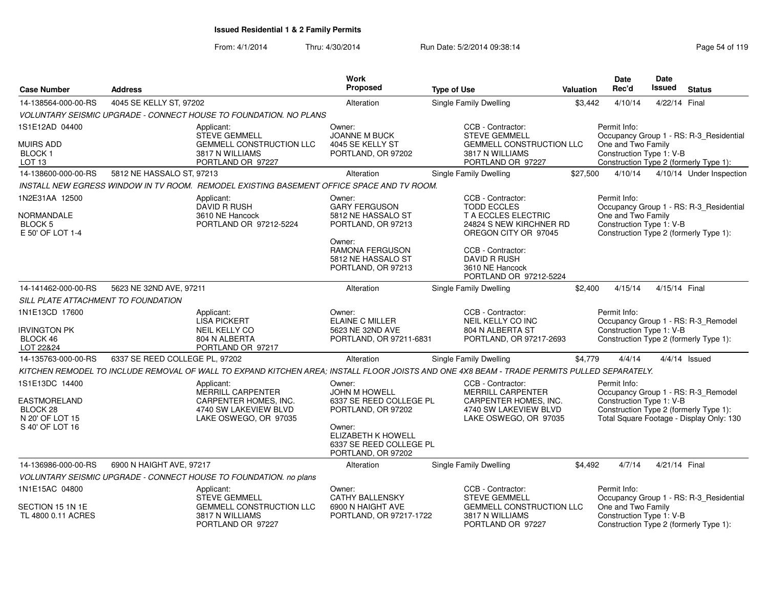# Issued Residential 1 & 2 Family Permits

From: 4/1/2014 Thru: 4/30/2014 Run Date: 5/2/2014 09:38:14

| Case Number | Address | Work Proposed | Type of Use | Valuation | Date Rec'd | Date Issued | Status |
|---|---|---|---|---|---|---|---|
| 14-138564-000-00-RS | 4045 SE KELLY ST, 97202 | Alteration | Single Family Dwelling | $3,442 | 4/10/14 | 4/22/14 | Final |

*VOLUNTARY SEISMIC UPGRADE - CONNECT HOUSE TO FOUNDATION. NO PLANS*

1S1E12AD 04400
MUIRS ADD
BLOCK 1
LOT 13

Applicant:
STEVE GEMMELL
GEMMELL CONSTRUCTION LLC
3817 N WILLIAMS
PORTLAND OR 97227

Owner:
JOANNE M BUCK
4045 SE KELLY ST
PORTLAND, OR 97202

CCB - Contractor:
STEVE GEMMELL
GEMMELL CONSTRUCTION LLC
3817 N WILLIAMS
PORTLAND OR 97227

Permit Info:
Occupancy Group 1 - RS: R-3_Residential One and Two Family
Construction Type 1: V-B
Construction Type 2 (formerly Type 1):

| Case Number | Address | Work Proposed | Type of Use | Valuation | Date Rec'd | Date Issued | Status |
|---|---|---|---|---|---|---|---|
| 14-138600-000-00-RS | 5812 NE HASSALO ST, 97213 | Alteration | Single Family Dwelling | $27,500 | 4/10/14 | 4/10/14 | Under Inspection |

*INSTALL NEW EGRESS WINDOW IN TV ROOM. REMODEL EXISTING BASEMENT OFFICE SPACE AND TV ROOM.*

1N2E31AA 12500
NORMANDALE
BLOCK 5
E 50' OF LOT 1-4

Applicant:
DAVID R RUSH
3610 NE Hancock
PORTLAND OR 97212-5224

Owner:
GARY FERGUSON
5812 NE HASSALO ST
PORTLAND, OR 97213

Owner:
RAMONA FERGUSON
5812 NE HASSALO ST
PORTLAND, OR 97213

CCB - Contractor:
TODD ECCLES
T A ECCLES ELECTRIC
24824 S NEW KIRCHNER RD
OREGON CITY OR 97045

CCB - Contractor:
DAVID R RUSH
3610 NE Hancock
PORTLAND OR 97212-5224

Permit Info:
Occupancy Group 1 - RS: R-3_Residential One and Two Family
Construction Type 1: V-B
Construction Type 2 (formerly Type 1):

| Case Number | Address | Work Proposed | Type of Use | Valuation | Date Rec'd | Date Issued | Status |
|---|---|---|---|---|---|---|---|
| 14-141462-000-00-RS | 5623 NE 32ND AVE, 97211 | Alteration | Single Family Dwelling | $2,400 | 4/15/14 | 4/15/14 | Final |

*SILL PLATE ATTACHMENT TO FOUNDATION*

1N1E13CD 17600
IRVINGTON PK
BLOCK 46
LOT 22&24

Applicant:
LISA PICKERT
NEIL KELLY CO
804 N ALBERTA
PORTLAND OR 97217

Owner:
ELAINE C MILLER
5623 NE 32ND AVE
PORTLAND, OR 97211-6831

CCB - Contractor:
NEIL KELLY CO INC
804 N ALBERTA ST
PORTLAND, OR 97217-2693

Permit Info:
Occupancy Group 1 - RS: R-3_Remodel
Construction Type 1: V-B
Construction Type 2 (formerly Type 1):

| Case Number | Address | Work Proposed | Type of Use | Valuation | Date Rec'd | Date Issued | Status |
|---|---|---|---|---|---|---|---|
| 14-135763-000-00-RS | 6337 SE REED COLLEGE PL, 97202 | Alteration | Single Family Dwelling | $4,779 | 4/4/14 | 4/4/14 | Issued |

*KITCHEN REMODEL TO INCLUDE REMOVAL OF WALL TO EXPAND KITCHEN AREA; INSTALL FLOOR JOISTS AND ONE 4X8 BEAM - TRADE PERMITS PULLED SEPARATELY.*

1S1E13DC 14400
EASTMORELAND
BLOCK 28
N 20' OF LOT 15
S 40' OF LOT 16

Applicant:
MERRILL CARPENTER
CARPENTER HOMES, INC.
4740 SW LAKEVIEW BLVD
LAKE OSWEGO, OR 97035

Owner:
JOHN M HOWELL
6337 SE REED COLLEGE PL
PORTLAND, OR 97202

Owner:
ELIZABETH K HOWELL
6337 SE REED COLLEGE PL
PORTLAND, OR 97202

CCB - Contractor:
MERRILL CARPENTER
CARPENTER HOMES, INC.
4740 SW LAKEVIEW BLVD
LAKE OSWEGO, OR 97035

Permit Info:
Occupancy Group 1 - RS: R-3_Remodel
Construction Type 1: V-B
Construction Type 2 (formerly Type 1):
Total Square Footage - Display Only: 130

| Case Number | Address | Work Proposed | Type of Use | Valuation | Date Rec'd | Date Issued | Status |
|---|---|---|---|---|---|---|---|
| 14-136986-000-00-RS | 6900 N HAIGHT AVE, 97217 | Alteration | Single Family Dwelling | $4,492 | 4/7/14 | 4/21/14 | Final |

*VOLUNTARY SEISMIC UPGRADE - CONNECT HOUSE TO FOUNDATION. no plans*

1N1E15AC 04800
SECTION 15 1N 1E
TL 4800 0.11 ACRES

Applicant:
STEVE GEMMELL
GEMMELL CONSTRUCTION LLC
3817 N WILLIAMS
PORTLAND OR 97227

Owner:
CATHY BALLENSKY
6900 N HAIGHT AVE
PORTLAND, OR 97217-1722

CCB - Contractor:
STEVE GEMMELL
GEMMELL CONSTRUCTION LLC
3817 N WILLIAMS
PORTLAND OR 97227

Permit Info:
Occupancy Group 1 - RS: R-3_Residential One and Two Family
Construction Type 1: V-B
Construction Type 2 (formerly Type 1):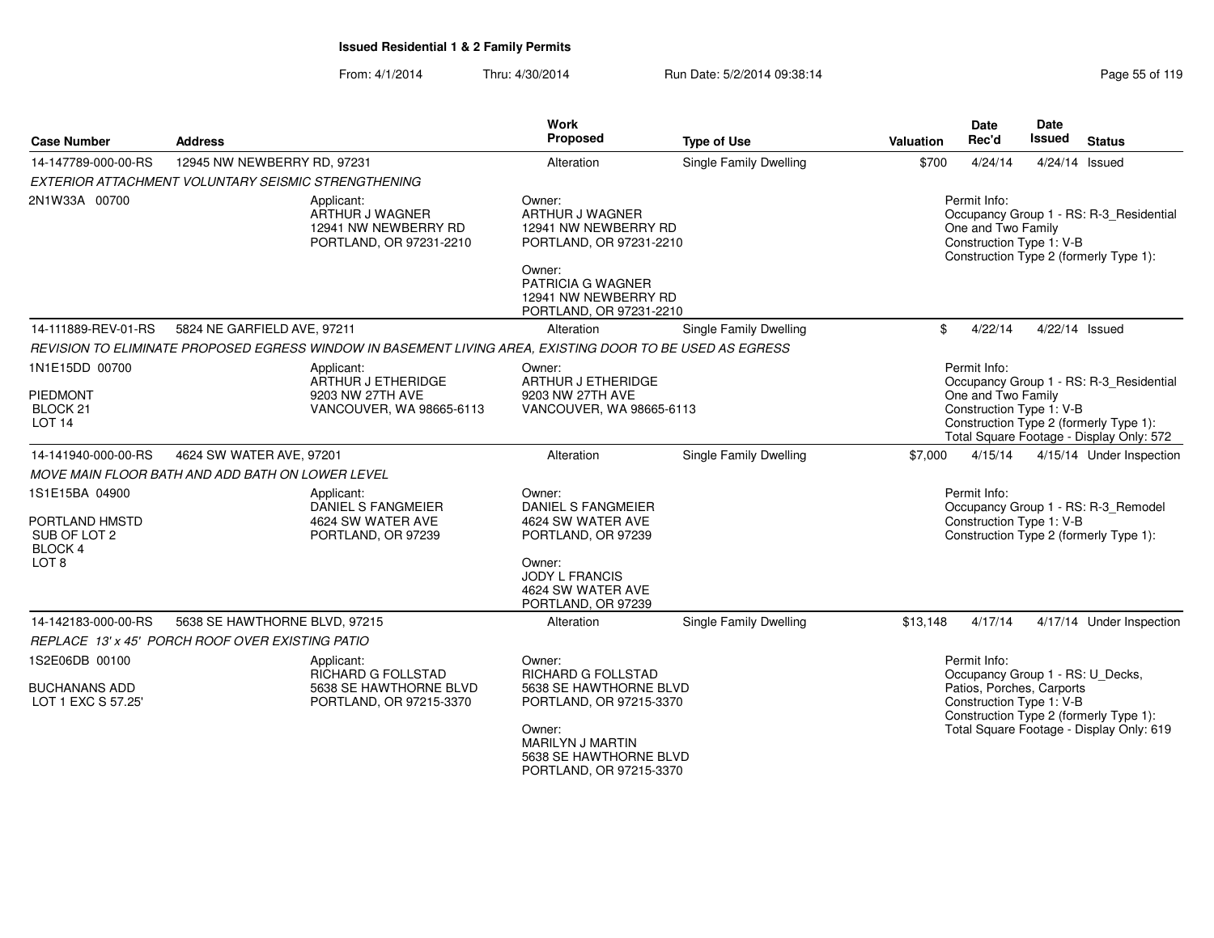## Issued Residential 1 & 2 Family Permits

From: 4/1/2014 Thru: 4/30/2014 Run Date: 5/2/2014 09:38:14

| Case Number | Address | Work Proposed | Type of Use | Valuation | Date Rec'd | Date Issued | Status |
|---|---|---|---|---|---|---|---|
| 14-147789-000-00-RS | 12945 NW NEWBERRY RD, 97231 | Alteration | Single Family Dwelling | $700 | 4/24/14 | 4/24/14 | Issued |
| *EXTERIOR ATTACHMENT VOLUNTARY SEISMIC STRENGTHENING* | | | | | | | |
| 2N1W33A 00700 | Applicant: ARTHUR J WAGNER 12941 NW NEWBERRY RD PORTLAND, OR 97231-2210 | Owner: ARTHUR J WAGNER 12941 NW NEWBERRY RD PORTLAND, OR 97231-2210; Owner: PATRICIA G WAGNER 12941 NW NEWBERRY RD PORTLAND, OR 97231-2210 | | Permit Info: Occupancy Group 1 - RS: R-3_Residential One and Two Family; Construction Type 1: V-B; Construction Type 2 (formerly Type 1): | | | |
| 14-111889-REV-01-RS | 5824 NE GARFIELD AVE, 97211 | Alteration | Single Family Dwelling | $ | 4/22/14 | 4/22/14 | Issued |
| *REVISION TO ELIMINATE PROPOSED EGRESS WINDOW IN BASEMENT LIVING AREA, EXISTING DOOR TO BE USED AS EGRESS* | | | | | | | |
| 1N1E15DD 00700 PIEDMONT BLOCK 21 LOT 14 | Applicant: ARTHUR J ETHERIDGE 9203 NW 27TH AVE VANCOUVER, WA 98665-6113 | Owner: ARTHUR J ETHERIDGE 9203 NW 27TH AVE VANCOUVER, WA 98665-6113 | | Permit Info: Occupancy Group 1 - RS: R-3_Residential One and Two Family; Construction Type 1: V-B; Construction Type 2 (formerly Type 1):; Total Square Footage - Display Only: 572 | | | |
| 14-141940-000-00-RS | 4624 SW WATER AVE, 97201 | Alteration | Single Family Dwelling | $7,000 | 4/15/14 | 4/15/14 | Under Inspection |
| *MOVE MAIN FLOOR BATH AND ADD BATH ON LOWER LEVEL* | | | | | | | |
| 1S1E15BA 04900 PORTLAND HMSTD SUB OF LOT 2 BLOCK 4 LOT 8 | Applicant: DANIEL S FANGMEIER 4624 SW WATER AVE PORTLAND, OR 97239 | Owner: DANIEL S FANGMEIER 4624 SW WATER AVE PORTLAND, OR 97239; Owner: JODY L FRANCIS 4624 SW WATER AVE PORTLAND, OR 97239 | | Permit Info: Occupancy Group 1 - RS: R-3_Remodel; Construction Type 1: V-B; Construction Type 2 (formerly Type 1): | | | |
| 14-142183-000-00-RS | 5638 SE HAWTHORNE BLVD, 97215 | Alteration | Single Family Dwelling | $13,148 | 4/17/14 | 4/17/14 | Under Inspection |
| *REPLACE 13' x 45' PORCH ROOF OVER EXISTING PATIO* | | | | | | | |
| 1S2E06DB 00100 BUCHANANS ADD LOT 1 EXC S 57.25' | Applicant: RICHARD G FOLLSTAD 5638 SE HAWTHORNE BLVD PORTLAND, OR 97215-3370 | Owner: RICHARD G FOLLSTAD 5638 SE HAWTHORNE BLVD PORTLAND, OR 97215-3370; Owner: MARILYN J MARTIN 5638 SE HAWTHORNE BLVD PORTLAND, OR 97215-3370 | | Permit Info: Occupancy Group 1 - RS: U_Decks, Patios, Porches, Carports; Construction Type 1: V-B; Construction Type 2 (formerly Type 1):; Total Square Footage - Display Only: 619 | | | |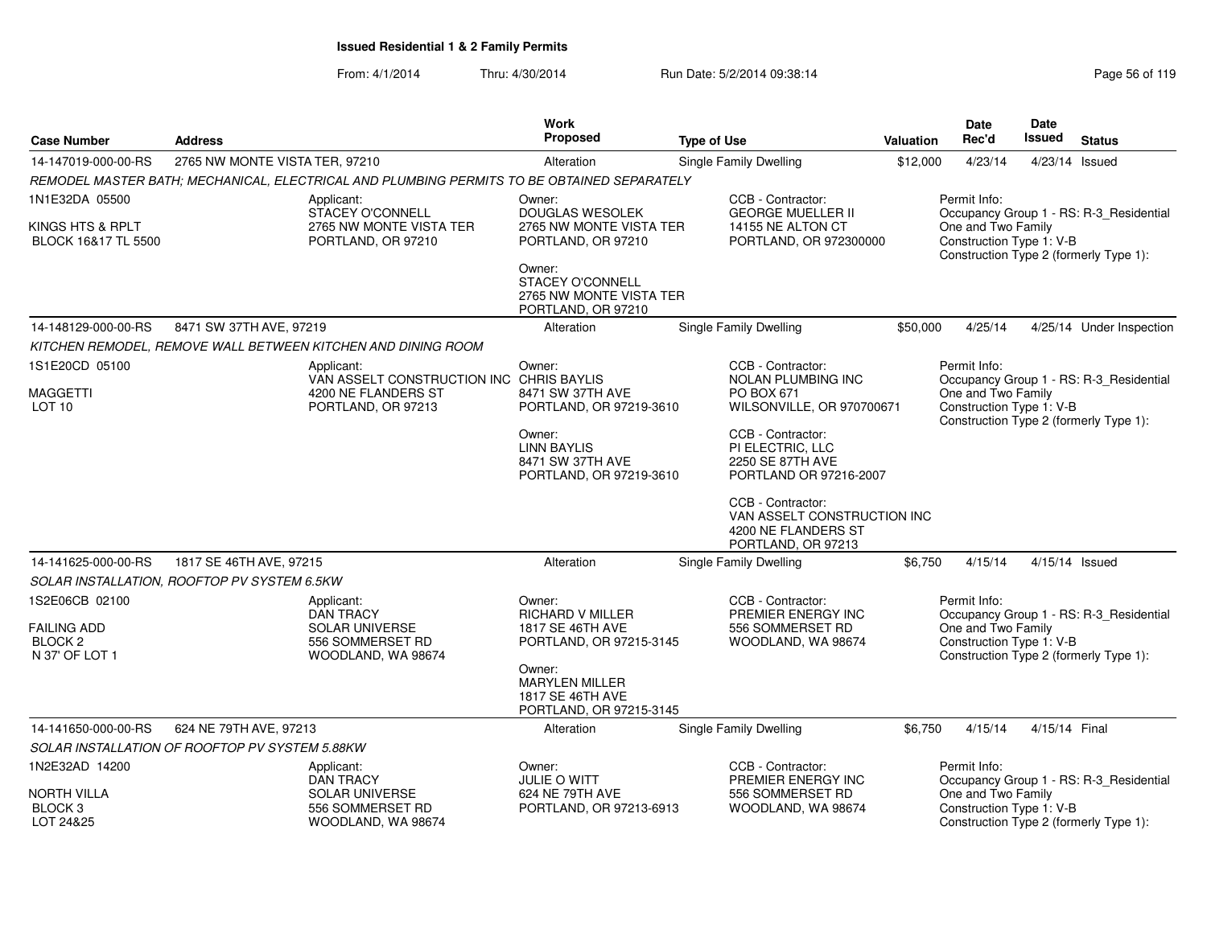# Issued Residential 1 & 2 Family Permits

From: 4/1/2014 Thru: 4/30/2014 Run Date: 5/2/2014 09:38:14

| Case Number | Address | Work Proposed | Type of Use | Valuation | Date Rec'd | Date Issued | Status |
|---|---|---|---|---|---|---|---|
| 14-147019-000-00-RS | 2765 NW MONTE VISTA TER, 97210 | Alteration | Single Family Dwelling | $12,000 | 4/23/14 | 4/23/14 | Issued |

*REMODEL MASTER BATH; MECHANICAL, ELECTRICAL AND PLUMBING PERMITS TO BE OBTAINED SEPARATELY*

1N1E32DA 05500
KINGS HTS & RPLT
BLOCK 16&17 TL 5500

Applicant:
STACEY O'CONNELL
2765 NW MONTE VISTA TER
PORTLAND, OR 97210

Owner:
DOUGLAS WESOLEK
2765 NW MONTE VISTA TER
PORTLAND, OR 97210

Owner:
STACEY O'CONNELL
2765 NW MONTE VISTA TER
PORTLAND, OR 97210

CCB - Contractor:
GEORGE MUELLER II
14155 NE ALTON CT
PORTLAND, OR 972300000

Permit Info:
Occupancy Group 1 - RS: R-3_Residential One and Two Family
Construction Type 1: V-B
Construction Type 2 (formerly Type 1):

| Case Number | Address | Work Proposed | Type of Use | Valuation | Date Rec'd | Date Issued | Status |
|---|---|---|---|---|---|---|---|
| 14-148129-000-00-RS | 8471 SW 37TH AVE, 97219 | Alteration | Single Family Dwelling | $50,000 | 4/25/14 | 4/25/14 | Under Inspection |

*KITCHEN REMODEL, REMOVE WALL BETWEEN KITCHEN AND DINING ROOM*

1S1E20CD 05100
MAGGETTI
LOT 10

Applicant:
VAN ASSELT CONSTRUCTION INC
4200 NE FLANDERS ST
PORTLAND, OR 97213

Owner:
CHRIS BAYLIS
8471 SW 37TH AVE
PORTLAND, OR 97219-3610

Owner:
LINN BAYLIS
8471 SW 37TH AVE
PORTLAND, OR 97219-3610

CCB - Contractor:
NOLAN PLUMBING INC
PO BOX 671
WILSONVILLE, OR 970700671

CCB - Contractor:
PI ELECTRIC, LLC
2250 SE 87TH AVE
PORTLAND OR 97216-2007

CCB - Contractor:
VAN ASSELT CONSTRUCTION INC
4200 NE FLANDERS ST
PORTLAND, OR 97213

Permit Info:
Occupancy Group 1 - RS: R-3_Residential One and Two Family
Construction Type 1: V-B
Construction Type 2 (formerly Type 1):

| Case Number | Address | Work Proposed | Type of Use | Valuation | Date Rec'd | Date Issued | Status |
|---|---|---|---|---|---|---|---|
| 14-141625-000-00-RS | 1817 SE 46TH AVE, 97215 | Alteration | Single Family Dwelling | $6,750 | 4/15/14 | 4/15/14 | Issued |

*SOLAR INSTALLATION, ROOFTOP PV SYSTEM 6.5KW*

1S2E06CB 02100
FAILING ADD
BLOCK 2
N 37' OF LOT 1

Applicant:
DAN TRACY
SOLAR UNIVERSE
556 SOMMERSET RD
WOODLAND, WA 98674

Owner:
RICHARD V MILLER
1817 SE 46TH AVE
PORTLAND, OR 97215-3145

Owner:
MARYLEN MILLER
1817 SE 46TH AVE
PORTLAND, OR 97215-3145

CCB - Contractor:
PREMIER ENERGY INC
556 SOMMERSET RD
WOODLAND, WA 98674

Permit Info:
Occupancy Group 1 - RS: R-3_Residential One and Two Family
Construction Type 1: V-B
Construction Type 2 (formerly Type 1):

| Case Number | Address | Work Proposed | Type of Use | Valuation | Date Rec'd | Date Issued | Status |
|---|---|---|---|---|---|---|---|
| 14-141650-000-00-RS | 624 NE 79TH AVE, 97213 | Alteration | Single Family Dwelling | $6,750 | 4/15/14 | 4/15/14 | Final |

*SOLAR INSTALLATION OF ROOFTOP PV SYSTEM 5.88KW*

1N2E32AD 14200
NORTH VILLA
BLOCK 3
LOT 24&25

Applicant:
DAN TRACY
SOLAR UNIVERSE
556 SOMMERSET RD
WOODLAND, WA 98674

Owner:
JULIE O WITT
624 NE 79TH AVE
PORTLAND, OR 97213-6913

CCB - Contractor:
PREMIER ENERGY INC
556 SOMMERSET RD
WOODLAND, WA 98674

Permit Info:
Occupancy Group 1 - RS: R-3_Residential One and Two Family
Construction Type 1: V-B
Construction Type 2 (formerly Type 1):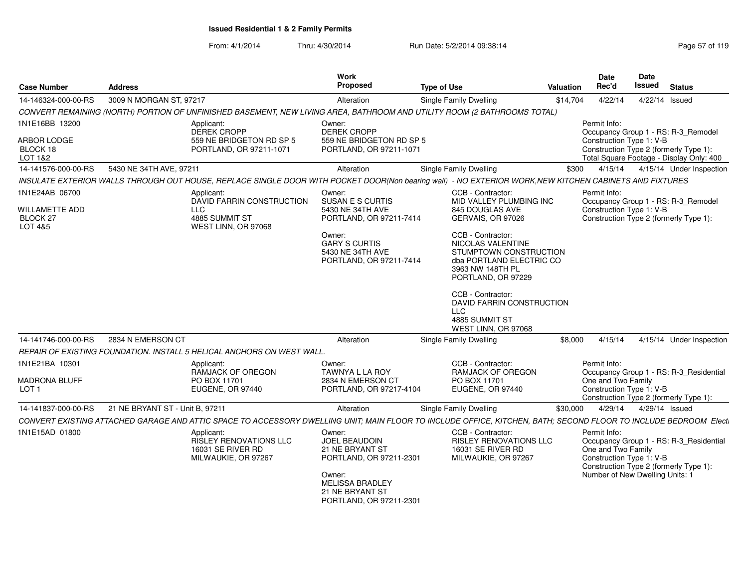**Issued Residential 1 & 2 Family Permits**

From: 4/1/2014 Thru: 4/30/2014 Run Date: 5/2/2014 09:38:14

| Case Number | Address | Work Proposed | Type of Use | Valuation | Date Rec'd | Date Issued | Status |
|---|---|---|---|---|---|---|---|
| 14-146324-000-00-RS | 3009 N MORGAN ST, 97217 | Alteration | Single Family Dwelling | $14,704 | 4/22/14 | 4/22/14 | Issued |

*CONVERT REMAINING (NORTH) PORTION OF UNFINISHED BASEMENT, NEW LIVING AREA, BATHROOM AND UTILITY ROOM (2 BATHROOMS TOTAL)*

1N1E16BB 13200
ARBOR LODGE
BLOCK 18
LOT 1&2

Applicant:
DEREK CROPP
559 NE BRIDGETON RD SP 5
PORTLAND, OR 97211-1071

Owner:
DEREK CROPP
559 NE BRIDGETON RD SP 5
PORTLAND, OR 97211-1071

Permit Info:
Occupancy Group 1 - RS: R-3_Remodel
Construction Type 1: V-B
Construction Type 2 (formerly Type 1):
Total Square Footage - Display Only: 400

| Case Number | Address | Work Proposed | Type of Use | Valuation | Date Rec'd | Date Issued | Status |
|---|---|---|---|---|---|---|---|
| 14-141576-000-00-RS | 5430 NE 34TH AVE, 97211 | Alteration | Single Family Dwelling | $300 | 4/15/14 | 4/15/14 | Under Inspection |

*INSULATE EXTERIOR WALLS THROUGH OUT HOUSE, REPLACE SINGLE DOOR WITH POCKET DOOR(Non bearing wall) - NO EXTERIOR WORK,NEW KITCHEN CABINETS AND FIXTURES*

1N1E24AB 06700
WILLAMETTE ADD
BLOCK 27
LOT 4&5

Applicant:
DAVID FARRIN CONSTRUCTION LLC
4885 SUMMIT ST
WEST LINN, OR 97068

Owner:
SUSAN E S CURTIS
5430 NE 34TH AVE
PORTLAND, OR 97211-7414

Owner:
GARY S CURTIS
5430 NE 34TH AVE
PORTLAND, OR 97211-7414

CCB - Contractor:
MID VALLEY PLUMBING INC
845 DOUGLAS AVE
GERVAIS, OR 97026

CCB - Contractor:
NICOLAS VALENTINE
STUMPTOWN CONSTRUCTION
dba PORTLAND ELECTRIC CO
3963 NW 148TH PL
PORTLAND, OR 97229

CCB - Contractor:
DAVID FARRIN CONSTRUCTION LLC
4885 SUMMIT ST
WEST LINN, OR 97068

Permit Info:
Occupancy Group 1 - RS: R-3_Remodel
Construction Type 1: V-B
Construction Type 2 (formerly Type 1):

| Case Number | Address | Work Proposed | Type of Use | Valuation | Date Rec'd | Date Issued | Status |
|---|---|---|---|---|---|---|---|
| 14-141746-000-00-RS | 2834 N EMERSON CT | Alteration | Single Family Dwelling | $8,000 | 4/15/14 | 4/15/14 | Under Inspection |

*REPAIR OF EXISTING FOUNDATION. INSTALL 5 HELICAL ANCHORS ON WEST WALL.*

1N1E21BA 10301
MADRONA BLUFF
LOT 1

Applicant:
RAMJACK OF OREGON
PO BOX 11701
EUGENE, OR 97440

Owner:
TAWNYA L LA ROY
2834 N EMERSON CT
PORTLAND, OR 97217-4104

CCB - Contractor:
RAMJACK OF OREGON
PO BOX 11701
EUGENE, OR 97440

Permit Info:
Occupancy Group 1 - RS: R-3_Residential One and Two Family
Construction Type 1: V-B
Construction Type 2 (formerly Type 1):

| Case Number | Address | Work Proposed | Type of Use | Valuation | Date Rec'd | Date Issued | Status |
|---|---|---|---|---|---|---|---|
| 14-141837-000-00-RS | 21 NE BRYANT ST - Unit B, 97211 | Alteration | Single Family Dwelling | $30,000 | 4/29/14 | 4/29/14 | Issued |

*CONVERT EXISTING ATTACHED GARAGE AND ATTIC SPACE TO ACCESSORY DWELLING UNIT; MAIN FLOOR TO INCLUDE OFFICE, KITCHEN, BATH; SECOND FLOOR TO INCLUDE BEDROOM Electi*

1N1E15AD 01800

Applicant:
RISLEY RENOVATIONS LLC
16031 SE RIVER RD
MILWAUKIE, OR 97267

Owner:
JOEL BEAUDOIN
21 NE BRYANT ST
PORTLAND, OR 97211-2301

Owner:
MELISSA BRADLEY
21 NE BRYANT ST
PORTLAND, OR 97211-2301

CCB - Contractor:
RISLEY RENOVATIONS LLC
16031 SE RIVER RD
MILWAUKIE, OR 97267

Permit Info:
Occupancy Group 1 - RS: R-3_Residential One and Two Family
Construction Type 1: V-B
Construction Type 2 (formerly Type 1):
Number of New Dwelling Units: 1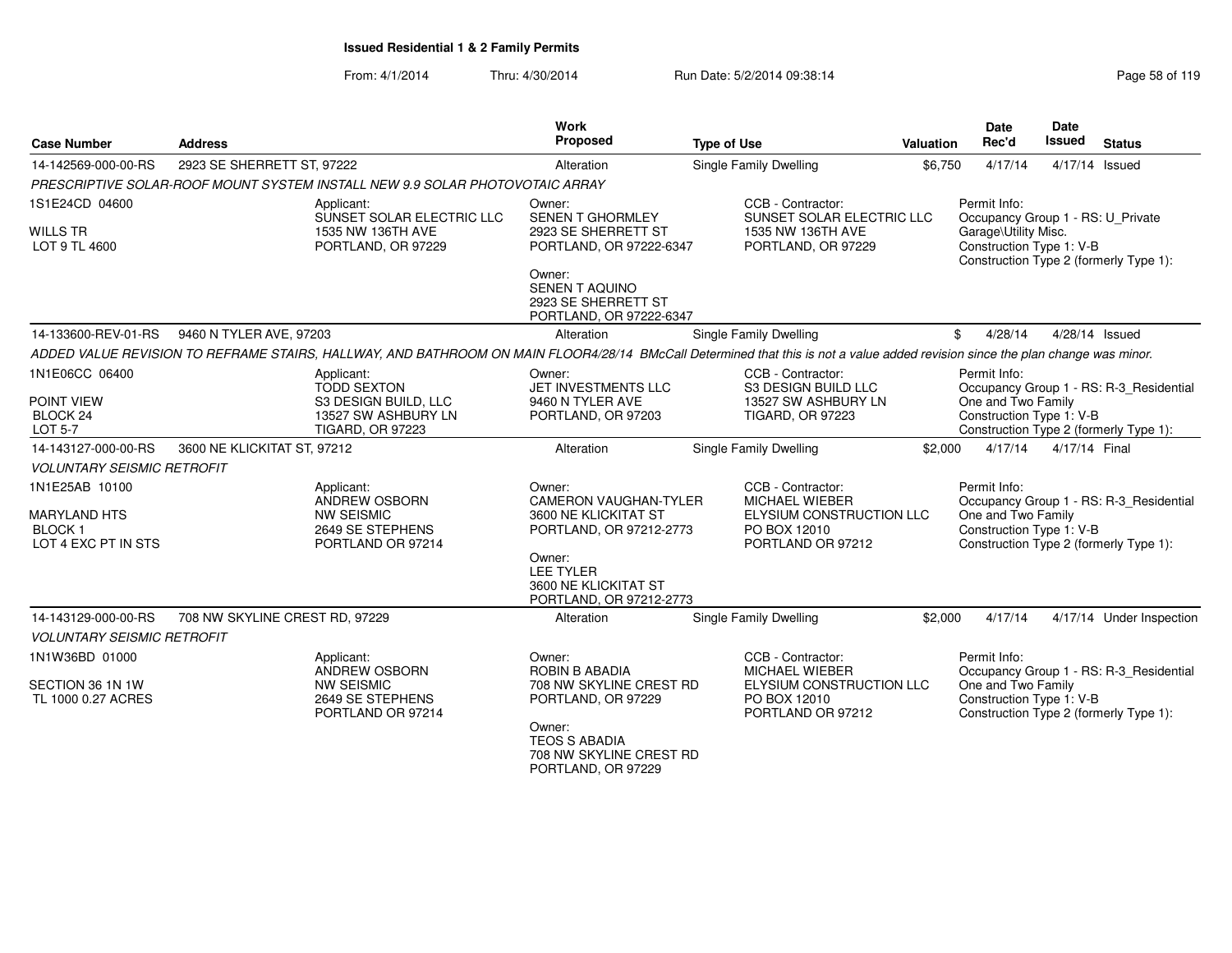**Issued Residential 1 & 2 Family Permits**

From: 4/1/2014 Thru: 4/30/2014 Run Date: 5/2/2014 09:38:14

| Case Number | Address | Work Proposed | Type of Use | Valuation | Date Rec'd | Date Issued | Status |
|---|---|---|---|---|---|---|---|
| 14-142569-000-00-RS | 2923 SE SHERRETT ST, 97222 | Alteration | Single Family Dwelling | $6,750 | 4/17/14 | 4/17/14 | Issued |

*PRESCRIPTIVE SOLAR-ROOF MOUNT SYSTEM INSTALL NEW 9.9 SOLAR PHOTOVOTAIC ARRAY*

1S1E24CD 04600
WILLS TR
LOT 9 TL 4600

Applicant:
SUNSET SOLAR ELECTRIC LLC
1535 NW 136TH AVE
PORTLAND, OR 97229

Owner:
SENEN T GHORMLEY
2923 SE SHERRETT ST
PORTLAND, OR 97222-6347

Owner:
SENEN T AQUINO
2923 SE SHERRETT ST
PORTLAND, OR 97222-6347

CCB - Contractor:
SUNSET SOLAR ELECTRIC LLC
1535 NW 136TH AVE
PORTLAND, OR 97229

Permit Info:
Occupancy Group 1 - RS: U_Private Garage\Utility Misc.
Construction Type 1: V-B
Construction Type 2 (formerly Type 1):

| Case Number | Address | Work Proposed | Type of Use | Valuation | Date Rec'd | Date Issued | Status |
|---|---|---|---|---|---|---|---|
| 14-133600-REV-01-RS | 9460 N TYLER AVE, 97203 | Alteration | Single Family Dwelling | $ | 4/28/14 | 4/28/14 | Issued |

*ADDED VALUE REVISION TO REFRAME STAIRS, HALLWAY, AND BATHROOM ON MAIN FLOOR4/28/14 BMcCall Determined that this is not a value added revision since the plan change was minor.*

1N1E06CC 06400
POINT VIEW
BLOCK 24
LOT 5-7

Applicant:
TODD SEXTON
S3 DESIGN BUILD, LLC
13527 SW ASHBURY LN
TIGARD, OR 97223

Owner:
JET INVESTMENTS LLC
9460 N TYLER AVE
PORTLAND, OR 97203

CCB - Contractor:
S3 DESIGN BUILD LLC
13527 SW ASHBURY LN
TIGARD, OR 97223

Permit Info:
Occupancy Group 1 - RS: R-3_Residential One and Two Family
Construction Type 1: V-B
Construction Type 2 (formerly Type 1):

| Case Number | Address | Work Proposed | Type of Use | Valuation | Date Rec'd | Date Issued | Status |
|---|---|---|---|---|---|---|---|
| 14-143127-000-00-RS | 3600 NE KLICKITAT ST, 97212 | Alteration | Single Family Dwelling | $2,000 | 4/17/14 | 4/17/14 | Final |

*VOLUNTARY SEISMIC RETROFIT*

1N1E25AB 10100
MARYLAND HTS
BLOCK 1
LOT 4 EXC PT IN STS

Applicant:
ANDREW OSBORN
NW SEISMIC
2649 SE STEPHENS
PORTLAND OR 97214

Owner:
CAMERON VAUGHAN-TYLER
3600 NE KLICKITAT ST
PORTLAND, OR 97212-2773

Owner:
LEE TYLER
3600 NE KLICKITAT ST
PORTLAND, OR 97212-2773

CCB - Contractor:
MICHAEL WIEBER
ELYSIUM CONSTRUCTION LLC
PO BOX 12010
PORTLAND OR 97212

Permit Info:
Occupancy Group 1 - RS: R-3_Residential One and Two Family
Construction Type 1: V-B
Construction Type 2 (formerly Type 1):

| Case Number | Address | Work Proposed | Type of Use | Valuation | Date Rec'd | Date Issued | Status |
|---|---|---|---|---|---|---|---|
| 14-143129-000-00-RS | 708 NW SKYLINE CREST RD, 97229 | Alteration | Single Family Dwelling | $2,000 | 4/17/14 | 4/17/14 | Under Inspection |

*VOLUNTARY SEISMIC RETROFIT*

1N1W36BD 01000
SECTION 36 1N 1W
TL 1000 0.27 ACRES

Applicant:
ANDREW OSBORN
NW SEISMIC
2649 SE STEPHENS
PORTLAND OR 97214

Owner:
ROBIN B ABADIA
708 NW SKYLINE CREST RD
PORTLAND, OR 97229

Owner:
TEOS S ABADIA
708 NW SKYLINE CREST RD
PORTLAND, OR 97229

CCB - Contractor:
MICHAEL WIEBER
ELYSIUM CONSTRUCTION LLC
PO BOX 12010
PORTLAND OR 97212

Permit Info:
Occupancy Group 1 - RS: R-3_Residential One and Two Family
Construction Type 1: V-B
Construction Type 2 (formerly Type 1):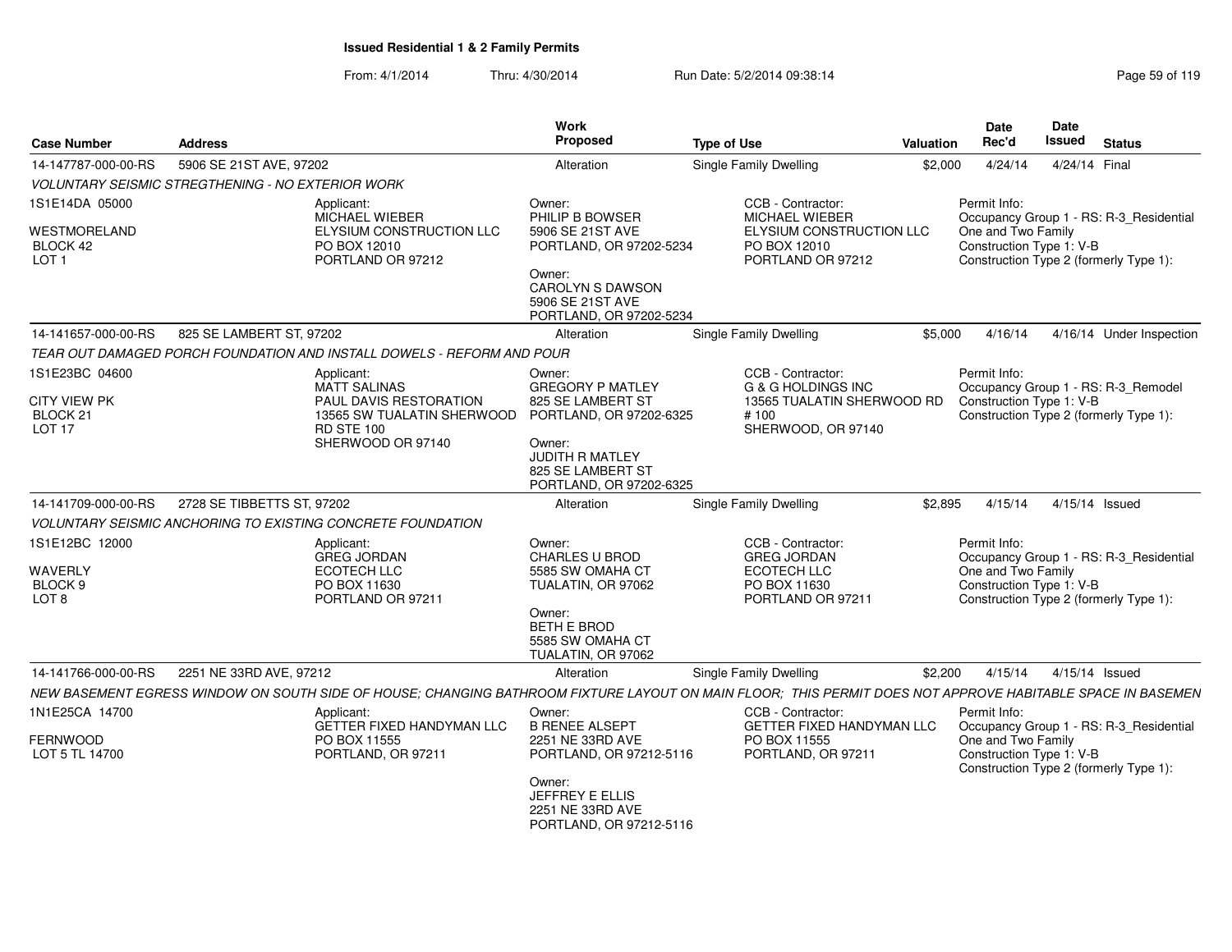**Issued Residential 1 & 2 Family Permits**

From: 4/1/2014 Thru: 4/30/2014 Run Date: 5/2/2014 09:38:14

| Case Number | Address | Work Proposed | Type of Use | Valuation | Date Rec'd | Date Issued | Status |
|---|---|---|---|---|---|---|---|
| 14-147787-000-00-RS | 5906 SE 21ST AVE, 97202 | Alteration | Single Family Dwelling | $2,000 | 4/24/14 | 4/24/14 | Final |

*VOLUNTARY SEISMIC STREGTHENING - NO EXTERIOR WORK*

1S1E14DA 05000
WESTMORELAND
BLOCK 42
LOT 1

Applicant:
MICHAEL WIEBER
ELYSIUM CONSTRUCTION LLC
PO BOX 12010
PORTLAND OR 97212

Owner:
PHILIP B BOWSER
5906 SE 21ST AVE
PORTLAND, OR 97202-5234

Owner:
CAROLYN S DAWSON
5906 SE 21ST AVE
PORTLAND, OR 97202-5234

CCB - Contractor:
MICHAEL WIEBER
ELYSIUM CONSTRUCTION LLC
PO BOX 12010
PORTLAND OR 97212

Permit Info:
Occupancy Group 1 - RS: R-3_Residential One and Two Family
Construction Type 1: V-B
Construction Type 2 (formerly Type 1):

| Case Number | Address | Work Proposed | Type of Use | Valuation | Date Rec'd | Date Issued | Status |
|---|---|---|---|---|---|---|---|
| 14-141657-000-00-RS | 825 SE LAMBERT ST, 97202 | Alteration | Single Family Dwelling | $5,000 | 4/16/14 | 4/16/14 | Under Inspection |

*TEAR OUT DAMAGED PORCH FOUNDATION AND INSTALL DOWELS - REFORM AND POUR*

1S1E23BC 04600
CITY VIEW PK
BLOCK 21
LOT 17

Applicant:
MATT SALINAS
PAUL DAVIS RESTORATION
13565 SW TUALATIN SHERWOOD RD STE 100
SHERWOOD OR 97140

Owner:
GREGORY P MATLEY
825 SE LAMBERT ST
PORTLAND, OR 97202-6325

Owner:
JUDITH R MATLEY
825 SE LAMBERT ST
PORTLAND, OR 97202-6325

CCB - Contractor:
G & G HOLDINGS INC
13565 TUALATIN SHERWOOD RD # 100
SHERWOOD, OR 97140

Permit Info:
Occupancy Group 1 - RS: R-3_Remodel
Construction Type 1: V-B
Construction Type 2 (formerly Type 1):

| Case Number | Address | Work Proposed | Type of Use | Valuation | Date Rec'd | Date Issued | Status |
|---|---|---|---|---|---|---|---|
| 14-141709-000-00-RS | 2728 SE TIBBETTS ST, 97202 | Alteration | Single Family Dwelling | $2,895 | 4/15/14 | 4/15/14 | Issued |

*VOLUNTARY SEISMIC ANCHORING TO EXISTING CONCRETE FOUNDATION*

1S1E12BC 12000
WAVERLY
BLOCK 9
LOT 8

Applicant:
GREG JORDAN
ECOTECH LLC
PO BOX 11630
PORTLAND OR 97211

Owner:
CHARLES U BROD
5585 SW OMAHA CT
TUALATIN, OR 97062

Owner:
BETH E BROD
5585 SW OMAHA CT
TUALATIN, OR 97062

CCB - Contractor:
GREG JORDAN
ECOTECH LLC
PO BOX 11630
PORTLAND OR 97211

Permit Info:
Occupancy Group 1 - RS: R-3_Residential One and Two Family
Construction Type 1: V-B
Construction Type 2 (formerly Type 1):

| Case Number | Address | Work Proposed | Type of Use | Valuation | Date Rec'd | Date Issued | Status |
|---|---|---|---|---|---|---|---|
| 14-141766-000-00-RS | 2251 NE 33RD AVE, 97212 | Alteration | Single Family Dwelling | $2,200 | 4/15/14 | 4/15/14 | Issued |

*NEW BASEMENT EGRESS WINDOW ON SOUTH SIDE OF HOUSE; CHANGING BATHROOM FIXTURE LAYOUT ON MAIN FLOOR; THIS PERMIT DOES NOT APPROVE HABITABLE SPACE IN BASEMEN*

1N1E25CA 14700
FERNWOOD
LOT 5 TL 14700

Applicant:
GETTER FIXED HANDYMAN LLC
PO BOX 11555
PORTLAND, OR 97211

Owner:
B RENEE ALSEPT
2251 NE 33RD AVE
PORTLAND, OR 97212-5116

Owner:
JEFFREY E ELLIS
2251 NE 33RD AVE
PORTLAND, OR 97212-5116

CCB - Contractor:
GETTER FIXED HANDYMAN LLC
PO BOX 11555
PORTLAND, OR 97211

Permit Info:
Occupancy Group 1 - RS: R-3_Residential One and Two Family
Construction Type 1: V-B
Construction Type 2 (formerly Type 1):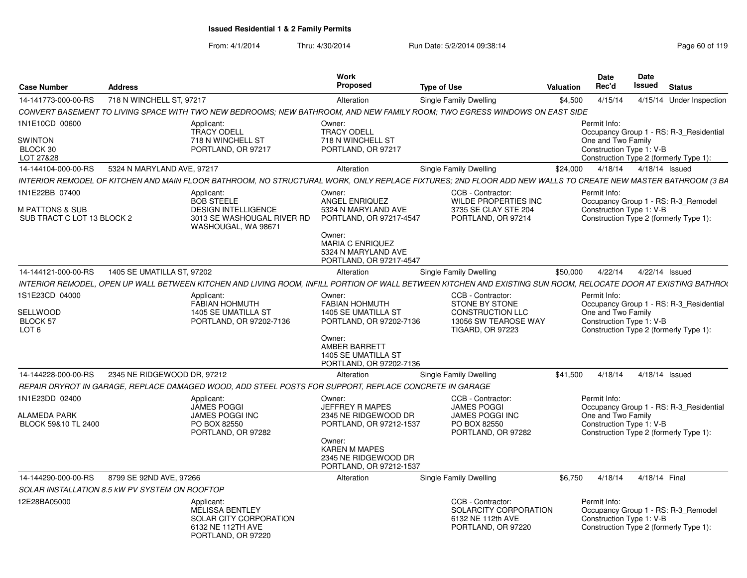**Issued Residential 1 & 2 Family Permits**

From: 4/1/2014 Thru: 4/30/2014 Run Date: 5/2/2014 09:38:14

| Case Number | Address | Work Proposed | Type of Use | Valuation | Date Rec'd | Date Issued | Status |
|---|---|---|---|---|---|---|---|
| 14-141773-000-00-RS | 718 N WINCHELL ST, 97217 | Alteration | Single Family Dwelling | $4,500 | 4/15/14 | 4/15/14 | Under Inspection |

*CONVERT BASEMENT TO LIVING SPACE WITH TWO NEW BEDROOMS; NEW BATHROOM, AND NEW FAMILY ROOM; TWO EGRESS WINDOWS ON EAST SIDE*

1N1E10CD 00600
SWINTON
BLOCK 30
LOT 27&28

Applicant:
TRACY ODELL
718 N WINCHELL ST
PORTLAND, OR 97217

Owner:
TRACY ODELL
718 N WINCHELL ST
PORTLAND, OR 97217

Permit Info:
Occupancy Group 1 - RS: R-3_Residential One and Two Family
Construction Type 1: V-B
Construction Type 2 (formerly Type 1):

| Case Number | Address | Work Proposed | Type of Use | Valuation | Date Rec'd | Date Issued | Status |
|---|---|---|---|---|---|---|---|
| 14-144104-000-00-RS | 5324 N MARYLAND AVE, 97217 | Alteration | Single Family Dwelling | $24,000 | 4/18/14 | 4/18/14 | Issued |

*INTERIOR REMODEL OF KITCHEN AND MAIN FLOOR BATHROOM, NO STRUCTURAL WORK, ONLY REPLACE FIXTURES; 2ND FLOOR ADD NEW WALLS TO CREATE NEW MASTER BATHROOM (3 BA*

1N1E22BB 07400
M PATTONS & SUB
SUB TRACT C LOT 13 BLOCK 2

Applicant:
BOB STEELE
DESIGN INTELLIGENCE
3013 SE WASHOUGAL RIVER RD
WASHOUGAL, WA 98671

Owner:
ANGEL ENRIQUEZ
5324 N MARYLAND AVE
PORTLAND, OR 97217-4547

Owner:
MARIA C ENRIQUEZ
5324 N MARYLAND AVE
PORTLAND, OR 97217-4547

CCB - Contractor:
WILDE PROPERTIES INC
3735 SE CLAY STE 204
PORTLAND, OR 97214

Permit Info:
Occupancy Group 1 - RS: R-3_Remodel
Construction Type 1: V-B
Construction Type 2 (formerly Type 1):

| Case Number | Address | Work Proposed | Type of Use | Valuation | Date Rec'd | Date Issued | Status |
|---|---|---|---|---|---|---|---|
| 14-144121-000-00-RS | 1405 SE UMATILLA ST, 97202 | Alteration | Single Family Dwelling | $50,000 | 4/22/14 | 4/22/14 | Issued |

*INTERIOR REMODEL, OPEN UP WALL BETWEEN KITCHEN AND LIVING ROOM, INFILL PORTION OF WALL BETWEEN KITCHEN AND EXISTING SUN ROOM, RELOCATE DOOR AT EXISTING BATHRO*

1S1E23CD 04000
SELLWOOD
BLOCK 57
LOT 6

Applicant:
FABIAN HOHMUTH
1405 SE UMATILLA ST
PORTLAND, OR 97202-7136

Owner:
FABIAN HOHMUTH
1405 SE UMATILLA ST
PORTLAND, OR 97202-7136

Owner:
AMBER BARRETT
1405 SE UMATILLA ST
PORTLAND, OR 97202-7136

CCB - Contractor:
STONE BY STONE CONSTRUCTION LLC
13056 SW TEAROSE WAY
TIGARD, OR 97223

Permit Info:
Occupancy Group 1 - RS: R-3_Residential One and Two Family
Construction Type 1: V-B
Construction Type 2 (formerly Type 1):

| Case Number | Address | Work Proposed | Type of Use | Valuation | Date Rec'd | Date Issued | Status |
|---|---|---|---|---|---|---|---|
| 14-144228-000-00-RS | 2345 NE RIDGEWOOD DR, 97212 | Alteration | Single Family Dwelling | $41,500 | 4/18/14 | 4/18/14 | Issued |

*REPAIR DRYROT IN GARAGE, REPLACE DAMAGED WOOD, ADD STEEL POSTS FOR SUPPORT, REPLACE CONCRETE IN GARAGE*

1N1E23DD 02400
ALAMEDA PARK
BLOCK 59&10 TL 2400

Applicant:
JAMES POGGI
JAMES POGGI INC
PO BOX 82550
PORTLAND, OR 97282

Owner:
JEFFREY R MAPES
2345 NE RIDGEWOOD DR
PORTLAND, OR 97212-1537

Owner:
KAREN M MAPES
2345 NE RIDGEWOOD DR
PORTLAND, OR 97212-1537

CCB - Contractor:
JAMES POGGI
JAMES POGGI INC
PO BOX 82550
PORTLAND, OR 97282

Permit Info:
Occupancy Group 1 - RS: R-3_Residential One and Two Family
Construction Type 1: V-B
Construction Type 2 (formerly Type 1):

| Case Number | Address | Work Proposed | Type of Use | Valuation | Date Rec'd | Date Issued | Status |
|---|---|---|---|---|---|---|---|
| 14-144290-000-00-RS | 8799 SE 92ND AVE, 97266 | Alteration | Single Family Dwelling | $6,750 | 4/18/14 | 4/18/14 | Final |

*SOLAR INSTALLATION 8.5 kW PV SYSTEM ON ROOFTOP*

12E28BA05000

Applicant:
MELISSA BENTLEY
SOLAR CITY CORPORATION
6132 NE 112TH AVE
PORTLAND, OR 97220

CCB - Contractor:
SOLARCITY CORPORATION
6132 NE 112th AVE
PORTLAND, OR 97220

Permit Info:
Occupancy Group 1 - RS: R-3_Remodel
Construction Type 1: V-B
Construction Type 2 (formerly Type 1):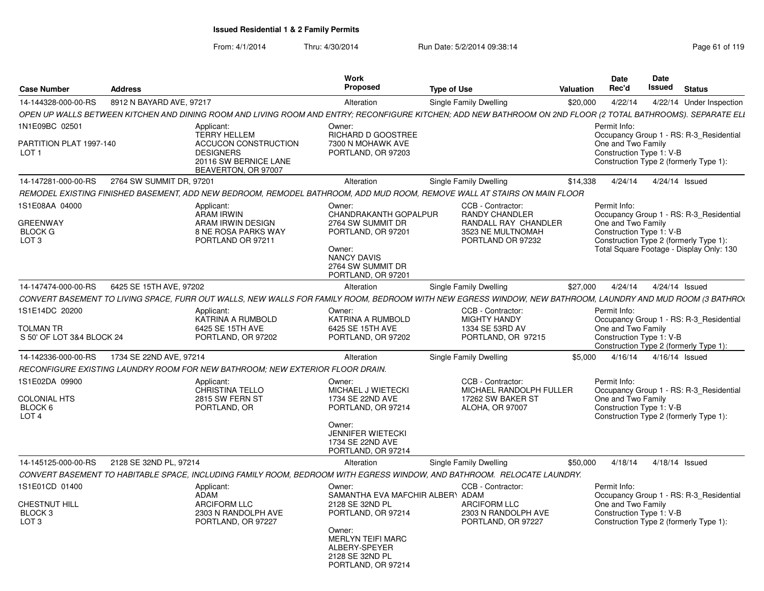# Issued Residential 1 & 2 Family Permits

From: 4/1/2014 Thru: 4/30/2014 Run Date: 5/2/2014 09:38:14

| Case Number | Address | Work Proposed | Type of Use | Valuation | Date Rec'd | Date Issued | Status |
|---|---|---|---|---|---|---|---|
| 14-144328-000-00-RS | 8912 N BAYARD AVE, 97217 | Alteration | Single Family Dwelling | $20,000 | 4/22/14 | 4/22/14 | Under Inspection |

*OPEN UP WALLS BETWEEN KITCHEN AND DINING ROOM AND LIVING ROOM AND ENTRY; RECONFIGURE KITCHEN; ADD NEW BATHROOM ON 2ND FLOOR (2 TOTAL BATHROOMS). SEPARATE ELI*

1N1E09BC 02501
PARTITION PLAT 1997-140
LOT 1

Applicant: TERRY HELLEM, ACCUCON CONSTRUCTION DESIGNERS, 20116 SW BERNICE LANE, BEAVERTON, OR 97007

Owner: RICHARD D GOOSTREE, 7300 N MOHAWK AVE, PORTLAND, OR 97203

Permit Info: Occupancy Group 1 - RS: R-3_Residential One and Two Family; Construction Type 1: V-B; Construction Type 2 (formerly Type 1):

| Case Number | Address | Work Proposed | Type of Use | Valuation | Date Rec'd | Date Issued | Status |
|---|---|---|---|---|---|---|---|
| 14-147281-000-00-RS | 2764 SW SUMMIT DR, 97201 | Alteration | Single Family Dwelling | $14,338 | 4/24/14 | 4/24/14 | Issued |

*REMODEL EXISTING FINISHED BASEMENT, ADD NEW BEDROOM, REMODEL BATHROOM, ADD MUD ROOM, REMOVE WALL AT STAIRS ON MAIN FLOOR*

1S1E08AA 04000
GREENWAY
BLOCK G
LOT 3

Applicant: ARAM IRWIN, ARAM IRWIN DESIGN, 8 NE ROSA PARKS WAY, PORTLAND OR 97211

Owner: CHANDRAKANTH GOPALPUR, 2764 SW SUMMIT DR, PORTLAND, OR 97201

Owner: NANCY DAVIS, 2764 SW SUMMIT DR, PORTLAND, OR 97201

CCB - Contractor: RANDY CHANDLER, RANDALL RAY CHANDLER, 3523 NE MULTNOMAH, PORTLAND OR 97232

Permit Info: Occupancy Group 1 - RS: R-3_Residential One and Two Family; Construction Type 1: V-B; Construction Type 2 (formerly Type 1):; Total Square Footage - Display Only: 130

| Case Number | Address | Work Proposed | Type of Use | Valuation | Date Rec'd | Date Issued | Status |
|---|---|---|---|---|---|---|---|
| 14-147474-000-00-RS | 6425 SE 15TH AVE, 97202 | Alteration | Single Family Dwelling | $27,000 | 4/24/14 | 4/24/14 | Issued |

*CONVERT BASEMENT TO LIVING SPACE, FURR OUT WALLS, NEW WALLS FOR FAMILY ROOM, BEDROOM WITH NEW EGRESS WINDOW, NEW BATHROOM, LAUNDRY AND MUD ROOM (3 BATHRO*

1S1E14DC 20200
TOLMAN TR
S 50' OF LOT 3&4 BLOCK 24

Applicant: KATRINA A RUMBOLD, 6425 SE 15TH AVE, PORTLAND, OR 97202

Owner: KATRINA A RUMBOLD, 6425 SE 15TH AVE, PORTLAND, OR 97202

CCB - Contractor: MIGHTY HANDY, 1334 SE 53RD AV, PORTLAND, OR 97215

Permit Info: Occupancy Group 1 - RS: R-3_Residential One and Two Family; Construction Type 1: V-B; Construction Type 2 (formerly Type 1):

| Case Number | Address | Work Proposed | Type of Use | Valuation | Date Rec'd | Date Issued | Status |
|---|---|---|---|---|---|---|---|
| 14-142336-000-00-RS | 1734 SE 22ND AVE, 97214 | Alteration | Single Family Dwelling | $5,000 | 4/16/14 | 4/16/14 | Issued |

*RECONFIGURE EXISTING LAUNDRY ROOM FOR NEW BATHROOM; NEW EXTERIOR FLOOR DRAIN.*

1S1E02DA 09900
COLONIAL HTS
BLOCK 6
LOT 4

Applicant: CHRISTINA TELLO, 2815 SW FERN ST, PORTLAND, OR

Owner: MICHAEL J WIETECKI, 1734 SE 22ND AVE, PORTLAND, OR 97214

Owner: JENNIFER WIETECKI, 1734 SE 22ND AVE, PORTLAND, OR 97214

CCB - Contractor: MICHAEL RANDOLPH FULLER, 17262 SW BAKER ST, ALOHA, OR 97007

Permit Info: Occupancy Group 1 - RS: R-3_Residential One and Two Family; Construction Type 1: V-B; Construction Type 2 (formerly Type 1):

| Case Number | Address | Work Proposed | Type of Use | Valuation | Date Rec'd | Date Issued | Status |
|---|---|---|---|---|---|---|---|
| 14-145125-000-00-RS | 2128 SE 32ND PL, 97214 | Alteration | Single Family Dwelling | $50,000 | 4/18/14 | 4/18/14 | Issued |

*CONVERT BASEMENT TO HABITABLE SPACE, INCLUDING FAMILY ROOM, BEDROOM WITH EGRESS WINDOW, AND BATHROOM. RELOCATE LAUNDRY.*

1S1E01CD 01400
CHESTNUT HILL
BLOCK 3
LOT 3

Applicant: ADAM, ARCIFORM LLC, 2303 N RANDOLPH AVE, PORTLAND, OR 97227

Owner: SAMANTHA EVA MAFCHIR ALBERY, 2128 SE 32ND PL, PORTLAND, OR 97214

Owner: MERLYN TEIFI MARC ALBERY-SPEYER, 2128 SE 32ND PL, PORTLAND, OR 97214

CCB - Contractor: ADAM, ARCIFORM LLC, 2303 N RANDOLPH AVE, PORTLAND, OR 97227

Permit Info: Occupancy Group 1 - RS: R-3_Residential One and Two Family; Construction Type 1: V-B; Construction Type 2 (formerly Type 1):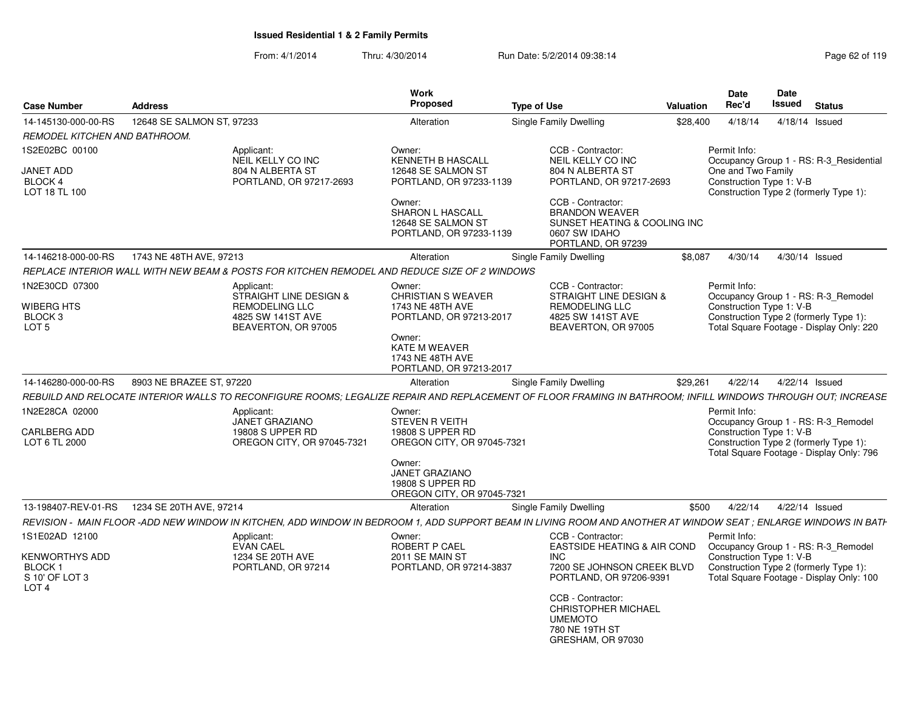**Issued Residential 1 & 2 Family Permits**

From: 4/1/2014 Thru: 4/30/2014 Run Date: 5/2/2014 09:38:14

| Case Number | Address | Work Proposed | Type of Use | Valuation | Date Rec'd | Date Issued | Status |
|---|---|---|---|---|---|---|---|
| 14-145130-000-00-RS | 12648 SE SALMON ST, 97233 | Alteration | Single Family Dwelling | $28,400 | 4/18/14 | 4/18/14 | Issued |

*REMODEL KITCHEN AND BATHROOM.*

1S2E02BC 00100
JANET ADD
BLOCK 4
LOT 18 TL 100

Applicant:
NEIL KELLY CO INC
804 N ALBERTA ST
PORTLAND, OR 97217-2693

Owner:
KENNETH B HASCALL
12648 SE SALMON ST
PORTLAND, OR 97233-1139

Owner:
SHARON L HASCALL
12648 SE SALMON ST
PORTLAND, OR 97233-1139

CCB - Contractor:
NEIL KELLY CO INC
804 N ALBERTA ST
PORTLAND, OR 97217-2693

CCB - Contractor:
BRANDON WEAVER
SUNSET HEATING & COOLING INC
0607 SW IDAHO
PORTLAND, OR 97239

Permit Info:
Occupancy Group 1 - RS: R-3_Residential One and Two Family
Construction Type 1: V-B
Construction Type 2 (formerly Type 1):

| Case Number | Address | Work Proposed | Type of Use | Valuation | Date Rec'd | Date Issued | Status |
|---|---|---|---|---|---|---|---|
| 14-146218-000-00-RS | 1743 NE 48TH AVE, 97213 | Alteration | Single Family Dwelling | $8,087 | 4/30/14 | 4/30/14 | Issued |

*REPLACE INTERIOR WALL WITH NEW BEAM & POSTS FOR KITCHEN REMODEL AND REDUCE SIZE OF 2 WINDOWS*

1N2E30CD 07300
WIBERG HTS
BLOCK 3
LOT 5

Applicant:
STRAIGHT LINE DESIGN & REMODELING LLC
4825 SW 141ST AVE
BEAVERTON, OR 97005

Owner:
CHRISTIAN S WEAVER
1743 NE 48TH AVE
PORTLAND, OR 97213-2017

Owner:
KATE M WEAVER
1743 NE 48TH AVE
PORTLAND, OR 97213-2017

CCB - Contractor:
STRAIGHT LINE DESIGN & REMODELING LLC
4825 SW 141ST AVE
BEAVERTON, OR 97005

Permit Info:
Occupancy Group 1 - RS: R-3_Remodel
Construction Type 1: V-B
Construction Type 2 (formerly Type 1):
Total Square Footage - Display Only: 220

| Case Number | Address | Work Proposed | Type of Use | Valuation | Date Rec'd | Date Issued | Status |
|---|---|---|---|---|---|---|---|
| 14-146280-000-00-RS | 8903 NE BRAZEE ST, 97220 | Alteration | Single Family Dwelling | $29,261 | 4/22/14 | 4/22/14 | Issued |

*REBUILD AND RELOCATE INTERIOR WALLS TO RECONFIGURE ROOMS; LEGALIZE REPAIR AND REPLACEMENT OF FLOOR FRAMING IN BATHROOM; INFILL WINDOWS THROUGH OUT; INCREASE*

1N2E28CA 02000
CARLBERG ADD
LOT 6 TL 2000

Applicant:
JANET GRAZIANO
19808 S UPPER RD
OREGON CITY, OR 97045-7321

Owner:
STEVEN R VEITH
19808 S UPPER RD
OREGON CITY, OR 97045-7321

Owner:
JANET GRAZIANO
19808 S UPPER RD
OREGON CITY, OR 97045-7321

Permit Info:
Occupancy Group 1 - RS: R-3_Remodel
Construction Type 1: V-B
Construction Type 2 (formerly Type 1):
Total Square Footage - Display Only: 796

| Case Number | Address | Work Proposed | Type of Use | Valuation | Date Rec'd | Date Issued | Status |
|---|---|---|---|---|---|---|---|
| 13-198407-REV-01-RS | 1234 SE 20TH AVE, 97214 | Alteration | Single Family Dwelling | $500 | 4/22/14 | 4/22/14 | Issued |

*REVISION - MAIN FLOOR -ADD NEW WINDOW IN KITCHEN, ADD WINDOW IN BEDROOM 1, ADD SUPPORT BEAM IN LIVING ROOM AND ANOTHER AT WINDOW SEAT ; ENLARGE WINDOWS IN BATH*

1S1E02AD 12100
KENWORTHYS ADD
BLOCK 1
S 10' OF LOT 3
LOT 4

Applicant:
EVAN CAEL
1234 SE 20TH AVE
PORTLAND, OR 97214

Owner:
ROBERT P CAEL
2011 SE MAIN ST
PORTLAND, OR 97214-3837

CCB - Contractor:
EASTSIDE HEATING & AIR COND INC
7200 SE JOHNSON CREEK BLVD
PORTLAND, OR 97206-9391

CCB - Contractor:
CHRISTOPHER MICHAEL UMEMOTO
780 NE 19TH ST
GRESHAM, OR 97030

Permit Info:
Occupancy Group 1 - RS: R-3_Remodel
Construction Type 1: V-B
Construction Type 2 (formerly Type 1):
Total Square Footage - Display Only: 100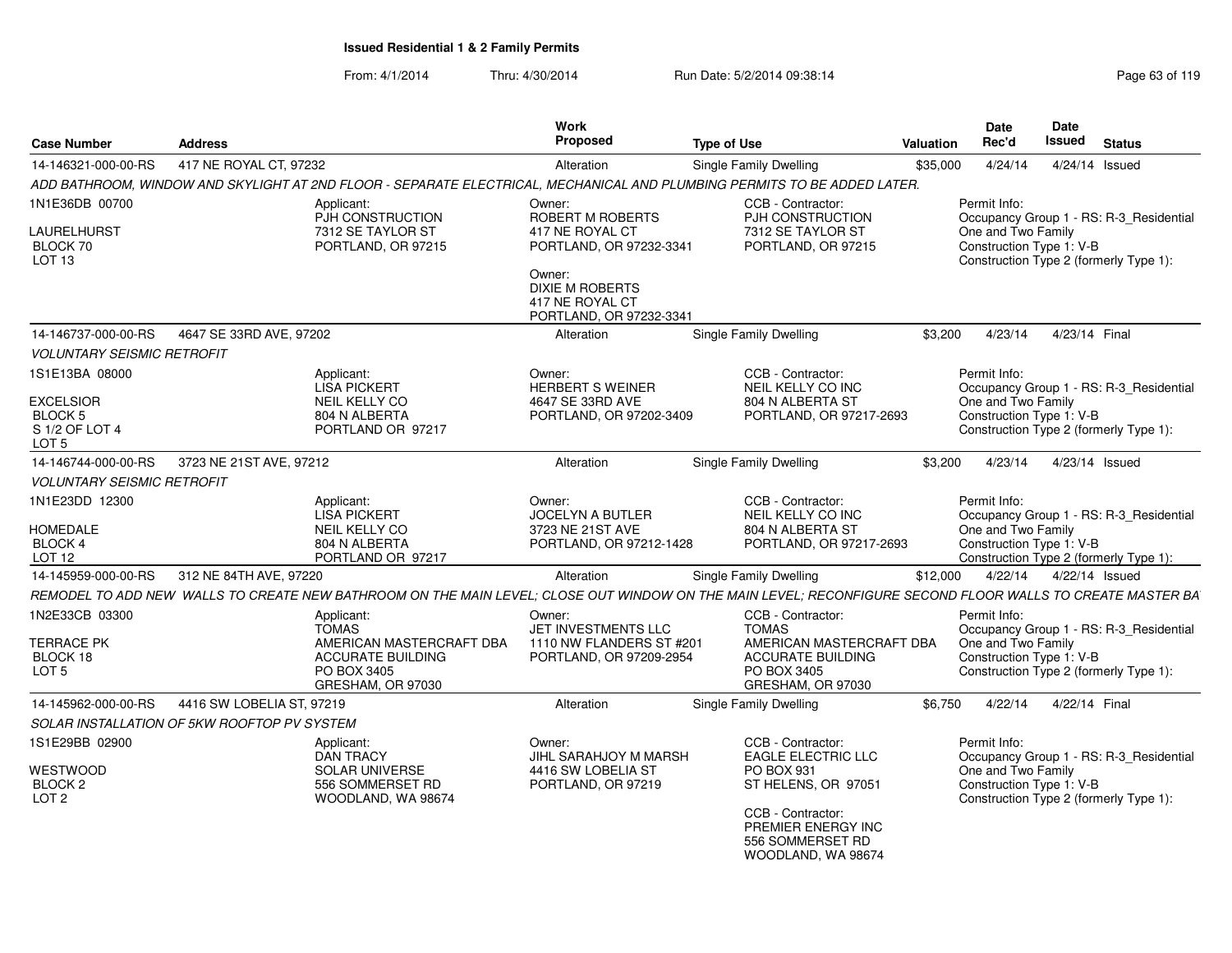# Issued Residential 1 & 2 Family Permits

From: 4/1/2014 Thru: 4/30/2014 Run Date: 5/2/2014 09:38:14

| Case Number | Address | Work Proposed | Type of Use | Valuation | Date Rec'd | Date Issued | Status |
|---|---|---|---|---|---|---|---|
| 14-146321-000-00-RS | 417 NE ROYAL CT, 97232 | Alteration | Single Family Dwelling | $35,000 | 4/24/14 | 4/24/14 | Issued |

ADD BATHROOM, WINDOW AND SKYLIGHT AT 2ND FLOOR - SEPARATE ELECTRICAL, MECHANICAL AND PLUMBING PERMITS TO BE ADDED LATER.

1N1E36DB 00700
LAURELHURST
BLOCK 70
LOT 13

Applicant:
PJH CONSTRUCTION
7312 SE TAYLOR ST
PORTLAND, OR 97215

Owner:
ROBERT M ROBERTS
417 NE ROYAL CT
PORTLAND, OR 97232-3341

Owner:
DIXIE M ROBERTS
417 NE ROYAL CT
PORTLAND, OR 97232-3341

CCB - Contractor:
PJH CONSTRUCTION
7312 SE TAYLOR ST
PORTLAND, OR 97215

Permit Info:
Occupancy Group 1 - RS: R-3_Residential One and Two Family
Construction Type 1: V-B
Construction Type 2 (formerly Type 1):

| Case Number | Address | Work Proposed | Type of Use | Valuation | Date Rec'd | Date Issued | Status |
|---|---|---|---|---|---|---|---|
| 14-146737-000-00-RS | 4647 SE 33RD AVE, 97202 | Alteration | Single Family Dwelling | $3,200 | 4/23/14 | 4/23/14 | Final |

VOLUNTARY SEISMIC RETROFIT

1S1E13BA 08000
EXCELSIOR
BLOCK 5
S 1/2 OF LOT 4
LOT 5

Applicant:
LISA PICKERT
NEIL KELLY CO
804 N ALBERTA
PORTLAND OR 97217

Owner:
HERBERT S WEINER
4647 SE 33RD AVE
PORTLAND, OR 97202-3409

CCB - Contractor:
NEIL KELLY CO INC
804 N ALBERTA ST
PORTLAND, OR 97217-2693

Permit Info:
Occupancy Group 1 - RS: R-3_Residential One and Two Family
Construction Type 1: V-B
Construction Type 2 (formerly Type 1):

| Case Number | Address | Work Proposed | Type of Use | Valuation | Date Rec'd | Date Issued | Status |
|---|---|---|---|---|---|---|---|
| 14-146744-000-00-RS | 3723 NE 21ST AVE, 97212 | Alteration | Single Family Dwelling | $3,200 | 4/23/14 | 4/23/14 | Issued |

VOLUNTARY SEISMIC RETROFIT

1N1E23DD 12300
HOMEDALE
BLOCK 4
LOT 12

Applicant:
LISA PICKERT
NEIL KELLY CO
804 N ALBERTA
PORTLAND OR 97217

Owner:
JOCELYN A BUTLER
3723 NE 21ST AVE
PORTLAND, OR 97212-1428

CCB - Contractor:
NEIL KELLY CO INC
804 N ALBERTA ST
PORTLAND, OR 97217-2693

Permit Info:
Occupancy Group 1 - RS: R-3_Residential One and Two Family
Construction Type 1: V-B
Construction Type 2 (formerly Type 1):

| Case Number | Address | Work Proposed | Type of Use | Valuation | Date Rec'd | Date Issued | Status |
|---|---|---|---|---|---|---|---|
| 14-145959-000-00-RS | 312 NE 84TH AVE, 97220 | Alteration | Single Family Dwelling | $12,000 | 4/22/14 | 4/22/14 | Issued |

REMODEL TO ADD NEW WALLS TO CREATE NEW BATHROOM ON THE MAIN LEVEL; CLOSE OUT WINDOW ON THE MAIN LEVEL; RECONFIGURE SECOND FLOOR WALLS TO CREATE MASTER BA

1N2E33CB 03300
TERRACE PK
BLOCK 18
LOT 5

Applicant:
TOMAS
AMERICAN MASTERCRAFT DBA
ACCURATE BUILDING
PO BOX 3405
GRESHAM, OR 97030

Owner:
JET INVESTMENTS LLC
1110 NW FLANDERS ST #201
PORTLAND, OR 97209-2954

CCB - Contractor:
TOMAS
AMERICAN MASTERCRAFT DBA
ACCURATE BUILDING
PO BOX 3405
GRESHAM, OR 97030

Permit Info:
Occupancy Group 1 - RS: R-3_Residential One and Two Family
Construction Type 1: V-B
Construction Type 2 (formerly Type 1):

| Case Number | Address | Work Proposed | Type of Use | Valuation | Date Rec'd | Date Issued | Status |
|---|---|---|---|---|---|---|---|
| 14-145962-000-00-RS | 4416 SW LOBELIA ST, 97219 | Alteration | Single Family Dwelling | $6,750 | 4/22/14 | 4/22/14 | Final |

SOLAR INSTALLATION OF 5KW ROOFTOP PV SYSTEM

1S1E29BB 02900
WESTWOOD
BLOCK 2
LOT 2

Applicant:
DAN TRACY
SOLAR UNIVERSE
556 SOMMERSET RD
WOODLAND, WA 98674

Owner:
JIHL SARAHJOY M MARSH
4416 SW LOBELIA ST
PORTLAND, OR 97219

CCB - Contractor:
EAGLE ELECTRIC LLC
PO BOX 931
ST HELENS, OR 97051

CCB - Contractor:
PREMIER ENERGY INC
556 SOMMERSET RD
WOODLAND, WA 98674

Permit Info:
Occupancy Group 1 - RS: R-3_Residential One and Two Family
Construction Type 1: V-B
Construction Type 2 (formerly Type 1):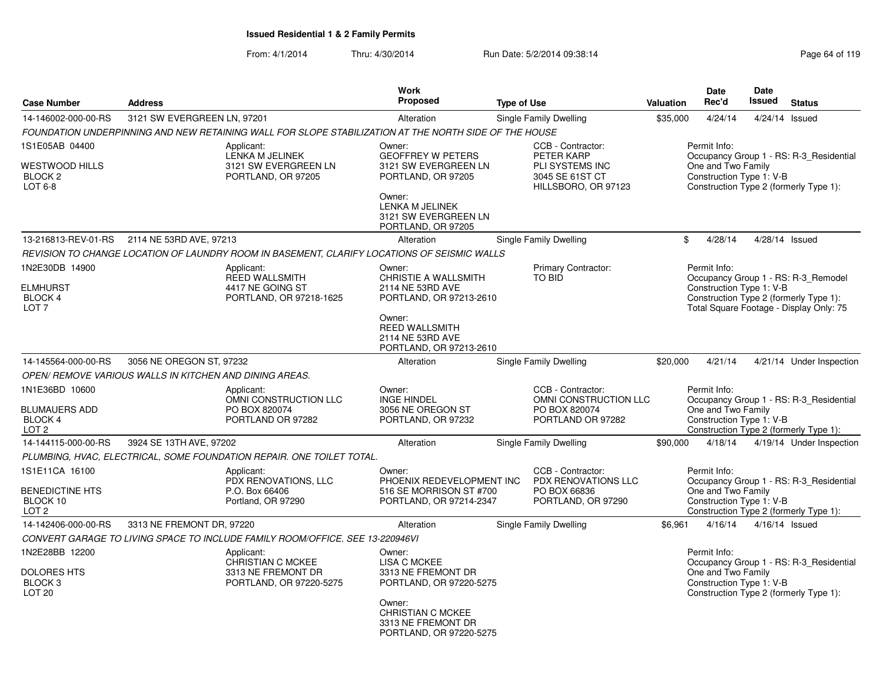**Issued Residential 1 & 2 Family Permits**

From: 4/1/2014 Thru: 4/30/2014 Run Date: 5/2/2014 09:38:14

| Case Number | Address | Work Proposed | Type of Use | Valuation | Date Rec'd | Date Issued | Status |
|---|---|---|---|---|---|---|---|
| 14-146002-000-00-RS | 3121 SW EVERGREEN LN, 97201 | Alteration | Single Family Dwelling | $35,000 | 4/24/14 | 4/24/14 | Issued |

*FOUNDATION UNDERPINNING AND NEW RETAINING WALL FOR SLOPE STABILIZATION AT THE NORTH SIDE OF THE HOUSE*

1S1E05AB 04400
WESTWOOD HILLS
BLOCK 2
LOT 6-8

Applicant: LENKA M JELINEK, 3121 SW EVERGREEN LN, PORTLAND, OR 97205

Owner: GEOFFREY W PETERS, 3121 SW EVERGREEN LN, PORTLAND, OR 97205

Owner: LENKA M JELINEK, 3121 SW EVERGREEN LN, PORTLAND, OR 97205

CCB - Contractor: PETER KARP, PLI SYSTEMS INC, 3045 SE 61ST CT, HILLSBORO, OR 97123

Permit Info: Occupancy Group 1 - RS: R-3_Residential One and Two Family; Construction Type 1: V-B; Construction Type 2 (formerly Type 1):

| Case Number | Address | Work Proposed | Type of Use | Valuation | Date Rec'd | Date Issued | Status |
|---|---|---|---|---|---|---|---|
| 13-216813-REV-01-RS | 2114 NE 53RD AVE, 97213 | Alteration | Single Family Dwelling | $ | 4/28/14 | 4/28/14 | Issued |

*REVISION TO CHANGE LOCATION OF LAUNDRY ROOM IN BASEMENT, CLARIFY LOCATIONS OF SEISMIC WALLS*

1N2E30DB 14900
ELMHURST
BLOCK 4
LOT 7

Applicant: REED WALLSMITH, 4417 NE GOING ST, PORTLAND, OR 97218-1625

Owner: CHRISTIE A WALLSMITH, 2114 NE 53RD AVE, PORTLAND, OR 97213-2610

Owner: REED WALLSMITH, 2114 NE 53RD AVE, PORTLAND, OR 97213-2610

Primary Contractor: TO BID

Permit Info: Occupancy Group 1 - RS: R-3_Remodel; Construction Type 1: V-B; Construction Type 2 (formerly Type 1):; Total Square Footage - Display Only: 75

| Case Number | Address | Work Proposed | Type of Use | Valuation | Date Rec'd | Date Issued | Status |
|---|---|---|---|---|---|---|---|
| 14-145564-000-00-RS | 3056 NE OREGON ST, 97232 | Alteration | Single Family Dwelling | $20,000 | 4/21/14 | 4/21/14 | Under Inspection |

*OPEN/ REMOVE VARIOUS WALLS IN KITCHEN AND DINING AREAS.*

1N1E36BD 10600
BLUMAUERS ADD
BLOCK 4
LOT 2

Applicant: OMNI CONSTRUCTION LLC, PO BOX 820074, PORTLAND OR 97282

Owner: INGE HINDEL, 3056 NE OREGON ST, PORTLAND, OR 97232

CCB - Contractor: OMNI CONSTRUCTION LLC, PO BOX 820074, PORTLAND OR 97282

Permit Info: Occupancy Group 1 - RS: R-3_Residential One and Two Family; Construction Type 1: V-B; Construction Type 2 (formerly Type 1):

| Case Number | Address | Work Proposed | Type of Use | Valuation | Date Rec'd | Date Issued | Status |
|---|---|---|---|---|---|---|---|
| 14-144115-000-00-RS | 3924 SE 13TH AVE, 97202 | Alteration | Single Family Dwelling | $90,000 | 4/18/14 | 4/19/14 | Under Inspection |

*PLUMBING, HVAC, ELECTRICAL, SOME FOUNDATION REPAIR. ONE TOILET TOTAL.*

1S1E11CA 16100
BENEDICTINE HTS
BLOCK 10
LOT 2

Applicant: PDX RENOVATIONS, LLC, P.O. Box 66406, Portland, OR 97290

Owner: PHOENIX REDEVELOPMENT INC, 516 SE MORRISON ST #700, PORTLAND, OR 97214-2347

CCB - Contractor: PDX RENOVATIONS LLC, PO BOX 66836, PORTLAND, OR 97290

Permit Info: Occupancy Group 1 - RS: R-3_Residential One and Two Family; Construction Type 1: V-B; Construction Type 2 (formerly Type 1):

| Case Number | Address | Work Proposed | Type of Use | Valuation | Date Rec'd | Date Issued | Status |
|---|---|---|---|---|---|---|---|
| 14-142406-000-00-RS | 3313 NE FREMONT DR, 97220 | Alteration | Single Family Dwelling | $6,961 | 4/16/14 | 4/16/14 | Issued |

*CONVERT GARAGE TO LIVING SPACE TO INCLUDE FAMILY ROOM/OFFICE. SEE 13-220946VI*

1N2E28BB 12200
DOLORES HTS
BLOCK 3
LOT 20

Applicant: CHRISTIAN C MCKEE, 3313 NE FREMONT DR, PORTLAND, OR 97220-5275

Owner: LISA C MCKEE, 3313 NE FREMONT DR, PORTLAND, OR 97220-5275

Owner: CHRISTIAN C MCKEE, 3313 NE FREMONT DR, PORTLAND, OR 97220-5275

Permit Info: Occupancy Group 1 - RS: R-3_Residential One and Two Family; Construction Type 1: V-B; Construction Type 2 (formerly Type 1):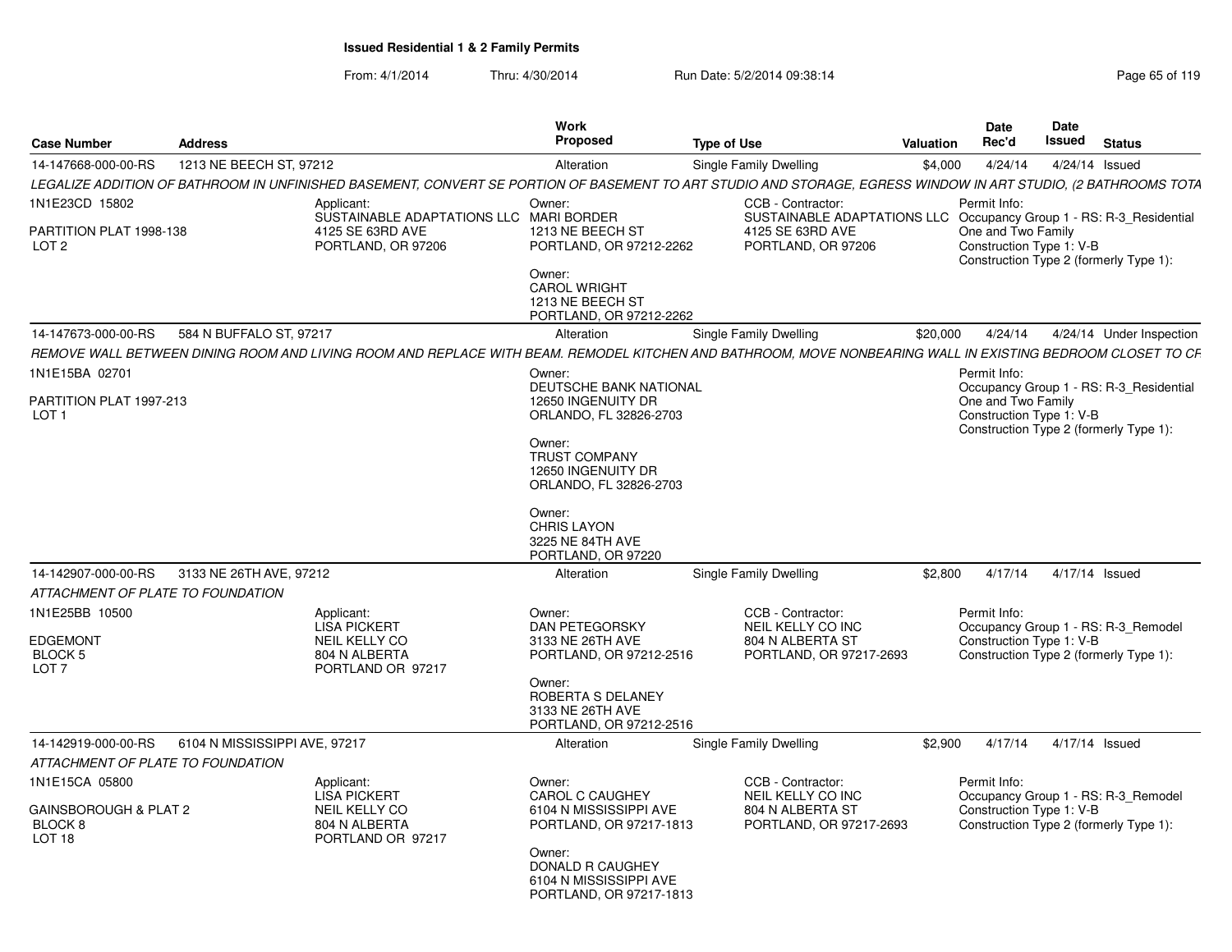# Issued Residential 1 & 2 Family Permits

From: 4/1/2014 Thru: 4/30/2014 Run Date: 5/2/2014 09:38:14

| Case Number | Address | Work Proposed | Type of Use | Valuation | Date Rec'd | Date Issued | Status |
|---|---|---|---|---|---|---|---|
| 14-147668-000-00-RS | 1213 NE BEECH ST, 97212 | Alteration | Single Family Dwelling | $4,000 | 4/24/14 | 4/24/14 | Issued |

*LEGALIZE ADDITION OF BATHROOM IN UNFINISHED BASEMENT, CONVERT SE PORTION OF BASEMENT TO ART STUDIO AND STORAGE, EGRESS WINDOW IN ART STUDIO, (2 BATHROOMS TOTA*

1N1E23CD 15802
PARTITION PLAT 1998-138
LOT 2

Applicant:
SUSTAINABLE ADAPTATIONS LLC
4125 SE 63RD AVE
PORTLAND, OR 97206

Owner:
MARI BORDER
1213 NE BEECH ST
PORTLAND, OR 97212-2262

Owner:
CAROL WRIGHT
1213 NE BEECH ST
PORTLAND, OR 97212-2262

CCB - Contractor:
SUSTAINABLE ADAPTATIONS LLC
4125 SE 63RD AVE
PORTLAND, OR 97206

Permit Info:
Occupancy Group 1 - RS: R-3_Residential One and Two Family
Construction Type 1: V-B
Construction Type 2 (formerly Type 1):

| Case Number | Address | Work Proposed | Type of Use | Valuation | Date Rec'd | Date Issued | Status |
|---|---|---|---|---|---|---|---|
| 14-147673-000-00-RS | 584 N BUFFALO ST, 97217 | Alteration | Single Family Dwelling | $20,000 | 4/24/14 | 4/24/14 | Under Inspection |

*REMOVE WALL BETWEEN DINING ROOM AND LIVING ROOM AND REPLACE WITH BEAM. REMODEL KITCHEN AND BATHROOM, MOVE NONBEARING WALL IN EXISTING BEDROOM CLOSET TO CR*

1N1E15BA 02701
PARTITION PLAT 1997-213
LOT 1

Owner:
DEUTSCHE BANK NATIONAL
12650 INGENUITY DR
ORLANDO, FL 32826-2703

Owner:
TRUST COMPANY
12650 INGENUITY DR
ORLANDO, FL 32826-2703

Owner:
CHRIS LAYON
3225 NE 84TH AVE
PORTLAND, OR 97220

Permit Info:
Occupancy Group 1 - RS: R-3_Residential One and Two Family
Construction Type 1: V-B
Construction Type 2 (formerly Type 1):

| Case Number | Address | Work Proposed | Type of Use | Valuation | Date Rec'd | Date Issued | Status |
|---|---|---|---|---|---|---|---|
| 14-142907-000-00-RS | 3133 NE 26TH AVE, 97212 | Alteration | Single Family Dwelling | $2,800 | 4/17/14 | 4/17/14 | Issued |

*ATTACHMENT OF PLATE TO FOUNDATION*

1N1E25BB 10500
EDGEMONT
BLOCK 5
LOT 7

Applicant:
LISA PICKERT
NEIL KELLY CO
804 N ALBERTA
PORTLAND OR 97217

Owner:
DAN PETEGORSKY
3133 NE 26TH AVE
PORTLAND, OR 97212-2516

Owner:
ROBERTA S DELANEY
3133 NE 26TH AVE
PORTLAND, OR 97212-2516

CCB - Contractor:
NEIL KELLY CO INC
804 N ALBERTA ST
PORTLAND, OR 97217-2693

Permit Info:
Occupancy Group 1 - RS: R-3_Remodel
Construction Type 1: V-B
Construction Type 2 (formerly Type 1):

| Case Number | Address | Work Proposed | Type of Use | Valuation | Date Rec'd | Date Issued | Status |
|---|---|---|---|---|---|---|---|
| 14-142919-000-00-RS | 6104 N MISSISSIPPI AVE, 97217 | Alteration | Single Family Dwelling | $2,900 | 4/17/14 | 4/17/14 | Issued |

*ATTACHMENT OF PLATE TO FOUNDATION*

1N1E15CA 05800
GAINSBOROUGH & PLAT 2
BLOCK 8
LOT 18

Applicant:
LISA PICKERT
NEIL KELLY CO
804 N ALBERTA
PORTLAND OR 97217

Owner:
CAROL C CAUGHEY
6104 N MISSISSIPPI AVE
PORTLAND, OR 97217-1813

Owner:
DONALD R CAUGHEY
6104 N MISSISSIPPI AVE
PORTLAND, OR 97217-1813

CCB - Contractor:
NEIL KELLY CO INC
804 N ALBERTA ST
PORTLAND, OR 97217-2693

Permit Info:
Occupancy Group 1 - RS: R-3_Remodel
Construction Type 1: V-B
Construction Type 2 (formerly Type 1):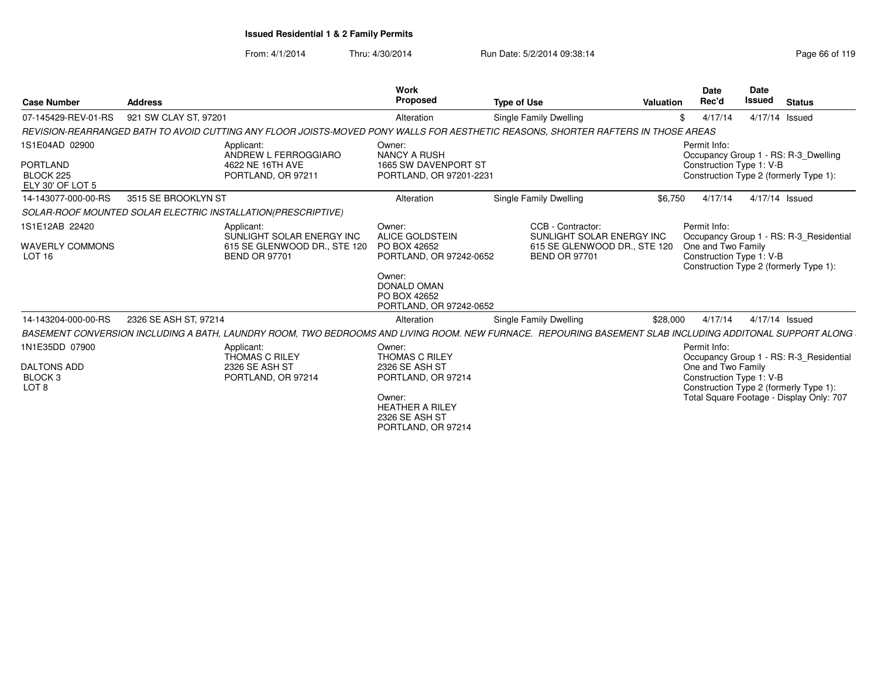**Issued Residential 1 & 2 Family Permits**

From: 4/1/2014 Thru: 4/30/2014 Run Date: 5/2/2014 09:38:14

| Case Number | Address | Work Proposed | Type of Use | Valuation | Date Rec'd | Date Issued | Status |
|---|---|---|---|---|---|---|---|
| 07-145429-REV-01-RS | 921 SW CLAY ST, 97201 | Alteration | Single Family Dwelling | $ | 4/17/14 | 4/17/14 | Issued |

*REVISION-REARRANGED BATH TO AVOID CUTTING ANY FLOOR JOISTS-MOVED PONY WALLS FOR AESTHETIC REASONS, SHORTER RAFTERS IN THOSE AREAS*

1S1E04AD 02900
PORTLAND
BLOCK 225
ELY 30' OF LOT 5

Applicant:
ANDREW L FERROGGIARO
4622 NE 16TH AVE
PORTLAND, OR 97211

Owner:
NANCY A RUSH
1665 SW DAVENPORT ST
PORTLAND, OR 97201-2231

Permit Info:
Occupancy Group 1 - RS: R-3_Dwelling
Construction Type 1: V-B
Construction Type 2 (formerly Type 1):

---

| Case Number | Address | Work Proposed | Type of Use | Valuation | Date Rec'd | Date Issued | Status |
|---|---|---|---|---|---|---|---|
| 14-143077-000-00-RS | 3515 SE BROOKLYN ST | Alteration | Single Family Dwelling | $6,750 | 4/17/14 | 4/17/14 | Issued |

*SOLAR-ROOF MOUNTED SOLAR ELECTRIC INSTALLATION(PRESCRIPTIVE)*

1S1E12AB 22420
WAVERLY COMMONS
LOT 16

Applicant:
SUNLIGHT SOLAR ENERGY INC
615 SE GLENWOOD DR., STE 120
BEND OR 97701

Owner:
ALICE GOLDSTEIN
PO BOX 42652
PORTLAND, OR 97242-0652

Owner:
DONALD OMAN
PO BOX 42652
PORTLAND, OR 97242-0652

CCB - Contractor:
SUNLIGHT SOLAR ENERGY INC
615 SE GLENWOOD DR., STE 120
BEND OR 97701

Permit Info:
Occupancy Group 1 - RS: R-3_Residential One and Two Family
Construction Type 1: V-B
Construction Type 2 (formerly Type 1):

---

| Case Number | Address | Work Proposed | Type of Use | Valuation | Date Rec'd | Date Issued | Status |
|---|---|---|---|---|---|---|---|
| 14-143204-000-00-RS | 2326 SE ASH ST, 97214 | Alteration | Single Family Dwelling | $28,000 | 4/17/14 | 4/17/14 | Issued |

*BASEMENT CONVERSION INCLUDING A BATH, LAUNDRY ROOM, TWO BEDROOMS AND LIVING ROOM. NEW FURNACE. REPOURING BASEMENT SLAB INCLUDING ADDITONAL SUPPORT ALONG*

1N1E35DD 07900
DALTONS ADD
BLOCK 3
LOT 8

Applicant:
THOMAS C RILEY
2326 SE ASH ST
PORTLAND, OR 97214

Owner:
THOMAS C RILEY
2326 SE ASH ST
PORTLAND, OR 97214

Owner:
HEATHER A RILEY
2326 SE ASH ST
PORTLAND, OR 97214

Permit Info:
Occupancy Group 1 - RS: R-3_Residential One and Two Family
Construction Type 1: V-B
Construction Type 2 (formerly Type 1):
Total Square Footage - Display Only: 707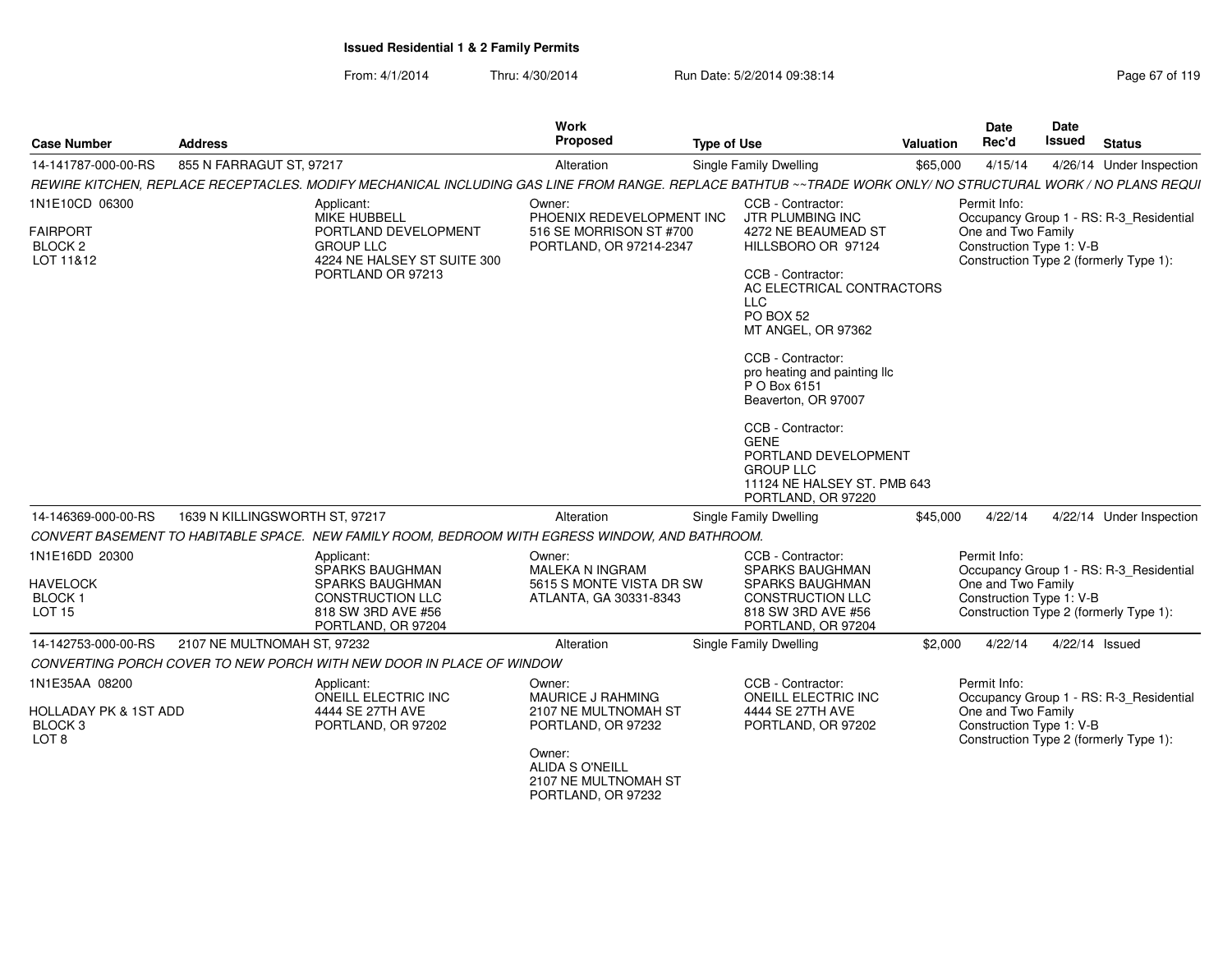**Issued Residential 1 & 2 Family Permits**

From: 4/1/2014 Thru: 4/30/2014 Run Date: 5/2/2014 09:38:14

| Case Number | Address | Work Proposed | Type of Use | Valuation | Date Rec'd | Date Issued | Status |
|---|---|---|---|---|---|---|---|
| 14-141787-000-00-RS | 855 N FARRAGUT ST, 97217 | Alteration | Single Family Dwelling | $65,000 | 4/15/14 | 4/26/14 | Under Inspection |

*REWIRE KITCHEN, REPLACE RECEPTACLES. MODIFY MECHANICAL INCLUDING GAS LINE FROM RANGE. REPLACE BATHTUB ~~TRADE WORK ONLY/ NO STRUCTURAL WORK / NO PLANS REQUI*

1N1E10CD 06300
FAIRPORT
BLOCK 2
LOT 11&12

Applicant:
MIKE HUBBELL
PORTLAND DEVELOPMENT GROUP LLC
4224 NE HALSEY ST SUITE 300
PORTLAND OR 97213

Owner:
PHOENIX REDEVELOPMENT INC
516 SE MORRISON ST #700
PORTLAND, OR 97214-2347

CCB - Contractor:
JTR PLUMBING INC
4272 NE BEAUMEAD ST
HILLSBORO OR 97124

CCB - Contractor:
AC ELECTRICAL CONTRACTORS LLC
PO BOX 52
MT ANGEL, OR 97362

CCB - Contractor:
pro heating and painting llc
P O Box 6151
Beaverton, OR 97007

CCB - Contractor:
GENE
PORTLAND DEVELOPMENT GROUP LLC
11124 NE HALSEY ST. PMB 643
PORTLAND, OR 97220

Permit Info:
Occupancy Group 1 - RS: R-3_Residential One and Two Family
Construction Type 1: V-B
Construction Type 2 (formerly Type 1):

| Case Number | Address | Work Proposed | Type of Use | Valuation | Date Rec'd | Date Issued | Status |
|---|---|---|---|---|---|---|---|
| 14-146369-000-00-RS | 1639 N KILLINGSWORTH ST, 97217 | Alteration | Single Family Dwelling | $45,000 | 4/22/14 | 4/22/14 | Under Inspection |

*CONVERT BASEMENT TO HABITABLE SPACE. NEW FAMILY ROOM, BEDROOM WITH EGRESS WINDOW, AND BATHROOM.*

1N1E16DD 20300
HAVELOCK
BLOCK 1
LOT 15

Applicant:
SPARKS BAUGHMAN
SPARKS BAUGHMAN CONSTRUCTION LLC
818 SW 3RD AVE #56
PORTLAND, OR 97204

Owner:
MALEKA N INGRAM
5615 S MONTE VISTA DR SW
ATLANTA, GA 30331-8343

CCB - Contractor:
SPARKS BAUGHMAN
SPARKS BAUGHMAN CONSTRUCTION LLC
818 SW 3RD AVE #56
PORTLAND, OR 97204

Permit Info:
Occupancy Group 1 - RS: R-3_Residential One and Two Family
Construction Type 1: V-B
Construction Type 2 (formerly Type 1):

| Case Number | Address | Work Proposed | Type of Use | Valuation | Date Rec'd | Date Issued | Status |
|---|---|---|---|---|---|---|---|
| 14-142753-000-00-RS | 2107 NE MULTNOMAH ST, 97232 | Alteration | Single Family Dwelling | $2,000 | 4/22/14 | 4/22/14 | Issued |

*CONVERTING PORCH COVER TO NEW PORCH WITH NEW DOOR IN PLACE OF WINDOW*

1N1E35AA 08200
HOLLADAY PK & 1ST ADD
BLOCK 3
LOT 8

Applicant:
ONEILL ELECTRIC INC
4444 SE 27TH AVE
PORTLAND, OR 97202

Owner:
MAURICE J RAHMING
2107 NE MULTNOMAH ST
PORTLAND, OR 97232

Owner:
ALIDA S O'NEILL
2107 NE MULTNOMAH ST
PORTLAND, OR 97232

CCB - Contractor:
ONEILL ELECTRIC INC
4444 SE 27TH AVE
PORTLAND, OR 97202

Permit Info:
Occupancy Group 1 - RS: R-3_Residential One and Two Family
Construction Type 1: V-B
Construction Type 2 (formerly Type 1):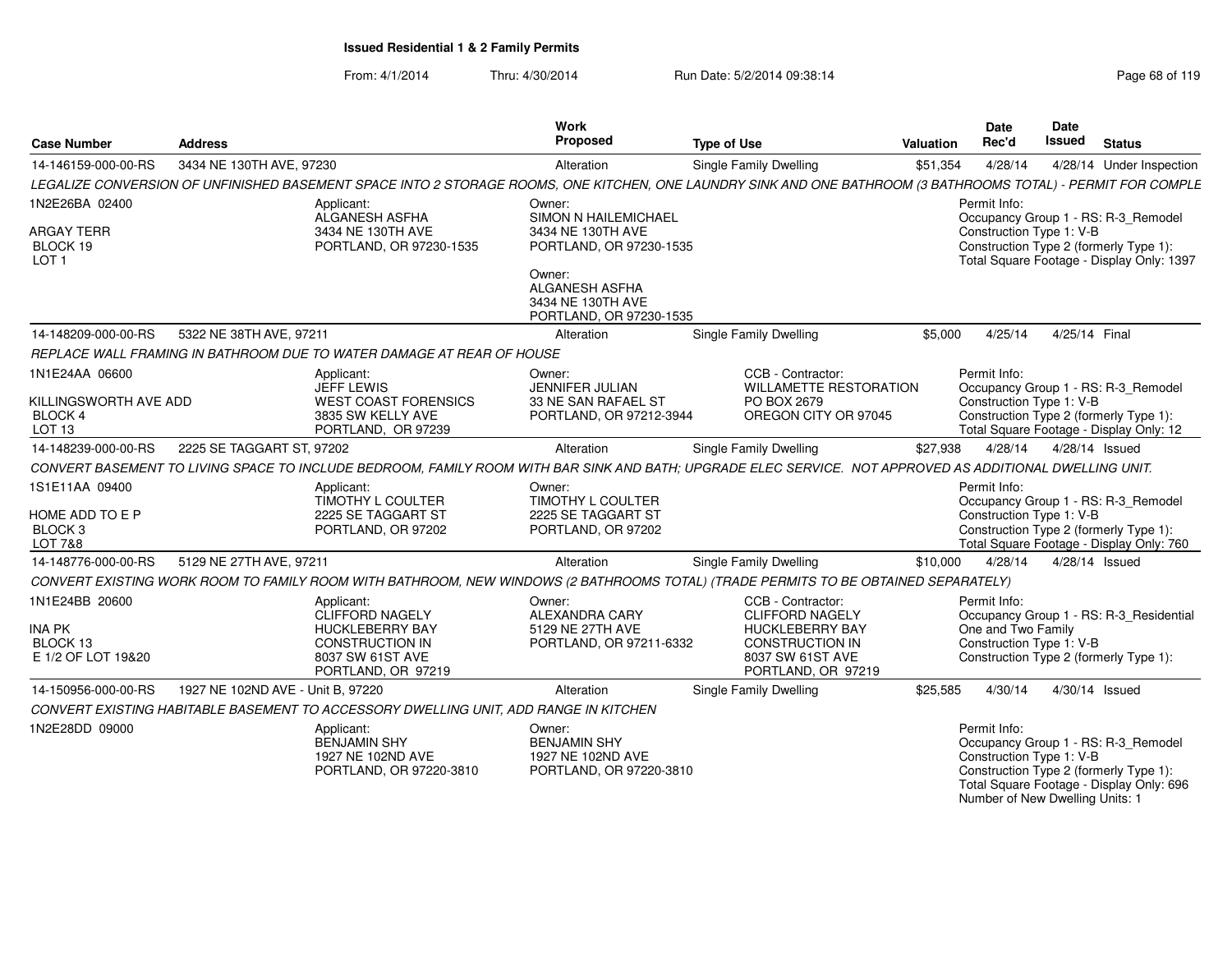**Issued Residential 1 & 2 Family Permits**

From: 4/1/2014 Thru: 4/30/2014 Run Date: 5/2/2014 09:38:14

| Case Number | Address | Work Proposed | Type of Use | Valuation | Date Rec'd | Date Issued | Status |
|---|---|---|---|---|---|---|---|
| 14-146159-000-00-RS | 3434 NE 130TH AVE, 97230 | Alteration | Single Family Dwelling | $51,354 | 4/28/14 | 4/28/14 | Under Inspection |

*LEGALIZE CONVERSION OF UNFINISHED BASEMENT SPACE INTO 2 STORAGE ROOMS, ONE KITCHEN, ONE LAUNDRY SINK AND ONE BATHROOM (3 BATHROOMS TOTAL) - PERMIT FOR COMPLE*

1N2E26BA 02400
ARGAY TERR
BLOCK 19
LOT 1

Applicant:
ALGANESH ASFHA
3434 NE 130TH AVE
PORTLAND, OR 97230-1535

Owner:
SIMON N HAILEMICHAEL
3434 NE 130TH AVE
PORTLAND, OR 97230-1535

Owner:
ALGANESH ASFHA
3434 NE 130TH AVE
PORTLAND, OR 97230-1535

Permit Info:
Occupancy Group 1 - RS: R-3_Remodel
Construction Type 1: V-B
Construction Type 2 (formerly Type 1):
Total Square Footage - Display Only: 1397

| Case Number | Address | Work Proposed | Type of Use | Valuation | Date Rec'd | Date Issued | Status |
|---|---|---|---|---|---|---|---|
| 14-148209-000-00-RS | 5322 NE 38TH AVE, 97211 | Alteration | Single Family Dwelling | $5,000 | 4/25/14 | 4/25/14 | Final |

*REPLACE WALL FRAMING IN BATHROOM DUE TO WATER DAMAGE AT REAR OF HOUSE*

1N1E24AA 06600
KILLINGSWORTH AVE ADD
BLOCK 4
LOT 13

Applicant:
JEFF LEWIS
WEST COAST FORENSICS
3835 SW KELLY AVE
PORTLAND, OR 97239

Owner:
JENNIFER JULIAN
33 NE SAN RAFAEL ST
PORTLAND, OR 97212-3944

CCB - Contractor:
WILLAMETTE RESTORATION
PO BOX 2679
OREGON CITY OR 97045

Permit Info:
Occupancy Group 1 - RS: R-3_Remodel
Construction Type 1: V-B
Construction Type 2 (formerly Type 1):
Total Square Footage - Display Only: 12

| Case Number | Address | Work Proposed | Type of Use | Valuation | Date Rec'd | Date Issued | Status |
|---|---|---|---|---|---|---|---|
| 14-148239-000-00-RS | 2225 SE TAGGART ST, 97202 | Alteration | Single Family Dwelling | $27,938 | 4/28/14 | 4/28/14 | Issued |

*CONVERT BASEMENT TO LIVING SPACE TO INCLUDE BEDROOM, FAMILY ROOM WITH BAR SINK AND BATH; UPGRADE ELEC SERVICE. NOT APPROVED AS ADDITIONAL DWELLING UNIT.*

1S1E11AA 09400
HOME ADD TO E P
BLOCK 3
LOT 7&8

Applicant:
TIMOTHY L COULTER
2225 SE TAGGART ST
PORTLAND, OR 97202

Owner:
TIMOTHY L COULTER
2225 SE TAGGART ST
PORTLAND, OR 97202

Permit Info:
Occupancy Group 1 - RS: R-3_Remodel
Construction Type 1: V-B
Construction Type 2 (formerly Type 1):
Total Square Footage - Display Only: 760

| Case Number | Address | Work Proposed | Type of Use | Valuation | Date Rec'd | Date Issued | Status |
|---|---|---|---|---|---|---|---|
| 14-148776-000-00-RS | 5129 NE 27TH AVE, 97211 | Alteration | Single Family Dwelling | $10,000 | 4/28/14 | 4/28/14 | Issued |

*CONVERT EXISTING WORK ROOM TO FAMILY ROOM WITH BATHROOM, NEW WINDOWS (2 BATHROOMS TOTAL) (TRADE PERMITS TO BE OBTAINED SEPARATELY)*

1N1E24BB 20600
INA PK
BLOCK 13
E 1/2 OF LOT 19&20

Applicant:
CLIFFORD NAGELY
HUCKLEBERRY BAY
CONSTRUCTION IN
8037 SW 61ST AVE
PORTLAND, OR 97219

Owner:
ALEXANDRA CARY
5129 NE 27TH AVE
PORTLAND, OR 97211-6332

CCB - Contractor:
CLIFFORD NAGELY
HUCKLEBERRY BAY
CONSTRUCTION IN
8037 SW 61ST AVE
PORTLAND, OR 97219

Permit Info:
Occupancy Group 1 - RS: R-3_Residential One and Two Family
Construction Type 1: V-B
Construction Type 2 (formerly Type 1):

| Case Number | Address | Work Proposed | Type of Use | Valuation | Date Rec'd | Date Issued | Status |
|---|---|---|---|---|---|---|---|
| 14-150956-000-00-RS | 1927 NE 102ND AVE - Unit B, 97220 | Alteration | Single Family Dwelling | $25,585 | 4/30/14 | 4/30/14 | Issued |

*CONVERT EXISTING HABITABLE BASEMENT TO ACCESSORY DWELLING UNIT, ADD RANGE IN KITCHEN*

1N2E28DD 09000

Applicant:
BENJAMIN SHY
1927 NE 102ND AVE
PORTLAND, OR 97220-3810

Owner:
BENJAMIN SHY
1927 NE 102ND AVE
PORTLAND, OR 97220-3810

Permit Info:
Occupancy Group 1 - RS: R-3_Remodel
Construction Type 1: V-B
Construction Type 2 (formerly Type 1):
Total Square Footage - Display Only: 696
Number of New Dwelling Units: 1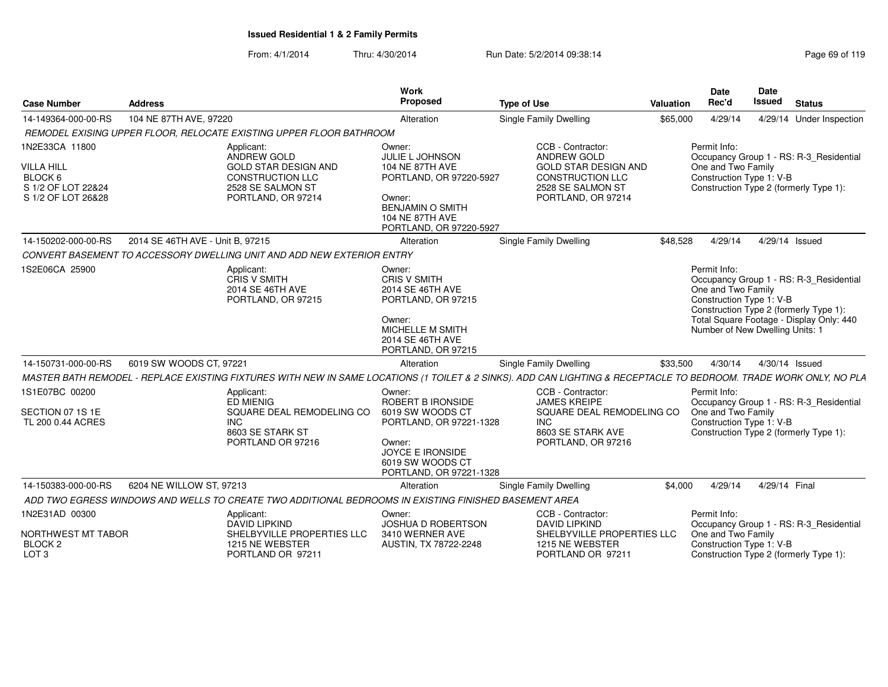**Issued Residential 1 & 2 Family Permits**

From: 4/1/2014 Thru: 4/30/2014 Run Date: 5/2/2014 09:38:14

| Case Number | Address | Work Proposed | Type of Use | Valuation | Date Rec'd | Date Issued | Status |
|---|---|---|---|---|---|---|---|
| 14-149364-000-00-RS | 104 NE 87TH AVE, 97220 | Alteration | Single Family Dwelling | $65,000 | 4/29/14 | 4/29/14 | Under Inspection |

*REMODEL EXISING UPPER FLOOR, RELOCATE EXISTING UPPER FLOOR BATHROOM*

1N2E33CA 11800
VILLA HILL
BLOCK 6
S 1/2 OF LOT 22&24
S 1/2 OF LOT 26&28

Applicant:
ANDREW GOLD
GOLD STAR DESIGN AND CONSTRUCTION LLC
2528 SE SALMON ST
PORTLAND, OR 97214

Owner:
JULIE L JOHNSON
104 NE 87TH AVE
PORTLAND, OR 97220-5927

Owner:
BENJAMIN O SMITH
104 NE 87TH AVE
PORTLAND, OR 97220-5927

CCB - Contractor:
ANDREW GOLD
GOLD STAR DESIGN AND CONSTRUCTION LLC
2528 SE SALMON ST
PORTLAND, OR 97214

Permit Info:
Occupancy Group 1 - RS: R-3_Residential One and Two Family
Construction Type 1: V-B
Construction Type 2 (formerly Type 1):

| Case Number | Address | Work Proposed | Type of Use | Valuation | Date Rec'd | Date Issued | Status |
|---|---|---|---|---|---|---|---|
| 14-150202-000-00-RS | 2014 SE 46TH AVE - Unit B, 97215 | Alteration | Single Family Dwelling | $48,528 | 4/29/14 | 4/29/14 | Issued |

*CONVERT BASEMENT TO ACCESSORY DWELLING UNIT AND ADD NEW EXTERIOR ENTRY*

1S2E06CA 25900

Applicant:
CRIS V SMITH
2014 SE 46TH AVE
PORTLAND, OR 97215

Owner:
CRIS V SMITH
2014 SE 46TH AVE
PORTLAND, OR 97215

Owner:
MICHELLE M SMITH
2014 SE 46TH AVE
PORTLAND, OR 97215

Permit Info:
Occupancy Group 1 - RS: R-3_Residential One and Two Family
Construction Type 1: V-B
Construction Type 2 (formerly Type 1):
Total Square Footage - Display Only: 440
Number of New Dwelling Units: 1

| Case Number | Address | Work Proposed | Type of Use | Valuation | Date Rec'd | Date Issued | Status |
|---|---|---|---|---|---|---|---|
| 14-150731-000-00-RS | 6019 SW WOODS CT, 97221 | Alteration | Single Family Dwelling | $33,500 | 4/30/14 | 4/30/14 | Issued |

*MASTER BATH REMODEL - REPLACE EXISTING FIXTURES WITH NEW IN SAME LOCATIONS (1 TOILET & 2 SINKS). ADD CAN LIGHTING & RECEPTACLE TO BEDROOM. TRADE WORK ONLY, NO PLA*

1S1E07BC 00200
SECTION 07 1S 1E
TL 200 0.44 ACRES

Applicant:
ED MIENIG
SQUARE DEAL REMODELING CO INC
8603 SE STARK ST
PORTLAND OR 97216

Owner:
ROBERT B IRONSIDE
6019 SW WOODS CT
PORTLAND, OR 97221-1328

Owner:
JOYCE E IRONSIDE
6019 SW WOODS CT
PORTLAND, OR 97221-1328

CCB - Contractor:
JAMES KREIPE
SQUARE DEAL REMODELING CO INC
8603 SE STARK AVE
PORTLAND, OR 97216

Permit Info:
Occupancy Group 1 - RS: R-3_Residential One and Two Family
Construction Type 1: V-B
Construction Type 2 (formerly Type 1):

| Case Number | Address | Work Proposed | Type of Use | Valuation | Date Rec'd | Date Issued | Status |
|---|---|---|---|---|---|---|---|
| 14-150383-000-00-RS | 6204 NE WILLOW ST, 97213 | Alteration | Single Family Dwelling | $4,000 | 4/29/14 | 4/29/14 | Final |

*ADD TWO EGRESS WINDOWS AND WELLS TO CREATE TWO ADDITIONAL BEDROOMS IN EXISTING FINISHED BASEMENT AREA*

1N2E31AD 00300
NORTHWEST MT TABOR
BLOCK 2
LOT 3

Applicant:
DAVID LIPKIND
SHELBYVILLE PROPERTIES LLC
1215 NE WEBSTER
PORTLAND OR 97211

Owner:
JOSHUA D ROBERTSON
3410 WERNER AVE
AUSTIN, TX 78722-2248

CCB - Contractor:
DAVID LIPKIND
SHELBYVILLE PROPERTIES LLC
1215 NE WEBSTER
PORTLAND OR 97211

Permit Info:
Occupancy Group 1 - RS: R-3_Residential One and Two Family
Construction Type 1: V-B
Construction Type 2 (formerly Type 1):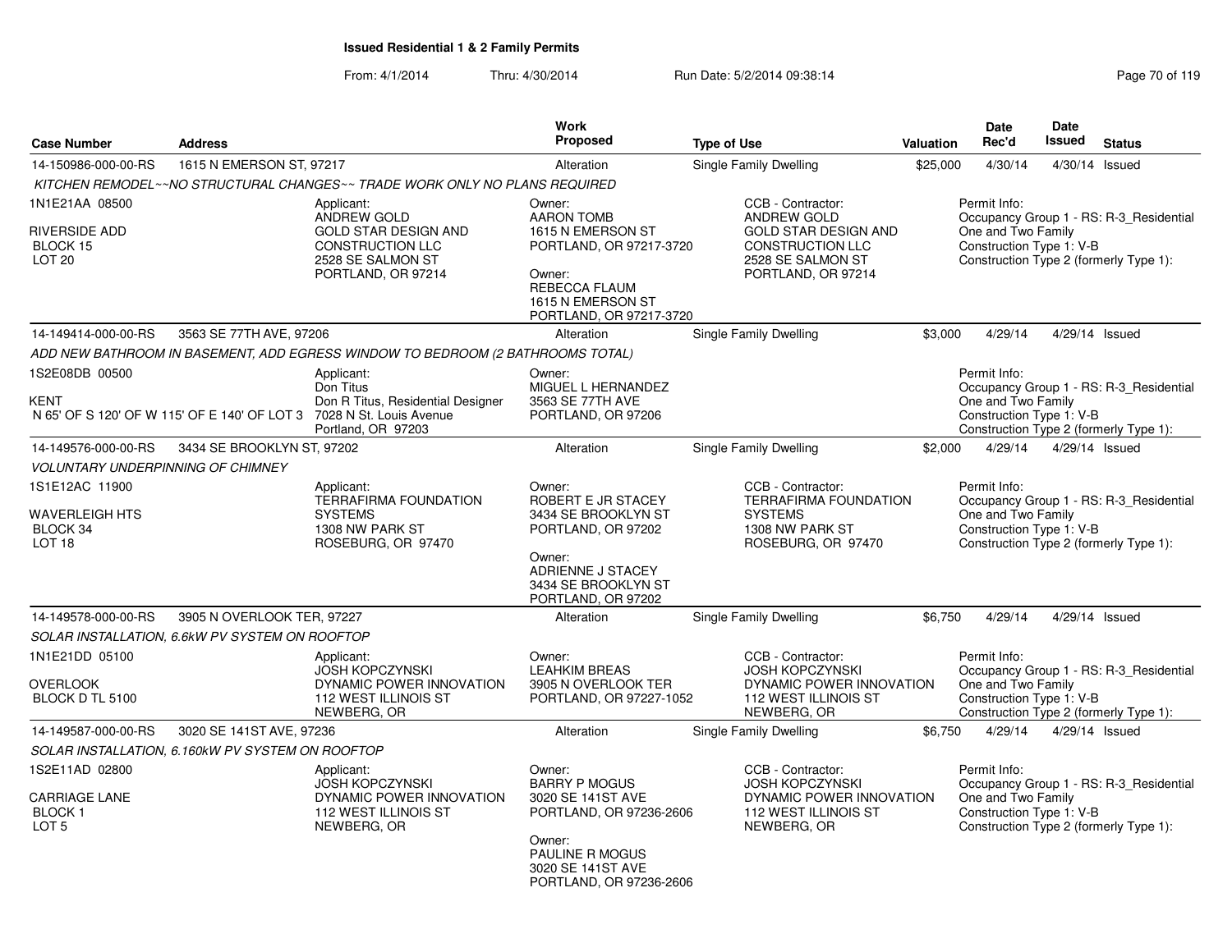# Issued Residential 1 & 2 Family Permits

From: 4/1/2014 Thru: 4/30/2014 Run Date: 5/2/2014 09:38:14

| Case Number | Address | Work Proposed | Type of Use | Valuation | Date Rec'd | Date Issued | Status |
|---|---|---|---|---|---|---|---|
| 14-150986-000-00-RS | 1615 N EMERSON ST, 97217 | Alteration | Single Family Dwelling | $25,000 | 4/30/14 | 4/30/14 | Issued |

*KITCHEN REMODEL~~NO STRUCTURAL CHANGES~~ TRADE WORK ONLY NO PLANS REQUIRED*

1N1E21AA 08500
RIVERSIDE ADD
BLOCK 15
LOT 20

Applicant: ANDREW GOLD, GOLD STAR DESIGN AND CONSTRUCTION LLC, 2528 SE SALMON ST, PORTLAND, OR 97214

Owner: AARON TOMB, 1615 N EMERSON ST, PORTLAND, OR 97217-3720
Owner: REBECCA FLAUM, 1615 N EMERSON ST, PORTLAND, OR 97217-3720

CCB - Contractor: ANDREW GOLD, GOLD STAR DESIGN AND CONSTRUCTION LLC, 2528 SE SALMON ST, PORTLAND, OR 97214

Permit Info: Occupancy Group 1 - RS: R-3_Residential One and Two Family; Construction Type 1: V-B; Construction Type 2 (formerly Type 1):

---

| Case Number | Address | Work Proposed | Type of Use | Valuation | Date Rec'd | Date Issued | Status |
|---|---|---|---|---|---|---|---|
| 14-149414-000-00-RS | 3563 SE 77TH AVE, 97206 | Alteration | Single Family Dwelling | $3,000 | 4/29/14 | 4/29/14 | Issued |

*ADD NEW BATHROOM IN BASEMENT, ADD EGRESS WINDOW TO BEDROOM (2 BATHROOMS TOTAL)*

1S2E08DB 00500
KENT
N 65' OF S 120' OF W 115' OF E 140' OF LOT 3

Applicant: Don Titus, Don R Titus, Residential Designer, 7028 N St. Louis Avenue, Portland, OR 97203

Owner: MIGUEL L HERNANDEZ, 3563 SE 77TH AVE, PORTLAND, OR 97206

Permit Info: Occupancy Group 1 - RS: R-3_Residential One and Two Family; Construction Type 1: V-B; Construction Type 2 (formerly Type 1):

---

| Case Number | Address | Work Proposed | Type of Use | Valuation | Date Rec'd | Date Issued | Status |
|---|---|---|---|---|---|---|---|
| 14-149576-000-00-RS | 3434 SE BROOKLYN ST, 97202 | Alteration | Single Family Dwelling | $2,000 | 4/29/14 | 4/29/14 | Issued |

*VOLUNTARY UNDERPINNING OF CHIMNEY*

1S1E12AC 11900
WAVERLEIGH HTS
BLOCK 34
LOT 18

Applicant: TERRAFIRMA FOUNDATION SYSTEMS, 1308 NW PARK ST, ROSEBURG, OR 97470

Owner: ROBERT E JR STACEY, 3434 SE BROOKLYN ST, PORTLAND, OR 97202
Owner: ADRIENNE J STACEY, 3434 SE BROOKLYN ST, PORTLAND, OR 97202

CCB - Contractor: TERRAFIRMA FOUNDATION SYSTEMS, 1308 NW PARK ST, ROSEBURG, OR 97470

Permit Info: Occupancy Group 1 - RS: R-3_Residential One and Two Family; Construction Type 1: V-B; Construction Type 2 (formerly Type 1):

---

| Case Number | Address | Work Proposed | Type of Use | Valuation | Date Rec'd | Date Issued | Status |
|---|---|---|---|---|---|---|---|
| 14-149578-000-00-RS | 3905 N OVERLOOK TER, 97227 | Alteration | Single Family Dwelling | $6,750 | 4/29/14 | 4/29/14 | Issued |

*SOLAR INSTALLATION, 6.6kW PV SYSTEM ON ROOFTOP*

1N1E21DD 05100
OVERLOOK
BLOCK D TL 5100

Applicant: JOSH KOPCZYNSKI, DYNAMIC POWER INNOVATION, 112 WEST ILLINOIS ST, NEWBERG, OR

Owner: LEAHKIM BREAS, 3905 N OVERLOOK TER, PORTLAND, OR 97227-1052

CCB - Contractor: JOSH KOPCZYNSKI, DYNAMIC POWER INNOVATION, 112 WEST ILLINOIS ST, NEWBERG, OR

Permit Info: Occupancy Group 1 - RS: R-3_Residential One and Two Family; Construction Type 1: V-B; Construction Type 2 (formerly Type 1):

---

| Case Number | Address | Work Proposed | Type of Use | Valuation | Date Rec'd | Date Issued | Status |
|---|---|---|---|---|---|---|---|
| 14-149587-000-00-RS | 3020 SE 141ST AVE, 97236 | Alteration | Single Family Dwelling | $6,750 | 4/29/14 | 4/29/14 | Issued |

*SOLAR INSTALLATION, 6.160kW PV SYSTEM ON ROOFTOP*

1S2E11AD 02800
CARRIAGE LANE
BLOCK 1
LOT 5

Applicant: JOSH KOPCZYNSKI, DYNAMIC POWER INNOVATION, 112 WEST ILLINOIS ST, NEWBERG, OR

Owner: BARRY P MOGUS, 3020 SE 141ST AVE, PORTLAND, OR 97236-2606
Owner: PAULINE R MOGUS, 3020 SE 141ST AVE, PORTLAND, OR 97236-2606

CCB - Contractor: JOSH KOPCZYNSKI, DYNAMIC POWER INNOVATION, 112 WEST ILLINOIS ST, NEWBERG, OR

Permit Info: Occupancy Group 1 - RS: R-3_Residential One and Two Family; Construction Type 1: V-B; Construction Type 2 (formerly Type 1):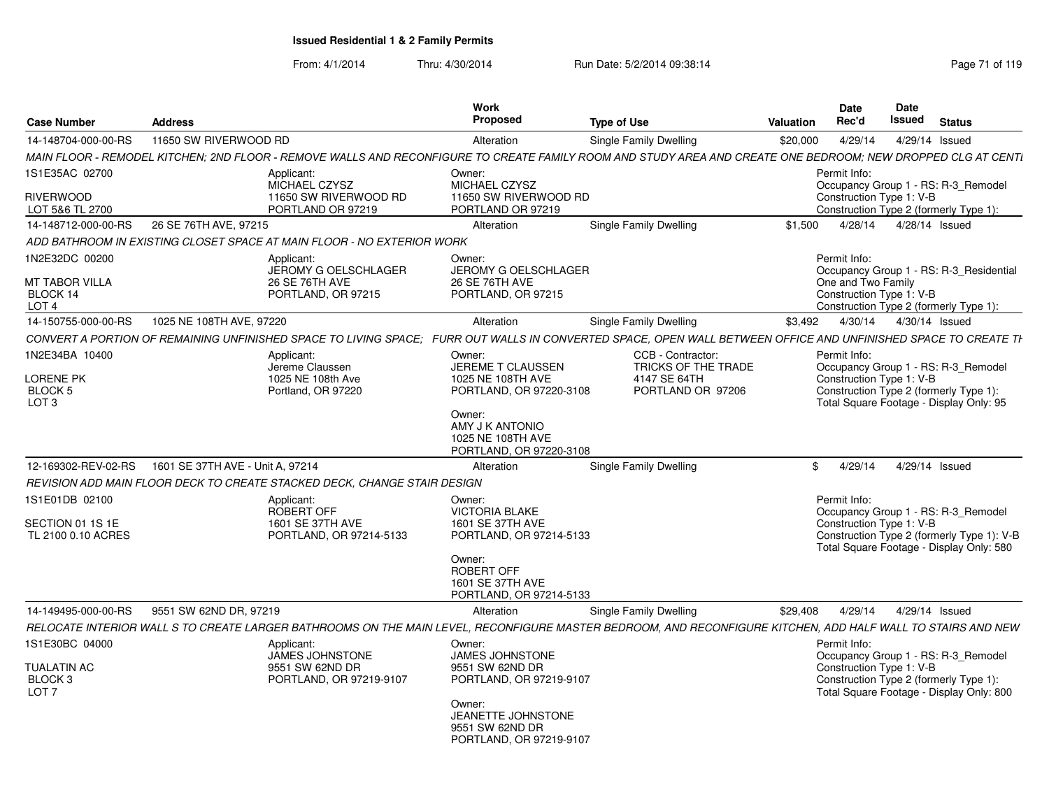## Issued Residential 1 & 2 Family Permits

From: 4/1/2014 Thru: 4/30/2014 Run Date: 5/2/2014 09:38:14

| Case Number | Address | Work Proposed | Type of Use | Valuation | Date Rec'd | Date Issued | Status |
|---|---|---|---|---|---|---|---|
| 14-148704-000-00-RS | 11650 SW RIVERWOOD RD | Alteration | Single Family Dwelling | $20,000 | 4/29/14 | 4/29/14 | Issued |

*MAIN FLOOR - REMODEL KITCHEN; 2ND FLOOR - REMOVE WALLS AND RECONFIGURE TO CREATE FAMILY ROOM AND STUDY AREA AND CREATE ONE BEDROOM; NEW DROPPED CLG AT CENTI*

1S1E35AC 02700
RIVERWOOD
LOT 5&6 TL 2700

Applicant: MICHAEL CZYSZ, 11650 SW RIVERWOOD RD, PORTLAND OR 97219

Owner: MICHAEL CZYSZ, 11650 SW RIVERWOOD RD, PORTLAND OR 97219

Permit Info: Occupancy Group 1 - RS: R-3_Remodel; Construction Type 1: V-B; Construction Type 2 (formerly Type 1):

| Case Number | Address | Work Proposed | Type of Use | Valuation | Date Rec'd | Date Issued | Status |
|---|---|---|---|---|---|---|---|
| 14-148712-000-00-RS | 26 SE 76TH AVE, 97215 | Alteration | Single Family Dwelling | $1,500 | 4/28/14 | 4/28/14 | Issued |

*ADD BATHROOM IN EXISTING CLOSET SPACE AT MAIN FLOOR - NO EXTERIOR WORK*

1N2E32DC 00200
MT TABOR VILLA
BLOCK 14
LOT 4

Applicant: JEROMY G OELSCHLAGER, 26 SE 76TH AVE, PORTLAND, OR 97215

Owner: JEROMY G OELSCHLAGER, 26 SE 76TH AVE, PORTLAND, OR 97215

Permit Info: Occupancy Group 1 - RS: R-3_Residential One and Two Family; Construction Type 1: V-B; Construction Type 2 (formerly Type 1):

| Case Number | Address | Work Proposed | Type of Use | Valuation | Date Rec'd | Date Issued | Status |
|---|---|---|---|---|---|---|---|
| 14-150755-000-00-RS | 1025 NE 108TH AVE, 97220 | Alteration | Single Family Dwelling | $3,492 | 4/30/14 | 4/30/14 | Issued |

*CONVERT A PORTION OF REMAINING UNFINISHED SPACE TO LIVING SPACE; FURR OUT WALLS IN CONVERTED SPACE, OPEN WALL BETWEEN OFFICE AND UNFINISHED SPACE TO CREATE TH*

1N2E34BA 10400
LORENE PK
BLOCK 5
LOT 3

Applicant: Jereme Claussen, 1025 NE 108th Ave, Portland, OR 97220

Owner: JEREME T CLAUSSEN, 1025 NE 108TH AVE, PORTLAND, OR 97220-3108

Owner: AMY J K ANTONIO, 1025 NE 108TH AVE, PORTLAND, OR 97220-3108

CCB - Contractor: TRICKS OF THE TRADE, 4147 SE 64TH, PORTLAND OR 97206

Permit Info: Occupancy Group 1 - RS: R-3_Remodel; Construction Type 1: V-B; Construction Type 2 (formerly Type 1):; Total Square Footage - Display Only: 95

| Case Number | Address | Work Proposed | Type of Use | Valuation | Date Rec'd | Date Issued | Status |
|---|---|---|---|---|---|---|---|
| 12-169302-REV-02-RS | 1601 SE 37TH AVE - Unit A, 97214 | Alteration | Single Family Dwelling | $ | 4/29/14 | 4/29/14 | Issued |

*REVISION ADD MAIN FLOOR DECK TO CREATE STACKED DECK, CHANGE STAIR DESIGN*

1S1E01DB 02100
SECTION 01 1S 1E
TL 2100 0.10 ACRES

Applicant: ROBERT OFF, 1601 SE 37TH AVE, PORTLAND, OR 97214-5133

Owner: VICTORIA BLAKE, 1601 SE 37TH AVE, PORTLAND, OR 97214-5133

Owner: ROBERT OFF, 1601 SE 37TH AVE, PORTLAND, OR 97214-5133

Permit Info: Occupancy Group 1 - RS: R-3_Remodel; Construction Type 1: V-B; Construction Type 2 (formerly Type 1): V-B; Total Square Footage - Display Only: 580

| Case Number | Address | Work Proposed | Type of Use | Valuation | Date Rec'd | Date Issued | Status |
|---|---|---|---|---|---|---|---|
| 14-149495-000-00-RS | 9551 SW 62ND DR, 97219 | Alteration | Single Family Dwelling | $29,408 | 4/29/14 | 4/29/14 | Issued |

*RELOCATE INTERIOR WALL S TO CREATE LARGER BATHROOMS ON THE MAIN LEVEL, RECONFIGURE MASTER BEDROOM, AND RECONFIGURE KITCHEN, ADD HALF WALL TO STAIRS AND NEW*

1S1E30BC 04000
TUALATIN AC
BLOCK 3
LOT 7

Applicant: JAMES JOHNSTONE, 9551 SW 62ND DR, PORTLAND, OR 97219-9107

Owner: JAMES JOHNSTONE, 9551 SW 62ND DR, PORTLAND, OR 97219-9107

Owner: JEANETTE JOHNSTONE, 9551 SW 62ND DR, PORTLAND, OR 97219-9107

Permit Info: Occupancy Group 1 - RS: R-3_Remodel; Construction Type 1: V-B; Construction Type 2 (formerly Type 1):; Total Square Footage - Display Only: 800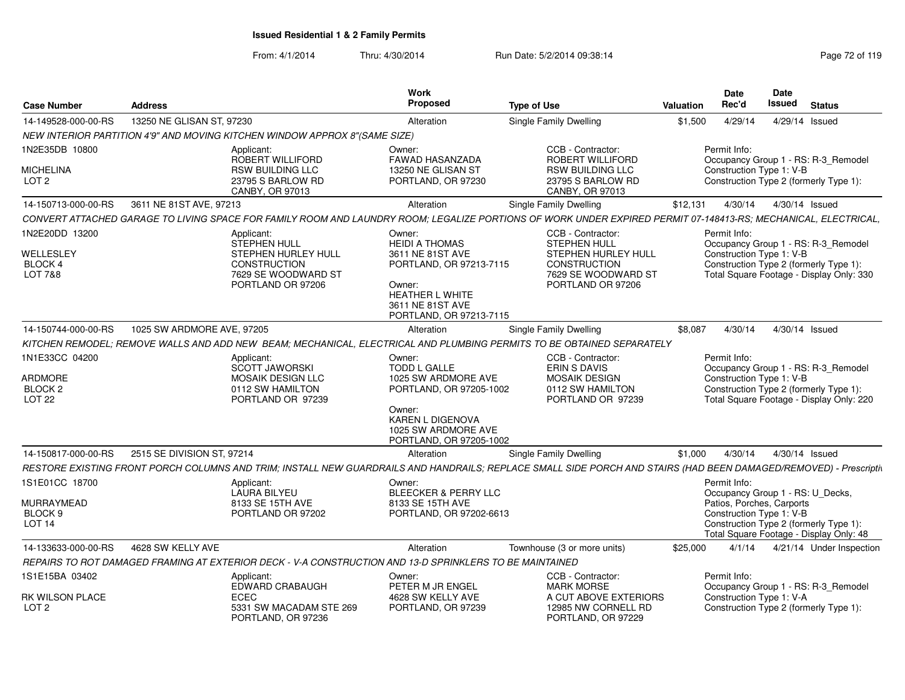# Issued Residential 1 & 2 Family Permits

From: 4/1/2014 Thru: 4/30/2014 Run Date: 5/2/2014 09:38:14

| Case Number | Address | Work Proposed | Type of Use | Valuation | Date Rec'd | Date Issued | Status |
|---|---|---|---|---|---|---|---|
| 14-149528-000-00-RS | 13250 NE GLISAN ST, 97230 | Alteration | Single Family Dwelling | $1,500 | 4/29/14 | 4/29/14 | Issued |

*NEW INTERIOR PARTITION 4'9" AND MOVING KITCHEN WINDOW APPROX 8"(SAME SIZE)*

1N2E35DB 10800
MICHELINA
LOT 2

Applicant:
ROBERT WILLIFORD
RSW BUILDING LLC
23795 S BARLOW RD
CANBY, OR 97013

Owner:
FAWAD HASANZADA
13250 NE GLISAN ST
PORTLAND, OR 97230

CCB - Contractor:
ROBERT WILLIFORD
RSW BUILDING LLC
23795 S BARLOW RD
CANBY, OR 97013

Permit Info:
Occupancy Group 1 - RS: R-3_Remodel
Construction Type 1: V-B
Construction Type 2 (formerly Type 1):

| Case Number | Address | Work Proposed | Type of Use | Valuation | Date Rec'd | Date Issued | Status |
|---|---|---|---|---|---|---|---|
| 14-150713-000-00-RS | 3611 NE 81ST AVE, 97213 | Alteration | Single Family Dwelling | $12,131 | 4/30/14 | 4/30/14 | Issued |

*CONVERT ATTACHED GARAGE TO LIVING SPACE FOR FAMILY ROOM AND LAUNDRY ROOM; LEGALIZE PORTIONS OF WORK UNDER EXPIRED PERMIT 07-148413-RS; MECHANICAL, ELECTRICAL,*

1N2E20DD 13200
WELLESLEY
BLOCK 4
LOT 7&8

Applicant:
STEPHEN HULL
STEPHEN HURLEY HULL
CONSTRUCTION
7629 SE WOODWARD ST
PORTLAND OR 97206

Owner:
HEIDI A THOMAS
3611 NE 81ST AVE
PORTLAND, OR 97213-7115

Owner:
HEATHER L WHITE
3611 NE 81ST AVE
PORTLAND, OR 97213-7115

CCB - Contractor:
STEPHEN HULL
STEPHEN HURLEY HULL
CONSTRUCTION
7629 SE WOODWARD ST
PORTLAND OR 97206

Permit Info:
Occupancy Group 1 - RS: R-3_Remodel
Construction Type 1: V-B
Construction Type 2 (formerly Type 1):
Total Square Footage - Display Only: 330

| Case Number | Address | Work Proposed | Type of Use | Valuation | Date Rec'd | Date Issued | Status |
|---|---|---|---|---|---|---|---|
| 14-150744-000-00-RS | 1025 SW ARDMORE AVE, 97205 | Alteration | Single Family Dwelling | $8,087 | 4/30/14 | 4/30/14 | Issued |

*KITCHEN REMODEL; REMOVE WALLS AND ADD NEW BEAM; MECHANICAL, ELECTRICAL AND PLUMBING PERMITS TO BE OBTAINED SEPARATELY*

1N1E33CC 04200
ARDMORE
BLOCK 2
LOT 22

Applicant:
SCOTT JAWORSKI
MOSAIK DESIGN LLC
0112 SW HAMILTON
PORTLAND OR 97239

Owner:
TODD L GALLE
1025 SW ARDMORE AVE
PORTLAND, OR 97205-1002

Owner:
KAREN L DIGENOVA
1025 SW ARDMORE AVE
PORTLAND, OR 97205-1002

CCB - Contractor:
ERIN S DAVIS
MOSAIK DESIGN
0112 SW HAMILTON
PORTLAND OR 97239

Permit Info:
Occupancy Group 1 - RS: R-3_Remodel
Construction Type 1: V-B
Construction Type 2 (formerly Type 1):
Total Square Footage - Display Only: 220

| Case Number | Address | Work Proposed | Type of Use | Valuation | Date Rec'd | Date Issued | Status |
|---|---|---|---|---|---|---|---|
| 14-150817-000-00-RS | 2515 SE DIVISION ST, 97214 | Alteration | Single Family Dwelling | $1,000 | 4/30/14 | 4/30/14 | Issued |

*RESTORE EXISTING FRONT PORCH COLUMNS AND TRIM; INSTALL NEW GUARDRAILS AND HANDRAILS; REPLACE SMALL SIDE PORCH AND STAIRS (HAD BEEN DAMAGED/REMOVED) - Prescripti*

1S1E01CC 18700
MURRAYMEAD
BLOCK 9
LOT 14

Applicant:
LAURA BILYEU
8133 SE 15TH AVE
PORTLAND OR 97202

Owner:
BLEECKER & PERRY LLC
8133 SE 15TH AVE
PORTLAND, OR 97202-6613

Permit Info:
Occupancy Group 1 - RS: U_Decks, Patios, Porches, Carports
Construction Type 1: V-B
Construction Type 2 (formerly Type 1):
Total Square Footage - Display Only: 48

| Case Number | Address | Work Proposed | Type of Use | Valuation | Date Rec'd | Date Issued | Status |
|---|---|---|---|---|---|---|---|
| 14-133633-000-00-RS | 4628 SW KELLY AVE | Alteration | Townhouse (3 or more units) | $25,000 | 4/1/14 | 4/21/14 | Under Inspection |

*REPAIRS TO ROT DAMAGED FRAMING AT EXTERIOR DECK - V-A CONSTRUCTION AND 13-D SPRINKLERS TO BE MAINTAINED*

1S1E15BA 03402
RK WILSON PLACE
LOT 2

Applicant:
EDWARD CRABAUGH
ECEC
5331 SW MACADAM STE 269
PORTLAND, OR 97236

Owner:
PETER M JR ENGEL
4628 SW KELLY AVE
PORTLAND, OR 97239

CCB - Contractor:
MARK MORSE
A CUT ABOVE EXTERIORS
12985 NW CORNELL RD
PORTLAND, OR 97229

Permit Info:
Occupancy Group 1 - RS: R-3_Remodel
Construction Type 1: V-A
Construction Type 2 (formerly Type 1):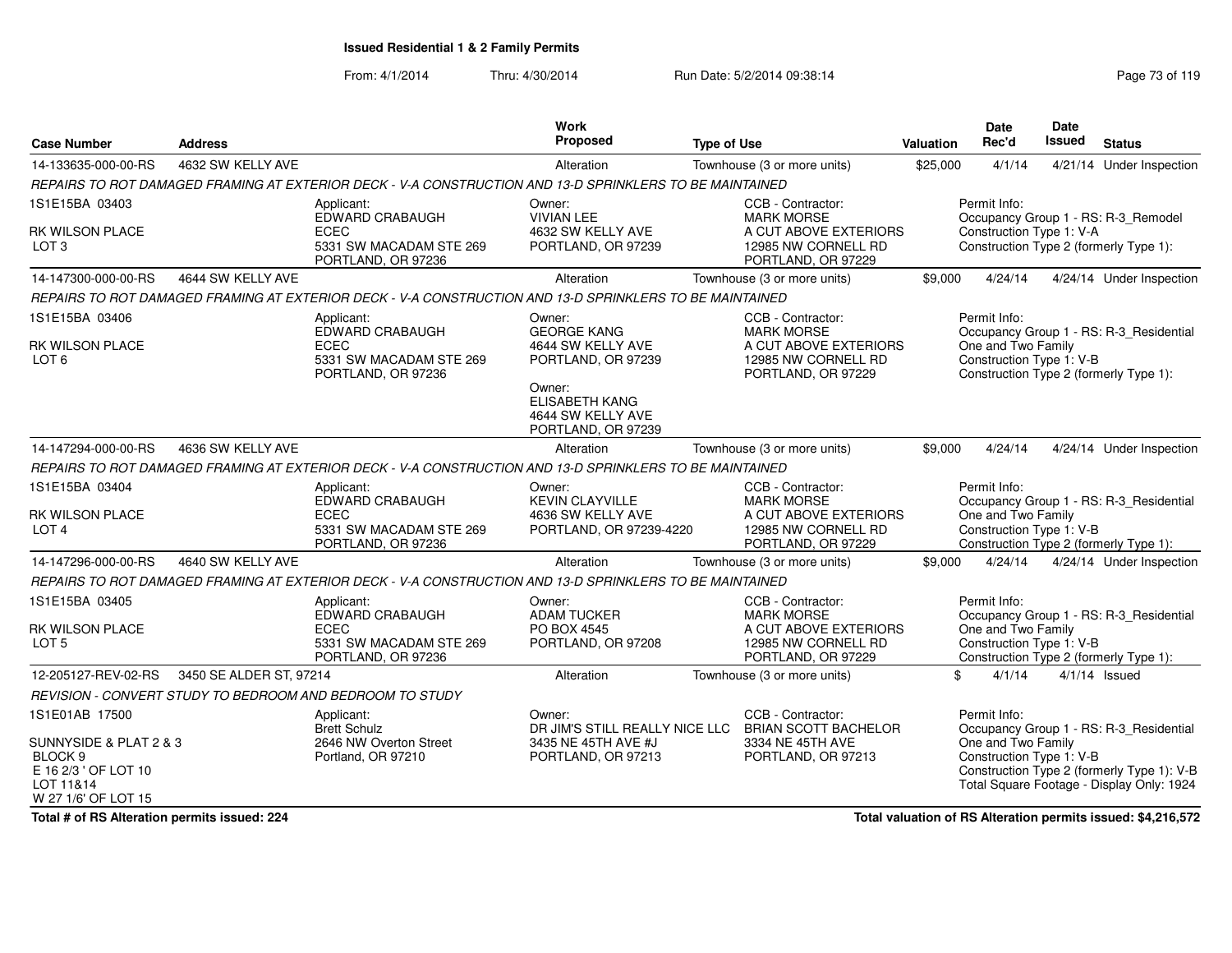**Issued Residential 1 & 2 Family Permits**

From: 4/1/2014 Thru: 4/30/2014 Run Date: 5/2/2014 09:38:14

| Case Number | Address | Work Proposed | Type of Use | Valuation | Date Rec'd | Date Issued | Status |
|---|---|---|---|---|---|---|---|
| 14-133635-000-00-RS | 4632 SW KELLY AVE | Alteration | Townhouse (3 or more units) | $25,000 | 4/1/14 | 4/21/14 | Under Inspection |

REPAIRS TO ROT DAMAGED FRAMING AT EXTERIOR DECK - V-A CONSTRUCTION AND 13-D SPRINKLERS TO BE MAINTAINED

1S1E15BA 03403
RK WILSON PLACE
LOT 3

Applicant: EDWARD CRABAUGH, ECEC, 5331 SW MACADAM STE 269, PORTLAND, OR 97236

Owner: VIVIAN LEE, 4632 SW KELLY AVE, PORTLAND, OR 97239

CCB - Contractor: MARK MORSE, A CUT ABOVE EXTERIORS, 12985 NW CORNELL RD, PORTLAND, OR 97229

Permit Info: Occupancy Group 1 - RS: R-3_Remodel; Construction Type 1: V-A; Construction Type 2 (formerly Type 1):

| Case Number | Address | Work Proposed | Type of Use | Valuation | Date Rec'd | Date Issued | Status |
|---|---|---|---|---|---|---|---|
| 14-147300-000-00-RS | 4644 SW KELLY AVE | Alteration | Townhouse (3 or more units) | $9,000 | 4/24/14 | 4/24/14 | Under Inspection |

REPAIRS TO ROT DAMAGED FRAMING AT EXTERIOR DECK - V-A CONSTRUCTION AND 13-D SPRINKLERS TO BE MAINTAINED

1S1E15BA 03406
RK WILSON PLACE
LOT 6

Applicant: EDWARD CRABAUGH, ECEC, 5331 SW MACADAM STE 269, PORTLAND, OR 97236

Owner: GEORGE KANG, 4644 SW KELLY AVE, PORTLAND, OR 97239

Owner: ELISABETH KANG, 4644 SW KELLY AVE, PORTLAND, OR 97239

CCB - Contractor: MARK MORSE, A CUT ABOVE EXTERIORS, 12985 NW CORNELL RD, PORTLAND, OR 97229

Permit Info: Occupancy Group 1 - RS: R-3_Residential One and Two Family; Construction Type 1: V-B; Construction Type 2 (formerly Type 1):

| Case Number | Address | Work Proposed | Type of Use | Valuation | Date Rec'd | Date Issued | Status |
|---|---|---|---|---|---|---|---|
| 14-147294-000-00-RS | 4636 SW KELLY AVE | Alteration | Townhouse (3 or more units) | $9,000 | 4/24/14 | 4/24/14 | Under Inspection |

REPAIRS TO ROT DAMAGED FRAMING AT EXTERIOR DECK - V-A CONSTRUCTION AND 13-D SPRINKLERS TO BE MAINTAINED

1S1E15BA 03404
RK WILSON PLACE
LOT 4

Applicant: EDWARD CRABAUGH, ECEC, 5331 SW MACADAM STE 269, PORTLAND, OR 97236

Owner: KEVIN CLAYVILLE, 4636 SW KELLY AVE, PORTLAND, OR 97239-4220

CCB - Contractor: MARK MORSE, A CUT ABOVE EXTERIORS, 12985 NW CORNELL RD, PORTLAND, OR 97229

Permit Info: Occupancy Group 1 - RS: R-3_Residential One and Two Family; Construction Type 1: V-B; Construction Type 2 (formerly Type 1):

| Case Number | Address | Work Proposed | Type of Use | Valuation | Date Rec'd | Date Issued | Status |
|---|---|---|---|---|---|---|---|
| 14-147296-000-00-RS | 4640 SW KELLY AVE | Alteration | Townhouse (3 or more units) | $9,000 | 4/24/14 | 4/24/14 | Under Inspection |

REPAIRS TO ROT DAMAGED FRAMING AT EXTERIOR DECK - V-A CONSTRUCTION AND 13-D SPRINKLERS TO BE MAINTAINED

1S1E15BA 03405
RK WILSON PLACE
LOT 5

Applicant: EDWARD CRABAUGH, ECEC, 5331 SW MACADAM STE 269, PORTLAND, OR 97236

Owner: ADAM TUCKER, PO BOX 4545, PORTLAND, OR 97208

CCB - Contractor: MARK MORSE, A CUT ABOVE EXTERIORS, 12985 NW CORNELL RD, PORTLAND, OR 97229

Permit Info: Occupancy Group 1 - RS: R-3_Residential One and Two Family; Construction Type 1: V-B; Construction Type 2 (formerly Type 1):

| Case Number | Address | Work Proposed | Type of Use | Valuation | Date Rec'd | Date Issued | Status |
|---|---|---|---|---|---|---|---|
| 12-205127-REV-02-RS | 3450 SE ALDER ST, 97214 | Alteration | Townhouse (3 or more units) | $ | 4/1/14 | 4/1/14 | Issued |

REVISION - CONVERT STUDY TO BEDROOM AND BEDROOM TO STUDY

1S1E01AB 17500
SUNNYSIDE & PLAT 2 & 3
BLOCK 9
E 16 2/3 ' OF LOT 10
LOT 11&14
W 27 1/6' OF LOT 15

Applicant: Brett Schulz, 2646 NW Overton Street, Portland, OR 97210

Owner: DR JIM'S STILL REALLY NICE LLC, 3435 NE 45TH AVE #J, PORTLAND, OR 97213

CCB - Contractor: BRIAN SCOTT BACHELOR, 3334 NE 45TH AVE, PORTLAND, OR 97213

Permit Info: Occupancy Group 1 - RS: R-3_Residential One and Two Family; Construction Type 1: V-B; Construction Type 2 (formerly Type 1): V-B; Total Square Footage - Display Only: 1924

**Total # of RS Alteration permits issued: 224**

**Total valuation of RS Alteration permits issued: $4,216,572**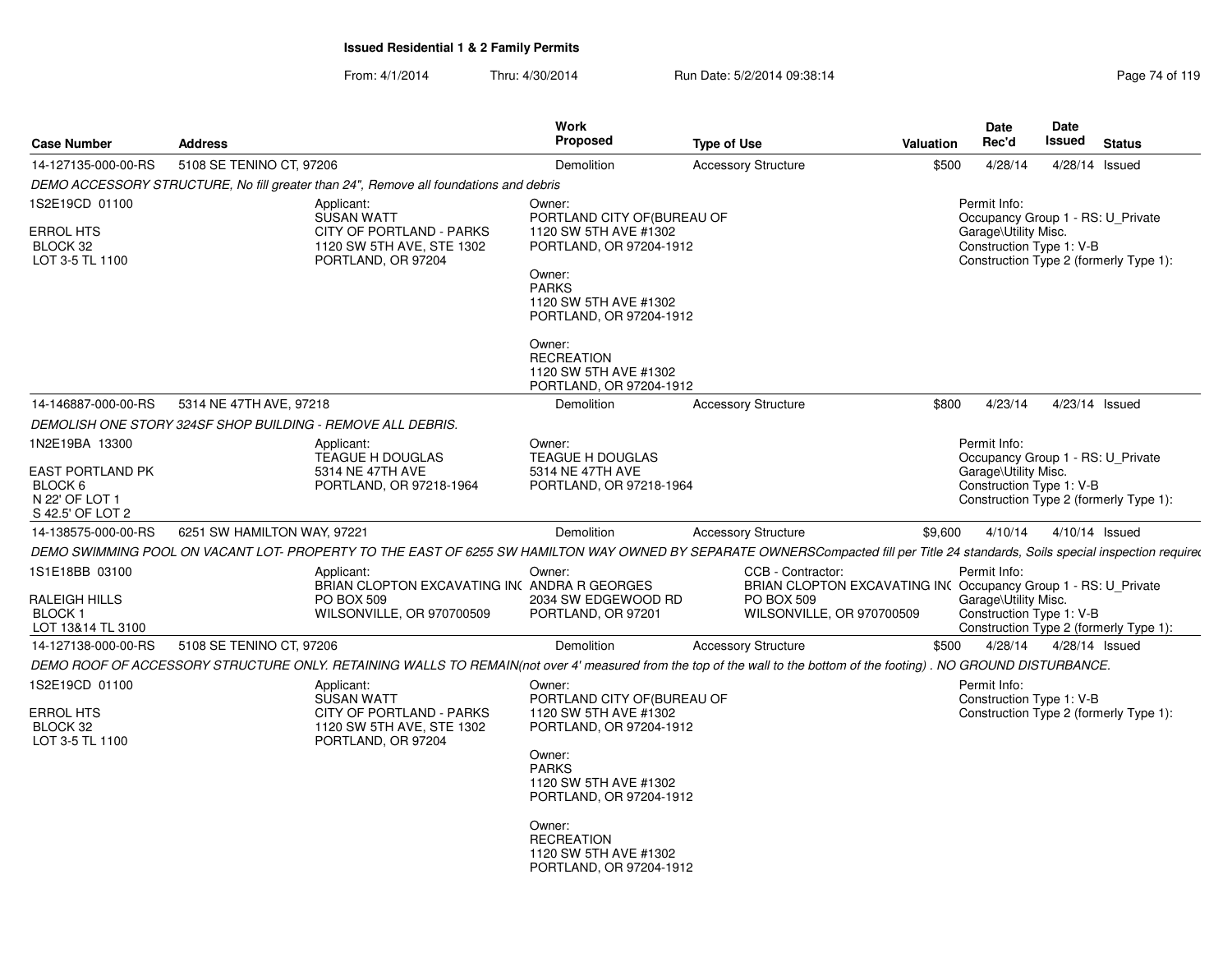## Issued Residential 1 & 2 Family Permits

From: 4/1/2014 Thru: 4/30/2014 Run Date: 5/2/2014 09:38:14

| Case Number | Address | Work Proposed | Type of Use | Valuation | Date Rec'd | Date Issued | Status |
|---|---|---|---|---|---|---|---|
| 14-127135-000-00-RS | 5108 SE TENINO CT, 97206 | Demolition | Accessory Structure | $500 | 4/28/14 | 4/28/14 | Issued |

*DEMO ACCESSORY STRUCTURE, No fill greater than 24", Remove all foundations and debris*

1S2E19CD 01100

ERROL HTS
BLOCK 32
LOT 3-5 TL 1100

Applicant:
SUSAN WATT
CITY OF PORTLAND - PARKS
1120 SW 5TH AVE, STE 1302
PORTLAND, OR 97204

Owner:
PORTLAND CITY OF(BUREAU OF
1120 SW 5TH AVE #1302
PORTLAND, OR 97204-1912

Owner:
PARKS
1120 SW 5TH AVE #1302
PORTLAND, OR 97204-1912

Owner:
RECREATION
1120 SW 5TH AVE #1302
PORTLAND, OR 97204-1912

Permit Info:
Occupancy Group 1 - RS: U_Private Garage\Utility Misc.
Construction Type 1: V-B
Construction Type 2 (formerly Type 1):

| Case Number | Address | Work Proposed | Type of Use | Valuation | Date Rec'd | Date Issued | Status |
|---|---|---|---|---|---|---|---|
| 14-146887-000-00-RS | 5314 NE 47TH AVE, 97218 | Demolition | Accessory Structure | $800 | 4/23/14 | 4/23/14 | Issued |

*DEMOLISH ONE STORY 324SF SHOP BUILDING - REMOVE ALL DEBRIS.*

1N2E19BA 13300

EAST PORTLAND PK
BLOCK 6
N 22' OF LOT 1
S 42.5' OF LOT 2

Applicant:
TEAGUE H DOUGLAS
5314 NE 47TH AVE
PORTLAND, OR 97218-1964

Owner:
TEAGUE H DOUGLAS
5314 NE 47TH AVE
PORTLAND, OR 97218-1964

Permit Info:
Occupancy Group 1 - RS: U_Private Garage\Utility Misc.
Construction Type 1: V-B
Construction Type 2 (formerly Type 1):

| Case Number | Address | Work Proposed | Type of Use | Valuation | Date Rec'd | Date Issued | Status |
|---|---|---|---|---|---|---|---|
| 14-138575-000-00-RS | 6251 SW HAMILTON WAY, 97221 | Demolition | Accessory Structure | $9,600 | 4/10/14 | 4/10/14 | Issued |

*DEMO SWIMMING POOL ON VACANT LOT- PROPERTY TO THE EAST OF 6255 SW HAMILTON WAY OWNED BY SEPARATE OWNERSCompacted fill per Title 24 standards, Soils special inspection required*

1S1E18BB 03100

RALEIGH HILLS
BLOCK 1
LOT 13&14 TL 3100

Applicant:
BRIAN CLOPTON EXCAVATING INC
PO BOX 509
WILSONVILLE, OR 970700509

Owner:
ANDRA R GEORGES
2034 SW EDGEWOOD RD
PORTLAND, OR 97201

CCB - Contractor:
BRIAN CLOPTON EXCAVATING INC
PO BOX 509
WILSONVILLE, OR 970700509

Permit Info:
Occupancy Group 1 - RS: U_Private Garage\Utility Misc.
Construction Type 1: V-B
Construction Type 2 (formerly Type 1):

| Case Number | Address | Work Proposed | Type of Use | Valuation | Date Rec'd | Date Issued | Status |
|---|---|---|---|---|---|---|---|
| 14-127138-000-00-RS | 5108 SE TENINO CT, 97206 | Demolition | Accessory Structure | $500 | 4/28/14 | 4/28/14 | Issued |

*DEMO ROOF OF ACCESSORY STRUCTURE ONLY. RETAINING WALLS TO REMAIN(not over 4' measured from the top of the wall to the bottom of the footing) . NO GROUND DISTURBANCE.*

1S2E19CD 01100

ERROL HTS
BLOCK 32
LOT 3-5 TL 1100

Applicant:
SUSAN WATT
CITY OF PORTLAND - PARKS
1120 SW 5TH AVE, STE 1302
PORTLAND, OR 97204

Owner:
PORTLAND CITY OF(BUREAU OF
1120 SW 5TH AVE #1302
PORTLAND, OR 97204-1912

Owner:
PARKS
1120 SW 5TH AVE #1302
PORTLAND, OR 97204-1912

Owner:
RECREATION
1120 SW 5TH AVE #1302
PORTLAND, OR 97204-1912

Permit Info:
Construction Type 1: V-B
Construction Type 2 (formerly Type 1):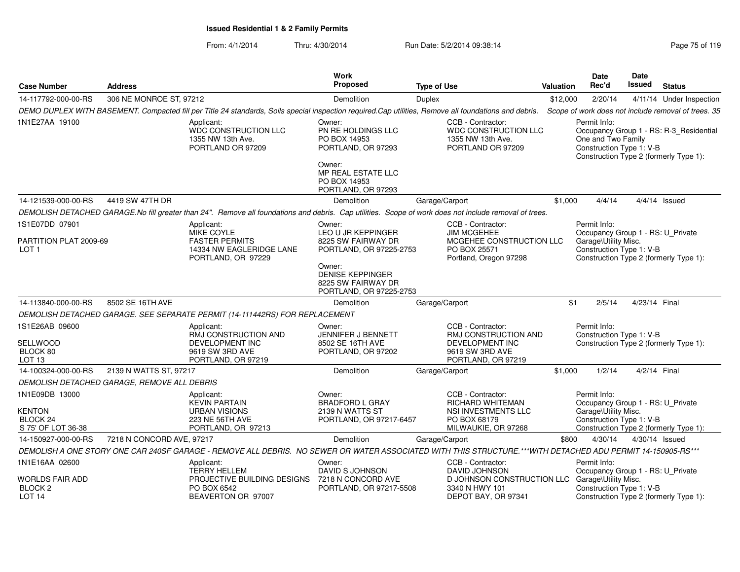# Issued Residential 1 & 2 Family Permits

From: 4/1/2014 Thru: 4/30/2014 Run Date: 5/2/2014 09:38:14

| Case Number | Address | Work Proposed | Type of Use | Valuation | Date Rec'd | Date Issued | Status |
|---|---|---|---|---|---|---|---|
| 14-117792-000-00-RS | 306 NE MONROE ST, 97212 | Demolition | Duplex | $12,000 | 2/20/14 | 4/11/14 | Under Inspection |

*DEMO DUPLEX WITH BASEMENT. Compacted fill per Title 24 standards, Soils special inspection required.Cap utilities, Remove all foundations and debris. Scope of work does not include removal of trees. 35*

1N1E27AA 19100

Applicant: WDC CONSTRUCTION LLC, 1355 NW 13th Ave., PORTLAND OR 97209

Owner: PN RE HOLDINGS LLC, PO BOX 14953, PORTLAND, OR 97293

Owner: MP REAL ESTATE LLC, PO BOX 14953, PORTLAND, OR 97293

CCB - Contractor: WDC CONSTRUCTION LLC, 1355 NW 13th Ave., PORTLAND OR 97209

Permit Info: Occupancy Group 1 - RS: R-3_Residential One and Two Family; Construction Type 1: V-B; Construction Type 2 (formerly Type 1):

| Case Number | Address | Work Proposed | Type of Use | Valuation | Date Rec'd | Date Issued | Status |
|---|---|---|---|---|---|---|---|
| 14-121539-000-00-RS | 4419 SW 47TH DR | Demolition | Garage/Carport | $1,000 | 4/4/14 | 4/4/14 | Issued |

*DEMOLISH DETACHED GARAGE.No fill greater than 24". Remove all foundations and debris. Cap utilities. Scope of work does not include removal of trees.*

1S1E07DD 07901
PARTITION PLAT 2009-69
LOT 1

Applicant: MIKE COYLE, FASTER PERMITS, 14334 NW EAGLERIDGE LANE, PORTLAND, OR 97229

Owner: LEO U JR KEPPINGER, 8225 SW FAIRWAY DR, PORTLAND, OR 97225-2753

Owner: DENISE KEPPINGER, 8225 SW FAIRWAY DR, PORTLAND, OR 97225-2753

CCB - Contractor: JIM MCGEHEE, MCGEHEE CONSTRUCTION LLC, PO BOX 25571, Portland, Oregon 97298

Permit Info: Occupancy Group 1 - RS: U_Private Garage\Utility Misc.; Construction Type 1: V-B; Construction Type 2 (formerly Type 1):

| Case Number | Address | Work Proposed | Type of Use | Valuation | Date Rec'd | Date Issued | Status |
|---|---|---|---|---|---|---|---|
| 14-113840-000-00-RS | 8502 SE 16TH AVE | Demolition | Garage/Carport | $1 | 2/5/14 | 4/23/14 | Final |

*DEMOLISH DETACHED GARAGE. SEE SEPARATE PERMIT (14-111442RS) FOR REPLACEMENT*

1S1E26AB 09600
SELLWOOD
BLOCK 80
LOT 13

Applicant: RMJ CONSTRUCTION AND DEVELOPMENT INC, 9619 SW 3RD AVE, PORTLAND, OR 97219

Owner: JENNIFER J BENNETT, 8502 SE 16TH AVE, PORTLAND, OR 97202

CCB - Contractor: RMJ CONSTRUCTION AND DEVELOPMENT INC, 9619 SW 3RD AVE, PORTLAND, OR 97219

Permit Info: Construction Type 1: V-B; Construction Type 2 (formerly Type 1):

| Case Number | Address | Work Proposed | Type of Use | Valuation | Date Rec'd | Date Issued | Status |
|---|---|---|---|---|---|---|---|
| 14-100324-000-00-RS | 2139 N WATTS ST, 97217 | Demolition | Garage/Carport | $1,000 | 1/2/14 | 4/2/14 | Final |

*DEMOLISH DETACHED GARAGE, REMOVE ALL DEBRIS*

1N1E09DB 13000
KENTON
BLOCK 24
S 75' OF LOT 36-38

Applicant: KEVIN PARTAIN, URBAN VISIONS, 223 NE 56TH AVE, PORTLAND, OR 97213

Owner: BRADFORD L GRAY, 2139 N WATTS ST, PORTLAND, OR 97217-6457

CCB - Contractor: RICHARD WHITEMAN, NSI INVESTMENTS LLC, PO BOX 68179, MILWAUKIE, OR 97268

Permit Info: Occupancy Group 1 - RS: U_Private Garage\Utility Misc.; Construction Type 1: V-B; Construction Type 2 (formerly Type 1):

| Case Number | Address | Work Proposed | Type of Use | Valuation | Date Rec'd | Date Issued | Status |
|---|---|---|---|---|---|---|---|
| 14-150927-000-00-RS | 7218 N CONCORD AVE, 97217 | Demolition | Garage/Carport | $800 | 4/30/14 | 4/30/14 | Issued |

*DEMOLISH A ONE STORY ONE CAR 240SF GARAGE - REMOVE ALL DEBRIS. NO SEWER OR WATER ASSOCIATED WITH THIS STRUCTURE.\*\*\*WITH DETACHED ADU PERMIT 14-150905-RS\*\*\**

1N1E16AA 02600
WORLDS FAIR ADD
BLOCK 2
LOT 14

Applicant: TERRY HELLEM, PROJECTIVE BUILDING DESIGNS, PO BOX 6542, BEAVERTON OR 97007

Owner: DAVID S JOHNSON, 7218 N CONCORD AVE, PORTLAND, OR 97217-5508

CCB - Contractor: DAVID JOHNSON, D JOHNSON CONSTRUCTION LLC, 3340 N HWY 101, DEPOT BAY, OR 97341

Permit Info: Occupancy Group 1 - RS: U_Private Garage\Utility Misc.; Construction Type 1: V-B; Construction Type 2 (formerly Type 1):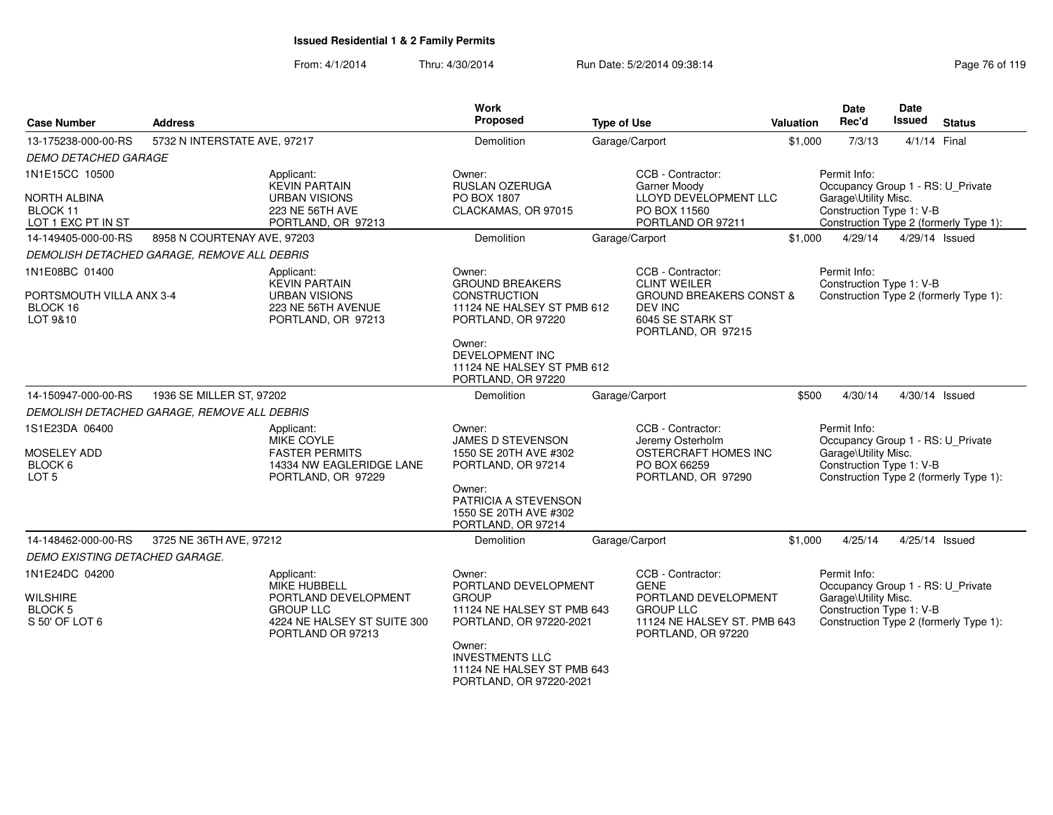# Issued Residential 1 & 2 Family Permits

From: 4/1/2014 Thru: 4/30/2014 Run Date: 5/2/2014 09:38:14

| Case Number | Address | Work Proposed | Type of Use | Valuation | Date Rec'd | Date Issued | Status |
|---|---|---|---|---|---|---|---|
| 13-175238-000-00-RS | 5732 N INTERSTATE AVE, 97217 | Demolition | Garage/Carport | $1,000 | 7/3/13 | 4/1/14 | Final |

*DEMO DETACHED GARAGE*

1N1E15CC 10500
NORTH ALBINA
BLOCK 11
LOT 1 EXC PT IN ST

Applicant: KEVIN PARTAIN, URBAN VISIONS, 223 NE 56TH AVE, PORTLAND, OR 97213

Owner: RUSLAN OZERUGA, PO BOX 1807, CLACKAMAS, OR 97015

CCB - Contractor: Garner Moody, LLOYD DEVELOPMENT LLC, PO BOX 11560, PORTLAND OR 97211

Permit Info: Occupancy Group 1 - RS: U_Private Garage\Utility Misc. Construction Type 1: V-B Construction Type 2 (formerly Type 1):

| Case Number | Address | Work Proposed | Type of Use | Valuation | Date Rec'd | Date Issued | Status |
|---|---|---|---|---|---|---|---|
| 14-149405-000-00-RS | 8958 N COURTENAY AVE, 97203 | Demolition | Garage/Carport | $1,000 | 4/29/14 | 4/29/14 | Issued |

*DEMOLISH DETACHED GARAGE, REMOVE ALL DEBRIS*

1N1E08BC 01400
PORTSMOUTH VILLA ANX 3-4
BLOCK 16
LOT 9&10

Applicant: KEVIN PARTAIN, URBAN VISIONS, 223 NE 56TH AVENUE, PORTLAND, OR 97213

Owner: GROUND BREAKERS CONSTRUCTION, 11124 NE HALSEY ST PMB 612, PORTLAND, OR 97220

Owner: DEVELOPMENT INC, 11124 NE HALSEY ST PMB 612, PORTLAND, OR 97220

CCB - Contractor: CLINT WEILER, GROUND BREAKERS CONST & DEV INC, 6045 SE STARK ST, PORTLAND, OR 97215

Permit Info: Construction Type 1: V-B Construction Type 2 (formerly Type 1):

| Case Number | Address | Work Proposed | Type of Use | Valuation | Date Rec'd | Date Issued | Status |
|---|---|---|---|---|---|---|---|
| 14-150947-000-00-RS | 1936 SE MILLER ST, 97202 | Demolition | Garage/Carport | $500 | 4/30/14 | 4/30/14 | Issued |

*DEMOLISH DETACHED GARAGE, REMOVE ALL DEBRIS*

1S1E23DA 06400
MOSELEY ADD
BLOCK 6
LOT 5

Applicant: MIKE COYLE, FASTER PERMITS, 14334 NW EAGLERIDGE LANE, PORTLAND, OR 97229

Owner: JAMES D STEVENSON, 1550 SE 20TH AVE #302, PORTLAND, OR 97214

Owner: PATRICIA A STEVENSON, 1550 SE 20TH AVE #302, PORTLAND, OR 97214

CCB - Contractor: Jeremy Osterholm, OSTERCRAFT HOMES INC, PO BOX 66259, PORTLAND, OR 97290

Permit Info: Occupancy Group 1 - RS: U_Private Garage\Utility Misc. Construction Type 1: V-B Construction Type 2 (formerly Type 1):

| Case Number | Address | Work Proposed | Type of Use | Valuation | Date Rec'd | Date Issued | Status |
|---|---|---|---|---|---|---|---|
| 14-148462-000-00-RS | 3725 NE 36TH AVE, 97212 | Demolition | Garage/Carport | $1,000 | 4/25/14 | 4/25/14 | Issued |

*DEMO EXISTING DETACHED GARAGE.*

1N1E24DC 04200
WILSHIRE
BLOCK 5
S 50' OF LOT 6

Applicant: MIKE HUBBELL, PORTLAND DEVELOPMENT GROUP LLC, 4224 NE HALSEY ST SUITE 300, PORTLAND OR 97213

Owner: PORTLAND DEVELOPMENT GROUP, 11124 NE HALSEY ST PMB 643, PORTLAND, OR 97220-2021

Owner: INVESTMENTS LLC, 11124 NE HALSEY ST PMB 643, PORTLAND, OR 97220-2021

CCB - Contractor: GENE, PORTLAND DEVELOPMENT GROUP LLC, 11124 NE HALSEY ST. PMB 643, PORTLAND, OR 97220

Permit Info: Occupancy Group 1 - RS: U_Private Garage\Utility Misc. Construction Type 1: V-B Construction Type 2 (formerly Type 1):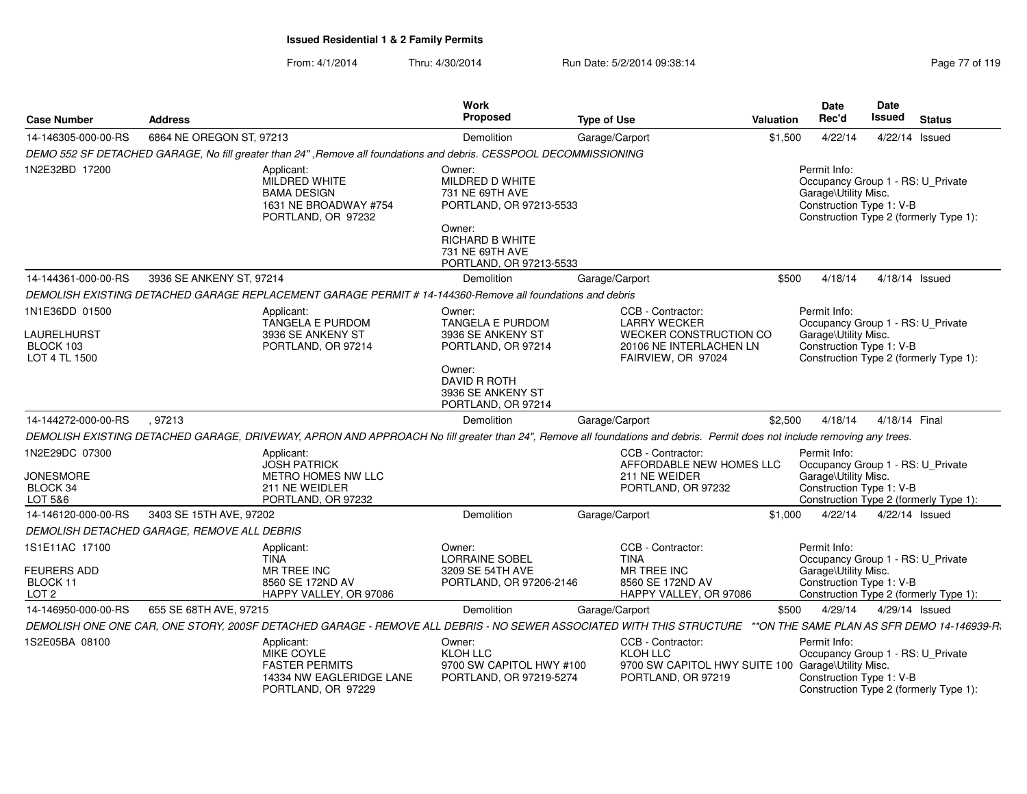**Issued Residential 1 & 2 Family Permits**

From: 4/1/2014 Thru: 4/30/2014 Run Date: 5/2/2014 09:38:14

| Case Number | Address | Work Proposed | Type of Use | Valuation | Date Rec'd | Date Issued | Status |
|---|---|---|---|---|---|---|---|
| 14-146305-000-00-RS | 6864 NE OREGON ST, 97213 | Demolition | Garage/Carport | $1,500 | 4/22/14 | 4/22/14 | Issued |

*DEMO 552 SF DETACHED GARAGE, No fill greater than 24" ,Remove all foundations and debris. CESSPOOL DECOMMISSIONING*

1N2E32BD 17200

Applicant: MILDRED WHITE, BAMA DESIGN, 1631 NE BROADWAY #754, PORTLAND, OR 97232

Owner: MILDRED D WHITE, 731 NE 69TH AVE, PORTLAND, OR 97213-5533

Owner: RICHARD B WHITE, 731 NE 69TH AVE, PORTLAND, OR 97213-5533

Permit Info: Occupancy Group 1 - RS: U_Private Garage\Utility Misc. Construction Type 1: V-B Construction Type 2 (formerly Type 1):

| Case Number | Address | Work Proposed | Type of Use | Valuation | Date Rec'd | Date Issued | Status |
|---|---|---|---|---|---|---|---|
| 14-144361-000-00-RS | 3936 SE ANKENY ST, 97214 | Demolition | Garage/Carport | $500 | 4/18/14 | 4/18/14 | Issued |

*DEMOLISH EXISTING DETACHED GARAGE REPLACEMENT GARAGE PERMIT # 14-144360-Remove all foundations and debris*

1N1E36DD 01500, LAURELHURST, BLOCK 103, LOT 4 TL 1500

Applicant: TANGELA E PURDOM, 3936 SE ANKENY ST, PORTLAND, OR 97214

Owner: TANGELA E PURDOM, 3936 SE ANKENY ST, PORTLAND, OR 97214

Owner: DAVID R ROTH, 3936 SE ANKENY ST, PORTLAND, OR 97214

CCB - Contractor: LARRY WECKER, WECKER CONSTRUCTION CO, 20106 NE INTERLACHEN LN, FAIRVIEW, OR 97024

Permit Info: Occupancy Group 1 - RS: U_Private Garage\Utility Misc. Construction Type 1: V-B Construction Type 2 (formerly Type 1):

| Case Number | Address | Work Proposed | Type of Use | Valuation | Date Rec'd | Date Issued | Status |
|---|---|---|---|---|---|---|---|
| 14-144272-000-00-RS | , 97213 | Demolition | Garage/Carport | $2,500 | 4/18/14 | 4/18/14 | Final |

*DEMOLISH EXISTING DETACHED GARAGE, DRIVEWAY, APRON AND APPROACH No fill greater than 24", Remove all foundations and debris. Permit does not include removing any trees.*

1N2E29DC 07300, JONESMORE, BLOCK 34, LOT 5&6

Applicant: JOSH PATRICK, METRO HOMES NW LLC, 211 NE WEIDLER, PORTLAND, OR 97232

CCB - Contractor: AFFORDABLE NEW HOMES LLC, 211 NE WEIDER, PORTLAND, OR 97232

Permit Info: Occupancy Group 1 - RS: U_Private Garage\Utility Misc. Construction Type 1: V-B Construction Type 2 (formerly Type 1):

| Case Number | Address | Work Proposed | Type of Use | Valuation | Date Rec'd | Date Issued | Status |
|---|---|---|---|---|---|---|---|
| 14-146120-000-00-RS | 3403 SE 15TH AVE, 97202 | Demolition | Garage/Carport | $1,000 | 4/22/14 | 4/22/14 | Issued |

*DEMOLISH DETACHED GARAGE, REMOVE ALL DEBRIS*

1S1E11AC 17100, FEURERS ADD, BLOCK 11, LOT 2

Applicant: TINA, MR TREE INC, 8560 SE 172ND AV, HAPPY VALLEY, OR 97086

Owner: LORRAINE SOBEL, 3209 SE 54TH AVE, PORTLAND, OR 97206-2146

CCB - Contractor: TINA, MR TREE INC, 8560 SE 172ND AV, HAPPY VALLEY, OR 97086

Permit Info: Occupancy Group 1 - RS: U_Private Garage\Utility Misc. Construction Type 1: V-B Construction Type 2 (formerly Type 1):

| Case Number | Address | Work Proposed | Type of Use | Valuation | Date Rec'd | Date Issued | Status |
|---|---|---|---|---|---|---|---|
| 14-146950-000-00-RS | 655 SE 68TH AVE, 97215 | Demolition | Garage/Carport | $500 | 4/29/14 | 4/29/14 | Issued |

*DEMOLISH ONE ONE CAR, ONE STORY, 200SF DETACHED GARAGE - REMOVE ALL DEBRIS - NO SEWER ASSOCIATED WITH THIS STRUCTURE \*\*ON THE SAME PLAN AS SFR DEMO 14-146939-R*

1S2E05BA 08100

Applicant: MIKE COYLE, FASTER PERMITS, 14334 NW EAGLERIDGE LANE, PORTLAND, OR 97229

Owner: KLOH LLC, 9700 SW CAPITOL HWY #100, PORTLAND, OR 97219-5274

CCB - Contractor: KLOH LLC, 9700 SW CAPITOL HWY SUITE 100, PORTLAND, OR 97219

Permit Info: Occupancy Group 1 - RS: U_Private Garage\Utility Misc. Construction Type 1: V-B Construction Type 2 (formerly Type 1):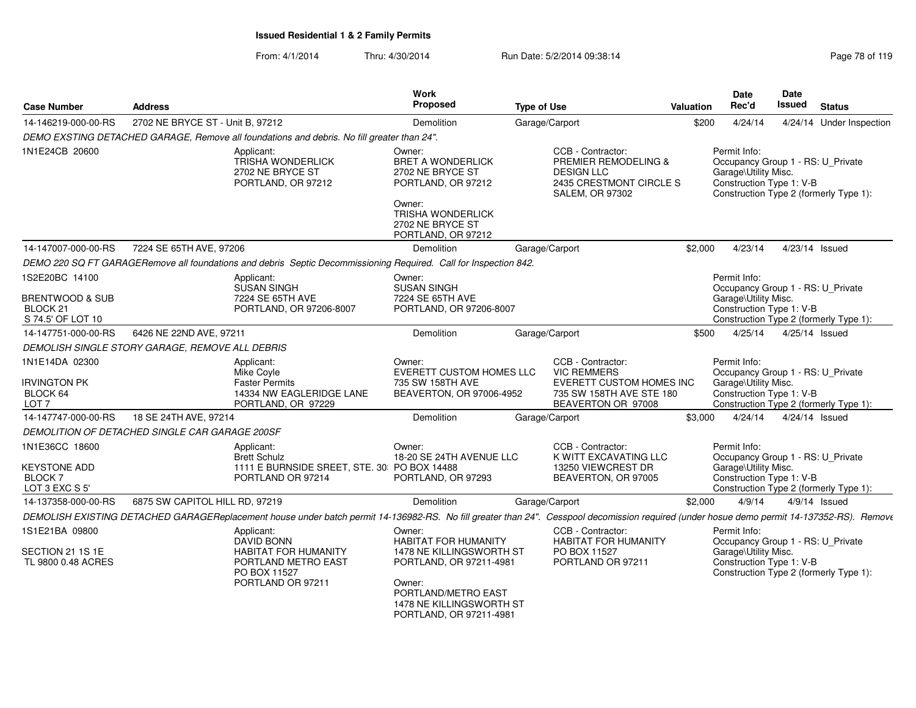# Issued Residential 1 & 2 Family Permits

From: 4/1/2014 Thru: 4/30/2014 Run Date: 5/2/2014 09:38:14

| Case Number | Address | Work Proposed | Type of Use | Valuation | Date Rec'd | Date Issued | Status |
|---|---|---|---|---|---|---|---|
| 14-146219-000-00-RS | 2702 NE BRYCE ST - Unit B, 97212 | Demolition | Garage/Carport | $200 | 4/24/14 | 4/24/14 | Under Inspection |

*DEMO EXSTING DETACHED GARAGE, Remove all foundations and debris. No fill greater than 24".*

1N1E24CB 20600

Applicant: TRISHA WONDERLICK, 2702 NE BRYCE ST, PORTLAND, OR 97212

Owner: BRET A WONDERLICK, 2702 NE BRYCE ST, PORTLAND, OR 97212

Owner: TRISHA WONDERLICK, 2702 NE BRYCE ST, PORTLAND, OR 97212

CCB - Contractor: PREMIER REMODELING & DESIGN LLC, 2435 CRESTMONT CIRCLE S, SALEM, OR 97302

Permit Info: Occupancy Group 1 - RS: U_Private Garage\Utility Misc. Construction Type 1: V-B Construction Type 2 (formerly Type 1):

| Case Number | Address | Work Proposed | Type of Use | Valuation | Date Rec'd | Date Issued | Status |
|---|---|---|---|---|---|---|---|
| 14-147007-000-00-RS | 7224 SE 65TH AVE, 97206 | Demolition | Garage/Carport | $2,000 | 4/23/14 | 4/23/14 | Issued |

*DEMO 220 SQ FT GARAGERemove all foundations and debris Septic Decommissioning Required. Call for Inspection 842.*

1S2E20BC 14100
BRENTWOOD & SUB
BLOCK 21
S 74.5' OF LOT 10

Applicant: SUSAN SINGH, 7224 SE 65TH AVE, PORTLAND, OR 97206-8007

Owner: SUSAN SINGH, 7224 SE 65TH AVE, PORTLAND, OR 97206-8007

Permit Info: Occupancy Group 1 - RS: U_Private Garage\Utility Misc. Construction Type 1: V-B Construction Type 2 (formerly Type 1):

| Case Number | Address | Work Proposed | Type of Use | Valuation | Date Rec'd | Date Issued | Status |
|---|---|---|---|---|---|---|---|
| 14-147751-000-00-RS | 6426 NE 22ND AVE, 97211 | Demolition | Garage/Carport | $500 | 4/25/14 | 4/25/14 | Issued |

*DEMOLISH SINGLE STORY GARAGE, REMOVE ALL DEBRIS*

1N1E14DA 02300
IRVINGTON PK
BLOCK 64
LOT 7

Applicant: Mike Coyle, Faster Permits, 14334 NW EAGLERIDGE LANE, PORTLAND, OR 97229

Owner: EVERETT CUSTOM HOMES LLC, 735 SW 158TH AVE, BEAVERTON, OR 97006-4952

CCB - Contractor: VIC REMMERS, EVERETT CUSTOM HOMES INC, 735 SW 158TH AVE STE 180, BEAVERTON OR 97008

Permit Info: Occupancy Group 1 - RS: U_Private Garage\Utility Misc. Construction Type 1: V-B Construction Type 2 (formerly Type 1):

| Case Number | Address | Work Proposed | Type of Use | Valuation | Date Rec'd | Date Issued | Status |
|---|---|---|---|---|---|---|---|
| 14-147747-000-00-RS | 18 SE 24TH AVE, 97214 | Demolition | Garage/Carport | $3,000 | 4/24/14 | 4/24/14 | Issued |

*DEMOLITION OF DETACHED SINGLE CAR GARAGE 200SF*

1N1E36CC 18600
KEYSTONE ADD
BLOCK 7
LOT 3 EXC S 5'

Applicant: Brett Schulz, 1111 E BURNSIDE SREET, STE. 30: PORTLAND OR 97214

Owner: 18-20 SE 24TH AVENUE LLC, PO BOX 14488, PORTLAND, OR 97293

CCB - Contractor: K WITT EXCAVATING LLC, 13250 VIEWCREST DR, BEAVERTON, OR 97005

Permit Info: Occupancy Group 1 - RS: U_Private Garage\Utility Misc. Construction Type 1: V-B Construction Type 2 (formerly Type 1):

| Case Number | Address | Work Proposed | Type of Use | Valuation | Date Rec'd | Date Issued | Status |
|---|---|---|---|---|---|---|---|
| 14-137358-000-00-RS | 6875 SW CAPITOL HILL RD, 97219 | Demolition | Garage/Carport | $2,000 | 4/9/14 | 4/9/14 | Issued |

*DEMOLISH EXISTING DETACHED GARAGEReplacement house under batch permit 14-136982-RS. No fill greater than 24". Cesspool decomission required (under hosue demo permit 14-137352-RS). Remove*

1S1E21BA 09800
SECTION 21 1S 1E
TL 9800 0.48 ACRES

Applicant: DAVID BONN, HABITAT FOR HUMANITY, PORTLAND METRO EAST, PO BOX 11527, PORTLAND OR 97211

Owner: HABITAT FOR HUMANITY, 1478 NE KILLINGSWORTH ST, PORTLAND, OR 97211-4981

Owner: PORTLAND/METRO EAST, 1478 NE KILLINGSWORTH ST, PORTLAND, OR 97211-4981

CCB - Contractor: HABITAT FOR HUMANITY, PO BOX 11527, PORTLAND OR 97211

Permit Info: Occupancy Group 1 - RS: U_Private Garage\Utility Misc. Construction Type 1: V-B Construction Type 2 (formerly Type 1):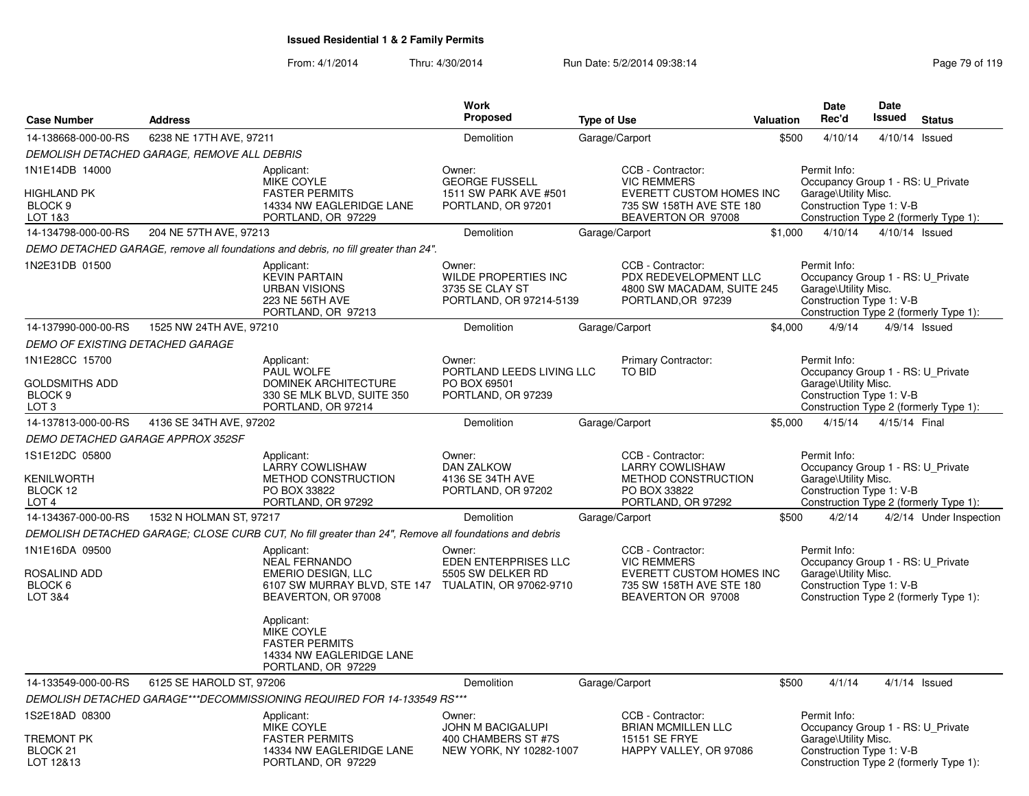**Issued Residential 1 & 2 Family Permits**

From: 4/1/2014 Thru: 4/30/2014 Run Date: 5/2/2014 09:38:14

| Case Number | Address | Work Proposed | Type of Use | Valuation | Date Rec'd | Date Issued | Status |
|---|---|---|---|---|---|---|---|
| 14-138668-000-00-RS | 6238 NE 17TH AVE, 97211 | Demolition | Garage/Carport | $500 | 4/10/14 | 4/10/14 | Issued |

*DEMOLISH DETACHED GARAGE, REMOVE ALL DEBRIS*

1N1E14DB 14000
HIGHLAND PK
BLOCK 9
LOT 1&3

Applicant: MIKE COYLE, FASTER PERMITS, 14334 NW EAGLERIDGE LANE, PORTLAND, OR 97229
Owner: GEORGE FUSSELL, 1511 SW PARK AVE #501, PORTLAND, OR 97201
CCB - Contractor: VIC REMMERS, EVERETT CUSTOM HOMES INC, 735 SW 158TH AVE STE 180, BEAVERTON OR 97008
Permit Info: Occupancy Group 1 - RS: U_Private Garage\Utility Misc. Construction Type 1: V-B Construction Type 2 (formerly Type 1):

| Case Number | Address | Work Proposed | Type of Use | Valuation | Date Rec'd | Date Issued | Status |
|---|---|---|---|---|---|---|---|
| 14-134798-000-00-RS | 204 NE 57TH AVE, 97213 | Demolition | Garage/Carport | $1,000 | 4/10/14 | 4/10/14 | Issued |

*DEMO DETACHED GARAGE, remove all foundations and debris, no fill greater than 24".*

1N2E31DB 01500

Applicant: KEVIN PARTAIN, URBAN VISIONS, 223 NE 56TH AVE, PORTLAND, OR 97213
Owner: WILDE PROPERTIES INC, 3735 SE CLAY ST, PORTLAND, OR 97214-5139
CCB - Contractor: PDX REDEVELOPMENT LLC, 4800 SW MACADAM, SUITE 245, PORTLAND,OR 97239
Permit Info: Occupancy Group 1 - RS: U_Private Garage\Utility Misc. Construction Type 1: V-B Construction Type 2 (formerly Type 1):

| Case Number | Address | Work Proposed | Type of Use | Valuation | Date Rec'd | Date Issued | Status |
|---|---|---|---|---|---|---|---|
| 14-137990-000-00-RS | 1525 NW 24TH AVE, 97210 | Demolition | Garage/Carport | $4,000 | 4/9/14 | 4/9/14 | Issued |

*DEMO OF EXISTING DETACHED GARAGE*

1N1E28CC 15700
GOLDSMITHS ADD
BLOCK 9
LOT 3

Applicant: PAUL WOLFE, DOMINEK ARCHITECTURE, 330 SE MLK BLVD, SUITE 350, PORTLAND, OR 97214
Owner: PORTLAND LEEDS LIVING LLC, PO BOX 69501, PORTLAND, OR 97239
Primary Contractor: TO BID
Permit Info: Occupancy Group 1 - RS: U_Private Garage\Utility Misc. Construction Type 1: V-B Construction Type 2 (formerly Type 1):

| Case Number | Address | Work Proposed | Type of Use | Valuation | Date Rec'd | Date Issued | Status |
|---|---|---|---|---|---|---|---|
| 14-137813-000-00-RS | 4136 SE 34TH AVE, 97202 | Demolition | Garage/Carport | $5,000 | 4/15/14 | 4/15/14 | Final |

*DEMO DETACHED GARAGE APPROX 352SF*

1S1E12DC 05800
KENILWORTH
BLOCK 12
LOT 4

Applicant: LARRY COWLISHAW, METHOD CONSTRUCTION, PO BOX 33822, PORTLAND, OR 97292
Owner: DAN ZALKOW, 4136 SE 34TH AVE, PORTLAND, OR 97202
CCB - Contractor: LARRY COWLISHAW, METHOD CONSTRUCTION, PO BOX 33822, PORTLAND, OR 97292
Permit Info: Occupancy Group 1 - RS: U_Private Garage\Utility Misc. Construction Type 1: V-B Construction Type 2 (formerly Type 1):

| Case Number | Address | Work Proposed | Type of Use | Valuation | Date Rec'd | Date Issued | Status |
|---|---|---|---|---|---|---|---|
| 14-134367-000-00-RS | 1532 N HOLMAN ST, 97217 | Demolition | Garage/Carport | $500 | 4/2/14 | 4/2/14 | Under Inspection |

*DEMOLISH DETACHED GARAGE; CLOSE CURB CUT, No fill greater than 24", Remove all foundations and debris*

1N1E16DA 09500
ROSALIND ADD
BLOCK 6
LOT 3&4

Applicant: NEAL FERNANDO, EMERIO DESIGN, LLC, 6107 SW MURRAY BLVD, STE 147, BEAVERTON, OR 97008
Applicant: MIKE COYLE, FASTER PERMITS, 14334 NW EAGLERIDGE LANE, PORTLAND, OR 97229
Owner: EDEN ENTERPRISES LLC, 5505 SW DELKER RD, TUALATIN, OR 97062-9710
CCB - Contractor: VIC REMMERS, EVERETT CUSTOM HOMES INC, 735 SW 158TH AVE STE 180, BEAVERTON OR 97008
Permit Info: Occupancy Group 1 - RS: U_Private Garage\Utility Misc. Construction Type 1: V-B Construction Type 2 (formerly Type 1):

| Case Number | Address | Work Proposed | Type of Use | Valuation | Date Rec'd | Date Issued | Status |
|---|---|---|---|---|---|---|---|
| 14-133549-000-00-RS | 6125 SE HAROLD ST, 97206 | Demolition | Garage/Carport | $500 | 4/1/14 | 4/1/14 | Issued |

*DEMOLISH DETACHED GARAGE***DECOMMISSIONING REQUIRED FOR 14-133549 RS****

1S2E18AD 08300
TREMONT PK
BLOCK 21
LOT 12&13

Applicant: MIKE COYLE, FASTER PERMITS, 14334 NW EAGLERIDGE LANE, PORTLAND, OR 97229
Owner: JOHN M BACIGALUPI, 400 CHAMBERS ST #7S, NEW YORK, NY 10282-1007
CCB - Contractor: BRIAN MCMILLEN LLC, 15151 SE FRYE, HAPPY VALLEY, OR 97086
Permit Info: Occupancy Group 1 - RS: U_Private Garage\Utility Misc. Construction Type 1: V-B Construction Type 2 (formerly Type 1):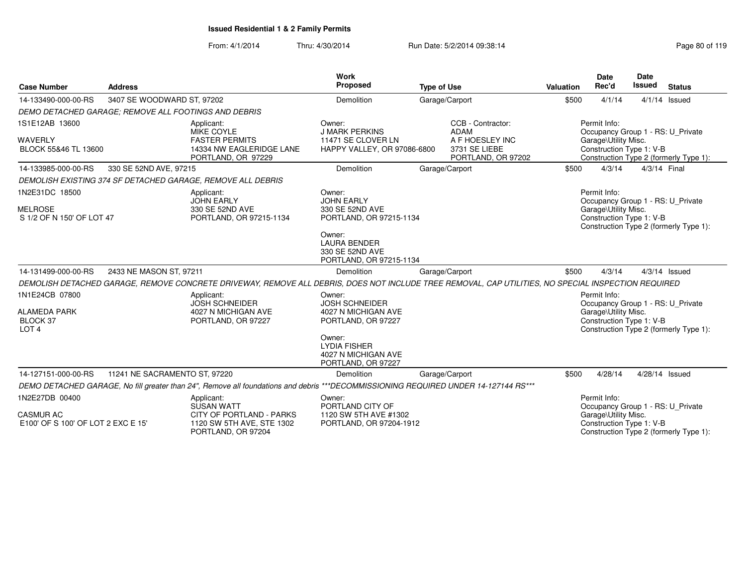**Issued Residential 1 & 2 Family Permits**

From: 4/1/2014 Thru: 4/30/2014 Run Date: 5/2/2014 09:38:14

| Case Number | Address | Work Proposed | Type of Use | Valuation | Date Rec'd | Date Issued | Status |
|---|---|---|---|---|---|---|---|
| 14-133490-000-00-RS | 3407 SE WOODWARD ST, 97202 | Demolition | Garage/Carport | $500 | 4/1/14 | 4/1/14 | Issued |

*DEMO DETACHED GARAGE; REMOVE ALL FOOTINGS AND DEBRIS*

1S1E12AB 13600
WAVERLY
BLOCK 55&46 TL 13600

Applicant:
MIKE COYLE
FASTER PERMITS
14334 NW EAGLERIDGE LANE
PORTLAND, OR 97229

Owner:
J MARK PERKINS
11471 SE CLOVER LN
HAPPY VALLEY, OR 97086-6800

CCB - Contractor:
ADAM
A F HOESLEY INC
3731 SE LIEBE
PORTLAND, OR 97202

Permit Info:
Occupancy Group 1 - RS: U_Private
Garage\Utility Misc.
Construction Type 1: V-B
Construction Type 2 (formerly Type 1):

| Case Number | Address | Work Proposed | Type of Use | Valuation | Date Rec'd | Date Issued | Status |
|---|---|---|---|---|---|---|---|
| 14-133985-000-00-RS | 330 SE 52ND AVE, 97215 | Demolition | Garage/Carport | $500 | 4/3/14 | 4/3/14 | Final |

*DEMOLISH EXISTING 374 SF DETACHED GARAGE, REMOVE ALL DEBRIS*

1N2E31DC 18500
MELROSE
S 1/2 OF N 150' OF LOT 47

Applicant:
JOHN EARLY
330 SE 52ND AVE
PORTLAND, OR 97215-1134

Owner:
JOHN EARLY
330 SE 52ND AVE
PORTLAND, OR 97215-1134

Owner:
LAURA BENDER
330 SE 52ND AVE
PORTLAND, OR 97215-1134

Permit Info:
Occupancy Group 1 - RS: U_Private
Garage\Utility Misc.
Construction Type 1: V-B
Construction Type 2 (formerly Type 1):

| Case Number | Address | Work Proposed | Type of Use | Valuation | Date Rec'd | Date Issued | Status |
|---|---|---|---|---|---|---|---|
| 14-131499-000-00-RS | 2433 NE MASON ST, 97211 | Demolition | Garage/Carport | $500 | 4/3/14 | 4/3/14 | Issued |

*DEMOLISH DETACHED GARAGE, REMOVE CONCRETE DRIVEWAY, REMOVE ALL DEBRIS, DOES NOT INCLUDE TREE REMOVAL, CAP UTILITIES, NO SPECIAL INSPECTION REQUIRED*

1N1E24CB 07800
ALAMEDA PARK
BLOCK 37
LOT 4

Applicant:
JOSH SCHNEIDER
4027 N MICHIGAN AVE
PORTLAND, OR 97227

Owner:
JOSH SCHNEIDER
4027 N MICHIGAN AVE
PORTLAND, OR 97227

Owner:
LYDIA FISHER
4027 N MICHIGAN AVE
PORTLAND, OR 97227

Permit Info:
Occupancy Group 1 - RS: U_Private
Garage\Utility Misc.
Construction Type 1: V-B
Construction Type 2 (formerly Type 1):

| Case Number | Address | Work Proposed | Type of Use | Valuation | Date Rec'd | Date Issued | Status |
|---|---|---|---|---|---|---|---|
| 14-127151-000-00-RS | 11241 NE SACRAMENTO ST, 97220 | Demolition | Garage/Carport | $500 | 4/28/14 | 4/28/14 | Issued |

*DEMO DETACHED GARAGE, No fill greater than 24", Remove all foundations and debris ***DECOMMISSIONING REQUIRED UNDER 14-127144 RS****

1N2E27DB 00400
CASMUR AC
E100' OF S 100' OF LOT 2 EXC E 15'

Applicant:
SUSAN WATT
CITY OF PORTLAND - PARKS
1120 SW 5TH AVE, STE 1302
PORTLAND, OR 97204

Owner:
PORTLAND CITY OF
1120 SW 5TH AVE #1302
PORTLAND, OR 97204-1912

Permit Info:
Occupancy Group 1 - RS: U_Private
Garage\Utility Misc.
Construction Type 1: V-B
Construction Type 2 (formerly Type 1):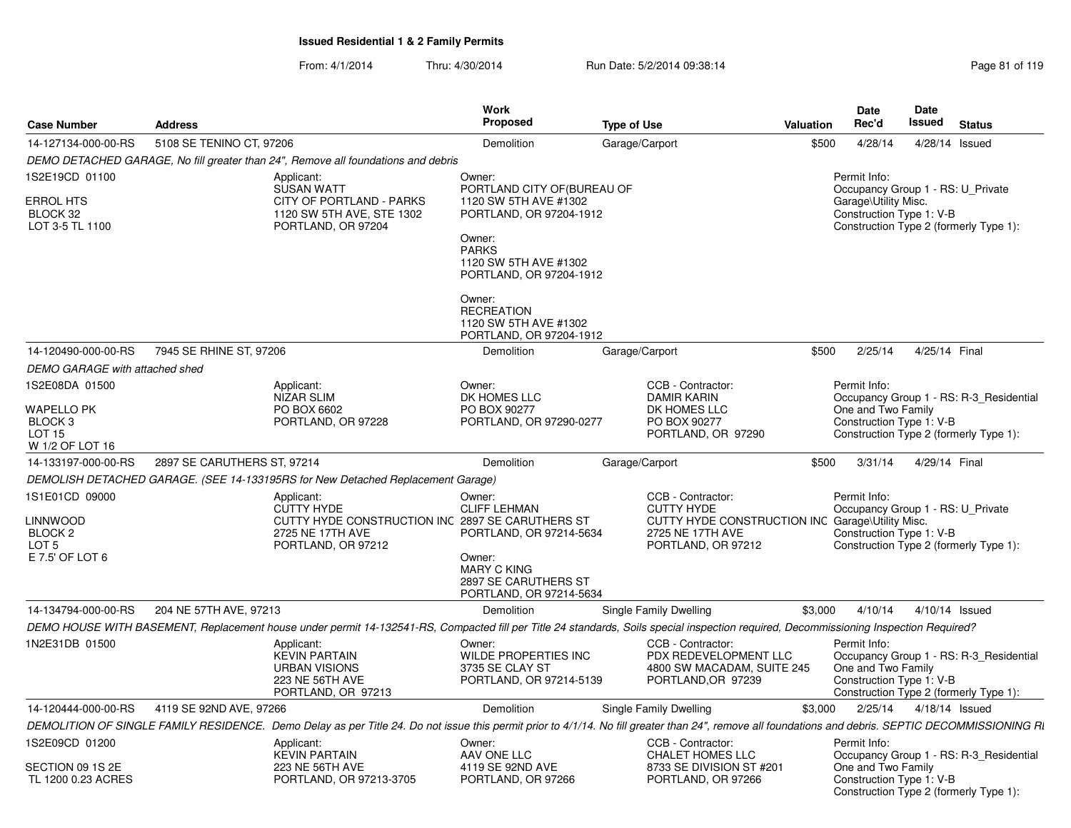## Issued Residential 1 & 2 Family Permits

From: 4/1/2014 Thru: 4/30/2014 Run Date: 5/2/2014 09:38:14

| Case Number | Address | Work Proposed | Type of Use | Valuation | Date Rec'd | Date Issued | Status |
|---|---|---|---|---|---|---|---|
| 14-127134-000-00-RS | 5108 SE TENINO CT, 97206 | Demolition | Garage/Carport | $500 | 4/28/14 | 4/28/14 | Issued |

*DEMO DETACHED GARAGE, No fill greater than 24", Remove all foundations and debris*

1S2E19CD 01100
ERROL HTS
BLOCK 32
LOT 3-5 TL 1100

Applicant:
SUSAN WATT
CITY OF PORTLAND - PARKS
1120 SW 5TH AVE, STE 1302
PORTLAND, OR 97204

Owner:
PORTLAND CITY OF(BUREAU OF
1120 SW 5TH AVE #1302
PORTLAND, OR 97204-1912

Owner:
PARKS
1120 SW 5TH AVE #1302
PORTLAND, OR 97204-1912

Owner:
RECREATION
1120 SW 5TH AVE #1302
PORTLAND, OR 97204-1912

Permit Info:
Occupancy Group 1 - RS: U_Private Garage\Utility Misc.
Construction Type 1: V-B
Construction Type 2 (formerly Type 1):

| Case Number | Address | Work Proposed | Type of Use | Valuation | Date Rec'd | Date Issued | Status |
|---|---|---|---|---|---|---|---|
| 14-120490-000-00-RS | 7945 SE RHINE ST, 97206 | Demolition | Garage/Carport | $500 | 2/25/14 | 4/25/14 | Final |

*DEMO GARAGE with attached shed*

1S2E08DA 01500
WAPELLO PK
BLOCK 3
LOT 15
W 1/2 OF LOT 16

Applicant:
NIZAR SLIM
PO BOX 6602
PORTLAND, OR 97228

Owner:
DK HOMES LLC
PO BOX 90277
PORTLAND, OR 97290-0277

CCB - Contractor:
DAMIR KARIN
DK HOMES LLC
PO BOX 90277
PORTLAND, OR 97290

Permit Info:
Occupancy Group 1 - RS: R-3_Residential One and Two Family
Construction Type 1: V-B
Construction Type 2 (formerly Type 1):

| Case Number | Address | Work Proposed | Type of Use | Valuation | Date Rec'd | Date Issued | Status |
|---|---|---|---|---|---|---|---|
| 14-133197-000-00-RS | 2897 SE CARUTHERS ST, 97214 | Demolition | Garage/Carport | $500 | 3/31/14 | 4/29/14 | Final |

*DEMOLISH DETACHED GARAGE. (SEE 14-133195RS for New Detached Replacement Garage)*

1S1E01CD 09000
LINNWOOD
BLOCK 2
LOT 5
E 7.5' OF LOT 6

Applicant:
CUTTY HYDE
CUTTY HYDE CONSTRUCTION INC
2725 NE 17TH AVE
PORTLAND, OR 97212

Owner:
CLIFF LEHMAN
2897 SE CARUTHERS ST
PORTLAND, OR 97214-5634

Owner:
MARY C KING
2897 SE CARUTHERS ST
PORTLAND, OR 97214-5634

CCB - Contractor:
CUTTY HYDE
CUTTY HYDE CONSTRUCTION INC
2725 NE 17TH AVE
PORTLAND, OR 97212

Permit Info:
Occupancy Group 1 - RS: U_Private Garage\Utility Misc.
Construction Type 1: V-B
Construction Type 2 (formerly Type 1):

| Case Number | Address | Work Proposed | Type of Use | Valuation | Date Rec'd | Date Issued | Status |
|---|---|---|---|---|---|---|---|
| 14-134794-000-00-RS | 204 NE 57TH AVE, 97213 | Demolition | Single Family Dwelling | $3,000 | 4/10/14 | 4/10/14 | Issued |

*DEMO HOUSE WITH BASEMENT, Replacement house under permit 14-132541-RS, Compacted fill per Title 24 standards, Soils special inspection required, Decommissioning Inspection Required?*

1N2E31DB 01500

Applicant:
KEVIN PARTAIN
URBAN VISIONS
223 NE 56TH AVE
PORTLAND, OR 97213

Owner:
WILDE PROPERTIES INC
3735 SE CLAY ST
PORTLAND, OR 97214-5139

CCB - Contractor:
PDX REDEVELOPMENT LLC
4800 SW MACADAM, SUITE 245
PORTLAND,OR 97239

Permit Info:
Occupancy Group 1 - RS: R-3_Residential One and Two Family
Construction Type 1: V-B
Construction Type 2 (formerly Type 1):

| Case Number | Address | Work Proposed | Type of Use | Valuation | Date Rec'd | Date Issued | Status |
|---|---|---|---|---|---|---|---|
| 14-120444-000-00-RS | 4119 SE 92ND AVE, 97266 | Demolition | Single Family Dwelling | $3,000 | 2/25/14 | 4/18/14 | Issued |

*DEMOLITION OF SINGLE FAMILY RESIDENCE. Demo Delay as per Title 24. Do not issue this permit prior to 4/1/14. No fill greater than 24", remove all foundations and debris. SEPTIC DECOMMISSIONING RI*

1S2E09CD 01200
SECTION 09 1S 2E
TL 1200 0.23 ACRES

Applicant:
KEVIN PARTAIN
223 NE 56TH AVE
PORTLAND, OR 97213-3705

Owner:
AAV ONE LLC
4119 SE 92ND AVE
PORTLAND, OR 97266

CCB - Contractor:
CHALET HOMES LLC
8733 SE DIVISION ST #201
PORTLAND, OR 97266

Permit Info:
Occupancy Group 1 - RS: R-3_Residential One and Two Family
Construction Type 1: V-B
Construction Type 2 (formerly Type 1):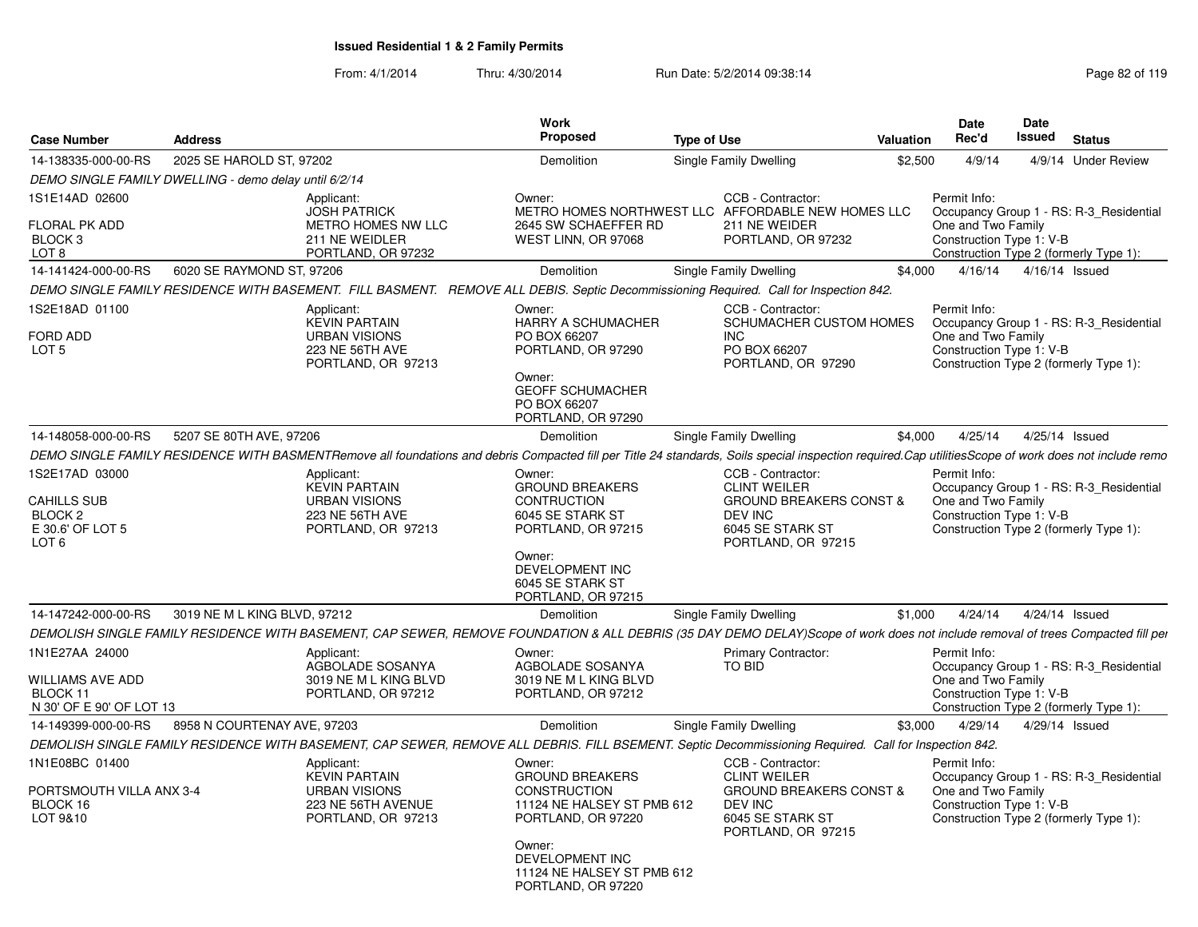## Issued Residential 1 & 2 Family Permits

From: 4/1/2014 Thru: 4/30/2014 Run Date: 5/2/2014 09:38:14

| Case Number | Address | Work Proposed | Type of Use | Valuation | Date Rec'd | Date Issued | Status |
|---|---|---|---|---|---|---|---|
| 14-138335-000-00-RS | 2025 SE HAROLD ST, 97202 | Demolition | Single Family Dwelling | $2,500 | 4/9/14 | 4/9/14 | Under Review |

*DEMO SINGLE FAMILY DWELLING - demo delay until 6/2/14*

| | Applicant | Owner | CCB - Contractor | Permit Info |
|---|---|---|---|---|
| 1S1E14AD 02600<br>FLORAL PK ADD<br>BLOCK 3<br>LOT 8 | JOSH PATRICK<br>METRO HOMES NW LLC<br>211 NE WEIDLER<br>PORTLAND, OR 97232 | METRO HOMES NORTHWEST LLC<br>2645 SW SCHAEFFER RD<br>WEST LINN, OR 97068 | AFFORDABLE NEW HOMES LLC<br>211 NE WEIDER<br>PORTLAND, OR 97232 | Occupancy Group 1 - RS: R-3_Residential One and Two Family<br>Construction Type 1: V-B<br>Construction Type 2 (formerly Type 1): |

| Case Number | Address | Work Proposed | Type of Use | Valuation | Date Rec'd | Date Issued | Status |
|---|---|---|---|---|---|---|---|
| 14-141424-000-00-RS | 6020 SE RAYMOND ST, 97206 | Demolition | Single Family Dwelling | $4,000 | 4/16/14 | 4/16/14 | Issued |

*DEMO SINGLE FAMILY RESIDENCE WITH BASEMENT. FILL BASMENT. REMOVE ALL DEBIS. Septic Decommissioning Required. Call for Inspection 842.*

| | Applicant | Owner | CCB - Contractor | Permit Info |
|---|---|---|---|---|
| 1S2E18AD 01100<br>FORD ADD<br>LOT 5 | KEVIN PARTAIN<br>URBAN VISIONS<br>223 NE 56TH AVE<br>PORTLAND, OR 97213 | HARRY A SCHUMACHER<br>PO BOX 66207<br>PORTLAND, OR 97290<br><br>Owner:<br>GEOFF SCHUMACHER<br>PO BOX 66207<br>PORTLAND, OR 97290 | SCHUMACHER CUSTOM HOMES INC<br>PO BOX 66207<br>PORTLAND, OR 97290 | Occupancy Group 1 - RS: R-3_Residential One and Two Family<br>Construction Type 1: V-B<br>Construction Type 2 (formerly Type 1): |

| Case Number | Address | Work Proposed | Type of Use | Valuation | Date Rec'd | Date Issued | Status |
|---|---|---|---|---|---|---|---|
| 14-148058-000-00-RS | 5207 SE 80TH AVE, 97206 | Demolition | Single Family Dwelling | $4,000 | 4/25/14 | 4/25/14 | Issued |

*DEMO SINGLE FAMILY RESIDENCE WITH BASMENTRemove all foundations and debris Compacted fill per Title 24 standards, Soils special inspection required.Cap utilitiesScope of work does not include remo*

| | Applicant | Owner | CCB - Contractor | Permit Info |
|---|---|---|---|---|
| 1S2E17AD 03000<br>CAHILLS SUB<br>BLOCK 2<br>E 30.6' OF LOT 5<br>LOT 6 | KEVIN PARTAIN<br>URBAN VISIONS<br>223 NE 56TH AVE<br>PORTLAND, OR 97213 | GROUND BREAKERS CONTRUCTION<br>6045 SE STARK ST<br>PORTLAND, OR 97215<br><br>Owner:<br>DEVELOPMENT INC<br>6045 SE STARK ST<br>PORTLAND, OR 97215 | CLINT WEILER<br>GROUND BREAKERS CONST & DEV INC<br>6045 SE STARK ST<br>PORTLAND, OR 97215 | Occupancy Group 1 - RS: R-3_Residential One and Two Family<br>Construction Type 1: V-B<br>Construction Type 2 (formerly Type 1): |

| Case Number | Address | Work Proposed | Type of Use | Valuation | Date Rec'd | Date Issued | Status |
|---|---|---|---|---|---|---|---|
| 14-147242-000-00-RS | 3019 NE M L KING BLVD, 97212 | Demolition | Single Family Dwelling | $1,000 | 4/24/14 | 4/24/14 | Issued |

*DEMOLISH SINGLE FAMILY RESIDENCE WITH BASEMENT, CAP SEWER, REMOVE FOUNDATION & ALL DEBRIS (35 DAY DEMO DELAY)Scope of work does not include removal of trees Compacted fill per*

| | Applicant | Owner | Primary Contractor | Permit Info |
|---|---|---|---|---|
| 1N1E27AA 24000<br>WILLIAMS AVE ADD<br>BLOCK 11<br>N 30' OF E 90' OF LOT 13 | AGBOLADE SOSANYA<br>3019 NE M L KING BLVD<br>PORTLAND, OR 97212 | AGBOLADE SOSANYA<br>3019 NE M L KING BLVD<br>PORTLAND, OR 97212 | TO BID | Occupancy Group 1 - RS: R-3_Residential One and Two Family<br>Construction Type 1: V-B<br>Construction Type 2 (formerly Type 1): |

| Case Number | Address | Work Proposed | Type of Use | Valuation | Date Rec'd | Date Issued | Status |
|---|---|---|---|---|---|---|---|
| 14-149399-000-00-RS | 8958 N COURTENAY AVE, 97203 | Demolition | Single Family Dwelling | $3,000 | 4/29/14 | 4/29/14 | Issued |

*DEMOLISH SINGLE FAMILY RESIDENCE WITH BASEMENT, CAP SEWER, REMOVE ALL DEBRIS. FILL BSEMENT. Septic Decommissioning Required. Call for Inspection 842.*

| | Applicant | Owner | CCB - Contractor | Permit Info |
|---|---|---|---|---|
| 1N1E08BC 01400<br>PORTSMOUTH VILLA ANX 3-4<br>BLOCK 16<br>LOT 9&10 | KEVIN PARTAIN<br>URBAN VISIONS<br>223 NE 56TH AVENUE<br>PORTLAND, OR 97213 | GROUND BREAKERS CONSTRUCTION<br>11124 NE HALSEY ST PMB 612<br>PORTLAND, OR 97220<br><br>Owner:<br>DEVELOPMENT INC<br>11124 NE HALSEY ST PMB 612<br>PORTLAND, OR 97220 | CLINT WEILER<br>GROUND BREAKERS CONST & DEV INC<br>6045 SE STARK ST<br>PORTLAND, OR 97215 | Occupancy Group 1 - RS: R-3_Residential One and Two Family<br>Construction Type 1: V-B<br>Construction Type 2 (formerly Type 1): |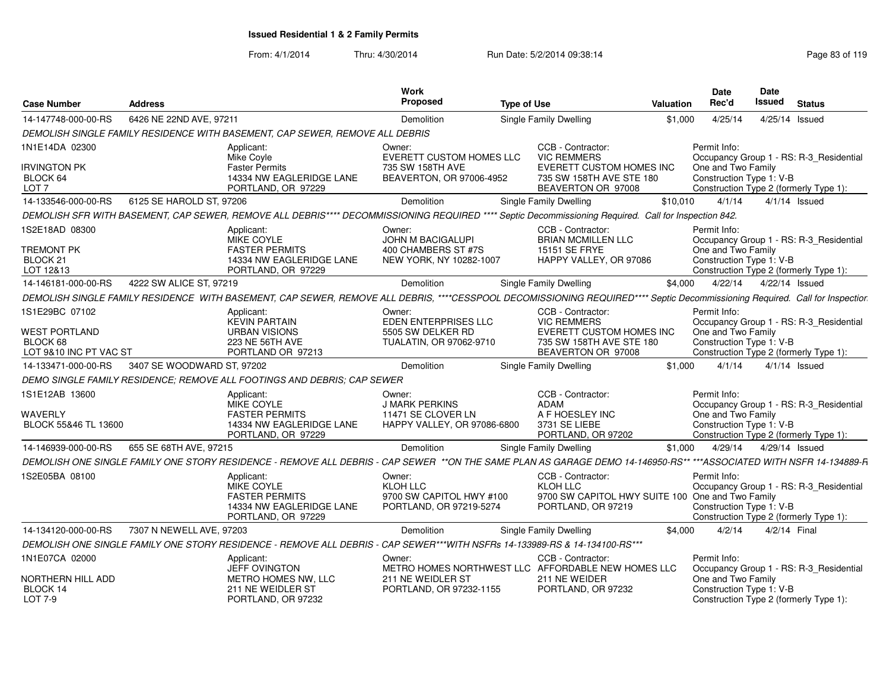**Issued Residential 1 & 2 Family Permits**

From: 4/1/2014 Thru: 4/30/2014 Run Date: 5/2/2014 09:38:14

| Case Number | Address | Work Proposed | Type of Use | Valuation | Date Rec'd | Date Issued | Status |
|---|---|---|---|---|---|---|---|
| 14-147748-000-00-RS | 6426 NE 22ND AVE, 97211 | Demolition | Single Family Dwelling | $1,000 | 4/25/14 | 4/25/14 | Issued |

*DEMOLISH SINGLE FAMILY RESIDENCE WITH BASEMENT, CAP SEWER, REMOVE ALL DEBRIS*

1N1E14DA 02300
IRVINGTON PK
BLOCK 64
LOT 7

Applicant: Mike Coyle, Faster Permits, 14334 NW EAGLERIDGE LANE, PORTLAND, OR 97229

Owner: EVERETT CUSTOM HOMES LLC, 735 SW 158TH AVE, BEAVERTON, OR 97006-4952

CCB - Contractor: VIC REMMERS, EVERETT CUSTOM HOMES INC, 735 SW 158TH AVE STE 180, BEAVERTON OR 97008

Permit Info: Occupancy Group 1 - RS: R-3_Residential One and Two Family; Construction Type 1: V-B; Construction Type 2 (formerly Type 1):

| Case Number | Address | Work Proposed | Type of Use | Valuation | Date Rec'd | Date Issued | Status |
|---|---|---|---|---|---|---|---|
| 14-133546-000-00-RS | 6125 SE HAROLD ST, 97206 | Demolition | Single Family Dwelling | $10,010 | 4/1/14 | 4/1/14 | Issued |

*DEMOLISH SFR WITH BASEMENT, CAP SEWER, REMOVE ALL DEBRIS**** DECOMMISSIONING REQUIRED **** Septic Decommissioning Required. Call for Inspection 842.*

1S2E18AD 08300
TREMONT PK
BLOCK 21
LOT 12&13

Applicant: MIKE COYLE, FASTER PERMITS, 14334 NW EAGLERIDGE LANE, PORTLAND, OR 97229

Owner: JOHN M BACIGALUPI, 400 CHAMBERS ST #7S, NEW YORK, NY 10282-1007

CCB - Contractor: BRIAN MCMILLEN LLC, 15151 SE FRYE, HAPPY VALLEY, OR 97086

Permit Info: Occupancy Group 1 - RS: R-3_Residential One and Two Family; Construction Type 1: V-B; Construction Type 2 (formerly Type 1):

| Case Number | Address | Work Proposed | Type of Use | Valuation | Date Rec'd | Date Issued | Status |
|---|---|---|---|---|---|---|---|
| 14-146181-000-00-RS | 4222 SW ALICE ST, 97219 | Demolition | Single Family Dwelling | $4,000 | 4/22/14 | 4/22/14 | Issued |

*DEMOLISH SINGLE FAMILY RESIDENCE WITH BASEMENT, CAP SEWER, REMOVE ALL DEBRIS, ****CESSPOOL DECOMISSIONING REQUIRED**** Septic Decommissioning Required. Call for Inspection*

1S1E29BC 07102
WEST PORTLAND
BLOCK 68
LOT 9&10 INC PT VAC ST

Applicant: KEVIN PARTAIN, URBAN VISIONS, 223 NE 56TH AVE, PORTLAND OR 97213

Owner: EDEN ENTERPRISES LLC, 5505 SW DELKER RD, TUALATIN, OR 97062-9710

CCB - Contractor: VIC REMMERS, EVERETT CUSTOM HOMES INC, 735 SW 158TH AVE STE 180, BEAVERTON OR 97008

Permit Info: Occupancy Group 1 - RS: R-3_Residential One and Two Family; Construction Type 1: V-B; Construction Type 2 (formerly Type 1):

| Case Number | Address | Work Proposed | Type of Use | Valuation | Date Rec'd | Date Issued | Status |
|---|---|---|---|---|---|---|---|
| 14-133471-000-00-RS | 3407 SE WOODWARD ST, 97202 | Demolition | Single Family Dwelling | $1,000 | 4/1/14 | 4/1/14 | Issued |

*DEMO SINGLE FAMILY RESIDENCE; REMOVE ALL FOOTINGS AND DEBRIS; CAP SEWER*

1S1E12AB 13600
WAVERLY
BLOCK 55&46 TL 13600

Applicant: MIKE COYLE, FASTER PERMITS, 14334 NW EAGLERIDGE LANE, PORTLAND, OR 97229

Owner: J MARK PERKINS, 11471 SE CLOVER LN, HAPPY VALLEY, OR 97086-6800

CCB - Contractor: ADAM, A F HOESLEY INC, 3731 SE LIEBE, PORTLAND, OR 97202

Permit Info: Occupancy Group 1 - RS: R-3_Residential One and Two Family; Construction Type 1: V-B; Construction Type 2 (formerly Type 1):

| Case Number | Address | Work Proposed | Type of Use | Valuation | Date Rec'd | Date Issued | Status |
|---|---|---|---|---|---|---|---|
| 14-146939-000-00-RS | 655 SE 68TH AVE, 97215 | Demolition | Single Family Dwelling | $1,000 | 4/29/14 | 4/29/14 | Issued |

*DEMOLISH ONE SINGLE FAMILY ONE STORY RESIDENCE - REMOVE ALL DEBRIS - CAP SEWER **ON THE SAME PLAN AS GARAGE DEMO 14-146950-RS** ***ASSOCIATED WITH NSFR 14-134889-R*

1S2E05BA 08100

Applicant: MIKE COYLE, FASTER PERMITS, 14334 NW EAGLERIDGE LANE, PORTLAND, OR 97229

Owner: KLOH LLC, 9700 SW CAPITOL HWY #100, PORTLAND, OR 97219-5274

CCB - Contractor: KLOH LLC, 9700 SW CAPITOL HWY SUITE 100, PORTLAND, OR 97219

Permit Info: Occupancy Group 1 - RS: R-3_Residential One and Two Family; Construction Type 1: V-B; Construction Type 2 (formerly Type 1):

| Case Number | Address | Work Proposed | Type of Use | Valuation | Date Rec'd | Date Issued | Status |
|---|---|---|---|---|---|---|---|
| 14-134120-000-00-RS | 7307 N NEWELL AVE, 97203 | Demolition | Single Family Dwelling | $4,000 | 4/2/14 | 4/2/14 | Final |

*DEMOLISH ONE SINGLE FAMILY ONE STORY RESIDENCE - REMOVE ALL DEBRIS - CAP SEWER***WITH NSFRs 14-133989-RS & 14-134100-RS****

1N1E07CA 02000
NORTHERN HILL ADD
BLOCK 14
LOT 7-9

Applicant: JEFF OVINGTON, METRO HOMES NW, LLC, 211 NE WEIDLER ST, PORTLAND, OR 97232

Owner: METRO HOMES NORTHWEST LLC, 211 NE WEIDLER ST, PORTLAND, OR 97232-1155

CCB - Contractor: AFFORDABLE NEW HOMES LLC, 211 NE WEIDER, PORTLAND, OR 97232

Permit Info: Occupancy Group 1 - RS: R-3_Residential One and Two Family; Construction Type 1: V-B; Construction Type 2 (formerly Type 1):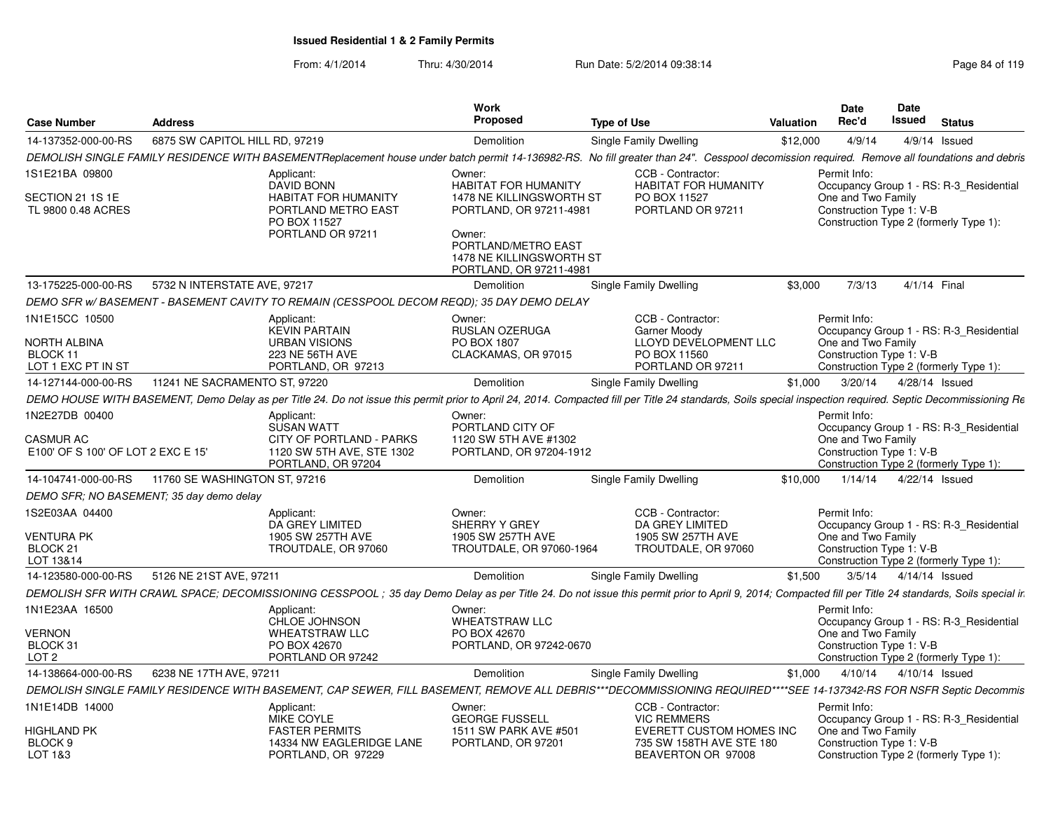**Issued Residential 1 & 2 Family Permits**

From: 4/1/2014 Thru: 4/30/2014 Run Date: 5/2/2014 09:38:14

| Case Number | Address | Work Proposed | Type of Use | Valuation | Date Rec'd | Date Issued | Status |
|---|---|---|---|---|---|---|---|
| 14-137352-000-00-RS | 6875 SW CAPITOL HILL RD, 97219 | Demolition | Single Family Dwelling | $12,000 | 4/9/14 | 4/9/14 | Issued |

DEMOLISH SINGLE FAMILY RESIDENCE WITH BASEMENTReplacement house under batch permit 14-136982-RS. No fill greater than 24". Cesspool decomission required. Remove all foundations and debris

1S1E21BA 09800
SECTION 21 1S 1E
TL 9800 0.48 ACRES

Applicant:
DAVID BONN
HABITAT FOR HUMANITY
PORTLAND METRO EAST
PO BOX 11527
PORTLAND OR 97211

Owner:
HABITAT FOR HUMANITY
1478 NE KILLINGSWORTH ST
PORTLAND, OR 97211-4981

Owner:
PORTLAND/METRO EAST
1478 NE KILLINGSWORTH ST
PORTLAND, OR 97211-4981

CCB - Contractor:
HABITAT FOR HUMANITY
PO BOX 11527
PORTLAND OR 97211

Permit Info:
Occupancy Group 1 - RS: R-3_Residential One and Two Family
Construction Type 1: V-B
Construction Type 2 (formerly Type 1):

| Case Number | Address | Work Proposed | Type of Use | Valuation | Date Rec'd | Date Issued | Status |
|---|---|---|---|---|---|---|---|
| 13-175225-000-00-RS | 5732 N INTERSTATE AVE, 97217 | Demolition | Single Family Dwelling | $3,000 | 7/3/13 | 4/1/14 | Final |

DEMO SFR w/ BASEMENT - BASEMENT CAVITY TO REMAIN (CESSPOOL DECOM REQD); 35 DAY DEMO DELAY

1N1E15CC 10500
NORTH ALBINA
BLOCK 11
LOT 1 EXC PT IN ST

Applicant:
KEVIN PARTAIN
URBAN VISIONS
223 NE 56TH AVE
PORTLAND, OR 97213

Owner:
RUSLAN OZERUGA
PO BOX 1807
CLACKAMAS, OR 97015

CCB - Contractor:
Garner Moody
LLOYD DEVELOPMENT LLC
PO BOX 11560
PORTLAND OR 97211

Permit Info:
Occupancy Group 1 - RS: R-3_Residential One and Two Family
Construction Type 1: V-B
Construction Type 2 (formerly Type 1):

| Case Number | Address | Work Proposed | Type of Use | Valuation | Date Rec'd | Date Issued | Status |
|---|---|---|---|---|---|---|---|
| 14-127144-000-00-RS | 11241 NE SACRAMENTO ST, 97220 | Demolition | Single Family Dwelling | $1,000 | 3/20/14 | 4/28/14 | Issued |

DEMO HOUSE WITH BASEMENT, Demo Delay as per Title 24. Do not issue this permit prior to April 24, 2014. Compacted fill per Title 24 standards, Soils special inspection required. Septic Decommissioning Re

1N2E27DB 00400
CASMUR AC
E100' OF S 100' OF LOT 2 EXC E 15'

Applicant:
SUSAN WATT
CITY OF PORTLAND - PARKS
1120 SW 5TH AVE, STE 1302
PORTLAND, OR 97204

Owner:
PORTLAND CITY OF
1120 SW 5TH AVE #1302
PORTLAND, OR 97204-1912

Permit Info:
Occupancy Group 1 - RS: R-3_Residential One and Two Family
Construction Type 1: V-B
Construction Type 2 (formerly Type 1):

| Case Number | Address | Work Proposed | Type of Use | Valuation | Date Rec'd | Date Issued | Status |
|---|---|---|---|---|---|---|---|
| 14-104741-000-00-RS | 11760 SE WASHINGTON ST, 97216 | Demolition | Single Family Dwelling | $10,000 | 1/14/14 | 4/22/14 | Issued |

DEMO SFR; NO BASEMENT; 35 day demo delay

1S2E03AA 04400
VENTURA PK
BLOCK 21
LOT 13&14

Applicant:
DA GREY LIMITED
1905 SW 257TH AVE
TROUTDALE, OR 97060

Owner:
SHERRY Y GREY
1905 SW 257TH AVE
TROUTDALE, OR 97060-1964

CCB - Contractor:
DA GREY LIMITED
1905 SW 257TH AVE
TROUTDALE, OR 97060

Permit Info:
Occupancy Group 1 - RS: R-3_Residential One and Two Family
Construction Type 1: V-B
Construction Type 2 (formerly Type 1):

| Case Number | Address | Work Proposed | Type of Use | Valuation | Date Rec'd | Date Issued | Status |
|---|---|---|---|---|---|---|---|
| 14-123580-000-00-RS | 5126 NE 21ST AVE, 97211 | Demolition | Single Family Dwelling | $1,500 | 3/5/14 | 4/14/14 | Issued |

DEMOLISH SFR WITH CRAWL SPACE; DECOMISSIONING CESSPOOL ; 35 day Demo Delay as per Title 24. Do not issue this permit prior to April 9, 2014; Compacted fill per Title 24 standards, Soils special in

1N1E23AA 16500
VERNON
BLOCK 31
LOT 2

Applicant:
CHLOE JOHNSON
WHEATSTRAW LLC
PO BOX 42670
PORTLAND OR 97242

Owner:
WHEATSTRAW LLC
PO BOX 42670
PORTLAND, OR 97242-0670

Permit Info:
Occupancy Group 1 - RS: R-3_Residential One and Two Family
Construction Type 1: V-B
Construction Type 2 (formerly Type 1):

| Case Number | Address | Work Proposed | Type of Use | Valuation | Date Rec'd | Date Issued | Status |
|---|---|---|---|---|---|---|---|
| 14-138664-000-00-RS | 6238 NE 17TH AVE, 97211 | Demolition | Single Family Dwelling | $1,000 | 4/10/14 | 4/10/14 | Issued |

DEMOLISH SINGLE FAMILY RESIDENCE WITH BASEMENT, CAP SEWER, FILL BASEMENT, REMOVE ALL DEBRIS***DECOMMISSIONING REQUIRED****SEE 14-137342-RS FOR NSFR Septic Decommis

1N1E14DB 14000
HIGHLAND PK
BLOCK 9
LOT 1&3

Applicant:
MIKE COYLE
FASTER PERMITS
14334 NW EAGLERIDGE LANE
PORTLAND, OR 97229

Owner:
GEORGE FUSSELL
1511 SW PARK AVE #501
PORTLAND, OR 97201

CCB - Contractor:
VIC REMMERS
EVERETT CUSTOM HOMES INC
735 SW 158TH AVE STE 180
BEAVERTON OR 97008

Permit Info:
Occupancy Group 1 - RS: R-3_Residential One and Two Family
Construction Type 1: V-B
Construction Type 2 (formerly Type 1):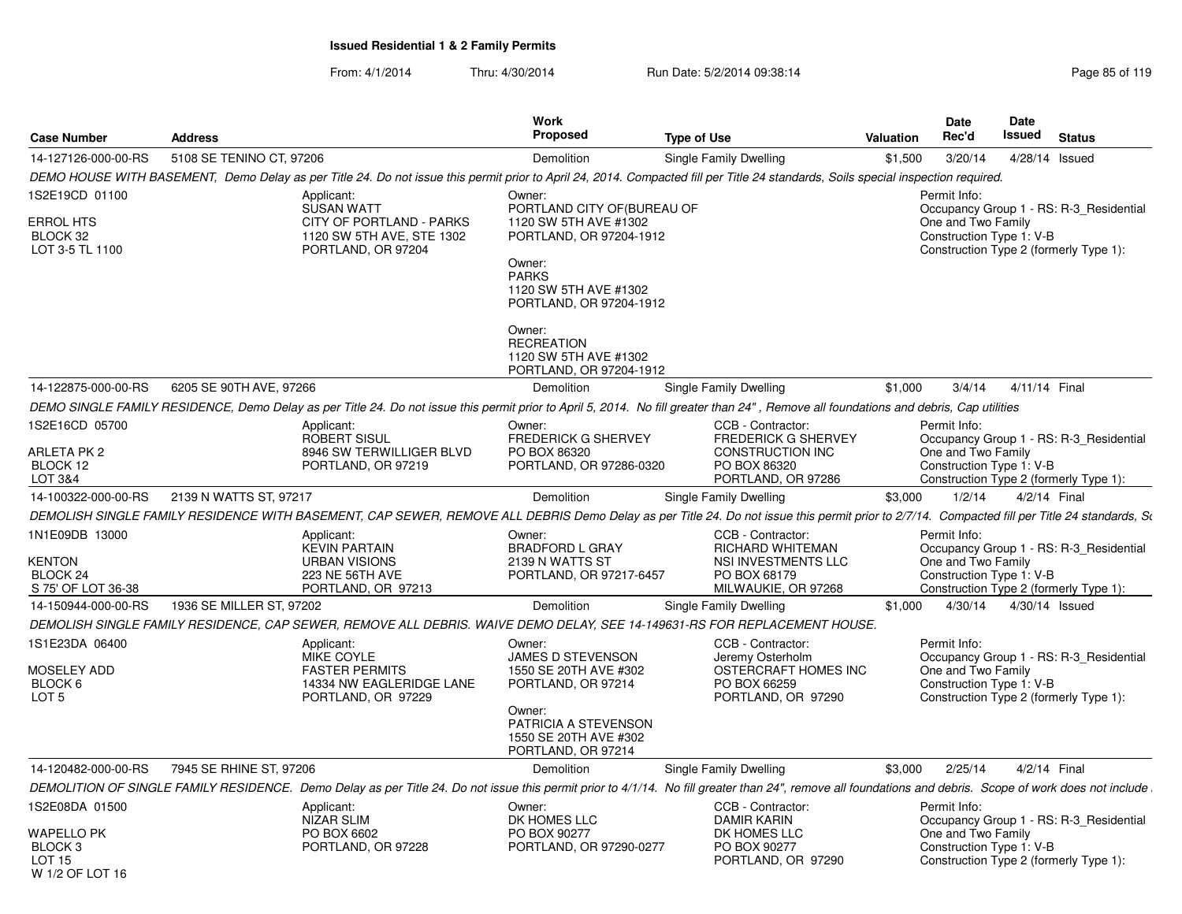## Issued Residential 1 & 2 Family Permits

From: 4/1/2014 Thru: 4/30/2014 Run Date: 5/2/2014 09:38:14

| Case Number | Address | Work Proposed | Type of Use | Valuation | Date Rec'd | Date Issued | Status |
|---|---|---|---|---|---|---|---|
| 14-127126-000-00-RS | 5108 SE TENINO CT, 97206 | Demolition | Single Family Dwelling | $1,500 | 3/20/14 | 4/28/14 | Issued |

*DEMO HOUSE WITH BASEMENT, Demo Delay as per Title 24. Do not issue this permit prior to April 24, 2014. Compacted fill per Title 24 standards, Soils special inspection required.*

1S2E19CD 01100
ERROL HTS
BLOCK 32
LOT 3-5 TL 1100

Applicant:
SUSAN WATT
CITY OF PORTLAND - PARKS
1120 SW 5TH AVE, STE 1302
PORTLAND, OR 97204

Owner:
PORTLAND CITY OF(BUREAU OF
1120 SW 5TH AVE #1302
PORTLAND, OR 97204-1912

Owner:
PARKS
1120 SW 5TH AVE #1302
PORTLAND, OR 97204-1912

Owner:
RECREATION
1120 SW 5TH AVE #1302
PORTLAND, OR 97204-1912

Permit Info:
Occupancy Group 1 - RS: R-3_Residential One and Two Family
Construction Type 1: V-B
Construction Type 2 (formerly Type 1):

| Case Number | Address | Work Proposed | Type of Use | Valuation | Date Rec'd | Date Issued | Status |
|---|---|---|---|---|---|---|---|
| 14-122875-000-00-RS | 6205 SE 90TH AVE, 97266 | Demolition | Single Family Dwelling | $1,000 | 3/4/14 | 4/11/14 | Final |

*DEMO SINGLE FAMILY RESIDENCE, Demo Delay as per Title 24. Do not issue this permit prior to April 5, 2014. No fill greater than 24" , Remove all foundations and debris, Cap utilities*

1S2E16CD 05700
ARLETA PK 2
BLOCK 12
LOT 3&4

Applicant:
ROBERT SISUL
8946 SW TERWILLIGER BLVD
PORTLAND, OR 97219

Owner:
FREDERICK G SHERVEY
PO BOX 86320
PORTLAND, OR 97286-0320

CCB - Contractor:
FREDERICK G SHERVEY
CONSTRUCTION INC
PO BOX 86320
PORTLAND, OR 97286

Permit Info:
Occupancy Group 1 - RS: R-3_Residential One and Two Family
Construction Type 1: V-B
Construction Type 2 (formerly Type 1):

| Case Number | Address | Work Proposed | Type of Use | Valuation | Date Rec'd | Date Issued | Status |
|---|---|---|---|---|---|---|---|
| 14-100322-000-00-RS | 2139 N WATTS ST, 97217 | Demolition | Single Family Dwelling | $3,000 | 1/2/14 | 4/2/14 | Final |

*DEMOLISH SINGLE FAMILY RESIDENCE WITH BASEMENT, CAP SEWER, REMOVE ALL DEBRIS Demo Delay as per Title 24. Do not issue this permit prior to 2/7/14. Compacted fill per Title 24 standards, So*

1N1E09DB 13000
KENTON
BLOCK 24
S 75' OF LOT 36-38

Applicant:
KEVIN PARTAIN
URBAN VISIONS
223 NE 56TH AVE
PORTLAND, OR 97213

Owner:
BRADFORD L GRAY
2139 N WATTS ST
PORTLAND, OR 97217-6457

CCB - Contractor:
RICHARD WHITEMAN
NSI INVESTMENTS LLC
PO BOX 68179
MILWAUKIE, OR 97268

Permit Info:
Occupancy Group 1 - RS: R-3_Residential One and Two Family
Construction Type 1: V-B
Construction Type 2 (formerly Type 1):

| Case Number | Address | Work Proposed | Type of Use | Valuation | Date Rec'd | Date Issued | Status |
|---|---|---|---|---|---|---|---|
| 14-150944-000-00-RS | 1936 SE MILLER ST, 97202 | Demolition | Single Family Dwelling | $1,000 | 4/30/14 | 4/30/14 | Issued |

*DEMOLISH SINGLE FAMILY RESIDENCE, CAP SEWER, REMOVE ALL DEBRIS. WAIVE DEMO DELAY, SEE 14-149631-RS FOR REPLACEMENT HOUSE.*

1S1E23DA 06400
MOSELEY ADD
BLOCK 6
LOT 5

Applicant:
MIKE COYLE
FASTER PERMITS
14334 NW EAGLERIDGE LANE
PORTLAND, OR 97229

Owner:
JAMES D STEVENSON
1550 SE 20TH AVE #302
PORTLAND, OR 97214

Owner:
PATRICIA A STEVENSON
1550 SE 20TH AVE #302
PORTLAND, OR 97214

CCB - Contractor:
Jeremy Osterholm
OSTERCRAFT HOMES INC
PO BOX 66259
PORTLAND, OR 97290

Permit Info:
Occupancy Group 1 - RS: R-3_Residential One and Two Family
Construction Type 1: V-B
Construction Type 2 (formerly Type 1):

| Case Number | Address | Work Proposed | Type of Use | Valuation | Date Rec'd | Date Issued | Status |
|---|---|---|---|---|---|---|---|
| 14-120482-000-00-RS | 7945 SE RHINE ST, 97206 | Demolition | Single Family Dwelling | $3,000 | 2/25/14 | 4/2/14 | Final |

*DEMOLITION OF SINGLE FAMILY RESIDENCE. Demo Delay as per Title 24. Do not issue this permit prior to 4/1/14. No fill greater than 24", remove all foundations and debris. Scope of work does not include*

1S2E08DA 01500
WAPELLO PK
BLOCK 3
LOT 15
W 1/2 OF LOT 16

Applicant:
NIZAR SLIM
PO BOX 6602
PORTLAND, OR 97228

Owner:
DK HOMES LLC
PO BOX 90277
PORTLAND, OR 97290-0277

CCB - Contractor:
DAMIR KARIN
DK HOMES LLC
PO BOX 90277
PORTLAND, OR 97290

Permit Info:
Occupancy Group 1 - RS: R-3_Residential One and Two Family
Construction Type 1: V-B
Construction Type 2 (formerly Type 1):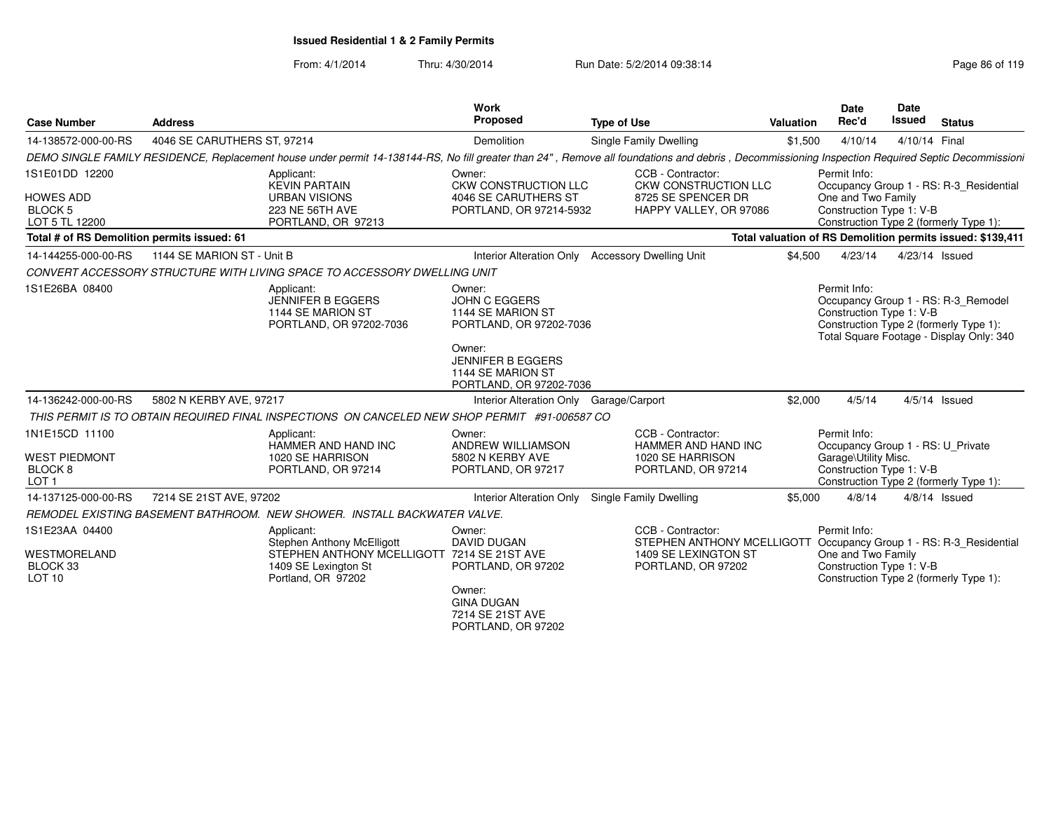**Issued Residential 1 & 2 Family Permits**

From: 4/1/2014 Thru: 4/30/2014 Run Date: 5/2/2014 09:38:14

| Case Number | Address | Work Proposed | Type of Use | Valuation | Date Rec'd | Date Issued | Status |
|---|---|---|---|---|---|---|---|
| 14-138572-000-00-RS | 4046 SE CARUTHERS ST, 97214 | Demolition | Single Family Dwelling | $1,500 | 4/10/14 | 4/10/14 | Final |

*DEMO SINGLE FAMILY RESIDENCE, Replacement house under permit 14-138144-RS, No fill greater than 24" , Remove all foundations and debris , Decommissioning Inspection Required Septic Decommissioni*

1S1E01DD 12200
HOWES ADD
BLOCK 5
LOT 5 TL 12200

Applicant:
KEVIN PARTAIN
URBAN VISIONS
223 NE 56TH AVE
PORTLAND, OR 97213

Owner:
CKW CONSTRUCTION LLC
4046 SE CARUTHERS ST
PORTLAND, OR 97214-5932

CCB - Contractor:
CKW CONSTRUCTION LLC
8725 SE SPENCER DR
HAPPY VALLEY, OR 97086

Permit Info:
Occupancy Group 1 - RS: R-3_Residential One and Two Family
Construction Type 1: V-B
Construction Type 2 (formerly Type 1):

**Total # of RS Demolition permits issued: 61**

**Total valuation of RS Demolition permits issued: $139,411**

| Case Number | Address | Work Proposed | Type of Use | Valuation | Date Rec'd | Date Issued | Status |
|---|---|---|---|---|---|---|---|
| 14-144255-000-00-RS | 1144 SE MARION ST - Unit B | Interior Alteration Only | Accessory Dwelling Unit | $4,500 | 4/23/14 | 4/23/14 | Issued |

*CONVERT ACCESSORY STRUCTURE WITH LIVING SPACE TO ACCESSORY DWELLING UNIT*

1S1E26BA 08400

Applicant:
JENNIFER B EGGERS
1144 SE MARION ST
PORTLAND, OR 97202-7036

Owner:
JOHN C EGGERS
1144 SE MARION ST
PORTLAND, OR 97202-7036

Owner:
JENNIFER B EGGERS
1144 SE MARION ST
PORTLAND, OR 97202-7036

Permit Info:
Occupancy Group 1 - RS: R-3_Remodel
Construction Type 1: V-B
Construction Type 2 (formerly Type 1):
Total Square Footage - Display Only: 340

| Case Number | Address | Work Proposed | Type of Use | Valuation | Date Rec'd | Date Issued | Status |
|---|---|---|---|---|---|---|---|
| 14-136242-000-00-RS | 5802 N KERBY AVE, 97217 | Interior Alteration Only | Garage/Carport | $2,000 | 4/5/14 | 4/5/14 | Issued |

*THIS PERMIT IS TO OBTAIN REQUIRED FINAL INSPECTIONS ON CANCELED NEW SHOP PERMIT #91-006587 CO*

1N1E15CD 11100
WEST PIEDMONT
BLOCK 8
LOT 1

Applicant:
HAMMER AND HAND INC
1020 SE HARRISON
PORTLAND, OR 97214

Owner:
ANDREW WILLIAMSON
5802 N KERBY AVE
PORTLAND, OR 97217

CCB - Contractor:
HAMMER AND HAND INC
1020 SE HARRISON
PORTLAND, OR 97214

Permit Info:
Occupancy Group 1 - RS: U_Private Garage\Utility Misc.
Construction Type 1: V-B
Construction Type 2 (formerly Type 1):

| Case Number | Address | Work Proposed | Type of Use | Valuation | Date Rec'd | Date Issued | Status |
|---|---|---|---|---|---|---|---|
| 14-137125-000-00-RS | 7214 SE 21ST AVE, 97202 | Interior Alteration Only | Single Family Dwelling | $5,000 | 4/8/14 | 4/8/14 | Issued |

*REMODEL EXISTING BASEMENT BATHROOM. NEW SHOWER. INSTALL BACKWATER VALVE.*

1S1E23AA 04400
WESTMORELAND
BLOCK 33
LOT 10

Applicant:
Stephen Anthony McElligott
STEPHEN ANTHONY MCELLIGOTT
1409 SE Lexington St
Portland, OR 97202

Owner:
DAVID DUGAN
7214 SE 21ST AVE
PORTLAND, OR 97202

Owner:
GINA DUGAN
7214 SE 21ST AVE
PORTLAND, OR 97202

CCB - Contractor:
STEPHEN ANTHONY MCELLIGOTT
1409 SE LEXINGTON ST
PORTLAND, OR 97202

Permit Info:
Occupancy Group 1 - RS: R-3_Residential One and Two Family
Construction Type 1: V-B
Construction Type 2 (formerly Type 1):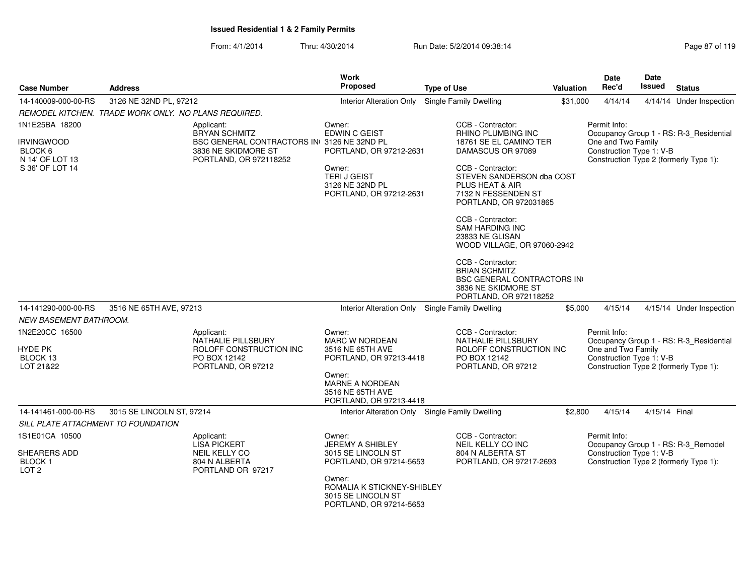**Issued Residential 1 & 2 Family Permits**

From: 4/1/2014 Thru: 4/30/2014 Run Date: 5/2/2014 09:38:14

| Case Number | Address | Work Proposed | Type of Use | Valuation | Date Rec'd | Date Issued | Status |
|---|---|---|---|---|---|---|---|
| 14-140009-000-00-RS | 3126 NE 32ND PL, 97212 | Interior Alteration Only | Single Family Dwelling | $31,000 | 4/14/14 | 4/14/14 | Under Inspection |

*REMODEL KITCHEN. TRADE WORK ONLY. NO PLANS REQUIRED.*

1N1E25BA 18200
IRVINGWOOD
BLOCK 6
N 14' OF LOT 13
S 36' OF LOT 14

Applicant:
BRYAN SCHMITZ
BSC GENERAL CONTRACTORS IN
3836 NE SKIDMORE ST
PORTLAND, OR 972118252

Owner:
EDWIN C GEIST
3126 NE 32ND PL
PORTLAND, OR 97212-2631

Owner:
TERI J GEIST
3126 NE 32ND PL
PORTLAND, OR 97212-2631

CCB - Contractor:
RHINO PLUMBING INC
18761 SE EL CAMINO TER
DAMASCUS OR 97089

CCB - Contractor:
STEVEN SANDERSON dba COST PLUS HEAT & AIR
7132 N FESSENDEN ST
PORTLAND, OR 972031865

CCB - Contractor:
SAM HARDING INC
23833 NE GLISAN
WOOD VILLAGE, OR 97060-2942

CCB - Contractor:
BRIAN SCHMITZ
BSC GENERAL CONTRACTORS IN
3836 NE SKIDMORE ST
PORTLAND, OR 972118252

Permit Info:
Occupancy Group 1 - RS: R-3_Residential One and Two Family
Construction Type 1: V-B
Construction Type 2 (formerly Type 1):

| Case Number | Address | Work Proposed | Type of Use | Valuation | Date Rec'd | Date Issued | Status |
|---|---|---|---|---|---|---|---|
| 14-141290-000-00-RS | 3516 NE 65TH AVE, 97213 | Interior Alteration Only | Single Family Dwelling | $5,000 | 4/15/14 | 4/15/14 | Under Inspection |

*NEW BASEMENT BATHROOM.*

1N2E20CC 16500
HYDE PK
BLOCK 13
LOT 21&22

Applicant:
NATHALIE PILLSBURY
ROLOFF CONSTRUCTION INC
PO BOX 12142
PORTLAND, OR 97212

Owner:
MARC W NORDEAN
3516 NE 65TH AVE
PORTLAND, OR 97213-4418

Owner:
MARNE A NORDEAN
3516 NE 65TH AVE
PORTLAND, OR 97213-4418

CCB - Contractor:
NATHALIE PILLSBURY
ROLOFF CONSTRUCTION INC
PO BOX 12142
PORTLAND, OR 97212

Permit Info:
Occupancy Group 1 - RS: R-3_Residential One and Two Family
Construction Type 1: V-B
Construction Type 2 (formerly Type 1):

| Case Number | Address | Work Proposed | Type of Use | Valuation | Date Rec'd | Date Issued | Status |
|---|---|---|---|---|---|---|---|
| 14-141461-000-00-RS | 3015 SE LINCOLN ST, 97214 | Interior Alteration Only | Single Family Dwelling | $2,800 | 4/15/14 | 4/15/14 | Final |

*SILL PLATE ATTACHMENT TO FOUNDATION*

1S1E01CA 10500
SHEARERS ADD
BLOCK 1
LOT 2

Applicant:
LISA PICKERT
NEIL KELLY CO
804 N ALBERTA
PORTLAND OR 97217

Owner:
JEREMY A SHIBLEY
3015 SE LINCOLN ST
PORTLAND, OR 97214-5653

Owner:
ROMALIA K STICKNEY-SHIBLEY
3015 SE LINCOLN ST
PORTLAND, OR 97214-5653

CCB - Contractor:
NEIL KELLY CO INC
804 N ALBERTA ST
PORTLAND, OR 97217-2693

Permit Info:
Occupancy Group 1 - RS: R-3_Remodel
Construction Type 1: V-B
Construction Type 2 (formerly Type 1):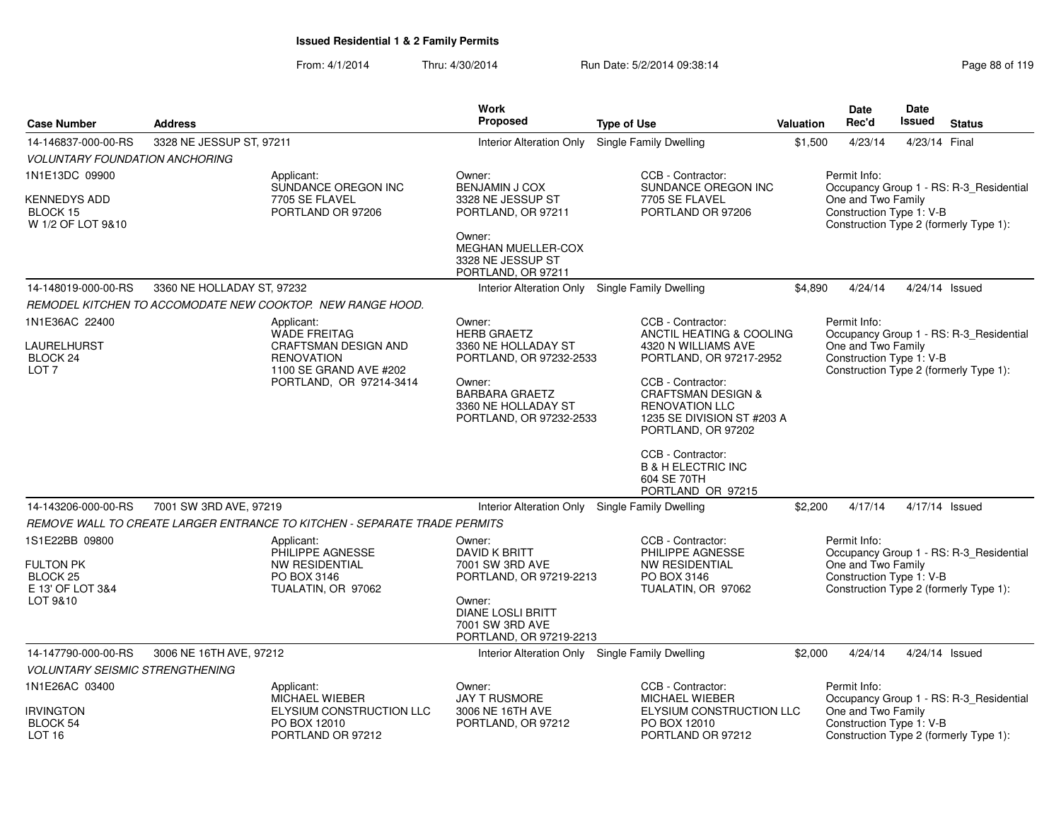## Issued Residential 1 & 2 Family Permits

From: 4/1/2014 Thru: 4/30/2014 Run Date: 5/2/2014 09:38:14

| Case Number | Address | Work Proposed | Type of Use | Valuation | Date Rec'd | Date Issued | Status |
|---|---|---|---|---|---|---|---|
| 14-146837-000-00-RS | 3328 NE JESSUP ST, 97211 | Interior Alteration Only | Single Family Dwelling | $1,500 | 4/23/14 | 4/23/14 | Final |

*VOLUNTARY FOUNDATION ANCHORING*

1N1E13DC 09900
KENNEDYS ADD
BLOCK 15
W 1/2 OF LOT 9&10

Applicant:
SUNDANCE OREGON INC
7705 SE FLAVEL
PORTLAND OR 97206

Owner:
BENJAMIN J COX
3328 NE JESSUP ST
PORTLAND, OR 97211

Owner:
MEGHAN MUELLER-COX
3328 NE JESSUP ST
PORTLAND, OR 97211

CCB - Contractor:
SUNDANCE OREGON INC
7705 SE FLAVEL
PORTLAND OR 97206

Permit Info:
Occupancy Group 1 - RS: R-3_Residential One and Two Family
Construction Type 1: V-B
Construction Type 2 (formerly Type 1):

| Case Number | Address | Work Proposed | Type of Use | Valuation | Date Rec'd | Date Issued | Status |
|---|---|---|---|---|---|---|---|
| 14-148019-000-00-RS | 3360 NE HOLLADAY ST, 97232 | Interior Alteration Only | Single Family Dwelling | $4,890 | 4/24/14 | 4/24/14 | Issued |

*REMODEL KITCHEN TO ACCOMODATE NEW COOKTOP. NEW RANGE HOOD.*

1N1E36AC 22400
LAURELHURST
BLOCK 24
LOT 7

Applicant:
WADE FREITAG
CRAFTSMAN DESIGN AND RENOVATION
1100 SE GRAND AVE #202
PORTLAND, OR 97214-3414

Owner:
HERB GRAETZ
3360 NE HOLLADAY ST
PORTLAND, OR 97232-2533

Owner:
BARBARA GRAETZ
3360 NE HOLLADAY ST
PORTLAND, OR 97232-2533

CCB - Contractor:
ANCTIL HEATING & COOLING
4320 N WILLIAMS AVE
PORTLAND, OR 97217-2952

CCB - Contractor:
CRAFTSMAN DESIGN & RENOVATION LLC
1235 SE DIVISION ST #203 A
PORTLAND, OR 97202

CCB - Contractor:
B & H ELECTRIC INC
604 SE 70TH
PORTLAND OR 97215

Permit Info:
Occupancy Group 1 - RS: R-3_Residential One and Two Family
Construction Type 1: V-B
Construction Type 2 (formerly Type 1):

| Case Number | Address | Work Proposed | Type of Use | Valuation | Date Rec'd | Date Issued | Status |
|---|---|---|---|---|---|---|---|
| 14-143206-000-00-RS | 7001 SW 3RD AVE, 97219 | Interior Alteration Only | Single Family Dwelling | $2,200 | 4/17/14 | 4/17/14 | Issued |

*REMOVE WALL TO CREATE LARGER ENTRANCE TO KITCHEN - SEPARATE TRADE PERMITS*

1S1E22BB 09800
FULTON PK
BLOCK 25
E 13' OF LOT 3&4
LOT 9&10

Applicant:
PHILIPPE AGNESSE
NW RESIDENTIAL
PO BOX 3146
TUALATIN, OR 97062

Owner:
DAVID K BRITT
7001 SW 3RD AVE
PORTLAND, OR 97219-2213

Owner:
DIANE LOSLI BRITT
7001 SW 3RD AVE
PORTLAND, OR 97219-2213

CCB - Contractor:
PHILIPPE AGNESSE
NW RESIDENTIAL
PO BOX 3146
TUALATIN, OR 97062

Permit Info:
Occupancy Group 1 - RS: R-3_Residential One and Two Family
Construction Type 1: V-B
Construction Type 2 (formerly Type 1):

| Case Number | Address | Work Proposed | Type of Use | Valuation | Date Rec'd | Date Issued | Status |
|---|---|---|---|---|---|---|---|
| 14-147790-000-00-RS | 3006 NE 16TH AVE, 97212 | Interior Alteration Only | Single Family Dwelling | $2,000 | 4/24/14 | 4/24/14 | Issued |

*VOLUNTARY SEISMIC STRENGTHENING*

1N1E26AC 03400
IRVINGTON
BLOCK 54
LOT 16

Applicant:
MICHAEL WIEBER
ELYSIUM CONSTRUCTION LLC
PO BOX 12010
PORTLAND OR 97212

Owner:
JAY T RUSMORE
3006 NE 16TH AVE
PORTLAND, OR 97212

CCB - Contractor:
MICHAEL WIEBER
ELYSIUM CONSTRUCTION LLC
PO BOX 12010
PORTLAND OR 97212

Permit Info:
Occupancy Group 1 - RS: R-3_Residential One and Two Family
Construction Type 1: V-B
Construction Type 2 (formerly Type 1):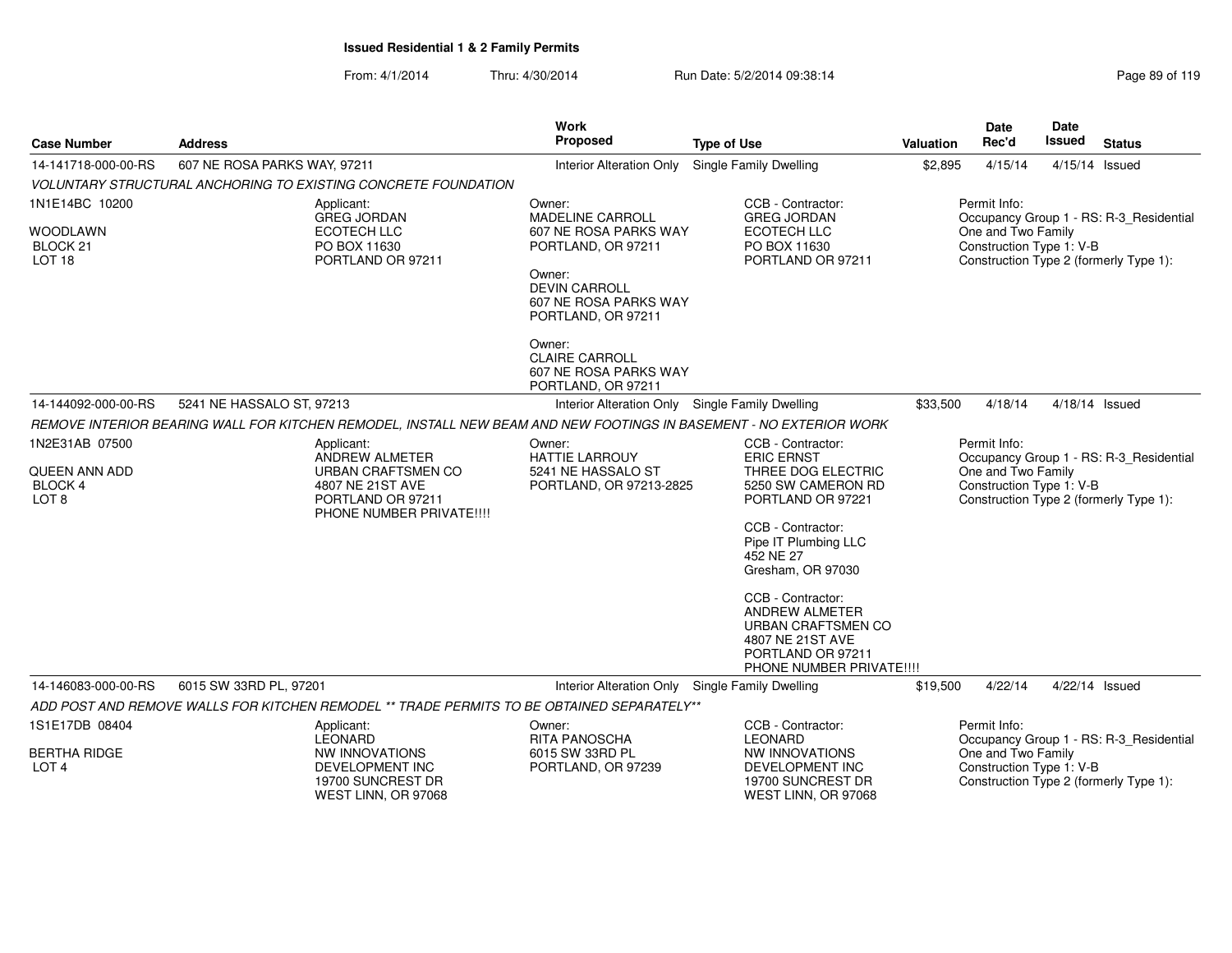**Issued Residential 1 & 2 Family Permits**

From: 4/1/2014 Thru: 4/30/2014 Run Date: 5/2/2014 09:38:14

| Case Number | Address | Work Proposed | Type of Use | Valuation | Date Rec'd | Date Issued | Status |
|---|---|---|---|---|---|---|---|
| 14-141718-000-00-RS | 607 NE ROSA PARKS WAY, 97211 | Interior Alteration Only | Single Family Dwelling | $2,895 | 4/15/14 | 4/15/14 | Issued |

*VOLUNTARY STRUCTURAL ANCHORING TO EXISTING CONCRETE FOUNDATION*

1N1E14BC 10200
WOODLAWN
BLOCK 21
LOT 18

Applicant:
GREG JORDAN
ECOTECH LLC
PO BOX 11630
PORTLAND OR 97211

Owner:
MADELINE CARROLL
607 NE ROSA PARKS WAY
PORTLAND, OR 97211

Owner:
DEVIN CARROLL
607 NE ROSA PARKS WAY
PORTLAND, OR 97211

Owner:
CLAIRE CARROLL
607 NE ROSA PARKS WAY
PORTLAND, OR 97211

CCB - Contractor:
GREG JORDAN
ECOTECH LLC
PO BOX 11630
PORTLAND OR 97211

Permit Info:
Occupancy Group 1 - RS: R-3_Residential One and Two Family
Construction Type 1: V-B
Construction Type 2 (formerly Type 1):

| Case Number | Address | Work Proposed | Type of Use | Valuation | Date Rec'd | Date Issued | Status |
|---|---|---|---|---|---|---|---|
| 14-144092-000-00-RS | 5241 NE HASSALO ST, 97213 | Interior Alteration Only | Single Family Dwelling | $33,500 | 4/18/14 | 4/18/14 | Issued |

*REMOVE INTERIOR BEARING WALL FOR KITCHEN REMODEL, INSTALL NEW BEAM AND NEW FOOTINGS IN BASEMENT - NO EXTERIOR WORK*

1N2E31AB 07500
QUEEN ANN ADD
BLOCK 4
LOT 8

Applicant:
ANDREW ALMETER
URBAN CRAFTSMEN CO
4807 NE 21ST AVE
PORTLAND OR 97211
PHONE NUMBER PRIVATE!!!!

Owner:
HATTIE LARROUY
5241 NE HASSALO ST
PORTLAND, OR 97213-2825

CCB - Contractor:
ERIC ERNST
THREE DOG ELECTRIC
5250 SW CAMERON RD
PORTLAND OR 97221

CCB - Contractor:
Pipe IT Plumbing LLC
452 NE 27
Gresham, OR 97030

CCB - Contractor:
ANDREW ALMETER
URBAN CRAFTSMEN CO
4807 NE 21ST AVE
PORTLAND OR 97211
PHONE NUMBER PRIVATE!!!!

Permit Info:
Occupancy Group 1 - RS: R-3_Residential One and Two Family
Construction Type 1: V-B
Construction Type 2 (formerly Type 1):

| Case Number | Address | Work Proposed | Type of Use | Valuation | Date Rec'd | Date Issued | Status |
|---|---|---|---|---|---|---|---|
| 14-146083-000-00-RS | 6015 SW 33RD PL, 97201 | Interior Alteration Only | Single Family Dwelling | $19,500 | 4/22/14 | 4/22/14 | Issued |

*ADD POST AND REMOVE WALLS FOR KITCHEN REMODEL ** TRADE PERMITS TO BE OBTAINED SEPARATELY***

1S1E17DB 08404
BERTHA RIDGE
LOT 4

Applicant:
LEONARD
NW INNOVATIONS
DEVELOPMENT INC
19700 SUNCREST DR
WEST LINN, OR 97068

Owner:
RITA PANOSCHA
6015 SW 33RD PL
PORTLAND, OR 97239

CCB - Contractor:
LEONARD
NW INNOVATIONS
DEVELOPMENT INC
19700 SUNCREST DR
WEST LINN, OR 97068

Permit Info:
Occupancy Group 1 - RS: R-3_Residential One and Two Family
Construction Type 1: V-B
Construction Type 2 (formerly Type 1):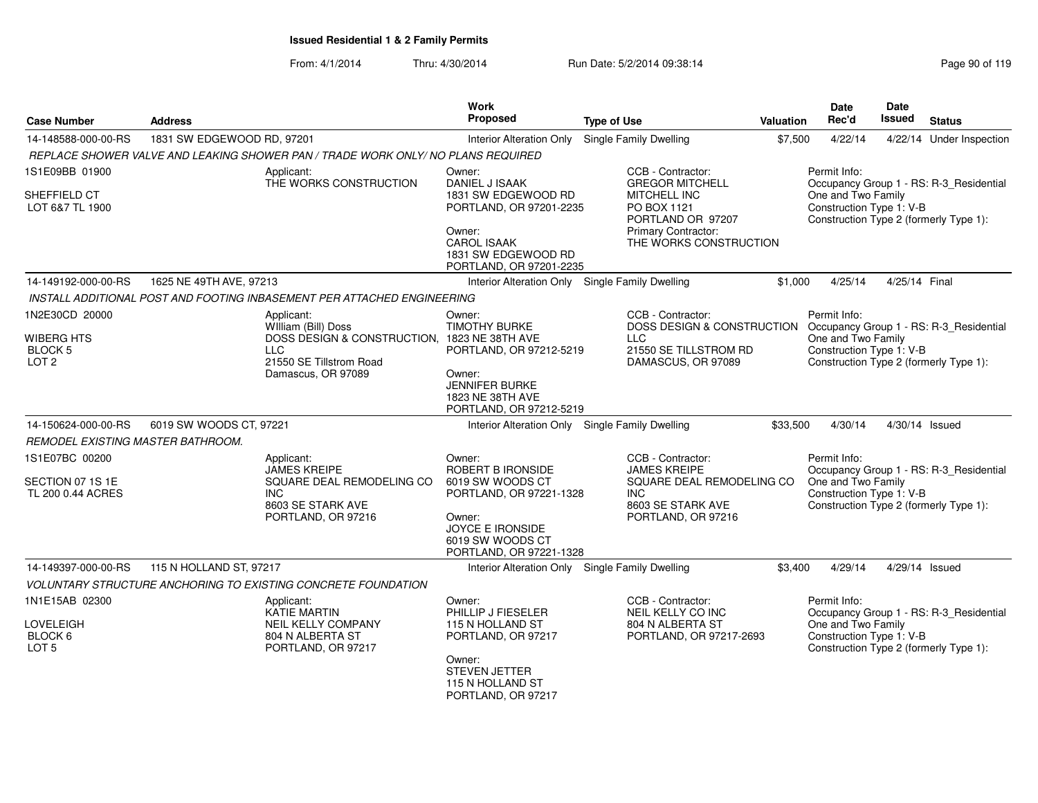**Issued Residential 1 & 2 Family Permits**

From: 4/1/2014 Thru: 4/30/2014 Run Date: 5/2/2014 09:38:14

| Case Number | Address | | Work Proposed | Type of Use | Valuation | Date Rec'd | Date Issued | Status |
|---|---|---|---|---|---|---|---|---|
| 14-148588-000-00-RS | 1831 SW EDGEWOOD RD, 97201 | | Interior Alteration Only | Single Family Dwelling | $7,500 | 4/22/14 | 4/22/14 | Under Inspection |
| *REPLACE SHOWER VALVE AND LEAKING SHOWER PAN / TRADE WORK ONLY/ NO PLANS REQUIRED* | | | | | | | | |
| 1S1E09BB 01900<br><br>SHEFFIELD CT<br>LOT 6&7 TL 1900 | | Applicant:<br>THE WORKS CONSTRUCTION | Owner:<br>DANIEL J ISAAK<br>1831 SW EDGEWOOD RD<br>PORTLAND, OR 97201-2235<br><br>Owner:<br>CAROL ISAAK<br>1831 SW EDGEWOOD RD<br>PORTLAND, OR 97201-2235 | CCB - Contractor:<br>GREGOR MITCHELL<br>MITCHELL INC<br>PO BOX 1121<br>PORTLAND OR 97207<br>Primary Contractor:<br>THE WORKS CONSTRUCTION | | Permit Info:<br>Occupancy Group 1 - RS: R-3_Residential One and Two Family<br>Construction Type 1: V-B<br>Construction Type 2 (formerly Type 1): | | |
| 14-149192-000-00-RS | 1625 NE 49TH AVE, 97213 | | Interior Alteration Only | Single Family Dwelling | $1,000 | 4/25/14 | 4/25/14 | Final |
| *INSTALL ADDITIONAL POST AND FOOTING INBASEMENT PER ATTACHED ENGINEERING* | | | | | | | | |
| 1N2E30CD 20000<br><br>WIBERG HTS<br>BLOCK 5<br>LOT 2 | | Applicant:<br>WIlliam (Bill) Doss<br>DOSS DESIGN & CONSTRUCTION, LLC<br>21550 SE Tillstrom Road<br>Damascus, OR 97089 | Owner:<br>TIMOTHY BURKE<br>1823 NE 38TH AVE<br>PORTLAND, OR 97212-5219<br><br>Owner:<br>JENNIFER BURKE<br>1823 NE 38TH AVE<br>PORTLAND, OR 97212-5219 | CCB - Contractor:<br>DOSS DESIGN & CONSTRUCTION LLC<br>21550 SE TILLSTROM RD<br>DAMASCUS, OR 97089 | | Permit Info:<br>Occupancy Group 1 - RS: R-3_Residential One and Two Family<br>Construction Type 1: V-B<br>Construction Type 2 (formerly Type 1): | | |
| 14-150624-000-00-RS | 6019 SW WOODS CT, 97221 | | Interior Alteration Only | Single Family Dwelling | $33,500 | 4/30/14 | 4/30/14 | Issued |
| *REMODEL EXISTING MASTER BATHROOM.* | | | | | | | | |
| 1S1E07BC 00200<br><br>SECTION 07 1S 1E<br>TL 200 0.44 ACRES | | Applicant:<br>JAMES KREIPE<br>SQUARE DEAL REMODELING CO INC<br>8603 SE STARK AVE<br>PORTLAND, OR 97216 | Owner:<br>ROBERT B IRONSIDE<br>6019 SW WOODS CT<br>PORTLAND, OR 97221-1328<br><br>Owner:<br>JOYCE E IRONSIDE<br>6019 SW WOODS CT<br>PORTLAND, OR 97221-1328 | CCB - Contractor:<br>JAMES KREIPE<br>SQUARE DEAL REMODELING CO INC<br>8603 SE STARK AVE<br>PORTLAND, OR 97216 | | Permit Info:<br>Occupancy Group 1 - RS: R-3_Residential One and Two Family<br>Construction Type 1: V-B<br>Construction Type 2 (formerly Type 1): | | |
| 14-149397-000-00-RS | 115 N HOLLAND ST, 97217 | | Interior Alteration Only | Single Family Dwelling | $3,400 | 4/29/14 | 4/29/14 | Issued |
| *VOLUNTARY STRUCTURE ANCHORING TO EXISTING CONCRETE FOUNDATION* | | | | | | | | |
| 1N1E15AB 02300<br><br>LOVELEIGH<br>BLOCK 6<br>LOT 5 | | Applicant:<br>KATIE MARTIN<br>NEIL KELLY COMPANY<br>804 N ALBERTA ST<br>PORTLAND, OR 97217 | Owner:<br>PHILLIP J FIESELER<br>115 N HOLLAND ST<br>PORTLAND, OR 97217<br><br>Owner:<br>STEVEN JETTER<br>115 N HOLLAND ST<br>PORTLAND, OR 97217 | CCB - Contractor:<br>NEIL KELLY CO INC<br>804 N ALBERTA ST<br>PORTLAND, OR 97217-2693 | | Permit Info:<br>Occupancy Group 1 - RS: R-3_Residential One and Two Family<br>Construction Type 1: V-B<br>Construction Type 2 (formerly Type 1): | | |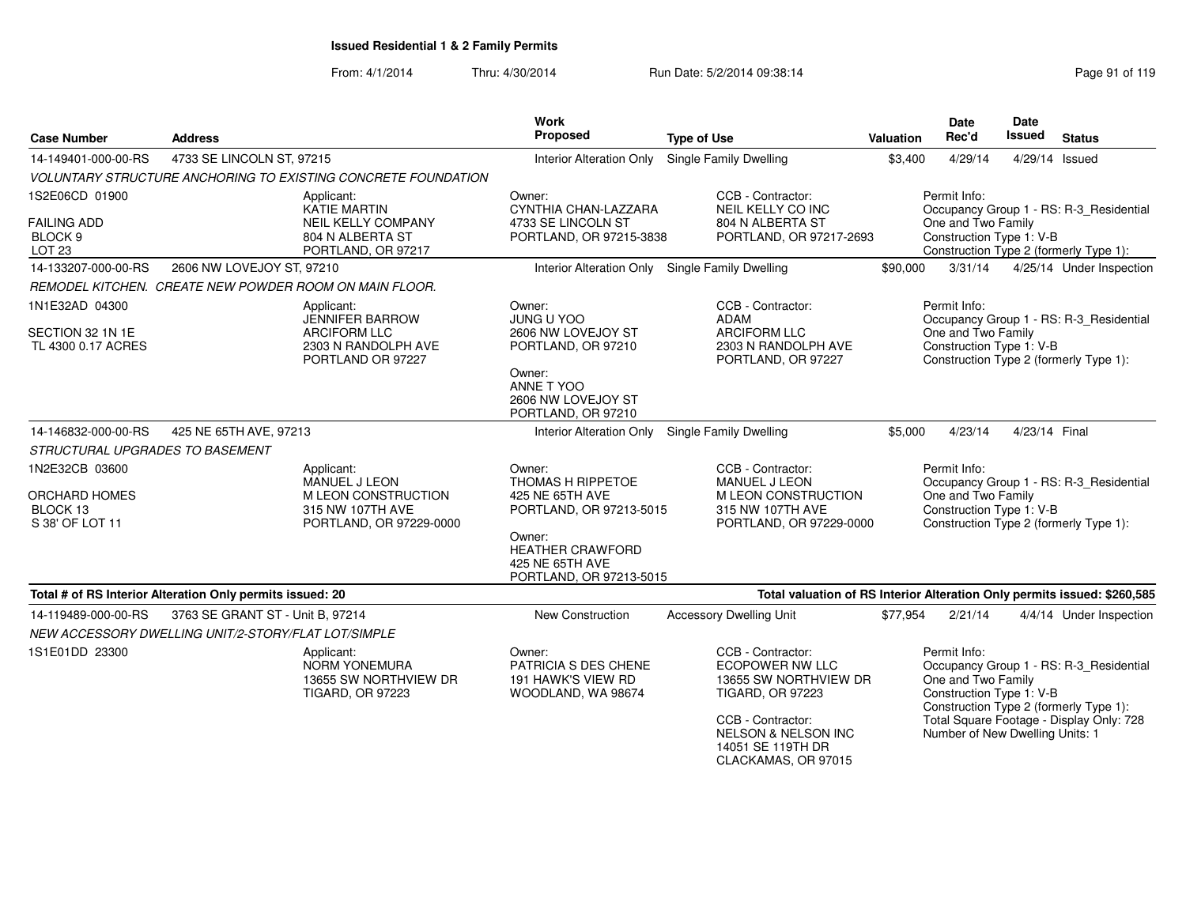**Issued Residential 1 & 2 Family Permits**

From: 4/1/2014 Thru: 4/30/2014 Run Date: 5/2/2014 09:38:14

| Case Number | Address | Work Proposed | Type of Use | Valuation | Date Rec'd | Date Issued | Status |
|---|---|---|---|---|---|---|---|
| 14-149401-000-00-RS | 4733 SE LINCOLN ST, 97215 | Interior Alteration Only | Single Family Dwelling | $3,400 | 4/29/14 | 4/29/14 | Issued |

*VOLUNTARY STRUCTURE ANCHORING TO EXISTING CONCRETE FOUNDATION*

1S2E06CD 01900
FAILING ADD
BLOCK 9
LOT 23

Applicant: KATIE MARTIN, NEIL KELLY COMPANY, 804 N ALBERTA ST, PORTLAND, OR 97217

Owner: CYNTHIA CHAN-LAZZARA, 4733 SE LINCOLN ST, PORTLAND, OR 97215-3838

CCB - Contractor: NEIL KELLY CO INC, 804 N ALBERTA ST, PORTLAND, OR 97217-2693

Permit Info: Occupancy Group 1 - RS: R-3_Residential One and Two Family; Construction Type 1: V-B; Construction Type 2 (formerly Type 1):

| Case Number | Address | Work Proposed | Type of Use | Valuation | Date Rec'd | Date Issued | Status |
|---|---|---|---|---|---|---|---|
| 14-133207-000-00-RS | 2606 NW LOVEJOY ST, 97210 | Interior Alteration Only | Single Family Dwelling | $90,000 | 3/31/14 | 4/25/14 | Under Inspection |

*REMODEL KITCHEN. CREATE NEW POWDER ROOM ON MAIN FLOOR.*

1N1E32AD 04300
SECTION 32 1N 1E
TL 4300 0.17 ACRES

Applicant: JENNIFER BARROW, ARCIFORM LLC, 2303 N RANDOLPH AVE, PORTLAND OR 97227

Owner: JUNG U YOO, 2606 NW LOVEJOY ST, PORTLAND, OR 97210

Owner: ANNE T YOO, 2606 NW LOVEJOY ST, PORTLAND, OR 97210

CCB - Contractor: ADAM, ARCIFORM LLC, 2303 N RANDOLPH AVE, PORTLAND, OR 97227

Permit Info: Occupancy Group 1 - RS: R-3_Residential One and Two Family; Construction Type 1: V-B; Construction Type 2 (formerly Type 1):

| Case Number | Address | Work Proposed | Type of Use | Valuation | Date Rec'd | Date Issued | Status |
|---|---|---|---|---|---|---|---|
| 14-146832-000-00-RS | 425 NE 65TH AVE, 97213 | Interior Alteration Only | Single Family Dwelling | $5,000 | 4/23/14 | 4/23/14 | Final |

*STRUCTURAL UPGRADES TO BASEMENT*

1N2E32CB 03600
ORCHARD HOMES
BLOCK 13
S 38' OF LOT 11

Applicant: MANUEL J LEON, M LEON CONSTRUCTION, 315 NW 107TH AVE, PORTLAND, OR 97229-0000

Owner: THOMAS H RIPPETOE, 425 NE 65TH AVE, PORTLAND, OR 97213-5015

Owner: HEATHER CRAWFORD, 425 NE 65TH AVE, PORTLAND, OR 97213-5015

CCB - Contractor: MANUEL J LEON, M LEON CONSTRUCTION, 315 NW 107TH AVE, PORTLAND, OR 97229-0000

Permit Info: Occupancy Group 1 - RS: R-3_Residential One and Two Family; Construction Type 1: V-B; Construction Type 2 (formerly Type 1):

**Total # of RS Interior Alteration Only permits issued: 20**

**Total valuation of RS Interior Alteration Only permits issued: $260,585**

| Case Number | Address | Work Proposed | Type of Use | Valuation | Date Rec'd | Date Issued | Status |
|---|---|---|---|---|---|---|---|
| 14-119489-000-00-RS | 3763 SE GRANT ST - Unit B, 97214 | New Construction | Accessory Dwelling Unit | $77,954 | 2/21/14 | 4/4/14 | Under Inspection |

*NEW ACCESSORY DWELLING UNIT/2-STORY/FLAT LOT/SIMPLE*

1S1E01DD 23300

Applicant: NORM YONEMURA, 13655 SW NORTHVIEW DR, TIGARD, OR 97223

Owner: PATRICIA S DES CHENE, 191 HAWK'S VIEW RD, WOODLAND, WA 98674

CCB - Contractor: ECOPOWER NW LLC, 13655 SW NORTHVIEW DR, TIGARD, OR 97223

CCB - Contractor: NELSON & NELSON INC, 14051 SE 119TH DR, CLACKAMAS, OR 97015

Permit Info: Occupancy Group 1 - RS: R-3_Residential One and Two Family; Construction Type 1: V-B; Construction Type 2 (formerly Type 1):; Total Square Footage - Display Only: 728; Number of New Dwelling Units: 1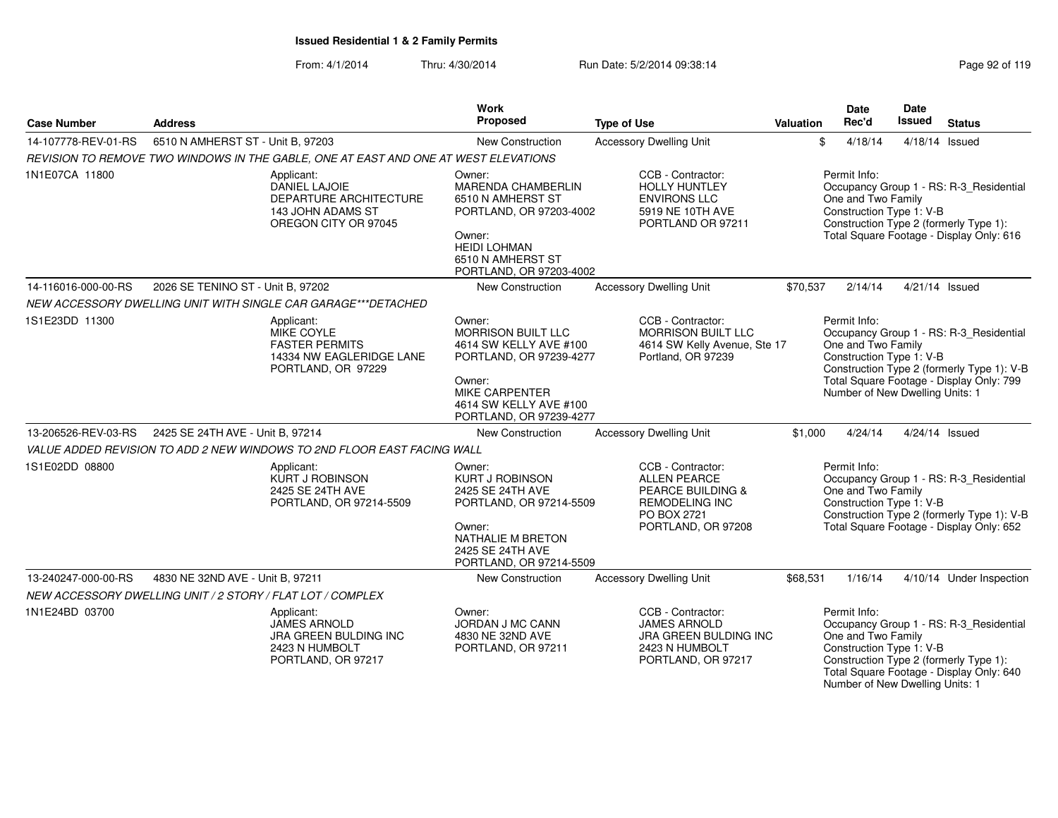**Issued Residential 1 & 2 Family Permits**

From: 4/1/2014 Thru: 4/30/2014 Run Date: 5/2/2014 09:38:14

| Case Number | Address | Work Proposed | Type of Use | Valuation | Date Rec'd | Date Issued | Status |
|---|---|---|---|---|---|---|---|
| 14-107778-REV-01-RS | 6510 N AMHERST ST - Unit B, 97203 | New Construction | Accessory Dwelling Unit | $ | 4/18/14 | 4/18/14 | Issued |

*REVISION TO REMOVE TWO WINDOWS IN THE GABLE, ONE AT EAST AND ONE AT WEST ELEVATIONS*

1N1E07CA 11800

Applicant: DANIEL LAJOIE, DEPARTURE ARCHITECTURE, 143 JOHN ADAMS ST, OREGON CITY OR 97045

Owner: MARENDA CHAMBERLIN, 6510 N AMHERST ST, PORTLAND, OR 97203-4002

Owner: HEIDI LOHMAN, 6510 N AMHERST ST, PORTLAND, OR 97203-4002

CCB - Contractor: HOLLY HUNTLEY, ENVIRONS LLC, 5919 NE 10TH AVE, PORTLAND OR 97211

Permit Info: Occupancy Group 1 - RS: R-3_Residential One and Two Family; Construction Type 1: V-B; Construction Type 2 (formerly Type 1):; Total Square Footage - Display Only: 616

---

| Case Number | Address | Work Proposed | Type of Use | Valuation | Date Rec'd | Date Issued | Status |
|---|---|---|---|---|---|---|---|
| 14-116016-000-00-RS | 2026 SE TENINO ST - Unit B, 97202 | New Construction | Accessory Dwelling Unit | $70,537 | 2/14/14 | 4/21/14 | Issued |

*NEW ACCESSORY DWELLING UNIT WITH SINGLE CAR GARAGE***DETACHED*

1S1E23DD 11300

Applicant: MIKE COYLE, FASTER PERMITS, 14334 NW EAGLERIDGE LANE, PORTLAND, OR 97229

Owner: MORRISON BUILT LLC, 4614 SW KELLY AVE #100, PORTLAND, OR 97239-4277

Owner: MIKE CARPENTER, 4614 SW KELLY AVE #100, PORTLAND, OR 97239-4277

CCB - Contractor: MORRISON BUILT LLC, 4614 SW Kelly Avenue, Ste 17, Portland, OR 97239

Permit Info: Occupancy Group 1 - RS: R-3_Residential One and Two Family; Construction Type 1: V-B; Construction Type 2 (formerly Type 1): V-B; Total Square Footage - Display Only: 799; Number of New Dwelling Units: 1

---

| Case Number | Address | Work Proposed | Type of Use | Valuation | Date Rec'd | Date Issued | Status |
|---|---|---|---|---|---|---|---|
| 13-206526-REV-03-RS | 2425 SE 24TH AVE - Unit B, 97214 | New Construction | Accessory Dwelling Unit | $1,000 | 4/24/14 | 4/24/14 | Issued |

*VALUE ADDED REVISION TO ADD 2 NEW WINDOWS TO 2ND FLOOR EAST FACING WALL*

1S1E02DD 08800

Applicant: KURT J ROBINSON, 2425 SE 24TH AVE, PORTLAND, OR 97214-5509

Owner: KURT J ROBINSON, 2425 SE 24TH AVE, PORTLAND, OR 97214-5509

Owner: NATHALIE M BRETON, 2425 SE 24TH AVE, PORTLAND, OR 97214-5509

CCB - Contractor: ALLEN PEARCE, PEARCE BUILDING & REMODELING INC, PO BOX 2721, PORTLAND, OR 97208

Permit Info: Occupancy Group 1 - RS: R-3_Residential One and Two Family; Construction Type 1: V-B; Construction Type 2 (formerly Type 1): V-B; Total Square Footage - Display Only: 652

---

| Case Number | Address | Work Proposed | Type of Use | Valuation | Date Rec'd | Date Issued | Status |
|---|---|---|---|---|---|---|---|
| 13-240247-000-00-RS | 4830 NE 32ND AVE - Unit B, 97211 | New Construction | Accessory Dwelling Unit | $68,531 | 1/16/14 | 4/10/14 | Under Inspection |

*NEW ACCESSORY DWELLING UNIT / 2 STORY / FLAT LOT / COMPLEX*

1N1E24BD 03700

Applicant: JAMES ARNOLD, JRA GREEN BULDING INC, 2423 N HUMBOLT, PORTLAND, OR 97217

Owner: JORDAN J MC CANN, 4830 NE 32ND AVE, PORTLAND, OR 97211

CCB - Contractor: JAMES ARNOLD, JRA GREEN BULDING INC, 2423 N HUMBOLT, PORTLAND, OR 97217

Permit Info: Occupancy Group 1 - RS: R-3_Residential One and Two Family; Construction Type 1: V-B; Construction Type 2 (formerly Type 1):; Total Square Footage - Display Only: 640; Number of New Dwelling Units: 1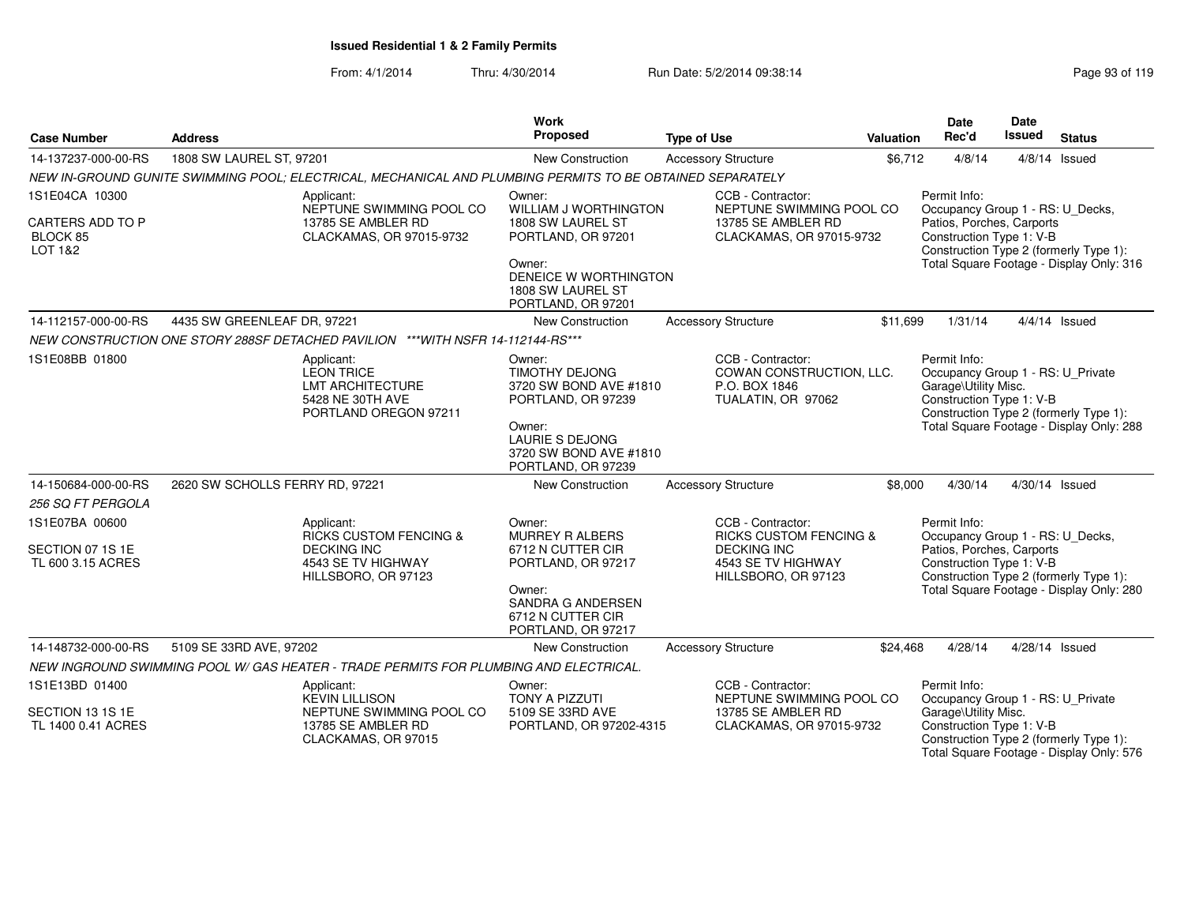**Issued Residential 1 & 2 Family Permits**

From: 4/1/2014 Thru: 4/30/2014 Run Date: 5/2/2014 09:38:14

| Case Number | Address | Work Proposed | Type of Use | Valuation | Date Rec'd | Date Issued | Status |
|---|---|---|---|---|---|---|---|
| 14-137237-000-00-RS | 1808 SW LAUREL ST, 97201 | New Construction | Accessory Structure | $6,712 | 4/8/14 | 4/8/14 | Issued |

NEW IN-GROUND GUNITE SWIMMING POOL; ELECTRICAL, MECHANICAL AND PLUMBING PERMITS TO BE OBTAINED SEPARATELY

1S1E04CA 10300
CARTERS ADD TO P
BLOCK 85
LOT 1&2

Applicant:
NEPTUNE SWIMMING POOL CO
13785 SE AMBLER RD
CLACKAMAS, OR 97015-9732

Owner:
WILLIAM J WORTHINGTON
1808 SW LAUREL ST
PORTLAND, OR 97201

Owner:
DENEICE W WORTHINGTON
1808 SW LAUREL ST
PORTLAND, OR 97201

CCB - Contractor:
NEPTUNE SWIMMING POOL CO
13785 SE AMBLER RD
CLACKAMAS, OR 97015-9732

Permit Info:
Occupancy Group 1 - RS: U_Decks, Patios, Porches, Carports
Construction Type 1: V-B
Construction Type 2 (formerly Type 1):
Total Square Footage - Display Only: 316

---

| Case Number | Address | Work Proposed | Type of Use | Valuation | Date Rec'd | Date Issued | Status |
|---|---|---|---|---|---|---|---|
| 14-112157-000-00-RS | 4435 SW GREENLEAF DR, 97221 | New Construction | Accessory Structure | $11,699 | 1/31/14 | 4/4/14 | Issued |

NEW CONSTRUCTION ONE STORY 288SF DETACHED PAVILION ***WITH NSFR 14-112144-RS***

1S1E08BB 01800

Applicant:
LEON TRICE
LMT ARCHITECTURE
5428 NE 30TH AVE
PORTLAND OREGON 97211

Owner:
TIMOTHY DEJONG
3720 SW BOND AVE #1810
PORTLAND, OR 97239

Owner:
LAURIE S DEJONG
3720 SW BOND AVE #1810
PORTLAND, OR 97239

CCB - Contractor:
COWAN CONSTRUCTION, LLC.
P.O. BOX 1846
TUALATIN, OR 97062

Permit Info:
Occupancy Group 1 - RS: U_Private Garage\Utility Misc.
Construction Type 1: V-B
Construction Type 2 (formerly Type 1):
Total Square Footage - Display Only: 288

---

| Case Number | Address | Work Proposed | Type of Use | Valuation | Date Rec'd | Date Issued | Status |
|---|---|---|---|---|---|---|---|
| 14-150684-000-00-RS | 2620 SW SCHOLLS FERRY RD, 97221 | New Construction | Accessory Structure | $8,000 | 4/30/14 | 4/30/14 | Issued |

256 SQ FT PERGOLA

1S1E07BA 00600
SECTION 07 1S 1E
TL 600 3.15 ACRES

Applicant:
RICKS CUSTOM FENCING & DECKING INC
4543 SE TV HIGHWAY
HILLSBORO, OR 97123

Owner:
MURREY R ALBERS
6712 N CUTTER CIR
PORTLAND, OR 97217

Owner:
SANDRA G ANDERSEN
6712 N CUTTER CIR
PORTLAND, OR 97217

CCB - Contractor:
RICKS CUSTOM FENCING & DECKING INC
4543 SE TV HIGHWAY
HILLSBORO, OR 97123

Permit Info:
Occupancy Group 1 - RS: U_Decks, Patios, Porches, Carports
Construction Type 1: V-B
Construction Type 2 (formerly Type 1):
Total Square Footage - Display Only: 280

---

| Case Number | Address | Work Proposed | Type of Use | Valuation | Date Rec'd | Date Issued | Status |
|---|---|---|---|---|---|---|---|
| 14-148732-000-00-RS | 5109 SE 33RD AVE, 97202 | New Construction | Accessory Structure | $24,468 | 4/28/14 | 4/28/14 | Issued |

NEW INGROUND SWIMMING POOL W/ GAS HEATER - TRADE PERMITS FOR PLUMBING AND ELECTRICAL.

1S1E13BD 01400
SECTION 13 1S 1E
TL 1400 0.41 ACRES

Applicant:
KEVIN LILLISON
NEPTUNE SWIMMING POOL CO
13785 SE AMBLER RD
CLACKAMAS, OR 97015

Owner:
TONY A PIZZUTI
5109 SE 33RD AVE
PORTLAND, OR 97202-4315

CCB - Contractor:
NEPTUNE SWIMMING POOL CO
13785 SE AMBLER RD
CLACKAMAS, OR 97015-9732

Permit Info:
Occupancy Group 1 - RS: U_Private Garage\Utility Misc.
Construction Type 1: V-B
Construction Type 2 (formerly Type 1):
Total Square Footage - Display Only: 576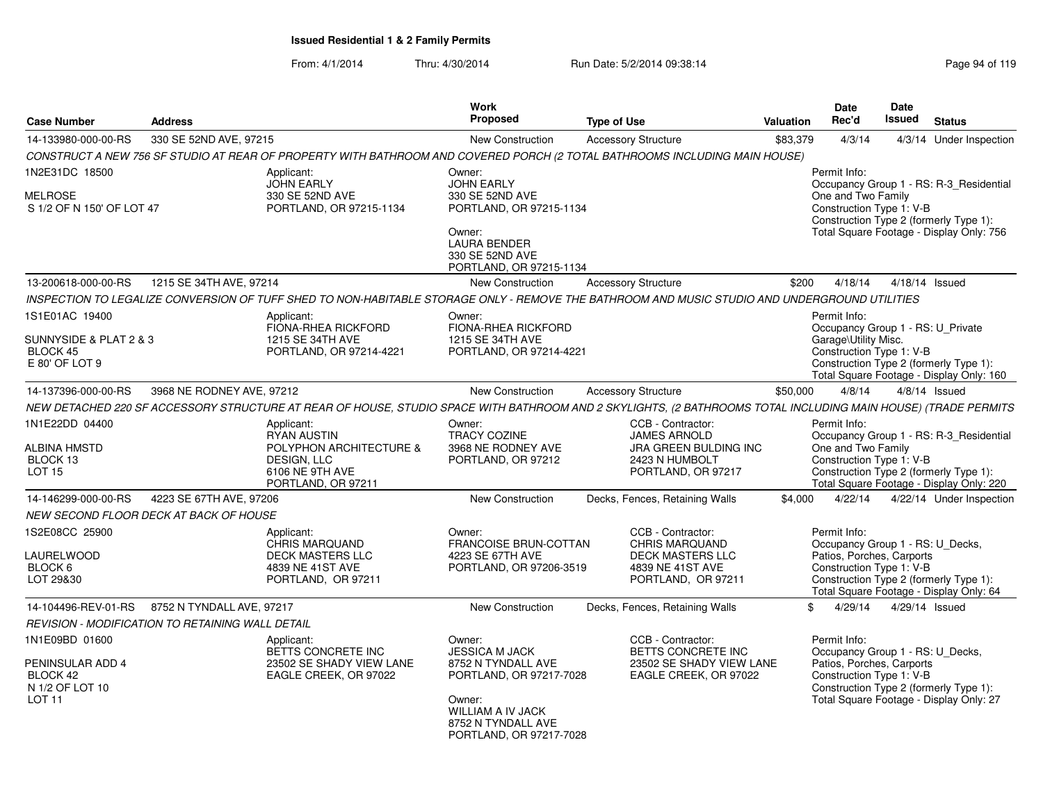**Issued Residential 1 & 2 Family Permits**

From: 4/1/2014 Thru: 4/30/2014 Run Date: 5/2/2014 09:38:14

| Case Number | Address | Work Proposed | Type of Use | Valuation | Date Rec'd | Date Issued | Status |
|---|---|---|---|---|---|---|---|
| 14-133980-000-00-RS | 330 SE 52ND AVE, 97215 | New Construction | Accessory Structure | $83,379 | 4/3/14 | 4/3/14 | Under Inspection |

CONSTRUCT A NEW 756 SF STUDIO AT REAR OF PROPERTY WITH BATHROOM AND COVERED PORCH (2 TOTAL BATHROOMS INCLUDING MAIN HOUSE)

1N2E31DC 18500
MELROSE
S 1/2 OF N 150' OF LOT 47

Applicant: JOHN EARLY, 330 SE 52ND AVE, PORTLAND, OR 97215-1134

Owner: JOHN EARLY, 330 SE 52ND AVE, PORTLAND, OR 97215-1134
Owner: LAURA BENDER, 330 SE 52ND AVE, PORTLAND, OR 97215-1134

Permit Info:
Occupancy Group 1 - RS: R-3_Residential One and Two Family
Construction Type 1: V-B
Construction Type 2 (formerly Type 1):
Total Square Footage - Display Only: 756

| Case Number | Address | Work Proposed | Type of Use | Valuation | Date Rec'd | Date Issued | Status |
|---|---|---|---|---|---|---|---|
| 13-200618-000-00-RS | 1215 SE 34TH AVE, 97214 | New Construction | Accessory Structure | $200 | 4/18/14 | 4/18/14 | Issued |

INSPECTION TO LEGALIZE CONVERSION OF TUFF SHED TO NON-HABITABLE STORAGE ONLY - REMOVE THE BATHROOM AND MUSIC STUDIO AND UNDERGROUND UTILITIES

1S1E01AC 19400
SUNNYSIDE & PLAT 2 & 3
BLOCK 45
E 80' OF LOT 9

Applicant: FIONA-RHEA RICKFORD, 1215 SE 34TH AVE, PORTLAND, OR 97214-4221

Owner: FIONA-RHEA RICKFORD, 1215 SE 34TH AVE, PORTLAND, OR 97214-4221

Permit Info:
Occupancy Group 1 - RS: U_Private Garage\Utility Misc.
Construction Type 1: V-B
Construction Type 2 (formerly Type 1):
Total Square Footage - Display Only: 160

| Case Number | Address | Work Proposed | Type of Use | Valuation | Date Rec'd | Date Issued | Status |
|---|---|---|---|---|---|---|---|
| 14-137396-000-00-RS | 3968 NE RODNEY AVE, 97212 | New Construction | Accessory Structure | $50,000 | 4/8/14 | 4/8/14 | Issued |

NEW DETACHED 220 SF ACCESSORY STRUCTURE AT REAR OF HOUSE, STUDIO SPACE WITH BATHROOM AND 2 SKYLIGHTS, (2 BATHROOMS TOTAL INCLUDING MAIN HOUSE) (TRADE PERMITS

1N1E22DD 04400
ALBINA HMSTD
BLOCK 13
LOT 15

Applicant: RYAN AUSTIN, POLYPHON ARCHITECTURE & DESIGN, LLC, 6106 NE 9TH AVE, PORTLAND, OR 97211

Owner: TRACY COZINE, 3968 NE RODNEY AVE, PORTLAND, OR 97212

CCB - Contractor: JAMES ARNOLD, JRA GREEN BULDING INC, 2423 N HUMBOLT, PORTLAND, OR 97217

Permit Info:
Occupancy Group 1 - RS: R-3_Residential One and Two Family
Construction Type 1: V-B
Construction Type 2 (formerly Type 1):
Total Square Footage - Display Only: 220

| Case Number | Address | Work Proposed | Type of Use | Valuation | Date Rec'd | Date Issued | Status |
|---|---|---|---|---|---|---|---|
| 14-146299-000-00-RS | 4223 SE 67TH AVE, 97206 | New Construction | Decks, Fences, Retaining Walls | $4,000 | 4/22/14 | 4/22/14 | Under Inspection |

NEW SECOND FLOOR DECK AT BACK OF HOUSE

1S2E08CC 25900
LAURELWOOD
BLOCK 6
LOT 29&30

Applicant: CHRIS MARQUAND, DECK MASTERS LLC, 4839 NE 41ST AVE, PORTLAND, OR 97211

Owner: FRANCOISE BRUN-COTTAN, 4223 SE 67TH AVE, PORTLAND, OR 97206-3519

CCB - Contractor: CHRIS MARQUAND, DECK MASTERS LLC, 4839 NE 41ST AVE, PORTLAND, OR 97211

Permit Info:
Occupancy Group 1 - RS: U_Decks, Patios, Porches, Carports
Construction Type 1: V-B
Construction Type 2 (formerly Type 1):
Total Square Footage - Display Only: 64

| Case Number | Address | Work Proposed | Type of Use | Valuation | Date Rec'd | Date Issued | Status |
|---|---|---|---|---|---|---|---|
| 14-104496-REV-01-RS | 8752 N TYNDALL AVE, 97217 | New Construction | Decks, Fences, Retaining Walls | $ | 4/29/14 | 4/29/14 | Issued |

REVISION - MODIFICATION TO RETAINING WALL DETAIL

1N1E09BD 01600
PENINSULAR ADD 4
BLOCK 42
N 1/2 OF LOT 10
LOT 11

Applicant: BETTS CONCRETE INC, 23502 SE SHADY VIEW LANE, EAGLE CREEK, OR 97022

Owner: JESSICA M JACK, 8752 N TYNDALL AVE, PORTLAND, OR 97217-7028
Owner: WILLIAM A IV JACK, 8752 N TYNDALL AVE, PORTLAND, OR 97217-7028

CCB - Contractor: BETTS CONCRETE INC, 23502 SE SHADY VIEW LANE, EAGLE CREEK, OR 97022

Permit Info:
Occupancy Group 1 - RS: U_Decks, Patios, Porches, Carports
Construction Type 1: V-B
Construction Type 2 (formerly Type 1):
Total Square Footage - Display Only: 27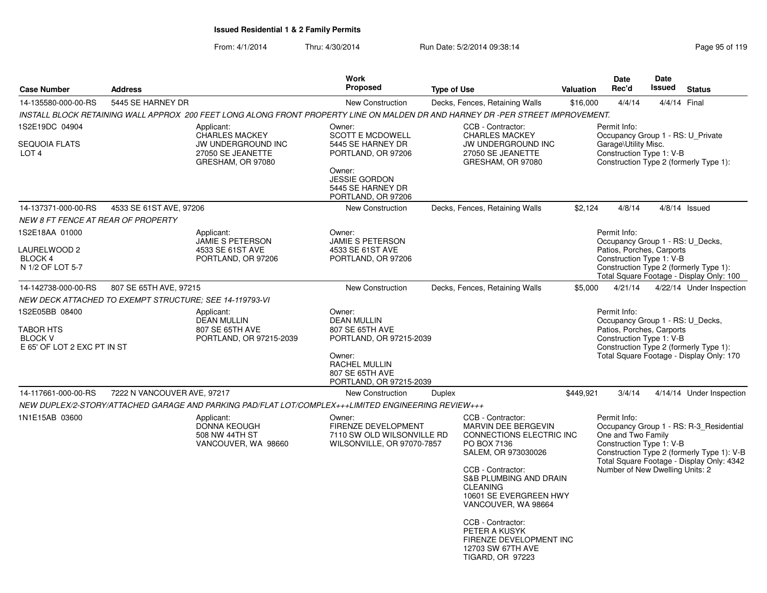**Issued Residential 1 & 2 Family Permits**

From: 4/1/2014 Thru: 4/30/2014 Run Date: 5/2/2014 09:38:14

| Case Number | Address | Work Proposed | Type of Use | Valuation | Date Rec'd | Date Issued | Status |
|---|---|---|---|---|---|---|---|
| 14-135580-000-00-RS | 5445 SE HARNEY DR | New Construction | Decks, Fences, Retaining Walls | $16,000 | 4/4/14 | 4/4/14 | Final |

INSTALL BLOCK RETAINING WALL APPROX 200 FEET LONG ALONG FRONT PROPERTY LINE ON MALDEN DR AND HARNEY DR -PER STREET IMPROVEMENT.

1S2E19DC 04904
SEQUOIA FLATS
LOT 4

Applicant:
CHARLES MACKEY
JW UNDERGROUND INC
27050 SE JEANETTE
GRESHAM, OR 97080

Owner:
SCOTT E MCDOWELL
5445 SE HARNEY DR
PORTLAND, OR 97206

Owner:
JESSIE GORDON
5445 SE HARNEY DR
PORTLAND, OR 97206

CCB - Contractor:
CHARLES MACKEY
JW UNDERGROUND INC
27050 SE JEANETTE
GRESHAM, OR 97080

Permit Info:
Occupancy Group 1 - RS: U_Private Garage\Utility Misc.
Construction Type 1: V-B
Construction Type 2 (formerly Type 1):

| Case Number | Address | Work Proposed | Type of Use | Valuation | Date Rec'd | Date Issued | Status |
|---|---|---|---|---|---|---|---|
| 14-137371-000-00-RS | 4533 SE 61ST AVE, 97206 | New Construction | Decks, Fences, Retaining Walls | $2,124 | 4/8/14 | 4/8/14 | Issued |

NEW 8 FT FENCE AT REAR OF PROPERTY

1S2E18AA 01000
LAURELWOOD 2
BLOCK 4
N 1/2 OF LOT 5-7

Applicant:
JAMIE S PETERSON
4533 SE 61ST AVE
PORTLAND, OR 97206

Owner:
JAMIE S PETERSON
4533 SE 61ST AVE
PORTLAND, OR 97206

Permit Info:
Occupancy Group 1 - RS: U_Decks, Patios, Porches, Carports
Construction Type 1: V-B
Construction Type 2 (formerly Type 1):
Total Square Footage - Display Only: 100

| Case Number | Address | Work Proposed | Type of Use | Valuation | Date Rec'd | Date Issued | Status |
|---|---|---|---|---|---|---|---|
| 14-142738-000-00-RS | 807 SE 65TH AVE, 97215 | New Construction | Decks, Fences, Retaining Walls | $5,000 | 4/21/14 | 4/22/14 | Under Inspection |

NEW DECK ATTACHED TO EXEMPT STRUCTURE; SEE 14-119793-VI

1S2E05BB 08400
TABOR HTS
BLOCK V
E 65' OF LOT 2 EXC PT IN ST

Applicant:
DEAN MULLIN
807 SE 65TH AVE
PORTLAND, OR 97215-2039

Owner:
DEAN MULLIN
807 SE 65TH AVE
PORTLAND, OR 97215-2039

Owner:
RACHEL MULLIN
807 SE 65TH AVE
PORTLAND, OR 97215-2039

Permit Info:
Occupancy Group 1 - RS: U_Decks, Patios, Porches, Carports
Construction Type 1: V-B
Construction Type 2 (formerly Type 1):
Total Square Footage - Display Only: 170

| Case Number | Address | Work Proposed | Type of Use | Valuation | Date Rec'd | Date Issued | Status |
|---|---|---|---|---|---|---|---|
| 14-117661-000-00-RS | 7222 N VANCOUVER AVE, 97217 | New Construction | Duplex | $449,921 | 3/4/14 | 4/14/14 | Under Inspection |

NEW DUPLEX/2-STORY/ATTACHED GARAGE AND PARKING PAD/FLAT LOT/COMPLEX+++LIMITED ENGINEERING REVIEW+++

1N1E15AB 03600

Applicant:
DONNA KEOUGH
508 NW 44TH ST
VANCOUVER, WA 98660

Owner:
FIRENZE DEVELOPMENT
7110 SW OLD WILSONVILLE RD
WILSONVILLE, OR 97070-7857

CCB - Contractor:
MARVIN DEE BERGEVIN
CONNECTIONS ELECTRIC INC
PO BOX 7136
SALEM, OR 973030026

CCB - Contractor:
S&B PLUMBING AND DRAIN CLEANING
10601 SE EVERGREEN HWY
VANCOUVER, WA 98664

CCB - Contractor:
PETER A KUSYK
FIRENZE DEVELOPMENT INC
12703 SW 67TH AVE
TIGARD, OR 97223

Permit Info:
Occupancy Group 1 - RS: R-3_Residential One and Two Family
Construction Type 1: V-B
Construction Type 2 (formerly Type 1): V-B
Total Square Footage - Display Only: 4342
Number of New Dwelling Units: 2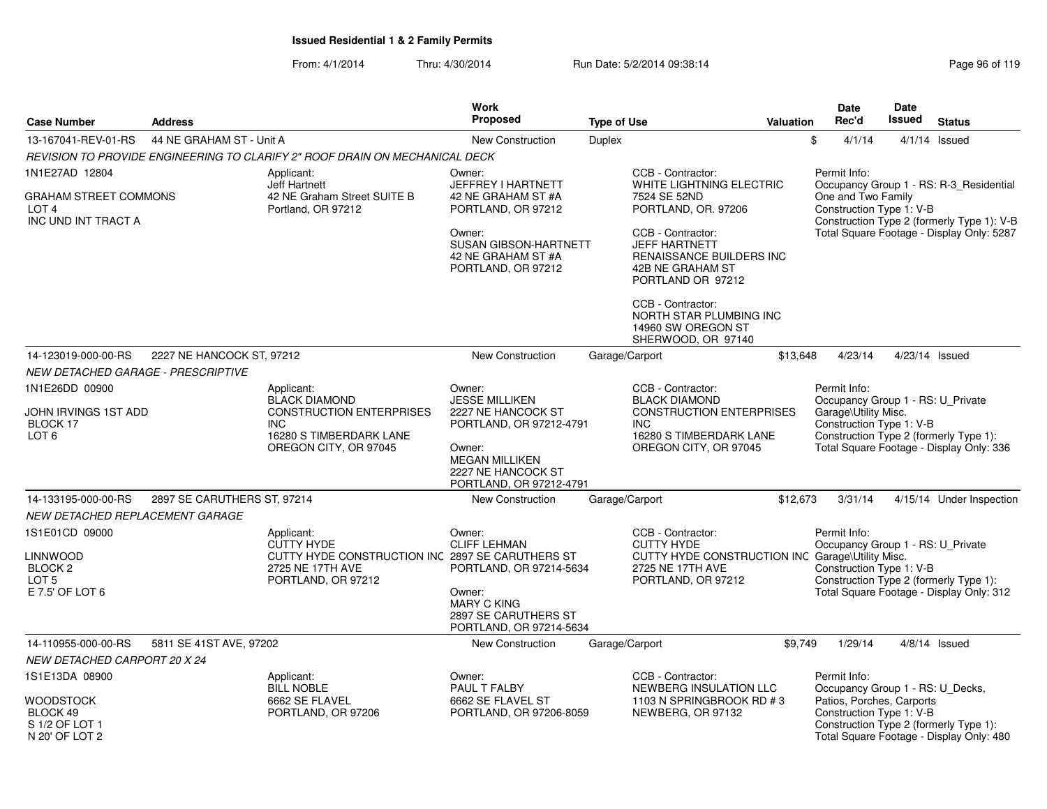**Issued Residential 1 & 2 Family Permits**

From: 4/1/2014 Thru: 4/30/2014 Run Date: 5/2/2014 09:38:14

| Case Number | Address | Work Proposed | Type of Use | Valuation | Date Rec'd | Date Issued | Status |
|---|---|---|---|---|---|---|---|
| 13-167041-REV-01-RS | 44 NE GRAHAM ST - Unit A | New Construction | Duplex | $ | 4/1/14 | 4/1/14 | Issued |

*REVISION TO PROVIDE ENGINEERING TO CLARIFY 2" ROOF DRAIN ON MECHANICAL DECK*

1N1E27AD 12804
GRAHAM STREET COMMONS
LOT 4
INC UND INT TRACT A

Applicant:
Jeff Hartnett
42 NE Graham Street SUITE B
Portland, OR 97212

Owner:
JEFFREY I HARTNETT
42 NE GRAHAM ST #A
PORTLAND, OR 97212

Owner:
SUSAN GIBSON-HARTNETT
42 NE GRAHAM ST #A
PORTLAND, OR 97212

CCB - Contractor:
WHITE LIGHTNING ELECTRIC
7524 SE 52ND
PORTLAND, OR. 97206

CCB - Contractor:
JEFF HARTNETT
RENAISSANCE BUILDERS INC
42B NE GRAHAM ST
PORTLAND OR 97212

CCB - Contractor:
NORTH STAR PLUMBING INC
14960 SW OREGON ST
SHERWOOD, OR 97140

Permit Info:
Occupancy Group 1 - RS: R-3_Residential One and Two Family
Construction Type 1: V-B
Construction Type 2 (formerly Type 1): V-B
Total Square Footage - Display Only: 5287

| Case Number | Address | Work Proposed | Type of Use | Valuation | Date Rec'd | Date Issued | Status |
|---|---|---|---|---|---|---|---|
| 14-123019-000-00-RS | 2227 NE HANCOCK ST, 97212 | New Construction | Garage/Carport | $13,648 | 4/23/14 | 4/23/14 | Issued |

*NEW DETACHED GARAGE - PRESCRIPTIVE*

1N1E26DD 00900
JOHN IRVINGS 1ST ADD
BLOCK 17
LOT 6

Applicant:
BLACK DIAMOND CONSTRUCTION ENTERPRISES INC
16280 S TIMBERDARK LANE
OREGON CITY, OR 97045

Owner:
JESSE MILLIKEN
2227 NE HANCOCK ST
PORTLAND, OR 97212-4791

Owner:
MEGAN MILLIKEN
2227 NE HANCOCK ST
PORTLAND, OR 97212-4791

CCB - Contractor:
BLACK DIAMOND CONSTRUCTION ENTERPRISES INC
16280 S TIMBERDARK LANE
OREGON CITY, OR 97045

Permit Info:
Occupancy Group 1 - RS: U_Private Garage\Utility Misc.
Construction Type 1: V-B
Construction Type 2 (formerly Type 1):
Total Square Footage - Display Only: 336

| Case Number | Address | Work Proposed | Type of Use | Valuation | Date Rec'd | Date Issued | Status |
|---|---|---|---|---|---|---|---|
| 14-133195-000-00-RS | 2897 SE CARUTHERS ST, 97214 | New Construction | Garage/Carport | $12,673 | 3/31/14 | 4/15/14 | Under Inspection |

*NEW DETACHED REPLACEMENT GARAGE*

1S1E01CD 09000
LINNWOOD
BLOCK 2
LOT 5
E 7.5' OF LOT 6

Applicant:
CUTTY HYDE
CUTTY HYDE CONSTRUCTION INC
2725 NE 17TH AVE
PORTLAND, OR 97212

Owner:
CLIFF LEHMAN
2897 SE CARUTHERS ST
PORTLAND, OR 97214-5634

Owner:
MARY C KING
2897 SE CARUTHERS ST
PORTLAND, OR 97214-5634

CCB - Contractor:
CUTTY HYDE
CUTTY HYDE CONSTRUCTION INC
2725 NE 17TH AVE
PORTLAND, OR 97212

Permit Info:
Occupancy Group 1 - RS: U_Private Garage\Utility Misc.
Construction Type 1: V-B
Construction Type 2 (formerly Type 1):
Total Square Footage - Display Only: 312

| Case Number | Address | Work Proposed | Type of Use | Valuation | Date Rec'd | Date Issued | Status |
|---|---|---|---|---|---|---|---|
| 14-110955-000-00-RS | 5811 SE 41ST AVE, 97202 | New Construction | Garage/Carport | $9,749 | 1/29/14 | 4/8/14 | Issued |

*NEW DETACHED CARPORT 20 X 24*

1S1E13DA 08900
WOODSTOCK
BLOCK 49
S 1/2 OF LOT 1
N 20' OF LOT 2

Applicant:
BILL NOBLE
6662 SE FLAVEL
PORTLAND, OR 97206

Owner:
PAUL T FALBY
6662 SE FLAVEL ST
PORTLAND, OR 97206-8059

CCB - Contractor:
NEWBERG INSULATION LLC
1103 N SPRINGBROOK RD # 3
NEWBERG, OR 97132

Permit Info:
Occupancy Group 1 - RS: U_Decks, Patios, Porches, Carports
Construction Type 1: V-B
Construction Type 2 (formerly Type 1):
Total Square Footage - Display Only: 480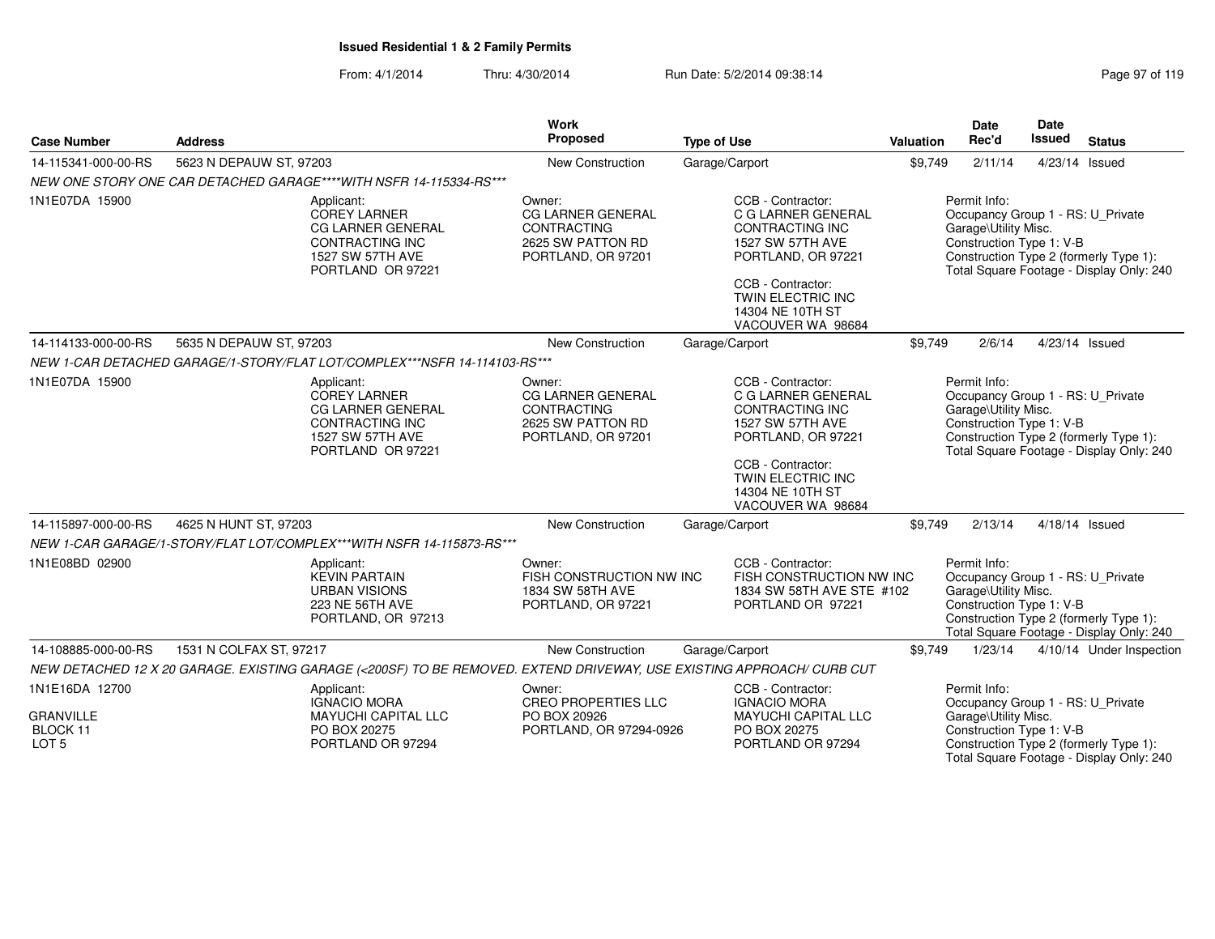**Issued Residential 1 & 2 Family Permits**

From: 4/1/2014 Thru: 4/30/2014 Run Date: 5/2/2014 09:38:14

| Case Number | Address | Work Proposed | Type of Use | Valuation | Date Rec'd | Date Issued | Status |
|---|---|---|---|---|---|---|---|
| 14-115341-000-00-RS | 5623 N DEPAUW ST, 97203 | New Construction | Garage/Carport | $9,749 | 2/11/14 | 4/23/14 | Issued |

*NEW ONE STORY ONE CAR DETACHED GARAGE****WITH NSFR 14-115334-RS****

1N1E07DA 15900

Applicant: COREY LARNER, CG LARNER GENERAL CONTRACTING INC, 1527 SW 57TH AVE, PORTLAND OR 97221

Owner: CG LARNER GENERAL CONTRACTING, 2625 SW PATTON RD, PORTLAND, OR 97201

CCB - Contractor: C G LARNER GENERAL CONTRACTING INC, 1527 SW 57TH AVE, PORTLAND, OR 97221

CCB - Contractor: TWIN ELECTRIC INC, 14304 NE 10TH ST, VACOUVER WA 98684

Permit Info: Occupancy Group 1 - RS: U_Private Garage\Utility Misc. Construction Type 1: V-B Construction Type 2 (formerly Type 1): Total Square Footage - Display Only: 240

| Case Number | Address | Work Proposed | Type of Use | Valuation | Date Rec'd | Date Issued | Status |
|---|---|---|---|---|---|---|---|
| 14-114133-000-00-RS | 5635 N DEPAUW ST, 97203 | New Construction | Garage/Carport | $9,749 | 2/6/14 | 4/23/14 | Issued |

*NEW 1-CAR DETACHED GARAGE/1-STORY/FLAT LOT/COMPLEX***NSFR 14-114103-RS****

1N1E07DA 15900

Applicant: COREY LARNER, CG LARNER GENERAL CONTRACTING INC, 1527 SW 57TH AVE, PORTLAND OR 97221

Owner: CG LARNER GENERAL CONTRACTING, 2625 SW PATTON RD, PORTLAND, OR 97201

CCB - Contractor: C G LARNER GENERAL CONTRACTING INC, 1527 SW 57TH AVE, PORTLAND, OR 97221

CCB - Contractor: TWIN ELECTRIC INC, 14304 NE 10TH ST, VACOUVER WA 98684

Permit Info: Occupancy Group 1 - RS: U_Private Garage\Utility Misc. Construction Type 1: V-B Construction Type 2 (formerly Type 1): Total Square Footage - Display Only: 240

| Case Number | Address | Work Proposed | Type of Use | Valuation | Date Rec'd | Date Issued | Status |
|---|---|---|---|---|---|---|---|
| 14-115897-000-00-RS | 4625 N HUNT ST, 97203 | New Construction | Garage/Carport | $9,749 | 2/13/14 | 4/18/14 | Issued |

*NEW 1-CAR GARAGE/1-STORY/FLAT LOT/COMPLEX***WITH NSFR 14-115873-RS****

1N1E08BD 02900

Applicant: KEVIN PARTAIN, URBAN VISIONS, 223 NE 56TH AVE, PORTLAND, OR 97213

Owner: FISH CONSTRUCTION NW INC, 1834 SW 58TH AVE, PORTLAND, OR 97221

CCB - Contractor: FISH CONSTRUCTION NW INC, 1834 SW 58TH AVE STE #102, PORTLAND OR 97221

Permit Info: Occupancy Group 1 - RS: U_Private Garage\Utility Misc. Construction Type 1: V-B Construction Type 2 (formerly Type 1): Total Square Footage - Display Only: 240

| Case Number | Address | Work Proposed | Type of Use | Valuation | Date Rec'd | Date Issued | Status |
|---|---|---|---|---|---|---|---|
| 14-108885-000-00-RS | 1531 N COLFAX ST, 97217 | New Construction | Garage/Carport | $9,749 | 1/23/14 | 4/10/14 | Under Inspection |

*NEW DETACHED 12 X 20 GARAGE. EXISTING GARAGE (<200SF) TO BE REMOVED. EXTEND DRIVEWAY, USE EXISTING APPROACH/ CURB CUT*

1N1E16DA 12700

GRANVILLE
BLOCK 11
LOT 5

Applicant: IGNACIO MORA, MAYUCHI CAPITAL LLC, PO BOX 20275, PORTLAND OR 97294

Owner: CREO PROPERTIES LLC, PO BOX 20926, PORTLAND, OR 97294-0926

CCB - Contractor: IGNACIO MORA, MAYUCHI CAPITAL LLC, PO BOX 20275, PORTLAND OR 97294

Permit Info: Occupancy Group 1 - RS: U_Private Garage\Utility Misc. Construction Type 1: V-B Construction Type 2 (formerly Type 1): Total Square Footage - Display Only: 240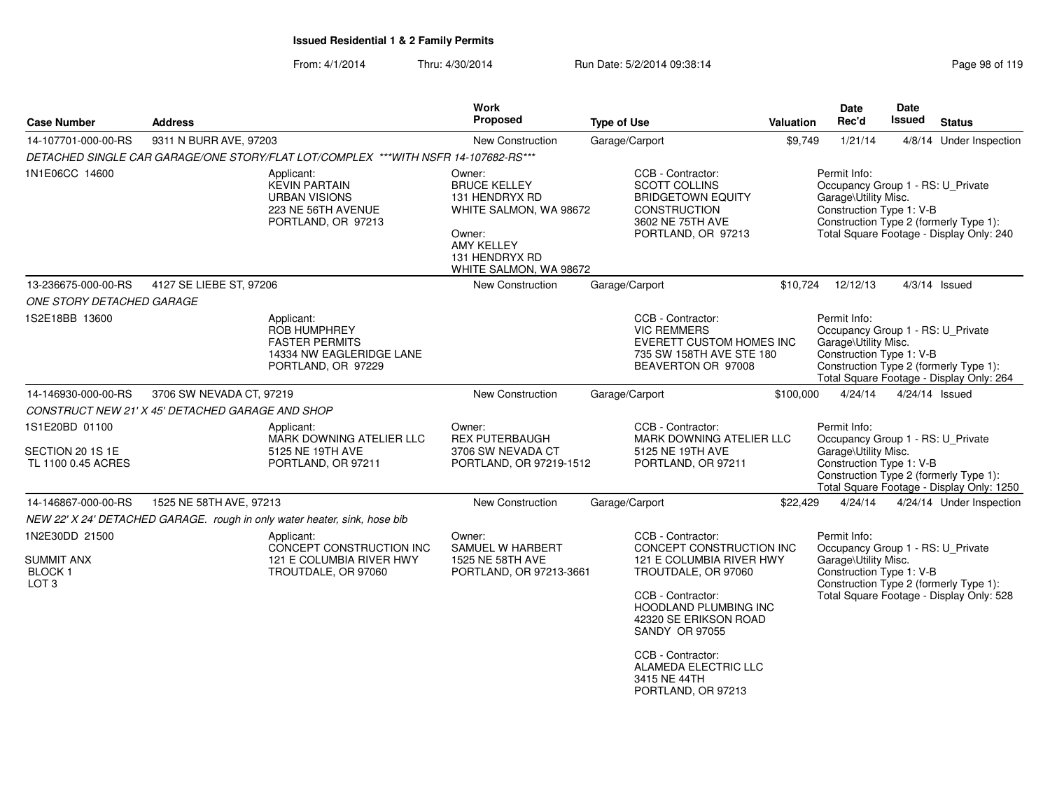**Issued Residential 1 & 2 Family Permits**

From: 4/1/2014 Thru: 4/30/2014 Run Date: 5/2/2014 09:38:14

| Case Number | Address | Work Proposed | Type of Use | Valuation | Date Rec'd | Date Issued | Status |
|---|---|---|---|---|---|---|---|
| 14-107701-000-00-RS | 9311 N BURR AVE, 97203 | New Construction | Garage/Carport | $9,749 | 1/21/14 | 4/8/14 | Under Inspection |

DETACHED SINGLE CAR GARAGE/ONE STORY/FLAT LOT/COMPLEX ***WITH NSFR 14-107682-RS***

1N1E06CC 14600

Applicant:
KEVIN PARTAIN
URBAN VISIONS
223 NE 56TH AVENUE
PORTLAND, OR 97213

Owner:
BRUCE KELLEY
131 HENDRYX RD
WHITE SALMON, WA 98672

Owner:
AMY KELLEY
131 HENDRYX RD
WHITE SALMON, WA 98672

CCB - Contractor:
SCOTT COLLINS
BRIDGETOWN EQUITY CONSTRUCTION
3602 NE 75TH AVE
PORTLAND, OR 97213

Permit Info:
Occupancy Group 1 - RS: U_Private Garage\Utility Misc.
Construction Type 1: V-B
Construction Type 2 (formerly Type 1):
Total Square Footage - Display Only: 240

---

| Case Number | Address | Work Proposed | Type of Use | Valuation | Date Rec'd | Date Issued | Status |
|---|---|---|---|---|---|---|---|
| 13-236675-000-00-RS | 4127 SE LIEBE ST, 97206 | New Construction | Garage/Carport | $10,724 | 12/12/13 | 4/3/14 | Issued |

ONE STORY DETACHED GARAGE

1S2E18BB 13600

Applicant:
ROB HUMPHREY
FASTER PERMITS
14334 NW EAGLERIDGE LANE
PORTLAND, OR 97229

CCB - Contractor:
VIC REMMERS
EVERETT CUSTOM HOMES INC
735 SW 158TH AVE STE 180
BEAVERTON OR 97008

Permit Info:
Occupancy Group 1 - RS: U_Private Garage\Utility Misc.
Construction Type 1: V-B
Construction Type 2 (formerly Type 1):
Total Square Footage - Display Only: 264

---

| Case Number | Address | Work Proposed | Type of Use | Valuation | Date Rec'd | Date Issued | Status |
|---|---|---|---|---|---|---|---|
| 14-146930-000-00-RS | 3706 SW NEVADA CT, 97219 | New Construction | Garage/Carport | $100,000 | 4/24/14 | 4/24/14 | Issued |

CONSTRUCT NEW 21' X 45' DETACHED GARAGE AND SHOP

1S1E20BD 01100

SECTION 20 1S 1E
TL 1100 0.45 ACRES

Applicant:
MARK DOWNING ATELIER LLC
5125 NE 19TH AVE
PORTLAND, OR 97211

Owner:
REX PUTERBAUGH
3706 SW NEVADA CT
PORTLAND, OR 97219-1512

CCB - Contractor:
MARK DOWNING ATELIER LLC
5125 NE 19TH AVE
PORTLAND, OR 97211

Permit Info:
Occupancy Group 1 - RS: U_Private Garage\Utility Misc.
Construction Type 1: V-B
Construction Type 2 (formerly Type 1):
Total Square Footage - Display Only: 1250

---

| Case Number | Address | Work Proposed | Type of Use | Valuation | Date Rec'd | Date Issued | Status |
|---|---|---|---|---|---|---|---|
| 14-146867-000-00-RS | 1525 NE 58TH AVE, 97213 | New Construction | Garage/Carport | $22,429 | 4/24/14 | 4/24/14 | Under Inspection |

NEW 22' X 24' DETACHED GARAGE. rough in only water heater, sink, hose bib

1N2E30DD 21500

SUMMIT ANX
BLOCK 1
LOT 3

Applicant:
CONCEPT CONSTRUCTION INC
121 E COLUMBIA RIVER HWY
TROUTDALE, OR 97060

Owner:
SAMUEL W HARBERT
1525 NE 58TH AVE
PORTLAND, OR 97213-3661

CCB - Contractor:
CONCEPT CONSTRUCTION INC
121 E COLUMBIA RIVER HWY
TROUTDALE, OR 97060

CCB - Contractor:
HOODLAND PLUMBING INC
42320 SE ERIKSON ROAD
SANDY OR 97055

CCB - Contractor:
ALAMEDA ELECTRIC LLC
3415 NE 44TH
PORTLAND, OR 97213

Permit Info:
Occupancy Group 1 - RS: U_Private Garage\Utility Misc.
Construction Type 1: V-B
Construction Type 2 (formerly Type 1):
Total Square Footage - Display Only: 528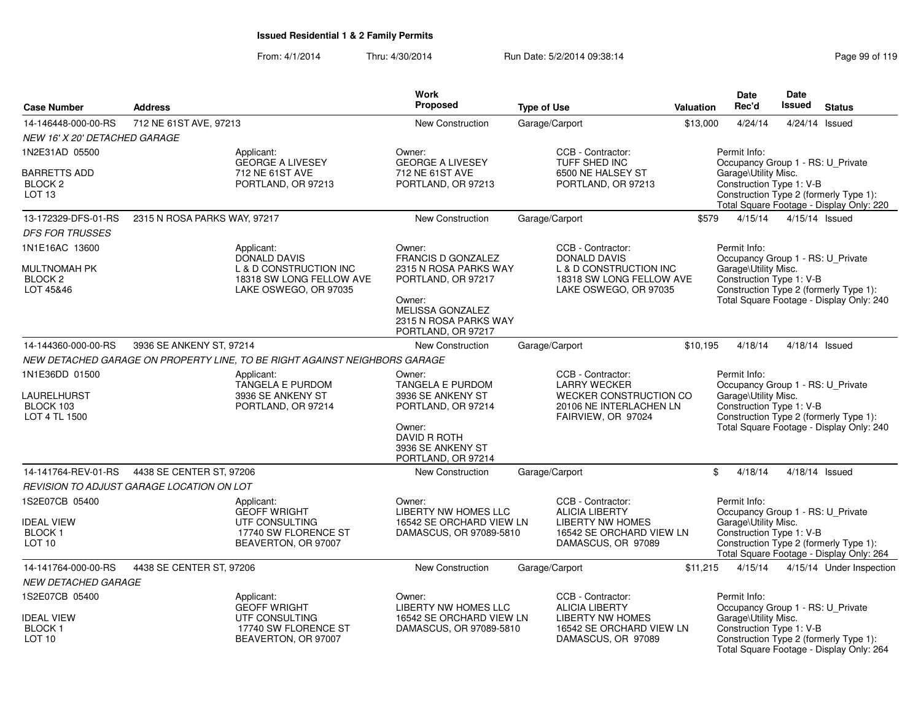# Issued Residential 1 & 2 Family Permits

From: 4/1/2014 Thru: 4/30/2014 Run Date: 5/2/2014 09:38:14

| Case Number | Address | Work Proposed | Type of Use | Valuation | Date Rec'd | Date Issued | Status |
|---|---|---|---|---|---|---|---|
| 14-146448-000-00-RS | 712 NE 61ST AVE, 97213 | New Construction | Garage/Carport | $13,000 | 4/24/14 | 4/24/14 | Issued |

*NEW 16' X 20' DETACHED GARAGE*

1N2E31AD 05500
BARRETTS ADD
BLOCK 2
LOT 13

Applicant: GEORGE A LIVESEY, 712 NE 61ST AVE, PORTLAND, OR 97213

Owner: GEORGE A LIVESEY, 712 NE 61ST AVE, PORTLAND, OR 97213

CCB - Contractor: TUFF SHED INC, 6500 NE HALSEY ST, PORTLAND, OR 97213

Permit Info: Occupancy Group 1 - RS: U_Private Garage\Utility Misc. Construction Type 1: V-B Construction Type 2 (formerly Type 1): Total Square Footage - Display Only: 220

| Case Number | Address | Work Proposed | Type of Use | Valuation | Date Rec'd | Date Issued | Status |
|---|---|---|---|---|---|---|---|
| 13-172329-DFS-01-RS | 2315 N ROSA PARKS WAY, 97217 | New Construction | Garage/Carport | $579 | 4/15/14 | 4/15/14 | Issued |

*DFS FOR TRUSSES*

1N1E16AC 13600
MULTNOMAH PK
BLOCK 2
LOT 45&46

Applicant: DONALD DAVIS, L & D CONSTRUCTION INC, 18318 SW LONG FELLOW AVE, LAKE OSWEGO, OR 97035

Owner: FRANCIS D GONZALEZ, 2315 N ROSA PARKS WAY, PORTLAND, OR 97217

Owner: MELISSA GONZALEZ, 2315 N ROSA PARKS WAY, PORTLAND, OR 97217

CCB - Contractor: DONALD DAVIS, L & D CONSTRUCTION INC, 18318 SW LONG FELLOW AVE, LAKE OSWEGO, OR 97035

Permit Info: Occupancy Group 1 - RS: U_Private Garage\Utility Misc. Construction Type 1: V-B Construction Type 2 (formerly Type 1): Total Square Footage - Display Only: 240

| Case Number | Address | Work Proposed | Type of Use | Valuation | Date Rec'd | Date Issued | Status |
|---|---|---|---|---|---|---|---|
| 14-144360-000-00-RS | 3936 SE ANKENY ST, 97214 | New Construction | Garage/Carport | $10,195 | 4/18/14 | 4/18/14 | Issued |

*NEW DETACHED GARAGE ON PROPERTY LINE, TO BE RIGHT AGAINST NEIGHBORS GARAGE*

1N1E36DD 01500
LAURELHURST
BLOCK 103
LOT 4 TL 1500

Applicant: TANGELA E PURDOM, 3936 SE ANKENY ST, PORTLAND, OR 97214

Owner: TANGELA E PURDOM, 3936 SE ANKENY ST, PORTLAND, OR 97214

Owner: DAVID R ROTH, 3936 SE ANKENY ST, PORTLAND, OR 97214

CCB - Contractor: LARRY WECKER, WECKER CONSTRUCTION CO, 20106 NE INTERLACHEN LN, FAIRVIEW, OR 97024

Permit Info: Occupancy Group 1 - RS: U_Private Garage\Utility Misc. Construction Type 1: V-B Construction Type 2 (formerly Type 1): Total Square Footage - Display Only: 240

| Case Number | Address | Work Proposed | Type of Use | Valuation | Date Rec'd | Date Issued | Status |
|---|---|---|---|---|---|---|---|
| 14-141764-REV-01-RS | 4438 SE CENTER ST, 97206 | New Construction | Garage/Carport | $ | 4/18/14 | 4/18/14 | Issued |

*REVISION TO ADJUST GARAGE LOCATION ON LOT*

1S2E07CB 05400
IDEAL VIEW
BLOCK 1
LOT 10

Applicant: GEOFF WRIGHT, UTF CONSULTING, 17740 SW FLORENCE ST, BEAVERTON, OR 97007

Owner: LIBERTY NW HOMES LLC, 16542 SE ORCHARD VIEW LN, DAMASCUS, OR 97089-5810

CCB - Contractor: ALICIA LIBERTY, LIBERTY NW HOMES, 16542 SE ORCHARD VIEW LN, DAMASCUS, OR 97089

Permit Info: Occupancy Group 1 - RS: U_Private Garage\Utility Misc. Construction Type 1: V-B Construction Type 2 (formerly Type 1): Total Square Footage - Display Only: 264

| Case Number | Address | Work Proposed | Type of Use | Valuation | Date Rec'd | Date Issued | Status |
|---|---|---|---|---|---|---|---|
| 14-141764-000-00-RS | 4438 SE CENTER ST, 97206 | New Construction | Garage/Carport | $11,215 | 4/15/14 | 4/15/14 | Under Inspection |

*NEW DETACHED GARAGE*

1S2E07CB 05400
IDEAL VIEW
BLOCK 1
LOT 10

Applicant: GEOFF WRIGHT, UTF CONSULTING, 17740 SW FLORENCE ST, BEAVERTON, OR 97007

Owner: LIBERTY NW HOMES LLC, 16542 SE ORCHARD VIEW LN, DAMASCUS, OR 97089-5810

CCB - Contractor: ALICIA LIBERTY, LIBERTY NW HOMES, 16542 SE ORCHARD VIEW LN, DAMASCUS, OR 97089

Permit Info: Occupancy Group 1 - RS: U_Private Garage\Utility Misc. Construction Type 1: V-B Construction Type 2 (formerly Type 1): Total Square Footage - Display Only: 264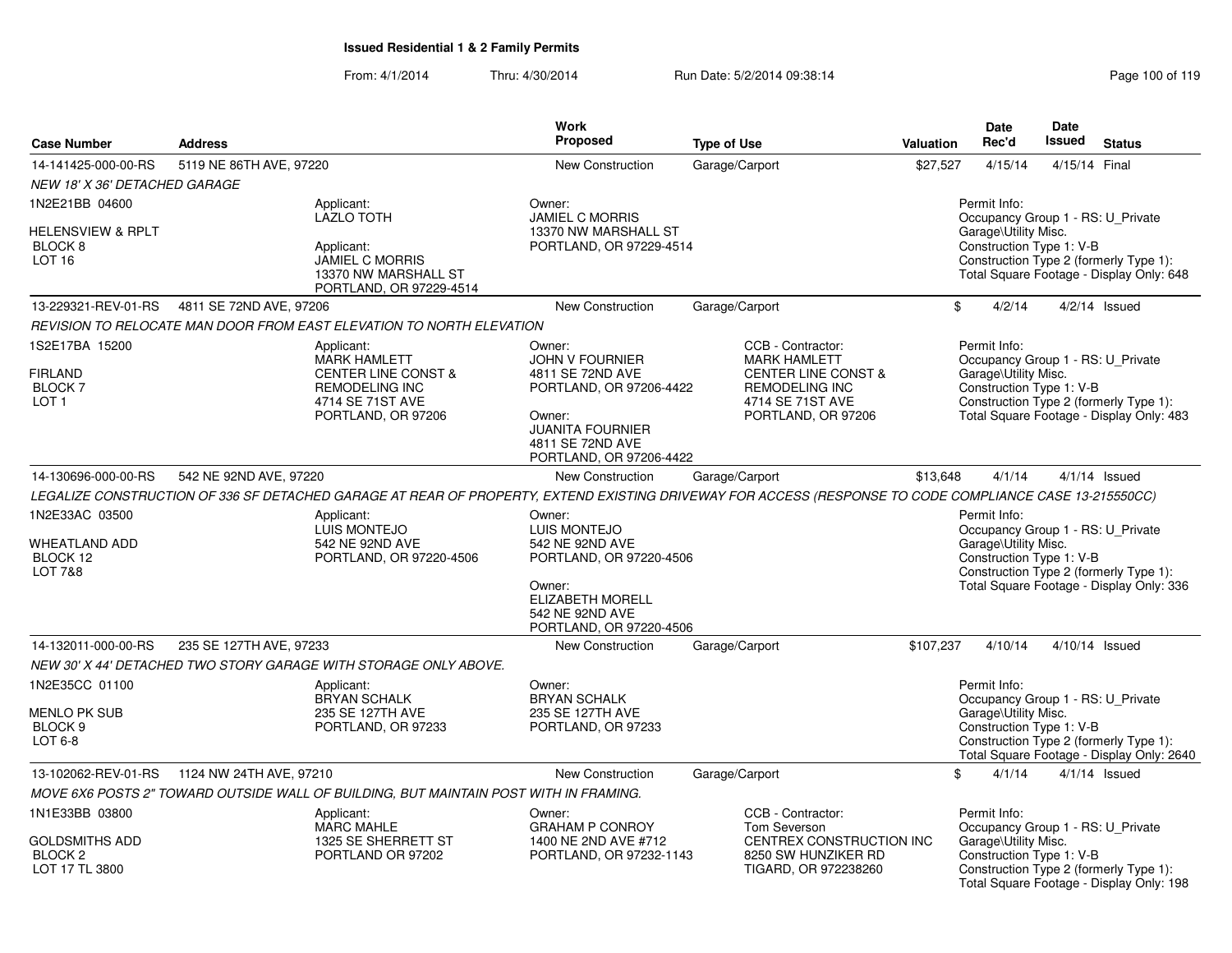**Issued Residential 1 & 2 Family Permits**

From: 4/1/2014 Thru: 4/30/2014 Run Date: 5/2/2014 09:38:14

| Case Number | Address | | Work Proposed | Type of Use | | Valuation | Date Rec'd | Date Issued | Status |
|---|---|---|---|---|---|---|---|---|---|
| 14-141425-000-00-RS | 5119 NE 86TH AVE, 97220 | | New Construction | Garage/Carport | | $27,527 | 4/15/14 | 4/15/14 | Final |
| NEW 18' X 36' DETACHED GARAGE | | | | | | | | | |
| 1N2E21BB 04600<br><br>HELENSVIEW & RPLT<br>BLOCK 8<br>LOT 16 | | Applicant:<br>LAZLO TOTH<br><br>Applicant:<br>JAMIEL C MORRIS<br>13370 NW MARSHALL ST<br>PORTLAND, OR 97229-4514 | Owner:<br>JAMIEL C MORRIS<br>13370 NW MARSHALL ST<br>PORTLAND, OR 97229-4514 | | | | Permit Info:<br>Occupancy Group 1 - RS: U_Private Garage\Utility Misc.<br>Construction Type 1: V-B<br>Construction Type 2 (formerly Type 1):<br>Total Square Footage - Display Only: 648 | | |
| 13-229321-REV-01-RS | 4811 SE 72ND AVE, 97206 | | New Construction | Garage/Carport | | $ | 4/2/14 | 4/2/14 | Issued |
| REVISION TO RELOCATE MAN DOOR FROM EAST ELEVATION TO NORTH ELEVATION | | | | | | | | | |
| 1S2E17BA 15200<br><br>FIRLAND<br>BLOCK 7<br>LOT 1 | | Applicant:<br>MARK HAMLETT<br>CENTER LINE CONST &<br>REMODELING INC<br>4714 SE 71ST AVE<br>PORTLAND, OR 97206 | Owner:<br>JOHN V FOURNIER<br>4811 SE 72ND AVE<br>PORTLAND, OR 97206-4422<br><br>Owner:<br>JUANITA FOURNIER<br>4811 SE 72ND AVE<br>PORTLAND, OR 97206-4422 | | CCB - Contractor:<br>MARK HAMLETT<br>CENTER LINE CONST &<br>REMODELING INC<br>4714 SE 71ST AVE<br>PORTLAND, OR 97206 | | Permit Info:<br>Occupancy Group 1 - RS: U_Private Garage\Utility Misc.<br>Construction Type 1: V-B<br>Construction Type 2 (formerly Type 1):<br>Total Square Footage - Display Only: 483 | | |
| 14-130696-000-00-RS | 542 NE 92ND AVE, 97220 | | New Construction | Garage/Carport | | $13,648 | 4/1/14 | 4/1/14 | Issued |
| LEGALIZE CONSTRUCTION OF 336 SF DETACHED GARAGE AT REAR OF PROPERTY, EXTEND EXISTING DRIVEWAY FOR ACCESS (RESPONSE TO CODE COMPLIANCE CASE 13-215550CC) | | | | | | | | | |
| 1N2E33AC 03500<br><br>WHEATLAND ADD<br>BLOCK 12<br>LOT 7&8 | | Applicant:<br>LUIS MONTEJO<br>542 NE 92ND AVE<br>PORTLAND, OR 97220-4506 | Owner:<br>LUIS MONTEJO<br>542 NE 92ND AVE<br>PORTLAND, OR 97220-4506<br><br>Owner:<br>ELIZABETH MORELL<br>542 NE 92ND AVE<br>PORTLAND, OR 97220-4506 | | | | Permit Info:<br>Occupancy Group 1 - RS: U_Private Garage\Utility Misc.<br>Construction Type 1: V-B<br>Construction Type 2 (formerly Type 1):<br>Total Square Footage - Display Only: 336 | | |
| 14-132011-000-00-RS | 235 SE 127TH AVE, 97233 | | New Construction | Garage/Carport | | $107,237 | 4/10/14 | 4/10/14 | Issued |
| NEW 30' X 44' DETACHED TWO STORY GARAGE WITH STORAGE ONLY ABOVE. | | | | | | | | | |
| 1N2E35CC 01100<br><br>MENLO PK SUB<br>BLOCK 9<br>LOT 6-8 | | Applicant:<br>BRYAN SCHALK<br>235 SE 127TH AVE<br>PORTLAND, OR 97233 | Owner:<br>BRYAN SCHALK<br>235 SE 127TH AVE<br>PORTLAND, OR 97233 | | | | Permit Info:<br>Occupancy Group 1 - RS: U_Private Garage\Utility Misc.<br>Construction Type 1: V-B<br>Construction Type 2 (formerly Type 1):<br>Total Square Footage - Display Only: 2640 | | |
| 13-102062-REV-01-RS | 1124 NW 24TH AVE, 97210 | | New Construction | Garage/Carport | | $ | 4/1/14 | 4/1/14 | Issued |
| MOVE 6X6 POSTS 2" TOWARD OUTSIDE WALL OF BUILDING, BUT MAINTAIN POST WITH IN FRAMING. | | | | | | | | | |
| 1N1E33BB 03800<br><br>GOLDSMITHS ADD<br>BLOCK 2<br>LOT 17 TL 3800 | | Applicant:<br>MARC MAHLE<br>1325 SE SHERRETT ST<br>PORTLAND OR 97202 | Owner:<br>GRAHAM P CONROY<br>1400 NE 2ND AVE #712<br>PORTLAND, OR 97232-1143 | | CCB - Contractor:<br>Tom Severson<br>CENTREX CONSTRUCTION INC<br>8250 SW HUNZIKER RD<br>TIGARD, OR 972238260 | | Permit Info:<br>Occupancy Group 1 - RS: U_Private Garage\Utility Misc.<br>Construction Type 1: V-B<br>Construction Type 2 (formerly Type 1):<br>Total Square Footage - Display Only: 198 | | |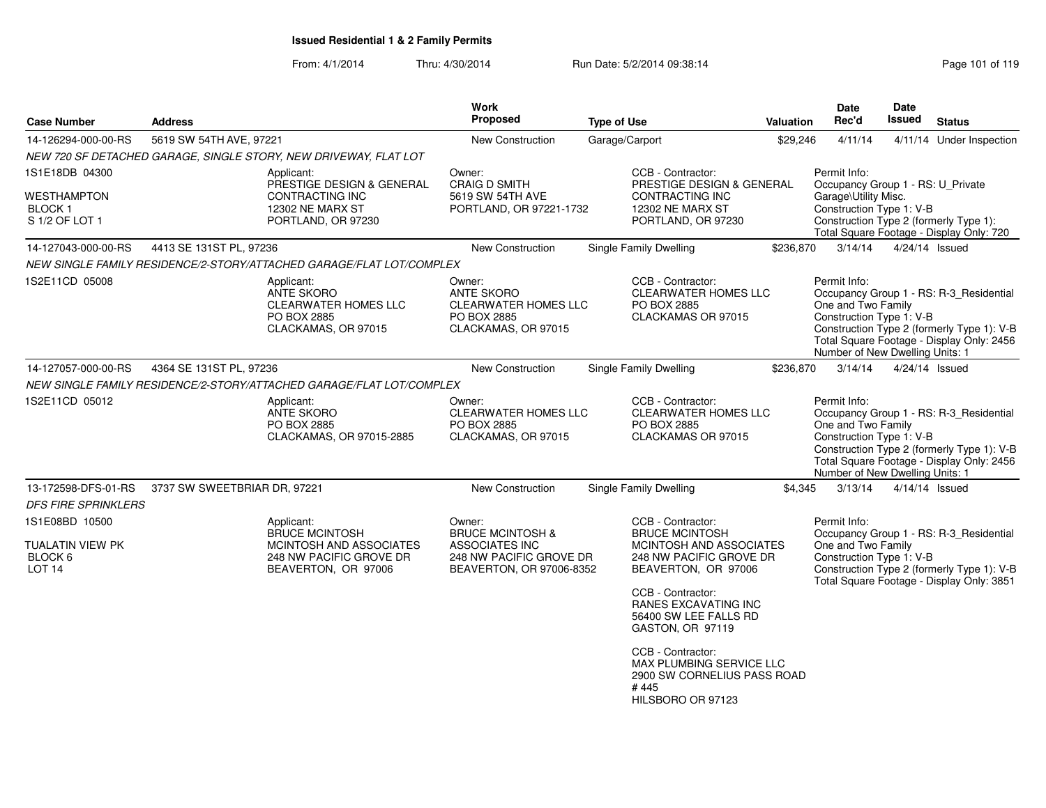**Issued Residential 1 & 2 Family Permits**

From: 4/1/2014 Thru: 4/30/2014 Run Date: 5/2/2014 09:38:14

| Case Number | Address | Work Proposed | Type of Use | Valuation | Date Rec'd | Date Issued | Status |
|---|---|---|---|---|---|---|---|
| 14-126294-000-00-RS | 5619 SW 54TH AVE, 97221 | New Construction | Garage/Carport | $29,246 | 4/11/14 | 4/11/14 | Under Inspection |
| 14-127043-000-00-RS | 4413 SE 131ST PL, 97236 | New Construction | Single Family Dwelling | $236,870 | 3/14/14 | 4/24/14 | Issued |
| 14-127057-000-00-RS | 4364 SE 131ST PL, 97236 | New Construction | Single Family Dwelling | $236,870 | 3/14/14 | 4/24/14 | Issued |
| 13-172598-DFS-01-RS | 3737 SW SWEETBRIAR DR, 97221 | New Construction | Single Family Dwelling | $4,345 | 3/13/14 | 4/14/14 | Issued |

**14-126294-000-00-RS** — 5619 SW 54TH AVE, 97221

*NEW 720 SF DETACHED GARAGE, SINGLE STORY, NEW DRIVEWAY, FLAT LOT*

1S1E18DB 04300
WESTHAMPTON
BLOCK 1
S 1/2 OF LOT 1

Applicant:
PRESTIGE DESIGN & GENERAL CONTRACTING INC
12302 NE MARX ST
PORTLAND, OR 97230

Owner:
CRAIG D SMITH
5619 SW 54TH AVE
PORTLAND, OR 97221-1732

CCB - Contractor:
PRESTIGE DESIGN & GENERAL CONTRACTING INC
12302 NE MARX ST
PORTLAND, OR 97230

Permit Info:
Occupancy Group 1 - RS: U_Private Garage\Utility Misc.
Construction Type 1: V-B
Construction Type 2 (formerly Type 1):
Total Square Footage - Display Only: 720

**14-127043-000-00-RS** — 4413 SE 131ST PL, 97236

*NEW SINGLE FAMILY RESIDENCE/2-STORY/ATTACHED GARAGE/FLAT LOT/COMPLEX*

1S2E11CD 05008

Applicant:
ANTE SKORO
CLEARWATER HOMES LLC
PO BOX 2885
CLACKAMAS, OR 97015

Owner:
ANTE SKORO
CLEARWATER HOMES LLC
PO BOX 2885
CLACKAMAS, OR 97015

CCB - Contractor:
CLEARWATER HOMES LLC
PO BOX 2885
CLACKAMAS OR 97015

Permit Info:
Occupancy Group 1 - RS: R-3_Residential One and Two Family
Construction Type 1: V-B
Construction Type 2 (formerly Type 1): V-B
Total Square Footage - Display Only: 2456
Number of New Dwelling Units: 1

**14-127057-000-00-RS** — 4364 SE 131ST PL, 97236

*NEW SINGLE FAMILY RESIDENCE/2-STORY/ATTACHED GARAGE/FLAT LOT/COMPLEX*

1S2E11CD 05012

Applicant:
ANTE SKORO
PO BOX 2885
CLACKAMAS, OR 97015-2885

Owner:
CLEARWATER HOMES LLC
PO BOX 2885
CLACKAMAS, OR 97015

CCB - Contractor:
CLEARWATER HOMES LLC
PO BOX 2885
CLACKAMAS OR 97015

Permit Info:
Occupancy Group 1 - RS: R-3_Residential One and Two Family
Construction Type 1: V-B
Construction Type 2 (formerly Type 1): V-B
Total Square Footage - Display Only: 2456
Number of New Dwelling Units: 1

**13-172598-DFS-01-RS** — 3737 SW SWEETBRIAR DR, 97221

*DFS FIRE SPRINKLERS*

1S1E08BD 10500
TUALATIN VIEW PK
BLOCK 6
LOT 14

Applicant:
BRUCE MCINTOSH
MCINTOSH AND ASSOCIATES
248 NW PACIFIC GROVE DR
BEAVERTON, OR 97006

Owner:
BRUCE MCINTOSH & ASSOCIATES INC
248 NW PACIFIC GROVE DR
BEAVERTON, OR 97006-8352

CCB - Contractor:
BRUCE MCINTOSH
MCINTOSH AND ASSOCIATES
248 NW PACIFIC GROVE DR
BEAVERTON, OR 97006

CCB - Contractor:
RANES EXCAVATING INC
56400 SW LEE FALLS RD
GASTON, OR 97119

CCB - Contractor:
MAX PLUMBING SERVICE LLC
2900 SW CORNELIUS PASS ROAD # 445
HILSBORO OR 97123

Permit Info:
Occupancy Group 1 - RS: R-3_Residential One and Two Family
Construction Type 1: V-B
Construction Type 2 (formerly Type 1): V-B
Total Square Footage - Display Only: 3851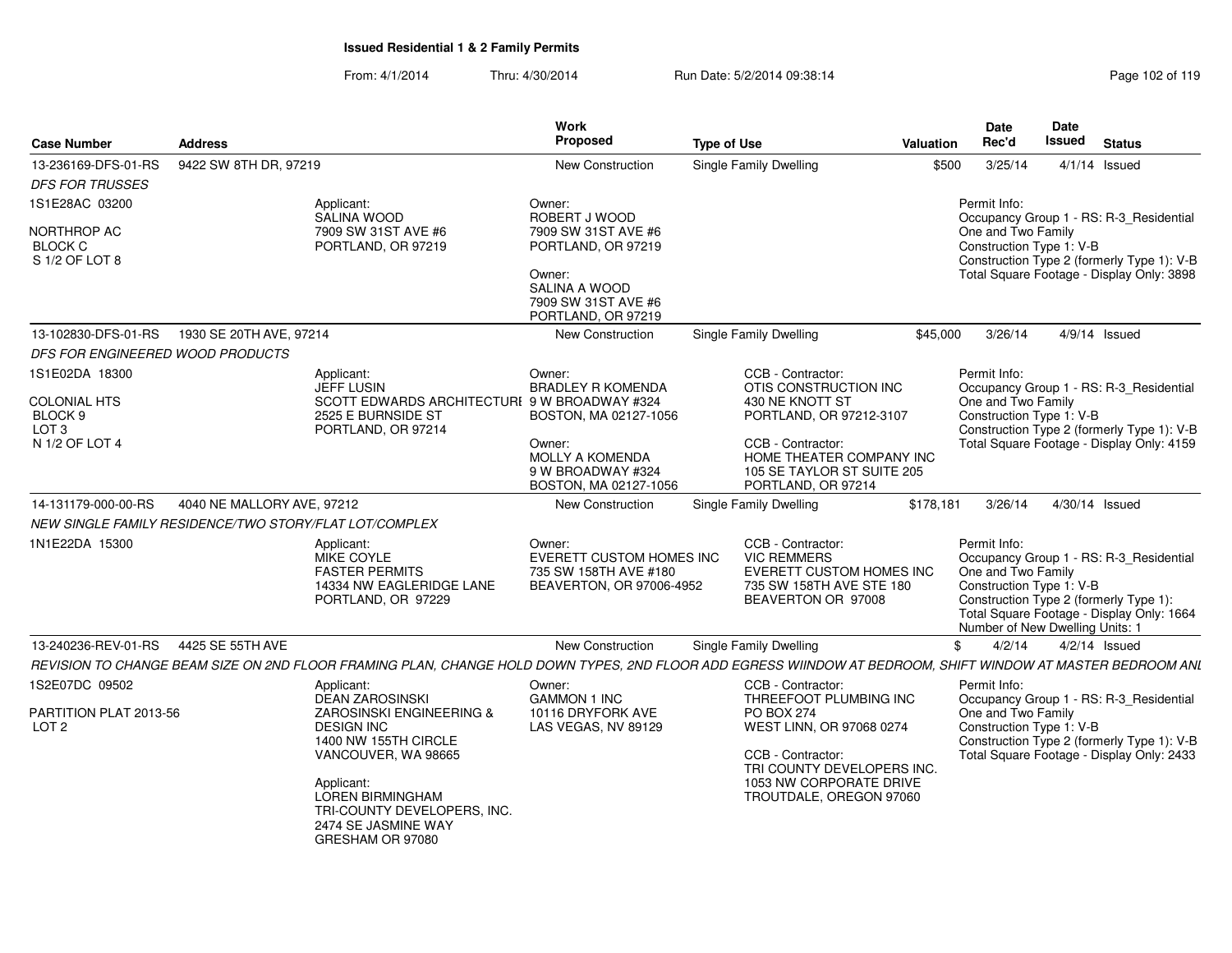**Issued Residential 1 & 2 Family Permits**

From: 4/1/2014 Thru: 4/30/2014 Run Date: 5/2/2014 09:38:14

| Case Number | Address | Work Proposed | Type of Use | Valuation | Date Rec'd | Date Issued | Status |
|---|---|---|---|---|---|---|---|
| 13-236169-DFS-01-RS | 9422 SW 8TH DR, 97219 | New Construction | Single Family Dwelling | $500 | 3/25/14 | 4/1/14 | Issued |

*DFS FOR TRUSSES*

1S1E28AC 03200

NORTHROP AC
BLOCK C
S 1/2 OF LOT 8

Applicant:
SALINA WOOD
7909 SW 31ST AVE #6
PORTLAND, OR 97219

Owner:
ROBERT J WOOD
7909 SW 31ST AVE #6
PORTLAND, OR 97219

Owner:
SALINA A WOOD
7909 SW 31ST AVE #6
PORTLAND, OR 97219

Permit Info:
Occupancy Group 1 - RS: R-3_Residential One and Two Family
Construction Type 1: V-B
Construction Type 2 (formerly Type 1): V-B
Total Square Footage - Display Only: 3898

| Case Number | Address | Work Proposed | Type of Use | Valuation | Date Rec'd | Date Issued | Status |
|---|---|---|---|---|---|---|---|
| 13-102830-DFS-01-RS | 1930 SE 20TH AVE, 97214 | New Construction | Single Family Dwelling | $45,000 | 3/26/14 | 4/9/14 | Issued |

*DFS FOR ENGINEERED WOOD PRODUCTS*

1S1E02DA 18300

COLONIAL HTS
BLOCK 9
LOT 3
N 1/2 OF LOT 4

Applicant:
JEFF LUSIN
SCOTT EDWARDS ARCHITECTURE
2525 E BURNSIDE ST
PORTLAND, OR 97214

Owner:
BRADLEY R KOMENDA
9 W BROADWAY #324
BOSTON, MA 02127-1056

Owner:
MOLLY A KOMENDA
9 W BROADWAY #324
BOSTON, MA 02127-1056

CCB - Contractor:
OTIS CONSTRUCTION INC
430 NE KNOTT ST
PORTLAND, OR 97212-3107

CCB - Contractor:
HOME THEATER COMPANY INC
105 SE TAYLOR ST SUITE 205
PORTLAND, OR 97214

Permit Info:
Occupancy Group 1 - RS: R-3_Residential One and Two Family
Construction Type 1: V-B
Construction Type 2 (formerly Type 1): V-B
Total Square Footage - Display Only: 4159

| Case Number | Address | Work Proposed | Type of Use | Valuation | Date Rec'd | Date Issued | Status |
|---|---|---|---|---|---|---|---|
| 14-131179-000-00-RS | 4040 NE MALLORY AVE, 97212 | New Construction | Single Family Dwelling | $178,181 | 3/26/14 | 4/30/14 | Issued |

*NEW SINGLE FAMILY RESIDENCE/TWO STORY/FLAT LOT/COMPLEX*

1N1E22DA 15300

Applicant:
MIKE COYLE
FASTER PERMITS
14334 NW EAGLERIDGE LANE
PORTLAND, OR 97229

Owner:
EVERETT CUSTOM HOMES INC
735 SW 158TH AVE #180
BEAVERTON, OR 97006-4952

CCB - Contractor:
VIC REMMERS
EVERETT CUSTOM HOMES INC
735 SW 158TH AVE STE 180
BEAVERTON OR 97008

Permit Info:
Occupancy Group 1 - RS: R-3_Residential One and Two Family
Construction Type 1: V-B
Construction Type 2 (formerly Type 1):
Total Square Footage - Display Only: 1664
Number of New Dwelling Units: 1

| Case Number | Address | Work Proposed | Type of Use | Valuation | Date Rec'd | Date Issued | Status |
|---|---|---|---|---|---|---|---|
| 13-240236-REV-01-RS | 4425 SE 55TH AVE | New Construction | Single Family Dwelling | $ | 4/2/14 | 4/2/14 | Issued |

*REVISION TO CHANGE BEAM SIZE ON 2ND FLOOR FRAMING PLAN, CHANGE HOLD DOWN TYPES, 2ND FLOOR ADD EGRESS WIINDOW AT BEDROOM, SHIFT WINDOW AT MASTER BEDROOM ANI*

1S2E07DC 09502

PARTITION PLAT 2013-56
LOT 2

Applicant:
DEAN ZAROSINSKI
ZAROSINSKI ENGINEERING & DESIGN INC
1400 NW 155TH CIRCLE
VANCOUVER, WA 98665

Applicant:
LOREN BIRMINGHAM
TRI-COUNTY DEVELOPERS, INC.
2474 SE JASMINE WAY
GRESHAM OR 97080

Owner:
GAMMON 1 INC
10116 DRYFORK AVE
LAS VEGAS, NV 89129

CCB - Contractor:
THREEFOOT PLUMBING INC
PO BOX 274
WEST LINN, OR 97068 0274

CCB - Contractor:
TRI COUNTY DEVELOPERS INC.
1053 NW CORPORATE DRIVE
TROUTDALE, OREGON 97060

Permit Info:
Occupancy Group 1 - RS: R-3_Residential One and Two Family
Construction Type 1: V-B
Construction Type 2 (formerly Type 1): V-B
Total Square Footage - Display Only: 2433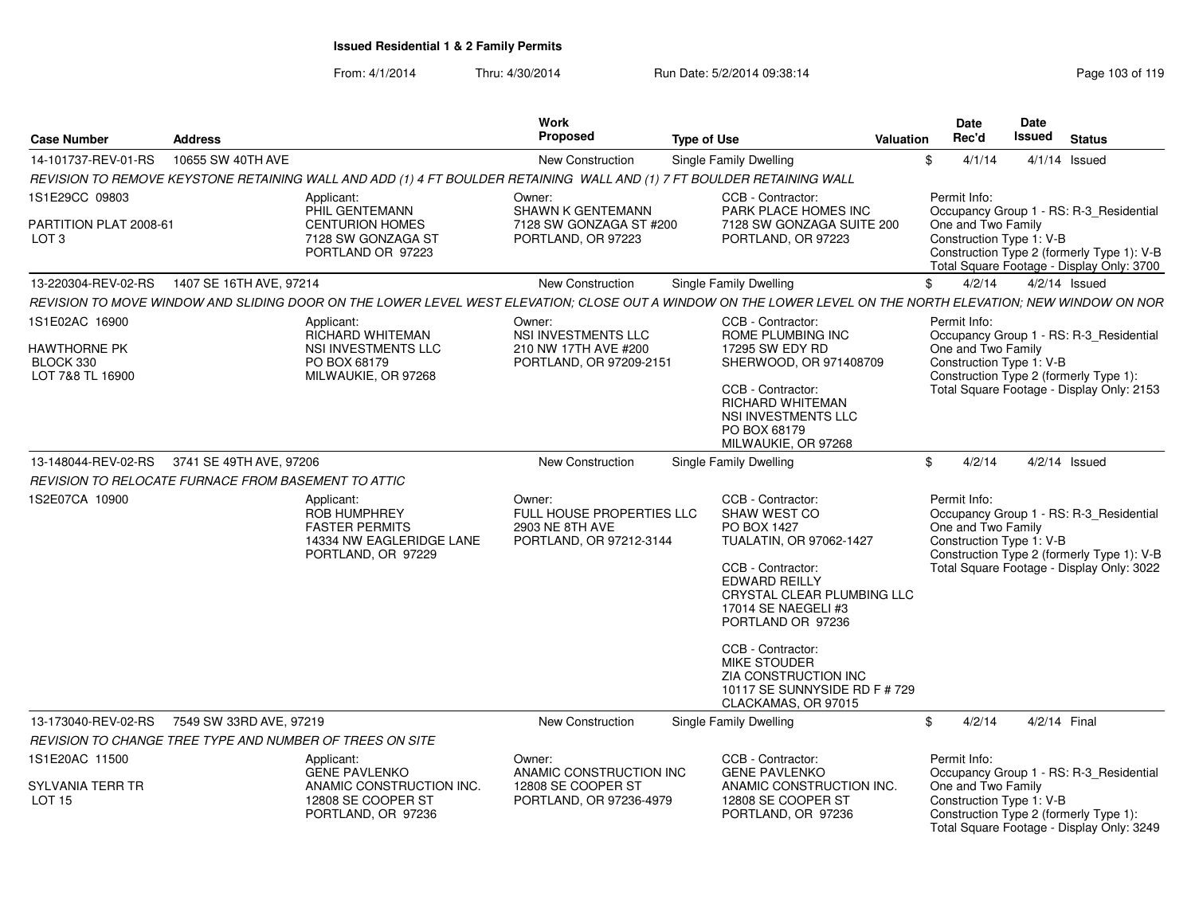## Issued Residential 1 & 2 Family Permits

From: 4/1/2014 Thru: 4/30/2014 Run Date: 5/2/2014 09:38:14

| Case Number | Address | Work Proposed | Type of Use | Valuation | Date Rec'd | Date Issued | Status |
|---|---|---|---|---|---|---|---|
| 14-101737-REV-01-RS | 10655 SW 40TH AVE | New Construction | Single Family Dwelling | $ | 4/1/14 | 4/1/14 | Issued |

REVISION TO REMOVE KEYSTONE RETAINING WALL AND ADD (1) 4 FT BOULDER RETAINING WALL AND (1) 7 FT BOULDER RETAINING WALL

1S1E29CC 09803

PARTITION PLAT 2008-61
LOT 3

Applicant:
PHIL GENTEMANN
CENTURION HOMES
7128 SW GONZAGA ST
PORTLAND OR 97223

Owner:
SHAWN K GENTEMANN
7128 SW GONZAGA ST #200
PORTLAND, OR 97223

CCB - Contractor:
PARK PLACE HOMES INC
7128 SW GONZAGA SUITE 200
PORTLAND, OR 97223

Permit Info:
Occupancy Group 1 - RS: R-3_Residential One and Two Family
Construction Type 1: V-B
Construction Type 2 (formerly Type 1): V-B
Total Square Footage - Display Only: 3700

| Case Number | Address | Work Proposed | Type of Use | Valuation | Date Rec'd | Date Issued | Status |
|---|---|---|---|---|---|---|---|
| 13-220304-REV-02-RS | 1407 SE 16TH AVE, 97214 | New Construction | Single Family Dwelling | $ | 4/2/14 | 4/2/14 | Issued |

REVISION TO MOVE WINDOW AND SLIDING DOOR ON THE LOWER LEVEL WEST ELEVATION; CLOSE OUT A WINDOW ON THE LOWER LEVEL ON THE NORTH ELEVATION; NEW WINDOW ON NOR

1S1E02AC 16900

HAWTHORNE PK
BLOCK 330
LOT 7&8 TL 16900

Applicant:
RICHARD WHITEMAN
NSI INVESTMENTS LLC
PO BOX 68179
MILWAUKIE, OR 97268

Owner:
NSI INVESTMENTS LLC
210 NW 17TH AVE #200
PORTLAND, OR 97209-2151

CCB - Contractor:
ROME PLUMBING INC
17295 SW EDY RD
SHERWOOD, OR 971408709

CCB - Contractor:
RICHARD WHITEMAN
NSI INVESTMENTS LLC
PO BOX 68179
MILWAUKIE, OR 97268

Permit Info:
Occupancy Group 1 - RS: R-3_Residential One and Two Family
Construction Type 1: V-B
Construction Type 2 (formerly Type 1):
Total Square Footage - Display Only: 2153

| Case Number | Address | Work Proposed | Type of Use | Valuation | Date Rec'd | Date Issued | Status |
|---|---|---|---|---|---|---|---|
| 13-148044-REV-02-RS | 3741 SE 49TH AVE, 97206 | New Construction | Single Family Dwelling | $ | 4/2/14 | 4/2/14 | Issued |

REVISION TO RELOCATE FURNACE FROM BASEMENT TO ATTIC

1S2E07CA 10900

Applicant:
ROB HUMPHREY
FASTER PERMITS
14334 NW EAGLERIDGE LANE
PORTLAND, OR 97229

Owner:
FULL HOUSE PROPERTIES LLC
2903 NE 8TH AVE
PORTLAND, OR 97212-3144

CCB - Contractor:
SHAW WEST CO
PO BOX 1427
TUALATIN, OR 97062-1427

CCB - Contractor:
EDWARD REILLY
CRYSTAL CLEAR PLUMBING LLC
17014 SE NAEGELI #3
PORTLAND OR 97236

CCB - Contractor:
MIKE STOUDER
ZIA CONSTRUCTION INC
10117 SE SUNNYSIDE RD F # 729
CLACKAMAS, OR 97015

Permit Info:
Occupancy Group 1 - RS: R-3_Residential One and Two Family
Construction Type 1: V-B
Construction Type 2 (formerly Type 1): V-B
Total Square Footage - Display Only: 3022

| Case Number | Address | Work Proposed | Type of Use | Valuation | Date Rec'd | Date Issued | Status |
|---|---|---|---|---|---|---|---|
| 13-173040-REV-02-RS | 7549 SW 33RD AVE, 97219 | New Construction | Single Family Dwelling | $ | 4/2/14 | 4/2/14 | Final |

REVISION TO CHANGE TREE TYPE AND NUMBER OF TREES ON SITE

1S1E20AC 11500

SYLVANIA TERR TR
LOT 15

Applicant:
GENE PAVLENKO
ANAMIC CONSTRUCTION INC.
12808 SE COOPER ST
PORTLAND, OR 97236

Owner:
ANAMIC CONSTRUCTION INC
12808 SE COOPER ST
PORTLAND, OR 97236-4979

CCB - Contractor:
GENE PAVLENKO
ANAMIC CONSTRUCTION INC.
12808 SE COOPER ST
PORTLAND, OR 97236

Permit Info:
Occupancy Group 1 - RS: R-3_Residential One and Two Family
Construction Type 1: V-B
Construction Type 2 (formerly Type 1):
Total Square Footage - Display Only: 3249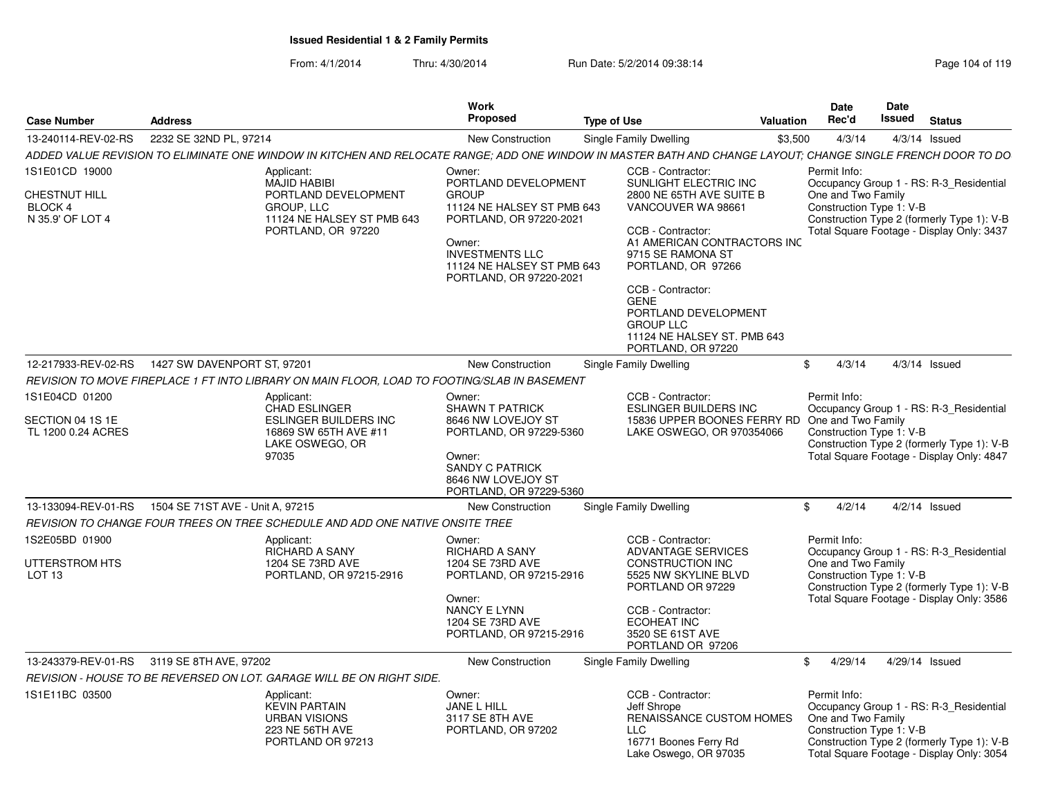**Issued Residential 1 & 2 Family Permits**

From: 4/1/2014 Thru: 4/30/2014 Run Date: 5/2/2014 09:38:14

| Case Number | Address | Work Proposed | Type of Use | Valuation | Date Rec'd | Date Issued | Status |
|---|---|---|---|---|---|---|---|
| 13-240114-REV-02-RS | 2232 SE 32ND PL, 97214 | New Construction | Single Family Dwelling | $3,500 | 4/3/14 | 4/3/14 | Issued |

ADDED VALUE REVISION TO ELIMINATE ONE WINDOW IN KITCHEN AND RELOCATE RANGE; ADD ONE WINDOW IN MASTER BATH AND CHANGE LAYOUT; CHANGE SINGLE FRENCH DOOR TO DO

1S1E01CD 19000
CHESTNUT HILL
BLOCK 4
N 35.9' OF LOT 4

Applicant:
MAJID HABIBI
PORTLAND DEVELOPMENT GROUP, LLC
11124 NE HALSEY ST PMB 643
PORTLAND, OR 97220

Owner:
PORTLAND DEVELOPMENT GROUP
11124 NE HALSEY ST PMB 643
PORTLAND, OR 97220-2021

Owner:
INVESTMENTS LLC
11124 NE HALSEY ST PMB 643
PORTLAND, OR 97220-2021

CCB - Contractor:
SUNLIGHT ELECTRIC INC
2800 NE 65TH AVE SUITE B
VANCOUVER WA 98661

CCB - Contractor:
A1 AMERICAN CONTRACTORS INC
9715 SE RAMONA ST
PORTLAND, OR 97266

CCB - Contractor:
GENE
PORTLAND DEVELOPMENT GROUP LLC
11124 NE HALSEY ST. PMB 643
PORTLAND, OR 97220

Permit Info:
Occupancy Group 1 - RS: R-3_Residential One and Two Family
Construction Type 1: V-B
Construction Type 2 (formerly Type 1): V-B
Total Square Footage - Display Only: 3437

| Case Number | Address | Work Proposed | Type of Use | Valuation | Date Rec'd | Date Issued | Status |
|---|---|---|---|---|---|---|---|
| 12-217933-REV-02-RS | 1427 SW DAVENPORT ST, 97201 | New Construction | Single Family Dwelling | $ | 4/3/14 | 4/3/14 | Issued |

REVISION TO MOVE FIREPLACE 1 FT INTO LIBRARY ON MAIN FLOOR, LOAD TO FOOTING/SLAB IN BASEMENT

1S1E04CD 01200
SECTION 04 1S 1E
TL 1200 0.24 ACRES

Applicant:
CHAD ESLINGER
ESLINGER BUILDERS INC
16869 SW 65TH AVE #11
LAKE OSWEGO, OR 97035

Owner:
SHAWN T PATRICK
8646 NW LOVEJOY ST
PORTLAND, OR 97229-5360

Owner:
SANDY C PATRICK
8646 NW LOVEJOY ST
PORTLAND, OR 97229-5360

CCB - Contractor:
ESLINGER BUILDERS INC
15836 UPPER BOONES FERRY RD
LAKE OSWEGO, OR 970354066

Permit Info:
Occupancy Group 1 - RS: R-3_Residential One and Two Family
Construction Type 1: V-B
Construction Type 2 (formerly Type 1): V-B
Total Square Footage - Display Only: 4847

| Case Number | Address | Work Proposed | Type of Use | Valuation | Date Rec'd | Date Issued | Status |
|---|---|---|---|---|---|---|---|
| 13-133094-REV-01-RS | 1504 SE 71ST AVE - Unit A, 97215 | New Construction | Single Family Dwelling | $ | 4/2/14 | 4/2/14 | Issued |

REVISION TO CHANGE FOUR TREES ON TREE SCHEDULE AND ADD ONE NATIVE ONSITE TREE

1S2E05BD 01900
UTTERSTROM HTS
LOT 13

Applicant:
RICHARD A SANY
1204 SE 73RD AVE
PORTLAND, OR 97215-2916

Owner:
RICHARD A SANY
1204 SE 73RD AVE
PORTLAND, OR 97215-2916

Owner:
NANCY E LYNN
1204 SE 73RD AVE
PORTLAND, OR 97215-2916

CCB - Contractor:
ADVANTAGE SERVICES CONSTRUCTION INC
5525 NW SKYLINE BLVD
PORTLAND OR 97229

CCB - Contractor:
ECOHEAT INC
3520 SE 61ST AVE
PORTLAND OR 97206

Permit Info:
Occupancy Group 1 - RS: R-3_Residential One and Two Family
Construction Type 1: V-B
Construction Type 2 (formerly Type 1): V-B
Total Square Footage - Display Only: 3586

| Case Number | Address | Work Proposed | Type of Use | Valuation | Date Rec'd | Date Issued | Status |
|---|---|---|---|---|---|---|---|
| 13-243379-REV-01-RS | 3119 SE 8TH AVE, 97202 | New Construction | Single Family Dwelling | $ | 4/29/14 | 4/29/14 | Issued |

REVISION - HOUSE TO BE REVERSED ON LOT. GARAGE WILL BE ON RIGHT SIDE.

1S1E11BC 03500

Applicant:
KEVIN PARTAIN
URBAN VISIONS
223 NE 56TH AVE
PORTLAND OR 97213

Owner:
JANE L HILL
3117 SE 8TH AVE
PORTLAND, OR 97202

CCB - Contractor:
Jeff Shrope
RENAISSANCE CUSTOM HOMES LLC
16771 Boones Ferry Rd
Lake Oswego, OR 97035

Permit Info:
Occupancy Group 1 - RS: R-3_Residential One and Two Family
Construction Type 1: V-B
Construction Type 2 (formerly Type 1): V-B
Total Square Footage - Display Only: 3054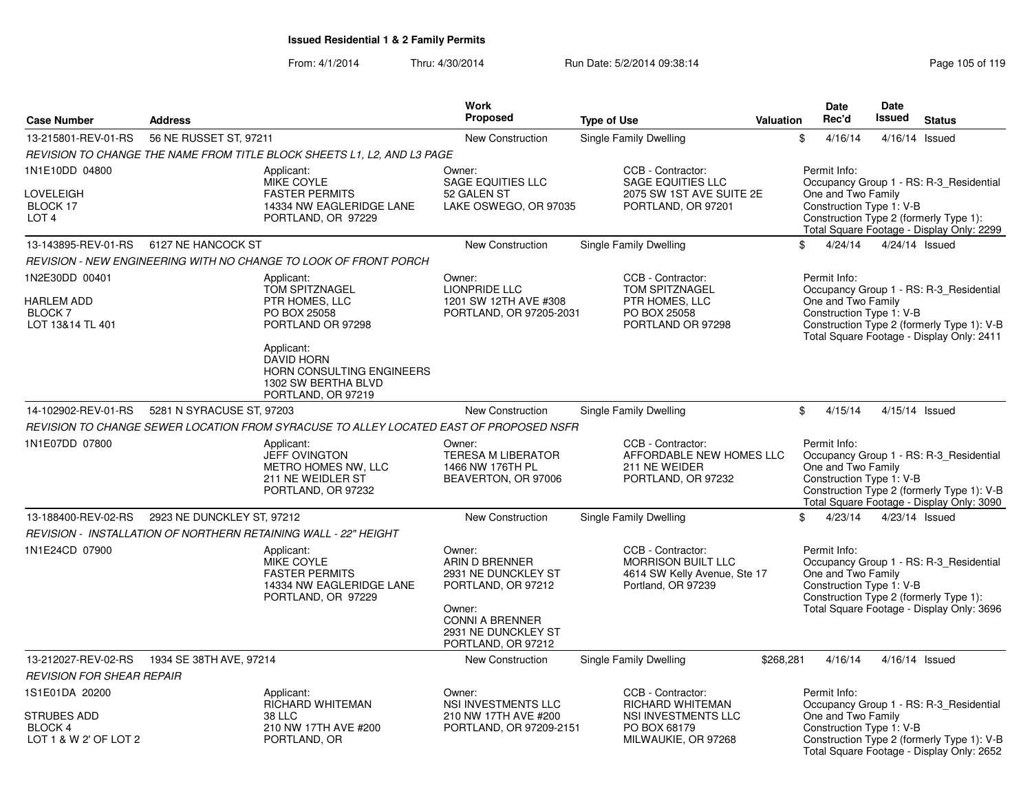**Issued Residential 1 & 2 Family Permits**

From: 4/1/2014 Thru: 4/30/2014 Run Date: 5/2/2014 09:38:14

| Case Number | Address | Work Proposed | Type of Use | Valuation | Date Rec'd | Date Issued | Status |
|---|---|---|---|---|---|---|---|
| 13-215801-REV-01-RS | 56 NE RUSSET ST, 97211 | New Construction | Single Family Dwelling | $ | 4/16/14 | 4/16/14 | Issued |

*REVISION TO CHANGE THE NAME FROM TITLE BLOCK SHEETS L1, L2, AND L3 PAGE*

1N1E10DD 04800
LOVELEIGH
BLOCK 17
LOT 4

Applicant: MIKE COYLE, FASTER PERMITS, 14334 NW EAGLERIDGE LANE, PORTLAND, OR 97229

Owner: SAGE EQUITIES LLC, 52 GALEN ST, LAKE OSWEGO, OR 97035

CCB - Contractor: SAGE EQUITIES LLC, 2075 SW 1ST AVE SUITE 2E, PORTLAND, OR 97201

Permit Info: Occupancy Group 1 - RS: R-3_Residential One and Two Family; Construction Type 1: V-B; Construction Type 2 (formerly Type 1):; Total Square Footage - Display Only: 2299

| Case Number | Address | Work Proposed | Type of Use | Valuation | Date Rec'd | Date Issued | Status |
|---|---|---|---|---|---|---|---|
| 13-143895-REV-01-RS | 6127 NE HANCOCK ST | New Construction | Single Family Dwelling | $ | 4/24/14 | 4/24/14 | Issued |

*REVISION - NEW ENGINEERING WITH NO CHANGE TO LOOK OF FRONT PORCH*

1N2E30DD 00401
HARLEM ADD
BLOCK 7
LOT 13&14 TL 401

Applicant: TOM SPITZNAGEL, PTR HOMES, LLC, PO BOX 25058, PORTLAND OR 97298

Applicant: DAVID HORN, HORN CONSULTING ENGINEERS, 1302 SW BERTHA BLVD, PORTLAND, OR 97219

Owner: LIONPRIDE LLC, 1201 SW 12TH AVE #308, PORTLAND, OR 97205-2031

CCB - Contractor: TOM SPITZNAGEL, PTR HOMES, LLC, PO BOX 25058, PORTLAND OR 97298

Permit Info: Occupancy Group 1 - RS: R-3_Residential One and Two Family; Construction Type 1: V-B; Construction Type 2 (formerly Type 1): V-B; Total Square Footage - Display Only: 2411

| Case Number | Address | Work Proposed | Type of Use | Valuation | Date Rec'd | Date Issued | Status |
|---|---|---|---|---|---|---|---|
| 14-102902-REV-01-RS | 5281 N SYRACUSE ST, 97203 | New Construction | Single Family Dwelling | $ | 4/15/14 | 4/15/14 | Issued |

*REVISION TO CHANGE SEWER LOCATION FROM SYRACUSE TO ALLEY LOCATED EAST OF PROPOSED NSFR*

1N1E07DD 07800

Applicant: JEFF OVINGTON, METRO HOMES NW, LLC, 211 NE WEIDLER ST, PORTLAND, OR 97232

Owner: TERESA M LIBERATOR, 1466 NW 176TH PL, BEAVERTON, OR 97006

CCB - Contractor: AFFORDABLE NEW HOMES LLC, 211 NE WEIDER, PORTLAND, OR 97232

Permit Info: Occupancy Group 1 - RS: R-3_Residential One and Two Family; Construction Type 1: V-B; Construction Type 2 (formerly Type 1): V-B; Total Square Footage - Display Only: 3090

| Case Number | Address | Work Proposed | Type of Use | Valuation | Date Rec'd | Date Issued | Status |
|---|---|---|---|---|---|---|---|
| 13-188400-REV-02-RS | 2923 NE DUNCKLEY ST, 97212 | New Construction | Single Family Dwelling | $ | 4/23/14 | 4/23/14 | Issued |

*REVISION - INSTALLATION OF NORTHERN RETAINING WALL - 22" HEIGHT*

1N1E24CD 07900

Applicant: MIKE COYLE, FASTER PERMITS, 14334 NW EAGLERIDGE LANE, PORTLAND, OR 97229

Owner: ARIN D BRENNER, 2931 NE DUNCKLEY ST, PORTLAND, OR 97212

Owner: CONNI A BRENNER, 2931 NE DUNCKLEY ST, PORTLAND, OR 97212

CCB - Contractor: MORRISON BUILT LLC, 4614 SW Kelly Avenue, Ste 17, Portland, OR 97239

Permit Info: Occupancy Group 1 - RS: R-3_Residential One and Two Family; Construction Type 1: V-B; Construction Type 2 (formerly Type 1):; Total Square Footage - Display Only: 3696

| Case Number | Address | Work Proposed | Type of Use | Valuation | Date Rec'd | Date Issued | Status |
|---|---|---|---|---|---|---|---|
| 13-212027-REV-02-RS | 1934 SE 38TH AVE, 97214 | New Construction | Single Family Dwelling | $268,281 | 4/16/14 | 4/16/14 | Issued |

*REVISION FOR SHEAR REPAIR*

1S1E01DA 20200
STRUBES ADD
BLOCK 4
LOT 1 & W 2' OF LOT 2

Applicant: RICHARD WHITEMAN, 38 LLC, 210 NW 17TH AVE #200, PORTLAND, OR

Owner: NSI INVESTMENTS LLC, 210 NW 17TH AVE #200, PORTLAND, OR 97209-2151

CCB - Contractor: RICHARD WHITEMAN, NSI INVESTMENTS LLC, PO BOX 68179, MILWAUKIE, OR 97268

Permit Info: Occupancy Group 1 - RS: R-3_Residential One and Two Family; Construction Type 1: V-B; Construction Type 2 (formerly Type 1): V-B; Total Square Footage - Display Only: 2652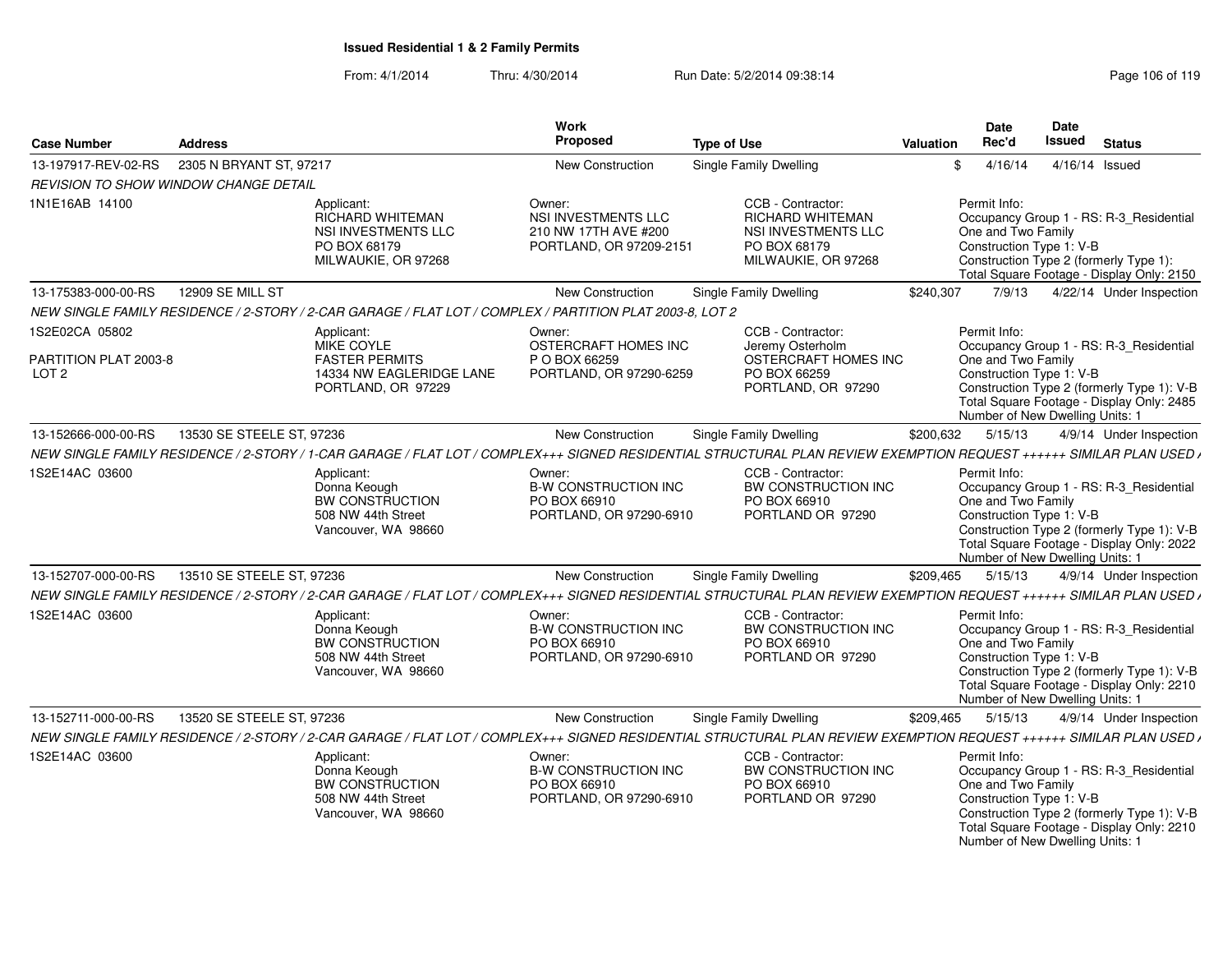**Issued Residential 1 & 2 Family Permits**

From: 4/1/2014 Thru: 4/30/2014 Run Date: 5/2/2014 09:38:14

| Case Number | Address | Work Proposed | Type of Use | Valuation | Date Rec'd | Date Issued | Status |
|---|---|---|---|---|---|---|---|
| 13-197917-REV-02-RS | 2305 N BRYANT ST, 97217 | New Construction | Single Family Dwelling | $ | 4/16/14 | 4/16/14 | Issued |

*REVISION TO SHOW WINDOW CHANGE DETAIL*

1N1E16AB 14100

Applicant: RICHARD WHITEMAN, NSI INVESTMENTS LLC, PO BOX 68179, MILWAUKIE, OR 97268

Owner: NSI INVESTMENTS LLC, 210 NW 17TH AVE #200, PORTLAND, OR 97209-2151

CCB - Contractor: RICHARD WHITEMAN, NSI INVESTMENTS LLC, PO BOX 68179, MILWAUKIE, OR 97268

Permit Info: Occupancy Group 1 - RS: R-3_Residential One and Two Family; Construction Type 1: V-B; Construction Type 2 (formerly Type 1):; Total Square Footage - Display Only: 2150

| Case Number | Address | Work Proposed | Type of Use | Valuation | Date Rec'd | Date Issued | Status |
|---|---|---|---|---|---|---|---|
| 13-175383-000-00-RS | 12909 SE MILL ST | New Construction | Single Family Dwelling | $240,307 | 7/9/13 | 4/22/14 | Under Inspection |

*NEW SINGLE FAMILY RESIDENCE / 2-STORY / 2-CAR GARAGE / FLAT LOT / COMPLEX / PARTITION PLAT 2003-8, LOT 2*

1S2E02CA 05802

PARTITION PLAT 2003-8 LOT 2

Applicant: MIKE COYLE, FASTER PERMITS, 14334 NW EAGLERIDGE LANE, PORTLAND, OR 97229

Owner: OSTERCRAFT HOMES INC, P O BOX 66259, PORTLAND, OR 97290-6259

CCB - Contractor: Jeremy Osterholm, OSTERCRAFT HOMES INC, PO BOX 66259, PORTLAND, OR 97290

Permit Info: Occupancy Group 1 - RS: R-3_Residential One and Two Family; Construction Type 1: V-B; Construction Type 2 (formerly Type 1): V-B; Total Square Footage - Display Only: 2485; Number of New Dwelling Units: 1

| Case Number | Address | Work Proposed | Type of Use | Valuation | Date Rec'd | Date Issued | Status |
|---|---|---|---|---|---|---|---|
| 13-152666-000-00-RS | 13530 SE STEELE ST, 97236 | New Construction | Single Family Dwelling | $200,632 | 5/15/13 | 4/9/14 | Under Inspection |

*NEW SINGLE FAMILY RESIDENCE / 2-STORY / 1-CAR GARAGE / FLAT LOT / COMPLEX+++ SIGNED RESIDENTIAL STRUCTURAL PLAN REVIEW EXEMPTION REQUEST ++++++ SIMILAR PLAN USED /*

1S2E14AC 03600

Applicant: Donna Keough, BW CONSTRUCTION, 508 NW 44th Street, Vancouver, WA 98660

Owner: B-W CONSTRUCTION INC, PO BOX 66910, PORTLAND, OR 97290-6910

CCB - Contractor: BW CONSTRUCTION INC, PO BOX 66910, PORTLAND OR 97290

Permit Info: Occupancy Group 1 - RS: R-3_Residential One and Two Family; Construction Type 1: V-B; Construction Type 2 (formerly Type 1): V-B; Total Square Footage - Display Only: 2022; Number of New Dwelling Units: 1

| Case Number | Address | Work Proposed | Type of Use | Valuation | Date Rec'd | Date Issued | Status |
|---|---|---|---|---|---|---|---|
| 13-152707-000-00-RS | 13510 SE STEELE ST, 97236 | New Construction | Single Family Dwelling | $209,465 | 5/15/13 | 4/9/14 | Under Inspection |

*NEW SINGLE FAMILY RESIDENCE / 2-STORY / 2-CAR GARAGE / FLAT LOT / COMPLEX+++ SIGNED RESIDENTIAL STRUCTURAL PLAN REVIEW EXEMPTION REQUEST ++++++ SIMILAR PLAN USED /*

1S2E14AC 03600

Applicant: Donna Keough, BW CONSTRUCTION, 508 NW 44th Street, Vancouver, WA 98660

Owner: B-W CONSTRUCTION INC, PO BOX 66910, PORTLAND, OR 97290-6910

CCB - Contractor: BW CONSTRUCTION INC, PO BOX 66910, PORTLAND OR 97290

Permit Info: Occupancy Group 1 - RS: R-3_Residential One and Two Family; Construction Type 1: V-B; Construction Type 2 (formerly Type 1): V-B; Total Square Footage - Display Only: 2210; Number of New Dwelling Units: 1

| Case Number | Address | Work Proposed | Type of Use | Valuation | Date Rec'd | Date Issued | Status |
|---|---|---|---|---|---|---|---|
| 13-152711-000-00-RS | 13520 SE STEELE ST, 97236 | New Construction | Single Family Dwelling | $209,465 | 5/15/13 | 4/9/14 | Under Inspection |

*NEW SINGLE FAMILY RESIDENCE / 2-STORY / 2-CAR GARAGE / FLAT LOT / COMPLEX+++ SIGNED RESIDENTIAL STRUCTURAL PLAN REVIEW EXEMPTION REQUEST ++++++ SIMILAR PLAN USED /*

1S2E14AC 03600

Applicant: Donna Keough, BW CONSTRUCTION, 508 NW 44th Street, Vancouver, WA 98660

Owner: B-W CONSTRUCTION INC, PO BOX 66910, PORTLAND, OR 97290-6910

CCB - Contractor: BW CONSTRUCTION INC, PO BOX 66910, PORTLAND OR 97290

Permit Info: Occupancy Group 1 - RS: R-3_Residential One and Two Family; Construction Type 1: V-B; Construction Type 2 (formerly Type 1): V-B; Total Square Footage - Display Only: 2210; Number of New Dwelling Units: 1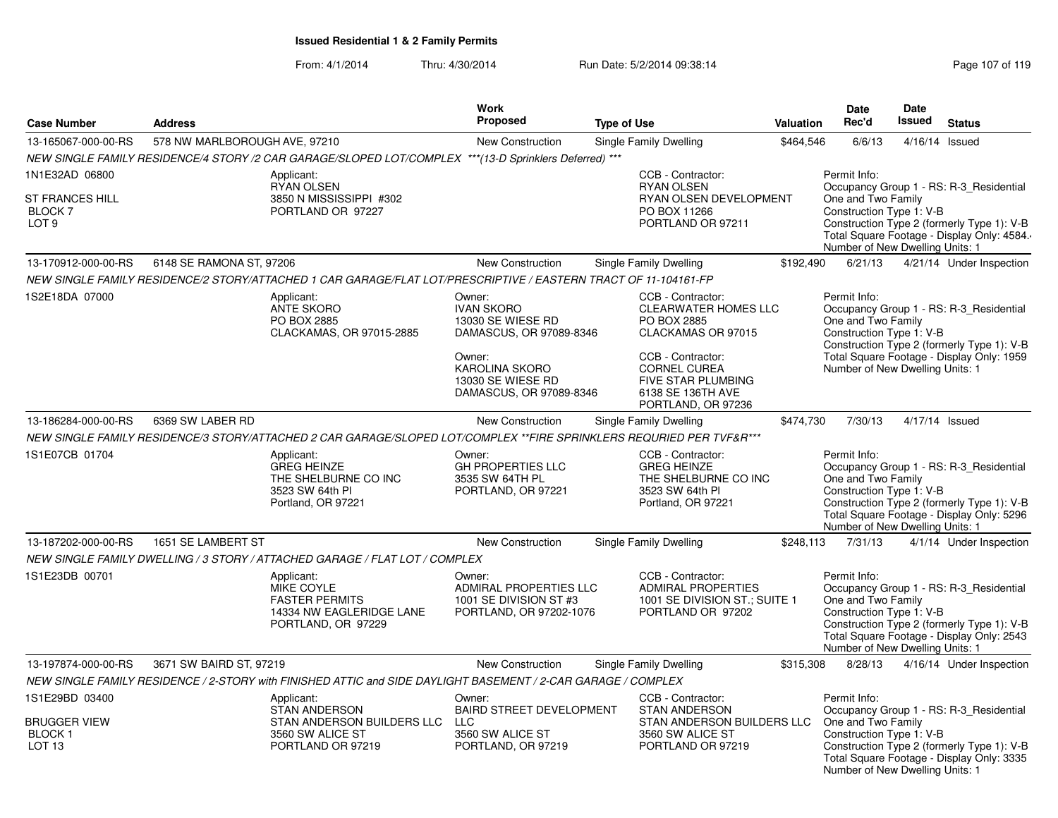**Issued Residential 1 & 2 Family Permits**

From: 4/1/2014 Thru: 4/30/2014 Run Date: 5/2/2014 09:38:14

| Case Number | Address | Work Proposed | Type of Use | Valuation | Date Rec'd | Date Issued | Status |
|---|---|---|---|---|---|---|---|
| 13-165067-000-00-RS | 578 NW MARLBOROUGH AVE, 97210 | New Construction | Single Family Dwelling | $464,546 | 6/6/13 | 4/16/14 | Issued |
| NEW SINGLE FAMILY RESIDENCE/4 STORY /2 CAR GARAGE/SLOPED LOT/COMPLEX ***(13-D Sprinklers Deferred) *** | | | | | | | |
| 1N1E32AD 06800<br>ST FRANCES HILL<br>BLOCK 7<br>LOT 9 | Applicant:<br>RYAN OLSEN<br>3850 N MISSISSIPPI #302<br>PORTLAND OR 97227 | | CCB - Contractor:<br>RYAN OLSEN<br>RYAN OLSEN DEVELOPMENT<br>PO BOX 11266<br>PORTLAND OR 97211 | | Permit Info:<br>Occupancy Group 1 - RS: R-3_Residential One and Two Family<br>Construction Type 1: V-B<br>Construction Type 2 (formerly Type 1): V-B<br>Total Square Footage - Display Only: 4584.<br>Number of New Dwelling Units: 1 | | |
| 13-170912-000-00-RS | 6148 SE RAMONA ST, 97206 | New Construction | Single Family Dwelling | $192,490 | 6/21/13 | 4/21/14 | Under Inspection |
| NEW SINGLE FAMILY RESIDENCE/2 STORY/ATTACHED 1 CAR GARAGE/FLAT LOT/PRESCRIPTIVE / EASTERN TRACT OF 11-104161-FP | | | | | | | |
| 1S2E18DA 07000 | Applicant:<br>ANTE SKORO<br>PO BOX 2885<br>CLACKAMAS, OR 97015-2885 | Owner:<br>IVAN SKORO<br>13030 SE WIESE RD<br>DAMASCUS, OR 97089-8346<br>Owner:<br>KAROLINA SKORO<br>13030 SE WIESE RD<br>DAMASCUS, OR 97089-8346 | CCB - Contractor:<br>CLEARWATER HOMES LLC<br>PO BOX 2885<br>CLACKAMAS OR 97015<br>CCB - Contractor:<br>CORNEL CUREA<br>FIVE STAR PLUMBING<br>6138 SE 136TH AVE<br>PORTLAND, OR 97236 | | Permit Info:<br>Occupancy Group 1 - RS: R-3_Residential One and Two Family<br>Construction Type 1: V-B<br>Construction Type 2 (formerly Type 1): V-B<br>Total Square Footage - Display Only: 1959<br>Number of New Dwelling Units: 1 | | |
| 13-186284-000-00-RS | 6369 SW LABER RD | New Construction | Single Family Dwelling | $474,730 | 7/30/13 | 4/17/14 | Issued |
| NEW SINGLE FAMILY RESIDENCE/3 STORY/ATTACHED 2 CAR GARAGE/SLOPED LOT/COMPLEX **FIRE SPRINKLERS REQURIED PER TVF&R*** | | | | | | | |
| 1S1E07CB 01704 | Applicant:<br>GREG HEINZE<br>THE SHELBURNE CO INC<br>3523 SW 64th Pl<br>Portland, OR 97221 | Owner:<br>GH PROPERTIES LLC<br>3535 SW 64TH PL<br>PORTLAND, OR 97221 | CCB - Contractor:<br>GREG HEINZE<br>THE SHELBURNE CO INC<br>3523 SW 64th Pl<br>Portland, OR 97221 | | Permit Info:<br>Occupancy Group 1 - RS: R-3_Residential One and Two Family<br>Construction Type 1: V-B<br>Construction Type 2 (formerly Type 1): V-B<br>Total Square Footage - Display Only: 5296<br>Number of New Dwelling Units: 1 | | |
| 13-187202-000-00-RS | 1651 SE LAMBERT ST | New Construction | Single Family Dwelling | $248,113 | 7/31/13 | 4/1/14 | Under Inspection |
| NEW SINGLE FAMILY DWELLING / 3 STORY / ATTACHED GARAGE / FLAT LOT / COMPLEX | | | | | | | |
| 1S1E23DB 00701 | Applicant:<br>MIKE COYLE<br>FASTER PERMITS<br>14334 NW EAGLERIDGE LANE<br>PORTLAND, OR 97229 | Owner:<br>ADMIRAL PROPERTIES LLC<br>1001 SE DIVISION ST #3<br>PORTLAND, OR 97202-1076 | CCB - Contractor:<br>ADMIRAL PROPERTIES<br>1001 SE DIVISION ST.; SUITE 1<br>PORTLAND OR 97202 | | Permit Info:<br>Occupancy Group 1 - RS: R-3_Residential One and Two Family<br>Construction Type 1: V-B<br>Construction Type 2 (formerly Type 1): V-B<br>Total Square Footage - Display Only: 2543<br>Number of New Dwelling Units: 1 | | |
| 13-197874-000-00-RS | 3671 SW BAIRD ST, 97219 | New Construction | Single Family Dwelling | $315,308 | 8/28/13 | 4/16/14 | Under Inspection |
| NEW SINGLE FAMILY RESIDENCE / 2-STORY with FINISHED ATTIC and SIDE DAYLIGHT BASEMENT / 2-CAR GARAGE / COMPLEX | | | | | | | |
| 1S1E29BD 03400<br>BRUGGER VIEW<br>BLOCK 1<br>LOT 13 | Applicant:<br>STAN ANDERSON<br>STAN ANDERSON BUILDERS LLC<br>3560 SW ALICE ST<br>PORTLAND OR 97219 | Owner:<br>BAIRD STREET DEVELOPMENT LLC<br>3560 SW ALICE ST<br>PORTLAND, OR 97219 | CCB - Contractor:<br>STAN ANDERSON<br>STAN ANDERSON BUILDERS LLC<br>3560 SW ALICE ST<br>PORTLAND OR 97219 | | Permit Info:<br>Occupancy Group 1 - RS: R-3_Residential One and Two Family<br>Construction Type 1: V-B<br>Construction Type 2 (formerly Type 1): V-B<br>Total Square Footage - Display Only: 3335<br>Number of New Dwelling Units: 1 | | |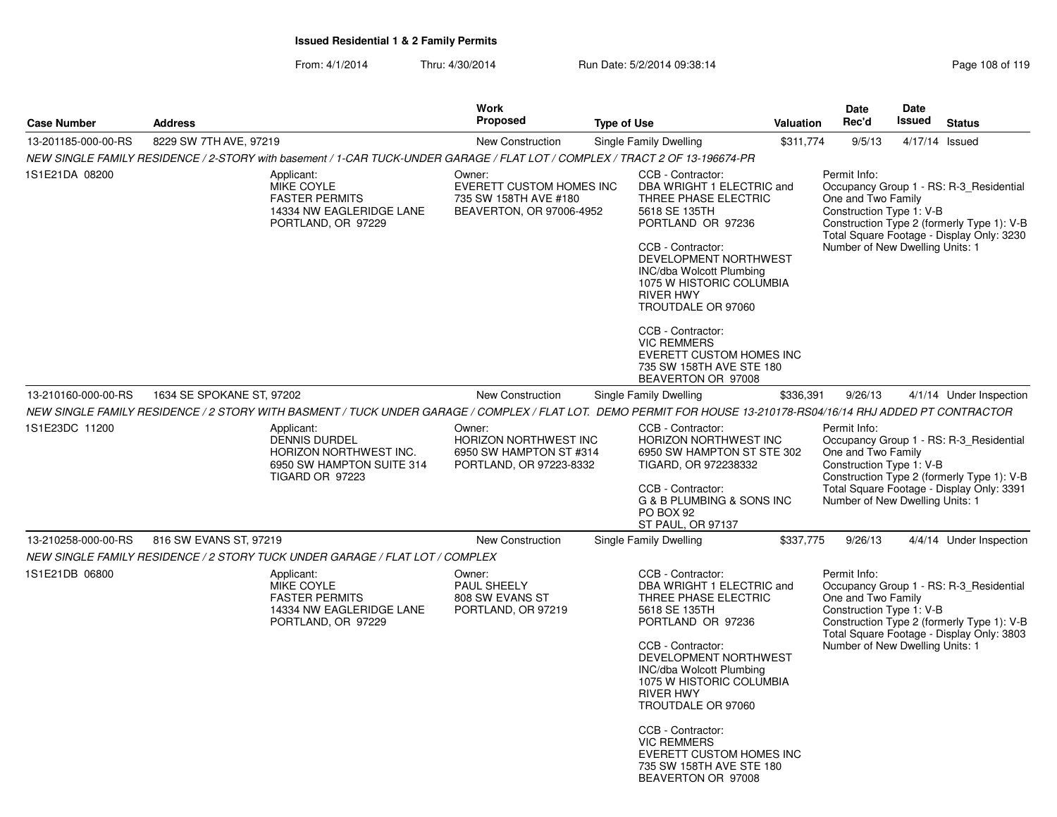**Issued Residential 1 & 2 Family Permits**

From: 4/1/2014 Thru: 4/30/2014 Run Date: 5/2/2014 09:38:14

| Case Number | Address | Work Proposed | Type of Use | Valuation | Date Rec'd | Date Issued | Status |
|---|---|---|---|---|---|---|---|
| 13-201185-000-00-RS | 8229 SW 7TH AVE, 97219 | New Construction | Single Family Dwelling | $311,774 | 9/5/13 | 4/17/14 | Issued |

*NEW SINGLE FAMILY RESIDENCE / 2-STORY with basement / 1-CAR TUCK-UNDER GARAGE / FLAT LOT / COMPLEX / TRACT 2 OF 13-196674-PR*

1S1E21DA 08200

Applicant:
MIKE COYLE
FASTER PERMITS
14334 NW EAGLERIDGE LANE
PORTLAND, OR 97229

Owner:
EVERETT CUSTOM HOMES INC
735 SW 158TH AVE #180
BEAVERTON, OR 97006-4952

CCB - Contractor:
DBA WRIGHT 1 ELECTRIC and THREE PHASE ELECTRIC
5618 SE 135TH
PORTLAND OR 97236

CCB - Contractor:
DEVELOPMENT NORTHWEST INC/dba Wolcott Plumbing
1075 W HISTORIC COLUMBIA RIVER HWY
TROUTDALE OR 97060

CCB - Contractor:
VIC REMMERS
EVERETT CUSTOM HOMES INC
735 SW 158TH AVE STE 180
BEAVERTON OR 97008

Permit Info:
Occupancy Group 1 - RS: R-3_Residential One and Two Family
Construction Type 1: V-B
Construction Type 2 (formerly Type 1): V-B
Total Square Footage - Display Only: 3230
Number of New Dwelling Units: 1

| Case Number | Address | Work Proposed | Type of Use | Valuation | Date Rec'd | Date Issued | Status |
|---|---|---|---|---|---|---|---|
| 13-210160-000-00-RS | 1634 SE SPOKANE ST, 97202 | New Construction | Single Family Dwelling | $336,391 | 9/26/13 | 4/1/14 | Under Inspection |

*NEW SINGLE FAMILY RESIDENCE / 2 STORY WITH BASMENT / TUCK UNDER GARAGE / COMPLEX / FLAT LOT. DEMO PERMIT FOR HOUSE 13-210178-RS04/16/14 RHJ ADDED PT CONTRACTOR*

1S1E23DC 11200

Applicant:
DENNIS DURDEL
HORIZON NORTHWEST INC.
6950 SW HAMPTON SUITE 314
TIGARD OR 97223

Owner:
HORIZON NORTHWEST INC
6950 SW HAMPTON ST #314
PORTLAND, OR 97223-8332

CCB - Contractor:
HORIZON NORTHWEST INC
6950 SW HAMPTON ST STE 302
TIGARD, OR 972238332

CCB - Contractor:
G & B PLUMBING & SONS INC
PO BOX 92
ST PAUL, OR 97137

Permit Info:
Occupancy Group 1 - RS: R-3_Residential One and Two Family
Construction Type 1: V-B
Construction Type 2 (formerly Type 1): V-B
Total Square Footage - Display Only: 3391
Number of New Dwelling Units: 1

| Case Number | Address | Work Proposed | Type of Use | Valuation | Date Rec'd | Date Issued | Status |
|---|---|---|---|---|---|---|---|
| 13-210258-000-00-RS | 816 SW EVANS ST, 97219 | New Construction | Single Family Dwelling | $337,775 | 9/26/13 | 4/4/14 | Under Inspection |

*NEW SINGLE FAMILY RESIDENCE / 2 STORY TUCK UNDER GARAGE / FLAT LOT / COMPLEX*

1S1E21DB 06800

Applicant:
MIKE COYLE
FASTER PERMITS
14334 NW EAGLERIDGE LANE
PORTLAND, OR 97229

Owner:
PAUL SHEELY
808 SW EVANS ST
PORTLAND, OR 97219

CCB - Contractor:
DBA WRIGHT 1 ELECTRIC and THREE PHASE ELECTRIC
5618 SE 135TH
PORTLAND OR 97236

CCB - Contractor:
DEVELOPMENT NORTHWEST INC/dba Wolcott Plumbing
1075 W HISTORIC COLUMBIA RIVER HWY
TROUTDALE OR 97060

CCB - Contractor:
VIC REMMERS
EVERETT CUSTOM HOMES INC
735 SW 158TH AVE STE 180
BEAVERTON OR 97008

Permit Info:
Occupancy Group 1 - RS: R-3_Residential One and Two Family
Construction Type 1: V-B
Construction Type 2 (formerly Type 1): V-B
Total Square Footage - Display Only: 3803
Number of New Dwelling Units: 1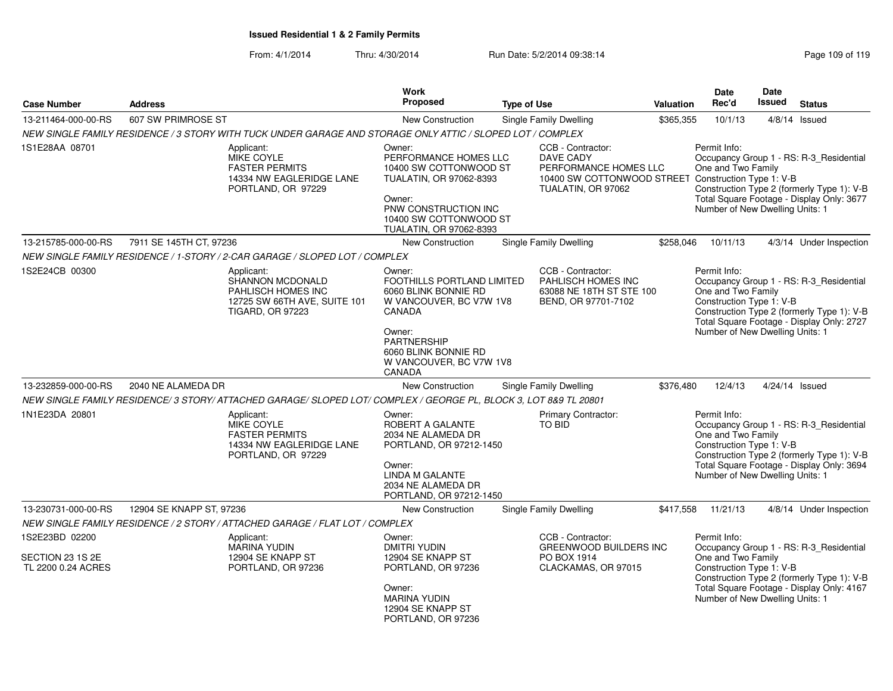**Issued Residential 1 & 2 Family Permits**

From: 4/1/2014 Thru: 4/30/2014 Run Date: 5/2/2014 09:38:14

| Case Number | Address | Work Proposed | Type of Use | Valuation | Date Rec'd | Date Issued | Status |
|---|---|---|---|---|---|---|---|
| 13-211464-000-00-RS | 607 SW PRIMROSE ST | New Construction | Single Family Dwelling | $365,355 | 10/1/13 | 4/8/14 | Issued |

NEW SINGLE FAMILY RESIDENCE / 3 STORY WITH TUCK UNDER GARAGE AND STORAGE ONLY ATTIC / SLOPED LOT / COMPLEX

1S1E28AA 08701

Applicant:
MIKE COYLE
FASTER PERMITS
14334 NW EAGLERIDGE LANE
PORTLAND, OR 97229

Owner:
PERFORMANCE HOMES LLC
10400 SW COTTONWOOD ST
TUALATIN, OR 97062-8393

Owner:
PNW CONSTRUCTION INC
10400 SW COTTONWOOD ST
TUALATIN, OR 97062-8393

CCB - Contractor:
DAVE CADY
PERFORMANCE HOMES LLC
10400 SW COTTONWOOD STREET
TUALATIN, OR 97062

Permit Info:
Occupancy Group 1 - RS: R-3_Residential One and Two Family
Construction Type 1: V-B
Construction Type 2 (formerly Type 1): V-B
Total Square Footage - Display Only: 3677
Number of New Dwelling Units: 1

| Case Number | Address | Work Proposed | Type of Use | Valuation | Date Rec'd | Date Issued | Status |
|---|---|---|---|---|---|---|---|
| 13-215785-000-00-RS | 7911 SE 145TH CT, 97236 | New Construction | Single Family Dwelling | $258,046 | 10/11/13 | 4/3/14 | Under Inspection |

NEW SINGLE FAMILY RESIDENCE / 1-STORY / 2-CAR GARAGE / SLOPED LOT / COMPLEX

1S2E24CB 00300

Applicant:
SHANNON MCDONALD
PAHLISCH HOMES INC
12725 SW 66TH AVE, SUITE 101
TIGARD, OR 97223

Owner:
FOOTHILLS PORTLAND LIMITED
6060 BLINK BONNIE RD
W VANCOUVER, BC V7W 1V8
CANADA

Owner:
PARTNERSHIP
6060 BLINK BONNIE RD
W VANCOUVER, BC V7W 1V8
CANADA

CCB - Contractor:
PAHLISCH HOMES INC
63088 NE 18TH ST STE 100
BEND, OR 97701-7102

Permit Info:
Occupancy Group 1 - RS: R-3_Residential One and Two Family
Construction Type 1: V-B
Construction Type 2 (formerly Type 1): V-B
Total Square Footage - Display Only: 2727
Number of New Dwelling Units: 1

| Case Number | Address | Work Proposed | Type of Use | Valuation | Date Rec'd | Date Issued | Status |
|---|---|---|---|---|---|---|---|
| 13-232859-000-00-RS | 2040 NE ALAMEDA DR | New Construction | Single Family Dwelling | $376,480 | 12/4/13 | 4/24/14 | Issued |

NEW SINGLE FAMILY RESIDENCE/ 3 STORY/ ATTACHED GARAGE/ SLOPED LOT/ COMPLEX / GEORGE PL, BLOCK 3, LOT 8&9 TL 20801

1N1E23DA 20801

Applicant:
MIKE COYLE
FASTER PERMITS
14334 NW EAGLERIDGE LANE
PORTLAND, OR 97229

Owner:
ROBERT A GALANTE
2034 NE ALAMEDA DR
PORTLAND, OR 97212-1450

Owner:
LINDA M GALANTE
2034 NE ALAMEDA DR
PORTLAND, OR 97212-1450

Primary Contractor:
TO BID

Permit Info:
Occupancy Group 1 - RS: R-3_Residential One and Two Family
Construction Type 1: V-B
Construction Type 2 (formerly Type 1): V-B
Total Square Footage - Display Only: 3694
Number of New Dwelling Units: 1

| Case Number | Address | Work Proposed | Type of Use | Valuation | Date Rec'd | Date Issued | Status |
|---|---|---|---|---|---|---|---|
| 13-230731-000-00-RS | 12904 SE KNAPP ST, 97236 | New Construction | Single Family Dwelling | $417,558 | 11/21/13 | 4/8/14 | Under Inspection |

NEW SINGLE FAMILY RESIDENCE / 2 STORY / ATTACHED GARAGE / FLAT LOT / COMPLEX

1S2E23BD 02200

SECTION 23 1S 2E
TL 2200 0.24 ACRES

Applicant:
MARINA YUDIN
12904 SE KNAPP ST
PORTLAND, OR 97236

Owner:
DMITRI YUDIN
12904 SE KNAPP ST
PORTLAND, OR 97236

Owner:
MARINA YUDIN
12904 SE KNAPP ST
PORTLAND, OR 97236

CCB - Contractor:
GREENWOOD BUILDERS INC
PO BOX 1914
CLACKAMAS, OR 97015

Permit Info:
Occupancy Group 1 - RS: R-3_Residential One and Two Family
Construction Type 1: V-B
Construction Type 2 (formerly Type 1): V-B
Total Square Footage - Display Only: 4167
Number of New Dwelling Units: 1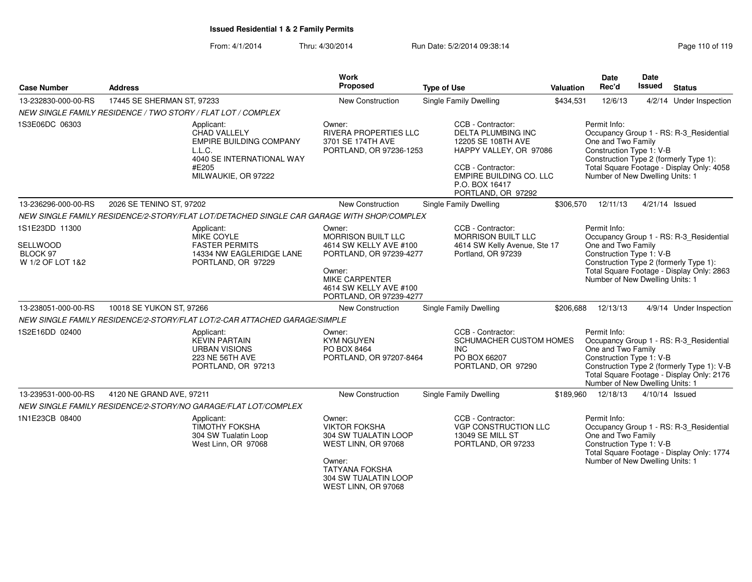**Issued Residential 1 & 2 Family Permits**

From: 4/1/2014 Thru: 4/30/2014 Run Date: 5/2/2014 09:38:14

| Case Number | Address | Work Proposed | Type of Use | Valuation | Date Rec'd | Date Issued | Status |
|---|---|---|---|---|---|---|---|
| 13-232830-000-00-RS | 17445 SE SHERMAN ST, 97233 | New Construction | Single Family Dwelling | $434,531 | 12/6/13 | 4/2/14 | Under Inspection |

*NEW SINGLE FAMILY RESIDENCE / TWO STORY / FLAT LOT / COMPLEX*

1S3E06DC 06303

Applicant: CHAD VALLELY, EMPIRE BUILDING COMPANY L.L.C., 4040 SE INTERNATIONAL WAY #E205, MILWAUKIE, OR 97222

Owner: RIVERA PROPERTIES LLC, 3701 SE 174TH AVE, PORTLAND, OR 97236-1253

CCB - Contractor: DELTA PLUMBING INC, 12205 SE 108TH AVE, HAPPY VALLEY, OR 97086

CCB - Contractor: EMPIRE BUILDING CO. LLC, P.O. BOX 16417, PORTLAND, OR 97292

Permit Info: Occupancy Group 1 - RS: R-3_Residential One and Two Family; Construction Type 1: V-B; Construction Type 2 (formerly Type 1):; Total Square Footage - Display Only: 4058; Number of New Dwelling Units: 1

| Case Number | Address | Work Proposed | Type of Use | Valuation | Date Rec'd | Date Issued | Status |
|---|---|---|---|---|---|---|---|
| 13-236296-000-00-RS | 2026 SE TENINO ST, 97202 | New Construction | Single Family Dwelling | $306,570 | 12/11/13 | 4/21/14 | Issued |

*NEW SINGLE FAMILY RESIDENCE/2-STORY/FLAT LOT/DETACHED SINGLE CAR GARAGE WITH SHOP/COMPLEX*

1S1E23DD 11300
SELLWOOD
BLOCK 97
W 1/2 OF LOT 1&2

Applicant: MIKE COYLE, FASTER PERMITS, 14334 NW EAGLERIDGE LANE, PORTLAND, OR 97229

Owner: MORRISON BUILT LLC, 4614 SW KELLY AVE #100, PORTLAND, OR 97239-4277

Owner: MIKE CARPENTER, 4614 SW KELLY AVE #100, PORTLAND, OR 97239-4277

CCB - Contractor: MORRISON BUILT LLC, 4614 SW Kelly Avenue, Ste 17, Portland, OR 97239

Permit Info: Occupancy Group 1 - RS: R-3_Residential One and Two Family; Construction Type 1: V-B; Construction Type 2 (formerly Type 1):; Total Square Footage - Display Only: 2863; Number of New Dwelling Units: 1

| Case Number | Address | Work Proposed | Type of Use | Valuation | Date Rec'd | Date Issued | Status |
|---|---|---|---|---|---|---|---|
| 13-238051-000-00-RS | 10018 SE YUKON ST, 97266 | New Construction | Single Family Dwelling | $206,688 | 12/13/13 | 4/9/14 | Under Inspection |

*NEW SINGLE FAMILY RESIDENCE/2-STORY/FLAT LOT/2-CAR ATTACHED GARAGE/SIMPLE*

1S2E16DD 02400

Applicant: KEVIN PARTAIN, URBAN VISIONS, 223 NE 56TH AVE, PORTLAND, OR 97213

Owner: KYM NGUYEN, PO BOX 8464, PORTLAND, OR 97207-8464

CCB - Contractor: SCHUMACHER CUSTOM HOMES INC, PO BOX 66207, PORTLAND, OR 97290

Permit Info: Occupancy Group 1 - RS: R-3_Residential One and Two Family; Construction Type 1: V-B; Construction Type 2 (formerly Type 1): V-B; Total Square Footage - Display Only: 2176; Number of New Dwelling Units: 1

| Case Number | Address | Work Proposed | Type of Use | Valuation | Date Rec'd | Date Issued | Status |
|---|---|---|---|---|---|---|---|
| 13-239531-000-00-RS | 4120 NE GRAND AVE, 97211 | New Construction | Single Family Dwelling | $189,960 | 12/18/13 | 4/10/14 | Issued |

*NEW SINGLE FAMILY RESIDENCE/2-STORY/NO GARAGE/FLAT LOT/COMPLEX*

1N1E23CB 08400

Applicant: TIMOTHY FOKSHA, 304 SW Tualatin Loop, West Linn, OR 97068

Owner: VIKTOR FOKSHA, 304 SW TUALATIN LOOP, WEST LINN, OR 97068

Owner: TATYANA FOKSHA, 304 SW TUALATIN LOOP, WEST LINN, OR 97068

CCB - Contractor: VGP CONSTRUCTION LLC, 13049 SE MILL ST, PORTLAND, OR 97233

Permit Info: Occupancy Group 1 - RS: R-3_Residential One and Two Family; Construction Type 1: V-B; Total Square Footage - Display Only: 1774; Number of New Dwelling Units: 1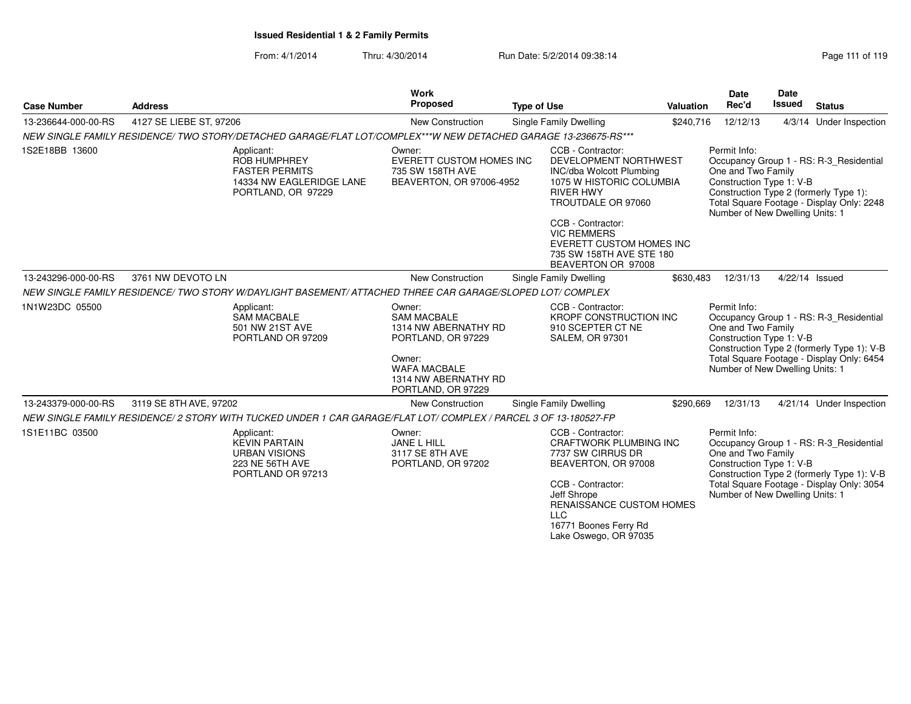# Issued Residential 1 & 2 Family Permits

From: 4/1/2014 Thru: 4/30/2014 Run Date: 5/2/2014 09:38:14

| Case Number | Address | Work Proposed | Type of Use | Valuation | Date Rec'd | Date Issued | Status |
|---|---|---|---|---|---|---|---|
| 13-236644-000-00-RS | 4127 SE LIEBE ST, 97206 | New Construction | Single Family Dwelling | $240,716 | 12/12/13 | 4/3/14 | Under Inspection |

*NEW SINGLE FAMILY RESIDENCE/ TWO STORY/DETACHED GARAGE/FLAT LOT/COMPLEX***W NEW DETACHED GARAGE 13-236675-RS****

1S2E18BB 13600

Applicant:
ROB HUMPHREY
FASTER PERMITS
14334 NW EAGLERIDGE LANE
PORTLAND, OR 97229

Owner:
EVERETT CUSTOM HOMES INC
735 SW 158TH AVE
BEAVERTON, OR 97006-4952

CCB - Contractor:
DEVELOPMENT NORTHWEST INC/dba Wolcott Plumbing
1075 W HISTORIC COLUMBIA RIVER HWY
TROUTDALE OR 97060

CCB - Contractor:
VIC REMMERS
EVERETT CUSTOM HOMES INC
735 SW 158TH AVE STE 180
BEAVERTON OR 97008

Permit Info:
Occupancy Group 1 - RS: R-3_Residential One and Two Family
Construction Type 1: V-B
Construction Type 2 (formerly Type 1):
Total Square Footage - Display Only: 2248
Number of New Dwelling Units: 1

| Case Number | Address | Work Proposed | Type of Use | Valuation | Date Rec'd | Date Issued | Status |
|---|---|---|---|---|---|---|---|
| 13-243296-000-00-RS | 3761 NW DEVOTO LN | New Construction | Single Family Dwelling | $630,483 | 12/31/13 | 4/22/14 | Issued |

*NEW SINGLE FAMILY RESIDENCE/ TWO STORY W/DAYLIGHT BASEMENT/ ATTACHED THREE CAR GARAGE/SLOPED LOT/ COMPLEX*

1N1W23DC 05500

Applicant:
SAM MACBALE
501 NW 21ST AVE
PORTLAND OR 97209

Owner:
SAM MACBALE
1314 NW ABERNATHY RD
PORTLAND, OR 97229

Owner:
WAFA MACBALE
1314 NW ABERNATHY RD
PORTLAND, OR 97229

CCB - Contractor:
KROPF CONSTRUCTION INC
910 SCEPTER CT NE
SALEM, OR 97301

Permit Info:
Occupancy Group 1 - RS: R-3_Residential One and Two Family
Construction Type 1: V-B
Construction Type 2 (formerly Type 1): V-B
Total Square Footage - Display Only: 6454
Number of New Dwelling Units: 1

| Case Number | Address | Work Proposed | Type of Use | Valuation | Date Rec'd | Date Issued | Status |
|---|---|---|---|---|---|---|---|
| 13-243379-000-00-RS | 3119 SE 8TH AVE, 97202 | New Construction | Single Family Dwelling | $290,669 | 12/31/13 | 4/21/14 | Under Inspection |

*NEW SINGLE FAMILY RESIDENCE/ 2 STORY WITH TUCKED UNDER 1 CAR GARAGE/FLAT LOT/ COMPLEX / PARCEL 3 OF 13-180527-FP*

1S1E11BC 03500

Applicant:
KEVIN PARTAIN
URBAN VISIONS
223 NE 56TH AVE
PORTLAND OR 97213

Owner:
JANE L HILL
3117 SE 8TH AVE
PORTLAND, OR 97202

CCB - Contractor:
CRAFTWORK PLUMBING INC
7737 SW CIRRUS DR
BEAVERTON, OR 97008

CCB - Contractor:
Jeff Shrope
RENAISSANCE CUSTOM HOMES LLC
16771 Boones Ferry Rd
Lake Oswego, OR 97035

Permit Info:
Occupancy Group 1 - RS: R-3_Residential One and Two Family
Construction Type 1: V-B
Construction Type 2 (formerly Type 1): V-B
Total Square Footage - Display Only: 3054
Number of New Dwelling Units: 1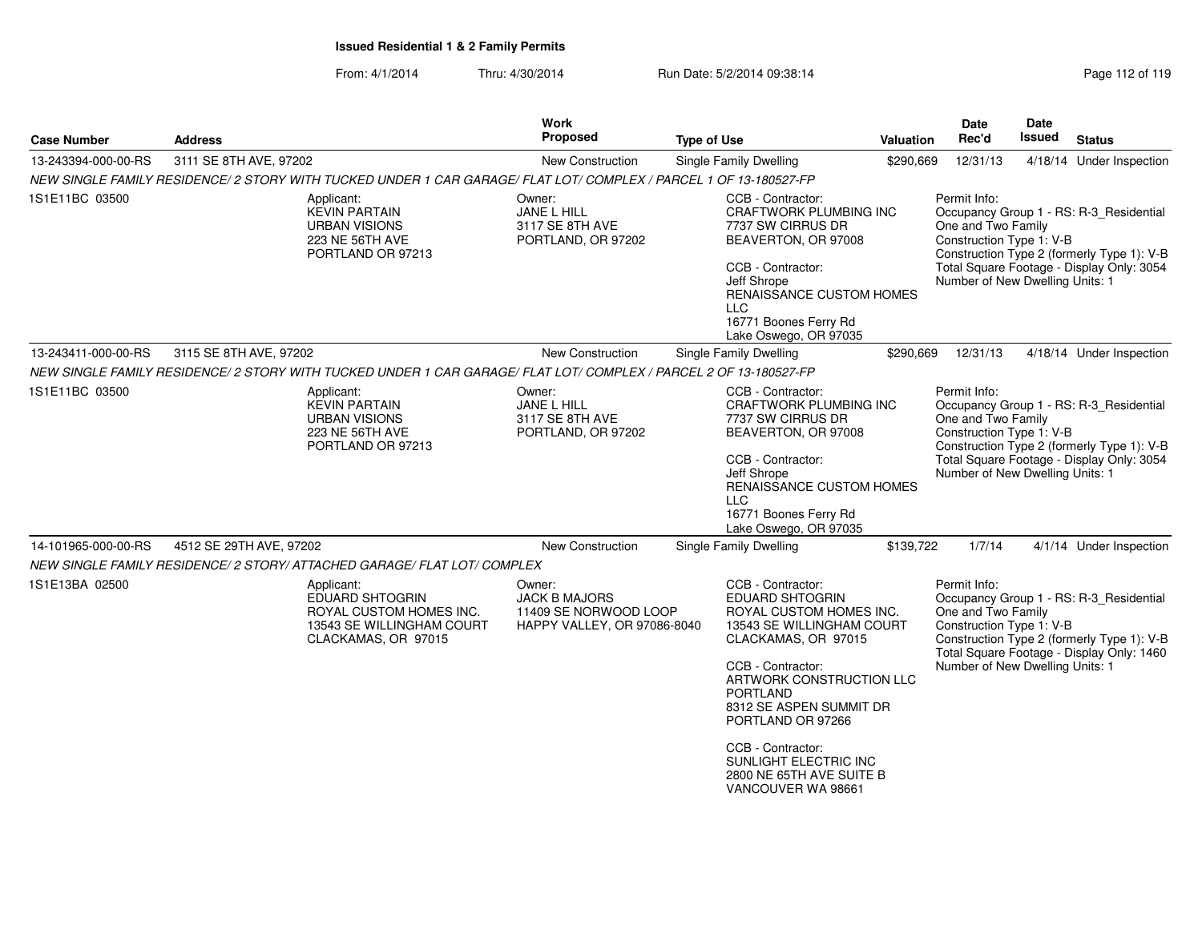**Issued Residential 1 & 2 Family Permits**

From: 4/1/2014 Thru: 4/30/2014 Run Date: 5/2/2014 09:38:14

| Case Number | Address | Work Proposed | Type of Use | Valuation | Date Rec'd | Date Issued | Status |
|---|---|---|---|---|---|---|---|
| 13-243394-000-00-RS | 3111 SE 8TH AVE, 97202 | New Construction | Single Family Dwelling | $290,669 | 12/31/13 | 4/18/14 | Under Inspection |

NEW SINGLE FAMILY RESIDENCE/ 2 STORY WITH TUCKED UNDER 1 CAR GARAGE/ FLAT LOT/ COMPLEX / PARCEL 1 OF 13-180527-FP

1S1E11BC 03500

Applicant:
KEVIN PARTAIN
URBAN VISIONS
223 NE 56TH AVE
PORTLAND OR 97213

Owner:
JANE L HILL
3117 SE 8TH AVE
PORTLAND, OR 97202

CCB - Contractor:
CRAFTWORK PLUMBING INC
7737 SW CIRRUS DR
BEAVERTON, OR 97008

CCB - Contractor:
Jeff Shrope
RENAISSANCE CUSTOM HOMES LLC
16771 Boones Ferry Rd
Lake Oswego, OR 97035

Permit Info:
Occupancy Group 1 - RS: R-3_Residential One and Two Family
Construction Type 1: V-B
Construction Type 2 (formerly Type 1): V-B
Total Square Footage - Display Only: 3054
Number of New Dwelling Units: 1

| Case Number | Address | Work Proposed | Type of Use | Valuation | Date Rec'd | Date Issued | Status |
|---|---|---|---|---|---|---|---|
| 13-243411-000-00-RS | 3115 SE 8TH AVE, 97202 | New Construction | Single Family Dwelling | $290,669 | 12/31/13 | 4/18/14 | Under Inspection |

NEW SINGLE FAMILY RESIDENCE/ 2 STORY WITH TUCKED UNDER 1 CAR GARAGE/ FLAT LOT/ COMPLEX / PARCEL 2 OF 13-180527-FP

1S1E11BC 03500

Applicant:
KEVIN PARTAIN
URBAN VISIONS
223 NE 56TH AVE
PORTLAND OR 97213

Owner:
JANE L HILL
3117 SE 8TH AVE
PORTLAND, OR 97202

CCB - Contractor:
CRAFTWORK PLUMBING INC
7737 SW CIRRUS DR
BEAVERTON, OR 97008

CCB - Contractor:
Jeff Shrope
RENAISSANCE CUSTOM HOMES LLC
16771 Boones Ferry Rd
Lake Oswego, OR 97035

Permit Info:
Occupancy Group 1 - RS: R-3_Residential One and Two Family
Construction Type 1: V-B
Construction Type 2 (formerly Type 1): V-B
Total Square Footage - Display Only: 3054
Number of New Dwelling Units: 1

| Case Number | Address | Work Proposed | Type of Use | Valuation | Date Rec'd | Date Issued | Status |
|---|---|---|---|---|---|---|---|
| 14-101965-000-00-RS | 4512 SE 29TH AVE, 97202 | New Construction | Single Family Dwelling | $139,722 | 1/7/14 | 4/1/14 | Under Inspection |

NEW SINGLE FAMILY RESIDENCE/ 2 STORY/ ATTACHED GARAGE/ FLAT LOT/ COMPLEX

1S1E13BA 02500

Applicant:
EDUARD SHTOGRIN
ROYAL CUSTOM HOMES INC.
13543 SE WILLINGHAM COURT
CLACKAMAS, OR 97015

Owner:
JACK B MAJORS
11409 SE NORWOOD LOOP
HAPPY VALLEY, OR 97086-8040

CCB - Contractor:
EDUARD SHTOGRIN
ROYAL CUSTOM HOMES INC.
13543 SE WILLINGHAM COURT
CLACKAMAS, OR 97015

CCB - Contractor:
ARTWORK CONSTRUCTION LLC PORTLAND
8312 SE ASPEN SUMMIT DR
PORTLAND OR 97266

CCB - Contractor:
SUNLIGHT ELECTRIC INC
2800 NE 65TH AVE SUITE B
VANCOUVER WA 98661

Permit Info:
Occupancy Group 1 - RS: R-3_Residential One and Two Family
Construction Type 1: V-B
Construction Type 2 (formerly Type 1): V-B
Total Square Footage - Display Only: 1460
Number of New Dwelling Units: 1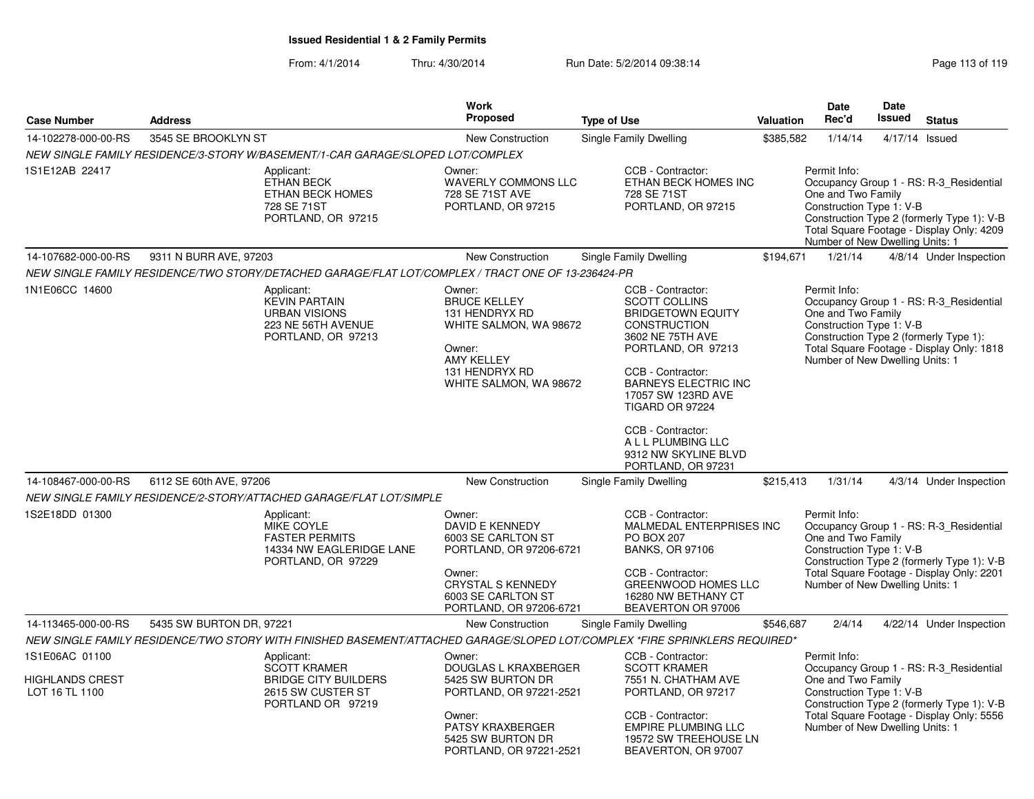# Issued Residential 1 & 2 Family Permits

From: 4/1/2014 Thru: 4/30/2014 Run Date: 5/2/2014 09:38:14

| Case Number | Address | Work Proposed | Type of Use | Valuation | Date Rec'd | Date Issued | Status |
|---|---|---|---|---|---|---|---|
| 14-102278-000-00-RS | 3545 SE BROOKLYN ST | New Construction | Single Family Dwelling | $385,582 | 1/14/14 | 4/17/14 | Issued |

*NEW SINGLE FAMILY RESIDENCE/3-STORY W/BASEMENT/1-CAR GARAGE/SLOPED LOT/COMPLEX*

1S1E12AB 22417

Applicant:
ETHAN BECK
ETHAN BECK HOMES
728 SE 71ST
PORTLAND, OR 97215

Owner:
WAVERLY COMMONS LLC
728 SE 71ST AVE
PORTLAND, OR 97215

CCB - Contractor:
ETHAN BECK HOMES INC
728 SE 71ST
PORTLAND, OR 97215

Permit Info:
Occupancy Group 1 - RS: R-3_Residential One and Two Family
Construction Type 1: V-B
Construction Type 2 (formerly Type 1): V-B
Total Square Footage - Display Only: 4209
Number of New Dwelling Units: 1

| Case Number | Address | Work Proposed | Type of Use | Valuation | Date Rec'd | Date Issued | Status |
|---|---|---|---|---|---|---|---|
| 14-107682-000-00-RS | 9311 N BURR AVE, 97203 | New Construction | Single Family Dwelling | $194,671 | 1/21/14 | 4/8/14 | Under Inspection |

*NEW SINGLE FAMILY RESIDENCE/TWO STORY/DETACHED GARAGE/FLAT LOT/COMPLEX / TRACT ONE OF 13-236424-PR*

1N1E06CC 14600

Applicant:
KEVIN PARTAIN
URBAN VISIONS
223 NE 56TH AVENUE
PORTLAND, OR 97213

Owner:
BRUCE KELLEY
131 HENDRYX RD
WHITE SALMON, WA 98672

Owner:
AMY KELLEY
131 HENDRYX RD
WHITE SALMON, WA 98672

CCB - Contractor:
SCOTT COLLINS
BRIDGETOWN EQUITY CONSTRUCTION
3602 NE 75TH AVE
PORTLAND, OR 97213

CCB - Contractor:
BARNEYS ELECTRIC INC
17057 SW 123RD AVE
TIGARD OR 97224

CCB - Contractor:
A L L PLUMBING LLC
9312 NW SKYLINE BLVD
PORTLAND, OR 97231

Permit Info:
Occupancy Group 1 - RS: R-3_Residential One and Two Family
Construction Type 1: V-B
Construction Type 2 (formerly Type 1):
Total Square Footage - Display Only: 1818
Number of New Dwelling Units: 1

| Case Number | Address | Work Proposed | Type of Use | Valuation | Date Rec'd | Date Issued | Status |
|---|---|---|---|---|---|---|---|
| 14-108467-000-00-RS | 6112 SE 60th AVE, 97206 | New Construction | Single Family Dwelling | $215,413 | 1/31/14 | 4/3/14 | Under Inspection |

*NEW SINGLE FAMILY RESIDENCE/2-STORY/ATTACHED GARAGE/FLAT LOT/SIMPLE*

1S2E18DD 01300

Applicant:
MIKE COYLE
FASTER PERMITS
14334 NW EAGLERIDGE LANE
PORTLAND, OR 97229

Owner:
DAVID E KENNEDY
6003 SE CARLTON ST
PORTLAND, OR 97206-6721

Owner:
CRYSTAL S KENNEDY
6003 SE CARLTON ST
PORTLAND, OR 97206-6721

CCB - Contractor:
MALMEDAL ENTERPRISES INC
PO BOX 207
BANKS, OR 97106

CCB - Contractor:
GREENWOOD HOMES LLC
16280 NW BETHANY CT
BEAVERTON OR 97006

Permit Info:
Occupancy Group 1 - RS: R-3_Residential One and Two Family
Construction Type 1: V-B
Construction Type 2 (formerly Type 1): V-B
Total Square Footage - Display Only: 2201
Number of New Dwelling Units: 1

| Case Number | Address | Work Proposed | Type of Use | Valuation | Date Rec'd | Date Issued | Status |
|---|---|---|---|---|---|---|---|
| 14-113465-000-00-RS | 5435 SW BURTON DR, 97221 | New Construction | Single Family Dwelling | $546,687 | 2/4/14 | 4/22/14 | Under Inspection |

*NEW SINGLE FAMILY RESIDENCE/TWO STORY WITH FINISHED BASEMENT/ATTACHED GARAGE/SLOPED LOT/COMPLEX *FIRE SPRINKLERS REQUIRED**

1S1E06AC 01100

HIGHLANDS CREST
LOT 16 TL 1100

Applicant:
SCOTT KRAMER
BRIDGE CITY BUILDERS
2615 SW CUSTER ST
PORTLAND OR 97219

Owner:
DOUGLAS L KRAXBERGER
5425 SW BURTON DR
PORTLAND, OR 97221-2521

Owner:
PATSY KRAXBERGER
5425 SW BURTON DR
PORTLAND, OR 97221-2521

CCB - Contractor:
SCOTT KRAMER
7551 N. CHATHAM AVE
PORTLAND, OR 97217

CCB - Contractor:
EMPIRE PLUMBING LLC
19572 SW TREEHOUSE LN
BEAVERTON, OR 97007

Permit Info:
Occupancy Group 1 - RS: R-3_Residential One and Two Family
Construction Type 1: V-B
Construction Type 2 (formerly Type 1): V-B
Total Square Footage - Display Only: 5556
Number of New Dwelling Units: 1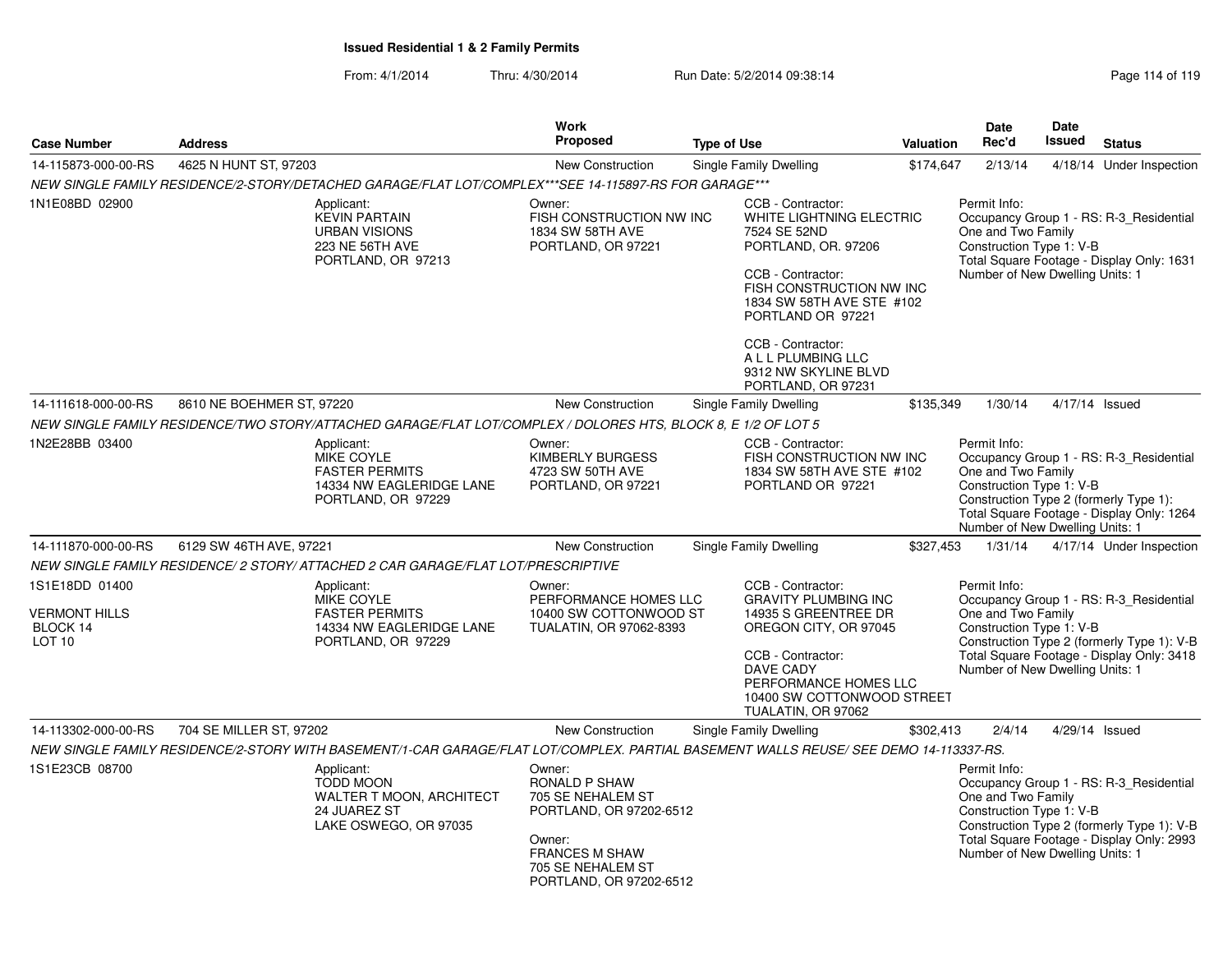**Issued Residential 1 & 2 Family Permits**

From: 4/1/2014 Thru: 4/30/2014 Run Date: 5/2/2014 09:38:14

| Case Number | Address | Work Proposed | Type of Use | Valuation | Date Rec'd | Date Issued | Status |
|---|---|---|---|---|---|---|---|
| 14-115873-000-00-RS | 4625 N HUNT ST, 97203 | New Construction | Single Family Dwelling | $174,647 | 2/13/14 | 4/18/14 | Under Inspection |

*NEW SINGLE FAMILY RESIDENCE/2-STORY/DETACHED GARAGE/FLAT LOT/COMPLEX***SEE 14-115897-RS FOR GARAGE****

1N1E08BD 02900

Applicant:
KEVIN PARTAIN
URBAN VISIONS
223 NE 56TH AVE
PORTLAND, OR 97213

Owner:
FISH CONSTRUCTION NW INC
1834 SW 58TH AVE
PORTLAND, OR 97221

CCB - Contractor:
WHITE LIGHTNING ELECTRIC
7524 SE 52ND
PORTLAND, OR. 97206

CCB - Contractor:
FISH CONSTRUCTION NW INC
1834 SW 58TH AVE STE #102
PORTLAND OR 97221

CCB - Contractor:
A L L PLUMBING LLC
9312 NW SKYLINE BLVD
PORTLAND, OR 97231

Permit Info:
Occupancy Group 1 - RS: R-3_Residential One and Two Family
Construction Type 1: V-B
Total Square Footage - Display Only: 1631
Number of New Dwelling Units: 1

| Case Number | Address | Work Proposed | Type of Use | Valuation | Date Rec'd | Date Issued | Status |
|---|---|---|---|---|---|---|---|
| 14-111618-000-00-RS | 8610 NE BOEHMER ST, 97220 | New Construction | Single Family Dwelling | $135,349 | 1/30/14 | 4/17/14 | Issued |

*NEW SINGLE FAMILY RESIDENCE/TWO STORY/ATTACHED GARAGE/FLAT LOT/COMPLEX / DOLORES HTS, BLOCK 8, E 1/2 OF LOT 5*

1N2E28BB 03400

Applicant:
MIKE COYLE
FASTER PERMITS
14334 NW EAGLERIDGE LANE
PORTLAND, OR 97229

Owner:
KIMBERLY BURGESS
4723 SW 50TH AVE
PORTLAND, OR 97221

CCB - Contractor:
FISH CONSTRUCTION NW INC
1834 SW 58TH AVE STE #102
PORTLAND OR 97221

Permit Info:
Occupancy Group 1 - RS: R-3_Residential One and Two Family
Construction Type 1: V-B
Construction Type 2 (formerly Type 1):
Total Square Footage - Display Only: 1264
Number of New Dwelling Units: 1

| Case Number | Address | Work Proposed | Type of Use | Valuation | Date Rec'd | Date Issued | Status |
|---|---|---|---|---|---|---|---|
| 14-111870-000-00-RS | 6129 SW 46TH AVE, 97221 | New Construction | Single Family Dwelling | $327,453 | 1/31/14 | 4/17/14 | Under Inspection |

*NEW SINGLE FAMILY RESIDENCE/ 2 STORY/ ATTACHED 2 CAR GARAGE/FLAT LOT/PRESCRIPTIVE*

1S1E18DD 01400

VERMONT HILLS
BLOCK 14
LOT 10

Applicant:
MIKE COYLE
FASTER PERMITS
14334 NW EAGLERIDGE LANE
PORTLAND, OR 97229

Owner:
PERFORMANCE HOMES LLC
10400 SW COTTONWOOD ST
TUALATIN, OR 97062-8393

CCB - Contractor:
GRAVITY PLUMBING INC
14935 S GREENTREE DR
OREGON CITY, OR 97045

CCB - Contractor:
DAVE CADY
PERFORMANCE HOMES LLC
10400 SW COTTONWOOD STREET
TUALATIN, OR 97062

Permit Info:
Occupancy Group 1 - RS: R-3_Residential One and Two Family
Construction Type 1: V-B
Construction Type 2 (formerly Type 1): V-B
Total Square Footage - Display Only: 3418
Number of New Dwelling Units: 1

| Case Number | Address | Work Proposed | Type of Use | Valuation | Date Rec'd | Date Issued | Status |
|---|---|---|---|---|---|---|---|
| 14-113302-000-00-RS | 704 SE MILLER ST, 97202 | New Construction | Single Family Dwelling | $302,413 | 2/4/14 | 4/29/14 | Issued |

*NEW SINGLE FAMILY RESIDENCE/2-STORY WITH BASEMENT/1-CAR GARAGE/FLAT LOT/COMPLEX. PARTIAL BASEMENT WALLS REUSE/ SEE DEMO 14-113337-RS.*

1S1E23CB 08700

Applicant:
TODD MOON
WALTER T MOON, ARCHITECT
24 JUAREZ ST
LAKE OSWEGO, OR 97035

Owner:
RONALD P SHAW
705 SE NEHALEM ST
PORTLAND, OR 97202-6512

Owner:
FRANCES M SHAW
705 SE NEHALEM ST
PORTLAND, OR 97202-6512

Permit Info:
Occupancy Group 1 - RS: R-3_Residential One and Two Family
Construction Type 1: V-B
Construction Type 2 (formerly Type 1): V-B
Total Square Footage - Display Only: 2993
Number of New Dwelling Units: 1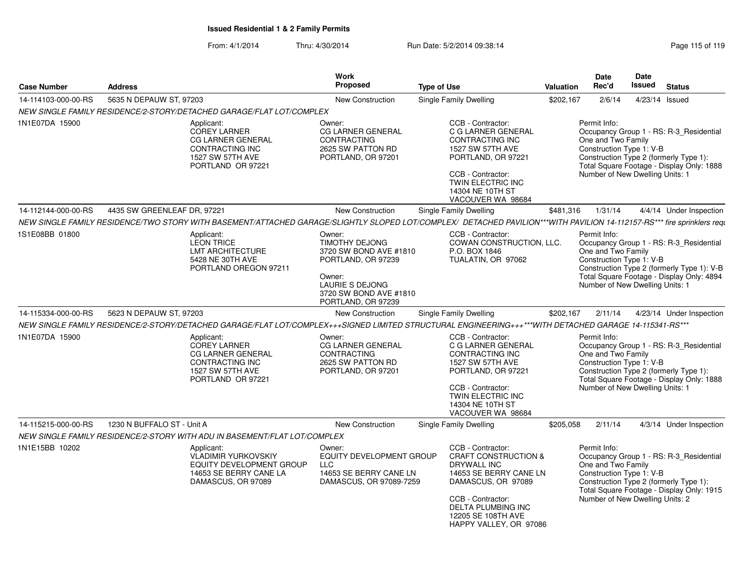**Issued Residential 1 & 2 Family Permits**

From: 4/1/2014 Thru: 4/30/2014 Run Date: 5/2/2014 09:38:14

| Case Number | Address | Work Proposed | Type of Use | Valuation | Date Rec'd | Date Issued | Status |
|---|---|---|---|---|---|---|---|
| 14-114103-000-00-RS | 5635 N DEPAUW ST, 97203 | New Construction | Single Family Dwelling | $202,167 | 2/6/14 | 4/23/14 | Issued |

NEW SINGLE FAMILY RESIDENCE/2-STORY/DETACHED GARAGE/FLAT LOT/COMPLEX

1N1E07DA 15900

Applicant:
COREY LARNER
CG LARNER GENERAL CONTRACTING INC
1527 SW 57TH AVE
PORTLAND OR 97221

Owner:
CG LARNER GENERAL CONTRACTING
2625 SW PATTON RD
PORTLAND, OR 97201

CCB - Contractor:
C G LARNER GENERAL CONTRACTING INC
1527 SW 57TH AVE
PORTLAND, OR 97221

CCB - Contractor:
TWIN ELECTRIC INC
14304 NE 10TH ST
VACOUVER WA 98684

Permit Info:
Occupancy Group 1 - RS: R-3_Residential One and Two Family
Construction Type 1: V-B
Construction Type 2 (formerly Type 1):
Total Square Footage - Display Only: 1888
Number of New Dwelling Units: 1

| Case Number | Address | Work Proposed | Type of Use | Valuation | Date Rec'd | Date Issued | Status |
|---|---|---|---|---|---|---|---|
| 14-112144-000-00-RS | 4435 SW GREENLEAF DR, 97221 | New Construction | Single Family Dwelling | $481,316 | 1/31/14 | 4/4/14 | Under Inspection |

NEW SINGLE FAMILY RESIDENCE/TWO STORY WITH BASEMENT/ATTACHED GARAGE/SLIGHTLY SLOPED LOT/COMPLEX/ DETACHED PAVILION***WITH PAVILION 14-112157-RS*** fire sprinklers requ

1S1E08BB 01800

Applicant:
LEON TRICE
LMT ARCHITECTURE
5428 NE 30TH AVE
PORTLAND OREGON 97211

Owner:
TIMOTHY DEJONG
3720 SW BOND AVE #1810
PORTLAND, OR 97239

Owner:
LAURIE S DEJONG
3720 SW BOND AVE #1810
PORTLAND, OR 97239

CCB - Contractor:
COWAN CONSTRUCTION, LLC.
P.O. BOX 1846
TUALATIN, OR 97062

Permit Info:
Occupancy Group 1 - RS: R-3_Residential One and Two Family
Construction Type 1: V-B
Construction Type 2 (formerly Type 1): V-B
Total Square Footage - Display Only: 4894
Number of New Dwelling Units: 1

| Case Number | Address | Work Proposed | Type of Use | Valuation | Date Rec'd | Date Issued | Status |
|---|---|---|---|---|---|---|---|
| 14-115334-000-00-RS | 5623 N DEPAUW ST, 97203 | New Construction | Single Family Dwelling | $202,167 | 2/11/14 | 4/23/14 | Under Inspection |

NEW SINGLE FAMILY RESIDENCE/2-STORY/DETACHED GARAGE/FLAT LOT/COMPLEX+++SIGNED LIMITED STRUCTURAL ENGINEERING+++***WITH DETACHED GARAGE 14-115341-RS***

1N1E07DA 15900

Applicant:
COREY LARNER
CG LARNER GENERAL CONTRACTING INC
1527 SW 57TH AVE
PORTLAND OR 97221

Owner:
CG LARNER GENERAL CONTRACTING
2625 SW PATTON RD
PORTLAND, OR 97201

CCB - Contractor:
C G LARNER GENERAL CONTRACTING INC
1527 SW 57TH AVE
PORTLAND, OR 97221

CCB - Contractor:
TWIN ELECTRIC INC
14304 NE 10TH ST
VACOUVER WA 98684

Permit Info:
Occupancy Group 1 - RS: R-3_Residential One and Two Family
Construction Type 1: V-B
Construction Type 2 (formerly Type 1):
Total Square Footage - Display Only: 1888
Number of New Dwelling Units: 1

| Case Number | Address | Work Proposed | Type of Use | Valuation | Date Rec'd | Date Issued | Status |
|---|---|---|---|---|---|---|---|
| 14-115215-000-00-RS | 1230 N BUFFALO ST - Unit A | New Construction | Single Family Dwelling | $205,058 | 2/11/14 | 4/3/14 | Under Inspection |

NEW SINGLE FAMILY RESIDENCE/2-STORY WITH ADU IN BASEMENT/FLAT LOT/COMPLEX

1N1E15BB 10202

Applicant:
VLADIMIR YURKOVSKIY
EQUITY DEVELOPMENT GROUP
14653 SE BERRY CANE LA
DAMASCUS, OR 97089

Owner:
EQUITY DEVELOPMENT GROUP LLC
14653 SE BERRY CANE LN
DAMASCUS, OR 97089-7259

CCB - Contractor:
CRAFT CONSTRUCTION & DRYWALL INC
14653 SE BERRY CANE LN
DAMASCUS, OR 97089

CCB - Contractor:
DELTA PLUMBING INC
12205 SE 108TH AVE
HAPPY VALLEY, OR 97086

Permit Info:
Occupancy Group 1 - RS: R-3_Residential One and Two Family
Construction Type 1: V-B
Construction Type 2 (formerly Type 1):
Total Square Footage - Display Only: 1915
Number of New Dwelling Units: 2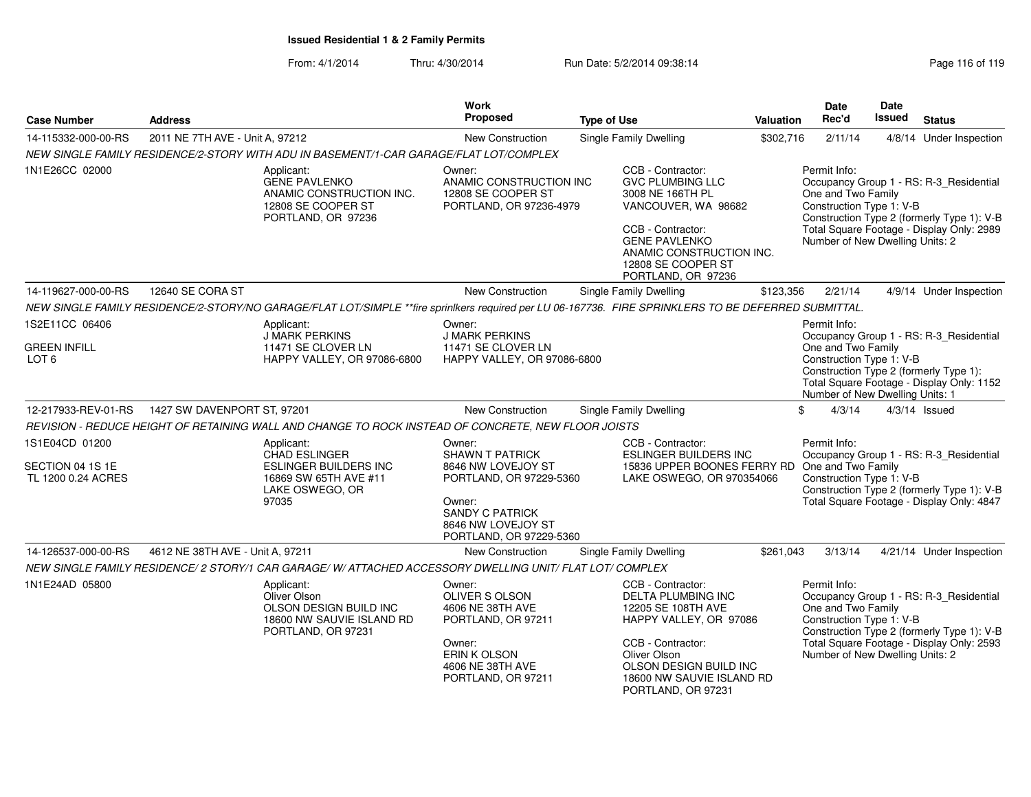**Issued Residential 1 & 2 Family Permits**

From: 4/1/2014 Thru: 4/30/2014 Run Date: 5/2/2014 09:38:14

| Case Number | Address | Work Proposed | Type of Use | Valuation | Date Rec'd | Date Issued | Status |
|---|---|---|---|---|---|---|---|
| 14-115332-000-00-RS | 2011 NE 7TH AVE - Unit A, 97212 | New Construction | Single Family Dwelling | $302,716 | 2/11/14 | 4/8/14 | Under Inspection |

NEW SINGLE FAMILY RESIDENCE/2-STORY WITH ADU IN BASEMENT/1-CAR GARAGE/FLAT LOT/COMPLEX

1N1E26CC 02000

Applicant:
GENE PAVLENKO
ANAMIC CONSTRUCTION INC.
12808 SE COOPER ST
PORTLAND, OR 97236

Owner:
ANAMIC CONSTRUCTION INC
12808 SE COOPER ST
PORTLAND, OR 97236-4979

CCB - Contractor:
GVC PLUMBING LLC
3008 NE 166TH PL
VANCOUVER, WA 98682

CCB - Contractor:
GENE PAVLENKO
ANAMIC CONSTRUCTION INC.
12808 SE COOPER ST
PORTLAND, OR 97236

Permit Info:
Occupancy Group 1 - RS: R-3_Residential One and Two Family
Construction Type 1: V-B
Construction Type 2 (formerly Type 1): V-B
Total Square Footage - Display Only: 2989
Number of New Dwelling Units: 2

| Case Number | Address | Work Proposed | Type of Use | Valuation | Date Rec'd | Date Issued | Status |
|---|---|---|---|---|---|---|---|
| 14-119627-000-00-RS | 12640 SE CORA ST | New Construction | Single Family Dwelling | $123,356 | 2/21/14 | 4/9/14 | Under Inspection |

NEW SINGLE FAMILY RESIDENCE/2-STORY/NO GARAGE/FLAT LOT/SIMPLE **fire sprinlkers required per LU 06-167736. FIRE SPRINKLERS TO BE DEFERRED SUBMITTAL.

1S2E11CC 06406

GREEN INFILL
LOT 6

Applicant:
J MARK PERKINS
11471 SE CLOVER LN
HAPPY VALLEY, OR 97086-6800

Owner:
J MARK PERKINS
11471 SE CLOVER LN
HAPPY VALLEY, OR 97086-6800

Permit Info:
Occupancy Group 1 - RS: R-3_Residential One and Two Family
Construction Type 1: V-B
Construction Type 2 (formerly Type 1):
Total Square Footage - Display Only: 1152
Number of New Dwelling Units: 1

| Case Number | Address | Work Proposed | Type of Use | Valuation | Date Rec'd | Date Issued | Status |
|---|---|---|---|---|---|---|---|
| 12-217933-REV-01-RS | 1427 SW DAVENPORT ST, 97201 | New Construction | Single Family Dwelling | $ | 4/3/14 | 4/3/14 | Issued |

REVISION - REDUCE HEIGHT OF RETAINING WALL AND CHANGE TO ROCK INSTEAD OF CONCRETE, NEW FLOOR JOISTS

1S1E04CD 01200

SECTION 04 1S 1E
TL 1200 0.24 ACRES

Applicant:
CHAD ESLINGER
ESLINGER BUILDERS INC
16869 SW 65TH AVE #11
LAKE OSWEGO, OR
97035

Owner:
SHAWN T PATRICK
8646 NW LOVEJOY ST
PORTLAND, OR 97229-5360

Owner:
SANDY C PATRICK
8646 NW LOVEJOY ST
PORTLAND, OR 97229-5360

CCB - Contractor:
ESLINGER BUILDERS INC
15836 UPPER BOONES FERRY RD
LAKE OSWEGO, OR 970354066

Permit Info:
Occupancy Group 1 - RS: R-3_Residential One and Two Family
Construction Type 1: V-B
Construction Type 2 (formerly Type 1): V-B
Total Square Footage - Display Only: 4847

| Case Number | Address | Work Proposed | Type of Use | Valuation | Date Rec'd | Date Issued | Status |
|---|---|---|---|---|---|---|---|
| 14-126537-000-00-RS | 4612 NE 38TH AVE - Unit A, 97211 | New Construction | Single Family Dwelling | $261,043 | 3/13/14 | 4/21/14 | Under Inspection |

NEW SINGLE FAMILY RESIDENCE/ 2 STORY/1 CAR GARAGE/ W/ ATTACHED ACCESSORY DWELLING UNIT/ FLAT LOT/ COMPLEX

1N1E24AD 05800

Applicant:
Oliver Olson
OLSON DESIGN BUILD INC
18600 NW SAUVIE ISLAND RD
PORTLAND, OR 97231

Owner:
OLIVER S OLSON
4606 NE 38TH AVE
PORTLAND, OR 97211

Owner:
ERIN K OLSON
4606 NE 38TH AVE
PORTLAND, OR 97211

CCB - Contractor:
DELTA PLUMBING INC
12205 SE 108TH AVE
HAPPY VALLEY, OR 97086

CCB - Contractor:
Oliver Olson
OLSON DESIGN BUILD INC
18600 NW SAUVIE ISLAND RD
PORTLAND, OR 97231

Permit Info:
Occupancy Group 1 - RS: R-3_Residential One and Two Family
Construction Type 1: V-B
Construction Type 2 (formerly Type 1): V-B
Total Square Footage - Display Only: 2593
Number of New Dwelling Units: 2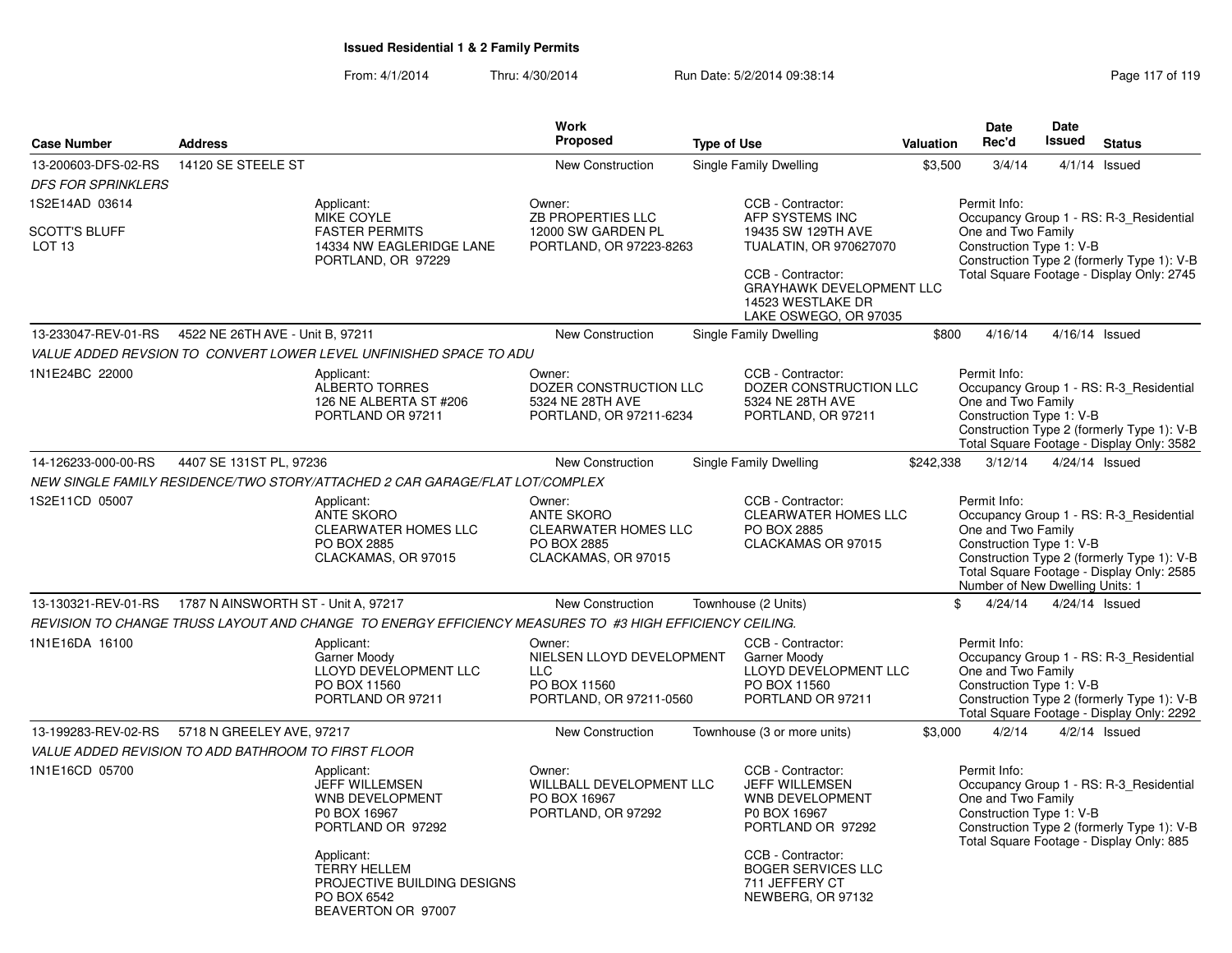**Issued Residential 1 & 2 Family Permits**

From: 4/1/2014 Thru: 4/30/2014 Run Date: 5/2/2014 09:38:14

| Case Number | Address | | Work Proposed | Type of Use | Valuation | Date Rec'd | Date Issued | Status |
|---|---|---|---|---|---|---|---|---|
| 13-200603-DFS-02-RS | 14120 SE STEELE ST | | New Construction | Single Family Dwelling | $3,500 | 3/4/14 | 4/1/14 | Issued |
| *DFS FOR SPRINKLERS* | | | | | | | | |
| 1S2E14AD 03614<br><br>SCOTT'S BLUFF<br>LOT 13 | | Applicant:<br>MIKE COYLE<br>FASTER PERMITS<br>14334 NW EAGLERIDGE LANE<br>PORTLAND, OR 97229 | Owner:<br>ZB PROPERTIES LLC<br>12000 SW GARDEN PL<br>PORTLAND, OR 97223-8263 | CCB - Contractor:<br>AFP SYSTEMS INC<br>19435 SW 129TH AVE<br>TUALATIN, OR 970627070<br><br>CCB - Contractor:<br>GRAYHAWK DEVELOPMENT LLC<br>14523 WESTLAKE DR<br>LAKE OSWEGO, OR 97035 | | Permit Info:<br>Occupancy Group 1 - RS: R-3_Residential One and Two Family<br>Construction Type 1: V-B<br>Construction Type 2 (formerly Type 1): V-B<br>Total Square Footage - Display Only: 2745 | | |
| 13-233047-REV-01-RS | 4522 NE 26TH AVE - Unit B, 97211 | | New Construction | Single Family Dwelling | $800 | 4/16/14 | 4/16/14 | Issued |
| *VALUE ADDED REVSION TO CONVERT LOWER LEVEL UNFINISHED SPACE TO ADU* | | | | | | | | |
| 1N1E24BC 22000 | | Applicant:<br>ALBERTO TORRES<br>126 NE ALBERTA ST #206<br>PORTLAND OR 97211 | Owner:<br>DOZER CONSTRUCTION LLC<br>5324 NE 28TH AVE<br>PORTLAND, OR 97211-6234 | CCB - Contractor:<br>DOZER CONSTRUCTION LLC<br>5324 NE 28TH AVE<br>PORTLAND, OR 97211 | | Permit Info:<br>Occupancy Group 1 - RS: R-3_Residential One and Two Family<br>Construction Type 1: V-B<br>Construction Type 2 (formerly Type 1): V-B<br>Total Square Footage - Display Only: 3582 | | |
| 14-126233-000-00-RS | 4407 SE 131ST PL, 97236 | | New Construction | Single Family Dwelling | $242,338 | 3/12/14 | 4/24/14 | Issued |
| *NEW SINGLE FAMILY RESIDENCE/TWO STORY/ATTACHED 2 CAR GARAGE/FLAT LOT/COMPLEX* | | | | | | | | |
| 1S2E11CD 05007 | | Applicant:<br>ANTE SKORO<br>CLEARWATER HOMES LLC<br>PO BOX 2885<br>CLACKAMAS, OR 97015 | Owner:<br>ANTE SKORO<br>CLEARWATER HOMES LLC<br>PO BOX 2885<br>CLACKAMAS, OR 97015 | CCB - Contractor:<br>CLEARWATER HOMES LLC<br>PO BOX 2885<br>CLACKAMAS OR 97015 | | Permit Info:<br>Occupancy Group 1 - RS: R-3_Residential One and Two Family<br>Construction Type 1: V-B<br>Construction Type 2 (formerly Type 1): V-B<br>Total Square Footage - Display Only: 2585<br>Number of New Dwelling Units: 1 | | |
| 13-130321-REV-01-RS | 1787 N AINSWORTH ST - Unit A, 97217 | | New Construction | Townhouse (2 Units) | $ | 4/24/14 | 4/24/14 | Issued |
| *REVISION TO CHANGE TRUSS LAYOUT AND CHANGE TO ENERGY EFFICIENCY MEASURES TO #3 HIGH EFFICIENCY CEILING.* | | | | | | | | |
| 1N1E16DA 16100 | | Applicant:<br>Garner Moody<br>LLOYD DEVELOPMENT LLC<br>PO BOX 11560<br>PORTLAND OR 97211 | Owner:<br>NIELSEN LLOYD DEVELOPMENT LLC<br>PO BOX 11560<br>PORTLAND, OR 97211-0560 | CCB - Contractor:<br>Garner Moody<br>LLOYD DEVELOPMENT LLC<br>PO BOX 11560<br>PORTLAND OR 97211 | | Permit Info:<br>Occupancy Group 1 - RS: R-3_Residential One and Two Family<br>Construction Type 1: V-B<br>Construction Type 2 (formerly Type 1): V-B<br>Total Square Footage - Display Only: 2292 | | |
| 13-199283-REV-02-RS | 5718 N GREELEY AVE, 97217 | | New Construction | Townhouse (3 or more units) | $3,000 | 4/2/14 | 4/2/14 | Issued |
| *VALUE ADDED REVISION TO ADD BATHROOM TO FIRST FLOOR* | | | | | | | | |
| 1N1E16CD 05700 | | Applicant:<br>JEFF WILLEMSEN<br>WNB DEVELOPMENT<br>P0 BOX 16967<br>PORTLAND OR 97292<br><br>Applicant:<br>TERRY HELLEM<br>PROJECTIVE BUILDING DESIGNS<br>PO BOX 6542<br>BEAVERTON OR 97007 | Owner:<br>WILLBALL DEVELOPMENT LLC<br>PO BOX 16967<br>PORTLAND, OR 97292 | CCB - Contractor:<br>JEFF WILLEMSEN<br>WNB DEVELOPMENT<br>P0 BOX 16967<br>PORTLAND OR 97292<br><br>CCB - Contractor:<br>BOGER SERVICES LLC<br>711 JEFFERY CT<br>NEWBERG, OR 97132 | | Permit Info:<br>Occupancy Group 1 - RS: R-3_Residential One and Two Family<br>Construction Type 1: V-B<br>Construction Type 2 (formerly Type 1): V-B<br>Total Square Footage - Display Only: 885 | | |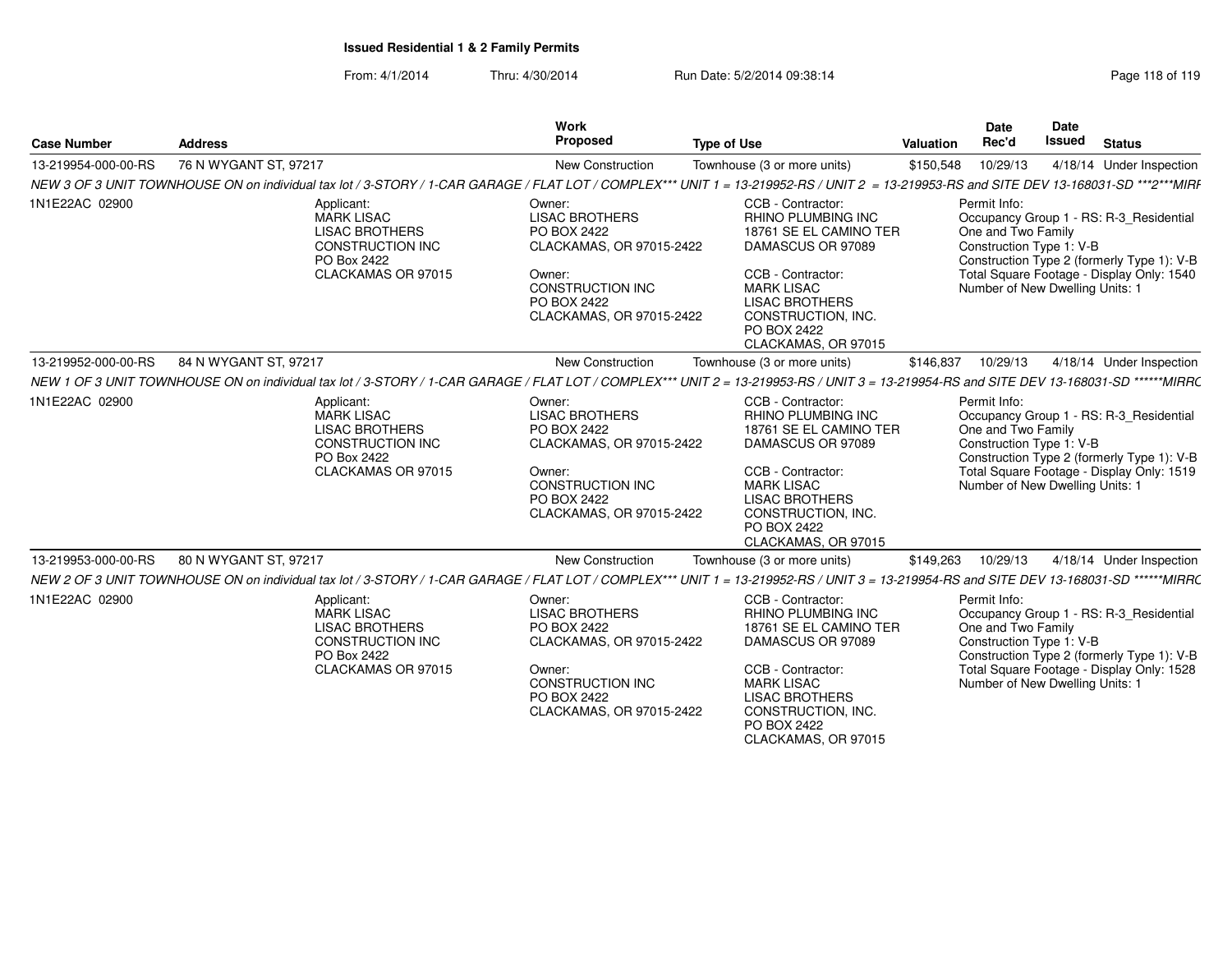**Issued Residential 1 & 2 Family Permits**

From: 4/1/2014 Thru: 4/30/2014 Run Date: 5/2/2014 09:38:14

| Case Number | Address | Work Proposed | Type of Use | Valuation | Date Rec'd | Date Issued | Status |
|---|---|---|---|---|---|---|---|
| 13-219954-000-00-RS | 76 N WYGANT ST, 97217 | New Construction | Townhouse (3 or more units) | $150,548 | 10/29/13 | 4/18/14 | Under Inspection |

*NEW 3 OF 3 UNIT TOWNHOUSE ON on individual tax lot / 3-STORY / 1-CAR GARAGE / FLAT LOT / COMPLEX\*\*\* UNIT 1 = 13-219952-RS / UNIT 2 = 13-219953-RS and SITE DEV 13-168031-SD \*\*\*2\*\*\*MIRR*

1N1E22AC 02900

Applicant: MARK LISAC, LISAC BROTHERS CONSTRUCTION INC, PO Box 2422, CLACKAMAS OR 97015

Owner: LISAC BROTHERS, PO BOX 2422, CLACKAMAS, OR 97015-2422

Owner: CONSTRUCTION INC, PO BOX 2422, CLACKAMAS, OR 97015-2422

CCB - Contractor: RHINO PLUMBING INC, 18761 SE EL CAMINO TER, DAMASCUS OR 97089

CCB - Contractor: MARK LISAC, LISAC BROTHERS CONSTRUCTION, INC., PO BOX 2422, CLACKAMAS, OR 97015

Permit Info:
Occupancy Group 1 - RS: R-3_Residential One and Two Family
Construction Type 1: V-B
Construction Type 2 (formerly Type 1): V-B
Total Square Footage - Display Only: 1540
Number of New Dwelling Units: 1

| Case Number | Address | Work Proposed | Type of Use | Valuation | Date Rec'd | Date Issued | Status |
|---|---|---|---|---|---|---|---|
| 13-219952-000-00-RS | 84 N WYGANT ST, 97217 | New Construction | Townhouse (3 or more units) | $146,837 | 10/29/13 | 4/18/14 | Under Inspection |

*NEW 1 OF 3 UNIT TOWNHOUSE ON on individual tax lot / 3-STORY / 1-CAR GARAGE / FLAT LOT / COMPLEX\*\*\* UNIT 2 = 13-219953-RS / UNIT 3 = 13-219954-RS and SITE DEV 13-168031-SD \*\*\*\*\*\*MIRRO*

1N1E22AC 02900

Applicant: MARK LISAC, LISAC BROTHERS CONSTRUCTION INC, PO Box 2422, CLACKAMAS OR 97015

Owner: LISAC BROTHERS, PO BOX 2422, CLACKAMAS, OR 97015-2422

Owner: CONSTRUCTION INC, PO BOX 2422, CLACKAMAS, OR 97015-2422

CCB - Contractor: RHINO PLUMBING INC, 18761 SE EL CAMINO TER, DAMASCUS OR 97089

CCB - Contractor: MARK LISAC, LISAC BROTHERS CONSTRUCTION, INC., PO BOX 2422, CLACKAMAS, OR 97015

Permit Info:
Occupancy Group 1 - RS: R-3_Residential One and Two Family
Construction Type 1: V-B
Construction Type 2 (formerly Type 1): V-B
Total Square Footage - Display Only: 1519
Number of New Dwelling Units: 1

| Case Number | Address | Work Proposed | Type of Use | Valuation | Date Rec'd | Date Issued | Status |
|---|---|---|---|---|---|---|---|
| 13-219953-000-00-RS | 80 N WYGANT ST, 97217 | New Construction | Townhouse (3 or more units) | $149,263 | 10/29/13 | 4/18/14 | Under Inspection |

*NEW 2 OF 3 UNIT TOWNHOUSE ON on individual tax lot / 3-STORY / 1-CAR GARAGE / FLAT LOT / COMPLEX\*\*\* UNIT 1 = 13-219952-RS / UNIT 3 = 13-219954-RS and SITE DEV 13-168031-SD \*\*\*\*\*\*MIRRO*

1N1E22AC 02900

Applicant: MARK LISAC, LISAC BROTHERS CONSTRUCTION INC, PO Box 2422, CLACKAMAS OR 97015

Owner: LISAC BROTHERS, PO BOX 2422, CLACKAMAS, OR 97015-2422

Owner: CONSTRUCTION INC, PO BOX 2422, CLACKAMAS, OR 97015-2422

CCB - Contractor: RHINO PLUMBING INC, 18761 SE EL CAMINO TER, DAMASCUS OR 97089

CCB - Contractor: MARK LISAC, LISAC BROTHERS CONSTRUCTION, INC., PO BOX 2422, CLACKAMAS, OR 97015

Permit Info:
Occupancy Group 1 - RS: R-3_Residential One and Two Family
Construction Type 1: V-B
Construction Type 2 (formerly Type 1): V-B
Total Square Footage - Display Only: 1528
Number of New Dwelling Units: 1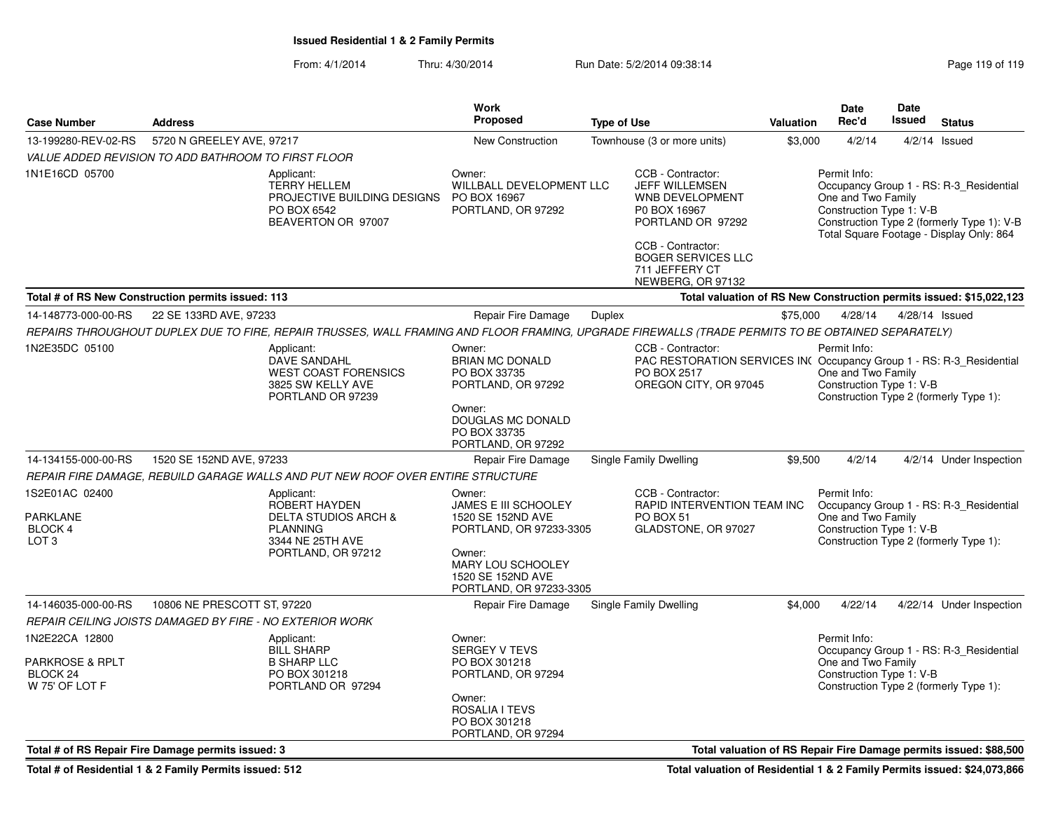**Issued Residential 1 & 2 Family Permits**

From: 4/1/2014 Thru: 4/30/2014 Run Date: 5/2/2014 09:38:14

| Case Number | Address | Work Proposed | Type of Use | Valuation | Date Rec'd | Date Issued | Status |
|---|---|---|---|---|---|---|---|
| 13-199280-REV-02-RS | 5720 N GREELEY AVE, 97217 | New Construction | Townhouse (3 or more units) | $3,000 | 4/2/14 | 4/2/14 | Issued |

*VALUE ADDED REVISION TO ADD BATHROOM TO FIRST FLOOR*

1N1E16CD 05700

Applicant:
TERRY HELLEM
PROJECTIVE BUILDING DESIGNS
PO BOX 6542
BEAVERTON OR 97007

Owner:
WILLBALL DEVELOPMENT LLC
PO BOX 16967
PORTLAND, OR 97292

CCB - Contractor:
JEFF WILLEMSEN
WNB DEVELOPMENT
P0 BOX 16967
PORTLAND OR 97292

CCB - Contractor:
BOGER SERVICES LLC
711 JEFFERY CT
NEWBERG, OR 97132

Permit Info:
Occupancy Group 1 - RS: R-3_Residential One and Two Family
Construction Type 1: V-B
Construction Type 2 (formerly Type 1): V-B
Total Square Footage - Display Only: 864

**Total # of RS New Construction permits issued: 113** — **Total valuation of RS New Construction permits issued: $15,022,123**

| Case Number | Address | Work Proposed | Type of Use | Valuation | Date Rec'd | Date Issued | Status |
|---|---|---|---|---|---|---|---|
| 14-148773-000-00-RS | 22 SE 133RD AVE, 97233 | Repair Fire Damage | Duplex | $75,000 | 4/28/14 | 4/28/14 | Issued |

*REPAIRS THROUGHOUT DUPLEX DUE TO FIRE, REPAIR TRUSSES, WALL FRAMING AND FLOOR FRAMING, UPGRADE FIREWALLS (TRADE PERMITS TO BE OBTAINED SEPARATELY)*

1N2E35DC 05100

Applicant:
DAVE SANDAHL
WEST COAST FORENSICS
3825 SW KELLY AVE
PORTLAND OR 97239

Owner:
BRIAN MC DONALD
PO BOX 33735
PORTLAND, OR 97292

Owner:
DOUGLAS MC DONALD
PO BOX 33735
PORTLAND, OR 97292

CCB - Contractor:
PAC RESTORATION SERVICES INC
PO BOX 2517
OREGON CITY, OR 97045

Permit Info:
Occupancy Group 1 - RS: R-3_Residential One and Two Family
Construction Type 1: V-B
Construction Type 2 (formerly Type 1):

| Case Number | Address | Work Proposed | Type of Use | Valuation | Date Rec'd | Date Issued | Status |
|---|---|---|---|---|---|---|---|
| 14-134155-000-00-RS | 1520 SE 152ND AVE, 97233 | Repair Fire Damage | Single Family Dwelling | $9,500 | 4/2/14 | 4/2/14 | Under Inspection |

*REPAIR FIRE DAMAGE, REBUILD GARAGE WALLS AND PUT NEW ROOF OVER ENTIRE STRUCTURE*

1S2E01AC 02400
PARKLANE
BLOCK 4
LOT 3

Applicant:
ROBERT HAYDEN
DELTA STUDIOS ARCH & PLANNING
3344 NE 25TH AVE
PORTLAND, OR 97212

Owner:
JAMES E III SCHOOLEY
1520 SE 152ND AVE
PORTLAND, OR 97233-3305

Owner:
MARY LOU SCHOOLEY
1520 SE 152ND AVE
PORTLAND, OR 97233-3305

CCB - Contractor:
RAPID INTERVENTION TEAM INC
PO BOX 51
GLADSTONE, OR 97027

Permit Info:
Occupancy Group 1 - RS: R-3_Residential One and Two Family
Construction Type 1: V-B
Construction Type 2 (formerly Type 1):

| Case Number | Address | Work Proposed | Type of Use | Valuation | Date Rec'd | Date Issued | Status |
|---|---|---|---|---|---|---|---|
| 14-146035-000-00-RS | 10806 NE PRESCOTT ST, 97220 | Repair Fire Damage | Single Family Dwelling | $4,000 | 4/22/14 | 4/22/14 | Under Inspection |

*REPAIR CEILING JOISTS DAMAGED BY FIRE - NO EXTERIOR WORK*

1N2E22CA 12800
PARKROSE & RPLT
BLOCK 24
W 75' OF LOT F

Applicant:
BILL SHARP
B SHARP LLC
PO BOX 301218
PORTLAND OR 97294

Owner:
SERGEY V TEVS
PO BOX 301218
PORTLAND, OR 97294

Owner:
ROSALIA I TEVS
PO BOX 301218
PORTLAND, OR 97294

Permit Info:
Occupancy Group 1 - RS: R-3_Residential One and Two Family
Construction Type 1: V-B
Construction Type 2 (formerly Type 1):

**Total # of RS Repair Fire Damage permits issued: 3** — **Total valuation of RS Repair Fire Damage permits issued: $88,500**

**Total # of Residential 1 & 2 Family Permits issued: 512** — **Total valuation of Residential 1 & 2 Family Permits issued: $24,073,866**